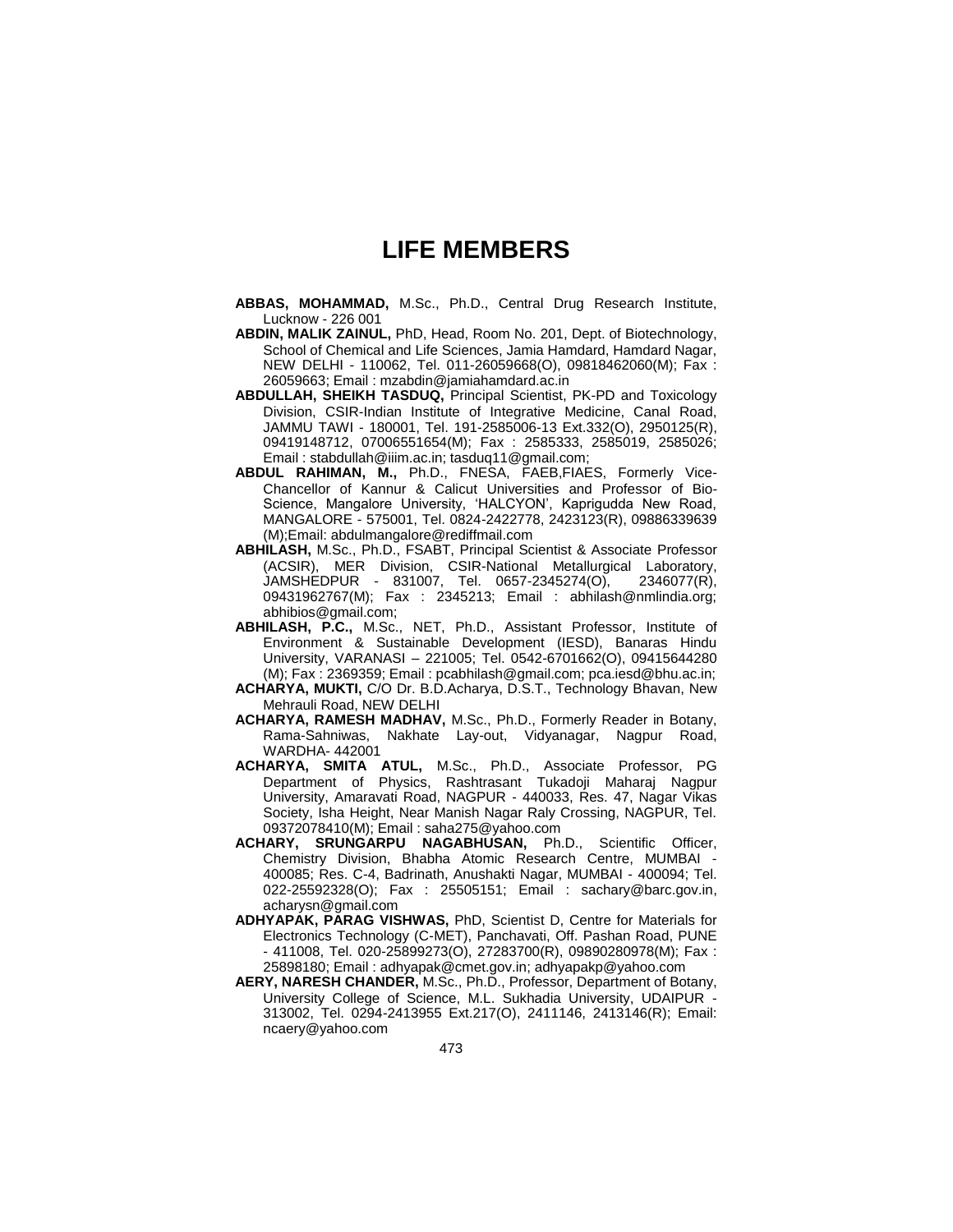# LIFE MEMBERS

**ABBAS, MOHAMMAD,** M.Sc., Ph.D., Central Drug Research Institute, Lucknow - 226 001

**ABDIN, MALIK ZAINUL,** PhD, Head, Room No. 201, Dept. of Biotechnology, School of Chemical and Life Sciences, Jamia Hamdard, Hamdard Nagar, NEW DELHI - 110062, Tel. 011-26059668(O), 09818462060(M); Fax : 26059663; Email : mzabdin@jamiahamdard.ac.in

**ABDULLAH, SHEIKH TASDUQ,** Principal Scientist, PK-PD and Toxicology Division, CSIR-Indian Institute of Integrative Medicine, Canal Road, JAMMU TAWI - 180001, Tel. 191-2585006-13 Ext.332(O), 2950125(R), 09419148712, 07006551654(M); Fax : 2585333, 2585019, 2585026; Email : stabdullah@iiim.ac.in; tasduq11@gmail.com;

**ABDUL RAHIMAN, M.,** Ph.D., FNESA, FAEB,FIAES, Formerly Vice-Chancellor of Kannur & Calicut Universities and Professor of Bio-Science, Mangalore University, 'HALCYON', Kaprigudda New Road, MANGALORE - 575001, Tel. 0824-2422778, 2423123(R), 09886339639 (M);Email: abdulmangalore@rediffmail.com

**ABHILASH,** M.Sc., Ph.D., FSABT, Principal Scientist & Associate Professor (ACSIR), MER Division, CSIR-National Metallurgical Laboratory, JAMSHEDPUR - 831007, Tel. 0657-2345274(O), 2346077(R), 09431962767(M); Fax : 2345213; Email : abhilash@nmlindia.org; abhibios@gmail.com;

**ABHILASH, P.C.,** M.Sc., NET, Ph.D., Assistant Professor, Institute of Environment & Sustainable Development (IESD), Banaras Hindu University, VARANASI – 221005; Tel. 0542-6701662(O), 09415644280 (M); Fax : 2369359; Email : pcabhilash@gmail.com; pca.iesd@bhu.ac.in;

**ACHARYA, MUKTI,** C/O Dr. B.D.Acharya, D.S.T., Technology Bhavan, New Mehrauli Road, NEW DELHI

**ACHARYA, RAMESH MADHAV,** M.Sc., Ph.D., Formerly Reader in Botany, Rama-Sahniwas, Nakhate Lay-out, Vidyanagar, Nagpur Road, WARDHA- 442001

**ACHARYA, SMITA ATUL,** M.Sc., Ph.D., Associate Professor, PG Department of Physics, Rashtrasant Tukadoji Maharaj Nagpur University, Amaravati Road, NAGPUR - 440033, Res. 47, Nagar Vikas Society, Isha Height, Near Manish Nagar Raly Crossing, NAGPUR, Tel. 09372078410(M); Email : saha275@yahoo.com

**ACHARY, SRUNGARPU NAGABHUSAN,** Ph.D., Scientific Officer, Chemistry Division, Bhabha Atomic Research Centre, MUMBAI - 400085; Res. C-4, Badrinath, Anushakti Nagar, MUMBAI - 400094; Tel. 022-25592328(O); Fax : 25505151; Email : sachary@barc.gov.in, acharysn@gmail.com

**ADHYAPAK, PARAG VISHWAS,** PhD, Scientist D, Centre for Materials for Electronics Technology (C-MET), Panchavati, Off. Pashan Road, PUNE - 411008, Tel. 020-25899273(O), 27283700(R), 09890280978(M); Fax : 25898180; Email : adhyapak@cmet.gov.in; adhyapakp@yahoo.com

**AERY, NARESH CHANDER,** M.Sc., Ph.D., Professor, Department of Botany, University College of Science, M.L. Sukhadia University, UDAIPUR - 313002, Tel. 0294-2413955 Ext.217(O), 2411146, 2413146(R); Email: ncaery@yahoo.com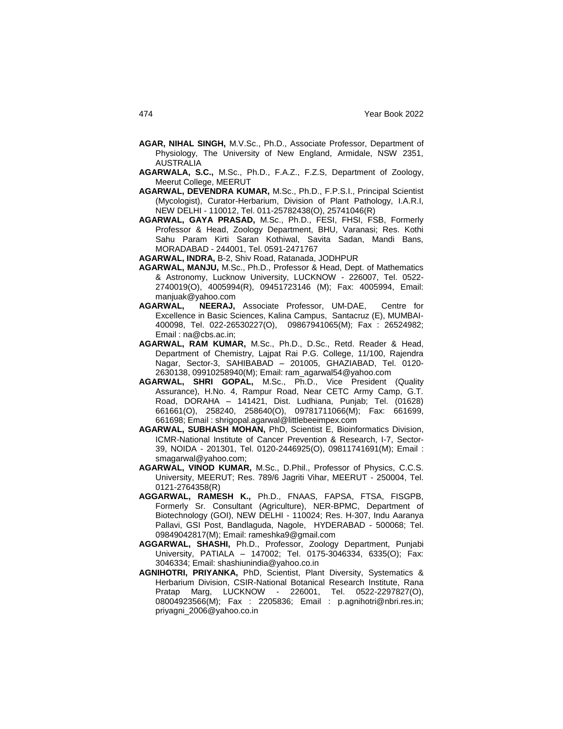**AGAR, NIHAL SINGH,** M.V.Sc., Ph.D., Associate Professor, Department of Physiology, The University of New England, Armidale, NSW 2351, AUSTRALIA

**AGARWALA, S.C.,** M.Sc., Ph.D., F.A.Z., F.Z.S, Department of Zoology, Meerut College, MEERUT

**AGARWAL, DEVENDRA KUMAR,** M.Sc., Ph.D., F.P.S.I., Principal Scientist (Mycologist), Curator-Herbarium, Division of Plant Pathology, I.A.R.I, NEW DELHI - 110012, Tel. 011-25782438(O), 25741046(R)

**AGARWAL, GAYA PRASAD,** M.Sc., Ph.D., FESI, FHSI, FSB, Formerly Professor & Head, Zoology Department, BHU, Varanasi; Res. Kothi Sahu Param Kirti Saran Kothiwal, Savita Sadan, Mandi Bans, MORADABAD - 244001, Tel. 0591-2471767

**AGARWAL, INDRA,** B-2, Shiv Road, Ratanada, JODHPUR

**AGARWAL, MANJU,** M.Sc., Ph.D., Professor & Head, Dept. of Mathematics & Astronomy, Lucknow University, LUCKNOW - 226007, Tel. 0522-2740019(O), 4005994(R), 09451723146 (M); Fax: 4005994, Email: manjuak@yahoo.com

**AGARWAL, NEERAJ,** Associate Professor, UM-DAE, Centre for Excellence in Basic Sciences, Kalina Campus, Santacruz (E), MUMBAI-400098, Tel. 022-26530227(O), 09867941065(M); Fax : 26524982; Email : na@cbs.ac.in;

**AGARWAL, RAM KUMAR,** M.Sc., Ph.D., D.Sc., Retd. Reader & Head, Department of Chemistry, Lajpat Rai P.G. College, 11/100, Rajendra Nagar, Sector-3, SAHIBABAD – 201005, GHAZIABAD, Tel. 0120-2630138, 09910258940(M); Email: ram_agarwal54@yahoo.com

**AGARWAL, SHRI GOPAL,** M.Sc., Ph.D., Vice President (Quality Assurance), H.No. 4, Rampur Road, Near CETC Army Camp, G.T. Road, DORAHA – 141421, Dist. Ludhiana, Punjab; Tel. (01628) 661661(O), 258240, 258640(O), 09781711066(M); Fax: 661699, 661698; Email : shrigopal.agarwal@littlebeeimpex.com

**AGARWAL, SUBHASH MOHAN,** PhD, Scientist E, Bioinformatics Division, ICMR-National Institute of Cancer Prevention & Research, I-7, Sector-39, NOIDA - 201301, Tel. 0120-2446925(O), 09811741691(M); Email : smagarwal@yahoo.com;

**AGARWAL, VINOD KUMAR,** M.Sc., D.Phil., Professor of Physics, C.C.S. University, MEERUT; Res. 789/6 Jagriti Vihar, MEERUT - 250004, Tel. 0121-2764358(R)

**AGGARWAL, RAMESH K.,** Ph.D., FNAAS, FAPSA, FTSA, FISGPB, Formerly Sr. Consultant (Agriculture), NER-BPMC, Department of Biotechnology (GOI), NEW DELHI - 110024; Res. H-307, Indu Aaranya Pallavi, GSI Post, Bandlaguda, Nagole, HYDERABAD - 500068; Tel. 09849042817(M); Email: rameshka9@gmail.com

**AGGARWAL, SHASHI,** Ph.D., Professor, Zoology Department, Punjabi University, PATIALA – 147002; Tel. 0175-3046334, 6335(O); Fax: 3046334; Email: shashiunindia@yahoo.co.in

**AGNIHOTRI, PRIYANKA,** PhD, Scientist, Plant Diversity, Systematics & Herbarium Division, CSIR-National Botanical Research Institute, Rana Pratap Marg, LUCKNOW - 226001, Tel. 0522-2297827(O), 08004923566(M); Fax : 2205836; Email : p.agnihotri@nbri.res.in; priyagni_2006@yahoo.co.in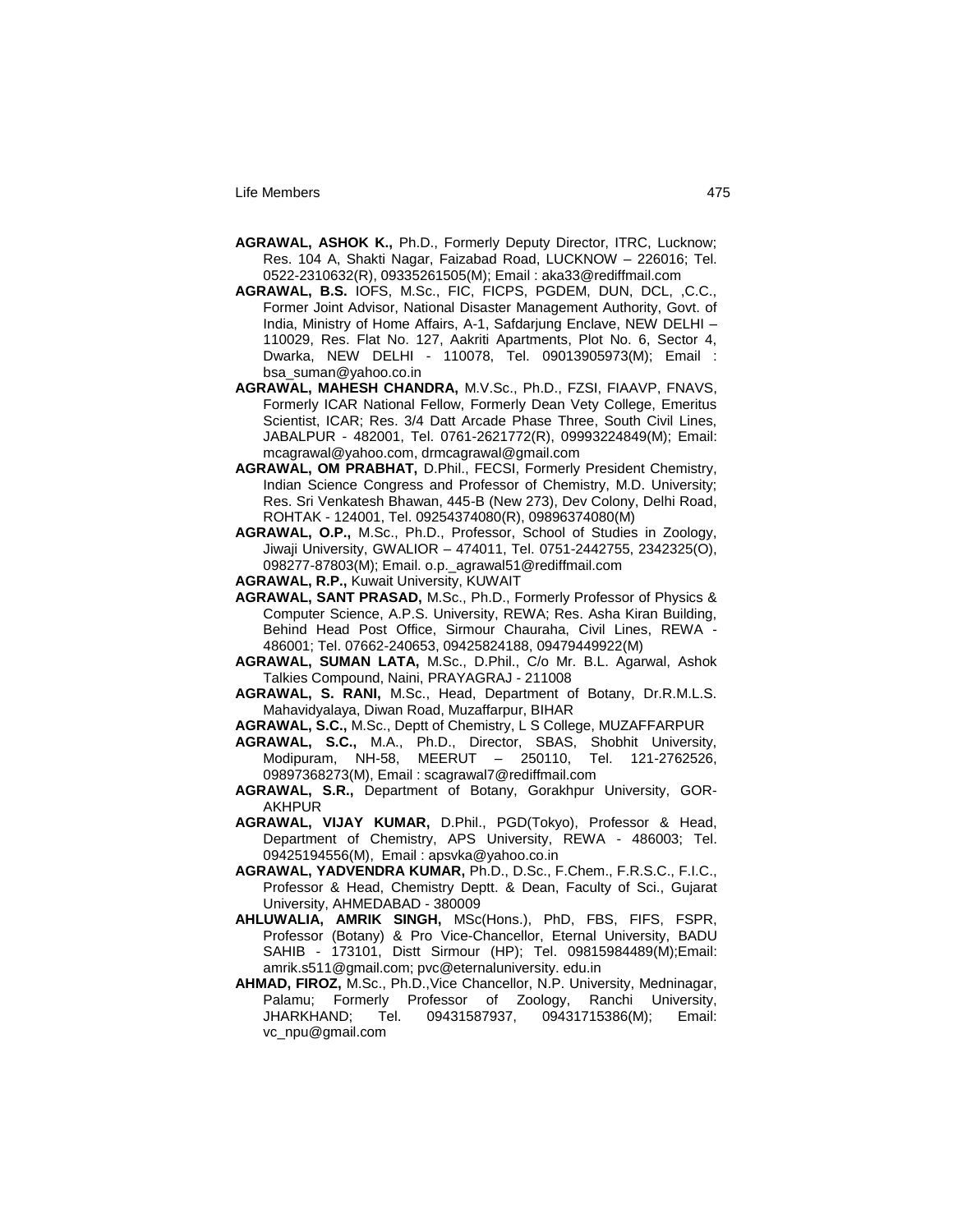**AGRAWAL, ASHOK K.,** Ph.D., Formerly Deputy Director, ITRC, Lucknow; Res. 104 A, Shakti Nagar, Faizabad Road, LUCKNOW – 226016; Tel. 0522-2310632(R), 09335261505(M); Email : aka33@rediffmail.com

**AGRAWAL, B.S.** IOFS, M.Sc., FIC, FICPS, PGDEM, DUN, DCL, ,C.C., Former Joint Advisor, National Disaster Management Authority, Govt. of India, Ministry of Home Affairs, A-1, Safdarjung Enclave, NEW DELHI – 110029, Res. Flat No. 127, Aakriti Apartments, Plot No. 6, Sector 4, Dwarka, NEW DELHI - 110078, Tel. 09013905973(M); Email : bsa_suman@yahoo.co.in

**AGRAWAL, MAHESH CHANDRA,** M.V.Sc., Ph.D., FZSI, FIAAVP, FNAVS, Formerly ICAR National Fellow, Formerly Dean Vety College, Emeritus Scientist, ICAR; Res. 3/4 Datt Arcade Phase Three, South Civil Lines, JABALPUR - 482001, Tel. 0761-2621772(R), 09993224849(M); Email: mcagrawal@yahoo.com, drmcagrawal@gmail.com

**AGRAWAL, OM PRABHAT,** D.Phil., FECSI, Formerly President Chemistry, Indian Science Congress and Professor of Chemistry, M.D. University; Res. Sri Venkatesh Bhawan, 445-B (New 273), Dev Colony, Delhi Road, ROHTAK - 124001, Tel. 09254374080(R), 09896374080(M)

**AGRAWAL, O.P.,** M.Sc., Ph.D., Professor, School of Studies in Zoology, Jiwaji University, GWALIOR – 474011, Tel. 0751-2442755, 2342325(O), 098277-87803(M); Email. o.p._agrawal51@rediffmail.com

**AGRAWAL, R.P.,** Kuwait University, KUWAIT

**AGRAWAL, SANT PRASAD,** M.Sc., Ph.D., Formerly Professor of Physics & Computer Science, A.P.S. University, REWA; Res. Asha Kiran Building, Behind Head Post Office, Sirmour Chauraha, Civil Lines, REWA - 486001; Tel. 07662-240653, 09425824188, 09479449922(M)

**AGRAWAL, SUMAN LATA,** M.Sc., D.Phil., C/o Mr. B.L. Agarwal, Ashok Talkies Compound, Naini, PRAYAGRAJ - 211008

**AGRAWAL, S. RANI,** M.Sc., Head, Department of Botany, Dr.R.M.L.S. Mahavidyalaya, Diwan Road, Muzaffarpur, BIHAR

**AGRAWAL, S.C.,** M.Sc., Deptt of Chemistry, L S College, MUZAFFARPUR

**AGRAWAL, S.C.,** M.A., Ph.D., Director, SBAS, Shobhit University, Modipuram, NH-58, MEERUT – 250110, Tel. 121-2762526, 09897368273(M), Email : scagrawal7@rediffmail.com

**AGRAWAL, S.R.,** Department of Botany, Gorakhpur University, GOR-AKHPUR

**AGRAWAL, VIJAY KUMAR,** D.Phil., PGD(Tokyo), Professor & Head, Department of Chemistry, APS University, REWA - 486003; Tel. 09425194556(M), Email : apsvka@yahoo.co.in

**AGRAWAL, YADVENDRA KUMAR,** Ph.D., D.Sc., F.Chem., F.R.S.C., F.I.C., Professor & Head, Chemistry Deptt. & Dean, Faculty of Sci., Gujarat University, AHMEDABAD - 380009

**AHLUWALIA, AMRIK SINGH,** MSc(Hons.), PhD, FBS, FIFS, FSPR, Professor (Botany) & Pro Vice-Chancellor, Eternal University, BADU SAHIB - 173101, Distt Sirmour (HP); Tel. 09815984489(M);Email: amrik.s511@gmail.com; pvc@eternaluniversity. edu.in

**AHMAD, FIROZ,** M.Sc., Ph.D.,Vice Chancellor, N.P. University, Medninagar, Palamu; Formerly Professor of Zoology, Ranchi University, JHARKHAND; Tel. 09431587937, 09431715386(M); Email: vc_npu@gmail.com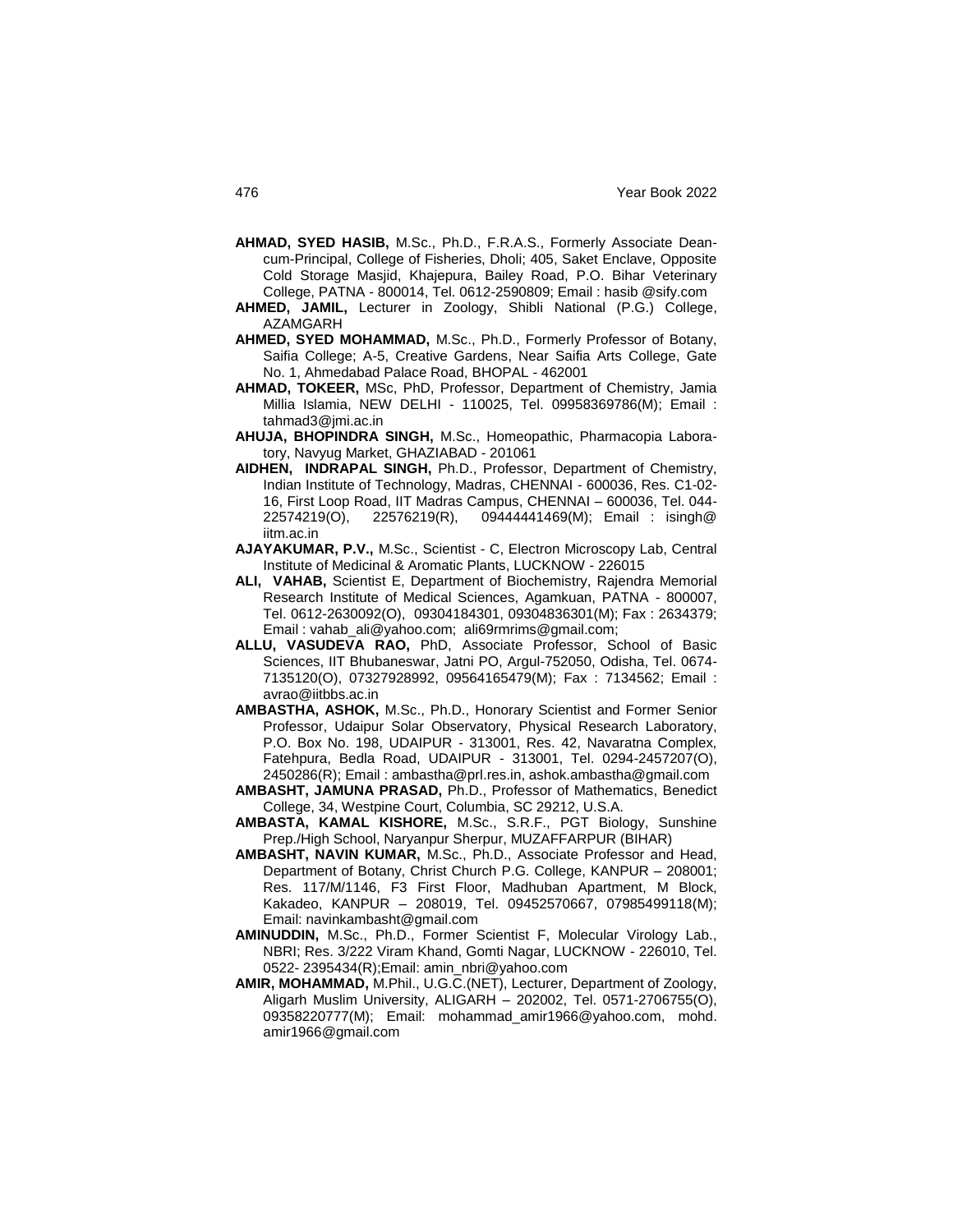**AHMAD, SYED HASIB,** M.Sc., Ph.D., F.R.A.S., Formerly Associate Dean-cum-Principal, College of Fisheries, Dholi; 405, Saket Enclave, Opposite Cold Storage Masjid, Khajepura, Bailey Road, P.O. Bihar Veterinary College, PATNA - 800014, Tel. 0612-2590809; Email : hasib @sify.com

**AHMED, JAMIL,** Lecturer in Zoology, Shibli National (P.G.) College, AZAMGARH

**AHMED, SYED MOHAMMAD,** M.Sc., Ph.D., Formerly Professor of Botany, Saifia College; A-5, Creative Gardens, Near Saifia Arts College, Gate No. 1, Ahmedabad Palace Road, BHOPAL - 462001

**AHMAD, TOKEER,** MSc, PhD, Professor, Department of Chemistry, Jamia Millia Islamia, NEW DELHI - 110025, Tel. 09958369786(M); Email : tahmad3@jmi.ac.in

**AHUJA, BHOPINDRA SINGH,** M.Sc., Homeopathic, Pharmacopia Laboratory, Navyug Market, GHAZIABAD - 201061

**AIDHEN, INDRAPAL SINGH,** Ph.D., Professor, Department of Chemistry, Indian Institute of Technology, Madras, CHENNAI - 600036, Res. C1-02-16, First Loop Road, IIT Madras Campus, CHENNAI – 600036, Tel. 044-22574219(O), 22576219(R), 09444441469(M); Email : isingh@ iitm.ac.in

**AJAYAKUMAR, P.V.,** M.Sc., Scientist - C, Electron Microscopy Lab, Central Institute of Medicinal & Aromatic Plants, LUCKNOW - 226015

**ALI, VAHAB,** Scientist E, Department of Biochemistry, Rajendra Memorial Research Institute of Medical Sciences, Agamkuan, PATNA - 800007, Tel. 0612-2630092(O), 09304184301, 09304836301(M); Fax : 2634379; Email : vahab_ali@yahoo.com; ali69rmrims@gmail.com;

**ALLU, VASUDEVA RAO,** PhD, Associate Professor, School of Basic Sciences, IIT Bhubaneswar, Jatni PO, Argul-752050, Odisha, Tel. 0674-7135120(O), 07327928992, 09564165479(M); Fax : 7134562; Email : avrao@iitbbs.ac.in

**AMBASTHA, ASHOK,** M.Sc., Ph.D., Honorary Scientist and Former Senior Professor, Udaipur Solar Observatory, Physical Research Laboratory, P.O. Box No. 198, UDAIPUR - 313001, Res. 42, Navaratna Complex, Fatehpura, Bedla Road, UDAIPUR - 313001, Tel. 0294-2457207(O), 2450286(R); Email : ambastha@prl.res.in, ashok.ambastha@gmail.com

**AMBASHT, JAMUNA PRASAD,** Ph.D., Professor of Mathematics, Benedict College, 34, Westpine Court, Columbia, SC 29212, U.S.A.

**AMBASTA, KAMAL KISHORE,** M.Sc., S.R.F., PGT Biology, Sunshine Prep./High School, Naryanpur Sherpur, MUZAFFARPUR (BIHAR)

**AMBASHT, NAVIN KUMAR,** M.Sc., Ph.D., Associate Professor and Head, Department of Botany, Christ Church P.G. College, KANPUR – 208001; Res. 117/M/1146, F3 First Floor, Madhuban Apartment, M Block, Kakadeo, KANPUR – 208019, Tel. 09452570667, 07985499118(M); Email: navinkambasht@gmail.com

**AMINUDDIN,** M.Sc., Ph.D., Former Scientist F, Molecular Virology Lab., NBRI; Res. 3/222 Viram Khand, Gomti Nagar, LUCKNOW - 226010, Tel. 0522- 2395434(R);Email: amin_nbri@yahoo.com

**AMIR, MOHAMMAD,** M.Phil., U.G.C.(NET), Lecturer, Department of Zoology, Aligarh Muslim University, ALIGARH – 202002, Tel. 0571-2706755(O), 09358220777(M); Email: mohammad_amir1966@yahoo.com, mohd. amir1966@gmail.com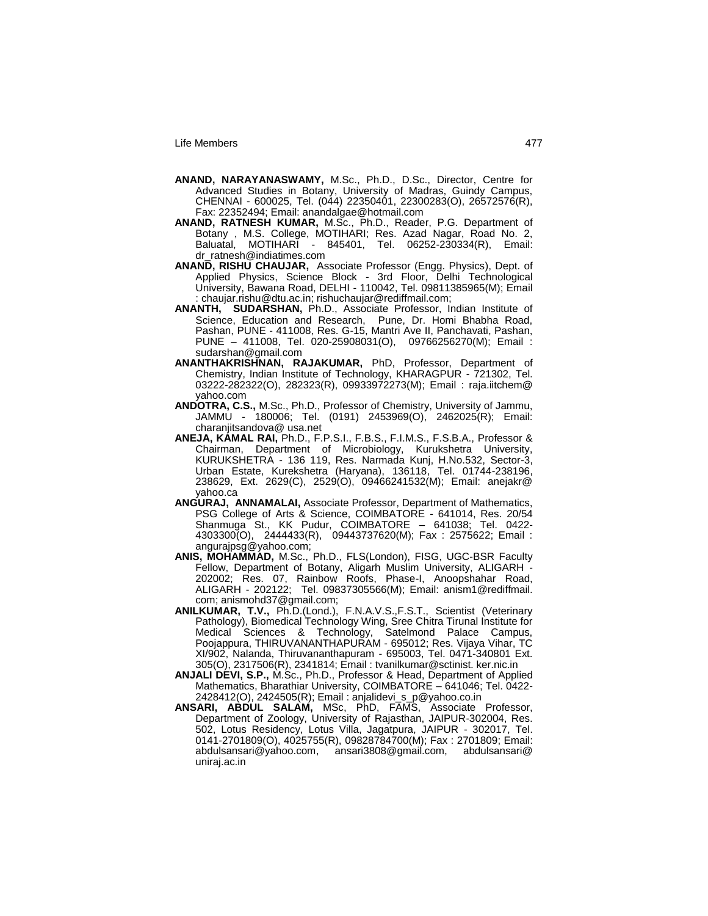**ANAND, NARAYANASWAMY,** M.Sc., Ph.D., D.Sc., Director, Centre for Advanced Studies in Botany, University of Madras, Guindy Campus, CHENNAI - 600025, Tel. (044) 22350401, 22300283(O), 26572576(R), Fax: 22352494; Email: anandalgae@hotmail.com

**ANAND, RATNESH KUMAR,** M.Sc., Ph.D., Reader, P.G. Department of Botany , M.S. College, MOTIHARI; Res. Azad Nagar, Road No. 2, Baluatal, MOTIHARI - 845401, Tel. 06252-230334(R), Email: dr_ratnesh@indiatimes.com

**ANAND, RISHU CHAUJAR,** Associate Professor (Engg. Physics), Dept. of Applied Physics, Science Block - 3rd Floor, Delhi Technological University, Bawana Road, DELHI - 110042, Tel. 09811385965(M); Email : chaujar.rishu@dtu.ac.in; rishuchaujar@rediffmail.com;

**ANANTH, SUDARSHAN,** Ph.D., Associate Professor, Indian Institute of Science, Education and Research, Pune, Dr. Homi Bhabha Road, Pashan, PUNE - 411008, Res. G-15, Mantri Ave II, Panchavati, Pashan, PUNE – 411008, Tel. 020-25908031(O), 09766256270(M); Email : sudarshan@gmail.com

**ANANTHAKRISHNAN, RAJAKUMAR,** PhD, Professor, Department of Chemistry, Indian Institute of Technology, KHARAGPUR - 721302, Tel. 03222-282322(O), 282323(R), 09933972273(M); Email : raja.iitchem@yahoo.com

**ANDOTRA, C.S.,** M.Sc., Ph.D., Professor of Chemistry, University of Jammu, JAMMU - 180006; Tel. (0191) 2453969(O), 2462025(R); Email: charanjitsandova@ usa.net

**ANEJA, KAMAL RAI,** Ph.D., F.P.S.I., F.B.S., F.I.M.S., F.S.B.A., Professor & Chairman, Department of Microbiology, Kurukshetra University, KURUKSHETRA - 136 119, Res. Narmada Kunj, H.No.532, Sector-3, Urban Estate, Kurekshetra (Haryana), 136118, Tel. 01744-238196, 238629, Ext. 2629(C), 2529(O), 09466241532(M); Email: anejakr@yahoo.ca

**ANGURAJ, ANNAMALAI,** Associate Professor, Department of Mathematics, PSG College of Arts & Science, COIMBATORE - 641014, Res. 20/54 Shanmuga St., KK Pudur, COIMBATORE – 641038; Tel. 0422-4303300(O), 2444433(R), 09443737620(M); Fax : 2575622; Email : angurajpsg@yahoo.com;

**ANIS, MOHAMMAD,** M.Sc., Ph.D., FLS(London), FISG, UGC-BSR Faculty Fellow, Department of Botany, Aligarh Muslim University, ALIGARH - 202002; Res. 07, Rainbow Roofs, Phase-I, Anoopshahar Road, ALIGARH - 202122; Tel. 09837305566(M); Email: anism1@rediffmail.com; anismohd37@gmail.com;

**ANILKUMAR, T.V.,** Ph.D.(Lond.), F.N.A.V.S.,F.S.T., Scientist (Veterinary Pathology), Biomedical Technology Wing, Sree Chitra Tirunal Institute for Medical Sciences & Technology, Satelmond Palace Campus, Poojappura, THIRUVANANTHAPURAM - 695012; Res. Vijaya Vihar, TC XI/902, Nalanda, Thiruvananthapuram - 695003, Tel. 0471-340801 Ext. 305(O), 2317506(R), 2341814; Email : tvanilkumar@sctinist. ker.nic.in

**ANJALI DEVI, S.P.,** M.Sc., Ph.D., Professor & Head, Department of Applied Mathematics, Bharathiar University, COIMBATORE – 641046; Tel. 0422-2428412(O), 2424505(R); Email : anjalidevi_s_p@yahoo.co.in

**ANSARI, ABDUL SALAM,** MSc, PhD, FAMS, Associate Professor, Department of Zoology, University of Rajasthan, JAIPUR-302004, Res. 502, Lotus Residency, Lotus Villa, Jagatpura, JAIPUR - 302017, Tel. 0141-2701809(O), 4025755(R), 09828784700(M); Fax : 2701809; Email: abdulsansari@yahoo.com, ansari3808@gmail.com, abdulsansari@uniraj.ac.in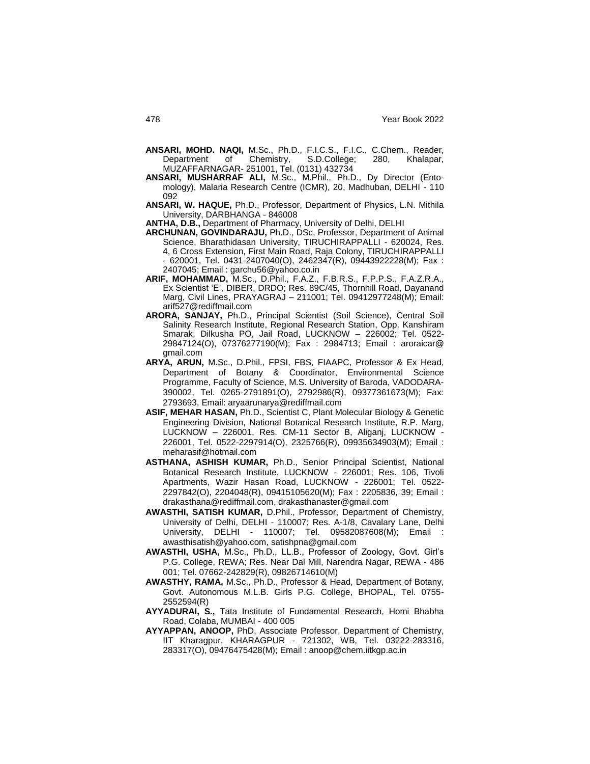**ANSARI, MOHD. NAQI,** M.Sc., Ph.D., F.I.C.S., F.I.C., C.Chem., Reader, Department of Chemistry, S.D.College; 280, Khalapar, MUZAFFARNAGAR- 251001, Tel. (0131) 432734

**ANSARI, MUSHARRAF ALI,** M.Sc., M.Phil., Ph.D., Dy Director (Entomology), Malaria Research Centre (ICMR), 20, Madhuban, DELHI - 110 092

**ANSARI, W. HAQUE,** Ph.D., Professor, Department of Physics, L.N. Mithila University, DARBHANGA - 846008

**ANTHA, D.B.,** Department of Pharmacy, University of Delhi, DELHI

**ARCHUNAN, GOVINDARAJU,** Ph.D., DSc, Professor, Department of Animal Science, Bharathidasan University, TIRUCHIRAPPALLI - 620024, Res. 4, 6 Cross Extension, First Main Road, Raja Colony, TIRUCHIRAPPALLI - 620001, Tel. 0431-2407040(O), 2462347(R), 09443922228(M); Fax : 2407045; Email : garchu56@yahoo.co.in

**ARIF, MOHAMMAD,** M.Sc., D.Phil., F.A.Z., F.B.R.S., F.P.P.S., F.A.Z.R.A., Ex Scientist 'E', DIBER, DRDO; Res. 89C/45, Thornhill Road, Dayanand Marg, Civil Lines, PRAYAGRAJ – 211001; Tel. 09412977248(M); Email: arif527@rediffmail.com

**ARORA, SANJAY,** Ph.D., Principal Scientist (Soil Science), Central Soil Salinity Research Institute, Regional Research Station, Opp. Kanshiram Smarak, Dilkusha PO, Jail Road, LUCKNOW – 226002; Tel. 0522-29847124(O), 07376277190(M); Fax : 2984713; Email : aroraicar@gmail.com

**ARYA, ARUN,** M.Sc., D.Phil., FPSI, FBS, FIAAPC, Professor & Ex Head, Department of Botany & Coordinator, Environmental Science Programme, Faculty of Science, M.S. University of Baroda, VADODARA-390002, Tel. 0265-2791891(O), 2792986(R), 09377361673(M); Fax: 2793693, Email: aryaarunarya@rediffmail.com

**ASIF, MEHAR HASAN,** Ph.D., Scientist C, Plant Molecular Biology & Genetic Engineering Division, National Botanical Research Institute, R.P. Marg, LUCKNOW – 226001, Res. CM-11 Sector B, Aliganj, LUCKNOW - 226001, Tel. 0522-2297914(O), 2325766(R), 09935634903(M); Email : meharasif@hotmail.com

**ASTHANA, ASHISH KUMAR,** Ph.D., Senior Principal Scientist, National Botanical Research Institute, LUCKNOW - 226001; Res. 106, Tivoli Apartments, Wazir Hasan Road, LUCKNOW - 226001; Tel. 0522-2297842(O), 2204048(R), 09415105620(M); Fax : 2205836, 39; Email : drakasthana@rediffmail.com, drakasthanaster@gmail.com

**AWASTHI, SATISH KUMAR,** D.Phil., Professor, Department of Chemistry, University of Delhi, DELHI - 110007; Res. A-1/8, Cavalary Lane, Delhi University, DELHI - 110007; Tel. 09582087608(M); Email : awasthisatish@yahoo.com, satishpna@gmail.com

**AWASTHI, USHA,** M.Sc., Ph.D., LL.B., Professor of Zoology, Govt. Girl's P.G. College, REWA; Res. Near Dal Mill, Narendra Nagar, REWA - 486 001; Tel. 07662-242829(R), 09826714610(M)

**AWASTHY, RAMA,** M.Sc., Ph.D., Professor & Head, Department of Botany, Govt. Autonomous M.L.B. Girls P.G. College, BHOPAL, Tel. 0755-2552594(R)

**AYYADURAI, S.,** Tata Institute of Fundamental Research, Homi Bhabha Road, Colaba, MUMBAI - 400 005

**AYYAPPAN, ANOOP,** PhD, Associate Professor, Department of Chemistry, IIT Kharagpur, KHARAGPUR - 721302, WB, Tel. 03222-283316, 283317(O), 09476475428(M); Email : anoop@chem.iitkgp.ac.in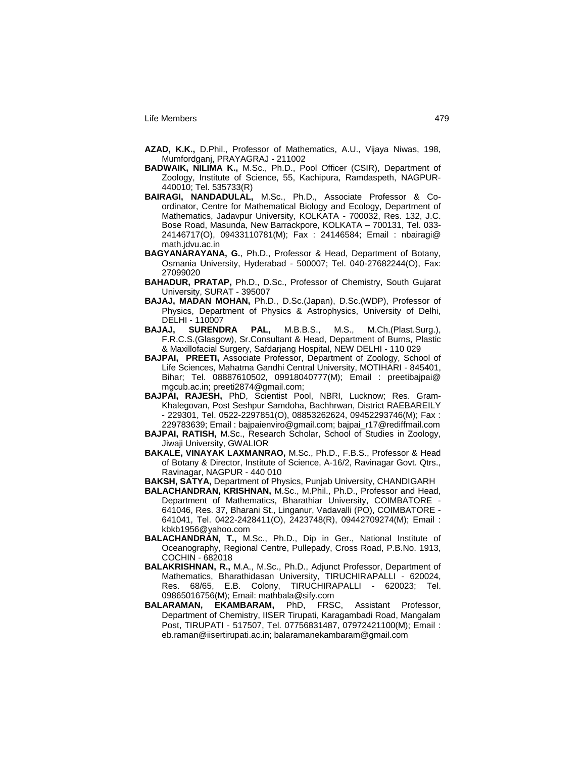**AZAD, K.K.,** D.Phil., Professor of Mathematics, A.U., Vijaya Niwas, 198, Mumfordganj, PRAYAGRAJ - 211002

**BADWAIK, NILIMA K.,** M.Sc., Ph.D., Pool Officer (CSIR), Department of Zoology, Institute of Science, 55, Kachipura, Ramdaspeth, NAGPUR-440010; Tel. 535733(R)

**BAIRAGI, NANDADULAL,** M.Sc., Ph.D., Associate Professor & Co-ordinator, Centre for Mathematical Biology and Ecology, Department of Mathematics, Jadavpur University, KOLKATA - 700032, Res. 132, J.C. Bose Road, Masunda, New Barrackpore, KOLKATA – 700131, Tel. 033-24146717(O), 09433110781(M); Fax : 24146584; Email : nbairagi@math.jdvu.ac.in

**BAGYANARAYANA, G.**, Ph.D., Professor & Head, Department of Botany, Osmania University, Hyderabad - 500007; Tel. 040-27682244(O), Fax: 27099020

**BAHADUR, PRATAP,** Ph.D., D.Sc., Professor of Chemistry, South Gujarat University, SURAT - 395007

**BAJAJ, MADAN MOHAN,** Ph.D., D.Sc.(Japan), D.Sc.(WDP), Professor of Physics, Department of Physics & Astrophysics, University of Delhi, DELHI - 110007

**BAJAJ, SURENDRA PAL,** M.B.B.S., M.S., M.Ch.(Plast.Surg.), F.R.C.S.(Glasgow), Sr.Consultant & Head, Department of Burns, Plastic & Maxillofacial Surgery, Safdarjang Hospital, NEW DELHI - 110 029

**BAJPAI, PREETI,** Associate Professor, Department of Zoology, School of Life Sciences, Mahatma Gandhi Central University, MOTIHARI - 845401, Bihar; Tel. 08887610502, 09918040777(M); Email : preetibajpai@mgcub.ac.in; preeti2874@gmail.com;

**BAJPAI, RAJESH,** PhD, Scientist Pool, NBRI, Lucknow; Res. Gram-Khalegovan, Post Seshpur Samdoha, Bachhrwan, District RAEBAREILY - 229301, Tel. 0522-2297851(O), 08853262624, 09452293746(M); Fax : 229783639; Email : bajpaienviro@gmail.com; bajpai_r17@rediffmail.com

**BAJPAI, RATISH,** M.Sc., Research Scholar, School of Studies in Zoology, Jiwaji University, GWALIOR

**BAKALE, VINAYAK LAXMANRAO,** M.Sc., Ph.D., F.B.S., Professor & Head of Botany & Director, Institute of Science, A-16/2, Ravinagar Govt. Qtrs., Ravinagar, NAGPUR - 440 010

**BAKSH, SATYA,** Department of Physics, Punjab University, CHANDIGARH

**BALACHANDRAN, KRISHNAN,** M.Sc., M.Phil., Ph.D., Professor and Head, Department of Mathematics, Bharathiar University, COIMBATORE - 641046, Res. 37, Bharani St., Linganur, Vadavalli (PO), COIMBATORE - 641041, Tel. 0422-2428411(O), 2423748(R), 09442709274(M); Email : kbkb1956@yahoo.com

**BALACHANDRAN, T.,** M.Sc., Ph.D., Dip in Ger., National Institute of Oceanography, Regional Centre, Pullepady, Cross Road, P.B.No. 1913, COCHIN - 682018

**BALAKRISHNAN, R.,** M.A., M.Sc., Ph.D., Adjunct Professor, Department of Mathematics, Bharathidasan University, TIRUCHIRAPALLI - 620024, Res. 68/65, E.B. Colony, TIRUCHIRAPALLI - 620023; Tel. 09865016756(M); Email: mathbala@sify.com

**BALARAMAN, EKAMBARAM,** PhD, FRSC, Assistant Professor, Department of Chemistry, IISER Tirupati, Karagambadi Road, Mangalam Post, TIRUPATI - 517507, Tel. 07756831487, 07972421100(M); Email : eb.raman@iisertirupati.ac.in; balaramanekambaram@gmail.com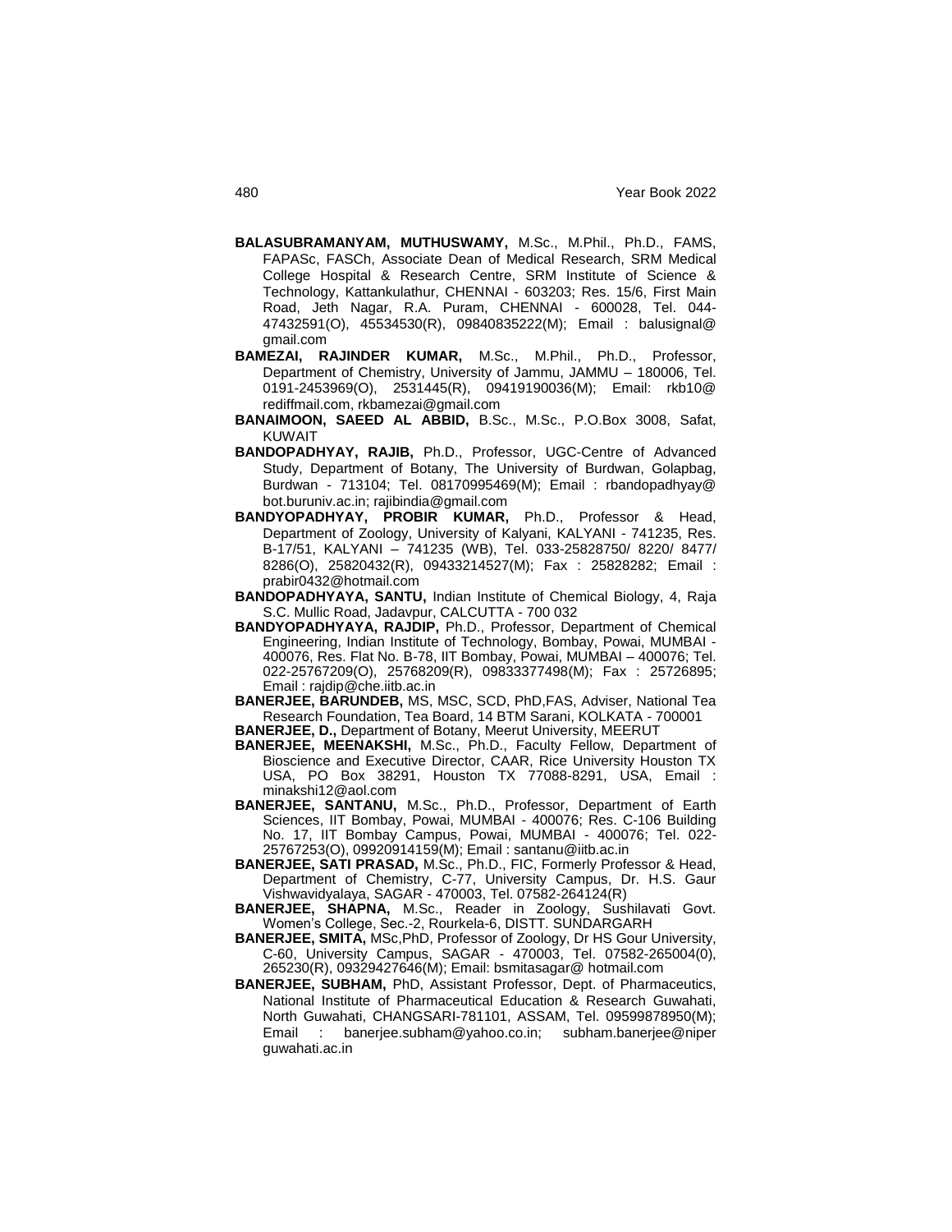**BALASUBRAMANYAM, MUTHUSWAMY,** M.Sc., M.Phil., Ph.D., FAMS, FAPASc, FASCh, Associate Dean of Medical Research, SRM Medical College Hospital & Research Centre, SRM Institute of Science & Technology, Kattankulathur, CHENNAI - 603203; Res. 15/6, First Main Road, Jeth Nagar, R.A. Puram, CHENNAI - 600028, Tel. 044-47432591(O), 45534530(R), 09840835222(M); Email : balusignal@gmail.com

**BAMEZAI, RAJINDER KUMAR,** M.Sc., M.Phil., Ph.D., Professor, Department of Chemistry, University of Jammu, JAMMU – 180006, Tel. 0191-2453969(O), 2531445(R), 09419190036(M); Email: rkb10@rediffmail.com, rkbamezai@gmail.com

**BANAIMOON, SAEED AL ABBID,** B.Sc., M.Sc., P.O.Box 3008, Safat, KUWAIT

**BANDOPADHYAY, RAJIB,** Ph.D., Professor, UGC-Centre of Advanced Study, Department of Botany, The University of Burdwan, Golapbag, Burdwan - 713104; Tel. 08170995469(M); Email : rbandopadhyay@bot.buruniv.ac.in; rajibindia@gmail.com

**BANDYOPADHYAY, PROBIR KUMAR,** Ph.D., Professor & Head, Department of Zoology, University of Kalyani, KALYANI - 741235, Res. B-17/51, KALYANI – 741235 (WB), Tel. 033-25828750/ 8220/ 8477/ 8286(O), 25820432(R), 09433214527(M); Fax : 25828282; Email : prabir0432@hotmail.com

**BANDOPADHYAYA, SANTU,** Indian Institute of Chemical Biology, 4, Raja S.C. Mullic Road, Jadavpur, CALCUTTA - 700 032

**BANDYOPADHYAYA, RAJDIP,** Ph.D., Professor, Department of Chemical Engineering, Indian Institute of Technology, Bombay, Powai, MUMBAI - 400076, Res. Flat No. B-78, IIT Bombay, Powai, MUMBAI – 400076; Tel. 022-25767209(O), 25768209(R), 09833377498(M); Fax : 25726895; Email : rajdip@che.iitb.ac.in

**BANERJEE, BARUNDEB,** MS, MSC, SCD, PhD,FAS, Adviser, National Tea Research Foundation, Tea Board, 14 BTM Sarani, KOLKATA - 700001

**BANERJEE, D.,** Department of Botany, Meerut University, MEERUT

**BANERJEE, MEENAKSHI,** M.Sc., Ph.D., Faculty Fellow, Department of Bioscience and Executive Director, CAAR, Rice University Houston TX USA, PO Box 38291, Houston TX 77088-8291, USA, Email : minakshi12@aol.com

**BANERJEE, SANTANU,** M.Sc., Ph.D., Professor, Department of Earth Sciences, IIT Bombay, Powai, MUMBAI - 400076; Res. C-106 Building No. 17, IIT Bombay Campus, Powai, MUMBAI - 400076; Tel. 022-25767253(O), 09920914159(M); Email : santanu@iitb.ac.in

**BANERJEE, SATI PRASAD,** M.Sc., Ph.D., FIC, Formerly Professor & Head, Department of Chemistry, C-77, University Campus, Dr. H.S. Gaur Vishwavidyalaya, SAGAR - 470003, Tel. 07582-264124(R)

**BANERJEE, SHAPNA,** M.Sc., Reader in Zoology, Sushilavati Govt. Women's College, Sec.-2, Rourkela-6, DISTT. SUNDARGARH

**BANERJEE, SMITA,** MSc,PhD, Professor of Zoology, Dr HS Gour University, C-60, University Campus, SAGAR - 470003, Tel. 07582-265004(0), 265230(R), 09329427646(M); Email: bsmitasagar@ hotmail.com

**BANERJEE, SUBHAM,** PhD, Assistant Professor, Dept. of Pharmaceutics, National Institute of Pharmaceutical Education & Research Guwahati, North Guwahati, CHANGSARI-781101, ASSAM, Tel. 09599878950(M); Email : banerjee.subham@yahoo.co.in; subham.banerjee@niper guwahati.ac.in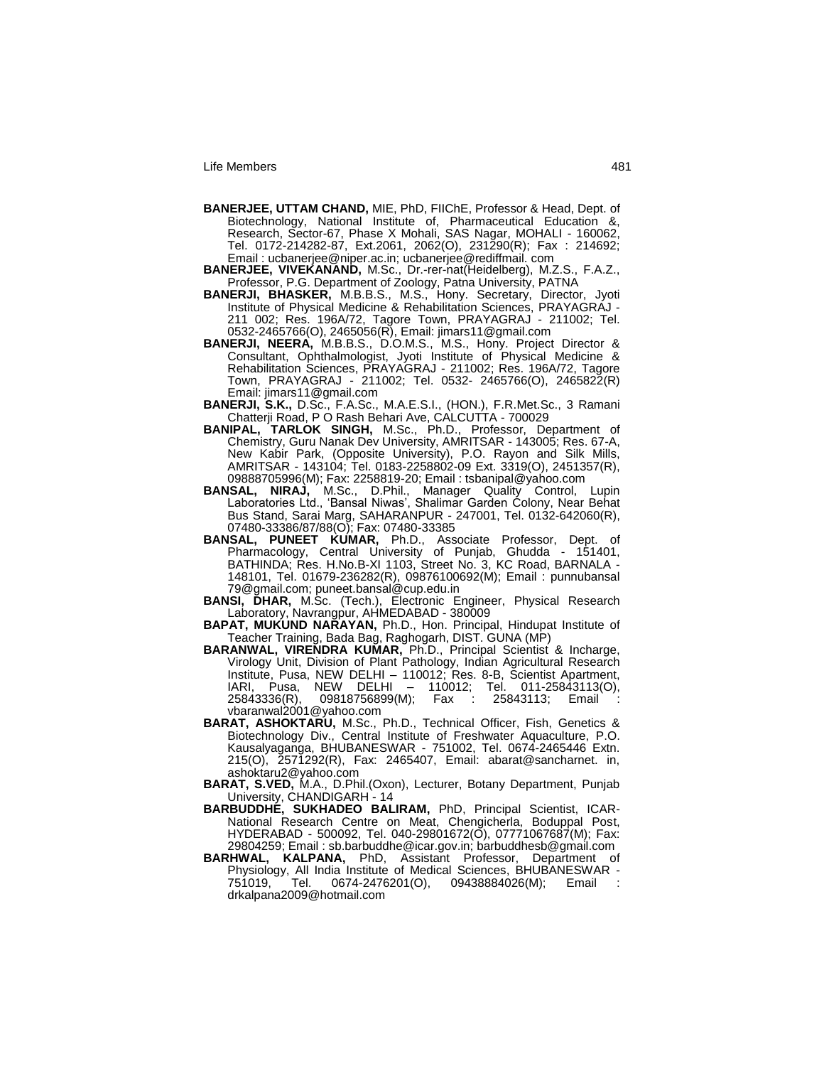**BANERJEE, UTTAM CHAND,** MIE, PhD, FIIChE, Professor & Head, Dept. of Biotechnology, National Institute of, Pharmaceutical Education &, Research, Sector-67, Phase X Mohali, SAS Nagar, MOHALI - 160062, Tel. 0172-214282-87, Ext.2061, 2062(O), 231290(R); Fax : 214692; Email : ucbanerjee@niper.ac.in; ucbanerjee@rediffmail. com

**BANERJEE, VIVEKANAND,** M.Sc., Dr.-rer-nat(Heidelberg), M.Z.S., F.A.Z., Professor, P.G. Department of Zoology, Patna University, PATNA

**BANERJI, BHASKER,** M.B.B.S., M.S., Hony. Secretary, Director, Jyoti Institute of Physical Medicine & Rehabilitation Sciences, PRAYAGRAJ - 211 002; Res. 196A/72, Tagore Town, PRAYAGRAJ - 211002; Tel. 0532-2465766(O), 2465056(R), Email: jimars11@gmail.com

**BANERJI, NEERA,** M.B.B.S., D.O.M.S., M.S., Hony. Project Director & Consultant, Ophthalmologist, Jyoti Institute of Physical Medicine & Rehabilitation Sciences, PRAYAGRAJ - 211002; Res. 196A/72, Tagore Town, PRAYAGRAJ - 211002; Tel. 0532- 2465766(O), 2465822(R) Email: jimars11@gmail.com

**BANERJI, S.K.,** D.Sc., F.A.Sc., M.A.E.S.I., (HON.), F.R.Met.Sc., 3 Ramani Chatterji Road, P O Rash Behari Ave, CALCUTTA - 700029

**BANIPAL, TARLOK SINGH,** M.Sc., Ph.D., Professor, Department of Chemistry, Guru Nanak Dev University, AMRITSAR - 143005; Res. 67-A, New Kabir Park, (Opposite University), P.O. Rayon and Silk Mills, AMRITSAR - 143104; Tel. 0183-2258802-09 Ext. 3319(O), 2451357(R), 09888705996(M); Fax: 2258819-20; Email : tsbanipal@yahoo.com

**BANSAL, NIRAJ,** M.Sc., D.Phil., Manager Quality Control, Lupin Laboratories Ltd., 'Bansal Niwas', Shalimar Garden Colony, Near Behat Bus Stand, Sarai Marg, SAHARANPUR - 247001, Tel. 0132-642060(R), 07480-33386/87/88(O); Fax: 07480-33385

**BANSAL, PUNEET KUMAR,** Ph.D., Associate Professor, Dept. of Pharmacology, Central University of Punjab, Ghudda - 151401, BATHINDA; Res. H.No.B-XI 1103, Street No. 3, KC Road, BARNALA - 148101, Tel. 01679-236282(R), 09876100692(M); Email : punnubansal 79@gmail.com; puneet.bansal@cup.edu.in

**BANSI, DHAR,** M.Sc. (Tech.), Electronic Engineer, Physical Research Laboratory, Navrangpur, AHMEDABAD - 380009

**BAPAT, MUKUND NARAYAN,** Ph.D., Hon. Principal, Hindupat Institute of Teacher Training, Bada Bag, Raghogarh, DIST. GUNA (MP)

**BARANWAL, VIRENDRA KUMAR,** Ph.D., Principal Scientist & Incharge, Virology Unit, Division of Plant Pathology, Indian Agricultural Research Institute, Pusa, NEW DELHI – 110012; Res. 8-B, Scientist Apartment, IARI, Pusa, NEW DELHI – 110012; Tel. 011-25843113(O), 25843336(R), 09818756899(M); Fax : 25843113; Email : vbaranwal2001@yahoo.com

**BARAT, ASHOKTARU,** M.Sc., Ph.D., Technical Officer, Fish, Genetics & Biotechnology Div., Central Institute of Freshwater Aquaculture, P.O. Kausalyaganga, BHUBANESWAR - 751002, Tel. 0674-2465446 Extn. 215(O), 2571292(R), Fax: 2465407, Email: abarat@sancharnet. in, ashoktaru2@yahoo.com

**BARAT, S.VED,** M.A., D.Phil.(Oxon), Lecturer, Botany Department, Punjab University, CHANDIGARH - 14

**BARBUDDHE, SUKHADEO BALIRAM,** PhD, Principal Scientist, ICAR-National Research Centre on Meat, Chengicherla, Boduppal Post, HYDERABAD - 500092, Tel. 040-29801672(O), 07771067687(M); Fax: 29804259; Email : sb.barbuddhe@icar.gov.in; barbuddhesb@gmail.com

**BARHWAL, KALPANA,** PhD, Assistant Professor, Department of Physiology, All India Institute of Medical Sciences, BHUBANESWAR - 751019, Tel. 0674-2476201(O), 09438884026(M); Email : drkalpana2009@hotmail.com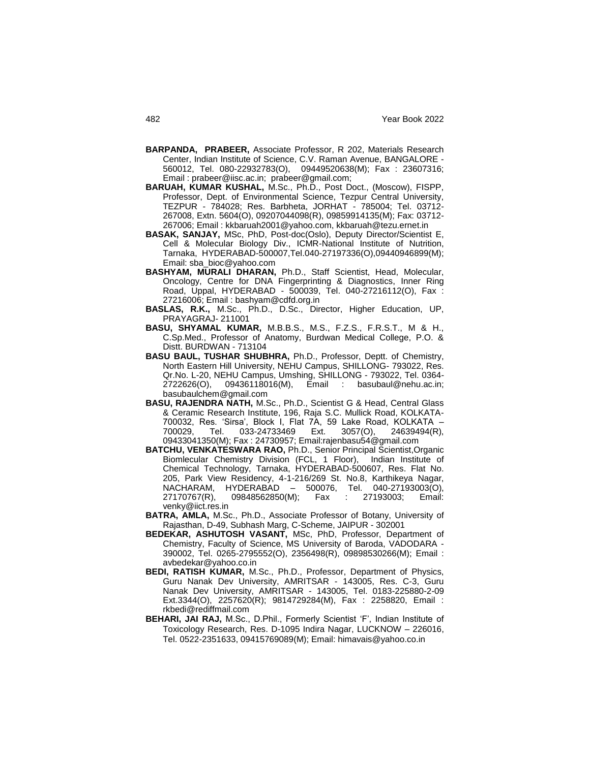**BARPANDA, PRABEER,** Associate Professor, R 202, Materials Research Center, Indian Institute of Science, C.V. Raman Avenue, BANGALORE - 560012, Tel. 080-22932783(O), 09449520638(M); Fax : 23607316; Email : prabeer@iisc.ac.in; prabeer@gmail.com;

**BARUAH, KUMAR KUSHAL,** M.Sc., Ph.D., Post Doct., (Moscow), FISPP, Professor, Dept. of Environmental Science, Tezpur Central University, TEZPUR - 784028; Res. Barbheta, JORHAT - 785004; Tel. 03712-267008, Extn. 5604(O), 09207044098(R), 09859914135(M); Fax: 03712-267006; Email : kkbaruah2001@yahoo.com, kkbaruah@tezu.ernet.in

**BASAK, SANJAY,** MSc, PhD, Post-doc(Oslo), Deputy Director/Scientist E, Cell & Molecular Biology Div., ICMR-National Institute of Nutrition, Tarnaka, HYDERABAD-500007,Tel.040-27197336(O),09440946899(M); Email: sba_bioc@yahoo.com

**BASHYAM, MURALI DHARAN,** Ph.D., Staff Scientist, Head, Molecular, Oncology, Centre for DNA Fingerprinting & Diagnostics, Inner Ring Road, Uppal, HYDERABAD - 500039, Tel. 040-27216112(O), Fax : 27216006; Email : bashyam@cdfd.org.in

**BASLAS, R.K.,** M.Sc., Ph.D., D.Sc., Director, Higher Education, UP, PRAYAGRAJ- 211001

**BASU, SHYAMAL KUMAR,** M.B.B.S., M.S., F.Z.S., F.R.S.T., M & H., C.Sp.Med., Professor of Anatomy, Burdwan Medical College, P.O. & Distt. BURDWAN - 713104

**BASU BAUL, TUSHAR SHUBHRA,** Ph.D., Professor, Deptt. of Chemistry, North Eastern Hill University, NEHU Campus, SHILLONG- 793022, Res. Qr.No. L-20, NEHU Campus, Umshing, SHILLONG - 793022, Tel. 0364-2722626(O), 09436118016(M), Email : basubaul@nehu.ac.in; basubaulchem@gmail.com

**BASU, RAJENDRA NATH,** M.Sc., Ph.D., Scientist G & Head, Central Glass & Ceramic Research Institute, 196, Raja S.C. Mullick Road, KOLKATA-700032, Res. 'Sirsa', Block I, Flat 7A, 59 Lake Road, KOLKATA – 700029, Tel. 033-24733469 Ext. 3057(O), 24639494(R), 09433041350(M); Fax : 24730957; Email:rajenbasu54@gmail.com

**BATCHU, VENKATESWARA RAO,** Ph.D., Senior Principal Scientist,Organic Biomlecular Chemistry Division (FCL, 1 Floor), Indian Institute of Chemical Technology, Tarnaka, HYDERABAD-500607, Res. Flat No. 205, Park View Residency, 4-1-216/269 St. No.8, Karthikeya Nagar, NACHARAM, HYDERABAD – 500076, Tel. 040-27193003(O), 27170767(R), 09848562850(M); Fax : 27193003; Email: venky@iict.res.in

**BATRA, AMLA,** M.Sc., Ph.D., Associate Professor of Botany, University of Rajasthan, D-49, Subhash Marg, C-Scheme, JAIPUR - 302001

**BEDEKAR, ASHUTOSH VASANT,** MSc, PhD, Professor, Department of Chemistry, Faculty of Science, MS University of Baroda, VADODARA - 390002, Tel. 0265-2795552(O), 2356498(R), 09898530266(M); Email : avbedekar@yahoo.co.in

**BEDI, RATISH KUMAR,** M.Sc., Ph.D., Professor, Department of Physics, Guru Nanak Dev University, AMRITSAR - 143005, Res. C-3, Guru Nanak Dev University, AMRITSAR - 143005, Tel. 0183-225880-2-09 Ext.3344(O), 2257620(R); 9814729284(M), Fax : 2258820, Email : rkbedi@rediffmail.com

**BEHARI, JAI RAJ,** M.Sc., D.Phil., Formerly Scientist 'F', Indian Institute of Toxicology Research, Res. D-1095 Indira Nagar, LUCKNOW – 226016, Tel. 0522-2351633, 09415769089(M); Email: himavais@yahoo.co.in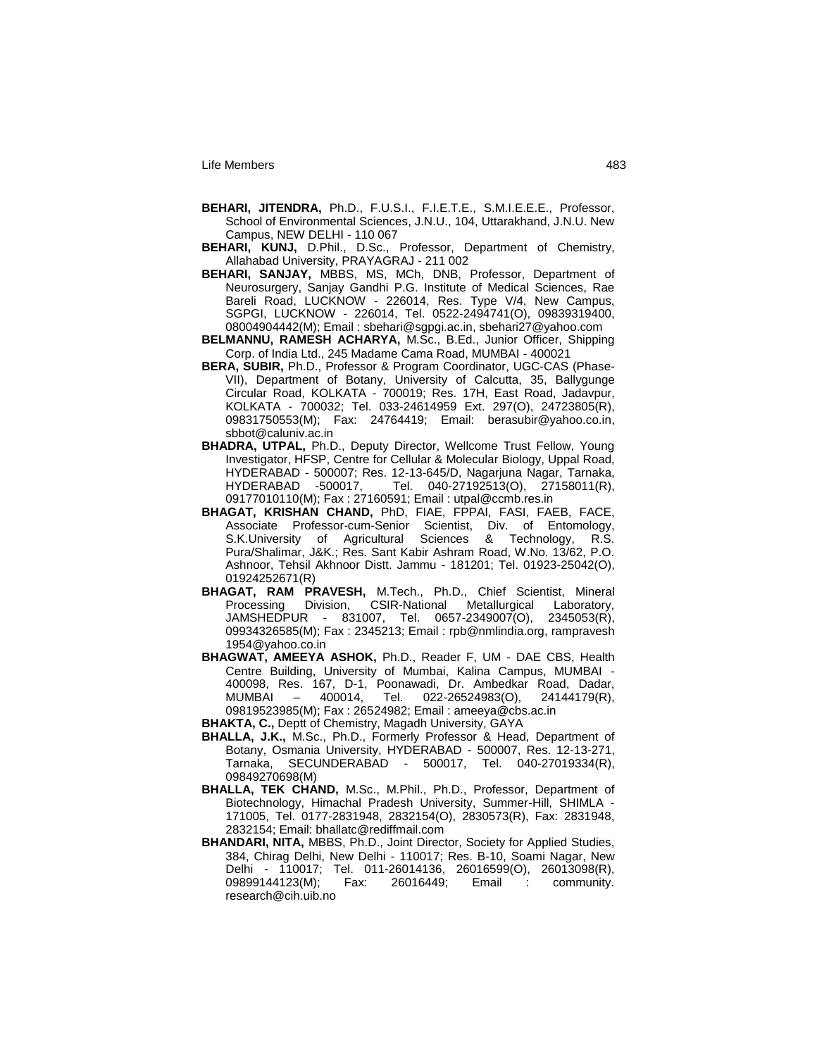**BEHARI, JITENDRA,** Ph.D., F.U.S.I., F.I.E.T.E., S.M.I.E.E.E., Professor, School of Environmental Sciences, J.N.U., 104, Uttarakhand, J.N.U. New Campus, NEW DELHI - 110 067

**BEHARI, KUNJ,** D.Phil., D.Sc., Professor, Department of Chemistry, Allahabad University, PRAYAGRAJ - 211 002

**BEHARI, SANJAY,** MBBS, MS, MCh, DNB, Professor, Department of Neurosurgery, Sanjay Gandhi P.G. Institute of Medical Sciences, Rae Bareli Road, LUCKNOW - 226014, Res. Type V/4, New Campus, SGPGI, LUCKNOW - 226014, Tel. 0522-2494741(O), 09839319400, 08004904442(M); Email : sbehari@sgpgi.ac.in, sbehari27@yahoo.com

**BELMANNU, RAMESH ACHARYA,** M.Sc., B.Ed., Junior Officer, Shipping Corp. of India Ltd., 245 Madame Cama Road, MUMBAI - 400021

**BERA, SUBIR,** Ph.D., Professor & Program Coordinator, UGC-CAS (Phase-VII), Department of Botany, University of Calcutta, 35, Ballygunge Circular Road, KOLKATA - 700019; Res. 17H, East Road, Jadavpur, KOLKATA - 700032; Tel. 033-24614959 Ext. 297(O), 24723805(R), 09831750553(M); Fax: 24764419; Email: berasubir@yahoo.co.in, sbbot@caluniv.ac.in

**BHADRA, UTPAL,** Ph.D., Deputy Director, Wellcome Trust Fellow, Young Investigator, HFSP, Centre for Cellular & Molecular Biology, Uppal Road, HYDERABAD - 500007; Res. 12-13-645/D, Nagarjuna Nagar, Tarnaka, HYDERABAD -500017, Tel. 040-27192513(O), 27158011(R), 09177010110(M); Fax : 27160591; Email : utpal@ccmb.res.in

**BHAGAT, KRISHAN CHAND,** PhD, FIAE, FPPAI, FASI, FAEB, FACE, Associate Professor-cum-Senior Scientist, Div. of Entomology, S.K.University of Agricultural Sciences & Technology, R.S. Pura/Shalimar, J&K.; Res. Sant Kabir Ashram Road, W.No. 13/62, P.O. Ashnoor, Tehsil Akhnoor Distt. Jammu - 181201; Tel. 01923-25042(O), 01924252671(R)

**BHAGAT, RAM PRAVESH,** M.Tech., Ph.D., Chief Scientist, Mineral Processing Division, CSIR-National Metallurgical Laboratory, JAMSHEDPUR - 831007, Tel. 0657-2349007(O), 2345053(R), 09934326585(M); Fax : 2345213; Email : rpb@nmlindia.org, rampravesh 1954@yahoo.co.in

**BHAGWAT, AMEEYA ASHOK,** Ph.D., Reader F, UM - DAE CBS, Health Centre Building, University of Mumbai, Kalina Campus, MUMBAI - 400098, Res. 167, D-1, Poonawadi, Dr. Ambedkar Road, Dadar, MUMBAI – 400014, Tel. 022-26524983(O), 24144179(R), 09819523985(M); Fax : 26524982; Email : ameeya@cbs.ac.in

**BHAKTA, C.,** Deptt of Chemistry, Magadh University, GAYA

**BHALLA, J.K.,** M.Sc., Ph.D., Formerly Professor & Head, Department of Botany, Osmania University, HYDERABAD - 500007, Res. 12-13-271, Tarnaka, SECUNDERABAD - 500017, Tel. 040-27019334(R), 09849270698(M)

**BHALLA, TEK CHAND,** M.Sc., M.Phil., Ph.D., Professor, Department of Biotechnology, Himachal Pradesh University, Summer-Hill, SHIMLA - 171005, Tel. 0177-2831948, 2832154(O), 2830573(R), Fax: 2831948, 2832154; Email: bhallatc@rediffmail.com

**BHANDARI, NITA,** MBBS, Ph.D., Joint Director, Society for Applied Studies, 384, Chirag Delhi, New Delhi - 110017; Res. B-10, Soami Nagar, New Delhi - 110017; Tel. 011-26014136, 26016599(O), 26013098(R), 09899144123(M); Fax: 26016449; Email : community. research@cih.uib.no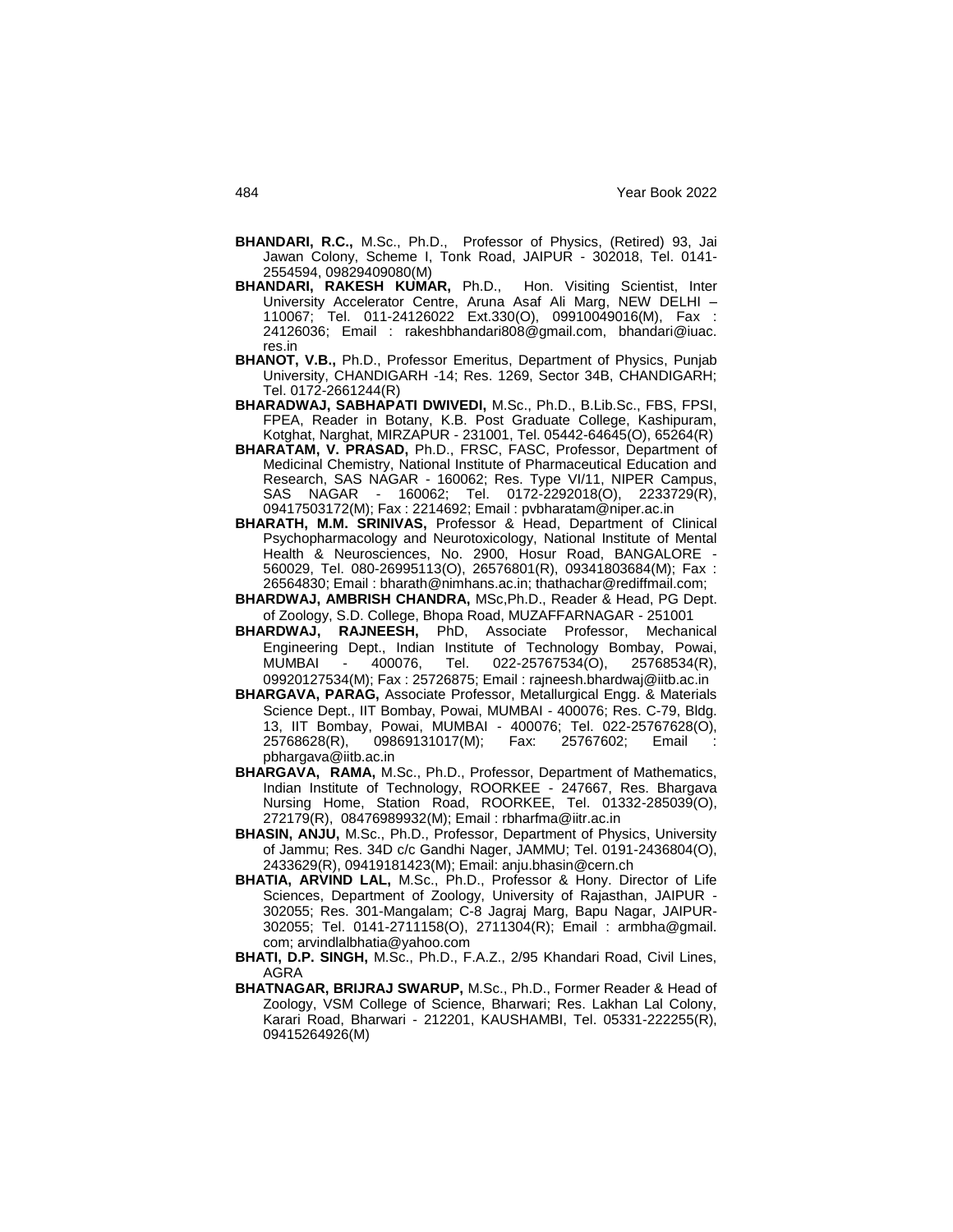**BHANDARI, R.C.,** M.Sc., Ph.D., Professor of Physics, (Retired) 93, Jai Jawan Colony, Scheme I, Tonk Road, JAIPUR - 302018, Tel. 0141-2554594, 09829409080(M)

**BHANDARI, RAKESH KUMAR,** Ph.D., Hon. Visiting Scientist, Inter University Accelerator Centre, Aruna Asaf Ali Marg, NEW DELHI – 110067; Tel. 011-24126022 Ext.330(O), 09910049016(M), Fax : 24126036; Email : rakeshbhandari808@gmail.com, bhandari@iuac.res.in

**BHANOT, V.B.,** Ph.D., Professor Emeritus, Department of Physics, Punjab University, CHANDIGARH -14; Res. 1269, Sector 34B, CHANDIGARH; Tel. 0172-2661244(R)

**BHARADWAJ, SABHAPATI DWIVEDI,** M.Sc., Ph.D., B.Lib.Sc., FBS, FPSI, FPEA, Reader in Botany, K.B. Post Graduate College, Kashipuram, Kotghat, Narghat, MIRZAPUR - 231001, Tel. 05442-64645(O), 65264(R)

**BHARATAM, V. PRASAD,** Ph.D., FRSC, FASC, Professor, Department of Medicinal Chemistry, National Institute of Pharmaceutical Education and Research, SAS NAGAR - 160062; Res. Type VI/11, NIPER Campus, SAS NAGAR - 160062; Tel. 0172-2292018(O), 2233729(R), 09417503172(M); Fax : 2214692; Email : pvbharatam@niper.ac.in

**BHARATH, M.M. SRINIVAS,** Professor & Head, Department of Clinical Psychopharmacology and Neurotoxicology, National Institute of Mental Health & Neurosciences, No. 2900, Hosur Road, BANGALORE - 560029, Tel. 080-26995113(O), 26576801(R), 09341803684(M); Fax : 26564830; Email : bharath@nimhans.ac.in; thathachar@rediffmail.com;

**BHARDWAJ, AMBRISH CHANDRA,** MSc,Ph.D., Reader & Head, PG Dept. of Zoology, S.D. College, Bhopa Road, MUZAFFARNAGAR - 251001

**BHARDWAJ, RAJNEESH,** PhD, Associate Professor, Mechanical Engineering Dept., Indian Institute of Technology Bombay, Powai, MUMBAI - 400076, Tel. 022-25767534(O), 25768534(R), 09920127534(M); Fax : 25726875; Email : rajneesh.bhardwaj@iitb.ac.in

**BHARGAVA, PARAG,** Associate Professor, Metallurgical Engg. & Materials Science Dept., IIT Bombay, Powai, MUMBAI - 400076; Res. C-79, Bldg. 13, IIT Bombay, Powai, MUMBAI - 400076; Tel. 022-25767628(O), 25768628(R), 09869131017(M); Fax: 25767602; Email : pbhargava@iitb.ac.in

**BHARGAVA, RAMA,** M.Sc., Ph.D., Professor, Department of Mathematics, Indian Institute of Technology, ROORKEE - 247667, Res. Bhargava Nursing Home, Station Road, ROORKEE, Tel. 01332-285039(O), 272179(R), 08476989932(M); Email : rbharfma@iitr.ac.in

**BHASIN, ANJU,** M.Sc., Ph.D., Professor, Department of Physics, University of Jammu; Res. 34D c/c Gandhi Nager, JAMMU; Tel. 0191-2436804(O), 2433629(R), 09419181423(M); Email: anju.bhasin@cern.ch

**BHATIA, ARVIND LAL,** M.Sc., Ph.D., Professor & Hony. Director of Life Sciences, Department of Zoology, University of Rajasthan, JAIPUR - 302055; Res. 301-Mangalam; C-8 Jagraj Marg, Bapu Nagar, JAIPUR-302055; Tel. 0141-2711158(O), 2711304(R); Email : armbha@gmail.com; arvindlalbhatia@yahoo.com

**BHATI, D.P. SINGH,** M.Sc., Ph.D., F.A.Z., 2/95 Khandari Road, Civil Lines, AGRA

**BHATNAGAR, BRIJRAJ SWARUP,** M.Sc., Ph.D., Former Reader & Head of Zoology, VSM College of Science, Bharwari; Res. Lakhan Lal Colony, Karari Road, Bharwari - 212201, KAUSHAMBI, Tel. 05331-222255(R), 09415264926(M)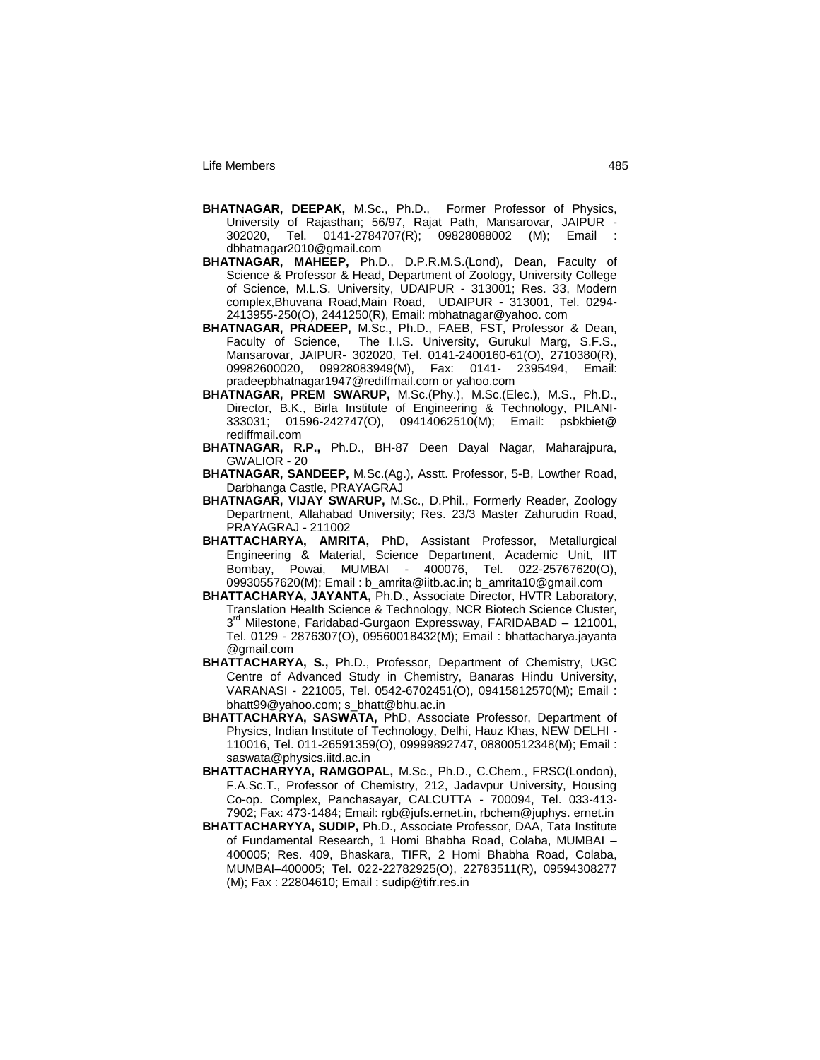**BHATNAGAR, DEEPAK,** M.Sc., Ph.D., Former Professor of Physics, University of Rajasthan; 56/97, Rajat Path, Mansarovar, JAIPUR - 302020, Tel. 0141-2784707(R); 09828088002 (M); Email : dbhatnagar2010@gmail.com

**BHATNAGAR, MAHEEP,** Ph.D., D.P.R.M.S.(Lond), Dean, Faculty of Science & Professor & Head, Department of Zoology, University College of Science, M.L.S. University, UDAIPUR - 313001; Res. 33, Modern complex,Bhuvana Road,Main Road, UDAIPUR - 313001, Tel. 0294-2413955-250(O), 2441250(R), Email: mbhatnagar@yahoo. com

**BHATNAGAR, PRADEEP,** M.Sc., Ph.D., FAEB, FST, Professor & Dean, Faculty of Science, The I.I.S. University, Gurukul Marg, S.F.S., Mansarovar, JAIPUR- 302020, Tel. 0141-2400160-61(O), 2710380(R), 09982600020, 09928083949(M), Fax: 0141- 2395494, Email: pradeepbhatnagar1947@rediffmail.com or yahoo.com

**BHATNAGAR, PREM SWARUP,** M.Sc.(Phy.), M.Sc.(Elec.), M.S., Ph.D., Director, B.K., Birla Institute of Engineering & Technology, PILANI-333031; 01596-242747(O), 09414062510(M); Email: psbkbiet@ rediffmail.com

**BHATNAGAR, R.P.,** Ph.D., BH-87 Deen Dayal Nagar, Maharajpura, GWALIOR - 20

**BHATNAGAR, SANDEEP,** M.Sc.(Ag.), Asstt. Professor, 5-B, Lowther Road, Darbhanga Castle, PRAYAGRAJ

**BHATNAGAR, VIJAY SWARUP,** M.Sc., D.Phil., Formerly Reader, Zoology Department, Allahabad University; Res. 23/3 Master Zahurudin Road, PRAYAGRAJ - 211002

**BHATTACHARYA, AMRITA,** PhD, Assistant Professor, Metallurgical Engineering & Material, Science Department, Academic Unit, IIT Bombay, Powai, MUMBAI - 400076, Tel. 022-25767620(O), 09930557620(M); Email : b_amrita@iitb.ac.in; b_amrita10@gmail.com

**BHATTACHARYA, JAYANTA,** Ph.D., Associate Director, HVTR Laboratory, Translation Health Science & Technology, NCR Biotech Science Cluster, 3rd Milestone, Faridabad-Gurgaon Expressway, FARIDABAD – 121001, Tel. 0129 - 2876307(O), 09560018432(M); Email : bhattacharya.jayanta @gmail.com

**BHATTACHARYA, S.,** Ph.D., Professor, Department of Chemistry, UGC Centre of Advanced Study in Chemistry, Banaras Hindu University, VARANASI - 221005, Tel. 0542-6702451(O), 09415812570(M); Email : bhatt99@yahoo.com; s_bhatt@bhu.ac.in

**BHATTACHARYA, SASWATA,** PhD, Associate Professor, Department of Physics, Indian Institute of Technology, Delhi, Hauz Khas, NEW DELHI - 110016, Tel. 011-26591359(O), 09999892747, 08800512348(M); Email : saswata@physics.iitd.ac.in

**BHATTACHARYYA, RAMGOPAL,** M.Sc., Ph.D., C.Chem., FRSC(London), F.A.Sc.T., Professor of Chemistry, 212, Jadavpur University, Housing Co-op. Complex, Panchasayar, CALCUTTA - 700094, Tel. 033-413-7902; Fax: 473-1484; Email: rgb@jufs.ernet.in, rbchem@juphys. ernet.in

**BHATTACHARYYA, SUDIP,** Ph.D., Associate Professor, DAA, Tata Institute of Fundamental Research, 1 Homi Bhabha Road, Colaba, MUMBAI – 400005; Res. 409, Bhaskara, TIFR, 2 Homi Bhabha Road, Colaba, MUMBAI–400005; Tel. 022-22782925(O), 22783511(R), 09594308277 (M); Fax : 22804610; Email : sudip@tifr.res.in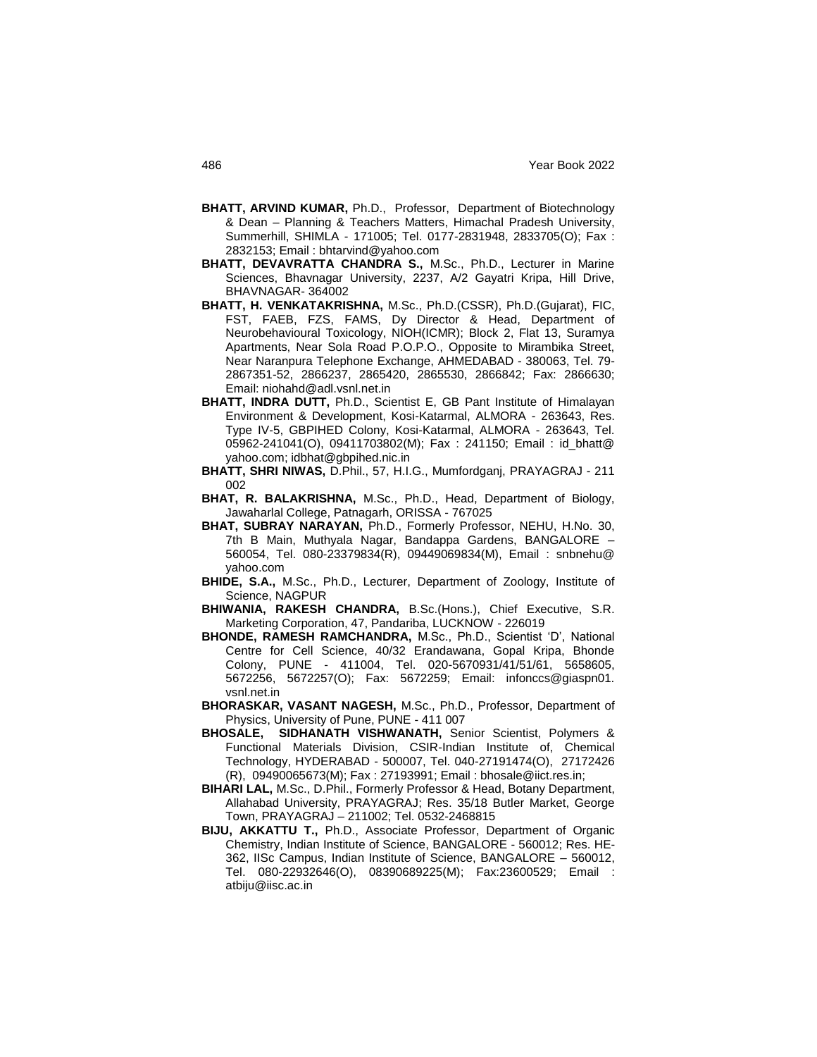**BHATT, ARVIND KUMAR,** Ph.D., Professor, Department of Biotechnology & Dean – Planning & Teachers Matters, Himachal Pradesh University, Summerhill, SHIMLA - 171005; Tel. 0177-2831948, 2833705(O); Fax : 2832153; Email : bhtarvind@yahoo.com

**BHATT, DEVAVRATTA CHANDRA S.,** M.Sc., Ph.D., Lecturer in Marine Sciences, Bhavnagar University, 2237, A/2 Gayatri Kripa, Hill Drive, BHAVNAGAR- 364002

**BHATT, H. VENKATAKRISHNA,** M.Sc., Ph.D.(CSSR), Ph.D.(Gujarat), FIC, FST, FAEB, FZS, FAMS, Dy Director & Head, Department of Neurobehavioural Toxicology, NIOH(ICMR); Block 2, Flat 13, Suramya Apartments, Near Sola Road P.O.P.O., Opposite to Mirambika Street, Near Naranpura Telephone Exchange, AHMEDABAD - 380063, Tel. 79-2867351-52, 2866237, 2865420, 2865530, 2866842; Fax: 2866630; Email: niohahd@adl.vsnl.net.in

**BHATT, INDRA DUTT,** Ph.D., Scientist E, GB Pant Institute of Himalayan Environment & Development, Kosi-Katarmal, ALMORA - 263643, Res. Type IV-5, GBPIHED Colony, Kosi-Katarmal, ALMORA - 263643, Tel. 05962-241041(O), 09411703802(M); Fax : 241150; Email : id_bhatt@yahoo.com; idbhat@gbpihed.nic.in

**BHATT, SHRI NIWAS,** D.Phil., 57, H.I.G., Mumfordganj, PRAYAGRAJ - 211 002

**BHAT, R. BALAKRISHNA,** M.Sc., Ph.D., Head, Department of Biology, Jawaharlal College, Patnagarh, ORISSA - 767025

**BHAT, SUBRAY NARAYAN,** Ph.D., Formerly Professor, NEHU, H.No. 30, 7th B Main, Muthyala Nagar, Bandappa Gardens, BANGALORE – 560054, Tel. 080-23379834(R), 09449069834(M), Email : snbnehu@yahoo.com

**BHIDE, S.A.,** M.Sc., Ph.D., Lecturer, Department of Zoology, Institute of Science, NAGPUR

**BHIWANIA, RAKESH CHANDRA,** B.Sc.(Hons.), Chief Executive, S.R. Marketing Corporation, 47, Pandariba, LUCKNOW - 226019

**BHONDE, RAMESH RAMCHANDRA,** M.Sc., Ph.D., Scientist 'D', National Centre for Cell Science, 40/32 Erandawana, Gopal Kripa, Bhonde Colony, PUNE - 411004, Tel. 020-5670931/41/51/61, 5658605, 5672256, 5672257(O); Fax: 5672259; Email: infonccs@giaspn01.vsnl.net.in

**BHORASKAR, VASANT NAGESH,** M.Sc., Ph.D., Professor, Department of Physics, University of Pune, PUNE - 411 007

**BHOSALE, SIDHANATH VISHWANATH,** Senior Scientist, Polymers & Functional Materials Division, CSIR-Indian Institute of, Chemical Technology, HYDERABAD - 500007, Tel. 040-27191474(O), 27172426 (R), 09490065673(M); Fax : 27193991; Email : bhosale@iict.res.in;

**BIHARI LAL,** M.Sc., D.Phil., Formerly Professor & Head, Botany Department, Allahabad University, PRAYAGRAJ; Res. 35/18 Butler Market, George Town, PRAYAGRAJ – 211002; Tel. 0532-2468815

**BIJU, AKKATTU T.,** Ph.D., Associate Professor, Department of Organic Chemistry, Indian Institute of Science, BANGALORE - 560012; Res. HE-362, IISc Campus, Indian Institute of Science, BANGALORE – 560012, Tel. 080-22932646(O), 08390689225(M); Fax:23600529; Email : atbiju@iisc.ac.in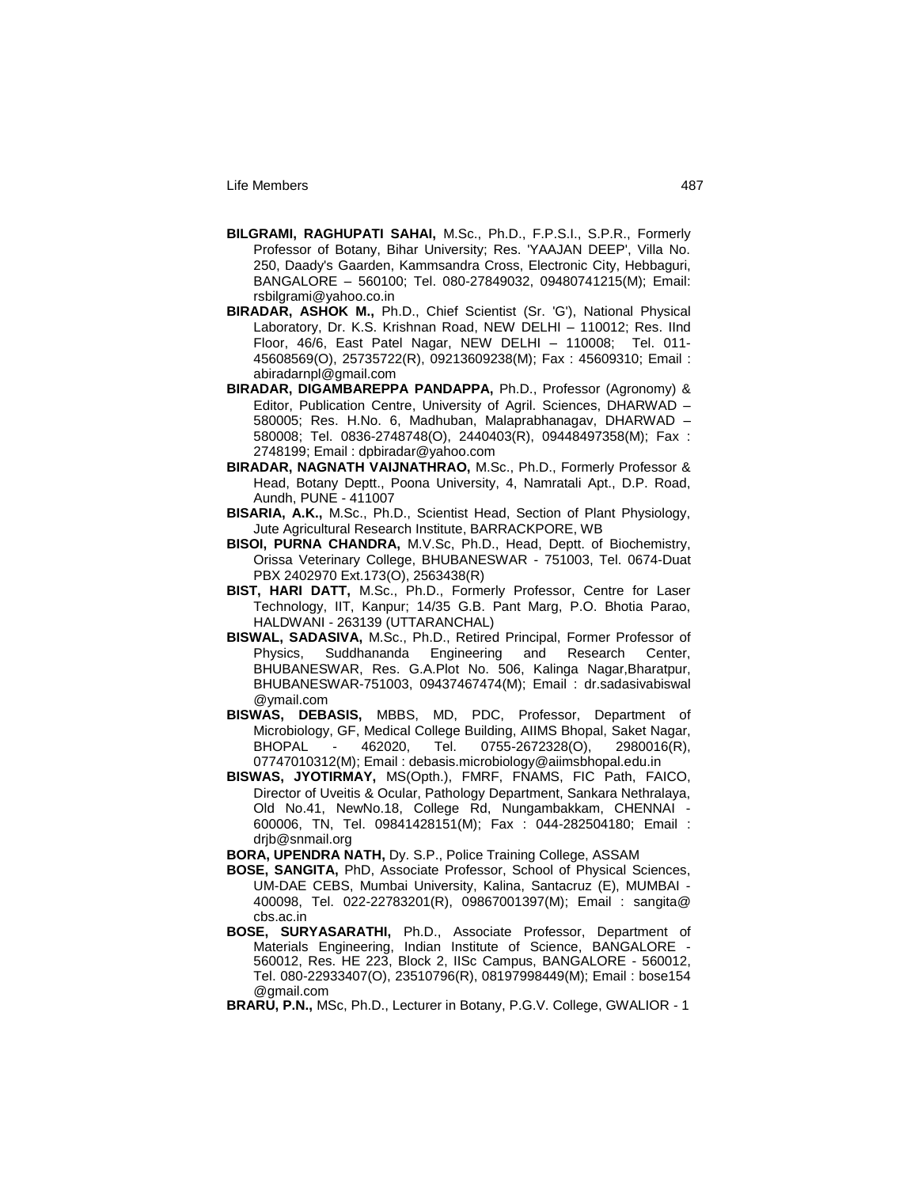**BILGRAMI, RAGHUPATI SAHAI,** M.Sc., Ph.D., F.P.S.I., S.P.R., Formerly Professor of Botany, Bihar University; Res. 'YAAJAN DEEP', Villa No. 250, Daady's Gaarden, Kammsandra Cross, Electronic City, Hebbaguri, BANGALORE – 560100; Tel. 080-27849032, 09480741215(M); Email: rsbilgrami@yahoo.co.in

**BIRADAR, ASHOK M.,** Ph.D., Chief Scientist (Sr. 'G'), National Physical Laboratory, Dr. K.S. Krishnan Road, NEW DELHI – 110012; Res. IInd Floor, 46/6, East Patel Nagar, NEW DELHI – 110008; Tel. 011-45608569(O), 25735722(R), 09213609238(M); Fax : 45609310; Email : abiradarnpl@gmail.com

**BIRADAR, DIGAMBAREPPA PANDAPPA,** Ph.D., Professor (Agronomy) & Editor, Publication Centre, University of Agril. Sciences, DHARWAD – 580005; Res. H.No. 6, Madhuban, Malaprabhanagav, DHARWAD – 580008; Tel. 0836-2748748(O), 2440403(R), 09448497358(M); Fax : 2748199; Email : dpbiradar@yahoo.com

**BIRADAR, NAGNATH VAIJNATHRAO,** M.Sc., Ph.D., Formerly Professor & Head, Botany Deptt., Poona University, 4, Namratali Apt., D.P. Road, Aundh, PUNE - 411007

**BISARIA, A.K.,** M.Sc., Ph.D., Scientist Head, Section of Plant Physiology, Jute Agricultural Research Institute, BARRACKPORE, WB

**BISOI, PURNA CHANDRA,** M.V.Sc, Ph.D., Head, Deptt. of Biochemistry, Orissa Veterinary College, BHUBANESWAR - 751003, Tel. 0674-Duat PBX 2402970 Ext.173(O), 2563438(R)

**BIST, HARI DATT,** M.Sc., Ph.D., Formerly Professor, Centre for Laser Technology, IIT, Kanpur; 14/35 G.B. Pant Marg, P.O. Bhotia Parao, HALDWANI - 263139 (UTTARANCHAL)

**BISWAL, SADASIVA,** M.Sc., Ph.D., Retired Principal, Former Professor of Physics, Suddhananda Engineering and Research Center, BHUBANESWAR, Res. G.A.Plot No. 506, Kalinga Nagar,Bharatpur, BHUBANESWAR-751003, 09437467474(M); Email : dr.sadasivabiswal @ymail.com

**BISWAS, DEBASIS,** MBBS, MD, PDC, Professor, Department of Microbiology, GF, Medical College Building, AIIMS Bhopal, Saket Nagar, BHOPAL - 462020, Tel. 0755-2672328(O), 2980016(R), 07747010312(M); Email : debasis.microbiology@aiimsbhopal.edu.in

**BISWAS, JYOTIRMAY,** MS(Opth.), FMRF, FNAMS, FIC Path, FAICO, Director of Uveitis & Ocular, Pathology Department, Sankara Nethralaya, Old No.41, NewNo.18, College Rd, Nungambakkam, CHENNAI - 600006, TN, Tel. 09841428151(M); Fax : 044-282504180; Email : drjb@snmail.org

**BORA, UPENDRA NATH,** Dy. S.P., Police Training College, ASSAM

**BOSE, SANGITA,** PhD, Associate Professor, School of Physical Sciences, UM-DAE CEBS, Mumbai University, Kalina, Santacruz (E), MUMBAI - 400098, Tel. 022-22783201(R), 09867001397(M); Email : sangita@ cbs.ac.in

**BOSE, SURYASARATHI,** Ph.D., Associate Professor, Department of Materials Engineering, Indian Institute of Science, BANGALORE - 560012, Res. HE 223, Block 2, IISc Campus, BANGALORE - 560012, Tel. 080-22933407(O), 23510796(R), 08197998449(M); Email : bose154 @gmail.com

**BRARU, P.N.,** MSc, Ph.D., Lecturer in Botany, P.G.V. College, GWALIOR - 1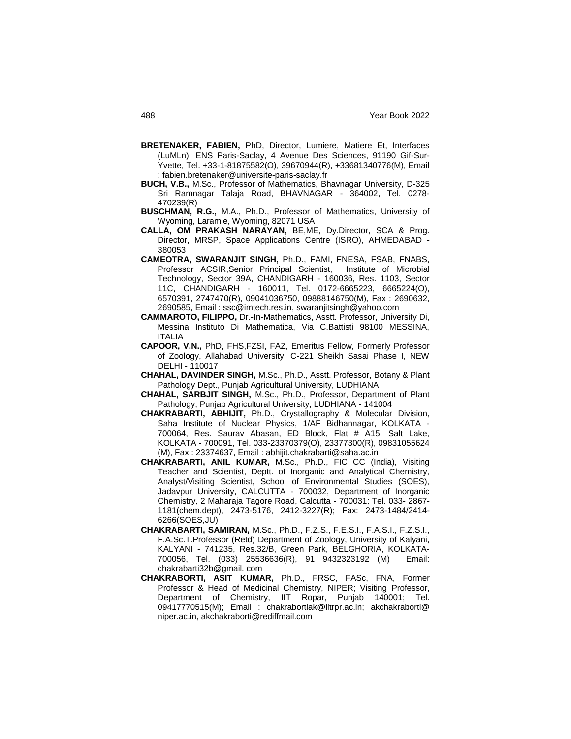**BRETENAKER, FABIEN,** PhD, Director, Lumiere, Matiere Et, Interfaces (LuMLn), ENS Paris-Saclay, 4 Avenue Des Sciences, 91190 Gif-Sur-Yvette, Tel. +33-1-81875582(O), 39670944(R), +33681340776(M), Email : fabien.bretenaker@universite-paris-saclay.fr

**BUCH, V.B.,** M.Sc., Professor of Mathematics, Bhavnagar University, D-325 Sri Ramnagar Talaja Road, BHAVNAGAR - 364002, Tel. 0278-470239(R)

**BUSCHMAN, R.G.,** M.A., Ph.D., Professor of Mathematics, University of Wyoming, Laramie, Wyoming, 82071 USA

**CALLA, OM PRAKASH NARAYAN,** BE,ME, Dy.Director, SCA & Prog. Director, MRSP, Space Applications Centre (ISRO), AHMEDABAD - 380053

**CAMEOTRA, SWARANJIT SINGH,** Ph.D., FAMI, FNESA, FSAB, FNABS, Professor ACSIR,Senior Principal Scientist, Institute of Microbial Technology, Sector 39A, CHANDIGARH - 160036, Res. 1103, Sector 11C, CHANDIGARH - 160011, Tel. 0172-6665223, 6665224(O), 6570391, 2747470(R), 09041036750, 09888146750(M), Fax : 2690632, 2690585, Email : ssc@imtech.res.in, swaranjitsingh@yahoo.com

**CAMMAROTO, FILIPPO,** Dr.-In-Mathematics, Asstt. Professor, University Di, Messina Instituto Di Mathematica, Via C.Battisti 98100 MESSINA, ITALIA

**CAPOOR, V.N.,** PhD, FHS,FZSI, FAZ, Emeritus Fellow, Formerly Professor of Zoology, Allahabad University; C-221 Sheikh Sasai Phase I, NEW DELHI - 110017

**CHAHAL, DAVINDER SINGH,** M.Sc., Ph.D., Asstt. Professor, Botany & Plant Pathology Dept., Punjab Agricultural University, LUDHIANA

**CHAHAL, SARBJIT SINGH,** M.Sc., Ph.D., Professor, Department of Plant Pathology, Punjab Agricultural University, LUDHIANA - 141004

**CHAKRABARTI, ABHIJIT,** Ph.D., Crystallography & Molecular Division, Saha Institute of Nuclear Physics, 1/AF Bidhannagar, KOLKATA - 700064, Res. Saurav Abasan, ED Block, Flat # A15, Salt Lake, KOLKATA - 700091, Tel. 033-23370379(O), 23377300(R), 09831055624 (M), Fax : 23374637, Email : abhijit.chakrabarti@saha.ac.in

**CHAKRABARTI, ANIL KUMAR,** M.Sc., Ph.D., FIC CC (India), Visiting Teacher and Scientist, Deptt. of Inorganic and Analytical Chemistry, Analyst/Visiting Scientist, School of Environmental Studies (SOES), Jadavpur University, CALCUTTA - 700032, Department of Inorganic Chemistry, 2 Maharaja Tagore Road, Calcutta - 700031; Tel. 033- 2867-1181(chem.dept), 2473-5176, 2412-3227(R); Fax: 2473-1484/2414-6266(SOES,JU)

**CHAKRABARTI, SAMIRAN,** M.Sc., Ph.D., F.Z.S., F.E.S.I., F.A.S.I., F.Z.S.I., F.A.Sc.T.Professor (Retd) Department of Zoology, University of Kalyani, KALYANI - 741235, Res.32/B, Green Park, BELGHORIA, KOLKATA-700056, Tel. (033) 25536636(R), 91 9432323192 (M) Email: chakrabarti32b@gmail. com

**CHAKRABORTI, ASIT KUMAR,** Ph.D., FRSC, FASc, FNA, Former Professor & Head of Medicinal Chemistry, NIPER; Visiting Professor, Department of Chemistry, IIT Ropar, Punjab 140001; Tel. 09417770515(M); Email : chakrabortiak@iitrpr.ac.in; akchakraborti@ niper.ac.in, akchakraborti@rediffmail.com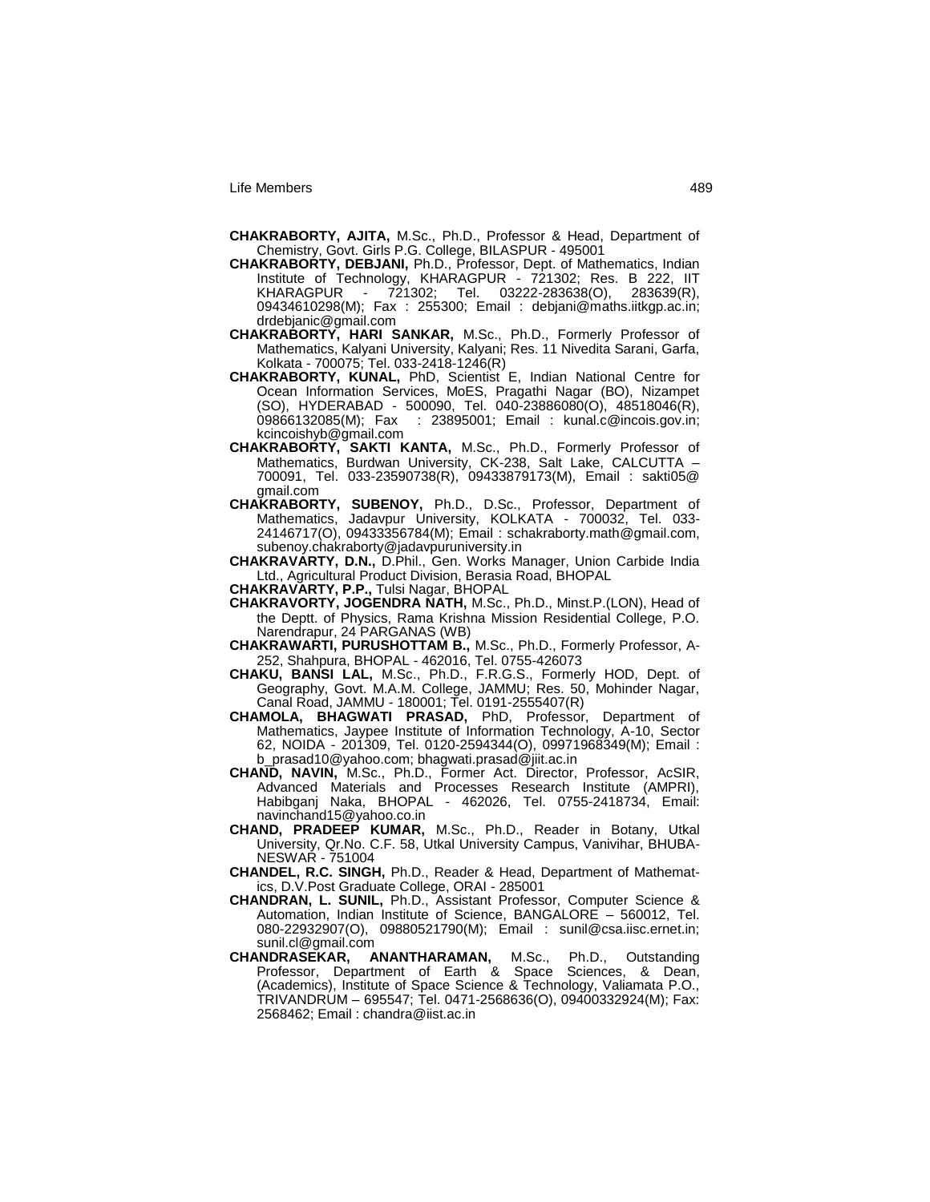**CHAKRABORTY, AJITA,** M.Sc., Ph.D., Professor & Head, Department of Chemistry, Govt. Girls P.G. College, BILASPUR - 495001

**CHAKRABORTY, DEBJANI,** Ph.D., Professor, Dept. of Mathematics, Indian Institute of Technology, KHARAGPUR - 721302; Res. B 222, IIT KHARAGPUR - 721302; Tel. 03222-283638(O), 283639(R), 09434610298(M); Fax : 255300; Email : debjani@maths.iitkgp.ac.in; drdebjanic@gmail.com

**CHAKRABORTY, HARI SANKAR,** M.Sc., Ph.D., Formerly Professor of Mathematics, Kalyani University, Kalyani; Res. 11 Nivedita Sarani, Garfa, Kolkata - 700075; Tel. 033-2418-1246(R)

**CHAKRABORTY, KUNAL,** PhD, Scientist E, Indian National Centre for Ocean Information Services, MoES, Pragathi Nagar (BO), Nizampet (SO), HYDERABAD - 500090, Tel. 040-23886080(O), 48518046(R), 09866132085(M); Fax : 23895001; Email : kunal.c@incois.gov.in; kcincoishyb@gmail.com

**CHAKRABORTY, SAKTI KANTA,** M.Sc., Ph.D., Formerly Professor of Mathematics, Burdwan University, CK-238, Salt Lake, CALCUTTA – 700091, Tel. 033-23590738(R), 09433879173(M), Email : sakti05@gmail.com

**CHAKRABORTY, SUBENOY,** Ph.D., D.Sc., Professor, Department of Mathematics, Jadavpur University, KOLKATA - 700032, Tel. 033-24146717(O), 09433356784(M); Email : schakraborty.math@gmail.com, subenoy.chakraborty@jadavpuruniversity.in

**CHAKRAVARTY, D.N.,** D.Phil., Gen. Works Manager, Union Carbide India Ltd., Agricultural Product Division, Berasia Road, BHOPAL

**CHAKRAVARTY, P.P.,** Tulsi Nagar, BHOPAL

**CHAKRAVORTY, JOGENDRA NATH,** M.Sc., Ph.D., Minst.P.(LON), Head of the Deptt. of Physics, Rama Krishna Mission Residential College, P.O. Narendrapur, 24 PARGANAS (WB)

**CHAKRAWARTI, PURUSHOTTAM B.,** M.Sc., Ph.D., Formerly Professor, A-252, Shahpura, BHOPAL - 462016, Tel. 0755-426073

**CHAKU, BANSI LAL,** M.Sc., Ph.D., F.R.G.S., Formerly HOD, Dept. of Geography, Govt. M.A.M. College, JAMMU; Res. 50, Mohinder Nagar, Canal Road, JAMMU - 180001; Tel. 0191-2555407(R)

**CHAMOLA, BHAGWATI PRASAD,** PhD, Professor, Department of Mathematics, Jaypee Institute of Information Technology, A-10, Sector 62, NOIDA - 201309, Tel. 0120-2594344(O), 09971968349(M); Email : b_prasad10@yahoo.com; bhagwati.prasad@jiit.ac.in

**CHAND, NAVIN,** M.Sc., Ph.D., Former Act. Director, Professor, AcSIR, Advanced Materials and Processes Research Institute (AMPRI), Habibganj Naka, BHOPAL - 462026, Tel. 0755-2418734, Email: navinchand15@yahoo.co.in

**CHAND, PRADEEP KUMAR,** M.Sc., Ph.D., Reader in Botany, Utkal University, Qr.No. C.F. 58, Utkal University Campus, Vanivihar, BHUBANESWAR - 751004

**CHANDEL, R.C. SINGH,** Ph.D., Reader & Head, Department of Mathematics, D.V.Post Graduate College, ORAI - 285001

**CHANDRAN, L. SUNIL,** Ph.D., Assistant Professor, Computer Science & Automation, Indian Institute of Science, BANGALORE – 560012, Tel. 080-22932907(O), 09880521790(M); Email : sunil@csa.iisc.ernet.in; sunil.cl@gmail.com

**CHANDRASEKAR, ANANTHARAMAN,** M.Sc., Ph.D., Outstanding Professor, Department of Earth & Space Sciences, & Dean, (Academics), Institute of Space Science & Technology, Valiamata P.O., TRIVANDRUM – 695547; Tel. 0471-2568636(O), 09400332924(M); Fax: 2568462; Email : chandra@iist.ac.in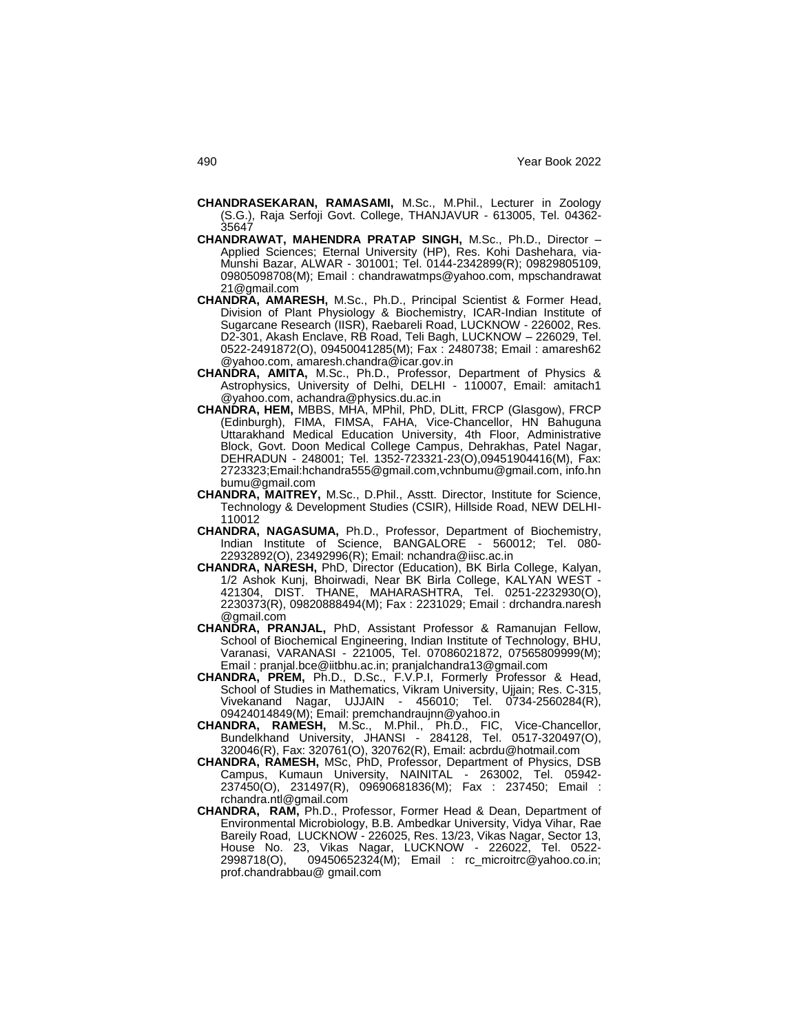**CHANDRASEKARAN, RAMASAMI,** M.Sc., M.Phil., Lecturer in Zoology (S.G.), Raja Serfoji Govt. College, THANJAVUR - 613005, Tel. 04362-35647

**CHANDRAWAT, MAHENDRA PRATAP SINGH,** M.Sc., Ph.D., Director – Applied Sciences; Eternal University (HP), Res. Kohi Dashehara, via-Munshi Bazar, ALWAR - 301001; Tel. 0144-2342899(R); 09829805109, 09805098708(M); Email : chandrawatmps@yahoo.com, mpschandrawat 21@gmail.com

**CHANDRA, AMARESH,** M.Sc., Ph.D., Principal Scientist & Former Head, Division of Plant Physiology & Biochemistry, ICAR-Indian Institute of Sugarcane Research (IISR), Raebareli Road, LUCKNOW - 226002, Res. D2-301, Akash Enclave, RB Road, Teli Bagh, LUCKNOW – 226029, Tel. 0522-2491872(O), 09450041285(M); Fax : 2480738; Email : amaresh62 @yahoo.com, amaresh.chandra@icar.gov.in

**CHANDRA, AMITA,** M.Sc., Ph.D., Professor, Department of Physics & Astrophysics, University of Delhi, DELHI - 110007, Email: amitach1 @yahoo.com, achandra@physics.du.ac.in

**CHANDRA, HEM,** MBBS, MHA, MPhil, PhD, DLitt, FRCP (Glasgow), FRCP (Edinburgh), FIMA, FIMSA, FAHA, Vice-Chancellor, HN Bahuguna Uttarakhand Medical Education University, 4th Floor, Administrative Block, Govt. Doon Medical College Campus, Dehrakhas, Patel Nagar, DEHRADUN - 248001; Tel. 1352-723321-23(O),09451904416(M), Fax: 2723323;Email:hchandra555@gmail.com,vchnbumu@gmail.com, info.hn bumu@gmail.com

**CHANDRA, MAITREY,** M.Sc., D.Phil., Asstt. Director, Institute for Science, Technology & Development Studies (CSIR), Hillside Road, NEW DELHI-110012

**CHANDRA, NAGASUMA,** Ph.D., Professor, Department of Biochemistry, Indian Institute of Science, BANGALORE - 560012; Tel. 080-22932892(O), 23492996(R); Email: nchandra@iisc.ac.in

**CHANDRA, NARESH,** PhD, Director (Education), BK Birla College, Kalyan, 1/2 Ashok Kunj, Bhoirwadi, Near BK Birla College, KALYAN WEST - 421304, DIST. THANE, MAHARASHTRA, Tel. 0251-2232930(O), 2230373(R), 09820888494(M); Fax : 2231029; Email : drchandra.naresh @gmail.com

**CHANDRA, PRANJAL,** PhD, Assistant Professor & Ramanujan Fellow, School of Biochemical Engineering, Indian Institute of Technology, BHU, Varanasi, VARANASI - 221005, Tel. 07086021872, 07565809999(M); Email : pranjal.bce@iitbhu.ac.in; pranjalchandra13@gmail.com

**CHANDRA, PREM,** Ph.D., D.Sc., F.V.P.I, Formerly Professor & Head, School of Studies in Mathematics, Vikram University, Ujjain; Res. C-315, Vivekanand Nagar, UJJAIN - 456010; Tel. 0734-2560284(R), 09424014849(M); Email: premchandraujnn@yahoo.in

**CHANDRA, RAMESH,** M.Sc., M.Phil., Ph.D., FIC, Vice-Chancellor, Bundelkhand University, JHANSI - 284128, Tel. 0517-320497(O), 320046(R), Fax: 320761(O), 320762(R), Email: acbrdu@hotmail.com

**CHANDRA, RAMESH,** MSc, PhD, Professor, Department of Physics, DSB Campus, Kumaun University, NAINITAL - 263002, Tel. 05942-237450(O), 231497(R), 09690681836(M); Fax : 237450; Email : rchandra.ntl@gmail.com

**CHANDRA, RAM,** Ph.D., Professor, Former Head & Dean, Department of Environmental Microbiology, B.B. Ambedkar University, Vidya Vihar, Rae Bareily Road, LUCKNOW - 226025, Res. 13/23, Vikas Nagar, Sector 13, House No. 23, Vikas Nagar, LUCKNOW - 226022, Tel. 0522-2998718(O), 09450652324(M); Email : rc_microitrc@yahoo.co.in; prof.chandrabbau@ gmail.com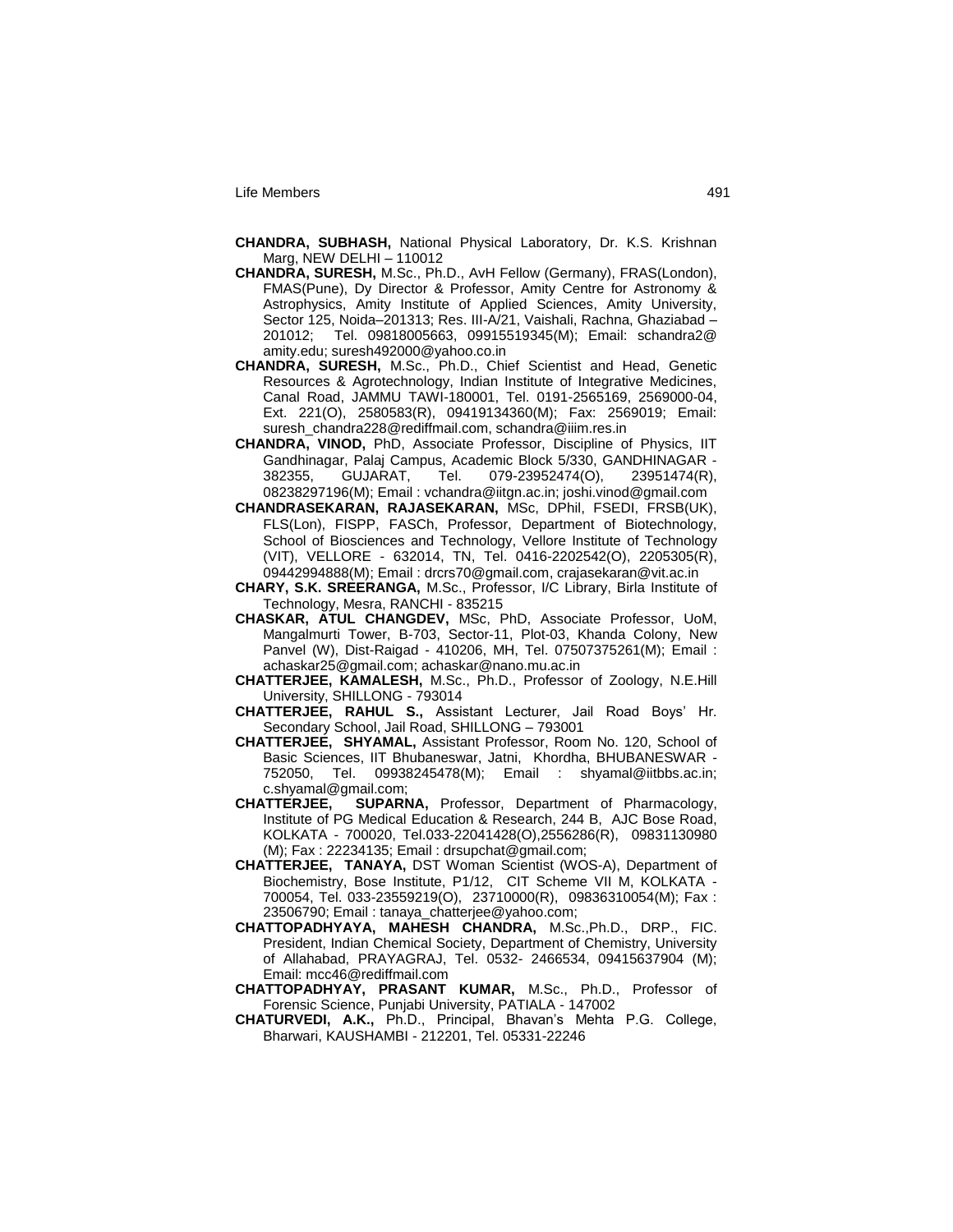**CHANDRA, SUBHASH,** National Physical Laboratory, Dr. K.S. Krishnan Marg, NEW DELHI – 110012

**CHANDRA, SURESH,** M.Sc., Ph.D., AvH Fellow (Germany), FRAS(London), FMAS(Pune), Dy Director & Professor, Amity Centre for Astronomy & Astrophysics, Amity Institute of Applied Sciences, Amity University, Sector 125, Noida–201313; Res. III-A/21, Vaishali, Rachna, Ghaziabad – 201012; Tel. 09818005663, 09915519345(M); Email: schandra2@amity.edu; suresh492000@yahoo.co.in

**CHANDRA, SURESH,** M.Sc., Ph.D., Chief Scientist and Head, Genetic Resources & Agrotechnology, Indian Institute of Integrative Medicines, Canal Road, JAMMU TAWI-180001, Tel. 0191-2565169, 2569000-04, Ext. 221(O), 2580583(R), 09419134360(M); Fax: 2569019; Email: suresh_chandra228@rediffmail.com, schandra@iiim.res.in

**CHANDRA, VINOD,** PhD, Associate Professor, Discipline of Physics, IIT Gandhinagar, Palaj Campus, Academic Block 5/330, GANDHINAGAR - 382355, GUJARAT, Tel. 079-23952474(O), 23951474(R), 08238297196(M); Email : vchandra@iitgn.ac.in; joshi.vinod@gmail.com

**CHANDRASEKARAN, RAJASEKARAN,** MSc, DPhil, FSEDI, FRSB(UK), FLS(Lon), FISPP, FASCh, Professor, Department of Biotechnology, School of Biosciences and Technology, Vellore Institute of Technology (VIT), VELLORE - 632014, TN, Tel. 0416-2202542(O), 2205305(R), 09442994888(M); Email : drcrs70@gmail.com, crajasekaran@vit.ac.in

**CHARY, S.K. SREERANGA,** M.Sc., Professor, I/C Library, Birla Institute of Technology, Mesra, RANCHI - 835215

**CHASKAR, ATUL CHANGDEV,** MSc, PhD, Associate Professor, UoM, Mangalmurti Tower, B-703, Sector-11, Plot-03, Khanda Colony, New Panvel (W), Dist-Raigad - 410206, MH, Tel. 07507375261(M); Email : achaskar25@gmail.com; achaskar@nano.mu.ac.in

**CHATTERJEE, KAMALESH,** M.Sc., Ph.D., Professor of Zoology, N.E.Hill University, SHILLONG - 793014

**CHATTERJEE, RAHUL S.,** Assistant Lecturer, Jail Road Boys' Hr. Secondary School, Jail Road, SHILLONG – 793001

**CHATTERJEE, SHYAMAL,** Assistant Professor, Room No. 120, School of Basic Sciences, IIT Bhubaneswar, Jatni, Khordha, BHUBANESWAR - 752050, Tel. 09938245478(M); Email : shyamal@iitbbs.ac.in; c.shyamal@gmail.com;

**CHATTERJEE, SUPARNA,** Professor, Department of Pharmacology, Institute of PG Medical Education & Research, 244 B, AJC Bose Road, KOLKATA - 700020, Tel.033-22041428(O),2556286(R), 09831130980 (M); Fax : 22234135; Email : drsupchat@gmail.com;

**CHATTERJEE, TANAYA,** DST Woman Scientist (WOS-A), Department of Biochemistry, Bose Institute, P1/12, CIT Scheme VII M, KOLKATA - 700054, Tel. 033-23559219(O), 23710000(R), 09836310054(M); Fax : 23506790; Email : tanaya_chatterjee@yahoo.com;

**CHATTOPADHYAYA, MAHESH CHANDRA,** M.Sc.,Ph.D., DRP., FIC. President, Indian Chemical Society, Department of Chemistry, University of Allahabad, PRAYAGRAJ, Tel. 0532- 2466534, 09415637904 (M); Email: mcc46@rediffmail.com

**CHATTOPADHYAY, PRASANT KUMAR,** M.Sc., Ph.D., Professor of Forensic Science, Punjabi University, PATIALA - 147002

**CHATURVEDI, A.K.,** Ph.D., Principal, Bhavan's Mehta P.G. College, Bharwari, KAUSHAMBI - 212201, Tel. 05331-22246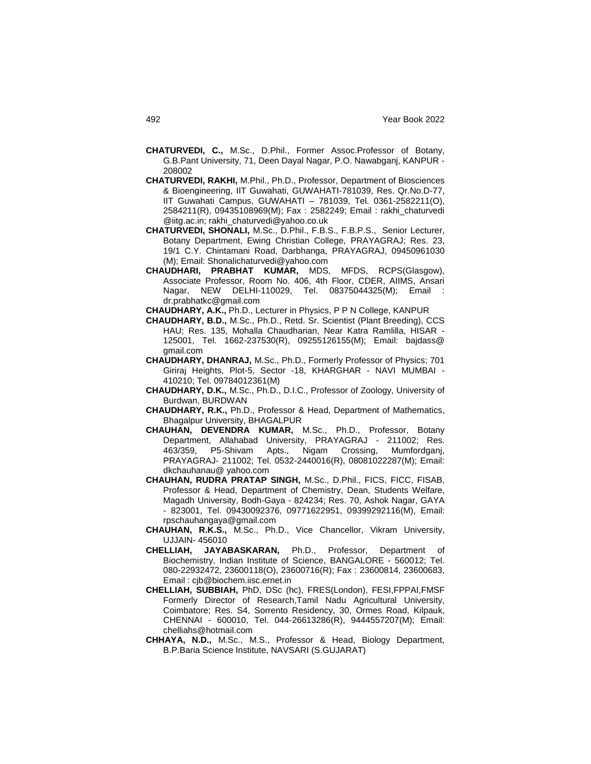**CHATURVEDI, C.,** M.Sc., D.Phil., Former Assoc.Professor of Botany, G.B.Pant University, 71, Deen Dayal Nagar, P.O. Nawabganj, KANPUR - 208002

**CHATURVEDI, RAKHI,** M.Phil., Ph.D., Professor, Department of Biosciences & Bioengineering, IIT Guwahati, GUWAHATI-781039, Res. Qr.No.D-77, IIT Guwahati Campus, GUWAHATI – 781039, Tel. 0361-2582211(O), 2584211(R), 09435108969(M); Fax : 2582249; Email : rakhi_chaturvedi @iitg.ac.in; rakhi_chaturvedi@yahoo.co.uk

**CHATURVEDI, SHONALI,** M.Sc., D.Phil., F.B.S., F.B.P.S., Senior Lecturer, Botany Department, Ewing Christian College, PRAYAGRAJ; Res. 23, 19/1 C.Y. Chintamani Road, Darbhanga, PRAYAGRAJ, 09450961030 (M); Email: Shonalichaturvedi@yahoo.com

**CHAUDHARI, PRABHAT KUMAR,** MDS, MFDS, RCPS(Glasgow), Associate Professor, Room No. 406, 4th Floor, CDER, AIIMS, Ansari Nagar, NEW DELHI-110029, Tel. 08375044325(M); Email : dr.prabhatkc@gmail.com

**CHAUDHARY, A.K.,** Ph.D., Lecturer in Physics, P P N College, KANPUR

**CHAUDHARY, B.D.,** M.Sc., Ph.D., Retd. Sr. Scientist (Plant Breeding), CCS HAU; Res. 135, Mohalla Chaudharian, Near Katra Ramlilla, HISAR - 125001, Tel. 1662-237530(R), 09255126155(M); Email: bajdass@ gmail.com

**CHAUDHARY, DHANRAJ,** M.Sc., Ph.D., Formerly Professor of Physics; 701 Giriraj Heights, Plot-5, Sector -18, KHARGHAR - NAVI MUMBAI - 410210; Tel. 09784012361(M)

**CHAUDHARY, D.K.,** M.Sc., Ph.D., D.I.C., Professor of Zoology, University of Burdwan, BURDWAN

**CHAUDHARY, R.K.,** Ph.D., Professor & Head, Department of Mathematics, Bhagalpur University, BHAGALPUR

**CHAUHAN, DEVENDRA KUMAR,** M.Sc., Ph.D., Professor, Botany Department, Allahabad University, PRAYAGRAJ - 211002; Res. 463/359, P5-Shivam Apts., Nigam Crossing, Mumfordganj, PRAYAGRAJ- 211002; Tel. 0532-2440016(R), 08081022287(M); Email: dkchauhanau@ yahoo.com

**CHAUHAN, RUDRA PRATAP SINGH,** M.Sc., D.Phil., FICS, FICC, FISAB, Professor & Head, Department of Chemistry, Dean, Students Welfare, Magadh University, Bodh-Gaya - 824234; Res. 70, Ashok Nagar, GAYA - 823001, Tel. 09430092376, 09771622951, 09399292116(M), Email: rpschauhangaya@gmail.com

**CHAUHAN, R.K.S.,** M.Sc., Ph.D., Vice Chancellor, Vikram University, UJJAIN- 456010

**CHELLIAH, JAYABASKARAN,** Ph.D., Professor, Department of Biochemistry, Indian Institute of Science, BANGALORE - 560012; Tel. 080-22932472, 23600118(O), 23600716(R); Fax : 23600814, 23600683, Email : cjb@biochem.iisc.ernet.in

**CHELLIAH, SUBBIAH,** PhD, DSc (hc), FRES(London), FESI,FPPAI,FMSF Formerly Director of Research,Tamil Nadu Agricultural University, Coimbatore; Res. S4, Sorrento Residency, 30, Ormes Road, Kilpauk, CHENNAI - 600010, Tel. 044-26613286(R), 9444557207(M); Email: chelliahs@hotmail.com

**CHHAYA, N.D.,** M.Sc., M.S., Professor & Head, Biology Department, B.P.Baria Science Institute, NAVSARI (S.GUJARAT)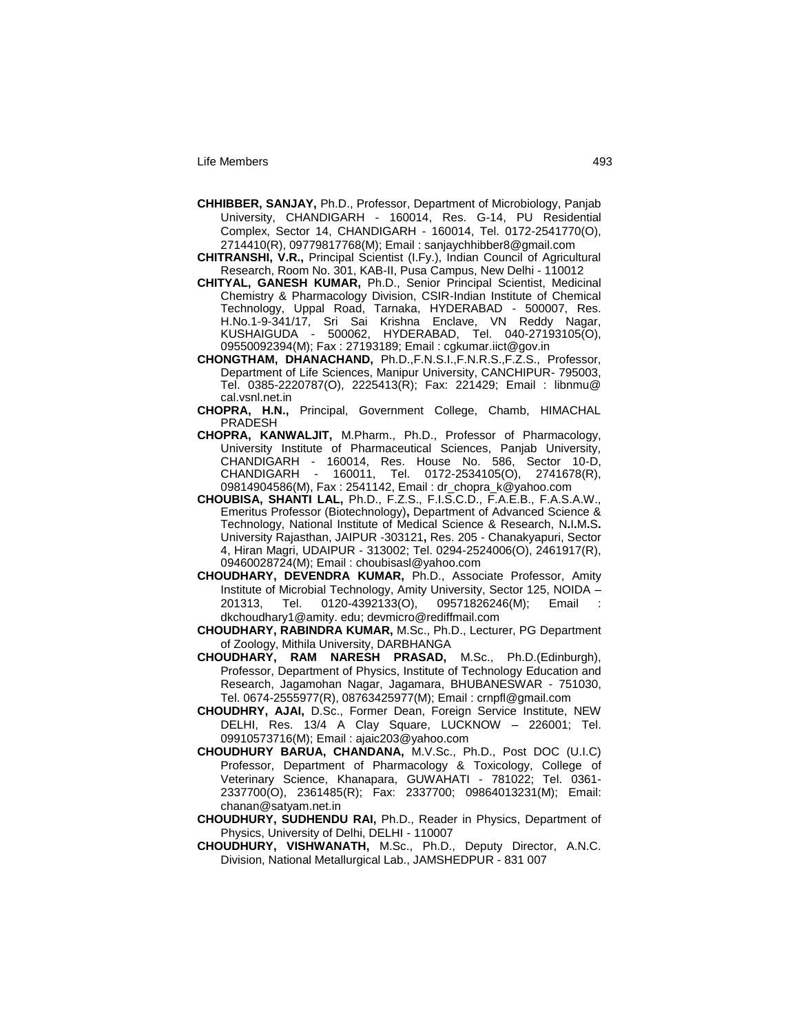**CHHIBBER, SANJAY,** Ph.D., Professor, Department of Microbiology, Panjab University, CHANDIGARH - 160014, Res. G-14, PU Residential Complex, Sector 14, CHANDIGARH - 160014, Tel. 0172-2541770(O), 2714410(R), 09779817768(M); Email : sanjaychhibber8@gmail.com

**CHITRANSHI, V.R.,** Principal Scientist (I.Fy.), Indian Council of Agricultural Research, Room No. 301, KAB-II, Pusa Campus, New Delhi - 110012

**CHITYAL, GANESH KUMAR,** Ph.D., Senior Principal Scientist, Medicinal Chemistry & Pharmacology Division, CSIR-Indian Institute of Chemical Technology, Uppal Road, Tarnaka, HYDERABAD - 500007, Res. H.No.1-9-341/17, Sri Sai Krishna Enclave, VN Reddy Nagar, KUSHAIGUDA - 500062, HYDERABAD, Tel. 040-27193105(O), 09550092394(M); Fax : 27193189; Email : cgkumar.iict@gov.in

**CHONGTHAM, DHANACHAND,** Ph.D.,F.N.S.I.,F.N.R.S.,F.Z.S., Professor, Department of Life Sciences, Manipur University, CANCHIPUR- 795003, Tel. 0385-2220787(O), 2225413(R); Fax: 221429; Email : libnmu@cal.vsnl.net.in

**CHOPRA, H.N.,** Principal, Government College, Chamb, HIMACHAL PRADESH

**CHOPRA, KANWALJIT,** M.Pharm., Ph.D., Professor of Pharmacology, University Institute of Pharmaceutical Sciences, Panjab University, CHANDIGARH - 160014, Res. House No. 586, Sector 10-D, CHANDIGARH - 160011, Tel. 0172-2534105(O), 2741678(R), 09814904586(M), Fax : 2541142, Email : dr_chopra_k@yahoo.com

**CHOUBISA, SHANTI LAL,** Ph.D., F.Z.S., F.I.S.C.D., F.A.E.B., F.A.S.A.W., Emeritus Professor (Biotechnology)**,** Department of Advanced Science & Technology, National Institute of Medical Science & Research, N**.**I**.**M**.**S**.** University Rajasthan, JAIPUR -303121**,** Res. 205 - Chanakyapuri, Sector 4, Hiran Magri, UDAIPUR - 313002; Tel. 0294-2524006(O), 2461917(R), 09460028724(M); Email : choubisasl@yahoo.com

**CHOUDHARY, DEVENDRA KUMAR,** Ph.D., Associate Professor, Amity Institute of Microbial Technology, Amity University, Sector 125, NOIDA – 201313, Tel. 0120-4392133(O), 09571826246(M); Email : dkchoudhary1@amity. edu; devmicro@rediffmail.com

**CHOUDHARY, RABINDRA KUMAR,** M.Sc., Ph.D., Lecturer, PG Department of Zoology, Mithila University, DARBHANGA

**CHOUDHARY, RAM NARESH PRASAD,** M.Sc., Ph.D.(Edinburgh), Professor, Department of Physics, Institute of Technology Education and Research, Jagamohan Nagar, Jagamara, BHUBANESWAR - 751030, Tel. 0674-2555977(R), 08763425977(M); Email : crnpfl@gmail.com

**CHOUDHRY, AJAI,** D.Sc., Former Dean, Foreign Service Institute, NEW DELHI, Res. 13/4 A Clay Square, LUCKNOW – 226001; Tel. 09910573716(M); Email : ajaic203@yahoo.com

**CHOUDHURY BARUA, CHANDANA,** M.V.Sc., Ph.D., Post DOC (U.I.C) Professor, Department of Pharmacology & Toxicology, College of Veterinary Science, Khanapara, GUWAHATI - 781022; Tel. 0361-2337700(O), 2361485(R); Fax: 2337700; 09864013231(M); Email: chanan@satyam.net.in

**CHOUDHURY, SUDHENDU RAI,** Ph.D., Reader in Physics, Department of Physics, University of Delhi, DELHI - 110007

**CHOUDHURY, VISHWANATH,** M.Sc., Ph.D., Deputy Director, A.N.C. Division, National Metallurgical Lab., JAMSHEDPUR - 831 007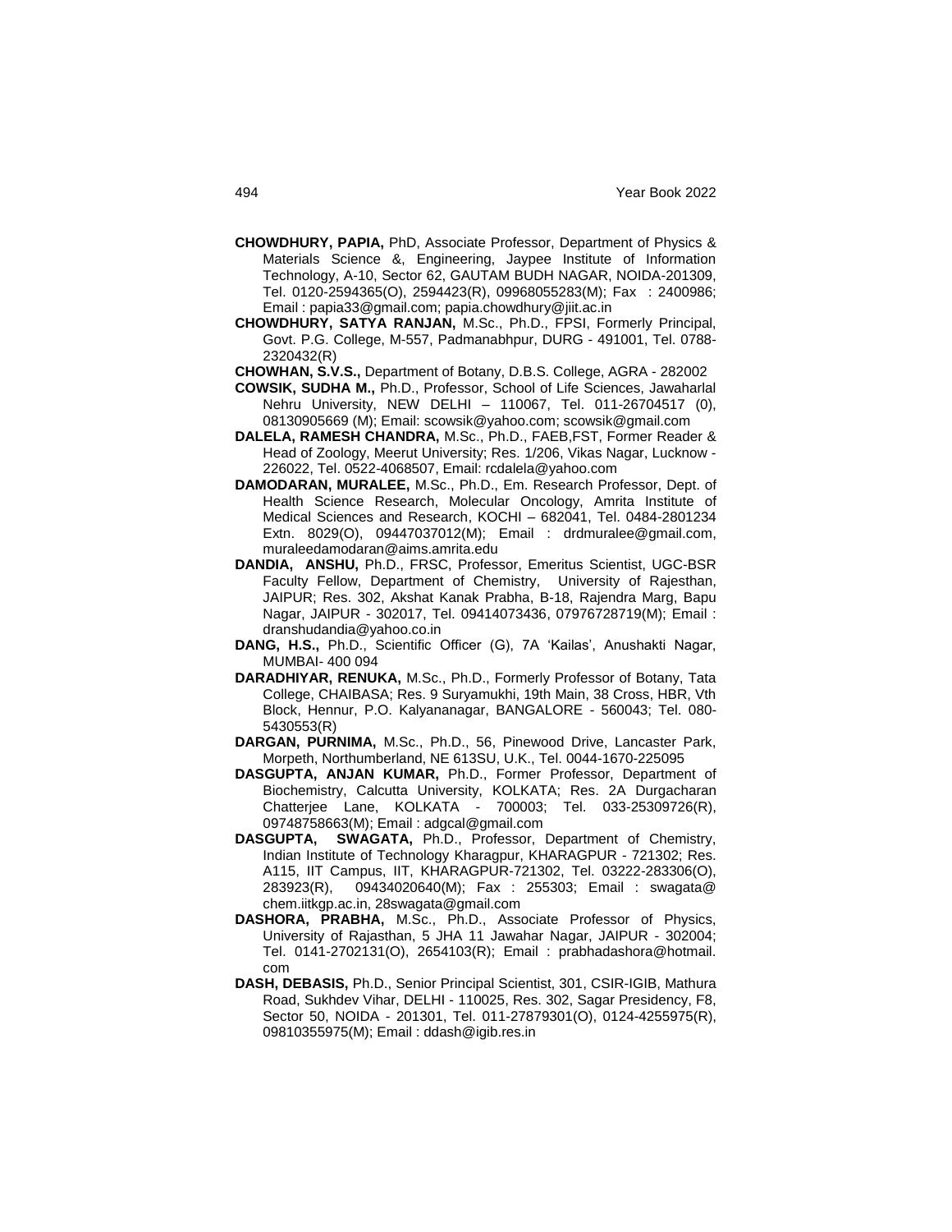**CHOWDHURY, PAPIA,** PhD, Associate Professor, Department of Physics & Materials Science &, Engineering, Jaypee Institute of Information Technology, A-10, Sector 62, GAUTAM BUDH NAGAR, NOIDA-201309, Tel. 0120-2594365(O), 2594423(R), 09968055283(M); Fax : 2400986; Email : papia33@gmail.com; papia.chowdhury@jiit.ac.in

**CHOWDHURY, SATYA RANJAN,** M.Sc., Ph.D., FPSI, Formerly Principal, Govt. P.G. College, M-557, Padmanabhpur, DURG - 491001, Tel. 0788-2320432(R)

**CHOWHAN, S.V.S.,** Department of Botany, D.B.S. College, AGRA - 282002

**COWSIK, SUDHA M.,** Ph.D., Professor, School of Life Sciences, Jawaharlal Nehru University, NEW DELHI – 110067, Tel. 011-26704517 (0), 08130905669 (M); Email: scowsik@yahoo.com; scowsik@gmail.com

**DALELA, RAMESH CHANDRA,** M.Sc., Ph.D., FAEB,FST, Former Reader & Head of Zoology, Meerut University; Res. 1/206, Vikas Nagar, Lucknow - 226022, Tel. 0522-4068507, Email: rcdalela@yahoo.com

**DAMODARAN, MURALEE,** M.Sc., Ph.D., Em. Research Professor, Dept. of Health Science Research, Molecular Oncology, Amrita Institute of Medical Sciences and Research, KOCHI – 682041, Tel. 0484-2801234 Extn. 8029(O), 09447037012(M); Email : drdmuralee@gmail.com, muraleedamodaran@aims.amrita.edu

**DANDIA, ANSHU,** Ph.D., FRSC, Professor, Emeritus Scientist, UGC-BSR Faculty Fellow, Department of Chemistry, University of Rajesthan, JAIPUR; Res. 302, Akshat Kanak Prabha, B-18, Rajendra Marg, Bapu Nagar, JAIPUR - 302017, Tel. 09414073436, 07976728719(M); Email : dranshudandia@yahoo.co.in

**DANG, H.S.,** Ph.D., Scientific Officer (G), 7A 'Kailas', Anushakti Nagar, MUMBAI- 400 094

**DARADHIYAR, RENUKA,** M.Sc., Ph.D., Formerly Professor of Botany, Tata College, CHAIBASA; Res. 9 Suryamukhi, 19th Main, 38 Cross, HBR, Vth Block, Hennur, P.O. Kalyananagar, BANGALORE - 560043; Tel. 080-5430553(R)

**DARGAN, PURNIMA,** M.Sc., Ph.D., 56, Pinewood Drive, Lancaster Park, Morpeth, Northumberland, NE 613SU, U.K., Tel. 0044-1670-225095

**DASGUPTA, ANJAN KUMAR,** Ph.D., Former Professor, Department of Biochemistry, Calcutta University, KOLKATA; Res. 2A Durgacharan Chatterjee Lane, KOLKATA - 700003; Tel. 033-25309726(R), 09748758663(M); Email : adgcal@gmail.com

**DASGUPTA, SWAGATA,** Ph.D., Professor, Department of Chemistry, Indian Institute of Technology Kharagpur, KHARAGPUR - 721302; Res. A115, IIT Campus, IIT, KHARAGPUR-721302, Tel. 03222-283306(O), 283923(R), 09434020640(M); Fax : 255303; Email : swagata@ chem.iitkgp.ac.in, 28swagata@gmail.com

**DASHORA, PRABHA,** M.Sc., Ph.D., Associate Professor of Physics, University of Rajasthan, 5 JHA 11 Jawahar Nagar, JAIPUR - 302004; Tel. 0141-2702131(O), 2654103(R); Email : prabhadashora@hotmail. com

**DASH, DEBASIS,** Ph.D., Senior Principal Scientist, 301, CSIR-IGIB, Mathura Road, Sukhdev Vihar, DELHI - 110025, Res. 302, Sagar Presidency, F8, Sector 50, NOIDA - 201301, Tel. 011-27879301(O), 0124-4255975(R), 09810355975(M); Email : ddash@igib.res.in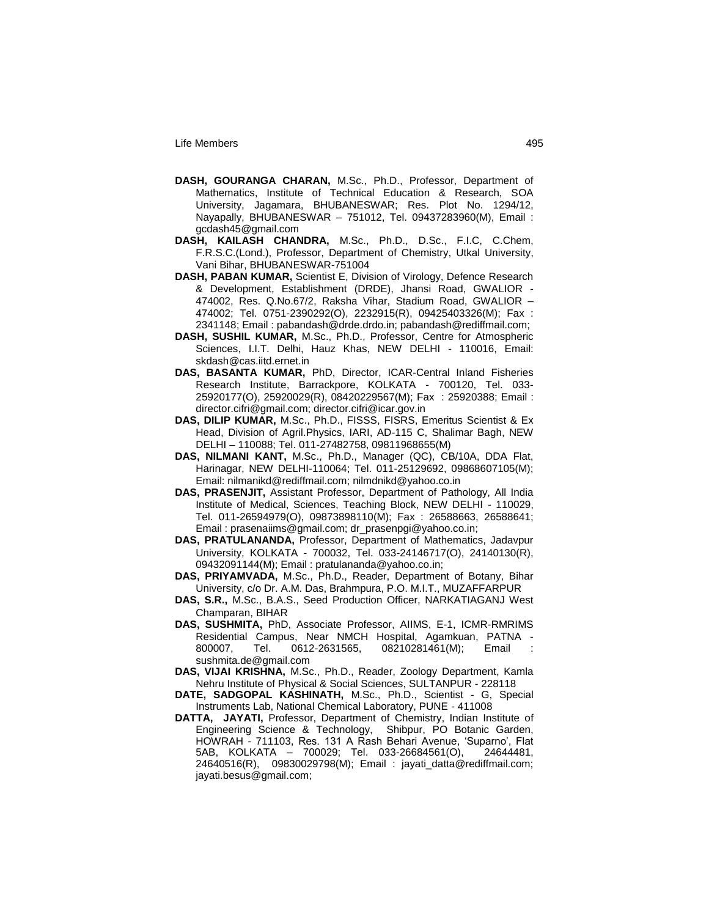**DASH, GOURANGA CHARAN,** M.Sc., Ph.D., Professor, Department of Mathematics, Institute of Technical Education & Research, SOA University, Jagamara, BHUBANESWAR; Res. Plot No. 1294/12, Nayapally, BHUBANESWAR – 751012, Tel. 09437283960(M), Email : gcdash45@gmail.com

**DASH, KAILASH CHANDRA,** M.Sc., Ph.D., D.Sc., F.I.C, C.Chem, F.R.S.C.(Lond.), Professor, Department of Chemistry, Utkal University, Vani Bihar, BHUBANESWAR-751004

**DASH, PABAN KUMAR,** Scientist E, Division of Virology, Defence Research & Development, Establishment (DRDE), Jhansi Road, GWALIOR - 474002, Res. Q.No.67/2, Raksha Vihar, Stadium Road, GWALIOR – 474002; Tel. 0751-2390292(O), 2232915(R), 09425403326(M); Fax : 2341148; Email : pabandash@drde.drdo.in; pabandash@rediffmail.com;

**DASH, SUSHIL KUMAR,** M.Sc., Ph.D., Professor, Centre for Atmospheric Sciences, I.I.T. Delhi, Hauz Khas, NEW DELHI - 110016, Email: skdash@cas.iitd.ernet.in

**DAS, BASANTA KUMAR,** PhD, Director, ICAR-Central Inland Fisheries Research Institute, Barrackpore, KOLKATA - 700120, Tel. 033-25920177(O), 25920029(R), 08420229567(M); Fax : 25920388; Email : director.cifri@gmail.com; director.cifri@icar.gov.in

**DAS, DILIP KUMAR,** M.Sc., Ph.D., FISSS, FISRS, Emeritus Scientist & Ex Head, Division of Agril.Physics, IARI, AD-115 C, Shalimar Bagh, NEW DELHI – 110088; Tel. 011-27482758, 09811968655(M)

**DAS, NILMANI KANT,** M.Sc., Ph.D., Manager (QC), CB/10A, DDA Flat, Harinagar, NEW DELHI-110064; Tel. 011-25129692, 09868607105(M); Email: nilmanikd@rediffmail.com; nilmdnikd@yahoo.co.in

**DAS, PRASENJIT,** Assistant Professor, Department of Pathology, All India Institute of Medical, Sciences, Teaching Block, NEW DELHI - 110029, Tel. 011-26594979(O), 09873898110(M); Fax : 26588663, 26588641; Email : prasenaiims@gmail.com; dr_prasenpgi@yahoo.co.in;

**DAS, PRATULANANDA,** Professor, Department of Mathematics, Jadavpur University, KOLKATA - 700032, Tel. 033-24146717(O), 24140130(R), 09432091144(M); Email : pratulananda@yahoo.co.in;

**DAS, PRIYAMVADA,** M.Sc., Ph.D., Reader, Department of Botany, Bihar University, c/o Dr. A.M. Das, Brahmpura, P.O. M.I.T., MUZAFFARPUR

**DAS, S.R.,** M.Sc., B.A.S., Seed Production Officer, NARKATIAGANJ West Champaran, BIHAR

**DAS, SUSHMITA,** PhD, Associate Professor, AIIMS, E-1, ICMR-RMRIMS Residential Campus, Near NMCH Hospital, Agamkuan, PATNA - 800007, Tel. 0612-2631565, 08210281461(M); Email : sushmita.de@gmail.com

**DAS, VIJAI KRISHNA,** M.Sc., Ph.D., Reader, Zoology Department, Kamla Nehru Institute of Physical & Social Sciences, SULTANPUR - 228118

**DATE, SADGOPAL KASHINATH,** M.Sc., Ph.D., Scientist - G, Special Instruments Lab, National Chemical Laboratory, PUNE - 411008

**DATTA, JAYATI,** Professor, Department of Chemistry, Indian Institute of Engineering Science & Technology, Shibpur, PO Botanic Garden, HOWRAH - 711103, Res. 131 A Rash Behari Avenue, 'Suparno', Flat 5AB, KOLKATA – 700029; Tel. 033-26684561(O), 24644481, 24640516(R), 09830029798(M); Email : jayati_datta@rediffmail.com; jayati.besus@gmail.com;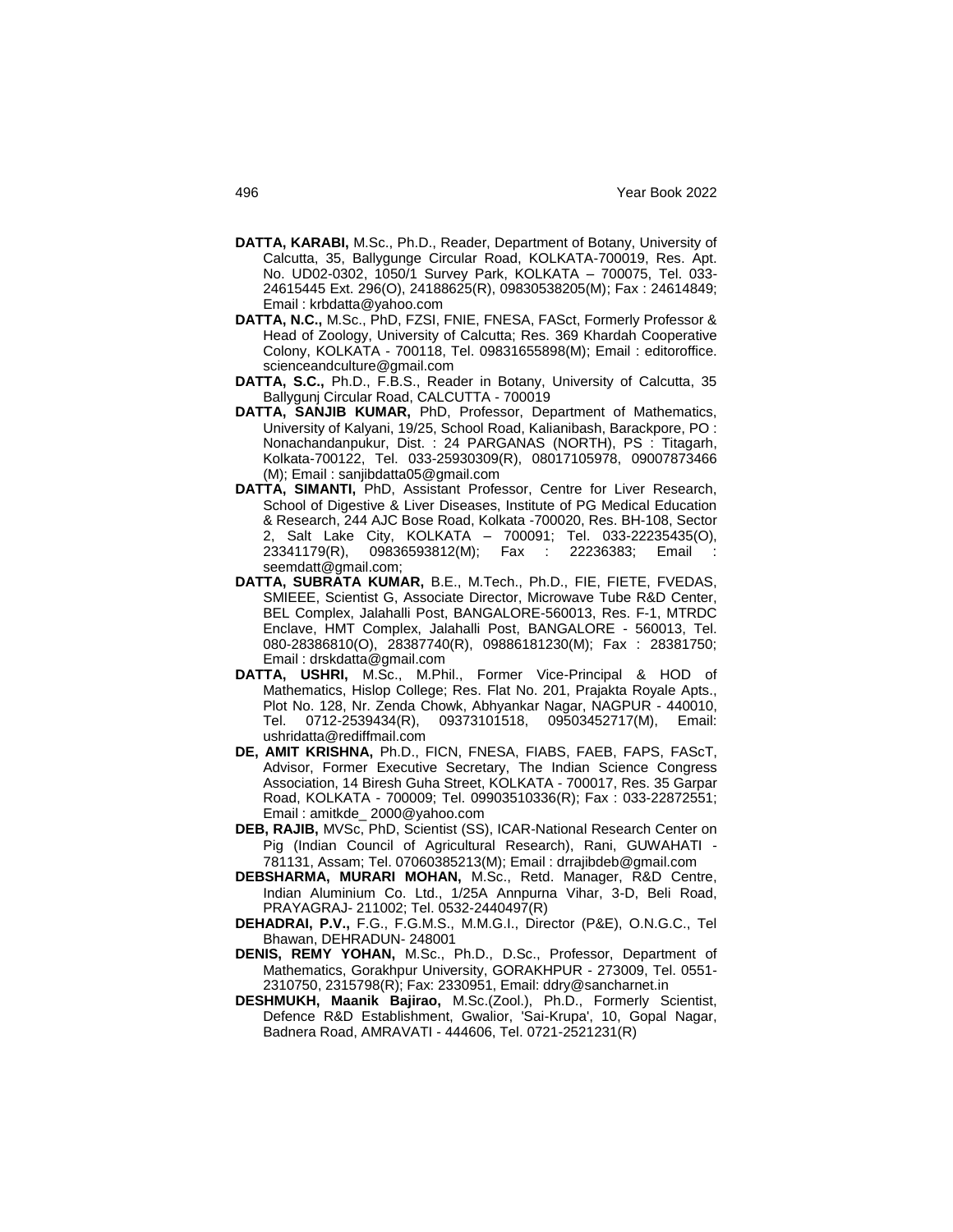**DATTA, KARABI,** M.Sc., Ph.D., Reader, Department of Botany, University of Calcutta, 35, Ballygunge Circular Road, KOLKATA-700019, Res. Apt. No. UD02-0302, 1050/1 Survey Park, KOLKATA – 700075, Tel. 033-24615445 Ext. 296(O), 24188625(R), 09830538205(M); Fax : 24614849; Email : krbdatta@yahoo.com

**DATTA, N.C.,** M.Sc., PhD, FZSI, FNIE, FNESA, FASct, Formerly Professor & Head of Zoology, University of Calcutta; Res. 369 Khardah Cooperative Colony, KOLKATA - 700118, Tel. 09831655898(M); Email : editoroffice. scienceandculture@gmail.com

**DATTA, S.C.,** Ph.D., F.B.S., Reader in Botany, University of Calcutta, 35 Ballygunj Circular Road, CALCUTTA - 700019

**DATTA, SANJIB KUMAR,** PhD, Professor, Department of Mathematics, University of Kalyani, 19/25, School Road, Kalianibash, Barackpore, PO : Nonachandanpukur, Dist. : 24 PARGANAS (NORTH), PS : Titagarh, Kolkata-700122, Tel. 033-25930309(R), 08017105978, 09007873466 (M); Email : sanjibdatta05@gmail.com

**DATTA, SIMANTI,** PhD, Assistant Professor, Centre for Liver Research, School of Digestive & Liver Diseases, Institute of PG Medical Education & Research, 244 AJC Bose Road, Kolkata -700020, Res. BH-108, Sector 2, Salt Lake City, KOLKATA – 700091; Tel. 033-22235435(O), 23341179(R), 09836593812(M); Fax : 22236383; Email : seemdatt@gmail.com;

**DATTA, SUBRATA KUMAR,** B.E., M.Tech., Ph.D., FIE, FIETE, FVEDAS, SMIEEE, Scientist G, Associate Director, Microwave Tube R&D Center, BEL Complex, Jalahalli Post, BANGALORE-560013, Res. F-1, MTRDC Enclave, HMT Complex, Jalahalli Post, BANGALORE - 560013, Tel. 080-28386810(O), 28387740(R), 09886181230(M); Fax : 28381750; Email : drskdatta@gmail.com

**DATTA, USHRI,** M.Sc., M.Phil., Former Vice-Principal & HOD of Mathematics, Hislop College; Res. Flat No. 201, Prajakta Royale Apts., Plot No. 128, Nr. Zenda Chowk, Abhyankar Nagar, NAGPUR - 440010, Tel. 0712-2539434(R), 09373101518, 09503452717(M), Email: ushridatta@rediffmail.com

**DE, AMIT KRISHNA,** Ph.D., FICN, FNESA, FIABS, FAEB, FAPS, FAScT, Advisor, Former Executive Secretary, The Indian Science Congress Association, 14 Biresh Guha Street, KOLKATA - 700017, Res. 35 Garpar Road, KOLKATA - 700009; Tel. 09903510336(R); Fax : 033-22872551; Email : amitkde_ 2000@yahoo.com

**DEB, RAJIB,** MVSc, PhD, Scientist (SS), ICAR-National Research Center on Pig (Indian Council of Agricultural Research), Rani, GUWAHATI - 781131, Assam; Tel. 07060385213(M); Email : drrajibdeb@gmail.com

**DEBSHARMA, MURARI MOHAN,** M.Sc., Retd. Manager, R&D Centre, Indian Aluminium Co. Ltd., 1/25A Annpurna Vihar, 3-D, Beli Road, PRAYAGRAJ- 211002; Tel. 0532-2440497(R)

**DEHADRAI, P.V.,** F.G., F.G.M.S., M.M.G.I., Director (P&E), O.N.G.C., Tel Bhawan, DEHRADUN- 248001

**DENIS, REMY YOHAN,** M.Sc., Ph.D., D.Sc., Professor, Department of Mathematics, Gorakhpur University, GORAKHPUR - 273009, Tel. 0551-2310750, 2315798(R); Fax: 2330951, Email: ddry@sancharnet.in

**DESHMUKH, Maanik Bajirao,** M.Sc.(Zool.), Ph.D., Formerly Scientist, Defence R&D Establishment, Gwalior, 'Sai-Krupa', 10, Gopal Nagar, Badnera Road, AMRAVATI - 444606, Tel. 0721-2521231(R)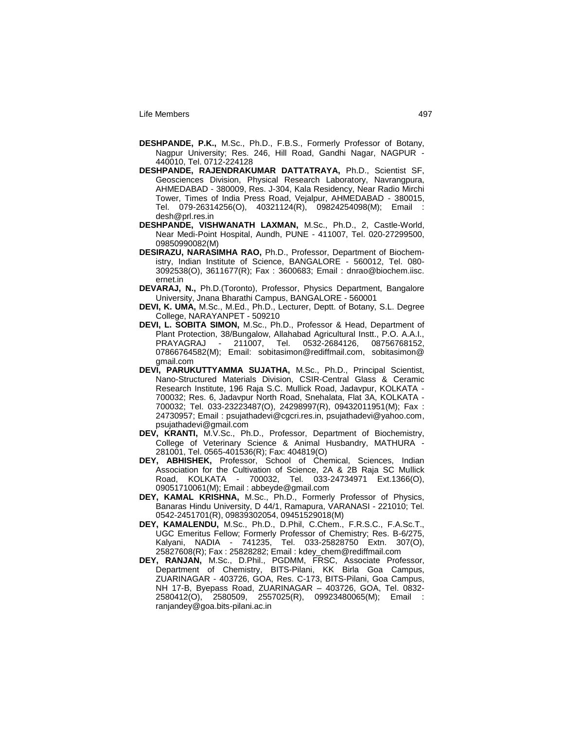**DESHPANDE, P.K.,** M.Sc., Ph.D., F.B.S., Formerly Professor of Botany, Nagpur University; Res. 246, Hill Road, Gandhi Nagar, NAGPUR - 440010, Tel. 0712-224128

**DESHPANDE, RAJENDRAKUMAR DATTATRAYA,** Ph.D., Scientist SF, Geosciences Division, Physical Research Laboratory, Navrangpura, AHMEDABAD - 380009, Res. J-304, Kala Residency, Near Radio Mirchi Tower, Times of India Press Road, Vejalpur, AHMEDABAD - 380015, Tel. 079-26314256(O), 40321124(R), 09824254098(M); Email : desh@prl.res.in

**DESHPANDE, VISHWANATH LAXMAN,** M.Sc., Ph.D., 2, Castle-World, Near Medi-Point Hospital, Aundh, PUNE - 411007, Tel. 020-27299500, 09850990082(M)

**DESIRAZU, NARASIMHA RAO,** Ph.D., Professor, Department of Biochemistry, Indian Institute of Science, BANGALORE - 560012, Tel. 080-3092538(O), 3611677(R); Fax : 3600683; Email : dnrao@biochem.iisc.ernet.in

**DEVARAJ, N.,** Ph.D.(Toronto), Professor, Physics Department, Bangalore University, Jnana Bharathi Campus, BANGALORE - 560001

**DEVI, K. UMA,** M.Sc., M.Ed., Ph.D., Lecturer, Deptt. of Botany, S.L. Degree College, NARAYANPET - 509210

**DEVI, L. SOBITA SIMON,** M.Sc., Ph.D., Professor & Head, Department of Plant Protection, 38/Bungalow, Allahabad Agricultural Instt., P.O. A.A.I., PRAYAGRAJ - 211007, Tel. 0532-2684126, 08756768152, 07866764582(M); Email: sobitasimon@rediffmail.com, sobitasimon@gmail.com

**DEVI, PARUKUTTYAMMA SUJATHA,** M.Sc., Ph.D., Principal Scientist, Nano-Structured Materials Division, CSIR-Central Glass & Ceramic Research Institute, 196 Raja S.C. Mullick Road, Jadavpur, KOLKATA - 700032; Res. 6, Jadavpur North Road, Snehalata, Flat 3A, KOLKATA - 700032; Tel. 033-23223487(O), 24298997(R), 09432011951(M); Fax : 24730957; Email : psujathadevi@cgcri.res.in, psujathadevi@yahoo.com, psujathadevi@gmail.com

**DEV, KRANTI,** M.V.Sc., Ph.D., Professor, Department of Biochemistry, College of Veterinary Science & Animal Husbandry, MATHURA - 281001, Tel. 0565-401536(R); Fax: 404819(O)

**DEY, ABHISHEK,** Professor, School of Chemical, Sciences, Indian Association for the Cultivation of Science, 2A & 2B Raja SC Mullick Road, KOLKATA - 700032, Tel. 033-24734971 Ext.1366(O), 09051710061(M); Email : abbeyde@gmail.com

**DEY, KAMAL KRISHNA,** M.Sc., Ph.D., Formerly Professor of Physics, Banaras Hindu University, D 44/1, Ramapura, VARANASI - 221010; Tel. 0542-2451701(R), 09839302054, 09451529018(M)

**DEY, KAMALENDU,** M.Sc., Ph.D., D.Phil, C.Chem., F.R.S.C., F.A.Sc.T., UGC Emeritus Fellow; Formerly Professor of Chemistry; Res. B-6/275, Kalyani, NADIA - 741235, Tel. 033-25828750 Extn. 307(O), 25827608(R); Fax : 25828282; Email : kdey_chem@rediffmail.com

**DEY, RANJAN,** M.Sc., D.Phil., PGDMM, FRSC, Associate Professor, Department of Chemistry, BITS-Pilani, KK Birla Goa Campus, ZUARINAGAR - 403726, GOA, Res. C-173, BITS-Pilani, Goa Campus, NH 17-B, Byepass Road, ZUARINAGAR – 403726, GOA, Tel. 0832-2580412(O), 2580509, 2557025(R), 09923480065(M); Email : ranjandey@goa.bits-pilani.ac.in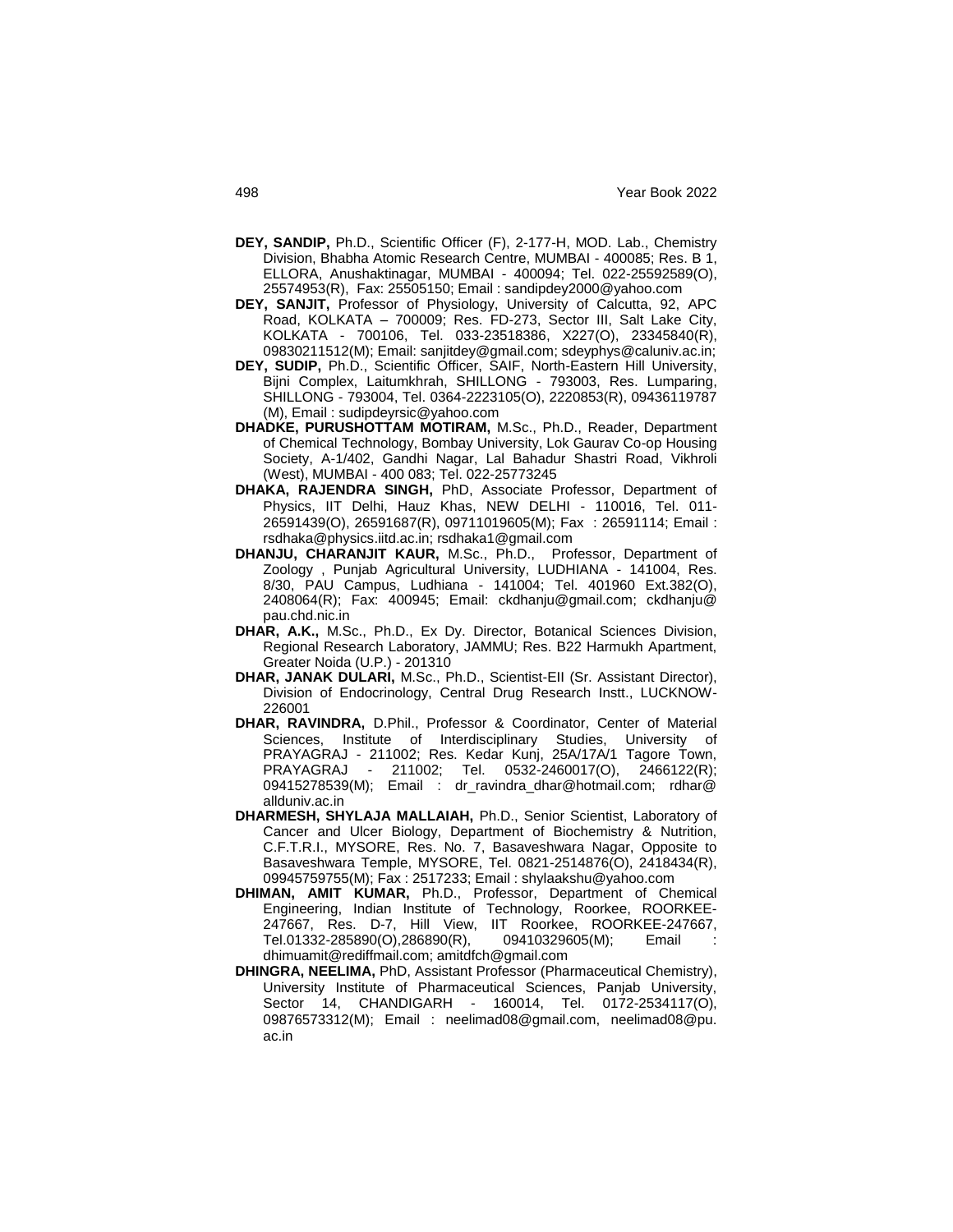**DEY, SANDIP,** Ph.D., Scientific Officer (F), 2-177-H, MOD. Lab., Chemistry Division, Bhabha Atomic Research Centre, MUMBAI - 400085; Res. B 1, ELLORA, Anushaktinagar, MUMBAI - 400094; Tel. 022-25592589(O), 25574953(R), Fax: 25505150; Email : sandipdey2000@yahoo.com

**DEY, SANJIT,** Professor of Physiology, University of Calcutta, 92, APC Road, KOLKATA – 700009; Res. FD-273, Sector III, Salt Lake City, KOLKATA - 700106, Tel. 033-23518386, X227(O), 23345840(R), 09830211512(M); Email: sanjitdey@gmail.com; sdeyphys@caluniv.ac.in;

**DEY, SUDIP,** Ph.D., Scientific Officer, SAIF, North-Eastern Hill University, Bijni Complex, Laitumkhrah, SHILLONG - 793003, Res. Lumparing, SHILLONG - 793004, Tel. 0364-2223105(O), 2220853(R), 09436119787 (M), Email : sudipdeyrsic@yahoo.com

**DHADKE, PURUSHOTTAM MOTIRAM,** M.Sc., Ph.D., Reader, Department of Chemical Technology, Bombay University, Lok Gaurav Co-op Housing Society, A-1/402, Gandhi Nagar, Lal Bahadur Shastri Road, Vikhroli (West), MUMBAI - 400 083; Tel. 022-25773245

**DHAKA, RAJENDRA SINGH,** PhD, Associate Professor, Department of Physics, IIT Delhi, Hauz Khas, NEW DELHI - 110016, Tel. 011-26591439(O), 26591687(R), 09711019605(M); Fax : 26591114; Email : rsdhaka@physics.iitd.ac.in; rsdhaka1@gmail.com

**DHANJU, CHARANJIT KAUR,** M.Sc., Ph.D., Professor, Department of Zoology , Punjab Agricultural University, LUDHIANA - 141004, Res. 8/30, PAU Campus, Ludhiana - 141004; Tel. 401960 Ext.382(O), 2408064(R); Fax: 400945; Email: ckdhanju@gmail.com; ckdhanju@ pau.chd.nic.in

**DHAR, A.K.,** M.Sc., Ph.D., Ex Dy. Director, Botanical Sciences Division, Regional Research Laboratory, JAMMU; Res. B22 Harmukh Apartment, Greater Noida (U.P.) - 201310

**DHAR, JANAK DULARI,** M.Sc., Ph.D., Scientist-EII (Sr. Assistant Director), Division of Endocrinology, Central Drug Research Instt., LUCKNOW-226001

**DHAR, RAVINDRA,** D.Phil., Professor & Coordinator, Center of Material Sciences, Institute of Interdisciplinary Studies, University of PRAYAGRAJ - 211002; Res. Kedar Kunj, 25A/17A/1 Tagore Town, PRAYAGRAJ - 211002; Tel. 0532-2460017(O), 2466122(R); 09415278539(M); Email : dr_ravindra_dhar@hotmail.com; rdhar@ allduniv.ac.in

**DHARMESH, SHYLAJA MALLAIAH,** Ph.D., Senior Scientist, Laboratory of Cancer and Ulcer Biology, Department of Biochemistry & Nutrition, C.F.T.R.I., MYSORE, Res. No. 7, Basaveshwara Nagar, Opposite to Basaveshwara Temple, MYSORE, Tel. 0821-2514876(O), 2418434(R), 09945759755(M); Fax : 2517233; Email : shylaakshu@yahoo.com

**DHIMAN, AMIT KUMAR,** Ph.D., Professor, Department of Chemical Engineering, Indian Institute of Technology, Roorkee, ROORKEE-247667, Res. D-7, Hill View, IIT Roorkee, ROORKEE-247667, Tel.01332-285890(O),286890(R), 09410329605(M); Email : dhimuamit@rediffmail.com; amitdfch@gmail.com

**DHINGRA, NEELIMA,** PhD, Assistant Professor (Pharmaceutical Chemistry), University Institute of Pharmaceutical Sciences, Panjab University, Sector 14, CHANDIGARH - 160014, Tel. 0172-2534117(O), 09876573312(M); Email : neelimad08@gmail.com, neelimad08@pu. ac.in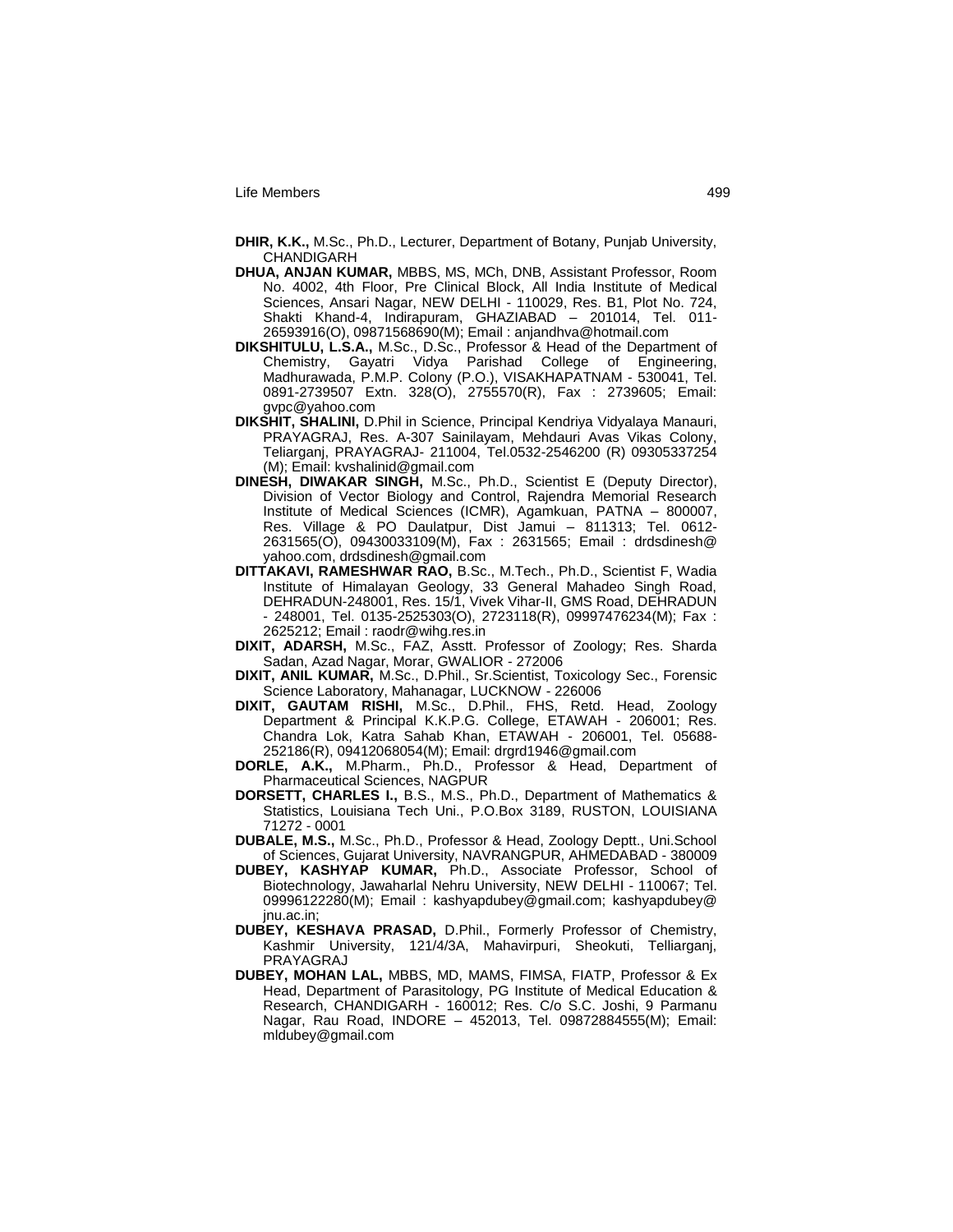**DHIR, K.K.,** M.Sc., Ph.D., Lecturer, Department of Botany, Punjab University, CHANDIGARH

**DHUA, ANJAN KUMAR,** MBBS, MS, MCh, DNB, Assistant Professor, Room No. 4002, 4th Floor, Pre Clinical Block, All India Institute of Medical Sciences, Ansari Nagar, NEW DELHI - 110029, Res. B1, Plot No. 724, Shakti Khand-4, Indirapuram, GHAZIABAD – 201014, Tel. 011-26593916(O), 09871568690(M); Email : anjandhva@hotmail.com

**DIKSHITULU, L.S.A.,** M.Sc., D.Sc., Professor & Head of the Department of Chemistry, Gayatri Vidya Parishad College of Engineering, Madhurawada, P.M.P. Colony (P.O.), VISAKHAPATNAM - 530041, Tel. 0891-2739507 Extn. 328(O), 2755570(R), Fax : 2739605; Email: gvpc@yahoo.com

**DIKSHIT, SHALINI,** D.Phil in Science, Principal Kendriya Vidyalaya Manauri, PRAYAGRAJ, Res. A-307 Sainilayam, Mehdauri Avas Vikas Colony, Teliarganj, PRAYAGRAJ- 211004, Tel.0532-2546200 (R) 09305337254 (M); Email: kvshalinid@gmail.com

**DINESH, DIWAKAR SINGH,** M.Sc., Ph.D., Scientist E (Deputy Director), Division of Vector Biology and Control, Rajendra Memorial Research Institute of Medical Sciences (ICMR), Agamkuan, PATNA – 800007, Res. Village & PO Daulatpur, Dist Jamui – 811313; Tel. 0612-2631565(O), 09430033109(M), Fax : 2631565; Email : drdsdinesh@yahoo.com, drdsdinesh@gmail.com

**DITTAKAVI, RAMESHWAR RAO,** B.Sc., M.Tech., Ph.D., Scientist F, Wadia Institute of Himalayan Geology, 33 General Mahadeo Singh Road, DEHRADUN-248001, Res. 15/1, Vivek Vihar-II, GMS Road, DEHRADUN - 248001, Tel. 0135-2525303(O), 2723118(R), 09997476234(M); Fax : 2625212; Email : raodr@wihg.res.in

**DIXIT, ADARSH,** M.Sc., FAZ, Asstt. Professor of Zoology; Res. Sharda Sadan, Azad Nagar, Morar, GWALIOR - 272006

**DIXIT, ANIL KUMAR,** M.Sc., D.Phil., Sr.Scientist, Toxicology Sec., Forensic Science Laboratory, Mahanagar, LUCKNOW - 226006

**DIXIT, GAUTAM RISHI,** M.Sc., D.Phil., FHS, Retd. Head, Zoology Department & Principal K.K.P.G. College, ETAWAH - 206001; Res. Chandra Lok, Katra Sahab Khan, ETAWAH - 206001, Tel. 05688-252186(R), 09412068054(M); Email: drgrd1946@gmail.com

**DORLE, A.K.,** M.Pharm., Ph.D., Professor & Head, Department of Pharmaceutical Sciences, NAGPUR

**DORSETT, CHARLES I.,** B.S., M.S., Ph.D., Department of Mathematics & Statistics, Louisiana Tech Uni., P.O.Box 3189, RUSTON, LOUISIANA 71272 - 0001

**DUBALE, M.S.,** M.Sc., Ph.D., Professor & Head, Zoology Deptt., Uni.School of Sciences, Gujarat University, NAVRANGPUR, AHMEDABAD - 380009

**DUBEY, KASHYAP KUMAR,** Ph.D., Associate Professor, School of Biotechnology, Jawaharlal Nehru University, NEW DELHI - 110067; Tel. 09996122280(M); Email : kashyapdubey@gmail.com; kashyapdubey@jnu.ac.in;

**DUBEY, KESHAVA PRASAD,** D.Phil., Formerly Professor of Chemistry, Kashmir University, 121/4/3A, Mahavirpuri, Sheokuti, Telliarganj, PRAYAGRAJ

**DUBEY, MOHAN LAL,** MBBS, MD, MAMS, FIMSA, FIATP, Professor & Ex Head, Department of Parasitology, PG Institute of Medical Education & Research, CHANDIGARH - 160012; Res. C/o S.C. Joshi, 9 Parmanu Nagar, Rau Road, INDORE – 452013, Tel. 09872884555(M); Email: mldubey@gmail.com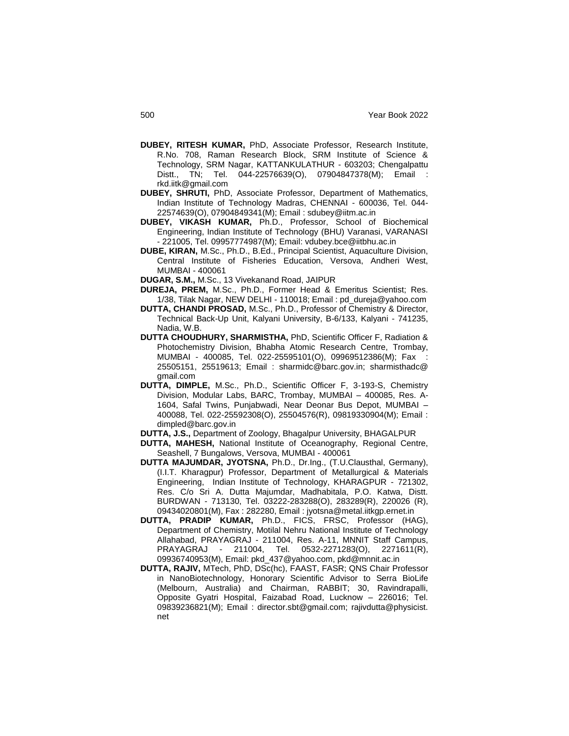**DUBEY, RITESH KUMAR,** PhD, Associate Professor, Research Institute, R.No. 708, Raman Research Block, SRM Institute of Science & Technology, SRM Nagar, KATTANKULATHUR - 603203; Chengalpattu Distt., TN; Tel. 044-22576639(O), 07904847378(M); Email : rkd.iitk@gmail.com

**DUBEY, SHRUTI,** PhD, Associate Professor, Department of Mathematics, Indian Institute of Technology Madras, CHENNAI - 600036, Tel. 044-22574639(O), 07904849341(M); Email : sdubey@iitm.ac.in

**DUBEY, VIKASH KUMAR,** Ph.D., Professor, School of Biochemical Engineering, Indian Institute of Technology (BHU) Varanasi, VARANASI - 221005, Tel. 09957774987(M); Email: vdubey.bce@iitbhu.ac.in

**DUBE, KIRAN,** M.Sc., Ph.D., B.Ed., Principal Scientist, Aquaculture Division, Central Institute of Fisheries Education, Versova, Andheri West, MUMBAI - 400061

**DUGAR, S.M.,** M.Sc., 13 Vivekanand Road, JAIPUR

**DUREJA, PREM,** M.Sc., Ph.D., Former Head & Emeritus Scientist; Res. 1/38, Tilak Nagar, NEW DELHI - 110018; Email : pd_dureja@yahoo.com

**DUTTA, CHANDI PROSAD,** M.Sc., Ph.D., Professor of Chemistry & Director, Technical Back-Up Unit, Kalyani University, B-6/133, Kalyani - 741235, Nadia, W.B.

**DUTTA CHOUDHURY, SHARMISTHA,** PhD, Scientific Officer F, Radiation & Photochemistry Division, Bhabha Atomic Research Centre, Trombay, MUMBAI - 400085, Tel. 022-25595101(O), 09969512386(M); Fax : 25505151, 25519613; Email : sharmidc@barc.gov.in; sharmisthadc@gmail.com

**DUTTA, DIMPLE,** M.Sc., Ph.D., Scientific Officer F, 3-193-S, Chemistry Division, Modular Labs, BARC, Trombay, MUMBAI – 400085, Res. A-1604, Safal Twins, Punjabwadi, Near Deonar Bus Depot, MUMBAI – 400088, Tel. 022-25592308(O), 25504576(R), 09819330904(M); Email : dimpled@barc.gov.in

**DUTTA, J.S.,** Department of Zoology, Bhagalpur University, BHAGALPUR

**DUTTA, MAHESH,** National Institute of Oceanography, Regional Centre, Seashell, 7 Bungalows, Versova, MUMBAI - 400061

**DUTTA MAJUMDAR, JYOTSNA,** Ph.D., Dr.Ing., (T.U.Clausthal, Germany), (I.I.T. Kharagpur) Professor, Department of Metallurgical & Materials Engineering, Indian Institute of Technology, KHARAGPUR - 721302, Res. C/o Sri A. Dutta Majumdar, Madhabitala, P.O. Katwa, Distt. BURDWAN - 713130, Tel. 03222-283288(O), 283289(R), 220026 (R), 09434020801(M), Fax : 282280, Email : jyotsna@metal.iitkgp.ernet.in

**DUTTA, PRADIP KUMAR,** Ph.D., FICS, FRSC, Professor (HAG), Department of Chemistry, Motilal Nehru National Institute of Technology Allahabad, PRAYAGRAJ - 211004, Res. A-11, MNNIT Staff Campus, PRAYAGRAJ - 211004, Tel. 0532-2271283(O), 2271611(R), 09936740953(M), Email: pkd_437@yahoo.com, pkd@mnnit.ac.in

**DUTTA, RAJIV,** MTech, PhD, DSc(hc), FAAST, FASR; QNS Chair Professor in NanoBiotechnology, Honorary Scientific Advisor to Serra BioLife (Melbourn, Australia) and Chairman, RABBIT; 30, Ravindrapalli, Opposite Gyatri Hospital, Faizabad Road, Lucknow – 226016; Tel. 09839236821(M); Email : director.sbt@gmail.com; rajivdutta@physicist.net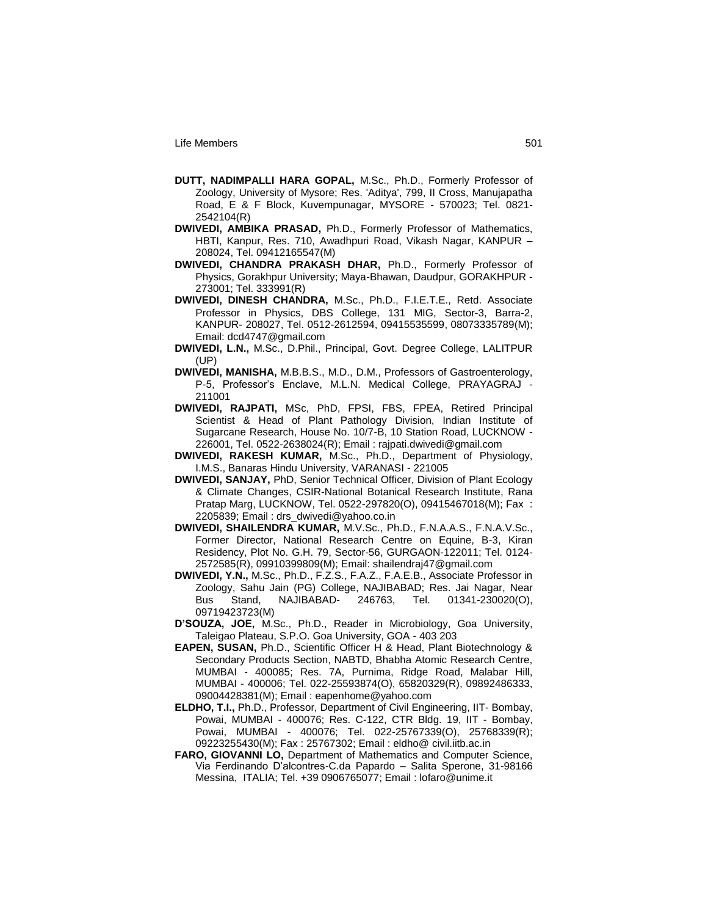**DUTT, NADIMPALLI HARA GOPAL,** M.Sc., Ph.D., Formerly Professor of Zoology, University of Mysore; Res. 'Aditya', 799, II Cross, Manujapatha Road, E & F Block, Kuvempunagar, MYSORE - 570023; Tel. 0821-2542104(R)

**DWIVEDI, AMBIKA PRASAD,** Ph.D., Formerly Professor of Mathematics, HBTI, Kanpur, Res. 710, Awadhpuri Road, Vikash Nagar, KANPUR – 208024, Tel. 09412165547(M)

**DWIVEDI, CHANDRA PRAKASH DHAR,** Ph.D., Formerly Professor of Physics, Gorakhpur University; Maya-Bhawan, Daudpur, GORAKHPUR - 273001; Tel. 333991(R)

**DWIVEDI, DINESH CHANDRA,** M.Sc., Ph.D., F.I.E.T.E., Retd. Associate Professor in Physics, DBS College, 131 MIG, Sector-3, Barra-2, KANPUR- 208027, Tel. 0512-2612594, 09415535599, 08073335789(M); Email: dcd4747@gmail.com

**DWIVEDI, L.N.,** M.Sc., D.Phil., Principal, Govt. Degree College, LALITPUR (UP)

**DWIVEDI, MANISHA,** M.B.B.S., M.D., D.M., Professors of Gastroenterology, P-5, Professor's Enclave, M.L.N. Medical College, PRAYAGRAJ - 211001

**DWIVEDI, RAJPATI,** MSc, PhD, FPSI, FBS, FPEA, Retired Principal Scientist & Head of Plant Pathology Division, Indian Institute of Sugarcane Research, House No. 10/7-B, 10 Station Road, LUCKNOW - 226001, Tel. 0522-2638024(R); Email : rajpati.dwivedi@gmail.com

**DWIVEDI, RAKESH KUMAR,** M.Sc., Ph.D., Department of Physiology, I.M.S., Banaras Hindu University, VARANASI - 221005

**DWIVEDI, SANJAY,** PhD, Senior Technical Officer, Division of Plant Ecology & Climate Changes, CSIR-National Botanical Research Institute, Rana Pratap Marg, LUCKNOW, Tel. 0522-297820(O), 09415467018(M); Fax : 2205839; Email : drs_dwivedi@yahoo.co.in

**DWIVEDI, SHAILENDRA KUMAR,** M.V.Sc., Ph.D., F.N.A.A.S., F.N.A.V.Sc., Former Director, National Research Centre on Equine, B-3, Kiran Residency, Plot No. G.H. 79, Sector-56, GURGAON-122011; Tel. 0124-2572585(R), 09910399809(M); Email: shailendraj47@gmail.com

**DWIVEDI, Y.N.,** M.Sc., Ph.D., F.Z.S., F.A.Z., F.A.E.B., Associate Professor in Zoology, Sahu Jain (PG) College, NAJIBABAD; Res. Jai Nagar, Near Bus Stand, NAJIBABAD- 246763, Tel. 01341-230020(O), 09719423723(M)

**D'SOUZA, JOE,** M.Sc., Ph.D., Reader in Microbiology, Goa University, Taleigao Plateau, S.P.O. Goa University, GOA - 403 203

**EAPEN, SUSAN,** Ph.D., Scientific Officer H & Head, Plant Biotechnology & Secondary Products Section, NABTD, Bhabha Atomic Research Centre, MUMBAI - 400085; Res. 7A, Purnima, Ridge Road, Malabar Hill, MUMBAI - 400006; Tel. 022-25593874(O), 65820329(R), 09892486333, 09004428381(M); Email : eapenhome@yahoo.com

**ELDHO, T.I.,** Ph.D., Professor, Department of Civil Engineering, IIT- Bombay, Powai, MUMBAI - 400076; Res. C-122, CTR Bldg. 19, IIT - Bombay, Powai, MUMBAI - 400076; Tel. 022-25767339(O), 25768339(R); 09223255430(M); Fax : 25767302; Email : eldho@ civil.iitb.ac.in

**FARO, GIOVANNI LO,** Department of Mathematics and Computer Science, Via Ferdinando D'alcontres-C.da Papardo – Salita Sperone, 31-98166 Messina, ITALIA; Tel. +39 0906765077; Email : lofaro@unime.it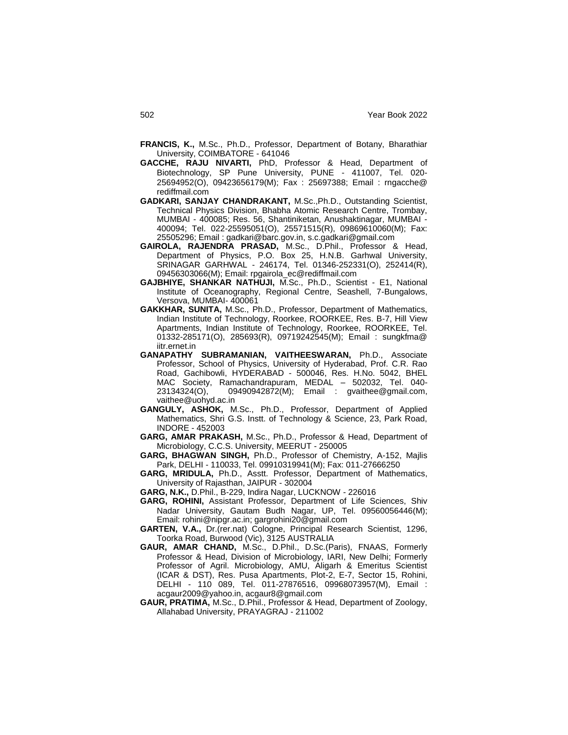**FRANCIS, K.,** M.Sc., Ph.D., Professor, Department of Botany, Bharathiar University, COIMBATORE - 641046

**GACCHE, RAJU NIVARTI,** PhD, Professor & Head, Department of Biotechnology, SP Pune University, PUNE - 411007, Tel. 020-25694952(O), 09423656179(M); Fax : 25697388; Email : rngacche@rediffmail.com

**GADKARI, SANJAY CHANDRAKANT,** M.Sc.,Ph.D., Outstanding Scientist, Technical Physics Division, Bhabha Atomic Research Centre, Trombay, MUMBAI - 400085; Res. 56, Shantiniketan, Anushaktinagar, MUMBAI - 400094; Tel. 022-25595051(O), 25571515(R), 09869610060(M); Fax: 25505296; Email : gadkari@barc.gov.in, s.c.gadkari@gmail.com

**GAIROLA, RAJENDRA PRASAD,** M.Sc., D.Phil., Professor & Head, Department of Physics, P.O. Box 25, H.N.B. Garhwal University, SRINAGAR GARHWAL - 246174, Tel. 01346-252331(O), 252414(R), 09456303066(M); Email: rpgairola_ec@rediffmail.com

**GAJBHIYE, SHANKAR NATHUJI,** M.Sc., Ph.D., Scientist - E1, National Institute of Oceanography, Regional Centre, Seashell, 7-Bungalows, Versova, MUMBAI- 400061

**GAKKHAR, SUNITA,** M.Sc., Ph.D., Professor, Department of Mathematics, Indian Institute of Technology, Roorkee, ROORKEE, Res. B-7, Hill View Apartments, Indian Institute of Technology, Roorkee, ROORKEE, Tel. 01332-285171(O), 285693(R), 09719242545(M); Email : sungkfma@iitr.ernet.in

**GANAPATHY SUBRAMANIAN, VAITHEESWARAN,** Ph.D., Associate Professor, School of Physics, University of Hyderabad, Prof. C.R. Rao Road, Gachibowli, HYDERABAD - 500046, Res. H.No. 5042, BHEL MAC Society, Ramachandrapuram, MEDAL – 502032, Tel. 040-23134324(O), 09490942872(M); Email : gvaithee@gmail.com, vaithee@uohyd.ac.in

**GANGULY, ASHOK,** M.Sc., Ph.D., Professor, Department of Applied Mathematics, Shri G.S. Instt. of Technology & Science, 23, Park Road, INDORE - 452003

**GARG, AMAR PRAKASH,** M.Sc., Ph.D., Professor & Head, Department of Microbiology, C.C.S. University, MEERUT - 250005

**GARG, BHAGWAN SINGH,** Ph.D., Professor of Chemistry, A-152, Majlis Park, DELHI - 110033, Tel. 09910319941(M); Fax: 011-27666250

**GARG, MRIDULA,** Ph.D., Asstt. Professor, Department of Mathematics, University of Rajasthan, JAIPUR - 302004

**GARG, N.K.,** D.Phil., B-229, Indira Nagar, LUCKNOW - 226016

**GARG, ROHINI,** Assistant Professor, Department of Life Sciences, Shiv Nadar University, Gautam Budh Nagar, UP, Tel. 09560056446(M); Email: rohini@nipgr.ac.in; gargrohini20@gmail.com

**GARTEN, V.A.,** Dr.(rer.nat) Cologne, Principal Research Scientist, 1296, Toorka Road, Burwood (Vic), 3125 AUSTRALIA

**GAUR, AMAR CHAND,** M.Sc., D.Phil., D.Sc.(Paris), FNAAS, Formerly Professor & Head, Division of Microbiology, IARI, New Delhi; Formerly Professor of Agril. Microbiology, AMU, Aligarh & Emeritus Scientist (ICAR & DST), Res. Pusa Apartments, Plot-2, E-7, Sector 15, Rohini, DELHI - 110 089, Tel. 011-27876516, 09968073957(M), Email : acgaur2009@yahoo.in, acgaur8@gmail.com

**GAUR, PRATIMA,** M.Sc., D.Phil., Professor & Head, Department of Zoology, Allahabad University, PRAYAGRAJ - 211002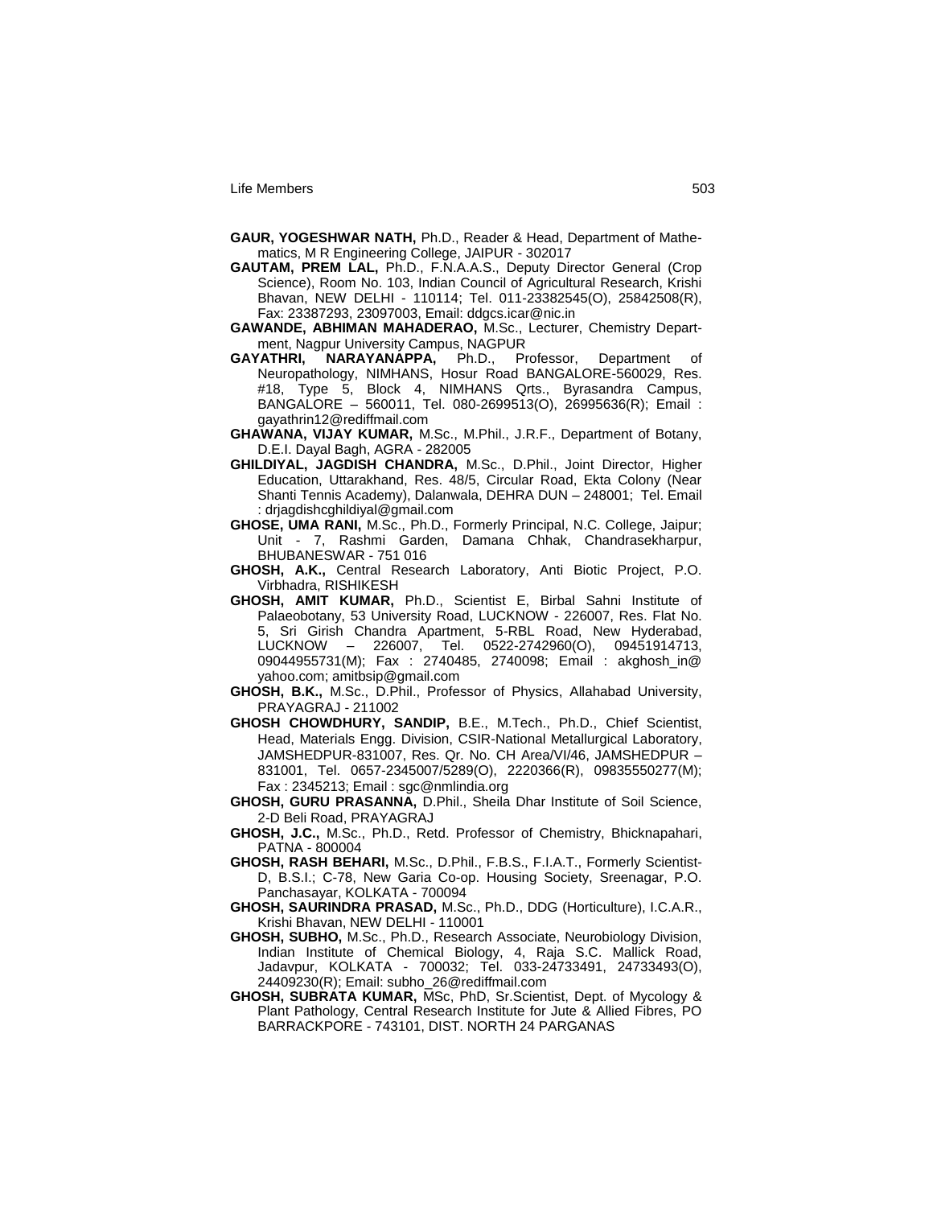**GAUR, YOGESHWAR NATH,** Ph.D., Reader & Head, Department of Mathematics, M R Engineering College, JAIPUR - 302017

**GAUTAM, PREM LAL,** Ph.D., F.N.A.A.S., Deputy Director General (Crop Science), Room No. 103, Indian Council of Agricultural Research, Krishi Bhavan, NEW DELHI - 110114; Tel. 011-23382545(O), 25842508(R), Fax: 23387293, 23097003, Email: ddgcs.icar@nic.in

**GAWANDE, ABHIMAN MAHADERAO,** M.Sc., Lecturer, Chemistry Department, Nagpur University Campus, NAGPUR

**GAYATHRI, NARAYANAPPA,** Ph.D., Professor, Department of Neuropathology, NIMHANS, Hosur Road BANGALORE-560029, Res. #18, Type 5, Block 4, NIMHANS Qrts., Byrasandra Campus, BANGALORE – 560011, Tel. 080-2699513(O), 26995636(R); Email : gayathrin12@rediffmail.com

**GHAWANA, VIJAY KUMAR,** M.Sc., M.Phil., J.R.F., Department of Botany, D.E.I. Dayal Bagh, AGRA - 282005

**GHILDIYAL, JAGDISH CHANDRA,** M.Sc., D.Phil., Joint Director, Higher Education, Uttarakhand, Res. 48/5, Circular Road, Ekta Colony (Near Shanti Tennis Academy), Dalanwala, DEHRA DUN – 248001; Tel. Email : drjagdishcghildiyal@gmail.com

**GHOSE, UMA RANI,** M.Sc., Ph.D., Formerly Principal, N.C. College, Jaipur; Unit - 7, Rashmi Garden, Damana Chhak, Chandrasekharpur, BHUBANESWAR - 751 016

**GHOSH, A.K.,** Central Research Laboratory, Anti Biotic Project, P.O. Virbhadra, RISHIKESH

**GHOSH, AMIT KUMAR,** Ph.D., Scientist E, Birbal Sahni Institute of Palaeobotany, 53 University Road, LUCKNOW - 226007, Res. Flat No. 5, Sri Girish Chandra Apartment, 5-RBL Road, New Hyderabad, LUCKNOW – 226007, Tel. 0522-2742960(O), 09451914713, 09044955731(M); Fax : 2740485, 2740098; Email : akghosh_in@ yahoo.com; amitbsip@gmail.com

**GHOSH, B.K.,** M.Sc., D.Phil., Professor of Physics, Allahabad University, PRAYAGRAJ - 211002

**GHOSH CHOWDHURY, SANDIP,** B.E., M.Tech., Ph.D., Chief Scientist, Head, Materials Engg. Division, CSIR-National Metallurgical Laboratory, JAMSHEDPUR-831007, Res. Qr. No. CH Area/VI/46, JAMSHEDPUR – 831001, Tel. 0657-2345007/5289(O), 2220366(R), 09835550277(M); Fax : 2345213; Email : sgc@nmlindia.org

**GHOSH, GURU PRASANNA,** D.Phil., Sheila Dhar Institute of Soil Science, 2-D Beli Road, PRAYAGRAJ

**GHOSH, J.C.,** M.Sc., Ph.D., Retd. Professor of Chemistry, Bhicknapahari, PATNA - 800004

**GHOSH, RASH BEHARI,** M.Sc., D.Phil., F.B.S., F.I.A.T., Formerly Scientist-D, B.S.I.; C-78, New Garia Co-op. Housing Society, Sreenagar, P.O. Panchasayar, KOLKATA - 700094

**GHOSH, SAURINDRA PRASAD,** M.Sc., Ph.D., DDG (Horticulture), I.C.A.R., Krishi Bhavan, NEW DELHI - 110001

**GHOSH, SUBHO,** M.Sc., Ph.D., Research Associate, Neurobiology Division, Indian Institute of Chemical Biology, 4, Raja S.C. Mallick Road, Jadavpur, KOLKATA - 700032; Tel. 033-24733491, 24733493(O), 24409230(R); Email: subho_26@rediffmail.com

**GHOSH, SUBRATA KUMAR,** MSc, PhD, Sr.Scientist, Dept. of Mycology & Plant Pathology, Central Research Institute for Jute & Allied Fibres, PO BARRACKPORE - 743101, DIST. NORTH 24 PARGANAS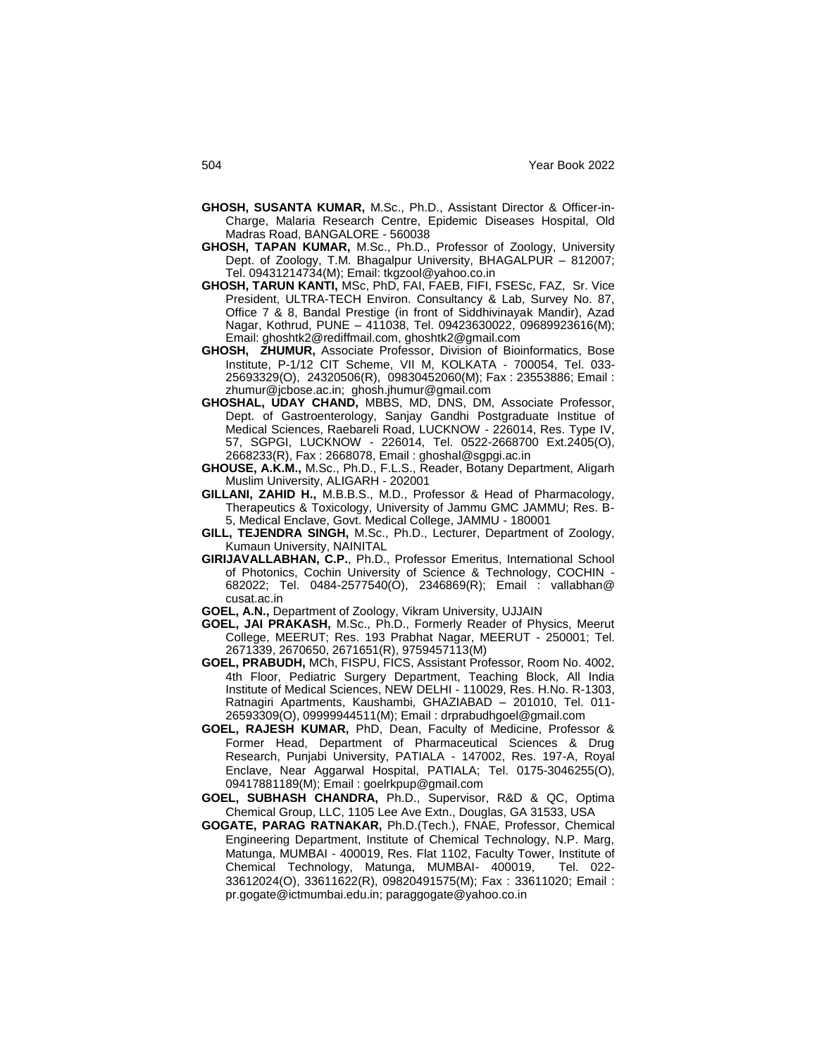**GHOSH, SUSANTA KUMAR,** M.Sc., Ph.D., Assistant Director & Officer-in-Charge, Malaria Research Centre, Epidemic Diseases Hospital, Old Madras Road, BANGALORE - 560038

**GHOSH, TAPAN KUMAR,** M.Sc., Ph.D., Professor of Zoology, University Dept. of Zoology, T.M. Bhagalpur University, BHAGALPUR – 812007; Tel. 09431214734(M); Email: tkgzool@yahoo.co.in

**GHOSH, TARUN KANTI,** MSc, PhD, FAI, FAEB, FIFI, FSESc, FAZ, Sr. Vice President, ULTRA-TECH Environ. Consultancy & Lab, Survey No. 87, Office 7 & 8, Bandal Prestige (in front of Siddhivinayak Mandir), Azad Nagar, Kothrud, PUNE – 411038, Tel. 09423630022, 09689923616(M); Email: ghoshtk2@rediffmail.com, ghoshtk2@gmail.com

**GHOSH, ZHUMUR,** Associate Professor, Division of Bioinformatics, Bose Institute, P-1/12 CIT Scheme, VII M, KOLKATA - 700054, Tel. 033-25693329(O), 24320506(R), 09830452060(M); Fax : 23553886; Email : zhumur@jcbose.ac.in; ghosh.jhumur@gmail.com

**GHOSHAL, UDAY CHAND,** MBBS, MD, DNS, DM, Associate Professor, Dept. of Gastroenterology, Sanjay Gandhi Postgraduate Institue of Medical Sciences, Raebareli Road, LUCKNOW - 226014, Res. Type IV, 57, SGPGI, LUCKNOW - 226014, Tel. 0522-2668700 Ext.2405(O), 2668233(R), Fax : 2668078, Email : ghoshal@sgpgi.ac.in

**GHOUSE, A.K.M.,** M.Sc., Ph.D., F.L.S., Reader, Botany Department, Aligarh Muslim University, ALIGARH - 202001

**GILLANI, ZAHID H.,** M.B.B.S., M.D., Professor & Head of Pharmacology, Therapeutics & Toxicology, University of Jammu GMC JAMMU; Res. B-5, Medical Enclave, Govt. Medical College, JAMMU - 180001

**GILL, TEJENDRA SINGH,** M.Sc., Ph.D., Lecturer, Department of Zoology, Kumaun University, NAINITAL

**GIRIJAVALLABHAN, C.P.**, Ph.D., Professor Emeritus, International School of Photonics, Cochin University of Science & Technology, COCHIN - 682022; Tel. 0484-2577540(O), 2346869(R); Email : vallabhan@ cusat.ac.in

**GOEL, A.N.,** Department of Zoology, Vikram University, UJJAIN

**GOEL, JAI PRAKASH,** M.Sc., Ph.D., Formerly Reader of Physics, Meerut College, MEERUT; Res. 193 Prabhat Nagar, MEERUT - 250001; Tel. 2671339, 2670650, 2671651(R), 9759457113(M)

**GOEL, PRABUDH,** MCh, FISPU, FICS, Assistant Professor, Room No. 4002, 4th Floor, Pediatric Surgery Department, Teaching Block, All India Institute of Medical Sciences, NEW DELHI - 110029, Res. H.No. R-1303, Ratnagiri Apartments, Kaushambi, GHAZIABAD – 201010, Tel. 011-26593309(O), 09999944511(M); Email : drprabudhgoel@gmail.com

**GOEL, RAJESH KUMAR,** PhD, Dean, Faculty of Medicine, Professor & Former Head, Department of Pharmaceutical Sciences & Drug Research, Punjabi University, PATIALA - 147002, Res. 197-A, Royal Enclave, Near Aggarwal Hospital, PATIALA; Tel. 0175-3046255(O), 09417881189(M); Email : goelrkpup@gmail.com

**GOEL, SUBHASH CHANDRA,** Ph.D., Supervisor, R&D & QC, Optima Chemical Group, LLC, 1105 Lee Ave Extn., Douglas, GA 31533, USA

**GOGATE, PARAG RATNAKAR,** Ph.D.(Tech.), FNAE, Professor, Chemical Engineering Department, Institute of Chemical Technology, N.P. Marg, Matunga, MUMBAI - 400019, Res. Flat 1102, Faculty Tower, Institute of Chemical Technology, Matunga, MUMBAI- 400019, Tel. 022-33612024(O), 33611622(R), 09820491575(M); Fax : 33611020; Email : pr.gogate@ictmumbai.edu.in; paraggogate@yahoo.co.in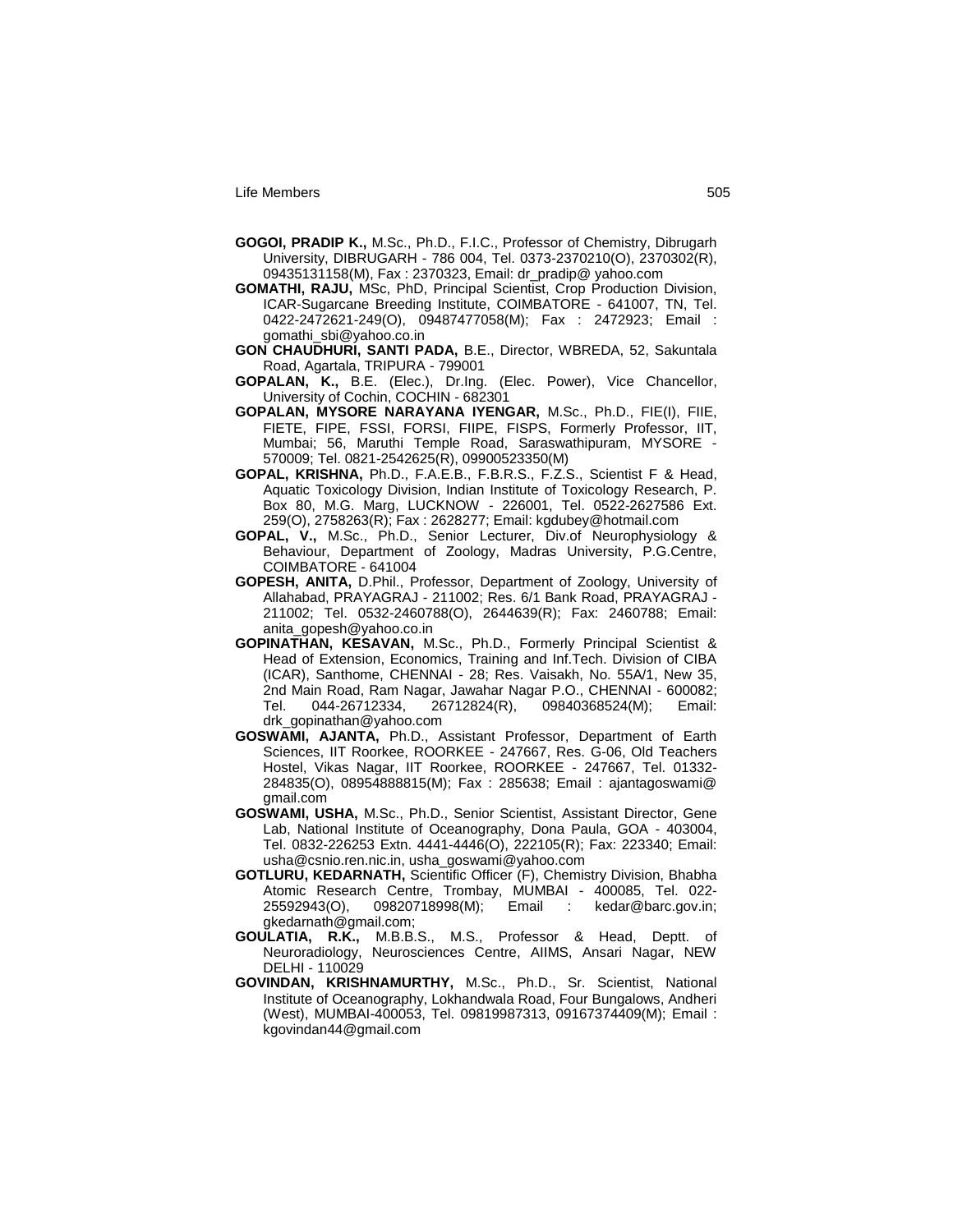**GOGOI, PRADIP K.,** M.Sc., Ph.D., F.I.C., Professor of Chemistry, Dibrugarh University, DIBRUGARH - 786 004, Tel. 0373-2370210(O), 2370302(R), 09435131158(M), Fax : 2370323, Email: dr_pradip@ yahoo.com

**GOMATHI, RAJU,** MSc, PhD, Principal Scientist, Crop Production Division, ICAR-Sugarcane Breeding Institute, COIMBATORE - 641007, TN, Tel. 0422-2472621-249(O), 09487477058(M); Fax : 2472923; Email : gomathi_sbi@yahoo.co.in

**GON CHAUDHURI, SANTI PADA,** B.E., Director, WBREDA, 52, Sakuntala Road, Agartala, TRIPURA - 799001

**GOPALAN, K.,** B.E. (Elec.), Dr.Ing. (Elec. Power), Vice Chancellor, University of Cochin, COCHIN - 682301

**GOPALAN, MYSORE NARAYANA IYENGAR,** M.Sc., Ph.D., FIE(I), FIIE, FIETE, FIPE, FSSI, FORSI, FIIPE, FISPS, Formerly Professor, IIT, Mumbai; 56, Maruthi Temple Road, Saraswathipuram, MYSORE - 570009; Tel. 0821-2542625(R), 09900523350(M)

**GOPAL, KRISHNA,** Ph.D., F.A.E.B., F.B.R.S., F.Z.S., Scientist F & Head, Aquatic Toxicology Division, Indian Institute of Toxicology Research, P. Box 80, M.G. Marg, LUCKNOW - 226001, Tel. 0522-2627586 Ext. 259(O), 2758263(R); Fax : 2628277; Email: kgdubey@hotmail.com

**GOPAL, V.,** M.Sc., Ph.D., Senior Lecturer, Div.of Neurophysiology & Behaviour, Department of Zoology, Madras University, P.G.Centre, COIMBATORE - 641004

**GOPESH, ANITA,** D.Phil., Professor, Department of Zoology, University of Allahabad, PRAYAGRAJ - 211002; Res. 6/1 Bank Road, PRAYAGRAJ - 211002; Tel. 0532-2460788(O), 2644639(R); Fax: 2460788; Email: anita_gopesh@yahoo.co.in

**GOPINATHAN, KESAVAN,** M.Sc., Ph.D., Formerly Principal Scientist & Head of Extension, Economics, Training and Inf.Tech. Division of CIBA (ICAR), Santhome, CHENNAI - 28; Res. Vaisakh, No. 55A/1, New 35, 2nd Main Road, Ram Nagar, Jawahar Nagar P.O., CHENNAI - 600082; Tel. 044-26712334, 26712824(R), 09840368524(M); Email: drk_gopinathan@yahoo.com

**GOSWAMI, AJANTA,** Ph.D., Assistant Professor, Department of Earth Sciences, IIT Roorkee, ROORKEE - 247667, Res. G-06, Old Teachers Hostel, Vikas Nagar, IIT Roorkee, ROORKEE - 247667, Tel. 01332-284835(O), 08954888815(M); Fax : 285638; Email : ajantagoswami@gmail.com

**GOSWAMI, USHA,** M.Sc., Ph.D., Senior Scientist, Assistant Director, Gene Lab, National Institute of Oceanography, Dona Paula, GOA - 403004, Tel. 0832-226253 Extn. 4441-4446(O), 222105(R); Fax: 223340; Email: usha@csnio.ren.nic.in, usha_goswami@yahoo.com

**GOTLURU, KEDARNATH,** Scientific Officer (F), Chemistry Division, Bhabha Atomic Research Centre, Trombay, MUMBAI - 400085, Tel. 022-25592943(O), 09820718998(M); Email : kedar@barc.gov.in; gkedarnath@gmail.com;

**GOULATIA, R.K.,** M.B.B.S., M.S., Professor & Head, Deptt. of Neuroradiology, Neurosciences Centre, AIIMS, Ansari Nagar, NEW DELHI - 110029

**GOVINDAN, KRISHNAMURTHY,** M.Sc., Ph.D., Sr. Scientist, National Institute of Oceanography, Lokhandwala Road, Four Bungalows, Andheri (West), MUMBAI-400053, Tel. 09819987313, 09167374409(M); Email : kgovindan44@gmail.com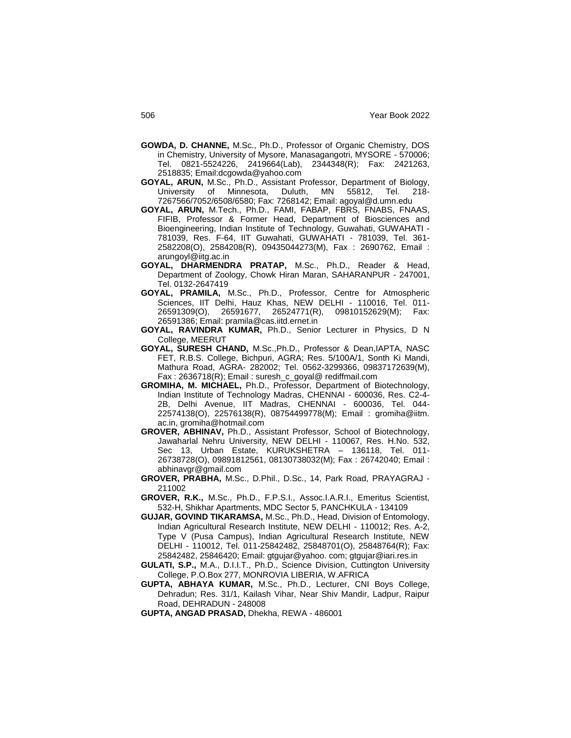**GOWDA, D. CHANNE,** M.Sc., Ph.D., Professor of Organic Chemistry, DOS in Chemistry, University of Mysore, Manasagangotri, MYSORE - 570006; Tel. 0821-5524226, 2419664(Lab), 2344348(R); Fax: 2421263, 2518835; Email:dcgowda@yahoo.com

**GOYAL, ARUN,** M.Sc., Ph.D., Assistant Professor, Department of Biology, University of Minnesota, Duluth, MN 55812, Tel. 218-7267566/7052/6508/6580; Fax: 7268142; Email: agoyal@d.umn.edu

**GOYAL, ARUN,** M.Tech., Ph.D., FAMI, FABAP, FBRS, FNABS, FNAAS, FIFIB, Professor & Former Head, Department of Biosciences and Bioengineering, Indian Institute of Technology, Guwahati, GUWAHATI - 781039, Res. F-64, IIT Guwahati, GUWAHATI - 781039, Tel. 361-2582208(O), 2584208(R), 09435044273(M), Fax : 2690762, Email : arungoyl@iitg.ac.in

**GOYAL, DHARMENDRA PRATAP,** M.Sc., Ph.D., Reader & Head, Department of Zoology, Chowk Hiran Maran, SAHARANPUR - 247001, Tel. 0132-2647419

**GOYAL, PRAMILA,** M.Sc., Ph.D., Professor, Centre for Atmospheric Sciences, IIT Delhi, Hauz Khas, NEW DELHI - 110016, Tel. 011-26591309(O), 26591677, 26524771(R), 09810152629(M); Fax: 26591386; Email: pramila@cas.iitd.ernet.in

**GOYAL, RAVINDRA KUMAR,** Ph.D., Senior Lecturer in Physics, D N College, MEERUT

**GOYAL, SURESH CHAND,** M.Sc.,Ph.D., Professor & Dean,IAPTA, NASC FET, R.B.S. College, Bichpuri, AGRA; Res. 5/100A/1, Sonth Ki Mandi, Mathura Road, AGRA- 282002; Tel. 0562-3299366, 09837172639(M), Fax : 2636718(R); Email : suresh_c_goyal@ rediffmail.com

**GROMIHA, M. MICHAEL,** Ph.D., Professor, Department of Biotechnology, Indian Institute of Technology Madras, CHENNAI - 600036, Res. C2-4-2B, Delhi Avenue, IIT Madras, CHENNAI - 600036, Tel. 044-22574138(O), 22576138(R), 08754499778(M); Email : gromiha@iitm.ac.in, gromiha@hotmail.com

**GROVER, ABHINAV,** Ph.D., Assistant Professor, School of Biotechnology, Jawaharlal Nehru University, NEW DELHI - 110067, Res. H.No. 532, Sec 13, Urban Estate, KURUKSHETRA – 136118, Tel. 011-26738728(O), 09891812561, 08130738032(M); Fax : 26742040; Email : abhinavgr@gmail.com

**GROVER, PRABHA,** M.Sc., D.Phil., D.Sc., 14, Park Road, PRAYAGRAJ - 211002

**GROVER, R.K.,** M.Sc., Ph.D., F.P.S.I., Assoc.I.A.R.I., Emeritus Scientist, 532-H, Shikhar Apartments, MDC Sector 5, PANCHKULA - 134109

**GUJAR, GOVIND TIKARAMSA,** M.Sc., Ph.D., Head, Division of Entomology, Indian Agricultural Research Institute, NEW DELHI - 110012; Res. A-2, Type V (Pusa Campus), Indian Agricultural Research Institute, NEW DELHI - 110012, Tel. 011-25842482, 25848701(O), 25848764(R); Fax: 25842482, 25846420; Email: gtgujar@yahoo. com; gtgujar@iari.res.in

**GULATI, S.P.,** M.A., D.I.I.T., Ph.D., Science Division, Cuttington University College, P.O.Box 277, MONROVIA LIBERIA, W.AFRICA

**GUPTA, ABHAYA KUMAR,** M.Sc., Ph.D., Lecturer, CNI Boys College, Dehradun; Res. 31/1, Kailash Vihar, Near Shiv Mandir, Ladpur, Raipur Road, DEHRADUN - 248008

**GUPTA, ANGAD PRASAD,** Dhekha, REWA - 486001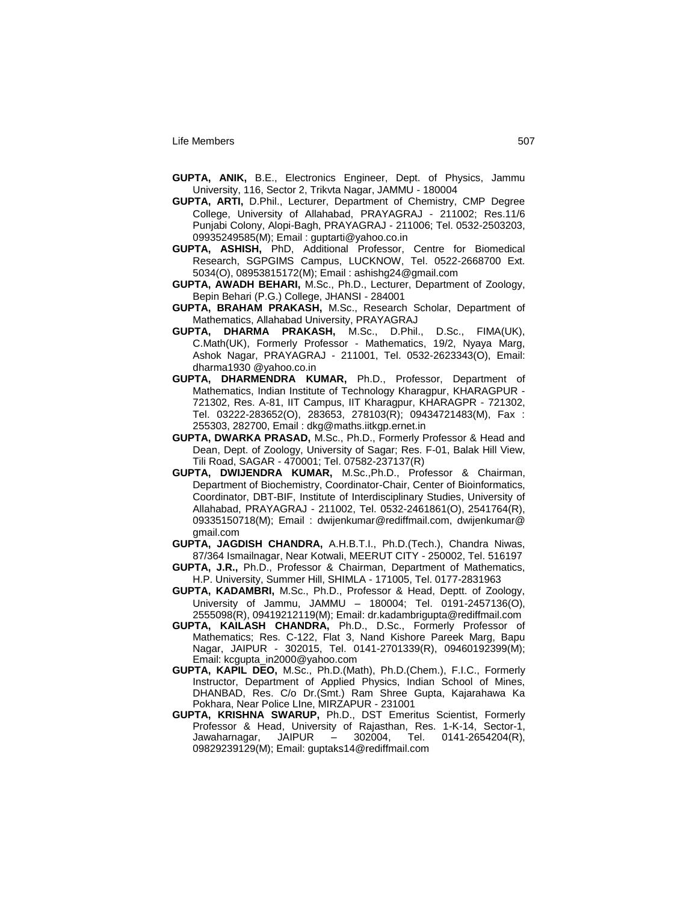**GUPTA, ANIK,** B.E., Electronics Engineer, Dept. of Physics, Jammu University, 116, Sector 2, Trikvta Nagar, JAMMU - 180004

**GUPTA, ARTI,** D.Phil., Lecturer, Department of Chemistry, CMP Degree College, University of Allahabad, PRAYAGRAJ - 211002; Res.11/6 Punjabi Colony, Alopi-Bagh, PRAYAGRAJ - 211006; Tel. 0532-2503203, 09935249585(M); Email : guptarti@yahoo.co.in

**GUPTA, ASHISH,** PhD, Additional Professor, Centre for Biomedical Research, SGPGIMS Campus, LUCKNOW, Tel. 0522-2668700 Ext. 5034(O), 08953815172(M); Email : ashishg24@gmail.com

**GUPTA, AWADH BEHARI,** M.Sc., Ph.D., Lecturer, Department of Zoology, Bepin Behari (P.G.) College, JHANSI - 284001

**GUPTA, BRAHAM PRAKASH,** M.Sc., Research Scholar, Department of Mathematics, Allahabad University, PRAYAGRAJ

**GUPTA, DHARMA PRAKASH,** M.Sc., D.Phil., D.Sc., FIMA(UK), C.Math(UK), Formerly Professor - Mathematics, 19/2, Nyaya Marg, Ashok Nagar, PRAYAGRAJ - 211001, Tel. 0532-2623343(O), Email: dharma1930 @yahoo.co.in

**GUPTA, DHARMENDRA KUMAR,** Ph.D., Professor, Department of Mathematics, Indian Institute of Technology Kharagpur, KHARAGPUR - 721302, Res. A-81, IIT Campus, IIT Kharagpur, KHARAGPR - 721302, Tel. 03222-283652(O), 283653, 278103(R); 09434721483(M), Fax : 255303, 282700, Email : dkg@maths.iitkgp.ernet.in

**GUPTA, DWARKA PRASAD,** M.Sc., Ph.D., Formerly Professor & Head and Dean, Dept. of Zoology, University of Sagar; Res. F-01, Balak Hill View, Tili Road, SAGAR - 470001; Tel. 07582-237137(R)

**GUPTA, DWIJENDRA KUMAR,** M.Sc.,Ph.D., Professor & Chairman, Department of Biochemistry, Coordinator-Chair, Center of Bioinformatics, Coordinator, DBT-BIF, Institute of Interdisciplinary Studies, University of Allahabad, PRAYAGRAJ - 211002, Tel. 0532-2461861(O), 2541764(R), 09335150718(M); Email : dwijenkumar@rediffmail.com, dwijenkumar@gmail.com

**GUPTA, JAGDISH CHANDRA,** A.H.B.T.I., Ph.D.(Tech.), Chandra Niwas, 87/364 Ismailnagar, Near Kotwali, MEERUT CITY - 250002, Tel. 516197

**GUPTA, J.R.,** Ph.D., Professor & Chairman, Department of Mathematics, H.P. University, Summer Hill, SHIMLA - 171005, Tel. 0177-2831963

**GUPTA, KADAMBRI,** M.Sc., Ph.D., Professor & Head, Deptt. of Zoology, University of Jammu, JAMMU – 180004; Tel. 0191-2457136(O), 2555098(R), 09419212119(M); Email: dr.kadambrigupta@rediffmail.com

**GUPTA, KAILASH CHANDRA,** Ph.D., D.Sc., Formerly Professor of Mathematics; Res. C-122, Flat 3, Nand Kishore Pareek Marg, Bapu Nagar, JAIPUR - 302015, Tel. 0141-2701339(R), 09460192399(M); Email: kcgupta_in2000@yahoo.com

**GUPTA, KAPIL DEO,** M.Sc., Ph.D.(Math), Ph.D.(Chem.), F.I.C., Formerly Instructor, Department of Applied Physics, Indian School of Mines, DHANBAD, Res. C/o Dr.(Smt.) Ram Shree Gupta, Kajarahawa Ka Pokhara, Near Police LIne, MIRZAPUR - 231001

**GUPTA, KRISHNA SWARUP,** Ph.D., DST Emeritus Scientist, Formerly Professor & Head, University of Rajasthan, Res. 1-K-14, Sector-1, Jawaharnagar, JAIPUR – 302004, Tel. 0141-2654204(R), 09829239129(M); Email: guptaks14@rediffmail.com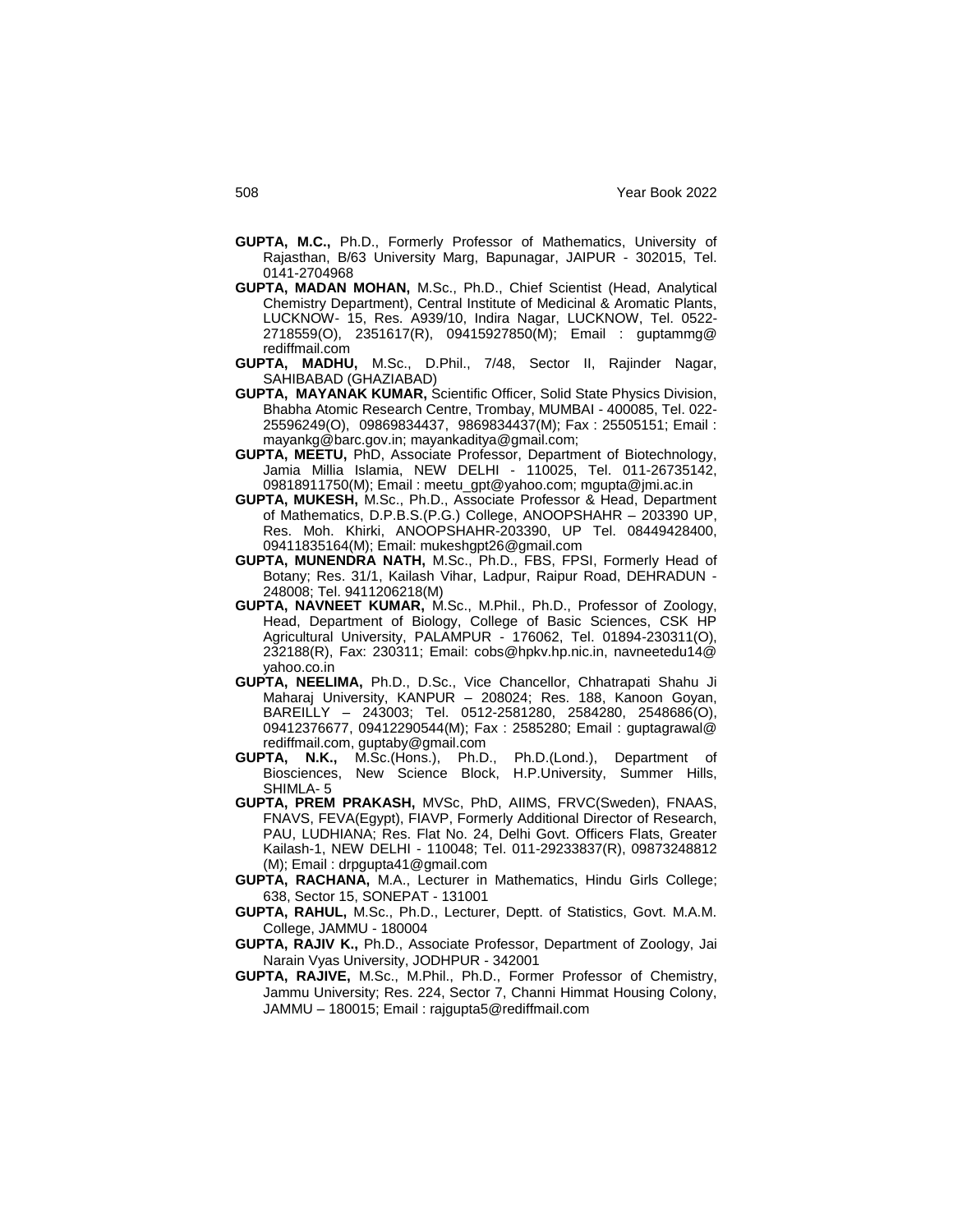**GUPTA, M.C.,** Ph.D., Formerly Professor of Mathematics, University of Rajasthan, B/63 University Marg, Bapunagar, JAIPUR - 302015, Tel. 0141-2704968

**GUPTA, MADAN MOHAN,** M.Sc., Ph.D., Chief Scientist (Head, Analytical Chemistry Department), Central Institute of Medicinal & Aromatic Plants, LUCKNOW- 15, Res. A939/10, Indira Nagar, LUCKNOW, Tel. 0522-2718559(O), 2351617(R), 09415927850(M); Email : guptammg@rediffmail.com

**GUPTA, MADHU,** M.Sc., D.Phil., 7/48, Sector II, Rajinder Nagar, SAHIBABAD (GHAZIABAD)

**GUPTA, MAYANAK KUMAR,** Scientific Officer, Solid State Physics Division, Bhabha Atomic Research Centre, Trombay, MUMBAI - 400085, Tel. 022-25596249(O), 09869834437, 9869834437(M); Fax : 25505151; Email : mayankg@barc.gov.in; mayankaditya@gmail.com;

**GUPTA, MEETU,** PhD, Associate Professor, Department of Biotechnology, Jamia Millia Islamia, NEW DELHI - 110025, Tel. 011-26735142, 09818911750(M); Email : meetu_gpt@yahoo.com; mgupta@jmi.ac.in

**GUPTA, MUKESH,** M.Sc., Ph.D., Associate Professor & Head, Department of Mathematics, D.P.B.S.(P.G.) College, ANOOPSHAHR – 203390 UP, Res. Moh. Khirki, ANOOPSHAHR-203390, UP Tel. 08449428400, 09411835164(M); Email: mukeshgpt26@gmail.com

**GUPTA, MUNENDRA NATH,** M.Sc., Ph.D., FBS, FPSI, Formerly Head of Botany; Res. 31/1, Kailash Vihar, Ladpur, Raipur Road, DEHRADUN - 248008; Tel. 9411206218(M)

**GUPTA, NAVNEET KUMAR,** M.Sc., M.Phil., Ph.D., Professor of Zoology, Head, Department of Biology, College of Basic Sciences, CSK HP Agricultural University, PALAMPUR - 176062, Tel. 01894-230311(O), 232188(R), Fax: 230311; Email: cobs@hpkv.hp.nic.in, navneetedu14@yahoo.co.in

**GUPTA, NEELIMA,** Ph.D., D.Sc., Vice Chancellor, Chhatrapati Shahu Ji Maharaj University, KANPUR – 208024; Res. 188, Kanoon Goyan, BAREILLY – 243003; Tel. 0512-2581280, 2584280, 2548686(O), 09412376677, 09412290544(M); Fax : 2585280; Email : guptagrawal@rediffmail.com, guptaby@gmail.com

**GUPTA, N.K.,** M.Sc.(Hons.), Ph.D., Ph.D.(Lond.), Department of Biosciences, New Science Block, H.P.University, Summer Hills, SHIMLA- 5

**GUPTA, PREM PRAKASH,** MVSc, PhD, AIIMS, FRVC(Sweden), FNAAS, FNAVS, FEVA(Egypt), FIAVP, Formerly Additional Director of Research, PAU, LUDHIANA; Res. Flat No. 24, Delhi Govt. Officers Flats, Greater Kailash-1, NEW DELHI - 110048; Tel. 011-29233837(R), 09873248812 (M); Email : drpgupta41@gmail.com

**GUPTA, RACHANA,** M.A., Lecturer in Mathematics, Hindu Girls College; 638, Sector 15, SONEPAT - 131001

**GUPTA, RAHUL,** M.Sc., Ph.D., Lecturer, Deptt. of Statistics, Govt. M.A.M. College, JAMMU - 180004

**GUPTA, RAJIV K.,** Ph.D., Associate Professor, Department of Zoology, Jai Narain Vyas University, JODHPUR - 342001

**GUPTA, RAJIVE,** M.Sc., M.Phil., Ph.D., Former Professor of Chemistry, Jammu University; Res. 224, Sector 7, Channi Himmat Housing Colony, JAMMU – 180015; Email : rajgupta5@rediffmail.com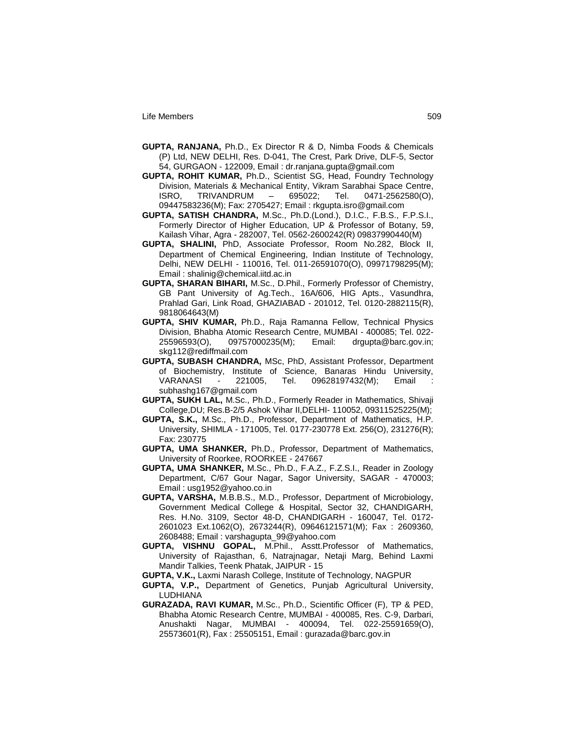**GUPTA, RANJANA,** Ph.D., Ex Director R & D, Nimba Foods & Chemicals (P) Ltd, NEW DELHI, Res. D-041, The Crest, Park Drive, DLF-5, Sector 54, GURGAON - 122009, Email : dr.ranjana.gupta@gmail.com

**GUPTA, ROHIT KUMAR,** Ph.D., Scientist SG, Head, Foundry Technology Division, Materials & Mechanical Entity, Vikram Sarabhai Space Centre, ISRO, TRIVANDRUM – 695022; Tel. 0471-2562580(O), 09447583236(M); Fax: 2705427; Email : rkgupta.isro@gmail.com

**GUPTA, SATISH CHANDRA,** M.Sc., Ph.D.(Lond.), D.I.C., F.B.S., F.P.S.I., Formerly Director of Higher Education, UP & Professor of Botany, 59, Kailash Vihar, Agra - 282007, Tel. 0562-2600242(R) 09837990440(M)

**GUPTA, SHALINI,** PhD, Associate Professor, Room No.282, Block II, Department of Chemical Engineering, Indian Institute of Technology, Delhi, NEW DELHI - 110016, Tel. 011-26591070(O), 09971798295(M); Email : shalinig@chemical.iitd.ac.in

**GUPTA, SHARAN BIHARI,** M.Sc., D.Phil., Formerly Professor of Chemistry, GB Pant University of Ag.Tech., 16A/606, HIG Apts., Vasundhra, Prahlad Gari, Link Road, GHAZIABAD - 201012, Tel. 0120-2882115(R), 9818064643(M)

**GUPTA, SHIV KUMAR,** Ph.D., Raja Ramanna Fellow, Technical Physics Division, Bhabha Atomic Research Centre, MUMBAI - 400085; Tel. 022-25596593(O), 09757000235(M); Email: drgupta@barc.gov.in; skg112@rediffmail.com

**GUPTA, SUBASH CHANDRA,** MSc, PhD, Assistant Professor, Department of Biochemistry, Institute of Science, Banaras Hindu University, VARANASI - 221005, Tel. 09628197432(M); Email : subhashg167@gmail.com

**GUPTA, SUKH LAL,** M.Sc., Ph.D., Formerly Reader in Mathematics, Shivaji College,DU; Res.B-2/5 Ashok Vihar II,DELHI- 110052, 09311525225(M);

**GUPTA, S.K.,** M.Sc., Ph.D., Professor, Department of Mathematics, H.P. University, SHIMLA - 171005, Tel. 0177-230778 Ext. 256(O), 231276(R); Fax: 230775

**GUPTA, UMA SHANKER,** Ph.D., Professor, Department of Mathematics, University of Roorkee, ROORKEE - 247667

**GUPTA, UMA SHANKER,** M.Sc., Ph.D., F.A.Z., F.Z.S.I., Reader in Zoology Department, C/67 Gour Nagar, Sagor University, SAGAR - 470003; Email : usg1952@yahoo.co.in

**GUPTA, VARSHA,** M.B.B.S., M.D., Professor, Department of Microbiology, Government Medical College & Hospital, Sector 32, CHANDIGARH, Res. H.No. 3109, Sector 48-D, CHANDIGARH - 160047, Tel. 0172-2601023 Ext.1062(O), 2673244(R), 09646121571(M); Fax : 2609360, 2608488; Email : varshagupta_99@yahoo.com

**GUPTA, VISHNU GOPAL,** M.Phil., Asstt.Professor of Mathematics, University of Rajasthan, 6, Natrajnagar, Netaji Marg, Behind Laxmi Mandir Talkies, Teenk Phatak, JAIPUR - 15

**GUPTA, V.K.,** Laxmi Narash College, Institute of Technology, NAGPUR

**GUPTA, V.P.,** Department of Genetics, Punjab Agricultural University, LUDHIANA

**GURAZADA, RAVI KUMAR,** M.Sc., Ph.D., Scientific Officer (F), TP & PED, Bhabha Atomic Research Centre, MUMBAI - 400085, Res. C-9, Darbari, Anushakti Nagar, MUMBAI - 400094, Tel. 022-25591659(O), 25573601(R), Fax : 25505151, Email : gurazada@barc.gov.in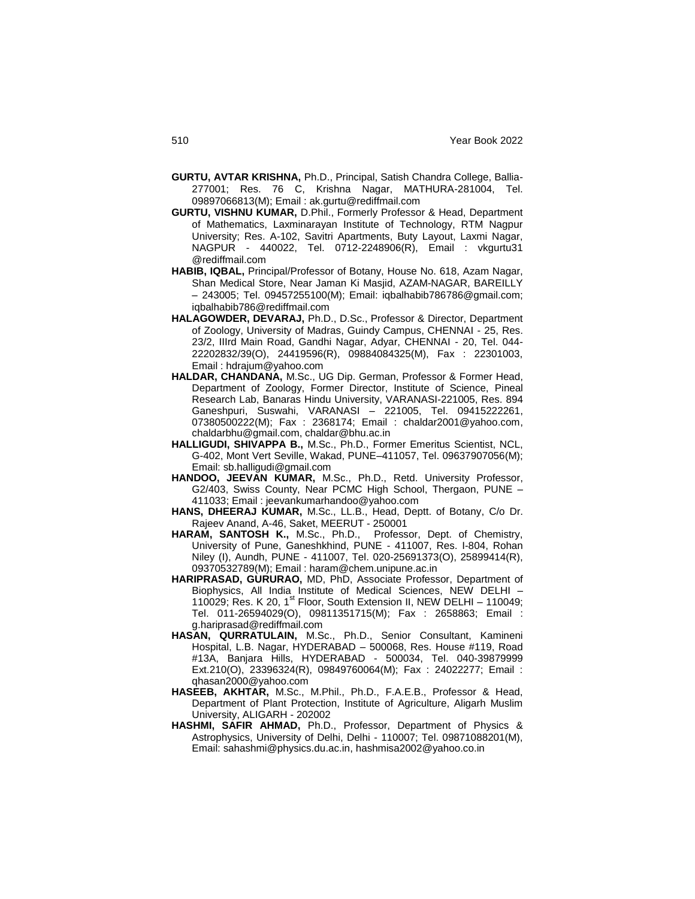**GURTU, AVTAR KRISHNA,** Ph.D., Principal, Satish Chandra College, Ballia-277001; Res. 76 C, Krishna Nagar, MATHURA-281004, Tel. 09897066813(M); Email : ak.gurtu@rediffmail.com

**GURTU, VISHNU KUMAR,** D.Phil., Formerly Professor & Head, Department of Mathematics, Laxminarayan Institute of Technology, RTM Nagpur University; Res. A-102, Savitri Apartments, Buty Layout, Laxmi Nagar, NAGPUR - 440022, Tel. 0712-2248906(R), Email : vkgurtu31 @rediffmail.com

**HABIB, IQBAL,** Principal/Professor of Botany, House No. 618, Azam Nagar, Shan Medical Store, Near Jaman Ki Masjid, AZAM-NAGAR, BAREILLY – 243005; Tel. 09457255100(M); Email: iqbalhabib786786@gmail.com; iqbalhabib786@rediffmail.com

**HALAGOWDER, DEVARAJ,** Ph.D., D.Sc., Professor & Director, Department of Zoology, University of Madras, Guindy Campus, CHENNAI - 25, Res. 23/2, IIIrd Main Road, Gandhi Nagar, Adyar, CHENNAI - 20, Tel. 044-22202832/39(O), 24419596(R), 09884084325(M), Fax : 22301003, Email : hdrajum@yahoo.com

**HALDAR, CHANDANA,** M.Sc., UG Dip. German, Professor & Former Head, Department of Zoology, Former Director, Institute of Science, Pineal Research Lab, Banaras Hindu University, VARANASI-221005, Res. 894 Ganeshpuri, Suswahi, VARANASI – 221005, Tel. 09415222261, 07380500222(M); Fax : 2368174; Email : chaldar2001@yahoo.com, chaldarbhu@gmail.com, chaldar@bhu.ac.in

**HALLIGUDI, SHIVAPPA B.,** M.Sc., Ph.D., Former Emeritus Scientist, NCL, G-402, Mont Vert Seville, Wakad, PUNE–411057, Tel. 09637907056(M); Email: sb.halligudi@gmail.com

**HANDOO, JEEVAN KUMAR,** M.Sc., Ph.D., Retd. University Professor, G2/403, Swiss County, Near PCMC High School, Thergaon, PUNE – 411033; Email : jeevankumarhandoo@yahoo.com

**HANS, DHEERAJ KUMAR,** M.Sc., LL.B., Head, Deptt. of Botany, C/o Dr. Rajeev Anand, A-46, Saket, MEERUT - 250001

**HARAM, SANTOSH K.,** M.Sc., Ph.D., Professor, Dept. of Chemistry, University of Pune, Ganeshkhind, PUNE - 411007, Res. I-804, Rohan Niley (I), Aundh, PUNE - 411007, Tel. 020-25691373(O), 25899414(R), 09370532789(M); Email : haram@chem.unipune.ac.in

**HARIPRASAD, GURURAO,** MD, PhD, Associate Professor, Department of Biophysics, All India Institute of Medical Sciences, NEW DELHI – 110029; Res. K 20, 1st Floor, South Extension II, NEW DELHI – 110049; Tel. 011-26594029(O), 09811351715(M); Fax : 2658863; Email : g.hariprasad@rediffmail.com

**HASAN, QURRATULAIN,** M.Sc., Ph.D., Senior Consultant, Kamineni Hospital, L.B. Nagar, HYDERABAD – 500068, Res. House #119, Road #13A, Banjara Hills, HYDERABAD - 500034, Tel. 040-39879999 Ext.210(O), 23396324(R), 09849760064(M); Fax : 24022277; Email : qhasan2000@yahoo.com

**HASEEB, AKHTAR,** M.Sc., M.Phil., Ph.D., F.A.E.B., Professor & Head, Department of Plant Protection, Institute of Agriculture, Aligarh Muslim University, ALIGARH - 202002

**HASHMI, SAFIR AHMAD,** Ph.D., Professor, Department of Physics & Astrophysics, University of Delhi, Delhi - 110007; Tel. 09871088201(M), Email: sahashmi@physics.du.ac.in, hashmisa2002@yahoo.co.in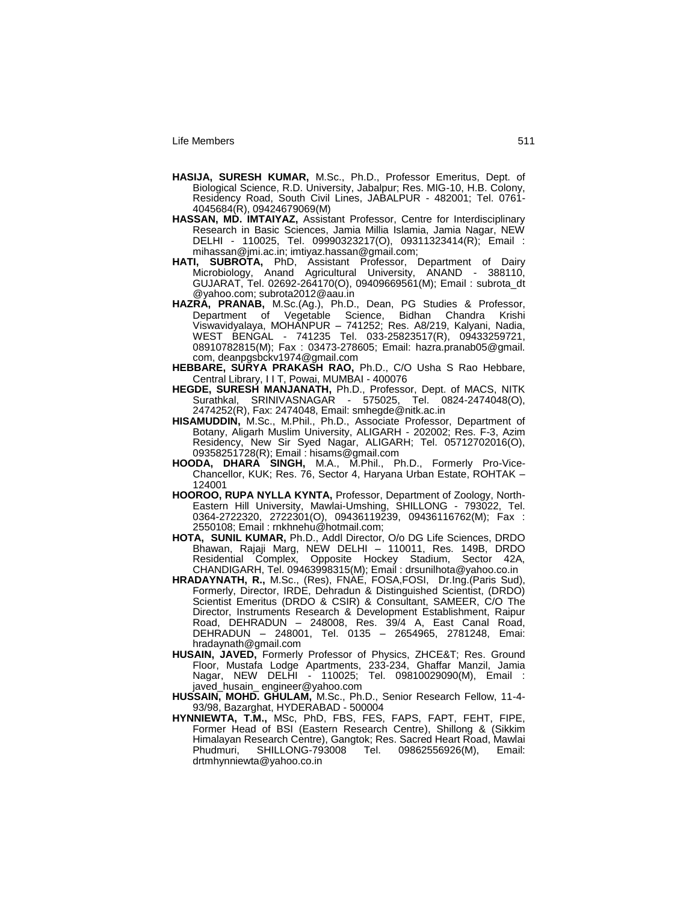**HASIJA, SURESH KUMAR,** M.Sc., Ph.D., Professor Emeritus, Dept. of Biological Science, R.D. University, Jabalpur; Res. MIG-10, H.B. Colony, Residency Road, South Civil Lines, JABALPUR - 482001; Tel. 0761-4045684(R), 09424679069(M)

**HASSAN, MD. IMTAIYAZ,** Assistant Professor, Centre for Interdisciplinary Research in Basic Sciences, Jamia Millia Islamia, Jamia Nagar, NEW DELHI - 110025, Tel. 09990323217(O), 09311323414(R); Email : mihassan@jmi.ac.in; imtiyaz.hassan@gmail.com;

**HATI, SUBROTA,** PhD, Assistant Professor, Department of Dairy Microbiology, Anand Agricultural University, ANAND - 388110, GUJARAT, Tel. 02692-264170(O), 09409669561(M); Email : subrota_dt @yahoo.com; subrota2012@aau.in

**HAZRA, PRANAB,** M.Sc.(Ag.), Ph.D., Dean, PG Studies & Professor, Department of Vegetable Science, Bidhan Chandra Krishi Viswavidyalaya, MOHANPUR – 741252; Res. A8/219, Kalyani, Nadia, WEST BENGAL - 741235 Tel. 033-25823517(R), 09433259721, 08910782815(M); Fax : 03473-278605; Email: hazra.pranab05@gmail.com, deanpgsbckv1974@gmail.com

**HEBBARE, SURYA PRAKASH RAO,** Ph.D., C/O Usha S Rao Hebbare, Central Library, I I T, Powai, MUMBAI - 400076

**HEGDE, SURESH MANJANATH,** Ph.D., Professor, Dept. of MACS, NITK Surathkal, SRINIVASNAGAR - 575025, Tel. 0824-2474048(O), 2474252(R), Fax: 2474048, Email: smhegde@nitk.ac.in

**HISAMUDDIN,** M.Sc., M.Phil., Ph.D., Associate Professor, Department of Botany, Aligarh Muslim University, ALIGARH - 202002; Res. F-3, Azim Residency, New Sir Syed Nagar, ALIGARH; Tel. 05712702016(O), 09358251728(R); Email : hisams@gmail.com

**HOODA, DHARA SINGH,** M.A., M.Phil., Ph.D., Formerly Pro-Vice-Chancellor, KUK; Res. 76, Sector 4, Haryana Urban Estate, ROHTAK – 124001

**HOOROO, RUPA NYLLA KYNTA,** Professor, Department of Zoology, North-Eastern Hill University, Mawlai-Umshing, SHILLONG - 793022, Tel. 0364-2722320, 2722301(O), 09436119239, 09436116762(M); Fax : 2550108; Email : rnkhnehu@hotmail.com;

**HOTA, SUNIL KUMAR,** Ph.D., Addl Director, O/o DG Life Sciences, DRDO Bhawan, Rajaji Marg, NEW DELHI – 110011, Res. 149B, DRDO Residential Complex, Opposite Hockey Stadium, Sector 42A, CHANDIGARH, Tel. 09463998315(M); Email : drsunilhota@yahoo.co.in

**HRADAYNATH, R.,** M.Sc., (Res), FNAE, FOSA,FOSI, Dr.Ing.(Paris Sud), Formerly, Director, IRDE, Dehradun & Distinguished Scientist, (DRDO) Scientist Emeritus (DRDO & CSIR) & Consultant, SAMEER, C/O The Director, Instruments Research & Development Establishment, Raipur Road, DEHRADUN – 248008, Res. 39/4 A, East Canal Road, DEHRADUN – 248001, Tel. 0135 – 2654965, 2781248, Emai: hradaynath@gmail.com

**HUSAIN, JAVED,** Formerly Professor of Physics, ZHCE&T; Res. Ground Floor, Mustafa Lodge Apartments, 233-234, Ghaffar Manzil, Jamia Nagar, NEW DELHI - 110025; Tel. 09810029090(M), Email : javed_husain_ engineer@yahoo.com

**HUSSAIN, MOHD. GHULAM,** M.Sc., Ph.D., Senior Research Fellow, 11-4-93/98, Bazarghat, HYDERABAD - 500004

**HYNNIEWTA, T.M.,** MSc, PhD, FBS, FES, FAPS, FAPT, FEHT, FIPE, Former Head of BSI (Eastern Research Centre), Shillong & (Sikkim Himalayan Research Centre), Gangtok; Res. Sacred Heart Road, Mawlai Phudmuri, SHILLONG-793008 Tel. 09862556926(M), Email: drtmhynniewta@yahoo.co.in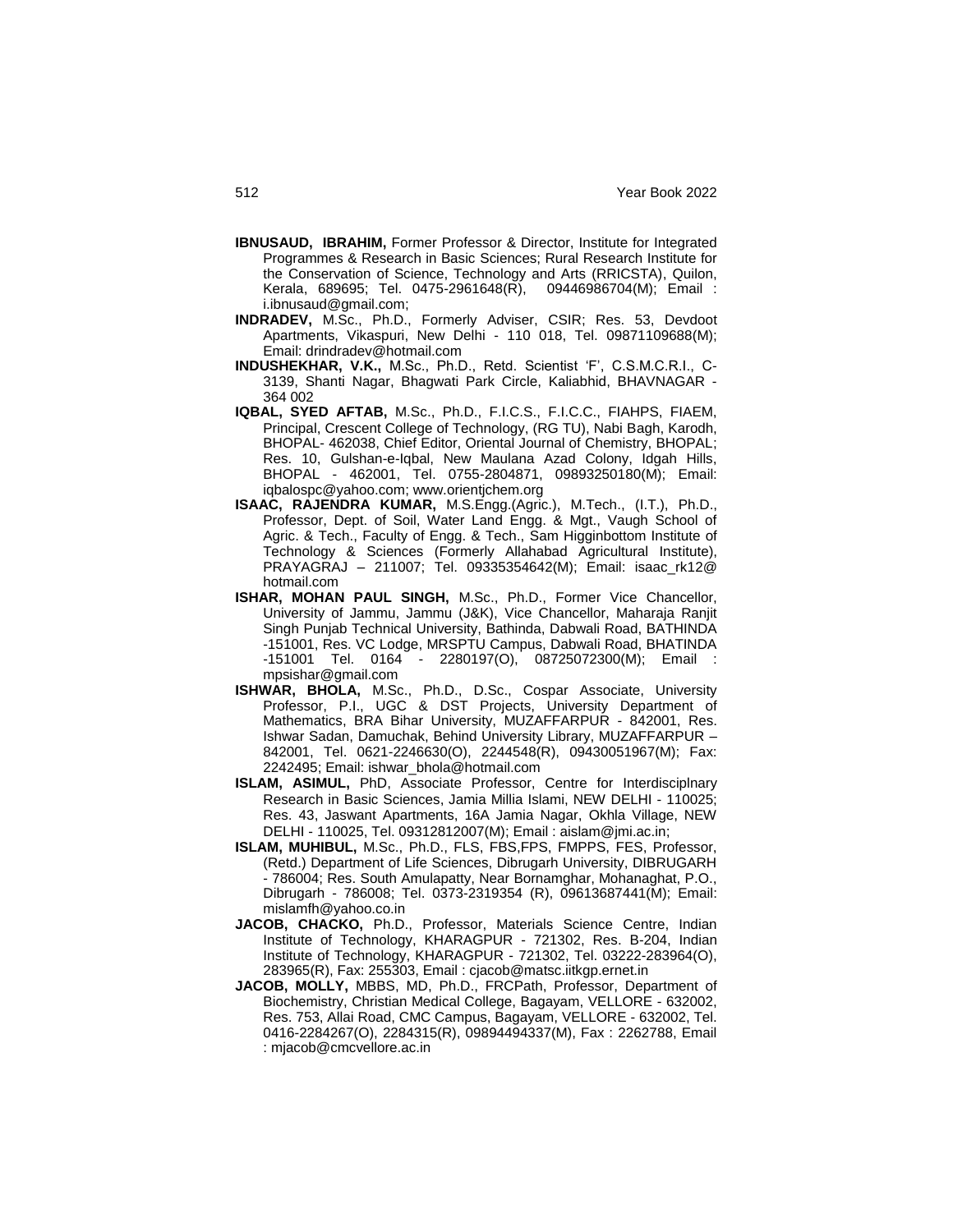**IBNUSAUD, IBRAHIM,** Former Professor & Director, Institute for Integrated Programmes & Research in Basic Sciences; Rural Research Institute for the Conservation of Science, Technology and Arts (RRICSTA), Quilon, Kerala, 689695; Tel. 0475-2961648(R), 09446986704(M); Email : i.ibnusaud@gmail.com;

**INDRADEV,** M.Sc., Ph.D., Formerly Adviser, CSIR; Res. 53, Devdoot Apartments, Vikaspuri, New Delhi - 110 018, Tel. 09871109688(M); Email: drindradev@hotmail.com

**INDUSHEKHAR, V.K.,** M.Sc., Ph.D., Retd. Scientist 'F', C.S.M.C.R.I., C-3139, Shanti Nagar, Bhagwati Park Circle, Kaliabhid, BHAVNAGAR - 364 002

**IQBAL, SYED AFTAB,** M.Sc., Ph.D., F.I.C.S., F.I.C.C., FIAHPS, FIAEM, Principal, Crescent College of Technology, (RG TU), Nabi Bagh, Karodh, BHOPAL- 462038, Chief Editor, Oriental Journal of Chemistry, BHOPAL; Res. 10, Gulshan-e-Iqbal, New Maulana Azad Colony, Idgah Hills, BHOPAL - 462001, Tel. 0755-2804871, 09893250180(M); Email: iqbalospc@yahoo.com; www.orientjchem.org

**ISAAC, RAJENDRA KUMAR,** M.S.Engg.(Agric.), M.Tech., (I.T.), Ph.D., Professor, Dept. of Soil, Water Land Engg. & Mgt., Vaugh School of Agric. & Tech., Faculty of Engg. & Tech., Sam Higginbottom Institute of Technology & Sciences (Formerly Allahabad Agricultural Institute), PRAYAGRAJ – 211007; Tel. 09335354642(M); Email: isaac_rk12@ hotmail.com

**ISHAR, MOHAN PAUL SINGH,** M.Sc., Ph.D., Former Vice Chancellor, University of Jammu, Jammu (J&K), Vice Chancellor, Maharaja Ranjit Singh Punjab Technical University, Bathinda, Dabwali Road, BATHINDA -151001, Res. VC Lodge, MRSPTU Campus, Dabwali Road, BHATINDA -151001 Tel. 0164 - 2280197(O), 08725072300(M); Email : mpsishar@gmail.com

**ISHWAR, BHOLA,** M.Sc., Ph.D., D.Sc., Cospar Associate, University Professor, P.I., UGC & DST Projects, University Department of Mathematics, BRA Bihar University, MUZAFFARPUR - 842001, Res. Ishwar Sadan, Damuchak, Behind University Library, MUZAFFARPUR – 842001, Tel. 0621-2246630(O), 2244548(R), 09430051967(M); Fax: 2242495; Email: ishwar_bhola@hotmail.com

**ISLAM, ASIMUL,** PhD, Associate Professor, Centre for Interdisciplnary Research in Basic Sciences, Jamia Millia Islami, NEW DELHI - 110025; Res. 43, Jaswant Apartments, 16A Jamia Nagar, Okhla Village, NEW DELHI - 110025, Tel. 09312812007(M); Email : aislam@jmi.ac.in;

**ISLAM, MUHIBUL,** M.Sc., Ph.D., FLS, FBS,FPS, FMPPS, FES, Professor, (Retd.) Department of Life Sciences, Dibrugarh University, DIBRUGARH - 786004; Res. South Amulapatty, Near Bornamghar, Mohanaghat, P.O., Dibrugarh - 786008; Tel. 0373-2319354 (R), 09613687441(M); Email: mislamfh@yahoo.co.in

**JACOB, CHACKO,** Ph.D., Professor, Materials Science Centre, Indian Institute of Technology, KHARAGPUR - 721302, Res. B-204, Indian Institute of Technology, KHARAGPUR - 721302, Tel. 03222-283964(O), 283965(R), Fax: 255303, Email : cjacob@matsc.iitkgp.ernet.in

**JACOB, MOLLY,** MBBS, MD, Ph.D., FRCPath, Professor, Department of Biochemistry, Christian Medical College, Bagayam, VELLORE - 632002, Res. 753, Allai Road, CMC Campus, Bagayam, VELLORE - 632002, Tel. 0416-2284267(O), 2284315(R), 09894494337(M), Fax : 2262788, Email : mjacob@cmcvellore.ac.in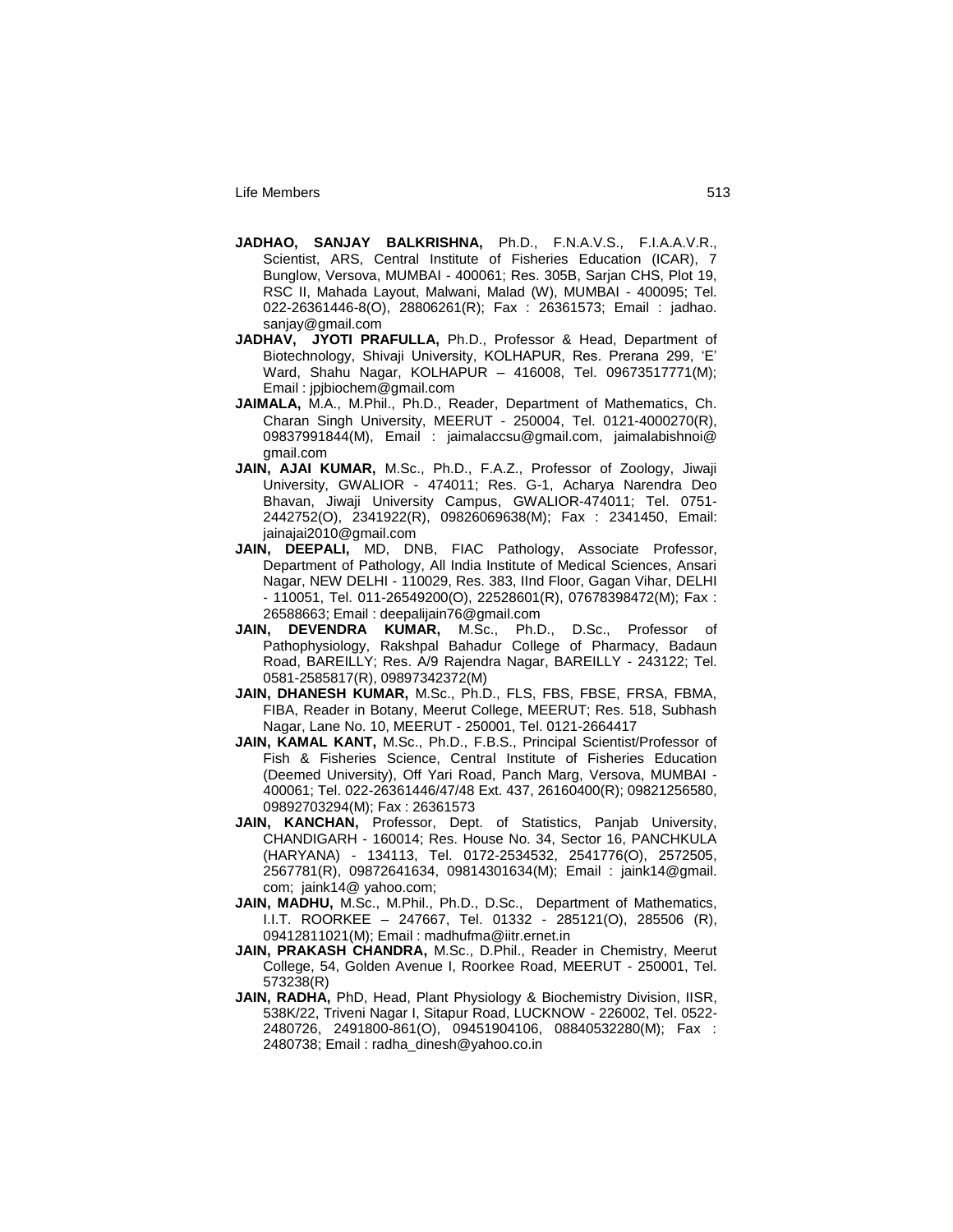**JADHAO, SANJAY BALKRISHNA,** Ph.D., F.N.A.V.S., F.I.A.A.V.R., Scientist, ARS, Central Institute of Fisheries Education (ICAR), 7 Bunglow, Versova, MUMBAI - 400061; Res. 305B, Sarjan CHS, Plot 19, RSC II, Mahada Layout, Malwani, Malad (W), MUMBAI - 400095; Tel. 022-26361446-8(O), 28806261(R); Fax : 26361573; Email : jadhao. sanjay@gmail.com

**JADHAV, JYOTI PRAFULLA,** Ph.D., Professor & Head, Department of Biotechnology, Shivaji University, KOLHAPUR, Res. Prerana 299, 'E' Ward, Shahu Nagar, KOLHAPUR – 416008, Tel. 09673517771(M); Email : jpjbiochem@gmail.com

**JAIMALA,** M.A., M.Phil., Ph.D., Reader, Department of Mathematics, Ch. Charan Singh University, MEERUT - 250004, Tel. 0121-4000270(R), 09837991844(M), Email : jaimalaccsu@gmail.com, jaimalabishnoi@ gmail.com

**JAIN, AJAI KUMAR,** M.Sc., Ph.D., F.A.Z., Professor of Zoology, Jiwaji University, GWALIOR - 474011; Res. G-1, Acharya Narendra Deo Bhavan, Jiwaji University Campus, GWALIOR-474011; Tel. 0751-2442752(O), 2341922(R), 09826069638(M); Fax : 2341450, Email: jainajai2010@gmail.com

**JAIN, DEEPALI,** MD, DNB, FIAC Pathology, Associate Professor, Department of Pathology, All India Institute of Medical Sciences, Ansari Nagar, NEW DELHI - 110029, Res. 383, IInd Floor, Gagan Vihar, DELHI - 110051, Tel. 011-26549200(O), 22528601(R), 07678398472(M); Fax : 26588663; Email : deepalijain76@gmail.com

**JAIN, DEVENDRA KUMAR,** M.Sc., Ph.D., D.Sc., Professor of Pathophysiology, Rakshpal Bahadur College of Pharmacy, Badaun Road, BAREILLY; Res. A/9 Rajendra Nagar, BAREILLY - 243122; Tel. 0581-2585817(R), 09897342372(M)

**JAIN, DHANESH KUMAR,** M.Sc., Ph.D., FLS, FBS, FBSE, FRSA, FBMA, FIBA, Reader in Botany, Meerut College, MEERUT; Res. 518, Subhash Nagar, Lane No. 10, MEERUT - 250001, Tel. 0121-2664417

**JAIN, KAMAL KANT,** M.Sc., Ph.D., F.B.S., Principal Scientist/Professor of Fish & Fisheries Science, Central Institute of Fisheries Education (Deemed University), Off Yari Road, Panch Marg, Versova, MUMBAI - 400061; Tel. 022-26361446/47/48 Ext. 437, 26160400(R); 09821256580, 09892703294(M); Fax : 26361573

**JAIN, KANCHAN,** Professor, Dept. of Statistics, Panjab University, CHANDIGARH - 160014; Res. House No. 34, Sector 16, PANCHKULA (HARYANA) - 134113, Tel. 0172-2534532, 2541776(O), 2572505, 2567781(R), 09872641634, 09814301634(M); Email : jaink14@gmail. com; jaink14@ yahoo.com;

**JAIN, MADHU,** M.Sc., M.Phil., Ph.D., D.Sc., Department of Mathematics, I.I.T. ROORKEE – 247667, Tel. 01332 - 285121(O), 285506 (R), 09412811021(M); Email : madhufma@iitr.ernet.in

**JAIN, PRAKASH CHANDRA,** M.Sc., D.Phil., Reader in Chemistry, Meerut College, 54, Golden Avenue I, Roorkee Road, MEERUT - 250001, Tel. 573238(R)

**JAIN, RADHA,** PhD, Head, Plant Physiology & Biochemistry Division, IISR, 538K/22, Triveni Nagar I, Sitapur Road, LUCKNOW - 226002, Tel. 0522-2480726, 2491800-861(O), 09451904106, 08840532280(M); Fax : 2480738; Email : radha_dinesh@yahoo.co.in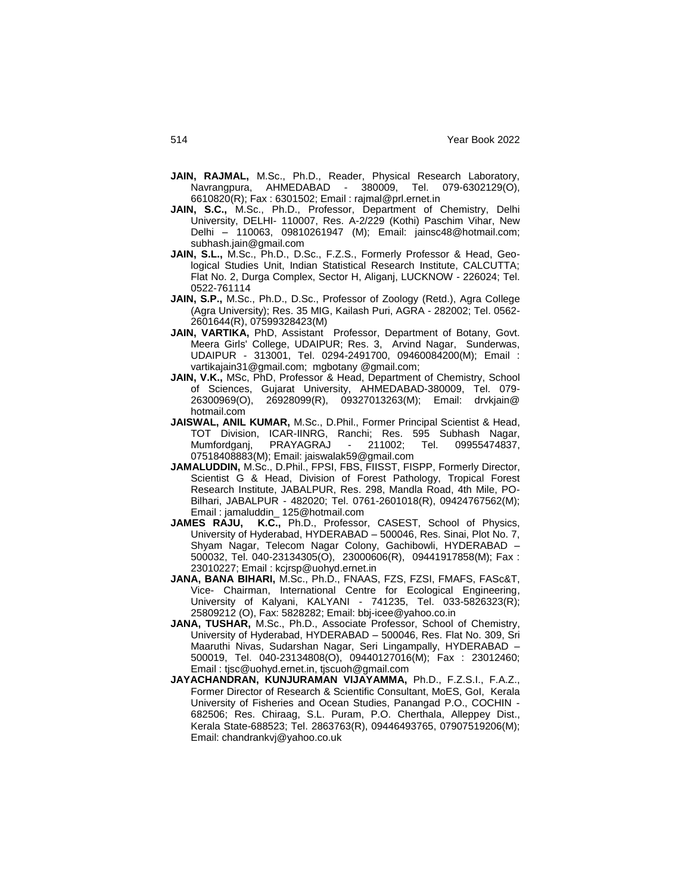**JAIN, RAJMAL,** M.Sc., Ph.D., Reader, Physical Research Laboratory, Navrangpura, AHMEDABAD - 380009, Tel. 079-6302129(O), 6610820(R); Fax : 6301502; Email : rajmal@prl.ernet.in

**JAIN, S.C.,** M.Sc., Ph.D., Professor, Department of Chemistry, Delhi University, DELHI- 110007, Res. A-2/229 (Kothi) Paschim Vihar, New Delhi – 110063, 09810261947 (M); Email: jainsc48@hotmail.com; subhash.jain@gmail.com

**JAIN, S.L.,** M.Sc., Ph.D., D.Sc., F.Z.S., Formerly Professor & Head, Geological Studies Unit, Indian Statistical Research Institute, CALCUTTA; Flat No. 2, Durga Complex, Sector H, Aliganj, LUCKNOW - 226024; Tel. 0522-761114

**JAIN, S.P.,** M.Sc., Ph.D., D.Sc., Professor of Zoology (Retd.), Agra College (Agra University); Res. 35 MIG, Kailash Puri, AGRA - 282002; Tel. 0562-2601644(R), 07599328423(M)

**JAIN, VARTIKA,** PhD, Assistant Professor, Department of Botany, Govt. Meera Girls' College, UDAIPUR; Res. 3, Arvind Nagar, Sunderwas, UDAIPUR - 313001, Tel. 0294-2491700, 09460084200(M); Email : vartikajain31@gmail.com; mgbotany @gmail.com;

**JAIN, V.K.,** MSc, PhD, Professor & Head, Department of Chemistry, School of Sciences, Gujarat University, AHMEDABAD-380009, Tel. 079-26300969(O), 26928099(R), 09327013263(M); Email: drvkjain@ hotmail.com

**JAISWAL, ANIL KUMAR,** M.Sc., D.Phil., Former Principal Scientist & Head, TOT Division, ICAR-IINRG, Ranchi; Res. 595 Subhash Nagar, Mumfordganj, PRAYAGRAJ - 211002; Tel. 09955474837, 07518408883(M); Email: jaiswalak59@gmail.com

**JAMALUDDIN,** M.Sc., D.Phil., FPSI, FBS, FIISST, FISPP, Formerly Director, Scientist G & Head, Division of Forest Pathology, Tropical Forest Research Institute, JABALPUR, Res. 298, Mandla Road, 4th Mile, PO-Bilhari, JABALPUR - 482020; Tel. 0761-2601018(R), 09424767562(M); Email : jamaluddin_ 125@hotmail.com

**JAMES RAJU, K.C.,** Ph.D., Professor, CASEST, School of Physics, University of Hyderabad, HYDERABAD – 500046, Res. Sinai, Plot No. 7, Shyam Nagar, Telecom Nagar Colony, Gachibowli, HYDERABAD – 500032, Tel. 040-23134305(O), 23000606(R), 09441917858(M); Fax : 23010227; Email : kcjrsp@uohyd.ernet.in

**JANA, BANA BIHARI,** M.Sc., Ph.D., FNAAS, FZS, FZSI, FMAFS, FASc&T, Vice- Chairman, International Centre for Ecological Engineering, University of Kalyani, KALYANI - 741235, Tel. 033-5826323(R); 25809212 (O), Fax: 5828282; Email: bbj-icee@yahoo.co.in

**JANA, TUSHAR,** M.Sc., Ph.D., Associate Professor, School of Chemistry, University of Hyderabad, HYDERABAD – 500046, Res. Flat No. 309, Sri Maaruthi Nivas, Sudarshan Nagar, Seri Lingampally, HYDERABAD – 500019, Tel. 040-23134808(O), 09440127016(M); Fax : 23012460; Email : tjsc@uohyd.ernet.in, tjscuoh@gmail.com

**JAYACHANDRAN, KUNJURAMAN VIJAYAMMA,** Ph.D., F.Z.S.I., F.A.Z., Former Director of Research & Scientific Consultant, MoES, GoI, Kerala University of Fisheries and Ocean Studies, Panangad P.O., COCHIN - 682506; Res. Chiraag, S.L. Puram, P.O. Cherthala, Alleppey Dist., Kerala State-688523; Tel. 2863763(R), 09446493765, 07907519206(M); Email: chandrankvj@yahoo.co.uk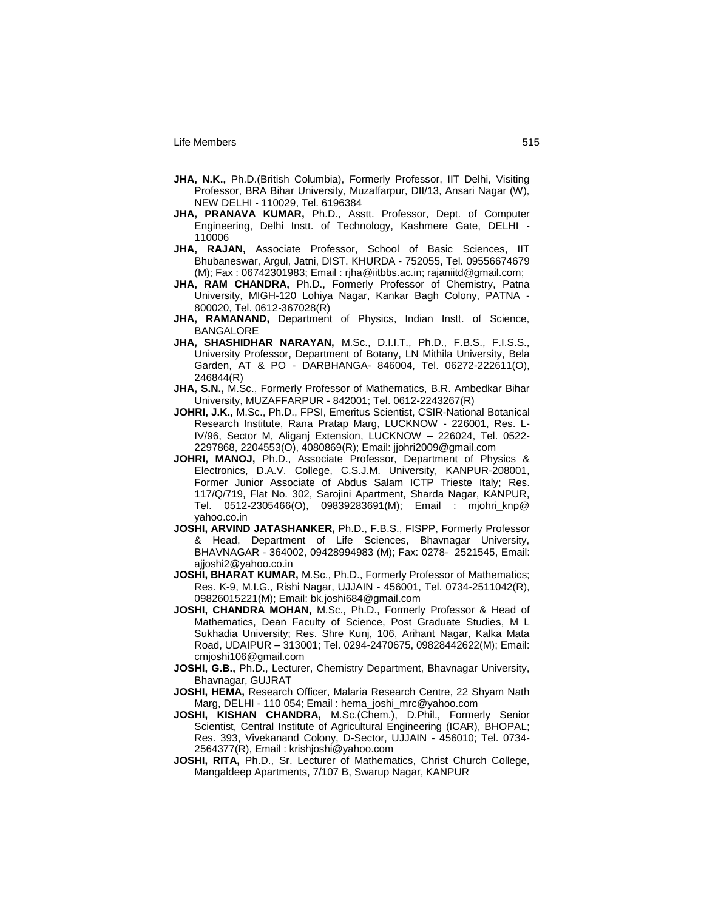**JHA, N.K.,** Ph.D.(British Columbia), Formerly Professor, IIT Delhi, Visiting Professor, BRA Bihar University, Muzaffarpur, DII/13, Ansari Nagar (W), NEW DELHI - 110029, Tel. 6196384

**JHA, PRANAVA KUMAR,** Ph.D., Asstt. Professor, Dept. of Computer Engineering, Delhi Instt. of Technology, Kashmere Gate, DELHI - 110006

**JHA, RAJAN,** Associate Professor, School of Basic Sciences, IIT Bhubaneswar, Argul, Jatni, DIST. KHURDA - 752055, Tel. 09556674679 (M); Fax : 06742301983; Email : rjha@iitbbs.ac.in; rajaniitd@gmail.com;

**JHA, RAM CHANDRA,** Ph.D., Formerly Professor of Chemistry, Patna University, MIGH-120 Lohiya Nagar, Kankar Bagh Colony, PATNA - 800020, Tel. 0612-367028(R)

**JHA, RAMANAND,** Department of Physics, Indian Instt. of Science, BANGALORE

**JHA, SHASHIDHAR NARAYAN,** M.Sc., D.I.I.T., Ph.D., F.B.S., F.I.S.S., University Professor, Department of Botany, LN Mithila University, Bela Garden, AT & PO - DARBHANGA- 846004, Tel. 06272-222611(O), 246844(R)

**JHA, S.N.,** M.Sc., Formerly Professor of Mathematics, B.R. Ambedkar Bihar University, MUZAFFARPUR - 842001; Tel. 0612-2243267(R)

**JOHRI, J.K.,** M.Sc., Ph.D., FPSI, Emeritus Scientist, CSIR-National Botanical Research Institute, Rana Pratap Marg, LUCKNOW - 226001, Res. L-IV/96, Sector M, Aliganj Extension, LUCKNOW – 226024, Tel. 0522-2297868, 2204553(O), 4080869(R); Email: jjohri2009@gmail.com

**JOHRI, MANOJ,** Ph.D., Associate Professor, Department of Physics & Electronics, D.A.V. College, C.S.J.M. University, KANPUR-208001, Former Junior Associate of Abdus Salam ICTP Trieste Italy; Res. 117/Q/719, Flat No. 302, Sarojini Apartment, Sharda Nagar, KANPUR, Tel. 0512-2305466(O), 09839283691(M); Email : mjohri_knp@yahoo.co.in

**JOSHI, ARVIND JATASHANKER,** Ph.D., F.B.S., FISPP, Formerly Professor & Head, Department of Life Sciences, Bhavnagar University, BHAVNAGAR - 364002, 09428994983 (M); Fax: 0278- 2521545, Email: ajjoshi2@yahoo.co.in

**JOSHI, BHARAT KUMAR,** M.Sc., Ph.D., Formerly Professor of Mathematics; Res. K-9, M.I.G., Rishi Nagar, UJJAIN - 456001, Tel. 0734-2511042(R), 09826015221(M); Email: bk.joshi684@gmail.com

**JOSHI, CHANDRA MOHAN,** M.Sc., Ph.D., Formerly Professor & Head of Mathematics, Dean Faculty of Science, Post Graduate Studies, M L Sukhadia University; Res. Shre Kunj, 106, Arihant Nagar, Kalka Mata Road, UDAIPUR – 313001; Tel. 0294-2470675, 09828442622(M); Email: cmjoshi106@gmail.com

**JOSHI, G.B.,** Ph.D., Lecturer, Chemistry Department, Bhavnagar University, Bhavnagar, GUJRAT

**JOSHI, HEMA,** Research Officer, Malaria Research Centre, 22 Shyam Nath Marg, DELHI - 110 054; Email : hema_joshi_mrc@yahoo.com

**JOSHI, KISHAN CHANDRA,** M.Sc.(Chem.), D.Phil., Formerly Senior Scientist, Central Institute of Agricultural Engineering (ICAR), BHOPAL; Res. 393, Vivekanand Colony, D-Sector, UJJAIN - 456010; Tel. 0734-2564377(R), Email : krishjoshi@yahoo.com

**JOSHI, RITA,** Ph.D., Sr. Lecturer of Mathematics, Christ Church College, Mangaldeep Apartments, 7/107 B, Swarup Nagar, KANPUR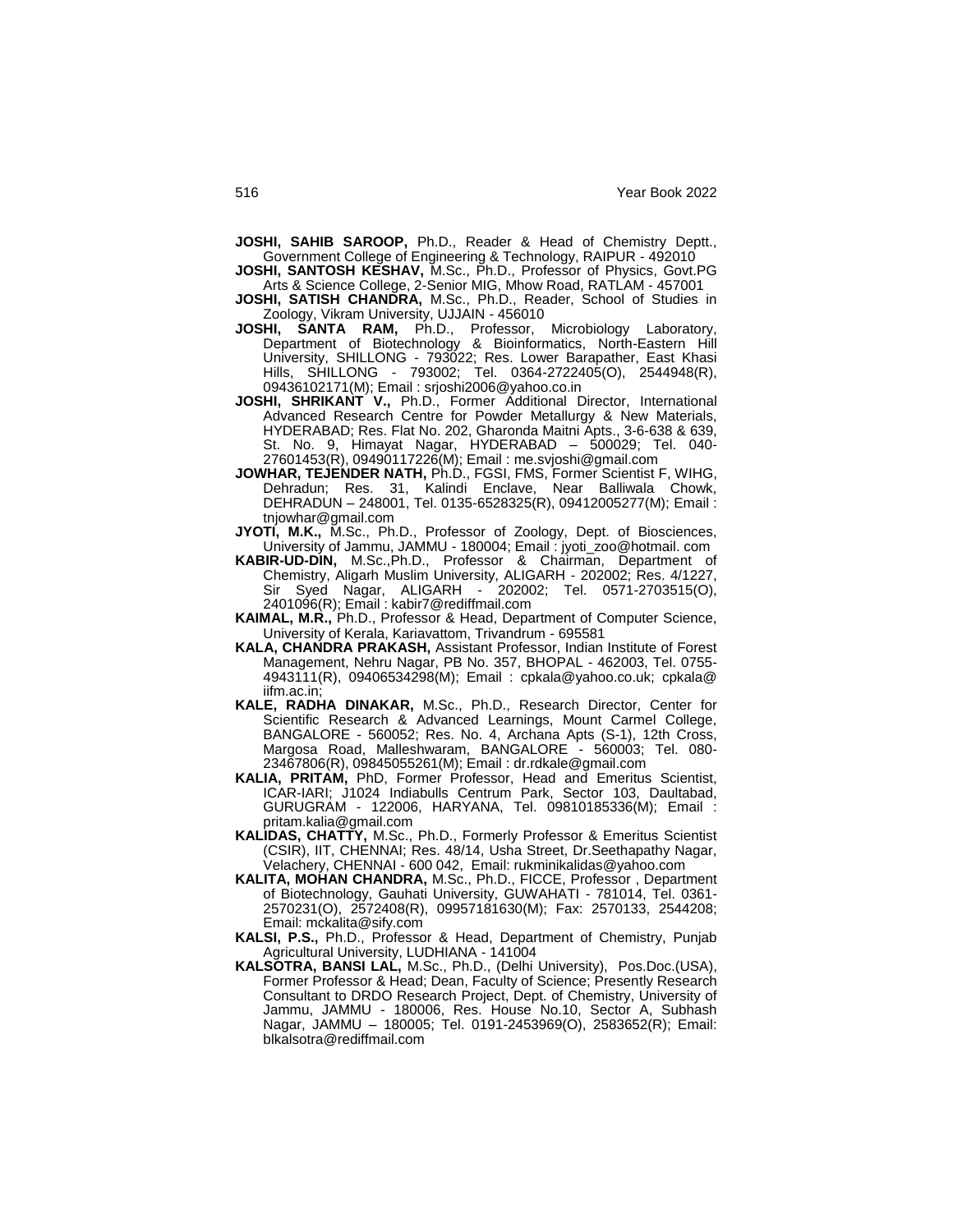**JOSHI, SAHIB SAROOP,** Ph.D., Reader & Head of Chemistry Deptt., Government College of Engineering & Technology, RAIPUR - 492010

**JOSHI, SANTOSH KESHAV,** M.Sc., Ph.D., Professor of Physics, Govt.PG Arts & Science College, 2-Senior MIG, Mhow Road, RATLAM - 457001

**JOSHI, SATISH CHANDRA,** M.Sc., Ph.D., Reader, School of Studies in Zoology, Vikram University, UJJAIN - 456010

**JOSHI, SANTA RAM,** Ph.D., Professor, Microbiology Laboratory, Department of Biotechnology & Bioinformatics, North-Eastern Hill University, SHILLONG - 793022; Res. Lower Barapather, East Khasi Hills, SHILLONG - 793002; Tel. 0364-2722405(O), 2544948(R), 09436102171(M); Email : srjoshi2006@yahoo.co.in

**JOSHI, SHRIKANT V.,** Ph.D., Former Additional Director, International Advanced Research Centre for Powder Metallurgy & New Materials, HYDERABAD; Res. Flat No. 202, Gharonda Maitni Apts., 3-6-638 & 639, St. No. 9, Himayat Nagar, HYDERABAD – 500029; Tel. 040-27601453(R), 09490117226(M); Email : me.svjoshi@gmail.com

**JOWHAR, TEJENDER NATH,** Ph.D., FGSI, FMS, Former Scientist F, WIHG, Dehradun; Res. 31, Kalindi Enclave, Near Balliwala Chowk, DEHRADUN – 248001, Tel. 0135-6528325(R), 09412005277(M); Email : tnjowhar@gmail.com

**JYOTI, M.K.,** M.Sc., Ph.D., Professor of Zoology, Dept. of Biosciences, University of Jammu, JAMMU - 180004; Email : jyoti_zoo@hotmail. com

**KABIR-UD-DIN,** M.Sc.,Ph.D., Professor & Chairman, Department of Chemistry, Aligarh Muslim University, ALIGARH - 202002; Res. 4/1227, Sir Syed Nagar, ALIGARH - 202002; Tel. 0571-2703515(O), 2401096(R); Email : kabir7@rediffmail.com

**KAIMAL, M.R.,** Ph.D., Professor & Head, Department of Computer Science, University of Kerala, Kariavattom, Trivandrum - 695581

**KALA, CHANDRA PRAKASH,** Assistant Professor, Indian Institute of Forest Management, Nehru Nagar, PB No. 357, BHOPAL - 462003, Tel. 0755-4943111(R), 09406534298(M); Email : cpkala@yahoo.co.uk; cpkala@ iifm.ac.in;

**KALE, RADHA DINAKAR,** M.Sc., Ph.D., Research Director, Center for Scientific Research & Advanced Learnings, Mount Carmel College, BANGALORE - 560052; Res. No. 4, Archana Apts (S-1), 12th Cross, Margosa Road, Malleshwaram, BANGALORE - 560003; Tel. 080-23467806(R), 09845055261(M); Email : dr.rdkale@gmail.com

**KALIA, PRITAM,** PhD, Former Professor, Head and Emeritus Scientist, ICAR-IARI; J1024 Indiabulls Centrum Park, Sector 103, Daultabad, GURUGRAM - 122006, HARYANA, Tel. 09810185336(M); Email : pritam.kalia@gmail.com

**KALIDAS, CHATTY,** M.Sc., Ph.D., Formerly Professor & Emeritus Scientist (CSIR), IIT, CHENNAI; Res. 48/14, Usha Street, Dr.Seethapathy Nagar, Velachery, CHENNAI - 600 042, Email: rukminikalidas@yahoo.com

**KALITA, MOHAN CHANDRA,** M.Sc., Ph.D., FICCE, Professor , Department of Biotechnology, Gauhati University, GUWAHATI - 781014, Tel. 0361-2570231(O), 2572408(R), 09957181630(M); Fax: 2570133, 2544208; Email: mckalita@sify.com

**KALSI, P.S.,** Ph.D., Professor & Head, Department of Chemistry, Punjab Agricultural University, LUDHIANA - 141004

**KALSOTRA, BANSI LAL,** M.Sc., Ph.D., (Delhi University), Pos.Doc.(USA), Former Professor & Head; Dean, Faculty of Science; Presently Research Consultant to DRDO Research Project, Dept. of Chemistry, University of Jammu, JAMMU - 180006, Res. House No.10, Sector A, Subhash Nagar, JAMMU – 180005; Tel. 0191-2453969(O), 2583652(R); Email: blkalsotra@rediffmail.com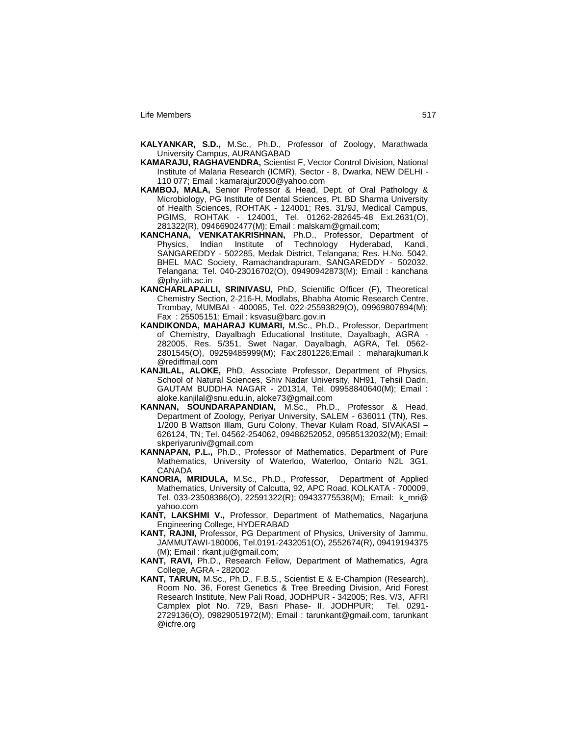**KALYANKAR, S.D.,** M.Sc., Ph.D., Professor of Zoology, Marathwada University Campus, AURANGABAD

**KAMARAJU, RAGHAVENDRA,** Scientist F, Vector Control Division, National Institute of Malaria Research (ICMR), Sector - 8, Dwarka, NEW DELHI - 110 077; Email : kamarajur2000@yahoo.com

**KAMBOJ, MALA,** Senior Professor & Head, Dept. of Oral Pathology & Microbiology, PG Institute of Dental Sciences, Pt. BD Sharma University of Health Sciences, ROHTAK - 124001; Res. 31/9J, Medical Campus, PGIMS, ROHTAK - 124001, Tel. 01262-282645-48 Ext.2631(O), 281322(R), 09466902477(M); Email : malskam@gmail.com;

**KANCHANA, VENKATAKRISHNAN,** Ph.D., Professor, Department of Physics, Indian Institute of Technology Hyderabad, Kandi, SANGAREDDY - 502285, Medak District, Telangana; Res. H.No. 5042, BHEL MAC Society, Ramachandrapuram, SANGAREDDY - 502032, Telangana; Tel. 040-23016702(O), 09490942873(M); Email : kanchana @phy.iith.ac.in

**KANCHARLAPALLI, SRINIVASU,** PhD, Scientific Officer (F), Theoretical Chemistry Section, 2-216-H, Modlabs, Bhabha Atomic Research Centre, Trombay, MUMBAI - 400085, Tel. 022-25593829(O), 09969807894(M); Fax : 25505151; Email : ksvasu@barc.gov.in

**KANDIKONDA, MAHARAJ KUMARI,** M.Sc., Ph.D., Professor, Department of Chemistry, Dayalbagh Educational Institute, Dayalbagh, AGRA - 282005, Res. 5/351, Swet Nagar, Dayalbagh, AGRA, Tel. 0562-2801545(O), 09259485999(M); Fax:2801226;Email : maharajkumari.k @rediffmail.com

**KANJILAL, ALOKE,** PhD, Associate Professor, Department of Physics, School of Natural Sciences, Shiv Nadar University, NH91, Tehsil Dadri, GAUTAM BUDDHA NAGAR - 201314, Tel. 09958840640(M); Email : aloke.kanjilal@snu.edu.in, aloke73@gmail.com

**KANNAN, SOUNDARAPANDIAN,** M.Sc., Ph.D., Professor & Head, Department of Zoology, Periyar University, SALEM - 636011 (TN), Res. 1/200 B Wattson Illam, Guru Colony, Thevar Kulam Road, SIVAKASI – 626124, TN; Tel. 04562-254062, 09486252052, 09585132032(M); Email: skperiyaruniv@gmail.com

**KANNAPAN, P.L.,** Ph.D., Professor of Mathematics, Department of Pure Mathematics, University of Waterloo, Waterloo, Ontario N2L 3G1, CANADA

**KANORIA, MRIDULA,** M.Sc., Ph.D., Professor, Department of Applied Mathematics, University of Calcutta, 92, APC Road, KOLKATA - 700009, Tel. 033-23508386(O), 22591322(R); 09433775538(M); Email: k_mri@ yahoo.com

**KANT, LAKSHMI V.,** Professor, Department of Mathematics, Nagarjuna Engineering College, HYDERABAD

**KANT, RAJNI,** Professor, PG Department of Physics, University of Jammu, JAMMUTAWI-180006, Tel.0191-2432051(O), 2552674(R), 09419194375 (M); Email : rkant.ju@gmail.com;

**KANT, RAVI,** Ph.D., Research Fellow, Department of Mathematics, Agra College, AGRA - 282002

**KANT, TARUN,** M.Sc., Ph.D., F.B.S., Scientist E & E-Champion (Research), Room No. 36, Forest Genetics & Tree Breeding Division, Arid Forest Research Institute, New Pali Road, JODHPUR - 342005; Res. V/3, AFRI Camplex plot No. 729, Basri Phase- II, JODHPUR; Tel. 0291-2729136(O), 09829051972(M); Email : tarunkant@gmail.com, tarunkant @icfre.org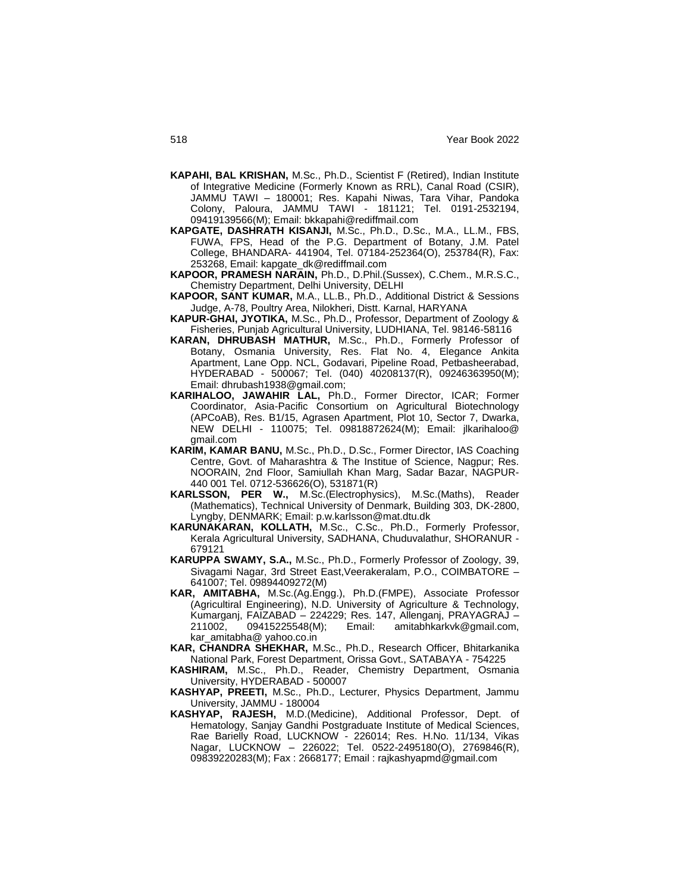**KAPAHI, BAL KRISHAN,** M.Sc., Ph.D., Scientist F (Retired), Indian Institute of Integrative Medicine (Formerly Known as RRL), Canal Road (CSIR), JAMMU TAWI – 180001; Res. Kapahi Niwas, Tara Vihar, Pandoka Colony, Paloura, JAMMU TAWI - 181121; Tel. 0191-2532194, 09419139566(M); Email: bkkapahi@rediffmail.com

**KAPGATE, DASHRATH KISANJI,** M.Sc., Ph.D., D.Sc., M.A., LL.M., FBS, FUWA, FPS, Head of the P.G. Department of Botany, J.M. Patel College, BHANDARA- 441904, Tel. 07184-252364(O), 253784(R), Fax: 253268, Email: kapgate_dk@rediffmail.com

**KAPOOR, PRAMESH NARAIN,** Ph.D., D.Phil.(Sussex), C.Chem., M.R.S.C., Chemistry Department, Delhi University, DELHI

**KAPOOR, SANT KUMAR,** M.A., LL.B., Ph.D., Additional District & Sessions Judge, A-78, Poultry Area, Nilokheri, Distt. Karnal, HARYANA

**KAPUR-GHAI, JYOTIKA,** M.Sc., Ph.D., Professor, Department of Zoology & Fisheries, Punjab Agricultural University, LUDHIANA, Tel. 98146-58116

**KARAN, DHRUBASH MATHUR,** M.Sc., Ph.D., Formerly Professor of Botany, Osmania University, Res. Flat No. 4, Elegance Ankita Apartment, Lane Opp. NCL, Godavari, Pipeline Road, Petbasheerabad, HYDERABAD - 500067; Tel. (040) 40208137(R), 09246363950(M); Email: dhrubash1938@gmail.com;

**KARIHALOO, JAWAHIR LAL,** Ph.D., Former Director, ICAR; Former Coordinator, Asia-Pacific Consortium on Agricultural Biotechnology (APCoAB), Res. B1/15, Agrasen Apartment, Plot 10, Sector 7, Dwarka, NEW DELHI - 110075; Tel. 09818872624(M); Email: jlkarihaloo@ gmail.com

**KARIM, KAMAR BANU,** M.Sc., Ph.D., D.Sc., Former Director, IAS Coaching Centre, Govt. of Maharashtra & The Institue of Science, Nagpur; Res. NOORAIN, 2nd Floor, Samiullah Khan Marg, Sadar Bazar, NAGPUR-440 001 Tel. 0712-536626(O), 531871(R)

**KARLSSON, PER W.,** M.Sc.(Electrophysics), M.Sc.(Maths), Reader (Mathematics), Technical University of Denmark, Building 303, DK-2800, Lyngby, DENMARK; Email: p.w.karlsson@mat.dtu.dk

**KARUNAKARAN, KOLLATH,** M.Sc., C.Sc., Ph.D., Formerly Professor, Kerala Agricultural University, SADHANA, Chuduvalathur, SHORANUR - 679121

**KARUPPA SWAMY, S.A.,** M.Sc., Ph.D., Formerly Professor of Zoology, 39, Sivagami Nagar, 3rd Street East,Veerakeralam, P.O., COIMBATORE – 641007; Tel. 09894409272(M)

**KAR, AMITABHA,** M.Sc.(Ag.Engg.), Ph.D.(FMPE), Associate Professor (Agricultiral Engineering), N.D. University of Agriculture & Technology, Kumarganj, FAIZABAD – 224229; Res. 147, Allenganj, PRAYAGRAJ – 211002, 09415225548(M); Email: amitabhkarkvk@gmail.com, kar_amitabha@ yahoo.co.in

**KAR, CHANDRA SHEKHAR,** M.Sc., Ph.D., Research Officer, Bhitarkanika National Park, Forest Department, Orissa Govt., SATABAYA - 754225

**KASHIRAM,** M.Sc., Ph.D., Reader, Chemistry Department, Osmania University, HYDERABAD - 500007

**KASHYAP, PREETI,** M.Sc., Ph.D., Lecturer, Physics Department, Jammu University, JAMMU - 180004

**KASHYAP, RAJESH,** M.D.(Medicine), Additional Professor, Dept. of Hematology, Sanjay Gandhi Postgraduate Institute of Medical Sciences, Rae Barielly Road, LUCKNOW - 226014; Res. H.No. 11/134, Vikas Nagar, LUCKNOW – 226022; Tel. 0522-2495180(O), 2769846(R), 09839220283(M); Fax : 2668177; Email : rajkashyapmd@gmail.com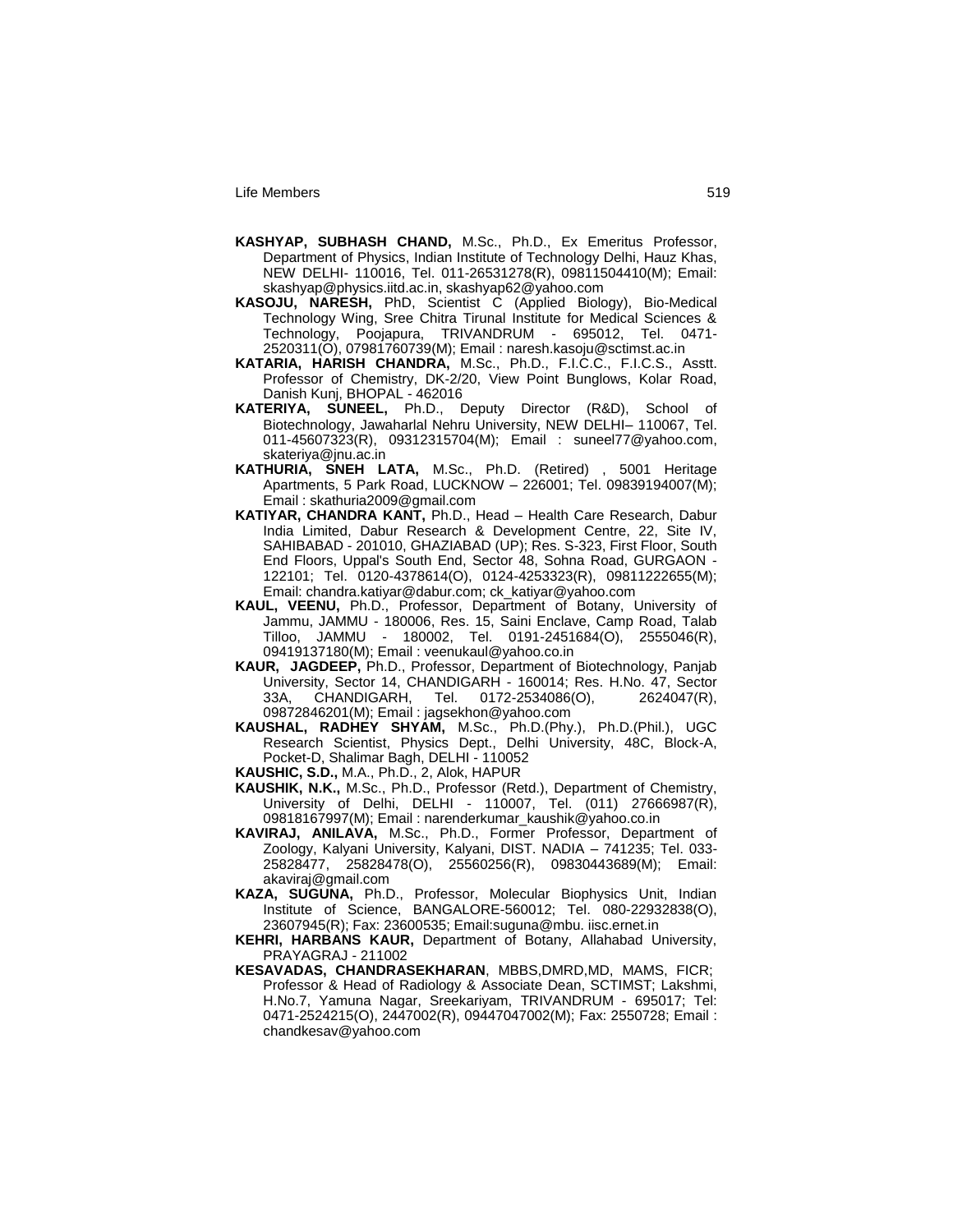**KASHYAP, SUBHASH CHAND,** M.Sc., Ph.D., Ex Emeritus Professor, Department of Physics, Indian Institute of Technology Delhi, Hauz Khas, NEW DELHI- 110016, Tel. 011-26531278(R), 09811504410(M); Email: skashyap@physics.iitd.ac.in, skashyap62@yahoo.com

**KASOJU, NARESH,** PhD, Scientist C (Applied Biology), Bio-Medical Technology Wing, Sree Chitra Tirunal Institute for Medical Sciences & Technology, Poojapura, TRIVANDRUM - 695012, Tel. 0471-2520311(O), 07981760739(M); Email : naresh.kasoju@sctimst.ac.in

**KATARIA, HARISH CHANDRA,** M.Sc., Ph.D., F.I.C.C., F.I.C.S., Asstt. Professor of Chemistry, DK-2/20, View Point Bunglows, Kolar Road, Danish Kunj, BHOPAL - 462016

**KATERIYA, SUNEEL,** Ph.D., Deputy Director (R&D), School of Biotechnology, Jawaharlal Nehru University, NEW DELHI– 110067, Tel. 011-45607323(R), 09312315704(M); Email : suneel77@yahoo.com, skateriya@jnu.ac.in

**KATHURIA, SNEH LATA,** M.Sc., Ph.D. (Retired) , 5001 Heritage Apartments, 5 Park Road, LUCKNOW – 226001; Tel. 09839194007(M); Email : skathuria2009@gmail.com

**KATIYAR, CHANDRA KANT,** Ph.D., Head – Health Care Research, Dabur India Limited, Dabur Research & Development Centre, 22, Site IV, SAHIBABAD - 201010, GHAZIABAD (UP); Res. S-323, First Floor, South End Floors, Uppal's South End, Sector 48, Sohna Road, GURGAON - 122101; Tel. 0120-4378614(O), 0124-4253323(R), 09811222655(M); Email: chandra.katiyar@dabur.com; ck_katiyar@yahoo.com

**KAUL, VEENU,** Ph.D., Professor, Department of Botany, University of Jammu, JAMMU - 180006, Res. 15, Saini Enclave, Camp Road, Talab Tilloo, JAMMU - 180002, Tel. 0191-2451684(O), 2555046(R), 09419137180(M); Email : veenukaul@yahoo.co.in

**KAUR, JAGDEEP,** Ph.D., Professor, Department of Biotechnology, Panjab University, Sector 14, CHANDIGARH - 160014; Res. H.No. 47, Sector 33A, CHANDIGARH, Tel. 0172-2534086(O), 2624047(R), 09872846201(M); Email : jagsekhon@yahoo.com

**KAUSHAL, RADHEY SHYAM,** M.Sc., Ph.D.(Phy.), Ph.D.(Phil.), UGC Research Scientist, Physics Dept., Delhi University, 48C, Block-A, Pocket-D, Shalimar Bagh, DELHI - 110052

**KAUSHIC, S.D.,** M.A., Ph.D., 2, Alok, HAPUR

**KAUSHIK, N.K.,** M.Sc., Ph.D., Professor (Retd.), Department of Chemistry, University of Delhi, DELHI - 110007, Tel. (011) 27666987(R), 09818167997(M); Email : narenderkumar_kaushik@yahoo.co.in

**KAVIRAJ, ANILAVA,** M.Sc., Ph.D., Former Professor, Department of Zoology, Kalyani University, Kalyani, DIST. NADIA – 741235; Tel. 033-25828477, 25828478(O), 25560256(R), 09830443689(M); Email: akaviraj@gmail.com

**KAZA, SUGUNA,** Ph.D., Professor, Molecular Biophysics Unit, Indian Institute of Science, BANGALORE-560012; Tel. 080-22932838(O), 23607945(R); Fax: 23600535; Email:suguna@mbu. iisc.ernet.in

**KEHRI, HARBANS KAUR,** Department of Botany, Allahabad University, PRAYAGRAJ - 211002

**KESAVADAS, CHANDRASEKHARAN**, MBBS,DMRD,MD, MAMS, FICR; Professor & Head of Radiology & Associate Dean, SCTIMST; Lakshmi, H.No.7, Yamuna Nagar, Sreekariyam, TRIVANDRUM - 695017; Tel: 0471-2524215(O), 2447002(R), 09447047002(M); Fax: 2550728; Email : chandkesav@yahoo.com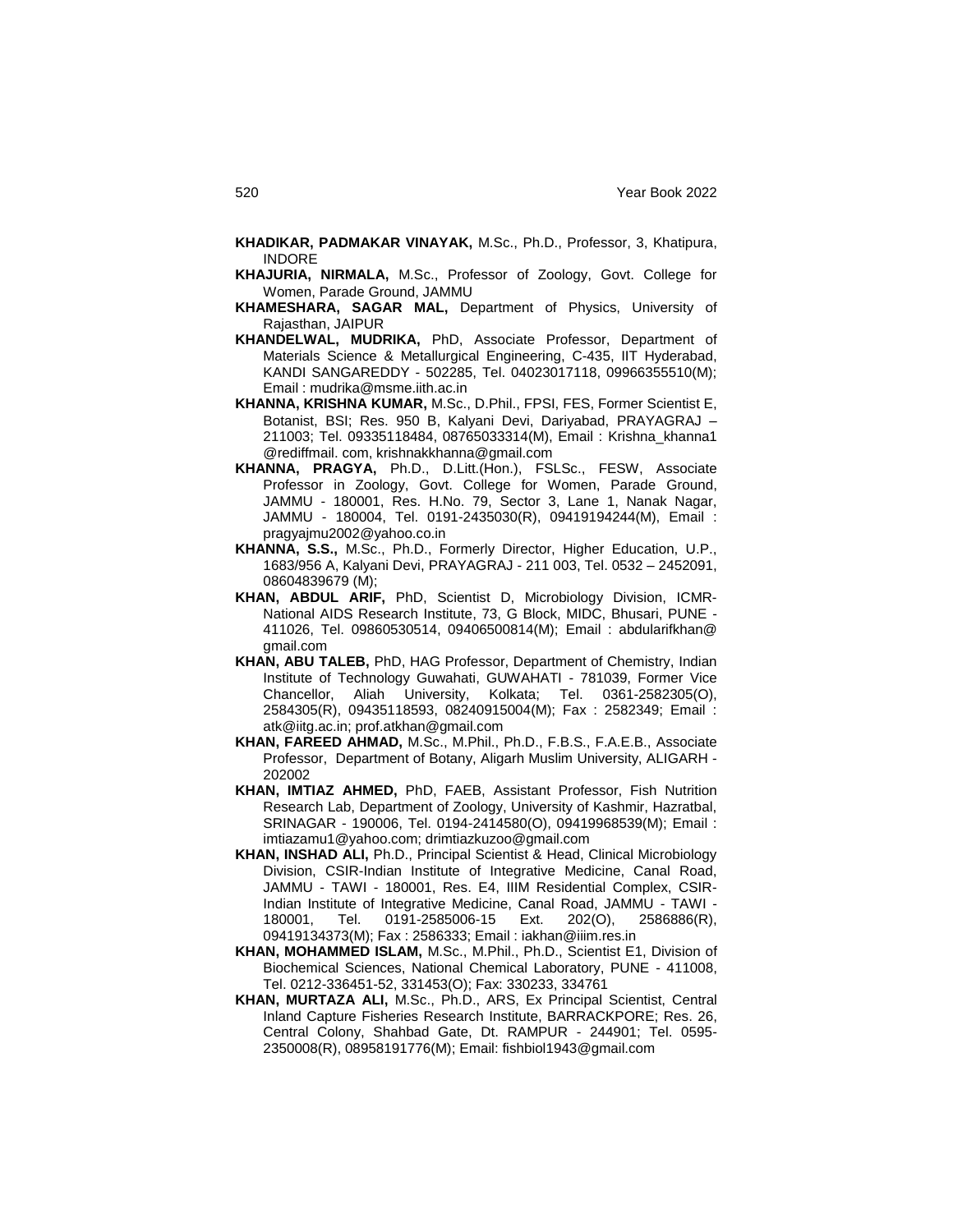**KHADIKAR, PADMAKAR VINAYAK,** M.Sc., Ph.D., Professor, 3, Khatipura, INDORE

**KHAJURIA, NIRMALA,** M.Sc., Professor of Zoology, Govt. College for Women, Parade Ground, JAMMU

**KHAMESHARA, SAGAR MAL,** Department of Physics, University of Rajasthan, JAIPUR

**KHANDELWAL, MUDRIKA,** PhD, Associate Professor, Department of Materials Science & Metallurgical Engineering, C-435, IIT Hyderabad, KANDI SANGAREDDY - 502285, Tel. 04023017118, 09966355510(M); Email : mudrika@msme.iith.ac.in

**KHANNA, KRISHNA KUMAR,** M.Sc., D.Phil., FPSI, FES, Former Scientist E, Botanist, BSI; Res. 950 B, Kalyani Devi, Dariyabad, PRAYAGRAJ – 211003; Tel. 09335118484, 08765033314(M), Email : Krishna_khanna1 @rediffmail. com, krishnakkhanna@gmail.com

**KHANNA, PRAGYA,** Ph.D., D.Litt.(Hon.), FSLSc., FESW, Associate Professor in Zoology, Govt. College for Women, Parade Ground, JAMMU - 180001, Res. H.No. 79, Sector 3, Lane 1, Nanak Nagar, JAMMU - 180004, Tel. 0191-2435030(R), 09419194244(M), Email : pragyajmu2002@yahoo.co.in

**KHANNA, S.S.,** M.Sc., Ph.D., Formerly Director, Higher Education, U.P., 1683/956 A, Kalyani Devi, PRAYAGRAJ - 211 003, Tel. 0532 – 2452091, 08604839679 (M);

**KHAN, ABDUL ARIF,** PhD, Scientist D, Microbiology Division, ICMR-National AIDS Research Institute, 73, G Block, MIDC, Bhusari, PUNE - 411026, Tel. 09860530514, 09406500814(M); Email : abdularifkhan@ gmail.com

**KHAN, ABU TALEB,** PhD, HAG Professor, Department of Chemistry, Indian Institute of Technology Guwahati, GUWAHATI - 781039, Former Vice Chancellor, Aliah University, Kolkata; Tel. 0361-2582305(O), 2584305(R), 09435118593, 08240915004(M); Fax : 2582349; Email : atk@iitg.ac.in; prof.atkhan@gmail.com

**KHAN, FAREED AHMAD,** M.Sc., M.Phil., Ph.D., F.B.S., F.A.E.B., Associate Professor, Department of Botany, Aligarh Muslim University, ALIGARH - 202002

**KHAN, IMTIAZ AHMED,** PhD, FAEB, Assistant Professor, Fish Nutrition Research Lab, Department of Zoology, University of Kashmir, Hazratbal, SRINAGAR - 190006, Tel. 0194-2414580(O), 09419968539(M); Email : imtiazamu1@yahoo.com; drimtiazkuzoo@gmail.com

**KHAN, INSHAD ALI,** Ph.D., Principal Scientist & Head, Clinical Microbiology Division, CSIR-Indian Institute of Integrative Medicine, Canal Road, JAMMU - TAWI - 180001, Res. E4, IIIM Residential Complex, CSIR-Indian Institute of Integrative Medicine, Canal Road, JAMMU - TAWI - 180001, Tel. 0191-2585006-15 Ext. 202(O), 2586886(R), 09419134373(M); Fax : 2586333; Email : iakhan@iiim.res.in

**KHAN, MOHAMMED ISLAM,** M.Sc., M.Phil., Ph.D., Scientist E1, Division of Biochemical Sciences, National Chemical Laboratory, PUNE - 411008, Tel. 0212-336451-52, 331453(O); Fax: 330233, 334761

**KHAN, MURTAZA ALI,** M.Sc., Ph.D., ARS, Ex Principal Scientist, Central Inland Capture Fisheries Research Institute, BARRACKPORE; Res. 26, Central Colony, Shahbad Gate, Dt. RAMPUR - 244901; Tel. 0595-2350008(R), 08958191776(M); Email: fishbiol1943@gmail.com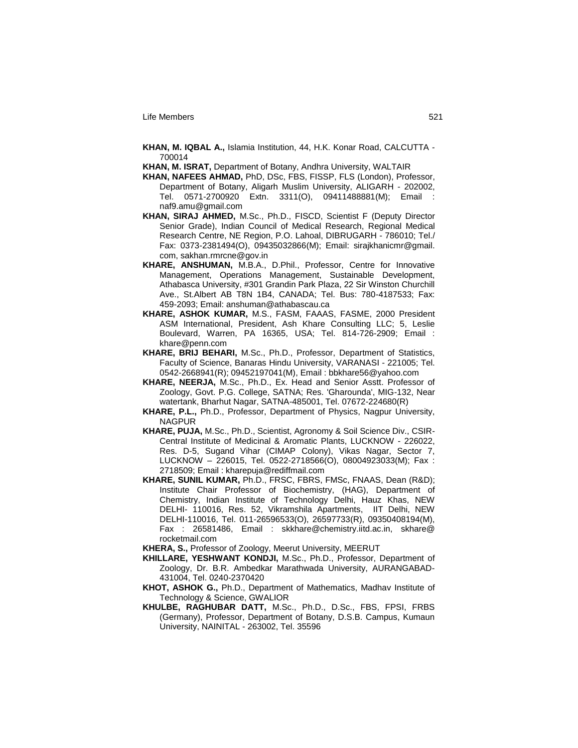**KHAN, M. IQBAL A.,** Islamia Institution, 44, H.K. Konar Road, CALCUTTA - 700014

**KHAN, M. ISRAT,** Department of Botany, Andhra University, WALTAIR

**KHAN, NAFEES AHMAD,** PhD, DSc, FBS, FISSP, FLS (London), Professor, Department of Botany, Aligarh Muslim University, ALIGARH - 202002, Tel. 0571-2700920 Extn. 3311(O), 09411488881(M); Email : naf9.amu@gmail.com

**KHAN, SIRAJ AHMED,** M.Sc., Ph.D., FISCD, Scientist F (Deputy Director Senior Grade), Indian Council of Medical Research, Regional Medical Research Centre, NE Region, P.O. Lahoal, DIBRUGARH - 786010; Tel./ Fax: 0373-2381494(O), 09435032866(M); Email: sirajkhanicmr@gmail.com, sakhan.rmrcne@gov.in

**KHARE, ANSHUMAN,** M.B.A., D.Phil., Professor, Centre for Innovative Management, Operations Management, Sustainable Development, Athabasca University, #301 Grandin Park Plaza, 22 Sir Winston Churchill Ave., St.Albert AB T8N 1B4, CANADA; Tel. Bus: 780-4187533; Fax: 459-2093; Email: anshuman@athabascau.ca

**KHARE, ASHOK KUMAR,** M.S., FASM, FAAAS, FASME, 2000 President ASM International, President, Ash Khare Consulting LLC; 5, Leslie Boulevard, Warren, PA 16365, USA; Tel. 814-726-2909; Email : khare@penn.com

**KHARE, BRIJ BEHARI,** M.Sc., Ph.D., Professor, Department of Statistics, Faculty of Science, Banaras Hindu University, VARANASI - 221005; Tel. 0542-2668941(R); 09452197041(M), Email : bbkhare56@yahoo.com

**KHARE, NEERJA,** M.Sc., Ph.D., Ex. Head and Senior Asstt. Professor of Zoology, Govt. P.G. College, SATNA; Res. 'Gharounda', MIG-132, Near watertank, Bharhut Nagar, SATNA-485001, Tel. 07672-224680(R)

**KHARE, P.L.,** Ph.D., Professor, Department of Physics, Nagpur University, NAGPUR

**KHARE, PUJA,** M.Sc., Ph.D., Scientist, Agronomy & Soil Science Div., CSIR-Central Institute of Medicinal & Aromatic Plants, LUCKNOW - 226022, Res. D-5, Sugand Vihar (CIMAP Colony), Vikas Nagar, Sector 7, LUCKNOW – 226015, Tel. 0522-2718566(O), 08004923033(M); Fax : 2718509; Email : kharepuja@rediffmail.com

**KHARE, SUNIL KUMAR,** Ph.D., FRSC, FBRS, FMSc, FNAAS, Dean (R&D); Institute Chair Professor of Biochemistry, (HAG), Department of Chemistry, Indian Institute of Technology Delhi, Hauz Khas, NEW DELHI- 110016, Res. 52, Vikramshila Apartments, IIT Delhi, NEW DELHI-110016, Tel. 011-26596533(O), 26597733(R), 09350408194(M), Fax : 26581486, Email : skkhare@chemistry.iitd.ac.in, skhare@rocketmail.com

**KHERA, S.,** Professor of Zoology, Meerut University, MEERUT

**KHILLARE, YESHWANT KONDJI,** M.Sc., Ph.D., Professor, Department of Zoology, Dr. B.R. Ambedkar Marathwada University, AURANGABAD-431004, Tel. 0240-2370420

**KHOT, ASHOK G.,** Ph.D., Department of Mathematics, Madhav Institute of Technology & Science, GWALIOR

**KHULBE, RAGHUBAR DATT,** M.Sc., Ph.D., D.Sc., FBS, FPSI, FRBS (Germany), Professor, Department of Botany, D.S.B. Campus, Kumaun University, NAINITAL - 263002, Tel. 35596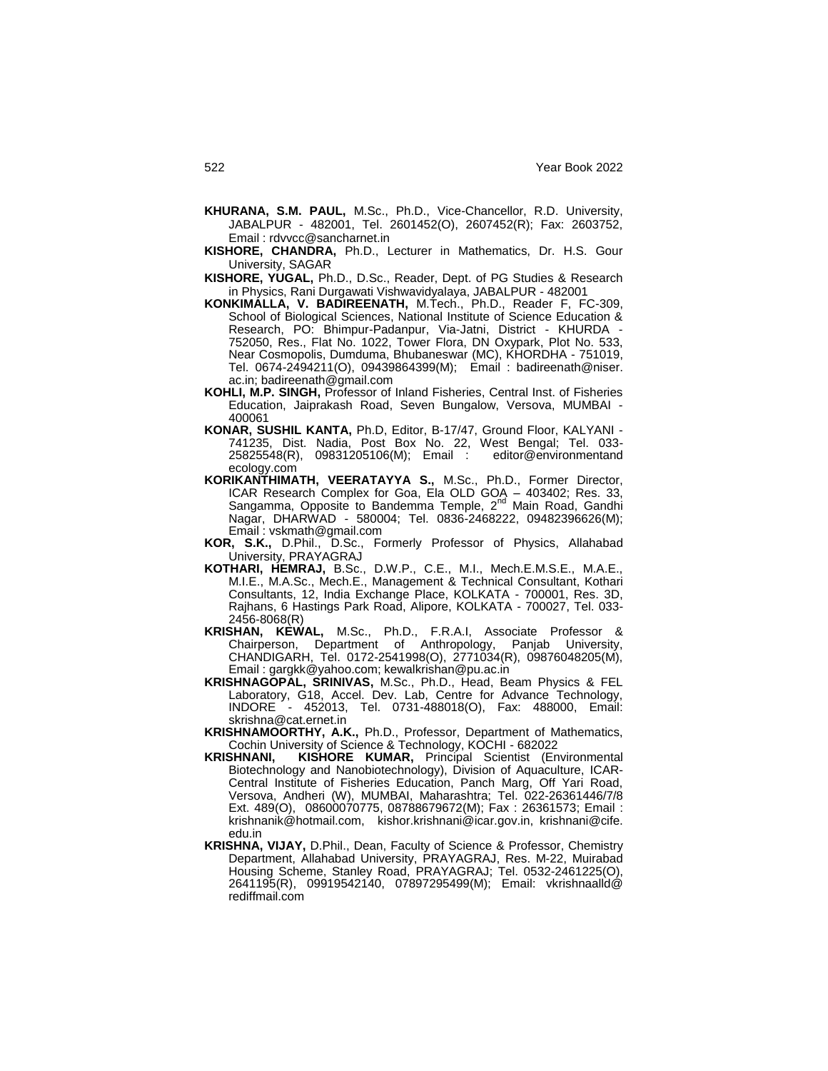**KHURANA, S.M. PAUL,** M.Sc., Ph.D., Vice-Chancellor, R.D. University, JABALPUR - 482001, Tel. 2601452(O), 2607452(R); Fax: 2603752, Email : rdvvcc@sancharnet.in

**KISHORE, CHANDRA,** Ph.D., Lecturer in Mathematics, Dr. H.S. Gour University, SAGAR

**KISHORE, YUGAL,** Ph.D., D.Sc., Reader, Dept. of PG Studies & Research in Physics, Rani Durgawati Vishwavidyalaya, JABALPUR - 482001

**KONKIMALLA, V. BADIREENATH,** M.Tech., Ph.D., Reader F, FC-309, School of Biological Sciences, National Institute of Science Education & Research, PO: Bhimpur-Padanpur, Via-Jatni, District - KHURDA - 752050, Res., Flat No. 1022, Tower Flora, DN Oxypark, Plot No. 533, Near Cosmopolis, Dumduma, Bhubaneswar (MC), KHORDHA - 751019, Tel. 0674-2494211(O), 09439864399(M); Email : badireenath@niser.ac.in; badireenath@gmail.com

**KOHLI, M.P. SINGH,** Professor of Inland Fisheries, Central Inst. of Fisheries Education, Jaiprakash Road, Seven Bungalow, Versova, MUMBAI - 400061

**KONAR, SUSHIL KANTA,** Ph.D, Editor, B-17/47, Ground Floor, KALYANI - 741235, Dist. Nadia, Post Box No. 22, West Bengal; Tel. 033-25825548(R), 09831205106(M); Email : editor@environmentandecology.com

**KORIKANTHIMATH, VEERATAYYA S.,** M.Sc., Ph.D., Former Director, ICAR Research Complex for Goa, Ela OLD GOA – 403402; Res. 33, Sangamma, Opposite to Bandemma Temple, 2nd Main Road, Gandhi Nagar, DHARWAD - 580004; Tel. 0836-2468222, 09482396626(M); Email : vskmath@gmail.com

**KOR, S.K.,** D.Phil., D.Sc., Formerly Professor of Physics, Allahabad University, PRAYAGRAJ

**KOTHARI, HEMRAJ,** B.Sc., D.W.P., C.E., M.I., Mech.E.M.S.E., M.A.E., M.I.E., M.A.Sc., Mech.E., Management & Technical Consultant, Kothari Consultants, 12, India Exchange Place, KOLKATA - 700001, Res. 3D, Rajhans, 6 Hastings Park Road, Alipore, KOLKATA - 700027, Tel. 033-2456-8068(R)

**KRISHAN, KEWAL,** M.Sc., Ph.D., F.R.A.I, Associate Professor & Chairperson, Department of Anthropology, Panjab University, CHANDIGARH, Tel. 0172-2541998(O), 2771034(R), 09876048205(M), Email : gargkk@yahoo.com; kewalkrishan@pu.ac.in

**KRISHNAGOPAL, SRINIVAS,** M.Sc., Ph.D., Head, Beam Physics & FEL Laboratory, G18, Accel. Dev. Lab, Centre for Advance Technology, INDORE - 452013, Tel. 0731-488018(O), Fax: 488000, Email: skrishna@cat.ernet.in

**KRISHNAMOORTHY, A.K.,** Ph.D., Professor, Department of Mathematics, Cochin University of Science & Technology, KOCHI - 682022

**KRISHNANI, KISHORE KUMAR,** Principal Scientist (Environmental Biotechnology and Nanobiotechnology), Division of Aquaculture, ICAR-Central Institute of Fisheries Education, Panch Marg, Off Yari Road, Versova, Andheri (W), MUMBAI, Maharashtra; Tel. 022-26361446/7/8 Ext. 489(O), 08600070775, 08788679672(M); Fax : 26361573; Email : krishnanik@hotmail.com, kishor.krishnani@icar.gov.in, krishnani@cife.edu.in

**KRISHNA, VIJAY,** D.Phil., Dean, Faculty of Science & Professor, Chemistry Department, Allahabad University, PRAYAGRAJ, Res. M-22, Muirabad Housing Scheme, Stanley Road, PRAYAGRAJ; Tel. 0532-2461225(O), 2641195(R), 09919542140, 07897295499(M); Email: vkrishnaalld@rediffmail.com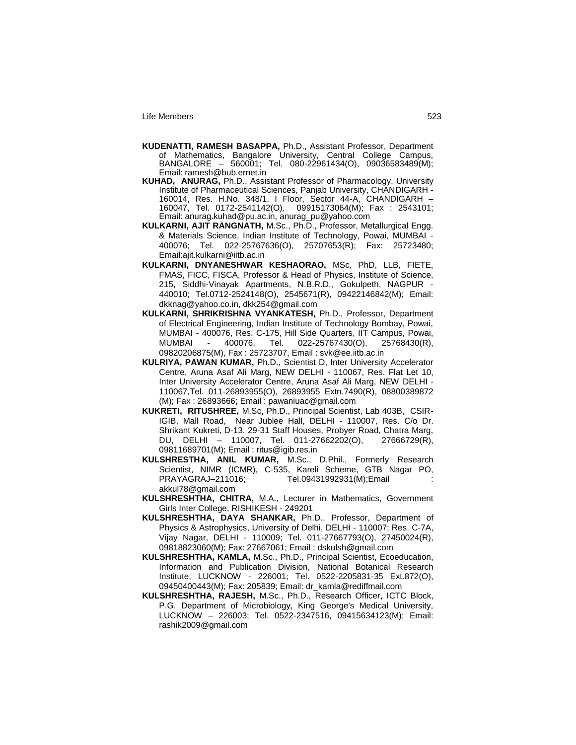**KUDENATTI, RAMESH BASAPPA,** Ph.D., Assistant Professor, Department of Mathematics, Bangalore University, Central College Campus, BANGALORE – 560001; Tel. 080-22961434(O), 09036583489(M); Email: ramesh@bub.ernet.in

**KUHAD, ANURAG,** Ph.D., Assistant Professor of Pharmacology, University Institute of Pharmaceutical Sciences, Panjab University, CHANDIGARH - 160014, Res. H.No. 348/1, I Floor, Sector 44-A, CHANDIGARH – 160047, Tel. 0172-2541142(O), 09915173064(M); Fax : 2543101; Email: anurag.kuhad@pu.ac.in, anurag_pu@yahoo.com

**KULKARNI, AJIT RANGNATH,** M.Sc., Ph.D., Professor, Metallurgical Engg. & Materials Science, Indian Institute of Technology, Powai, MUMBAI - 400076; Tel. 022-25767636(O), 25707653(R); Fax: 25723480; Email:ajit.kulkarni@iitb.ac.in

**KULKARNI, DNYANESHWAR KESHAORAO,** MSc, PhD, LLB, FIETE, FMAS, FICC, FISCA, Professor & Head of Physics, Institute of Science, 215, Siddhi-Vinayak Apartments, N.B.R.D., Gokulpeth, NAGPUR - 440010; Tel.0712-2524148(O), 2545671(R), 09422146842(M); Email: dkknag@yahoo.co.in, dkk254@gmail.com

**KULKARNI, SHRIKRISHNA VYANKATESH,** Ph.D., Professor, Department of Electrical Engineering, Indian Institute of Technology Bombay, Powai, MUMBAI - 400076, Res. C-175, Hill Side Quarters, IIT Campus, Powai, MUMBAI - 400076, Tel. 022-25767430(O), 25768430(R), 09820206875(M), Fax : 25723707, Email : svk@ee.iitb.ac.in

**KULRIYA, PAWAN KUMAR,** Ph.D., Scientist D, Inter University Accelerator Centre, Aruna Asaf Ali Marg, NEW DELHI - 110067, Res. Flat Let 10, Inter University Accelerator Centre, Aruna Asaf Ali Marg, NEW DELHI - 110067,Tel. 011-26893955(O), 26893955 Extn.7490(R), 08800389872 (M); Fax : 26893666; Email : pawaniuac@gmail.com

**KUKRETI, RITUSHREE,** M.Sc, Ph.D., Principal Scientist, Lab 403B, CSIR-IGIB, Mall Road, Near Jublee Hall, DELHI - 110007, Res. C/o Dr. Shrikant Kukreti, D-13, 29-31 Staff Houses, Probyer Road, Chatra Marg, DU, DELHI – 110007, Tel. 011-27662202(O), 27666729(R), 09811689701(M); Email : ritus@igib.res.in

**KULSHRESTHA, ANIL KUMAR,** M.Sc., D.Phil., Formerly Research Scientist, NIMR (ICMR), C-535, Kareli Scheme, GTB Nagar PO, PRAYAGRAJ–211016; Tel.09431992931(M);Email : akkul78@gmail.com

**KULSHRESHTHA, CHITRA,** M.A., Lecturer in Mathematics, Government Girls Inter College, RISHIKESH - 249201

**KULSHRESHTHA, DAYA SHANKAR,** Ph.D., Professor, Department of Physics & Astrophysics, University of Delhi, DELHI - 110007; Res. C-7A, Vijay Nagar, DELHI - 110009; Tel. 011-27667793(O), 27450024(R), 09818823060(M); Fax: 27667061; Email : dskulsh@gmail.com

**KULSHRESHTHA, KAMLA,** M.Sc., Ph.D., Principal Scientist, Ecoeducation, Information and Publication Division, National Botanical Research Institute, LUCKNOW - 226001; Tel. 0522-2205831-35 Ext.872(O), 09450400443(M); Fax: 205839; Email: dr_kamla@rediffmail.com

**KULSHRESHTHA, RAJESH,** M.Sc., Ph.D., Research Officer, ICTC Block, P.G. Department of Microbiology, King George's Medical University, LUCKNOW – 226003; Tel. 0522-2347516, 09415634123(M); Email: rashik2009@gmail.com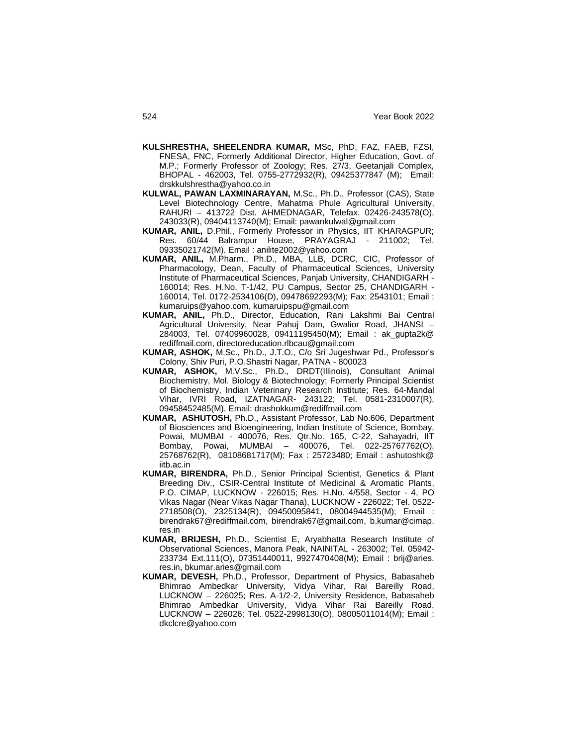**KULSHRESTHA, SHEELENDRA KUMAR,** MSc, PhD, FAZ, FAEB, FZSI, FNESA, FNC, Formerly Additional Director, Higher Education, Govt. of M.P.; Formerly Professor of Zoology; Res. 27/3, Geetanjali Complex, BHOPAL - 462003, Tel. 0755-2772932(R), 09425377847 (M); Email: drskkulshrestha@yahoo.co.in

**KULWAL, PAWAN LAXMINARAYAN,** M.Sc., Ph.D., Professor (CAS), State Level Biotechnology Centre, Mahatma Phule Agricultural University, RAHURI – 413722 Dist. AHMEDNAGAR, Telefax. 02426-243578(O), 243033(R), 09404113740(M); Email: pawankulwal@gmail.com

**KUMAR, ANIL,** D.Phil., Formerly Professor in Physics, IIT KHARAGPUR; Res. 60/44 Balrampur House, PRAYAGRAJ - 211002; Tel. 09335021742(M), Email : anilite2002@yahoo.com

**KUMAR, ANIL,** M.Pharm., Ph.D., MBA, LLB, DCRC, CIC, Professor of Pharmacology, Dean, Faculty of Pharmaceutical Sciences, University Institute of Pharmaceutical Sciences, Panjab University, CHANDIGARH - 160014; Res. H.No. T-1/42, PU Campus, Sector 25, CHANDIGARH - 160014, Tel. 0172-2534106(D), 09478692293(M); Fax: 2543101; Email : kumaruips@yahoo.com, kumaruipspu@gmail.com

**KUMAR, ANIL,** Ph.D., Director, Education, Rani Lakshmi Bai Central Agricultural University, Near Pahuj Dam, Gwalior Road, JHANSI – 284003, Tel. 07409960028, 09411195450(M); Email : ak_gupta2k@rediffmail.com, directoreducation.rlbcau@gmail.com

**KUMAR, ASHOK,** M.Sc., Ph.D., J.T.O., C/o Sri Jugeshwar Pd., Professor's Colony, Shiv Puri, P.O.Shastri Nagar, PATNA - 800023

**KUMAR, ASHOK,** M.V.Sc., Ph.D., DRDT(Illinois), Consultant Animal Biochemistry, Mol. Biology & Biotechnology; Formerly Principal Scientist of Biochemistry, Indian Veterinary Research Institute; Res. 64-Mandal Vihar, IVRI Road, IZATNAGAR- 243122; Tel. 0581-2310007(R), 09458452485(M), Email: drashokkum@rediffmail.com

**KUMAR, ASHUTOSH,** Ph.D., Assistant Professor, Lab No.606, Department of Biosciences and Bioengineering, Indian Institute of Science, Bombay, Powai, MUMBAI - 400076, Res. Qtr.No. 165, C-22, Sahayadri, IIT Bombay, Powai, MUMBAI – 400076, Tel. 022-25767762(O), 25768762(R), 08108681717(M); Fax : 25723480; Email : ashutoshk@iitb.ac.in

**KUMAR, BIRENDRA,** Ph.D., Senior Principal Scientist, Genetics & Plant Breeding Div., CSIR-Central Institute of Medicinal & Aromatic Plants, P.O. CIMAP, LUCKNOW - 226015; Res. H.No. 4/558, Sector - 4, PO Vikas Nagar (Near Vikas Nagar Thana), LUCKNOW - 226022; Tel. 0522-2718508(O), 2325134(R), 09450095841, 08004944535(M); Email : birendrak67@rediffmail.com, birendrak67@gmail.com, b.kumar@cimap.res.in

**KUMAR, BRIJESH,** Ph.D., Scientist E, Aryabhatta Research Institute of Observational Sciences, Manora Peak, NAINITAL - 263002; Tel. 05942-233734 Ext.111(O), 07351440011, 9927470408(M); Email : brij@aries.res.in, bkumar.aries@gmail.com

**KUMAR, DEVESH,** Ph.D., Professor, Department of Physics, Babasaheb Bhimrao Ambedkar University, Vidya Vihar, Rai Bareilly Road, LUCKNOW – 226025; Res. A-1/2-2, University Residence, Babasaheb Bhimrao Ambedkar University, Vidya Vihar Rai Bareilly Road, LUCKNOW – 226026; Tel. 0522-2998130(O), 08005011014(M); Email : dkclcre@yahoo.com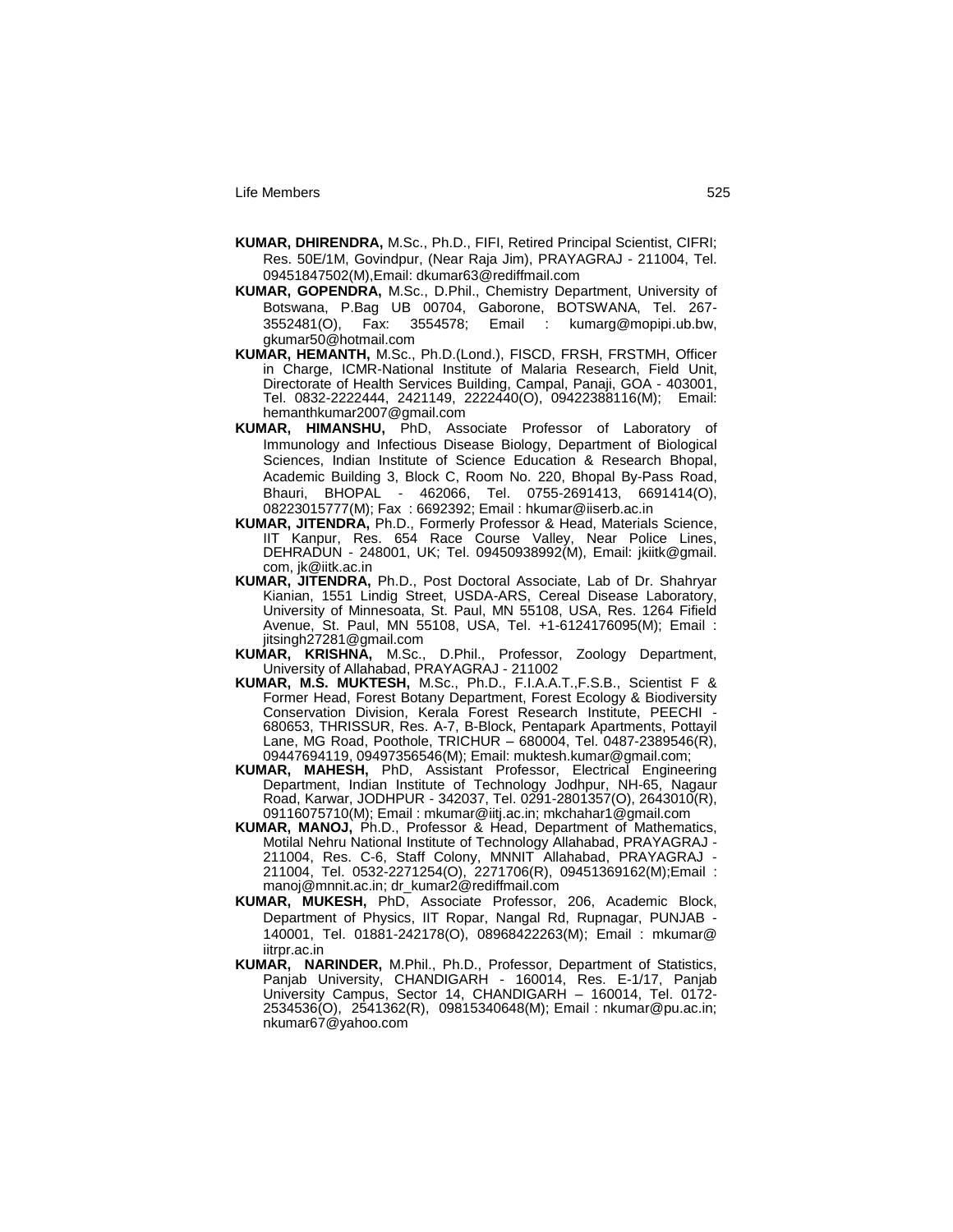**KUMAR, DHIRENDRA,** M.Sc., Ph.D., FIFI, Retired Principal Scientist, CIFRI; Res. 50E/1M, Govindpur, (Near Raja Jim), PRAYAGRAJ - 211004, Tel. 09451847502(M),Email: dkumar63@rediffmail.com

**KUMAR, GOPENDRA,** M.Sc., D.Phil., Chemistry Department, University of Botswana, P.Bag UB 00704, Gaborone, BOTSWANA, Tel. 267-3552481(O), Fax: 3554578; Email : kumarg@mopipi.ub.bw, gkumar50@hotmail.com

**KUMAR, HEMANTH,** M.Sc., Ph.D.(Lond.), FISCD, FRSH, FRSTMH, Officer in Charge, ICMR-National Institute of Malaria Research, Field Unit, Directorate of Health Services Building, Campal, Panaji, GOA - 403001, Tel. 0832-2222444, 2421149, 2222440(O), 09422388116(M); Email: hemanthkumar2007@gmail.com

**KUMAR, HIMANSHU,** PhD, Associate Professor of Laboratory of Immunology and Infectious Disease Biology, Department of Biological Sciences, Indian Institute of Science Education & Research Bhopal, Academic Building 3, Block C, Room No. 220, Bhopal By-Pass Road, Bhauri, BHOPAL - 462066, Tel. 0755-2691413, 6691414(O), 08223015777(M); Fax : 6692392; Email : hkumar@iiserb.ac.in

**KUMAR, JITENDRA,** Ph.D., Formerly Professor & Head, Materials Science, IIT Kanpur, Res. 654 Race Course Valley, Near Police Lines, DEHRADUN - 248001, UK; Tel. 09450938992(M), Email: jkiitk@gmail.com, jk@iitk.ac.in

**KUMAR, JITENDRA,** Ph.D., Post Doctoral Associate, Lab of Dr. Shahryar Kianian, 1551 Lindig Street, USDA-ARS, Cereal Disease Laboratory, University of Minnesoata, St. Paul, MN 55108, USA, Res. 1264 Fifield Avenue, St. Paul, MN 55108, USA, Tel. +1-6124176095(M); Email : jitsingh27281@gmail.com

**KUMAR, KRISHNA,** M.Sc., D.Phil., Professor, Zoology Department, University of Allahabad, PRAYAGRAJ - 211002

**KUMAR, M.S. MUKTESH,** M.Sc., Ph.D., F.I.A.A.T.,F.S.B., Scientist F & Former Head, Forest Botany Department, Forest Ecology & Biodiversity Conservation Division, Kerala Forest Research Institute, PEECHI - 680653, THRISSUR, Res. A-7, B-Block, Pentapark Apartments, Pottayil Lane, MG Road, Poothole, TRICHUR – 680004, Tel. 0487-2389546(R), 09447694119, 09497356546(M); Email: muktesh.kumar@gmail.com;

**KUMAR, MAHESH,** PhD, Assistant Professor, Electrical Engineering Department, Indian Institute of Technology Jodhpur, NH-65, Nagaur Road, Karwar, JODHPUR - 342037, Tel. 0291-2801357(O), 2643010(R), 09116075710(M); Email : mkumar@iitj.ac.in; mkchahar1@gmail.com

**KUMAR, MANOJ,** Ph.D., Professor & Head, Department of Mathematics, Motilal Nehru National Institute of Technology Allahabad, PRAYAGRAJ - 211004, Res. C-6, Staff Colony, MNNIT Allahabad, PRAYAGRAJ - 211004, Tel. 0532-2271254(O), 2271706(R), 09451369162(M);Email : manoj@mnnit.ac.in; dr_kumar2@rediffmail.com

**KUMAR, MUKESH,** PhD, Associate Professor, 206, Academic Block, Department of Physics, IIT Ropar, Nangal Rd, Rupnagar, PUNJAB - 140001, Tel. 01881-242178(O), 08968422263(M); Email : mkumar@iitrpr.ac.in

**KUMAR, NARINDER,** M.Phil., Ph.D., Professor, Department of Statistics, Panjab University, CHANDIGARH - 160014, Res. E-1/17, Panjab University Campus, Sector 14, CHANDIGARH – 160014, Tel. 0172-2534536(O), 2541362(R), 09815340648(M); Email : nkumar@pu.ac.in; nkumar67@yahoo.com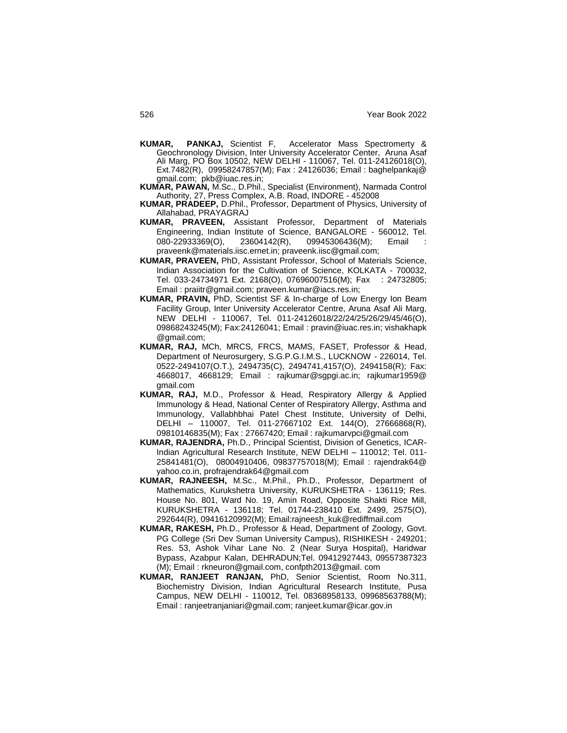**KUMAR, PANKAJ,** Scientist F, Accelerator Mass Spectromerty & Geochronology Division, Inter University Accelerator Center, Aruna Asaf Ali Marg, PO Box 10502, NEW DELHI - 110067, Tel. 011-24126018(O), Ext.7482(R), 09958247857(M); Fax : 24126036; Email : baghelpankaj@ gmail.com; pkb@iuac.res.in;

**KUMAR, PAWAN,** M.Sc., D.Phil., Specialist (Environment), Narmada Control Authority, 27, Press Complex, A.B. Road, INDORE - 452008

**KUMAR, PRADEEP,** D.Phil., Professor, Department of Physics, University of Allahabad, PRAYAGRAJ

**KUMAR, PRAVEEN,** Assistant Professor, Department of Materials Engineering, Indian Institute of Science, BANGALORE - 560012, Tel. 080-22933369(O), 23604142(R), 09945306436(M); Email : praveenk@materials.iisc.ernet.in; praveenk.iisc@gmail.com;

**KUMAR, PRAVEEN,** PhD, Assistant Professor, School of Materials Science, Indian Association for the Cultivation of Science, KOLKATA - 700032, Tel. 033-24734971 Ext. 2168(O), 07696007516(M); Fax : 24732805; Email : praiitr@gmail.com; praveen.kumar@iacs.res.in;

**KUMAR, PRAVIN,** PhD, Scientist SF & In-charge of Low Energy Ion Beam Facility Group, Inter University Accelerator Centre, Aruna Asaf Ali Marg, NEW DELHI - 110067, Tel. 011-24126018/22/24/25/26/29/45/46(O), 09868243245(M); Fax:24126041; Email : pravin@iuac.res.in; vishakhapk @gmail.com;

**KUMAR, RAJ,** MCh, MRCS, FRCS, MAMS, FASET, Professor & Head, Department of Neurosurgery, S.G.P.G.I.M.S., LUCKNOW - 226014, Tel. 0522-2494107(O.T.), 2494735(C), 2494741,4157(O), 2494158(R); Fax: 4668017, 4668129; Email : rajkumar@sgpgi.ac.in; rajkumar1959@ gmail.com

**KUMAR, RAJ,** M.D., Professor & Head, Respiratory Allergy & Applied Immunology & Head, National Center of Respiratory Allergy, Asthma and Immunology, Vallabhbhai Patel Chest Institute, University of Delhi, DELHI – 110007, Tel. 011-27667102 Ext. 144(O), 27666868(R), 09810146835(M); Fax : 27667420; Email : rajkumarvpci@gmail.com

**KUMAR, RAJENDRA,** Ph.D., Principal Scientist, Division of Genetics, ICAR-Indian Agricultural Research Institute, NEW DELHI – 110012; Tel. 011-25841481(O), 08004910406, 09837757018(M); Email : rajendrak64@ yahoo.co.in, profrajendrak64@gmail.com

**KUMAR, RAJNEESH,** M.Sc., M.Phil., Ph.D., Professor, Department of Mathematics, Kurukshetra University, KURUKSHETRA - 136119; Res. House No. 801, Ward No. 19, Amin Road, Opposite Shakti Rice Mill, KURUKSHETRA - 136118; Tel. 01744-238410 Ext. 2499, 2575(O), 292644(R), 09416120992(M); Email:rajneesh_kuk@rediffmail.com

**KUMAR, RAKESH,** Ph.D., Professor & Head, Department of Zoology, Govt. PG College (Sri Dev Suman University Campus), RISHIKESH - 249201; Res. 53, Ashok Vihar Lane No. 2 (Near Surya Hospital), Haridwar Bypass, Azabpur Kalan, DEHRADUN;Tel. 09412927443, 09557387323 (M); Email : rkneuron@gmail.com, confpth2013@gmail. com

**KUMAR, RANJEET RANJAN,** PhD, Senior Scientist, Room No.311, Biochemistry Division, Indian Agricultural Research Institute, Pusa Campus, NEW DELHI - 110012, Tel. 08368958133, 09968563788(M); Email : ranjeetranjaniari@gmail.com; ranjeet.kumar@icar.gov.in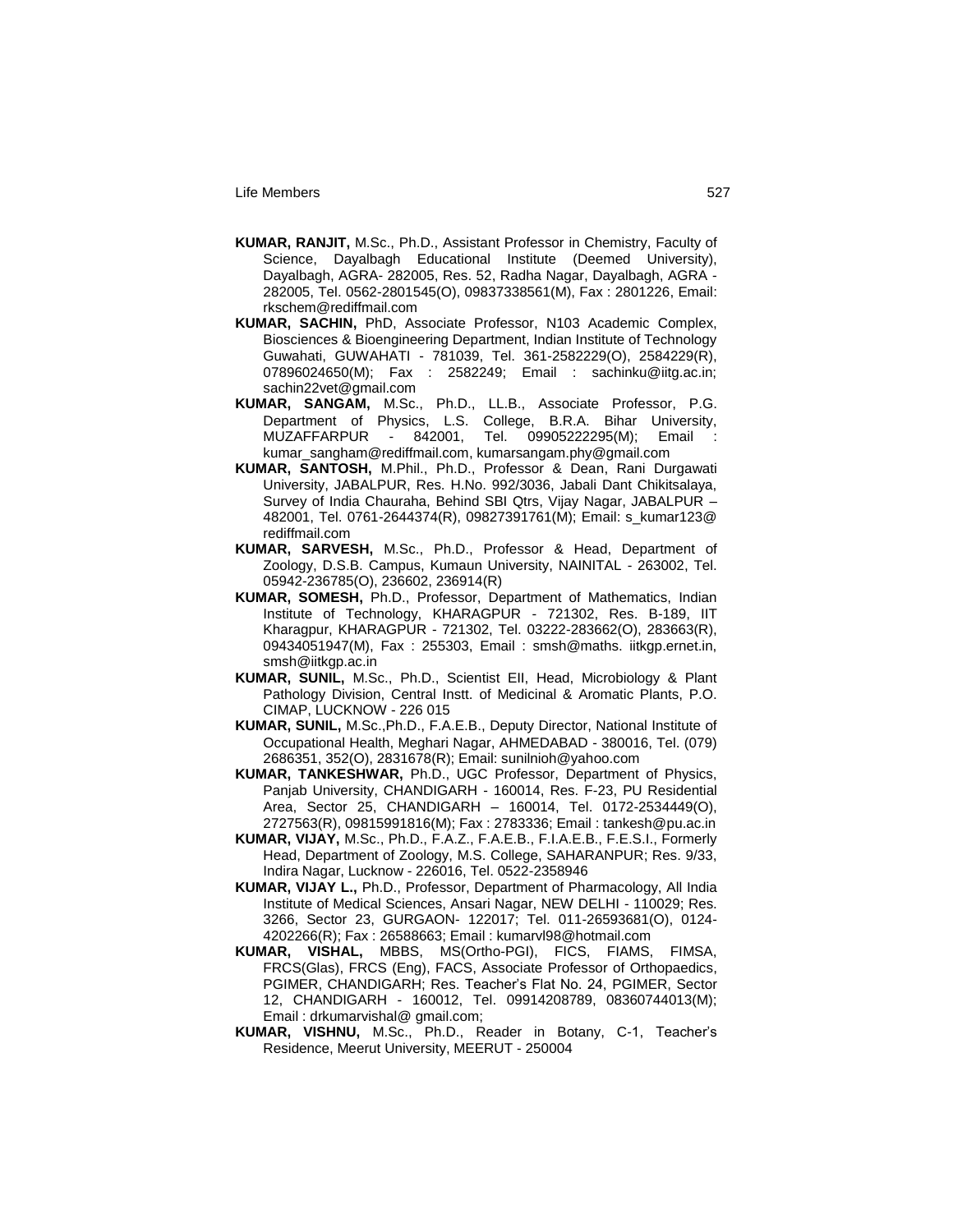**KUMAR, RANJIT,** M.Sc., Ph.D., Assistant Professor in Chemistry, Faculty of Science, Dayalbagh Educational Institute (Deemed University), Dayalbagh, AGRA- 282005, Res. 52, Radha Nagar, Dayalbagh, AGRA - 282005, Tel. 0562-2801545(O), 09837338561(M), Fax : 2801226, Email: rkschem@rediffmail.com

**KUMAR, SACHIN,** PhD, Associate Professor, N103 Academic Complex, Biosciences & Bioengineering Department, Indian Institute of Technology Guwahati, GUWAHATI - 781039, Tel. 361-2582229(O), 2584229(R), 07896024650(M); Fax : 2582249; Email : sachinku@iitg.ac.in; sachin22vet@gmail.com

**KUMAR, SANGAM,** M.Sc., Ph.D., LL.B., Associate Professor, P.G. Department of Physics, L.S. College, B.R.A. Bihar University, MUZAFFARPUR - 842001, Tel. 09905222295(M); Email : kumar_sangham@rediffmail.com, kumarsangam.phy@gmail.com

**KUMAR, SANTOSH,** M.Phil., Ph.D., Professor & Dean, Rani Durgawati University, JABALPUR, Res. H.No. 992/3036, Jabali Dant Chikitsalaya, Survey of India Chauraha, Behind SBI Qtrs, Vijay Nagar, JABALPUR – 482001, Tel. 0761-2644374(R), 09827391761(M); Email: s_kumar123@ rediffmail.com

**KUMAR, SARVESH,** M.Sc., Ph.D., Professor & Head, Department of Zoology, D.S.B. Campus, Kumaun University, NAINITAL - 263002, Tel. 05942-236785(O), 236602, 236914(R)

**KUMAR, SOMESH,** Ph.D., Professor, Department of Mathematics, Indian Institute of Technology, KHARAGPUR - 721302, Res. B-189, IIT Kharagpur, KHARAGPUR - 721302, Tel. 03222-283662(O), 283663(R), 09434051947(M), Fax : 255303, Email : smsh@maths. iitkgp.ernet.in, smsh@iitkgp.ac.in

**KUMAR, SUNIL,** M.Sc., Ph.D., Scientist EII, Head, Microbiology & Plant Pathology Division, Central Instt. of Medicinal & Aromatic Plants, P.O. CIMAP, LUCKNOW - 226 015

**KUMAR, SUNIL,** M.Sc.,Ph.D., F.A.E.B., Deputy Director, National Institute of Occupational Health, Meghari Nagar, AHMEDABAD - 380016, Tel. (079) 2686351, 352(O), 2831678(R); Email: sunilnioh@yahoo.com

**KUMAR, TANKESHWAR,** Ph.D., UGC Professor, Department of Physics, Panjab University, CHANDIGARH - 160014, Res. F-23, PU Residential Area, Sector 25, CHANDIGARH – 160014, Tel. 0172-2534449(O), 2727563(R), 09815991816(M); Fax : 2783336; Email : tankesh@pu.ac.in

**KUMAR, VIJAY,** M.Sc., Ph.D., F.A.Z., F.A.E.B., F.I.A.E.B., F.E.S.I., Formerly Head, Department of Zoology, M.S. College, SAHARANPUR; Res. 9/33, Indira Nagar, Lucknow - 226016, Tel. 0522-2358946

**KUMAR, VIJAY L.,** Ph.D., Professor, Department of Pharmacology, All India Institute of Medical Sciences, Ansari Nagar, NEW DELHI - 110029; Res. 3266, Sector 23, GURGAON- 122017; Tel. 011-26593681(O), 0124-4202266(R); Fax : 26588663; Email : kumarvl98@hotmail.com

**KUMAR, VISHAL,** MBBS, MS(Ortho-PGI), FICS, FIAMS, FIMSA, FRCS(Glas), FRCS (Eng), FACS, Associate Professor of Orthopaedics, PGIMER, CHANDIGARH; Res. Teacher's Flat No. 24, PGIMER, Sector 12, CHANDIGARH - 160012, Tel. 09914208789, 08360744013(M); Email : drkumarvishal@ gmail.com;

**KUMAR, VISHNU,** M.Sc., Ph.D., Reader in Botany, C-1, Teacher's Residence, Meerut University, MEERUT - 250004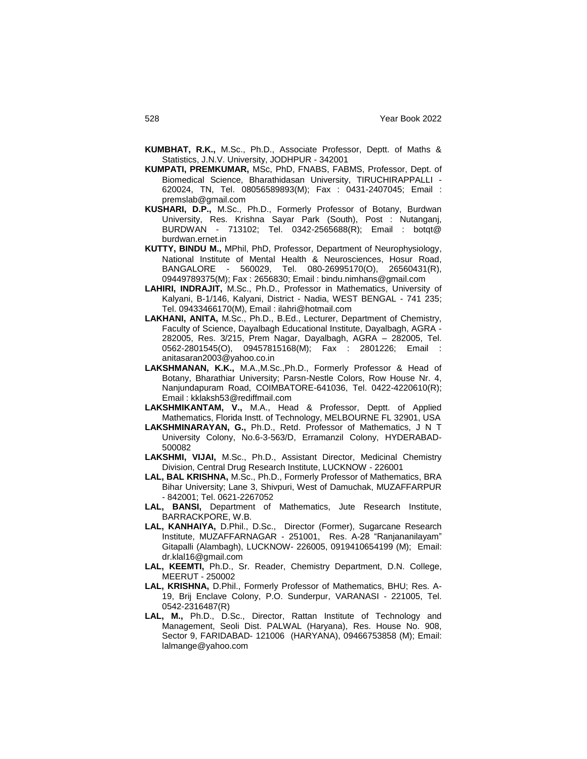**KUMBHAT, R.K.,** M.Sc., Ph.D., Associate Professor, Deptt. of Maths & Statistics, J.N.V. University, JODHPUR - 342001

**KUMPATI, PREMKUMAR,** MSc, PhD, FNABS, FABMS, Professor, Dept. of Biomedical Science, Bharathidasan University, TIRUCHIRAPPALLI - 620024, TN, Tel. 08056589893(M); Fax : 0431-2407045; Email : premslab@gmail.com

**KUSHARI, D.P.,** M.Sc., Ph.D., Formerly Professor of Botany, Burdwan University, Res. Krishna Sayar Park (South), Post : Nutanganj, BURDWAN - 713102; Tel. 0342-2565688(R); Email : botqt@ burdwan.ernet.in

**KUTTY, BINDU M.,** MPhil, PhD, Professor, Department of Neurophysiology, National Institute of Mental Health & Neurosciences, Hosur Road, BANGALORE - 560029, Tel. 080-26995170(O), 26560431(R), 09449789375(M); Fax : 2656830; Email : bindu.nimhans@gmail.com

**LAHIRI, INDRAJIT,** M.Sc., Ph.D., Professor in Mathematics, University of Kalyani, B-1/146, Kalyani, District - Nadia, WEST BENGAL - 741 235; Tel. 09433466170(M), Email : ilahri@hotmail.com

**LAKHANI, ANITA,** M.Sc., Ph.D., B.Ed., Lecturer, Department of Chemistry, Faculty of Science, Dayalbagh Educational Institute, Dayalbagh, AGRA - 282005, Res. 3/215, Prem Nagar, Dayalbagh, AGRA – 282005, Tel. 0562-2801545(O), 09457815168(M); Fax : 2801226; Email : anitasaran2003@yahoo.co.in

**LAKSHMANAN, K.K.,** M.A.,M.Sc.,Ph.D., Formerly Professor & Head of Botany, Bharathiar University; Parsn-Nestle Colors, Row House Nr. 4, Nanjundapuram Road, COIMBATORE-641036, Tel. 0422-4220610(R); Email : kklaksh53@rediffmail.com

**LAKSHMIKANTAM, V.,** M.A., Head & Professor, Deptt. of Applied Mathematics, Florida Instt. of Technology, MELBOURNE FL 32901, USA

**LAKSHMINARAYAN, G.,** Ph.D., Retd. Professor of Mathematics, J N T University Colony, No.6-3-563/D, Erramanzil Colony, HYDERABAD-500082

**LAKSHMI, VIJAI,** M.Sc., Ph.D., Assistant Director, Medicinal Chemistry Division, Central Drug Research Institute, LUCKNOW - 226001

**LAL, BAL KRISHNA,** M.Sc., Ph.D., Formerly Professor of Mathematics, BRA Bihar University; Lane 3, Shivpuri, West of Damuchak, MUZAFFARPUR - 842001; Tel. 0621-2267052

**LAL, BANSI,** Department of Mathematics, Jute Research Institute, BARRACKPORE, W.B.

**LAL, KANHAIYA,** D.Phil., D.Sc., Director (Former), Sugarcane Research Institute, MUZAFFARNAGAR - 251001, Res. A-28 "Ranjananilayam" Gitapalli (Alambagh), LUCKNOW- 226005, 0919410654199 (M); Email: dr.klal16@gmail.com

**LAL, KEEMTI,** Ph.D., Sr. Reader, Chemistry Department, D.N. College, MEERUT - 250002

**LAL, KRISHNA,** D.Phil., Formerly Professor of Mathematics, BHU; Res. A-19, Brij Enclave Colony, P.O. Sunderpur, VARANASI - 221005, Tel. 0542-2316487(R)

**LAL, M.,** Ph.D., D.Sc., Director, Rattan Institute of Technology and Management, Seoli Dist. PALWAL (Haryana), Res. House No. 908, Sector 9, FARIDABAD- 121006 (HARYANA), 09466753858 (M); Email: lalmange@yahoo.com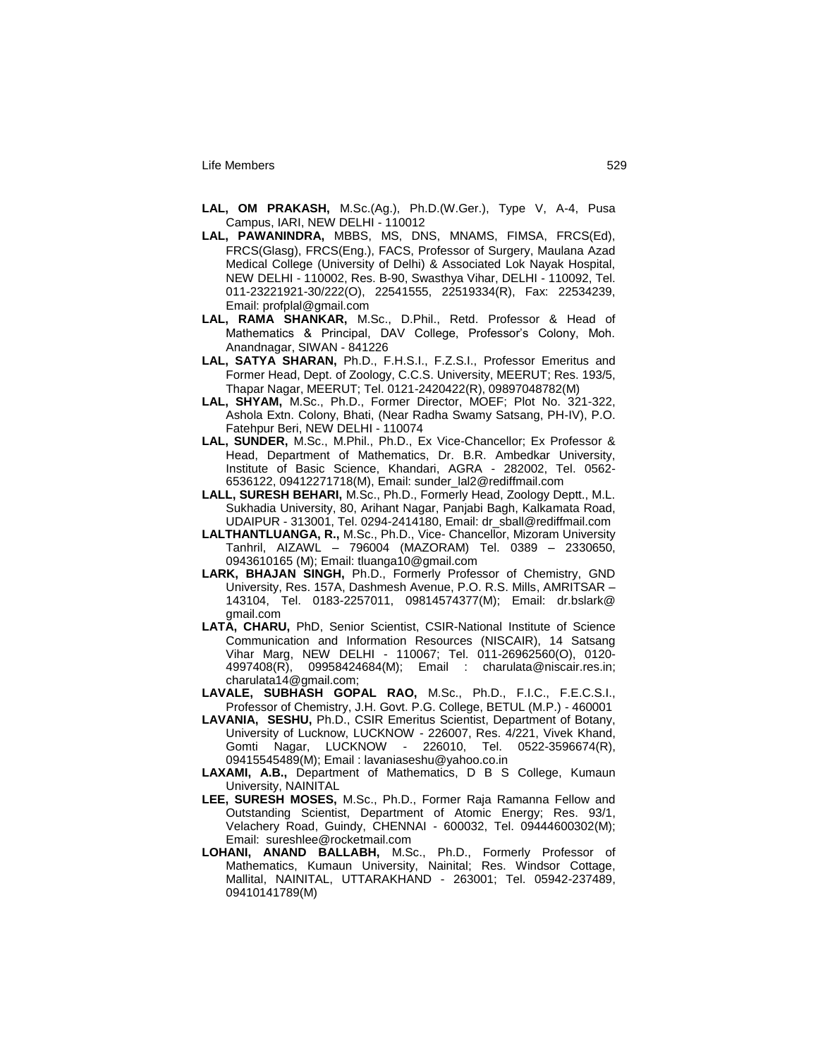**LAL, OM PRAKASH,** M.Sc.(Ag.), Ph.D.(W.Ger.), Type V, A-4, Pusa Campus, IARI, NEW DELHI - 110012

**LAL, PAWANINDRA,** MBBS, MS, DNS, MNAMS, FIMSA, FRCS(Ed), FRCS(Glasg), FRCS(Eng.), FACS, Professor of Surgery, Maulana Azad Medical College (University of Delhi) & Associated Lok Nayak Hospital, NEW DELHI - 110002, Res. B-90, Swasthya Vihar, DELHI - 110092, Tel. 011-23221921-30/222(O), 22541555, 22519334(R), Fax: 22534239, Email: profplal@gmail.com

**LAL, RAMA SHANKAR,** M.Sc., D.Phil., Retd. Professor & Head of Mathematics & Principal, DAV College, Professor's Colony, Moh. Anandnagar, SIWAN - 841226

**LAL, SATYA SHARAN,** Ph.D., F.H.S.I., F.Z.S.I., Professor Emeritus and Former Head, Dept. of Zoology, C.C.S. University, MEERUT; Res. 193/5, Thapar Nagar, MEERUT; Tel. 0121-2420422(R), 09897048782(M)

**LAL, SHYAM,** M.Sc., Ph.D., Former Director, MOEF; Plot No. 321-322, Ashola Extn. Colony, Bhati, (Near Radha Swamy Satsang, PH-IV), P.O. Fatehpur Beri, NEW DELHI - 110074

**LAL, SUNDER,** M.Sc., M.Phil., Ph.D., Ex Vice-Chancellor; Ex Professor & Head, Department of Mathematics, Dr. B.R. Ambedkar University, Institute of Basic Science, Khandari, AGRA - 282002, Tel. 0562-6536122, 09412271718(M), Email: sunder_lal2@rediffmail.com

**LALL, SURESH BEHARI,** M.Sc., Ph.D., Formerly Head, Zoology Deptt., M.L. Sukhadia University, 80, Arihant Nagar, Panjabi Bagh, Kalkamata Road, UDAIPUR - 313001, Tel. 0294-2414180, Email: dr_sball@rediffmail.com

**LALTHANTLUANGA, R.,** M.Sc., Ph.D., Vice- Chancellor, Mizoram University Tanhril, AIZAWL – 796004 (MAZORAM) Tel. 0389 – 2330650, 0943610165 (M); Email: tluanga10@gmail.com

**LARK, BHAJAN SINGH,** Ph.D., Formerly Professor of Chemistry, GND University, Res. 157A, Dashmesh Avenue, P.O. R.S. Mills, AMRITSAR – 143104, Tel. 0183-2257011, 09814574377(M); Email: dr.bslark@gmail.com

**LATA, CHARU,** PhD, Senior Scientist, CSIR-National Institute of Science Communication and Information Resources (NISCAIR), 14 Satsang Vihar Marg, NEW DELHI - 110067; Tel. 011-26962560(O), 0120-4997408(R), 09958424684(M); Email : charulata@niscair.res.in; charulata14@gmail.com;

**LAVALE, SUBHASH GOPAL RAO,** M.Sc., Ph.D., F.I.C., F.E.C.S.I., Professor of Chemistry, J.H. Govt. P.G. College, BETUL (M.P.) - 460001

**LAVANIA, SESHU,** Ph.D., CSIR Emeritus Scientist, Department of Botany, University of Lucknow, LUCKNOW - 226007, Res. 4/221, Vivek Khand, Gomti Nagar, LUCKNOW - 226010, Tel. 0522-3596674(R), 09415545489(M); Email : lavaniaseshu@yahoo.co.in

**LAXAMI, A.B.,** Department of Mathematics, D B S College, Kumaun University, NAINITAL

**LEE, SURESH MOSES,** M.Sc., Ph.D., Former Raja Ramanna Fellow and Outstanding Scientist, Department of Atomic Energy; Res. 93/1, Velachery Road, Guindy, CHENNAI - 600032, Tel. 09444600302(M); Email: sureshlee@rocketmail.com

**LOHANI, ANAND BALLABH,** M.Sc., Ph.D., Formerly Professor of Mathematics, Kumaun University, Nainital; Res. Windsor Cottage, Mallital, NAINITAL, UTTARAKHAND - 263001; Tel. 05942-237489, 09410141789(M)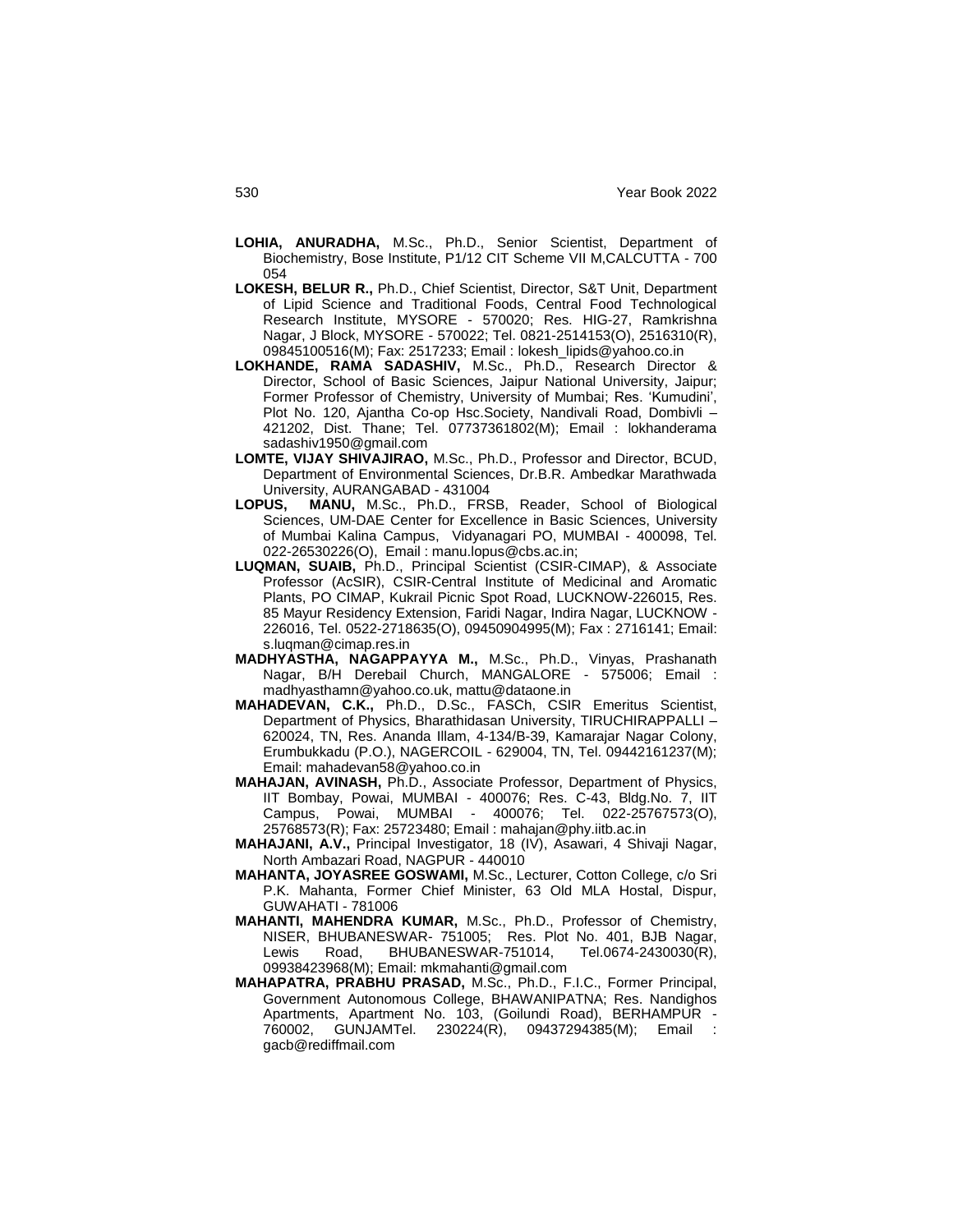**LOHIA, ANURADHA,** M.Sc., Ph.D., Senior Scientist, Department of Biochemistry, Bose Institute, P1/12 CIT Scheme VII M,CALCUTTA - 700 054

**LOKESH, BELUR R.,** Ph.D., Chief Scientist, Director, S&T Unit, Department of Lipid Science and Traditional Foods, Central Food Technological Research Institute, MYSORE - 570020; Res. HIG-27, Ramkrishna Nagar, J Block, MYSORE - 570022; Tel. 0821-2514153(O), 2516310(R), 09845100516(M); Fax: 2517233; Email : lokesh_lipids@yahoo.co.in

**LOKHANDE, RAMA SADASHIV,** M.Sc., Ph.D., Research Director & Director, School of Basic Sciences, Jaipur National University, Jaipur; Former Professor of Chemistry, University of Mumbai; Res. 'Kumudini', Plot No. 120, Ajantha Co-op Hsc.Society, Nandivali Road, Dombivli – 421202, Dist. Thane; Tel. 07737361802(M); Email : lokhanderama sadashiv1950@gmail.com

**LOMTE, VIJAY SHIVAJIRAO,** M.Sc., Ph.D., Professor and Director, BCUD, Department of Environmental Sciences, Dr.B.R. Ambedkar Marathwada University, AURANGABAD - 431004

**LOPUS, MANU,** M.Sc., Ph.D., FRSB, Reader, School of Biological Sciences, UM-DAE Center for Excellence in Basic Sciences, University of Mumbai Kalina Campus, Vidyanagari PO, MUMBAI - 400098, Tel. 022-26530226(O), Email : manu.lopus@cbs.ac.in;

**LUQMAN, SUAIB,** Ph.D., Principal Scientist (CSIR-CIMAP), & Associate Professor (AcSIR), CSIR-Central Institute of Medicinal and Aromatic Plants, PO CIMAP, Kukrail Picnic Spot Road, LUCKNOW-226015, Res. 85 Mayur Residency Extension, Faridi Nagar, Indira Nagar, LUCKNOW - 226016, Tel. 0522-2718635(O), 09450904995(M); Fax : 2716141; Email: s.luqman@cimap.res.in

**MADHYASTHA, NAGAPPAYYA M.,** M.Sc., Ph.D., Vinyas, Prashanath Nagar, B/H Derebail Church, MANGALORE - 575006; Email : madhyasthamn@yahoo.co.uk, mattu@dataone.in

**MAHADEVAN, C.K.,** Ph.D., D.Sc., FASCh, CSIR Emeritus Scientist, Department of Physics, Bharathidasan University, TIRUCHIRAPPALLI – 620024, TN, Res. Ananda Illam, 4-134/B-39, Kamarajar Nagar Colony, Erumbukkadu (P.O.), NAGERCOIL - 629004, TN, Tel. 09442161237(M); Email: mahadevan58@yahoo.co.in

**MAHAJAN, AVINASH,** Ph.D., Associate Professor, Department of Physics, IIT Bombay, Powai, MUMBAI - 400076; Res. C-43, Bldg.No. 7, IIT Campus, Powai, MUMBAI - 400076; Tel. 022-25767573(O), 25768573(R); Fax: 25723480; Email : mahajan@phy.iitb.ac.in

**MAHAJANI, A.V.,** Principal Investigator, 18 (IV), Asawari, 4 Shivaji Nagar, North Ambazari Road, NAGPUR - 440010

**MAHANTA, JOYASREE GOSWAMI,** M.Sc., Lecturer, Cotton College, c/o Sri P.K. Mahanta, Former Chief Minister, 63 Old MLA Hostal, Dispur, GUWAHATI - 781006

**MAHANTI, MAHENDRA KUMAR,** M.Sc., Ph.D., Professor of Chemistry, NISER, BHUBANESWAR- 751005; Res. Plot No. 401, BJB Nagar, Lewis Road, BHUBANESWAR-751014, Tel.0674-2430030(R), 09938423968(M); Email: mkmahanti@gmail.com

**MAHAPATRA, PRABHU PRASAD,** M.Sc., Ph.D., F.I.C., Former Principal, Government Autonomous College, BHAWANIPATNA; Res. Nandighos Apartments, Apartment No. 103, (Goilundi Road), BERHAMPUR - 760002, GUNJAMTel. 230224(R), 09437294385(M); Email : gacb@rediffmail.com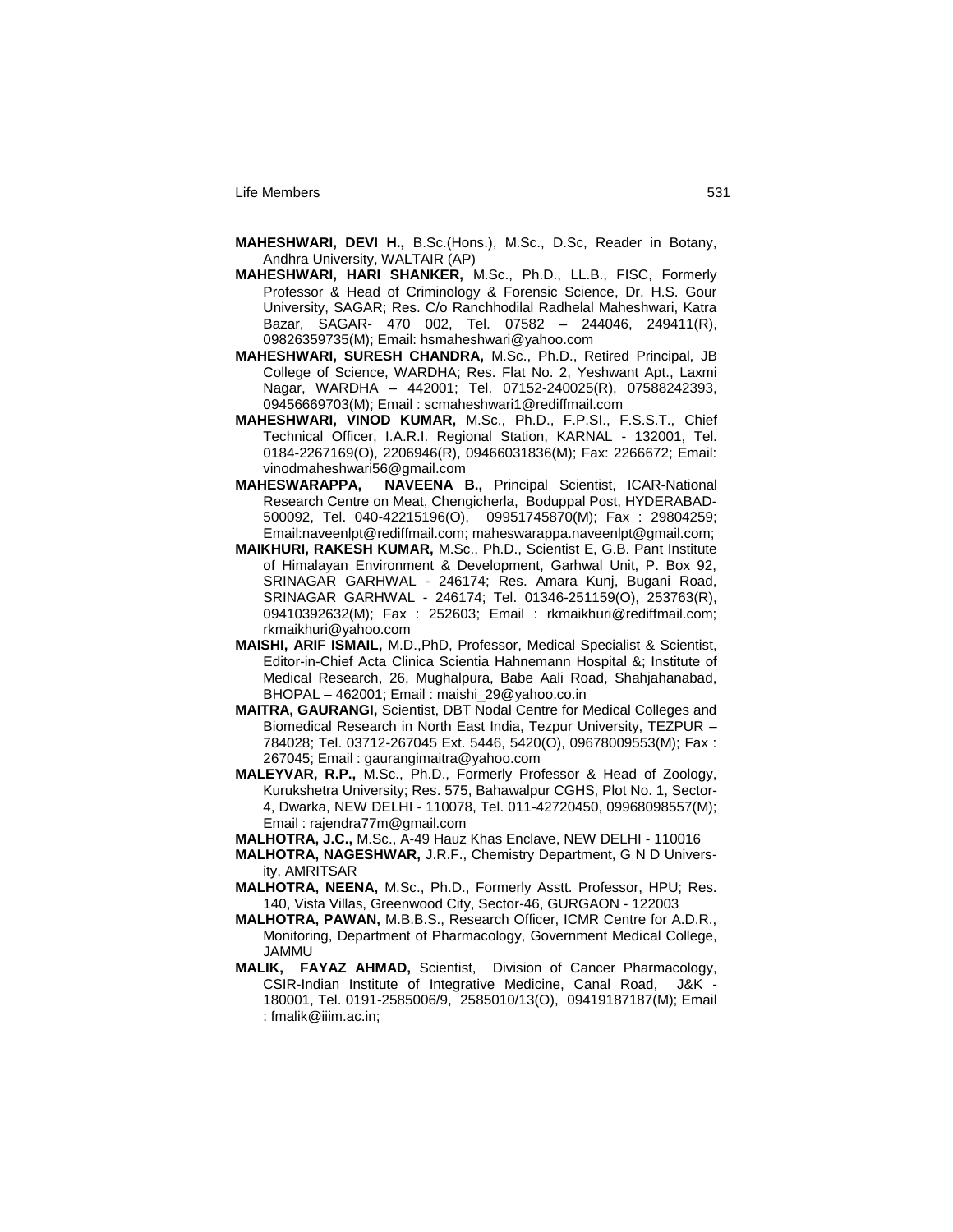**MAHESHWARI, DEVI H.,** B.Sc.(Hons.), M.Sc., D.Sc, Reader in Botany, Andhra University, WALTAIR (AP)

**MAHESHWARI, HARI SHANKER,** M.Sc., Ph.D., LL.B., FISC, Formerly Professor & Head of Criminology & Forensic Science, Dr. H.S. Gour University, SAGAR; Res. C/o Ranchhodilal Radhelal Maheshwari, Katra Bazar, SAGAR- 470 002, Tel. 07582 – 244046, 249411(R), 09826359735(M); Email: hsmaheshwari@yahoo.com

**MAHESHWARI, SURESH CHANDRA,** M.Sc., Ph.D., Retired Principal, JB College of Science, WARDHA; Res. Flat No. 2, Yeshwant Apt., Laxmi Nagar, WARDHA – 442001; Tel. 07152-240025(R), 07588242393, 09456669703(M); Email : scmaheshwari1@rediffmail.com

**MAHESHWARI, VINOD KUMAR,** M.Sc., Ph.D., F.P.SI., F.S.S.T., Chief Technical Officer, I.A.R.I. Regional Station, KARNAL - 132001, Tel. 0184-2267169(O), 2206946(R), 09466031836(M); Fax: 2266672; Email: vinodmaheshwari56@gmail.com

**MAHESWARAPPA, NAVEENA B.,** Principal Scientist, ICAR-National Research Centre on Meat, Chengicherla, Boduppal Post, HYDERABAD-500092, Tel. 040-42215196(O), 09951745870(M); Fax : 29804259; Email:naveenlpt@rediffmail.com; maheswarappa.naveenlpt@gmail.com;

**MAIKHURI, RAKESH KUMAR,** M.Sc., Ph.D., Scientist E, G.B. Pant Institute of Himalayan Environment & Development, Garhwal Unit, P. Box 92, SRINAGAR GARHWAL - 246174; Res. Amara Kunj, Bugani Road, SRINAGAR GARHWAL - 246174; Tel. 01346-251159(O), 253763(R), 09410392632(M); Fax : 252603; Email : rkmaikhuri@rediffmail.com; rkmaikhuri@yahoo.com

**MAISHI, ARIF ISMAIL,** M.D.,PhD, Professor, Medical Specialist & Scientist, Editor-in-Chief Acta Clinica Scientia Hahnemann Hospital &; Institute of Medical Research, 26, Mughalpura, Babe Aali Road, Shahjahanabad, BHOPAL – 462001; Email : maishi_29@yahoo.co.in

**MAITRA, GAURANGI,** Scientist, DBT Nodal Centre for Medical Colleges and Biomedical Research in North East India, Tezpur University, TEZPUR – 784028; Tel. 03712-267045 Ext. 5446, 5420(O), 09678009553(M); Fax : 267045; Email : gaurangimaitra@yahoo.com

**MALEYVAR, R.P.,** M.Sc., Ph.D., Formerly Professor & Head of Zoology, Kurukshetra University; Res. 575, Bahawalpur CGHS, Plot No. 1, Sector-4, Dwarka, NEW DELHI - 110078, Tel. 011-42720450, 09968098557(M); Email : rajendra77m@gmail.com

**MALHOTRA, J.C.,** M.Sc., A-49 Hauz Khas Enclave, NEW DELHI - 110016

**MALHOTRA, NAGESHWAR,** J.R.F., Chemistry Department, G N D University, AMRITSAR

**MALHOTRA, NEENA,** M.Sc., Ph.D., Formerly Asstt. Professor, HPU; Res. 140, Vista Villas, Greenwood City, Sector-46, GURGAON - 122003

**MALHOTRA, PAWAN,** M.B.B.S., Research Officer, ICMR Centre for A.D.R., Monitoring, Department of Pharmacology, Government Medical College, JAMMU

**MALIK, FAYAZ AHMAD,** Scientist, Division of Cancer Pharmacology, CSIR-Indian Institute of Integrative Medicine, Canal Road, J&K - 180001, Tel. 0191-2585006/9, 2585010/13(O), 09419187187(M); Email : fmalik@iiim.ac.in;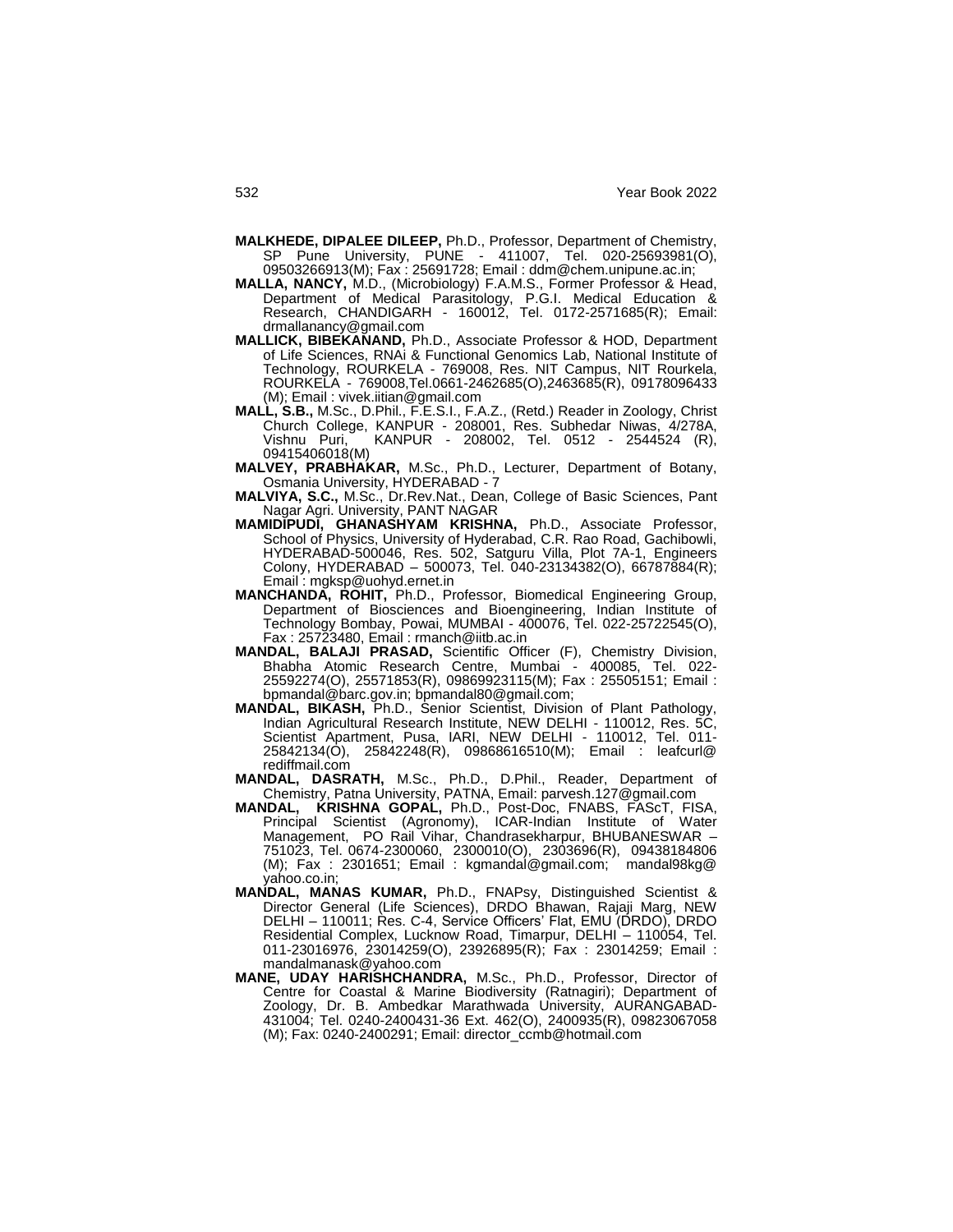**MALKHEDE, DIPALEE DILEEP,** Ph.D., Professor, Department of Chemistry, SP Pune University, PUNE - 411007, Tel. 020-25693981(O), 09503266913(M); Fax : 25691728; Email : ddm@chem.unipune.ac.in;

**MALLA, NANCY,** M.D., (Microbiology) F.A.M.S., Former Professor & Head, Department of Medical Parasitology, P.G.I. Medical Education & Research, CHANDIGARH - 160012, Tel. 0172-2571685(R); Email: drmallanancy@gmail.com

**MALLICK, BIBEKANAND,** Ph.D., Associate Professor & HOD, Department of Life Sciences, RNAi & Functional Genomics Lab, National Institute of Technology, ROURKELA - 769008, Res. NIT Campus, NIT Rourkela, ROURKELA - 769008,Tel.0661-2462685(O),2463685(R), 09178096433 (M); Email : vivek.iitian@gmail.com

**MALL, S.B.,** M.Sc., D.Phil., F.E.S.I., F.A.Z., (Retd.) Reader in Zoology, Christ Church College, KANPUR - 208001, Res. Subhedar Niwas, 4/278A, Vishnu Puri, KANPUR - 208002, Tel. 0512 - 2544524 (R), 09415406018(M)

**MALVEY, PRABHAKAR,** M.Sc., Ph.D., Lecturer, Department of Botany, Osmania University, HYDERABAD - 7

**MALVIYA, S.C.,** M.Sc., Dr.Rev.Nat., Dean, College of Basic Sciences, Pant Nagar Agri. University, PANT NAGAR

**MAMIDIPUDI, GHANASHYAM KRISHNA,** Ph.D., Associate Professor, School of Physics, University of Hyderabad, C.R. Rao Road, Gachibowli, HYDERABAD-500046, Res. 502, Satguru Villa, Plot 7A-1, Engineers Colony, HYDERABAD – 500073, Tel. 040-23134382(O), 66787884(R); Email : mgksp@uohyd.ernet.in

**MANCHANDA, ROHIT,** Ph.D., Professor, Biomedical Engineering Group, Department of Biosciences and Bioengineering, Indian Institute of Technology Bombay, Powai, MUMBAI - 400076, Tel. 022-25722545(O), Fax : 25723480, Email : rmanch@iitb.ac.in

**MANDAL, BALAJI PRASAD,** Scientific Officer (F), Chemistry Division, Bhabha Atomic Research Centre, Mumbai - 400085, Tel. 022-25592274(O), 25571853(R), 09869923115(M); Fax : 25505151; Email : bpmandal@barc.gov.in; bpmandal80@gmail.com;

**MANDAL, BIKASH,** Ph.D., Senior Scientist, Division of Plant Pathology, Indian Agricultural Research Institute, NEW DELHI - 110012, Res. 5C, Scientist Apartment, Pusa, IARI, NEW DELHI - 110012, Tel. 011-25842134(O), 25842248(R), 09868616510(M); Email : leafcurl@rediffmail.com

**MANDAL, DASRATH,** M.Sc., Ph.D., D.Phil., Reader, Department of Chemistry, Patna University, PATNA, Email: parvesh.127@gmail.com

**MANDAL, KRISHNA GOPAL,** Ph.D., Post-Doc, FNABS, FAScT, FISA, Principal Scientist (Agronomy), ICAR-Indian Institute of Water Management, PO Rail Vihar, Chandrasekharpur, BHUBANESWAR – 751023, Tel. 0674-2300060, 2300010(O), 2303696(R), 09438184806 (M); Fax : 2301651; Email : kgmandal@gmail.com; mandal98kg@yahoo.co.in;

**MANDAL, MANAS KUMAR,** Ph.D., FNAPsy, Distinguished Scientist & Director General (Life Sciences), DRDO Bhawan, Rajaji Marg, NEW DELHI – 110011; Res. C-4, Service Officers' Flat, EMU (DRDO), DRDO Residential Complex, Lucknow Road, Timarpur, DELHI – 110054, Tel. 011-23016976, 23014259(O), 23926895(R); Fax : 23014259; Email : mandalmanask@yahoo.com

**MANE, UDAY HARISHCHANDRA,** M.Sc., Ph.D., Professor, Director of Centre for Coastal & Marine Biodiversity (Ratnagiri); Department of Zoology, Dr. B. Ambedkar Marathwada University, AURANGABAD-431004; Tel. 0240-2400431-36 Ext. 462(O), 2400935(R), 09823067058 (M); Fax: 0240-2400291; Email: director_ccmb@hotmail.com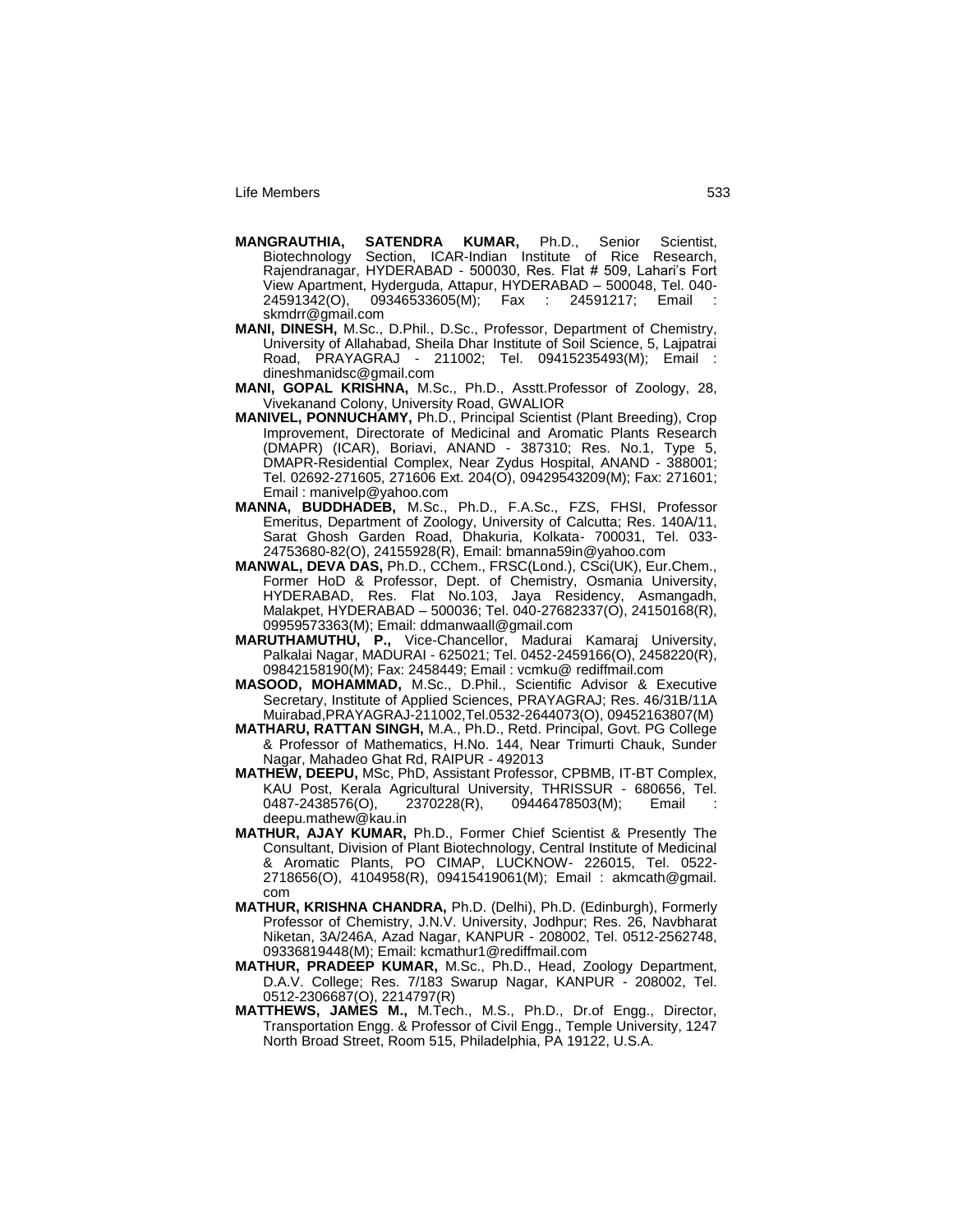**MANGRAUTHIA, SATENDRA KUMAR,** Ph.D., Senior Scientist, Biotechnology Section, ICAR-Indian Institute of Rice Research, Rajendranagar, HYDERABAD - 500030, Res. Flat # 509, Lahari's Fort View Apartment, Hyderguda, Attapur, HYDERABAD – 500048, Tel. 040-24591342(O), 09346533605(M); Fax : 24591217; Email : skmdrr@gmail.com

**MANI, DINESH,** M.Sc., D.Phil., D.Sc., Professor, Department of Chemistry, University of Allahabad, Sheila Dhar Institute of Soil Science, 5, Lajpatrai Road, PRAYAGRAJ - 211002; Tel. 09415235493(M); Email : dineshmanidsc@gmail.com

**MANI, GOPAL KRISHNA,** M.Sc., Ph.D., Asstt.Professor of Zoology, 28, Vivekanand Colony, University Road, GWALIOR

**MANIVEL, PONNUCHAMY,** Ph.D., Principal Scientist (Plant Breeding), Crop Improvement, Directorate of Medicinal and Aromatic Plants Research (DMAPR) (ICAR), Boriavi, ANAND - 387310; Res. No.1, Type 5, DMAPR-Residential Complex, Near Zydus Hospital, ANAND - 388001; Tel. 02692-271605, 271606 Ext. 204(O), 09429543209(M); Fax: 271601; Email : manivelp@yahoo.com

**MANNA, BUDDHADEB,** M.Sc., Ph.D., F.A.Sc., FZS, FHSI, Professor Emeritus, Department of Zoology, University of Calcutta; Res. 140A/11, Sarat Ghosh Garden Road, Dhakuria, Kolkata- 700031, Tel. 033-24753680-82(O), 24155928(R), Email: bmanna59in@yahoo.com

**MANWAL, DEVA DAS,** Ph.D., CChem., FRSC(Lond.), CSci(UK), Eur.Chem., Former HoD & Professor, Dept. of Chemistry, Osmania University, HYDERABAD, Res. Flat No.103, Jaya Residency, Asmangadh, Malakpet, HYDERABAD – 500036; Tel. 040-27682337(O), 24150168(R), 09959573363(M); Email: ddmanwaall@gmail.com

**MARUTHAMUTHU, P.,** Vice-Chancellor, Madurai Kamaraj University, Palkalai Nagar, MADURAI - 625021; Tel. 0452-2459166(O), 2458220(R), 09842158190(M); Fax: 2458449; Email : vcmku@ rediffmail.com

**MASOOD, MOHAMMAD,** M.Sc., D.Phil., Scientific Advisor & Executive Secretary, Institute of Applied Sciences, PRAYAGRAJ; Res. 46/31B/11A Muirabad,PRAYAGRAJ-211002,Tel.0532-2644073(O), 09452163807(M)

**MATHARU, RATTAN SINGH,** M.A., Ph.D., Retd. Principal, Govt. PG College & Professor of Mathematics, H.No. 144, Near Trimurti Chauk, Sunder Nagar, Mahadeo Ghat Rd, RAIPUR - 492013

**MATHEW, DEEPU,** MSc, PhD, Assistant Professor, CPBMB, IT-BT Complex, KAU Post, Kerala Agricultural University, THRISSUR - 680656, Tel. 0487-2438576(O), 2370228(R), 09446478503(M); Email : deepu.mathew@kau.in

**MATHUR, AJAY KUMAR,** Ph.D., Former Chief Scientist & Presently The Consultant, Division of Plant Biotechnology, Central Institute of Medicinal & Aromatic Plants, PO CIMAP, LUCKNOW- 226015, Tel. 0522-2718656(O), 4104958(R), 09415419061(M); Email : akmcath@gmail.com

**MATHUR, KRISHNA CHANDRA,** Ph.D. (Delhi), Ph.D. (Edinburgh), Formerly Professor of Chemistry, J.N.V. University, Jodhpur; Res. 26, Navbharat Niketan, 3A/246A, Azad Nagar, KANPUR - 208002, Tel. 0512-2562748, 09336819448(M); Email: kcmathur1@rediffmail.com

**MATHUR, PRADEEP KUMAR,** M.Sc., Ph.D., Head, Zoology Department, D.A.V. College; Res. 7/183 Swarup Nagar, KANPUR - 208002, Tel. 0512-2306687(O), 2214797(R)

**MATTHEWS, JAMES M.,** M.Tech., M.S., Ph.D., Dr.of Engg., Director, Transportation Engg. & Professor of Civil Engg., Temple University, 1247 North Broad Street, Room 515, Philadelphia, PA 19122, U.S.A.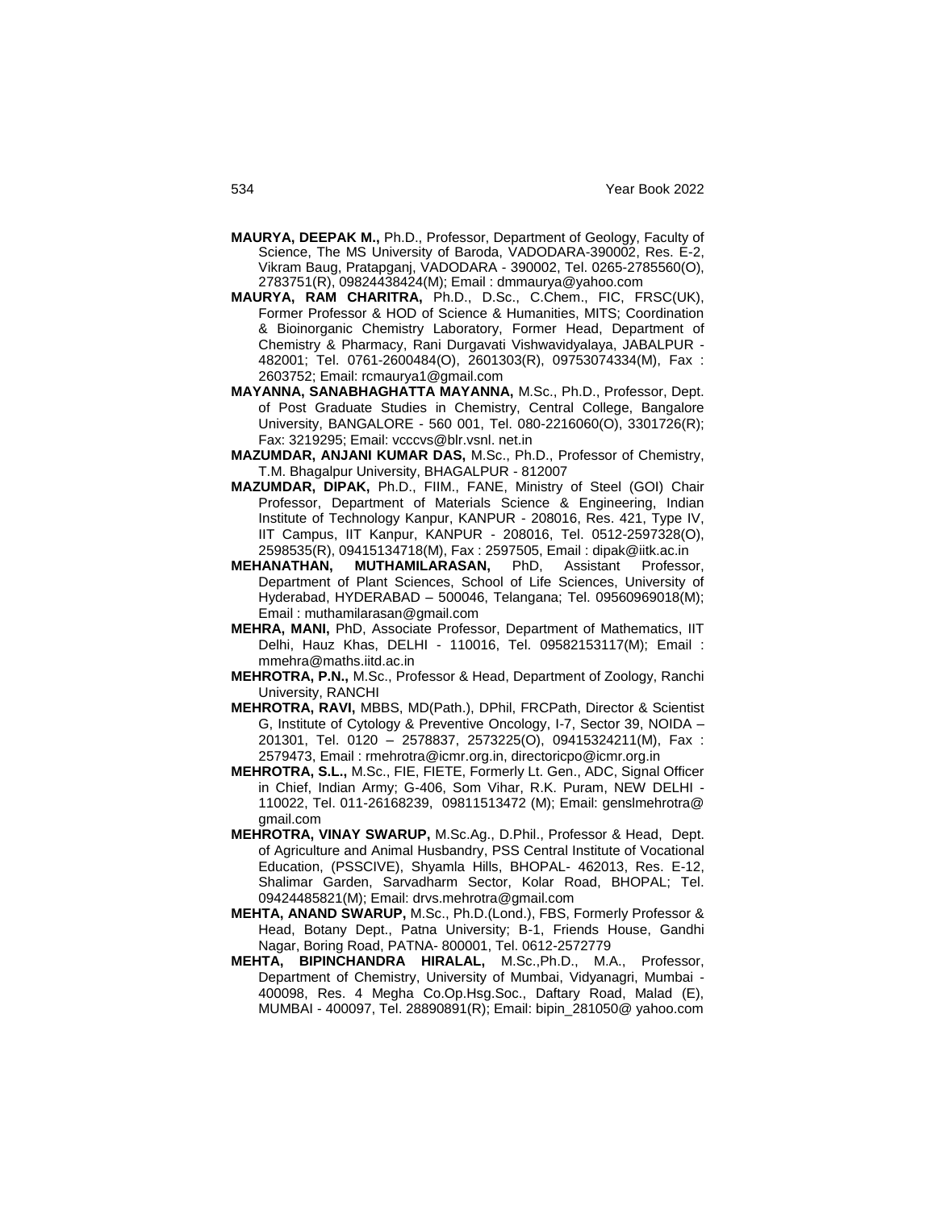**MAURYA, DEEPAK M.,** Ph.D., Professor, Department of Geology, Faculty of Science, The MS University of Baroda, VADODARA-390002, Res. E-2, Vikram Baug, Pratapganj, VADODARA - 390002, Tel. 0265-2785560(O), 2783751(R), 09824438424(M); Email : dmmaurya@yahoo.com

**MAURYA, RAM CHARITRA,** Ph.D., D.Sc., C.Chem., FIC, FRSC(UK), Former Professor & HOD of Science & Humanities, MITS; Coordination & Bioinorganic Chemistry Laboratory, Former Head, Department of Chemistry & Pharmacy, Rani Durgavati Vishwavidyalaya, JABALPUR - 482001; Tel. 0761-2600484(O), 2601303(R), 09753074334(M), Fax : 2603752; Email: rcmaurya1@gmail.com

**MAYANNA, SANABHAGHATTA MAYANNA,** M.Sc., Ph.D., Professor, Dept. of Post Graduate Studies in Chemistry, Central College, Bangalore University, BANGALORE - 560 001, Tel. 080-2216060(O), 3301726(R); Fax: 3219295; Email: vcccvs@blr.vsnl. net.in

**MAZUMDAR, ANJANI KUMAR DAS,** M.Sc., Ph.D., Professor of Chemistry, T.M. Bhagalpur University, BHAGALPUR - 812007

**MAZUMDAR, DIPAK,** Ph.D., FIIM., FANE, Ministry of Steel (GOI) Chair Professor, Department of Materials Science & Engineering, Indian Institute of Technology Kanpur, KANPUR - 208016, Res. 421, Type IV, IIT Campus, IIT Kanpur, KANPUR - 208016, Tel. 0512-2597328(O), 2598535(R), 09415134718(M), Fax : 2597505, Email : dipak@iitk.ac.in

**MEHANATHAN, MUTHAMILARASAN,** PhD, Assistant Professor, Department of Plant Sciences, School of Life Sciences, University of Hyderabad, HYDERABAD – 500046, Telangana; Tel. 09560969018(M); Email : muthamilarasan@gmail.com

**MEHRA, MANI,** PhD, Associate Professor, Department of Mathematics, IIT Delhi, Hauz Khas, DELHI - 110016, Tel. 09582153117(M); Email : mmehra@maths.iitd.ac.in

**MEHROTRA, P.N.,** M.Sc., Professor & Head, Department of Zoology, Ranchi University, RANCHI

**MEHROTRA, RAVI,** MBBS, MD(Path.), DPhil, FRCPath, Director & Scientist G, Institute of Cytology & Preventive Oncology, I-7, Sector 39, NOIDA – 201301, Tel. 0120 – 2578837, 2573225(O), 09415324211(M), Fax : 2579473, Email : rmehrotra@icmr.org.in, directoricpo@icmr.org.in

**MEHROTRA, S.L.,** M.Sc., FIE, FIETE, Formerly Lt. Gen., ADC, Signal Officer in Chief, Indian Army; G-406, Som Vihar, R.K. Puram, NEW DELHI - 110022, Tel. 011-26168239, 09811513472 (M); Email: genslmehrotra@ gmail.com

**MEHROTRA, VINAY SWARUP,** M.Sc.Ag., D.Phil., Professor & Head, Dept. of Agriculture and Animal Husbandry, PSS Central Institute of Vocational Education, (PSSCIVE), Shyamla Hills, BHOPAL- 462013, Res. E-12, Shalimar Garden, Sarvadharm Sector, Kolar Road, BHOPAL; Tel. 09424485821(M); Email: drvs.mehrotra@gmail.com

**MEHTA, ANAND SWARUP,** M.Sc., Ph.D.(Lond.), FBS, Formerly Professor & Head, Botany Dept., Patna University; B-1, Friends House, Gandhi Nagar, Boring Road, PATNA- 800001, Tel. 0612-2572779

**MEHTA, BIPINCHANDRA HIRALAL,** M.Sc.,Ph.D., M.A., Professor, Department of Chemistry, University of Mumbai, Vidyanagri, Mumbai - 400098, Res. 4 Megha Co.Op.Hsg.Soc., Daftary Road, Malad (E), MUMBAI - 400097, Tel. 28890891(R); Email: bipin_281050@ yahoo.com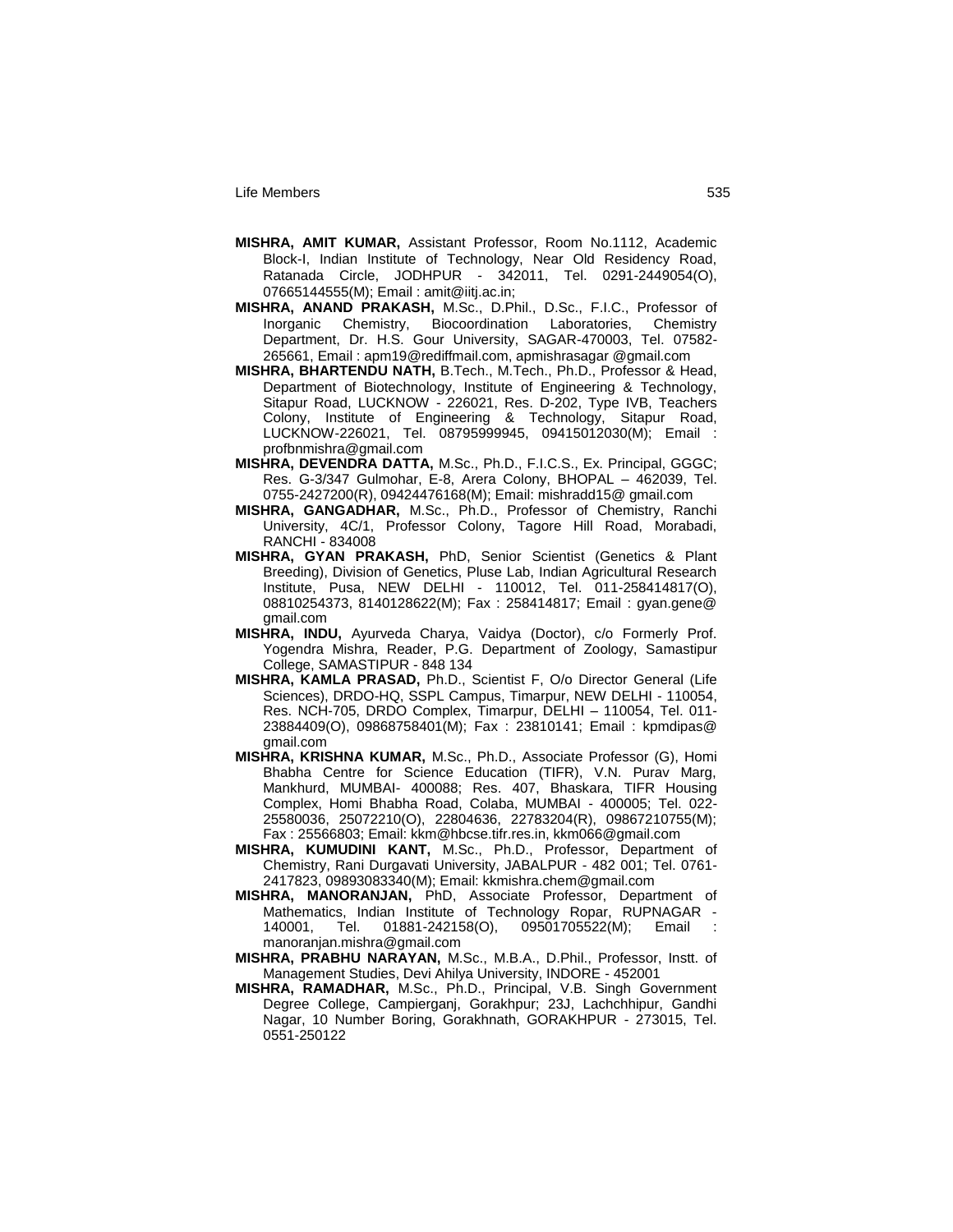**MISHRA, AMIT KUMAR,** Assistant Professor, Room No.1112, Academic Block-I, Indian Institute of Technology, Near Old Residency Road, Ratanada Circle, JODHPUR - 342011, Tel. 0291-2449054(O), 07665144555(M); Email : amit@iitj.ac.in;

**MISHRA, ANAND PRAKASH,** M.Sc., D.Phil., D.Sc., F.I.C., Professor of Inorganic Chemistry, Biocoordination Laboratories, Chemistry Department, Dr. H.S. Gour University, SAGAR-470003, Tel. 07582-265661, Email : apm19@rediffmail.com, apmishrasagar @gmail.com

**MISHRA, BHARTENDU NATH,** B.Tech., M.Tech., Ph.D., Professor & Head, Department of Biotechnology, Institute of Engineering & Technology, Sitapur Road, LUCKNOW - 226021, Res. D-202, Type IVB, Teachers Colony, Institute of Engineering & Technology, Sitapur Road, LUCKNOW-226021, Tel. 08795999945, 09415012030(M); Email : profbnmishra@gmail.com

**MISHRA, DEVENDRA DATTA,** M.Sc., Ph.D., F.I.C.S., Ex. Principal, GGGC; Res. G-3/347 Gulmohar, E-8, Arera Colony, BHOPAL – 462039, Tel. 0755-2427200(R), 09424476168(M); Email: mishradd15@ gmail.com

**MISHRA, GANGADHAR,** M.Sc., Ph.D., Professor of Chemistry, Ranchi University, 4C/1, Professor Colony, Tagore Hill Road, Morabadi, RANCHI - 834008

**MISHRA, GYAN PRAKASH,** PhD, Senior Scientist (Genetics & Plant Breeding), Division of Genetics, Pluse Lab, Indian Agricultural Research Institute, Pusa, NEW DELHI - 110012, Tel. 011-258414817(O), 08810254373, 8140128622(M); Fax : 258414817; Email : gyan.gene@ gmail.com

**MISHRA, INDU,** Ayurveda Charya, Vaidya (Doctor), c/o Formerly Prof. Yogendra Mishra, Reader, P.G. Department of Zoology, Samastipur College, SAMASTIPUR - 848 134

**MISHRA, KAMLA PRASAD,** Ph.D., Scientist F, O/o Director General (Life Sciences), DRDO-HQ, SSPL Campus, Timarpur, NEW DELHI - 110054, Res. NCH-705, DRDO Complex, Timarpur, DELHI – 110054, Tel. 011-23884409(O), 09868758401(M); Fax : 23810141; Email : kpmdipas@ gmail.com

**MISHRA, KRISHNA KUMAR,** M.Sc., Ph.D., Associate Professor (G), Homi Bhabha Centre for Science Education (TIFR), V.N. Purav Marg, Mankhurd, MUMBAI- 400088; Res. 407, Bhaskara, TIFR Housing Complex, Homi Bhabha Road, Colaba, MUMBAI - 400005; Tel. 022-25580036, 25072210(O), 22804636, 22783204(R), 09867210755(M); Fax : 25566803; Email: kkm@hbcse.tifr.res.in, kkm066@gmail.com

**MISHRA, KUMUDINI KANT,** M.Sc., Ph.D., Professor, Department of Chemistry, Rani Durgavati University, JABALPUR - 482 001; Tel. 0761-2417823, 09893083340(M); Email: kkmishra.chem@gmail.com

**MISHRA, MANORANJAN,** PhD, Associate Professor, Department of Mathematics, Indian Institute of Technology Ropar, RUPNAGAR - 140001, Tel. 01881-242158(O), 09501705522(M); Email : manoranjan.mishra@gmail.com

**MISHRA, PRABHU NARAYAN,** M.Sc., M.B.A., D.Phil., Professor, Instt. of Management Studies, Devi Ahilya University, INDORE - 452001

**MISHRA, RAMADHAR,** M.Sc., Ph.D., Principal, V.B. Singh Government Degree College, Campierganj, Gorakhpur; 23J, Lachchhipur, Gandhi Nagar, 10 Number Boring, Gorakhnath, GORAKHPUR - 273015, Tel. 0551-250122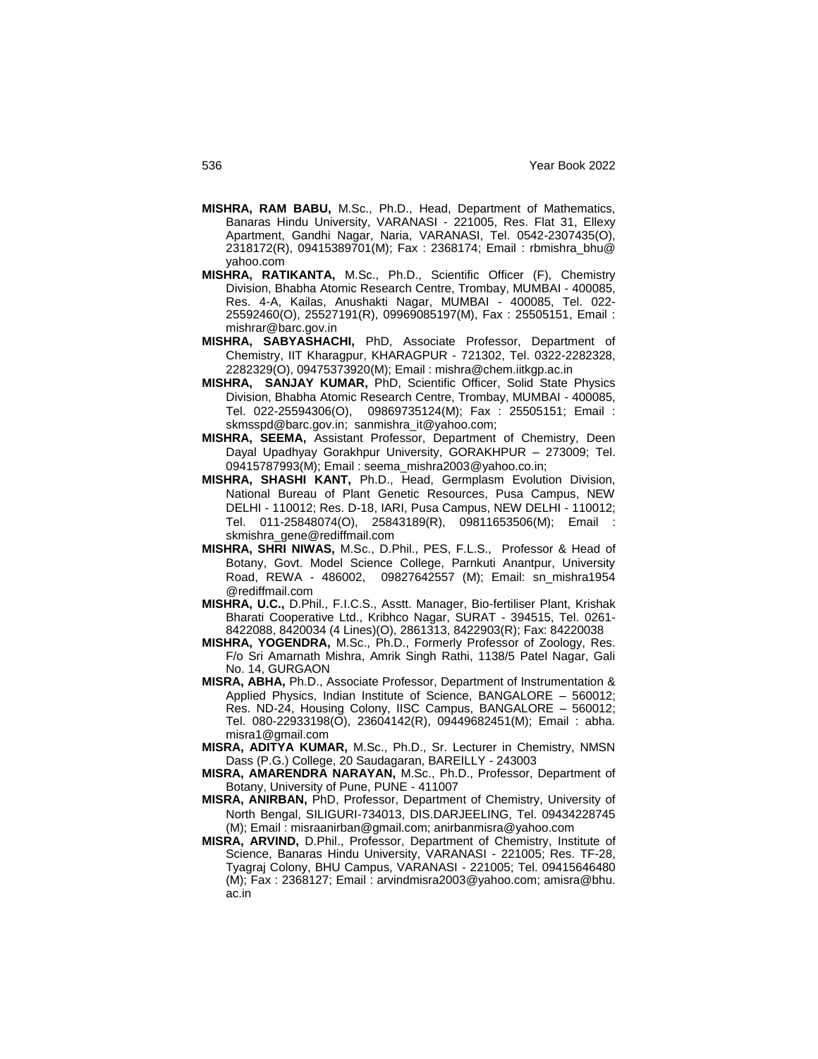**MISHRA, RAM BABU,** M.Sc., Ph.D., Head, Department of Mathematics, Banaras Hindu University, VARANASI - 221005, Res. Flat 31, Ellexy Apartment, Gandhi Nagar, Naria, VARANASI, Tel. 0542-2307435(O), 2318172(R), 09415389701(M); Fax : 2368174; Email : rbmishra_bhu@yahoo.com

**MISHRA, RATIKANTA,** M.Sc., Ph.D., Scientific Officer (F), Chemistry Division, Bhabha Atomic Research Centre, Trombay, MUMBAI - 400085, Res. 4-A, Kailas, Anushakti Nagar, MUMBAI - 400085, Tel. 022-25592460(O), 25527191(R), 09969085197(M), Fax : 25505151, Email : mishrar@barc.gov.in

**MISHRA, SABYASHACHI,** PhD, Associate Professor, Department of Chemistry, IIT Kharagpur, KHARAGPUR - 721302, Tel. 0322-2282328, 2282329(O), 09475373920(M); Email : mishra@chem.iitkgp.ac.in

**MISHRA, SANJAY KUMAR,** PhD, Scientific Officer, Solid State Physics Division, Bhabha Atomic Research Centre, Trombay, MUMBAI - 400085, Tel. 022-25594306(O), 09869735124(M); Fax : 25505151; Email : skmsspd@barc.gov.in; sanmishra_it@yahoo.com;

**MISHRA, SEEMA,** Assistant Professor, Department of Chemistry, Deen Dayal Upadhyay Gorakhpur University, GORAKHPUR – 273009; Tel. 09415787993(M); Email : seema_mishra2003@yahoo.co.in;

**MISHRA, SHASHI KANT,** Ph.D., Head, Germplasm Evolution Division, National Bureau of Plant Genetic Resources, Pusa Campus, NEW DELHI - 110012; Res. D-18, IARI, Pusa Campus, NEW DELHI - 110012; Tel. 011-25848074(O), 25843189(R), 09811653506(M); Email : skmishra_gene@rediffmail.com

**MISHRA, SHRI NIWAS,** M.Sc., D.Phil., PES, F.L.S., Professor & Head of Botany, Govt. Model Science College, Parnkuti Anantpur, University Road, REWA - 486002, 09827642557 (M); Email: sn_mishra1954@rediffmail.com

**MISHRA, U.C.,** D.Phil., F.I.C.S., Asstt. Manager, Bio-fertiliser Plant, Krishak Bharati Cooperative Ltd., Kribhco Nagar, SURAT - 394515, Tel. 0261-8422088, 8420034 (4 Lines)(O), 2861313, 8422903(R); Fax: 84220038

**MISHRA, YOGENDRA,** M.Sc., Ph.D., Formerly Professor of Zoology, Res. F/o Sri Amarnath Mishra, Amrik Singh Rathi, 1138/5 Patel Nagar, Gali No. 14, GURGAON

**MISRA, ABHA,** Ph.D., Associate Professor, Department of Instrumentation & Applied Physics, Indian Institute of Science, BANGALORE – 560012; Res. ND-24, Housing Colony, IISC Campus, BANGALORE – 560012; Tel. 080-22933198(O), 23604142(R), 09449682451(M); Email : abha.misra1@gmail.com

**MISRA, ADITYA KUMAR,** M.Sc., Ph.D., Sr. Lecturer in Chemistry, NMSN Dass (P.G.) College, 20 Saudagaran, BAREILLY - 243003

**MISRA, AMARENDRA NARAYAN,** M.Sc., Ph.D., Professor, Department of Botany, University of Pune, PUNE - 411007

**MISRA, ANIRBAN,** PhD, Professor, Department of Chemistry, University of North Bengal, SILIGURI-734013, DIS.DARJEELING, Tel. 09434228745 (M); Email : misraanirban@gmail.com; anirbanmisra@yahoo.com

**MISRA, ARVIND,** D.Phil., Professor, Department of Chemistry, Institute of Science, Banaras Hindu University, VARANASI - 221005; Res. TF-28, Tyagraj Colony, BHU Campus, VARANASI - 221005; Tel. 09415646480 (M); Fax : 2368127; Email : arvindmisra2003@yahoo.com; amisra@bhu.ac.in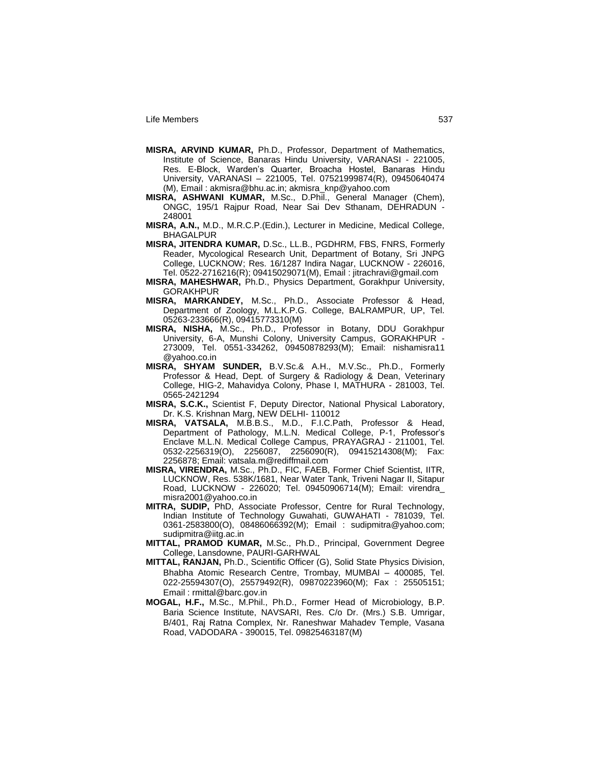**MISRA, ARVIND KUMAR,** Ph.D., Professor, Department of Mathematics, Institute of Science, Banaras Hindu University, VARANASI - 221005, Res. E-Block, Warden's Quarter, Broacha Hostel, Banaras Hindu University, VARANASI – 221005, Tel. 07521999874(R), 09450640474 (M), Email : akmisra@bhu.ac.in; akmisra_knp@yahoo.com

**MISRA, ASHWANI KUMAR,** M.Sc., D.Phil., General Manager (Chem), ONGC, 195/1 Rajpur Road, Near Sai Dev Sthanam, DEHRADUN - 248001

**MISRA, A.N.,** M.D., M.R.C.P.(Edin.), Lecturer in Medicine, Medical College, BHAGALPUR

**MISRA, JITENDRA KUMAR,** D.Sc., LL.B., PGDHRM, FBS, FNRS, Formerly Reader, Mycological Research Unit, Department of Botany, Sri JNPG College, LUCKNOW; Res. 16/1287 Indira Nagar, LUCKNOW - 226016, Tel. 0522-2716216(R); 09415029071(M), Email : jitrachravi@gmail.com

**MISRA, MAHESHWAR,** Ph.D., Physics Department, Gorakhpur University, GORAKHPUR

**MISRA, MARKANDEY,** M.Sc., Ph.D., Associate Professor & Head, Department of Zoology, M.L.K.P.G. College, BALRAMPUR, UP, Tel. 05263-233666(R), 09415773310(M)

**MISRA, NISHA,** M.Sc., Ph.D., Professor in Botany, DDU Gorakhpur University, 6-A, Munshi Colony, University Campus, GORAKHPUR - 273009, Tel. 0551-334262, 09450878293(M); Email: nishamisra11 @yahoo.co.in

**MISRA, SHYAM SUNDER,** B.V.Sc.& A.H., M.V.Sc., Ph.D., Formerly Professor & Head, Dept. of Surgery & Radiology & Dean, Veterinary College, HIG-2, Mahavidya Colony, Phase I, MATHURA - 281003, Tel. 0565-2421294

**MISRA, S.C.K.,** Scientist F, Deputy Director, National Physical Laboratory, Dr. K.S. Krishnan Marg, NEW DELHI- 110012

**MISRA, VATSALA,** M.B.B.S., M.D., F.I.C.Path, Professor & Head, Department of Pathology, M.L.N. Medical College, P-1, Professor's Enclave M.L.N. Medical College Campus, PRAYAGRAJ - 211001, Tel. 0532-2256319(O), 2256087, 2256090(R), 09415214308(M); Fax: 2256878; Email: vatsala.m@rediffmail.com

**MISRA, VIRENDRA,** M.Sc., Ph.D., FIC, FAEB, Former Chief Scientist, IITR, LUCKNOW, Res. 538K/1681, Near Water Tank, Triveni Nagar II, Sitapur Road, LUCKNOW - 226020; Tel. 09450906714(M); Email: virendra_ misra2001@yahoo.co.in

**MITRA, SUDIP,** PhD, Associate Professor, Centre for Rural Technology, Indian Institute of Technology Guwahati, GUWAHATI - 781039, Tel. 0361-2583800(O), 08486066392(M); Email : sudipmitra@yahoo.com; sudipmitra@iitg.ac.in

**MITTAL, PRAMOD KUMAR,** M.Sc., Ph.D., Principal, Government Degree College, Lansdowne, PAURI-GARHWAL

**MITTAL, RANJAN,** Ph.D., Scientific Officer (G), Solid State Physics Division, Bhabha Atomic Research Centre, Trombay, MUMBAI – 400085, Tel. 022-25594307(O), 25579492(R), 09870223960(M); Fax : 25505151; Email : rmittal@barc.gov.in

**MOGAL, H.F.,** M.Sc., M.Phil., Ph.D., Former Head of Microbiology, B.P. Baria Science Institute, NAVSARI, Res. C/o Dr. (Mrs.) S.B. Umrigar, B/401, Raj Ratna Complex, Nr. Raneshwar Mahadev Temple, Vasana Road, VADODARA - 390015, Tel. 09825463187(M)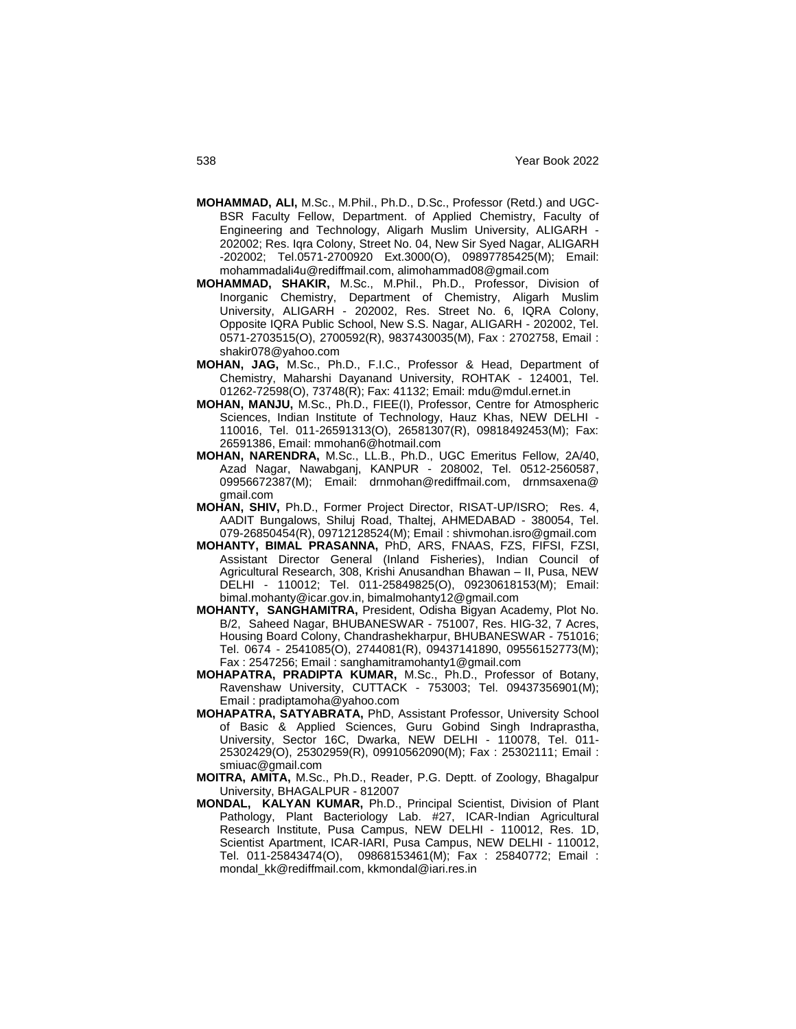**MOHAMMAD, ALI,** M.Sc., M.Phil., Ph.D., D.Sc., Professor (Retd.) and UGC-BSR Faculty Fellow, Department. of Applied Chemistry, Faculty of Engineering and Technology, Aligarh Muslim University, ALIGARH - 202002; Res. Iqra Colony, Street No. 04, New Sir Syed Nagar, ALIGARH -202002; Tel.0571-2700920 Ext.3000(O), 09897785425(M); Email: mohammadali4u@rediffmail.com, alimohammad08@gmail.com

**MOHAMMAD, SHAKIR,** M.Sc., M.Phil., Ph.D., Professor, Division of Inorganic Chemistry, Department of Chemistry, Aligarh Muslim University, ALIGARH - 202002, Res. Street No. 6, IQRA Colony, Opposite IQRA Public School, New S.S. Nagar, ALIGARH - 202002, Tel. 0571-2703515(O), 2700592(R), 9837430035(M), Fax : 2702758, Email : shakir078@yahoo.com

**MOHAN, JAG,** M.Sc., Ph.D., F.I.C., Professor & Head, Department of Chemistry, Maharshi Dayanand University, ROHTAK - 124001, Tel. 01262-72598(O), 73748(R); Fax: 41132; Email: mdu@mdul.ernet.in

**MOHAN, MANJU,** M.Sc., Ph.D., FIEE(I), Professor, Centre for Atmospheric Sciences, Indian Institute of Technology, Hauz Khas, NEW DELHI - 110016, Tel. 011-26591313(O), 26581307(R), 09818492453(M); Fax: 26591386, Email: mmohan6@hotmail.com

**MOHAN, NARENDRA,** M.Sc., LL.B., Ph.D., UGC Emeritus Fellow, 2A/40, Azad Nagar, Nawabganj, KANPUR - 208002, Tel. 0512-2560587, 09956672387(M); Email: drnmohan@rediffmail.com, drnmsaxena@gmail.com

**MOHAN, SHIV,** Ph.D., Former Project Director, RISAT-UP/ISRO; Res. 4, AADIT Bungalows, Shiluj Road, Thaltej, AHMEDABAD - 380054, Tel. 079-26850454(R), 09712128524(M); Email : shivmohan.isro@gmail.com

**MOHANTY, BIMAL PRASANNA,** PhD, ARS, FNAAS, FZS, FIFSI, FZSI, Assistant Director General (Inland Fisheries), Indian Council of Agricultural Research, 308, Krishi Anusandhan Bhawan – II, Pusa, NEW DELHI - 110012; Tel. 011-25849825(O), 09230618153(M); Email: bimal.mohanty@icar.gov.in, bimalmohanty12@gmail.com

**MOHANTY, SANGHAMITRA,** President, Odisha Bigyan Academy, Plot No. B/2, Saheed Nagar, BHUBANESWAR - 751007, Res. HIG-32, 7 Acres, Housing Board Colony, Chandrashekharpur, BHUBANESWAR - 751016; Tel. 0674 - 2541085(O), 2744081(R), 09437141890, 09556152773(M); Fax : 2547256; Email : sanghamitramohanty1@gmail.com

**MOHAPATRA, PRADIPTA KUMAR,** M.Sc., Ph.D., Professor of Botany, Ravenshaw University, CUTTACK - 753003; Tel. 09437356901(M); Email : pradiptamoha@yahoo.com

**MOHAPATRA, SATYABRATA,** PhD, Assistant Professor, University School of Basic & Applied Sciences, Guru Gobind Singh Indraprastha, University, Sector 16C, Dwarka, NEW DELHI - 110078, Tel. 011-25302429(O), 25302959(R), 09910562090(M); Fax : 25302111; Email : smiuac@gmail.com

**MOITRA, AMITA,** M.Sc., Ph.D., Reader, P.G. Deptt. of Zoology, Bhagalpur University, BHAGALPUR - 812007

**MONDAL, KALYAN KUMAR,** Ph.D., Principal Scientist, Division of Plant Pathology, Plant Bacteriology Lab. #27, ICAR-Indian Agricultural Research Institute, Pusa Campus, NEW DELHI - 110012, Res. 1D, Scientist Apartment, ICAR-IARI, Pusa Campus, NEW DELHI - 110012, Tel. 011-25843474(O), 09868153461(M); Fax : 25840772; Email : mondal_kk@rediffmail.com, kkmondal@iari.res.in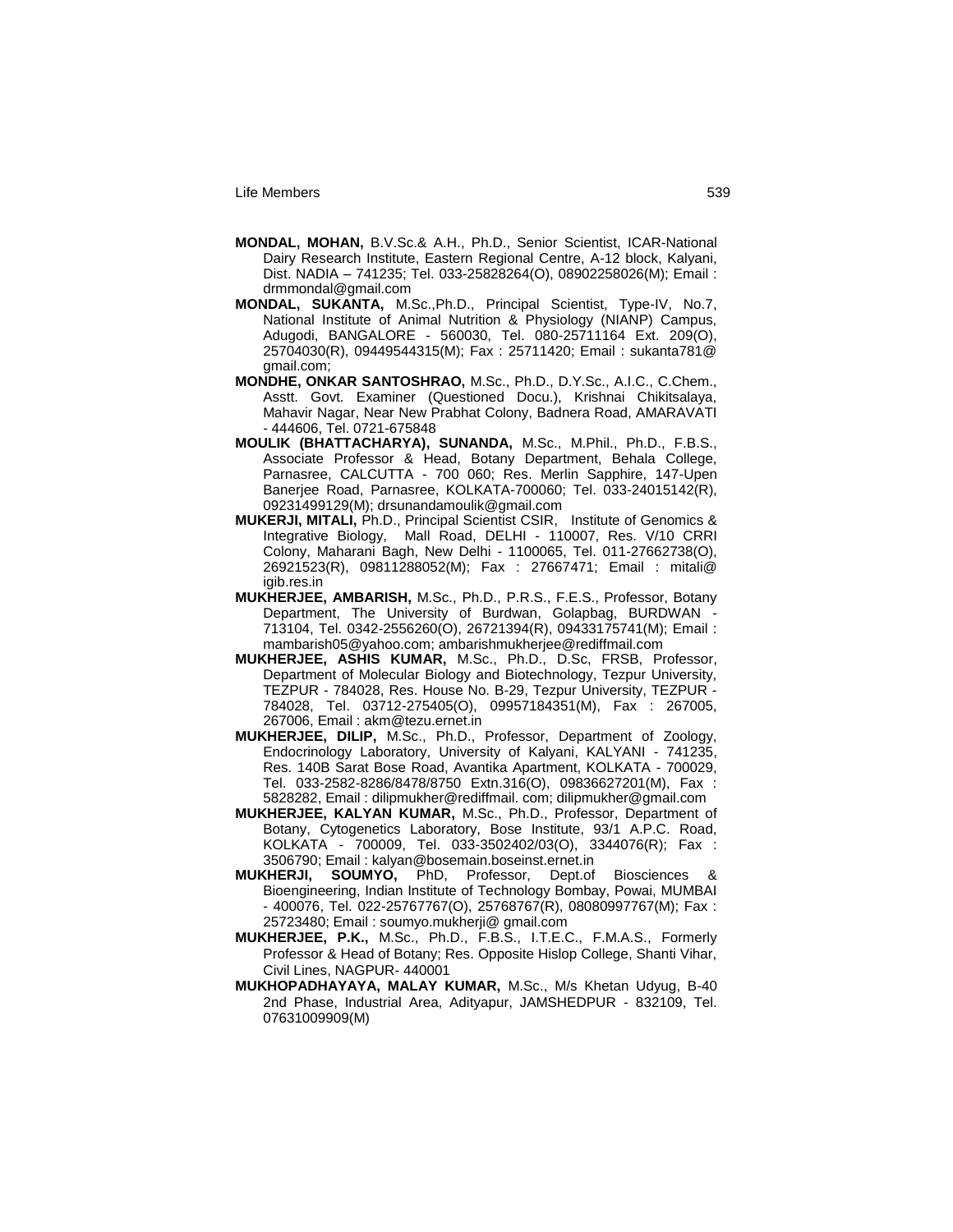**MONDAL, MOHAN,** B.V.Sc.& A.H., Ph.D., Senior Scientist, ICAR-National Dairy Research Institute, Eastern Regional Centre, A-12 block, Kalyani, Dist. NADIA – 741235; Tel. 033-25828264(O), 08902258026(M); Email : drmmondal@gmail.com

**MONDAL, SUKANTA,** M.Sc.,Ph.D., Principal Scientist, Type-IV, No.7, National Institute of Animal Nutrition & Physiology (NIANP) Campus, Adugodi, BANGALORE - 560030, Tel. 080-25711164 Ext. 209(O), 25704030(R), 09449544315(M); Fax : 25711420; Email : sukanta781@ gmail.com;

**MONDHE, ONKAR SANTOSHRAO,** M.Sc., Ph.D., D.Y.Sc., A.I.C., C.Chem., Asstt. Govt. Examiner (Questioned Docu.), Krishnai Chikitsalaya, Mahavir Nagar, Near New Prabhat Colony, Badnera Road, AMARAVATI - 444606, Tel. 0721-675848

**MOULIK (BHATTACHARYA), SUNANDA,** M.Sc., M.Phil., Ph.D., F.B.S., Associate Professor & Head, Botany Department, Behala College, Parnasree, CALCUTTA - 700 060; Res. Merlin Sapphire, 147-Upen Banerjee Road, Parnasree, KOLKATA-700060; Tel. 033-24015142(R), 09231499129(M); drsunandamoulik@gmail.com

**MUKERJI, MITALI,** Ph.D., Principal Scientist CSIR, Institute of Genomics & Integrative Biology, Mall Road, DELHI - 110007, Res. V/10 CRRI Colony, Maharani Bagh, New Delhi - 1100065, Tel. 011-27662738(O), 26921523(R), 09811288052(M); Fax : 27667471; Email : mitali@ igib.res.in

**MUKHERJEE, AMBARISH,** M.Sc., Ph.D., P.R.S., F.E.S., Professor, Botany Department, The University of Burdwan, Golapbag, BURDWAN - 713104, Tel. 0342-2556260(O), 26721394(R), 09433175741(M); Email : mambarish05@yahoo.com; ambarishmukherjee@rediffmail.com

**MUKHERJEE, ASHIS KUMAR,** M.Sc., Ph.D., D.Sc, FRSB, Professor, Department of Molecular Biology and Biotechnology, Tezpur University, TEZPUR - 784028, Res. House No. B-29, Tezpur University, TEZPUR - 784028, Tel. 03712-275405(O), 09957184351(M), Fax : 267005, 267006, Email : akm@tezu.ernet.in

**MUKHERJEE, DILIP,** M.Sc., Ph.D., Professor, Department of Zoology, Endocrinology Laboratory, University of Kalyani, KALYANI - 741235, Res. 140B Sarat Bose Road, Avantika Apartment, KOLKATA - 700029, Tel. 033-2582-8286/8478/8750 Extn.316(O), 09836627201(M), Fax : 5828282, Email : dilipmukher@rediffmail. com; dilipmukher@gmail.com

**MUKHERJEE, KALYAN KUMAR,** M.Sc., Ph.D., Professor, Department of Botany, Cytogenetics Laboratory, Bose Institute, 93/1 A.P.C. Road, KOLKATA - 700009, Tel. 033-3502402/03(O), 3344076(R); Fax : 3506790; Email : kalyan@bosemain.boseinst.ernet.in

**MUKHERJI, SOUMYO,** PhD, Professor, Dept.of Biosciences & Bioengineering, Indian Institute of Technology Bombay, Powai, MUMBAI - 400076, Tel. 022-25767767(O), 25768767(R), 08080997767(M); Fax : 25723480; Email : soumyo.mukherji@ gmail.com

**MUKHERJEE, P.K.,** M.Sc., Ph.D., F.B.S., I.T.E.C., F.M.A.S., Formerly Professor & Head of Botany; Res. Opposite Hislop College, Shanti Vihar, Civil Lines, NAGPUR- 440001

**MUKHOPADHAYAYA, MALAY KUMAR,** M.Sc., M/s Khetan Udyug, B-40 2nd Phase, Industrial Area, Adityapur, JAMSHEDPUR - 832109, Tel. 07631009909(M)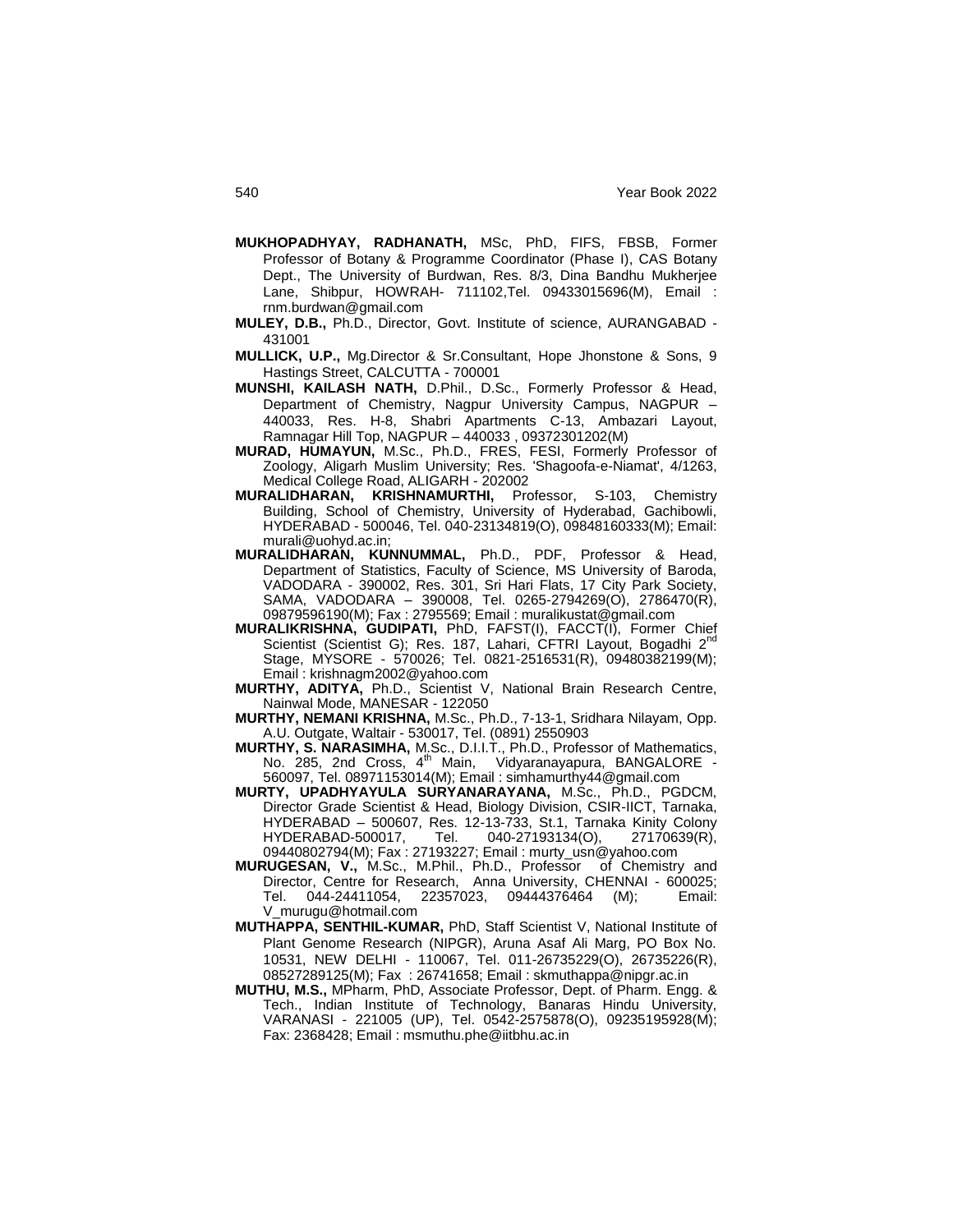**MUKHOPADHYAY, RADHANATH,** MSc, PhD, FIFS, FBSB, Former Professor of Botany & Programme Coordinator (Phase I), CAS Botany Dept., The University of Burdwan, Res. 8/3, Dina Bandhu Mukherjee Lane, Shibpur, HOWRAH- 711102,Tel. 09433015696(M), Email : rnm.burdwan@gmail.com

**MULEY, D.B.,** Ph.D., Director, Govt. Institute of science, AURANGABAD - 431001

**MULLICK, U.P.,** Mg.Director & Sr.Consultant, Hope Jhonstone & Sons, 9 Hastings Street, CALCUTTA - 700001

**MUNSHI, KAILASH NATH,** D.Phil., D.Sc., Formerly Professor & Head, Department of Chemistry, Nagpur University Campus, NAGPUR – 440033, Res. H-8, Shabri Apartments C-13, Ambazari Layout, Ramnagar Hill Top, NAGPUR – 440033 , 09372301202(M)

**MURAD, HUMAYUN,** M.Sc., Ph.D., FRES, FESI, Formerly Professor of Zoology, Aligarh Muslim University; Res. 'Shagoofa-e-Niamat', 4/1263, Medical College Road, ALIGARH - 202002

**MURALIDHARAN, KRISHNAMURTHI,** Professor, S-103, Chemistry Building, School of Chemistry, University of Hyderabad, Gachibowli, HYDERABAD - 500046, Tel. 040-23134819(O), 09848160333(M); Email: murali@uohyd.ac.in;

**MURALIDHARAN, KUNNUMMAL,** Ph.D., PDF, Professor & Head, Department of Statistics, Faculty of Science, MS University of Baroda, VADODARA - 390002, Res. 301, Sri Hari Flats, 17 City Park Society, SAMA, VADODARA – 390008, Tel. 0265-2794269(O), 2786470(R), 09879596190(M); Fax : 2795569; Email : muralikustat@gmail.com

**MURALIKRISHNA, GUDIPATI,** PhD, FAFST(I), FACCT(I), Former Chief Scientist (Scientist G); Res. 187, Lahari, CFTRI Layout, Bogadhi 2nd Stage, MYSORE - 570026; Tel. 0821-2516531(R), 09480382199(M); Email : krishnagm2002@yahoo.com

**MURTHY, ADITYA,** Ph.D., Scientist V, National Brain Research Centre, Nainwal Mode, MANESAR - 122050

**MURTHY, NEMANI KRISHNA,** M.Sc., Ph.D., 7-13-1, Sridhara Nilayam, Opp. A.U. Outgate, Waltair - 530017, Tel. (0891) 2550903

**MURTHY, S. NARASIMHA,** M.Sc., D.I.I.T., Ph.D., Professor of Mathematics, No. 285, 2nd Cross, 4th Main, Vidyaranayapura, BANGALORE - 560097, Tel. 08971153014(M); Email : simhamurthy44@gmail.com

**MURTY, UPADHYAYULA SURYANARAYANA,** M.Sc., Ph.D., PGDCM, Director Grade Scientist & Head, Biology Division, CSIR-IICT, Tarnaka, HYDERABAD – 500607, Res. 12-13-733, St.1, Tarnaka Kinity Colony HYDERABAD-500017, Tel. 040-27193134(O), 27170639(R), 09440802794(M); Fax : 27193227; Email : murty_usn@yahoo.com

**MURUGESAN, V.,** M.Sc., M.Phil., Ph.D., Professor of Chemistry and Director, Centre for Research, Anna University, CHENNAI - 600025; Tel. 044-24411054, 22357023, 09444376464 (M); Email: V_murugu@hotmail.com

**MUTHAPPA, SENTHIL-KUMAR,** PhD, Staff Scientist V, National Institute of Plant Genome Research (NIPGR), Aruna Asaf Ali Marg, PO Box No. 10531, NEW DELHI - 110067, Tel. 011-26735229(O), 26735226(R), 08527289125(M); Fax : 26741658; Email : skmuthappa@nipgr.ac.in

**MUTHU, M.S.,** MPharm, PhD, Associate Professor, Dept. of Pharm. Engg. & Tech., Indian Institute of Technology, Banaras Hindu University, VARANASI - 221005 (UP), Tel. 0542-2575878(O), 09235195928(M); Fax: 2368428; Email : msmuthu.phe@iitbhu.ac.in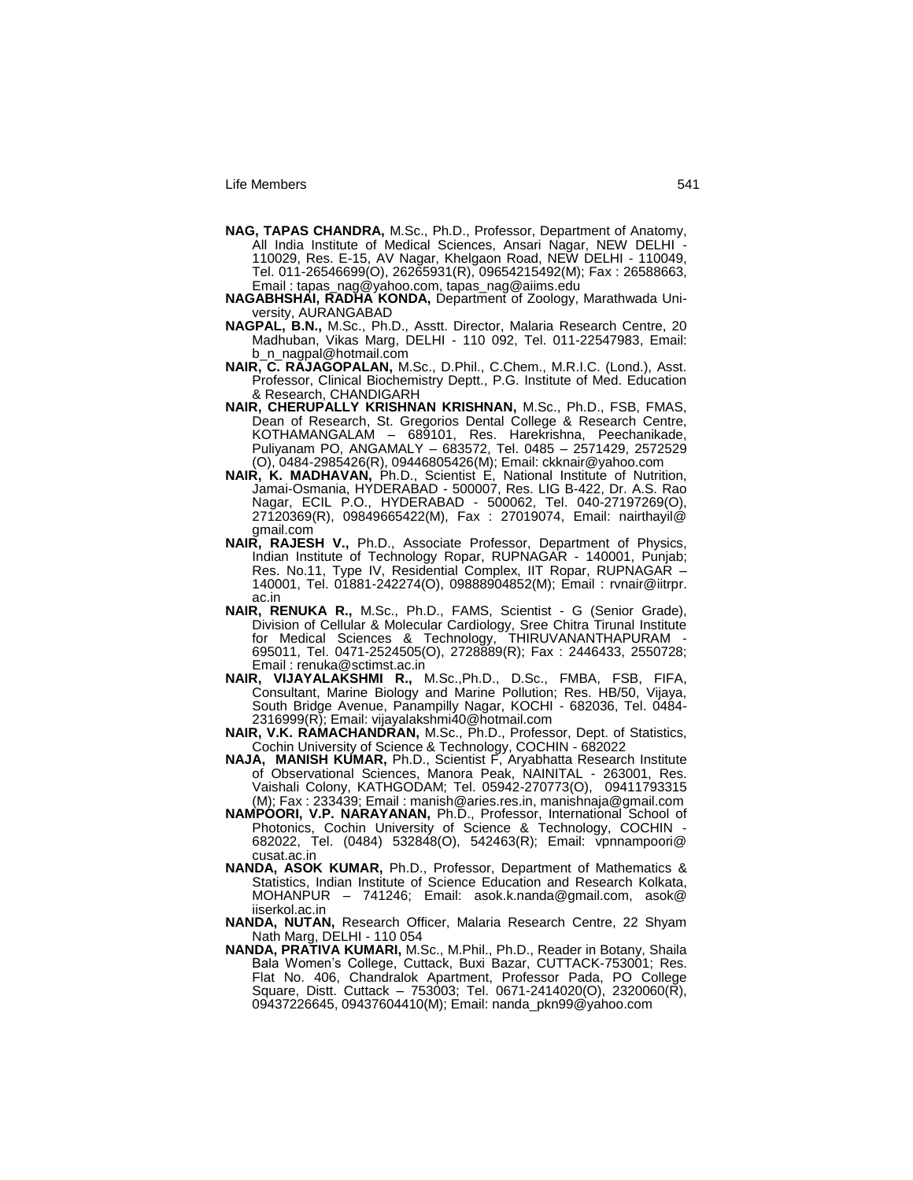**NAG, TAPAS CHANDRA,** M.Sc., Ph.D., Professor, Department of Anatomy, All India Institute of Medical Sciences, Ansari Nagar, NEW DELHI - 110029, Res. E-15, AV Nagar, Khelgaon Road, NEW DELHI - 110049, Tel. 011-26546699(O), 26265931(R), 09654215492(M); Fax : 26588663, Email : tapas_nag@yahoo.com, tapas_nag@aiims.edu

**NAGABHSHAI, RADHA KONDA,** Department of Zoology, Marathwada University, AURANGABAD

**NAGPAL, B.N.,** M.Sc., Ph.D., Asstt. Director, Malaria Research Centre, 20 Madhuban, Vikas Marg, DELHI - 110 092, Tel. 011-22547983, Email: b_n_nagpal@hotmail.com

**NAIR, C. RAJAGOPALAN,** M.Sc., D.Phil., C.Chem., M.R.I.C. (Lond.), Asst. Professor, Clinical Biochemistry Deptt., P.G. Institute of Med. Education & Research, CHANDIGARH

**NAIR, CHERUPALLY KRISHNAN KRISHNAN,** M.Sc., Ph.D., FSB, FMAS, Dean of Research, St. Gregorios Dental College & Research Centre, KOTHAMANGALAM – 689101, Res. Harekrishna, Peechanikade, Puliyanam PO, ANGAMALY – 683572, Tel. 0485 – 2571429, 2572529 (O), 0484-2985426(R), 09446805426(M); Email: ckknair@yahoo.com

**NAIR, K. MADHAVAN,** Ph.D., Scientist E, National Institute of Nutrition, Jamai-Osmania, HYDERABAD - 500007, Res. LIG B-422, Dr. A.S. Rao Nagar, ECIL P.O., HYDERABAD - 500062, Tel. 040-27197269(O), 27120369(R), 09849665422(M), Fax : 27019074, Email: nairthayil@gmail.com

**NAIR, RAJESH V.,** Ph.D., Associate Professor, Department of Physics, Indian Institute of Technology Ropar, RUPNAGAR - 140001, Punjab; Res. No.11, Type IV, Residential Complex, IIT Ropar, RUPNAGAR – 140001, Tel. 01881-242274(O), 09888904852(M); Email : rvnair@iitrpr.ac.in

**NAIR, RENUKA R.,** M.Sc., Ph.D., FAMS, Scientist - G (Senior Grade), Division of Cellular & Molecular Cardiology, Sree Chitra Tirunal Institute for Medical Sciences & Technology, THIRUVANANTHAPURAM - 695011, Tel. 0471-2524505(O), 2728889(R); Fax : 2446433, 2550728; Email : renuka@sctimst.ac.in

**NAIR, VIJAYALAKSHMI R.,** M.Sc.,Ph.D., D.Sc., FMBA, FSB, FIFA, Consultant, Marine Biology and Marine Pollution; Res. HB/50, Vijaya, South Bridge Avenue, Panampilly Nagar, KOCHI - 682036, Tel. 0484-2316999(R); Email: vijayalakshmi40@hotmail.com

**NAIR, V.K. RAMACHANDRAN,** M.Sc., Ph.D., Professor, Dept. of Statistics, Cochin University of Science & Technology, COCHIN - 682022

**NAJA, MANISH KUMAR,** Ph.D., Scientist F, Aryabhatta Research Institute of Observational Sciences, Manora Peak, NAINITAL - 263001, Res. Vaishali Colony, KATHGODAM; Tel. 05942-270773(O), 09411793315 (M); Fax : 233439; Email : manish@aries.res.in, manishnaja@gmail.com

**NAMPOORI, V.P. NARAYANAN,** Ph.D., Professor, International School of Photonics, Cochin University of Science & Technology, COCHIN - 682022, Tel. (0484) 532848(O), 542463(R); Email: vpnnampoori@cusat.ac.in

**NANDA, ASOK KUMAR,** Ph.D., Professor, Department of Mathematics & Statistics, Indian Institute of Science Education and Research Kolkata, MOHANPUR – 741246; Email: asok.k.nanda@gmail.com, asok@iiserkol.ac.in

**NANDA, NUTAN,** Research Officer, Malaria Research Centre, 22 Shyam Nath Marg, DELHI - 110 054

**NANDA, PRATIVA KUMARI,** M.Sc., M.Phil., Ph.D., Reader in Botany, Shaila Bala Women's College, Cuttack, Buxi Bazar, CUTTACK-753001; Res. Flat No. 406, Chandralok Apartment, Professor Pada, PO College Square, Distt. Cuttack – 753003; Tel. 0671-2414020(O), 2320060(R), 09437226645, 09437604410(M); Email: nanda_pkn99@yahoo.com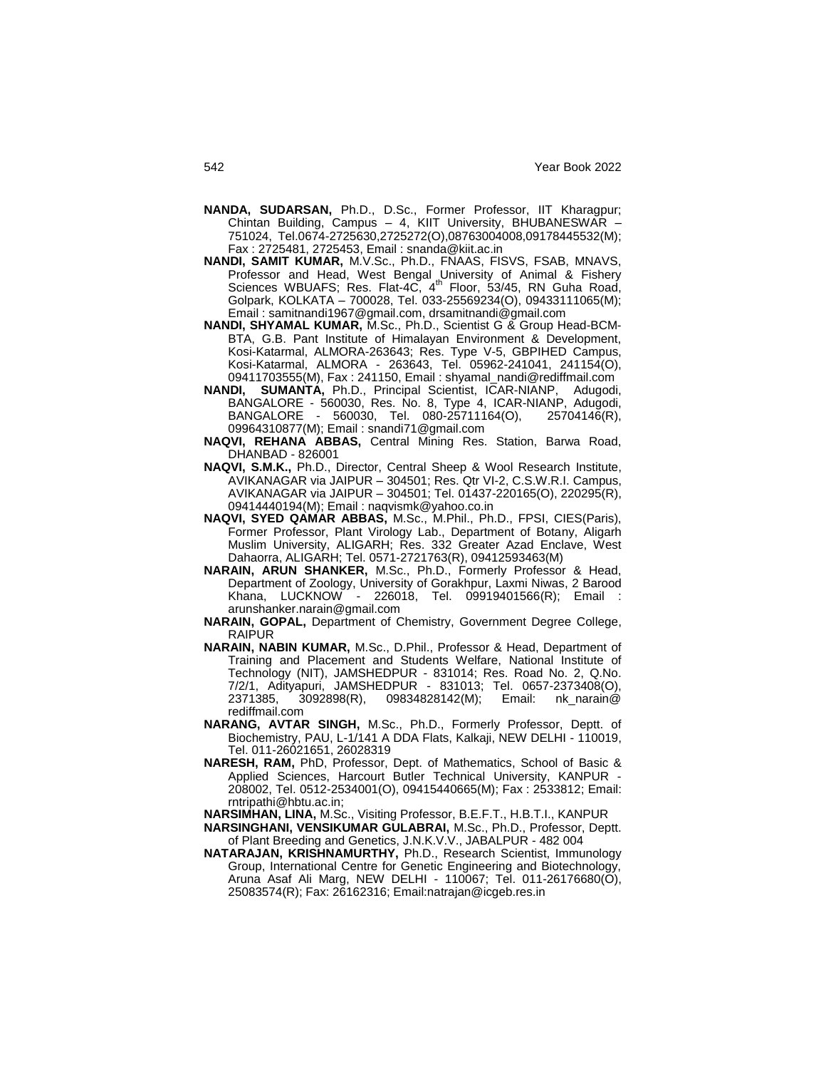**NANDA, SUDARSAN,** Ph.D., D.Sc., Former Professor, IIT Kharagpur; Chintan Building, Campus – 4, KIIT University, BHUBANESWAR – 751024, Tel.0674-2725630,2725272(O),08763004008,09178445532(M); Fax : 2725481, 2725453, Email : snanda@kiit.ac.in

**NANDI, SAMIT KUMAR,** M.V.Sc., Ph.D., FNAAS, FISVS, FSAB, MNAVS, Professor and Head, West Bengal University of Animal & Fishery Sciences WBUAFS; Res. Flat-4C, 4th Floor, 53/45, RN Guha Road, Golpark, KOLKATA – 700028, Tel. 033-25569234(O), 09433111065(M); Email : samitnandi1967@gmail.com, drsamitnandi@gmail.com

**NANDI, SHYAMAL KUMAR,** M.Sc., Ph.D., Scientist G & Group Head-BCM-BTA, G.B. Pant Institute of Himalayan Environment & Development, Kosi-Katarmal, ALMORA-263643; Res. Type V-5, GBPIHED Campus, Kosi-Katarmal, ALMORA - 263643, Tel. 05962-241041, 241154(O), 09411703555(M), Fax : 241150, Email : shyamal_nandi@rediffmail.com

**NANDI, SUMANTA,** Ph.D., Principal Scientist, ICAR-NIANP, Adugodi, BANGALORE - 560030, Res. No. 8, Type 4, ICAR-NIANP, Adugodi, BANGALORE - 560030, Tel. 080-25711164(O), 25704146(R), 09964310877(M); Email : snandi71@gmail.com

**NAQVI, REHANA ABBAS,** Central Mining Res. Station, Barwa Road, DHANBAD - 826001

**NAQVI, S.M.K.,** Ph.D., Director, Central Sheep & Wool Research Institute, AVIKANAGAR via JAIPUR – 304501; Res. Qtr VI-2, C.S.W.R.I. Campus, AVIKANAGAR via JAIPUR – 304501; Tel. 01437-220165(O), 220295(R), 09414440194(M); Email : naqvismk@yahoo.co.in

**NAQVI, SYED QAMAR ABBAS,** M.Sc., M.Phil., Ph.D., FPSI, CIES(Paris), Former Professor, Plant Virology Lab., Department of Botany, Aligarh Muslim University, ALIGARH; Res. 332 Greater Azad Enclave, West Dahaorra, ALIGARH; Tel. 0571-2721763(R), 09412593463(M)

**NARAIN, ARUN SHANKER,** M.Sc., Ph.D., Formerly Professor & Head, Department of Zoology, University of Gorakhpur, Laxmi Niwas, 2 Barood Khana, LUCKNOW - 226018, Tel. 09919401566(R); Email : arunshanker.narain@gmail.com

**NARAIN, GOPAL,** Department of Chemistry, Government Degree College, RAIPUR

**NARAIN, NABIN KUMAR,** M.Sc., D.Phil., Professor & Head, Department of Training and Placement and Students Welfare, National Institute of Technology (NIT), JAMSHEDPUR - 831014; Res. Road No. 2, Q.No. 7/2/1, Adityapuri, JAMSHEDPUR - 831013; Tel. 0657-2373408(O), 2371385, 3092898(R), 09834828142(M); Email: nk_narain@ rediffmail.com

**NARANG, AVTAR SINGH,** M.Sc., Ph.D., Formerly Professor, Deptt. of Biochemistry, PAU, L-1/141 A DDA Flats, Kalkaji, NEW DELHI - 110019, Tel. 011-26021651, 26028319

**NARESH, RAM,** PhD, Professor, Dept. of Mathematics, School of Basic & Applied Sciences, Harcourt Butler Technical University, KANPUR - 208002, Tel. 0512-2534001(O), 09415440665(M); Fax : 2533812; Email: rntripathi@hbtu.ac.in;

**NARSIMHAN, LINA,** M.Sc., Visiting Professor, B.E.F.T., H.B.T.I., KANPUR

**NARSINGHANI, VENSIKUMAR GULABRAI,** M.Sc., Ph.D., Professor, Deptt. of Plant Breeding and Genetics, J.N.K.V.V., JABALPUR - 482 004

**NATARAJAN, KRISHNAMURTHY,** Ph.D., Research Scientist, Immunology Group, International Centre for Genetic Engineering and Biotechnology, Aruna Asaf Ali Marg, NEW DELHI - 110067; Tel. 011-26176680(O), 25083574(R); Fax: 26162316; Email:natrajan@icgeb.res.in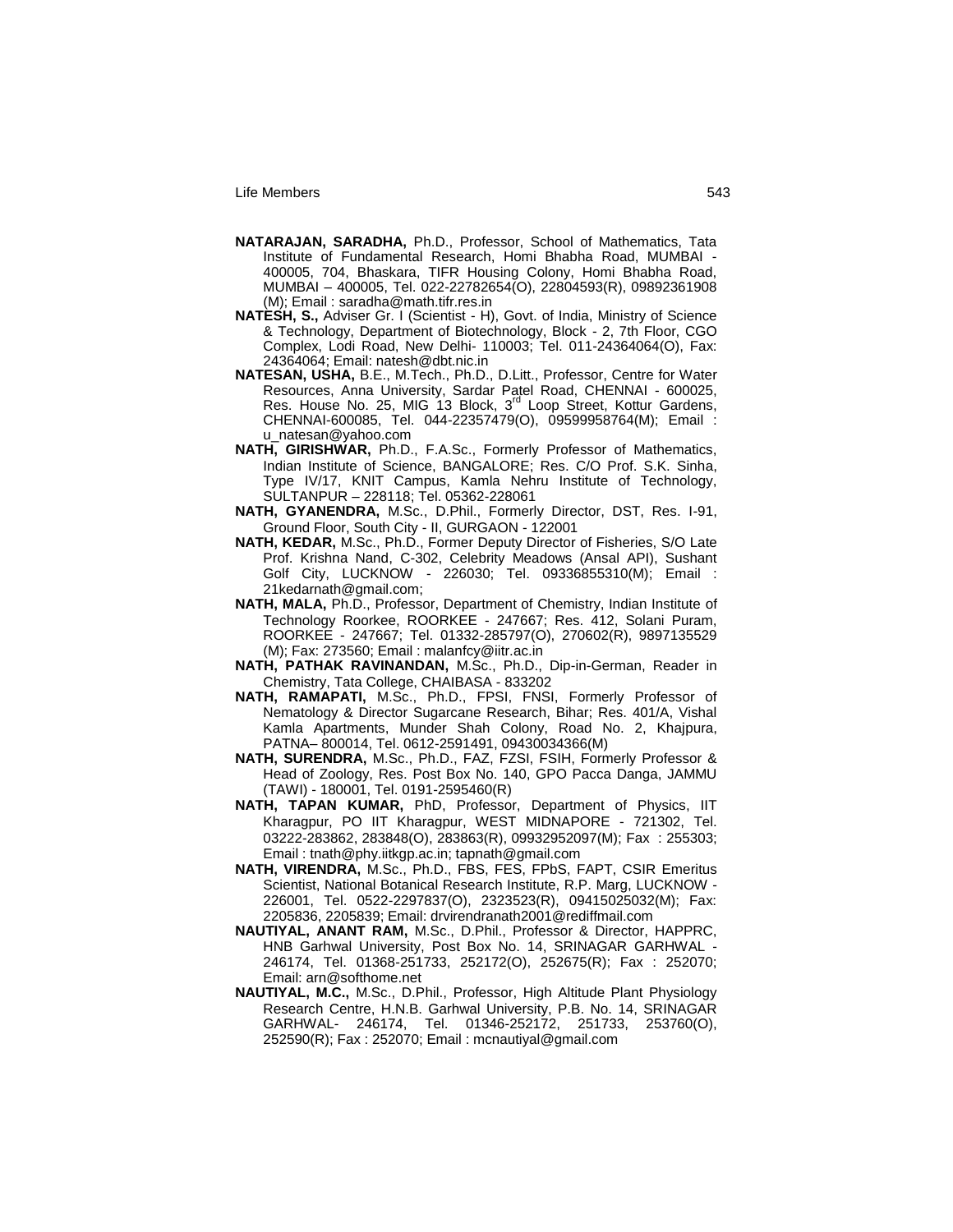**NATARAJAN, SARADHA,** Ph.D., Professor, School of Mathematics, Tata Institute of Fundamental Research, Homi Bhabha Road, MUMBAI - 400005, 704, Bhaskara, TIFR Housing Colony, Homi Bhabha Road, MUMBAI – 400005, Tel. 022-22782654(O), 22804593(R), 09892361908 (M); Email : saradha@math.tifr.res.in

**NATESH, S.,** Adviser Gr. I (Scientist - H), Govt. of India, Ministry of Science & Technology, Department of Biotechnology, Block - 2, 7th Floor, CGO Complex, Lodi Road, New Delhi- 110003; Tel. 011-24364064(O), Fax: 24364064; Email: natesh@dbt.nic.in

**NATESAN, USHA,** B.E., M.Tech., Ph.D., D.Litt., Professor, Centre for Water Resources, Anna University, Sardar Patel Road, CHENNAI - 600025, Res. House No. 25, MIG 13 Block, 3rd Loop Street, Kottur Gardens, CHENNAI-600085, Tel. 044-22357479(O), 09599958764(M); Email : u_natesan@yahoo.com

**NATH, GIRISHWAR,** Ph.D., F.A.Sc., Formerly Professor of Mathematics, Indian Institute of Science, BANGALORE; Res. C/O Prof. S.K. Sinha, Type IV/17, KNIT Campus, Kamla Nehru Institute of Technology, SULTANPUR – 228118; Tel. 05362-228061

**NATH, GYANENDRA,** M.Sc., D.Phil., Formerly Director, DST, Res. I-91, Ground Floor, South City - II, GURGAON - 122001

**NATH, KEDAR,** M.Sc., Ph.D., Former Deputy Director of Fisheries, S/O Late Prof. Krishna Nand, C-302, Celebrity Meadows (Ansal API), Sushant Golf City, LUCKNOW - 226030; Tel. 09336855310(M); Email : 21kedarnath@gmail.com;

**NATH, MALA,** Ph.D., Professor, Department of Chemistry, Indian Institute of Technology Roorkee, ROORKEE - 247667; Res. 412, Solani Puram, ROORKEE - 247667; Tel. 01332-285797(O), 270602(R), 9897135529 (M); Fax: 273560; Email : malanfcy@iitr.ac.in

**NATH, PATHAK RAVINANDAN,** M.Sc., Ph.D., Dip-in-German, Reader in Chemistry, Tata College, CHAIBASA - 833202

**NATH, RAMAPATI,** M.Sc., Ph.D., FPSI, FNSI, Formerly Professor of Nematology & Director Sugarcane Research, Bihar; Res. 401/A, Vishal Kamla Apartments, Munder Shah Colony, Road No. 2, Khajpura, PATNA– 800014, Tel. 0612-2591491, 09430034366(M)

**NATH, SURENDRA,** M.Sc., Ph.D., FAZ, FZSI, FSIH, Formerly Professor & Head of Zoology, Res. Post Box No. 140, GPO Pacca Danga, JAMMU (TAWI) - 180001, Tel. 0191-2595460(R)

**NATH, TAPAN KUMAR,** PhD, Professor, Department of Physics, IIT Kharagpur, PO IIT Kharagpur, WEST MIDNAPORE - 721302, Tel. 03222-283862, 283848(O), 283863(R), 09932952097(M); Fax : 255303; Email : tnath@phy.iitkgp.ac.in; tapnath@gmail.com

**NATH, VIRENDRA,** M.Sc., Ph.D., FBS, FES, FPbS, FAPT, CSIR Emeritus Scientist, National Botanical Research Institute, R.P. Marg, LUCKNOW - 226001, Tel. 0522-2297837(O), 2323523(R), 09415025032(M); Fax: 2205836, 2205839; Email: drvirendranath2001@rediffmail.com

**NAUTIYAL, ANANT RAM,** M.Sc., D.Phil., Professor & Director, HAPPRC, HNB Garhwal University, Post Box No. 14, SRINAGAR GARHWAL - 246174, Tel. 01368-251733, 252172(O), 252675(R); Fax : 252070; Email: arn@softhome.net

**NAUTIYAL, M.C.,** M.Sc., D.Phil., Professor, High Altitude Plant Physiology Research Centre, H.N.B. Garhwal University, P.B. No. 14, SRINAGAR GARHWAL- 246174, Tel. 01346-252172, 251733, 253760(O), 252590(R); Fax : 252070; Email : mcnautiyal@gmail.com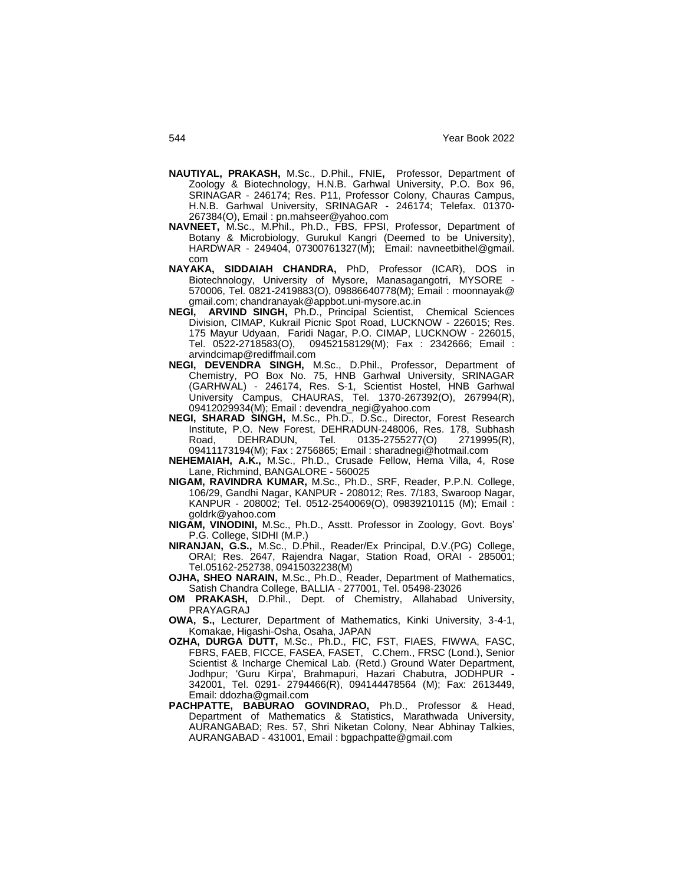**NAUTIYAL, PRAKASH,** M.Sc., D.Phil., FNIE**,** Professor, Department of Zoology & Biotechnology, H.N.B. Garhwal University, P.O. Box 96, SRINAGAR - 246174; Res. P11, Professor Colony, Chauras Campus, H.N.B. Garhwal University, SRINAGAR - 246174; Telefax. 01370-267384(O), Email : pn.mahseer@yahoo.com

**NAVNEET,** M.Sc., M.Phil., Ph.D., FBS, FPSI, Professor, Department of Botany & Microbiology, Gurukul Kangri (Deemed to be University), HARDWAR - 249404, 07300761327(M); Email: navneetbithel@gmail.com

**NAYAKA, SIDDAIAH CHANDRA,** PhD, Professor (ICAR), DOS in Biotechnology, University of Mysore, Manasagangotri, MYSORE - 570006, Tel. 0821-2419883(O), 09886640778(M); Email : moonnayak@gmail.com; chandranayak@appbot.uni-mysore.ac.in

**NEGI, ARVIND SINGH,** Ph.D., Principal Scientist, Chemical Sciences Division, CIMAP, Kukrail Picnic Spot Road, LUCKNOW - 226015; Res. 175 Mayur Udyaan, Faridi Nagar, P.O. CIMAP, LUCKNOW - 226015, Tel. 0522-2718583(O), 09452158129(M); Fax : 2342666; Email : arvindcimap@rediffmail.com

**NEGI, DEVENDRA SINGH,** M.Sc., D.Phil., Professor, Department of Chemistry, PO Box No. 75, HNB Garhwal University, SRINAGAR (GARHWAL) - 246174, Res. S-1, Scientist Hostel, HNB Garhwal University Campus, CHAURAS, Tel. 1370-267392(O), 267994(R), 09412029934(M); Email : devendra_negi@yahoo.com

**NEGI, SHARAD SINGH,** M.Sc., Ph.D., D.Sc., Director, Forest Research Institute, P.O. New Forest, DEHRADUN-248006, Res. 178, Subhash Road, DEHRADUN, Tel. 0135-2755277(O) 2719995(R), 09411173194(M); Fax : 2756865; Email : sharadnegi@hotmail.com

**NEHEMAIAH, A.K.,** M.Sc., Ph.D., Crusade Fellow, Hema Villa, 4, Rose Lane, Richmind, BANGALORE - 560025

**NIGAM, RAVINDRA KUMAR,** M.Sc., Ph.D., SRF, Reader, P.P.N. College, 106/29, Gandhi Nagar, KANPUR - 208012; Res. 7/183, Swaroop Nagar, KANPUR - 208002; Tel. 0512-2540069(O), 09839210115 (M); Email : goldrk@yahoo.com

**NIGAM, VINODINI,** M.Sc., Ph.D., Asstt. Professor in Zoology, Govt. Boys' P.G. College, SIDHI (M.P.)

**NIRANJAN, G.S.,** M.Sc., D.Phil., Reader/Ex Principal, D.V.(PG) College, ORAI; Res. 2647, Rajendra Nagar, Station Road, ORAI - 285001; Tel.05162-252738, 09415032238(M)

**OJHA, SHEO NARAIN,** M.Sc., Ph.D., Reader, Department of Mathematics, Satish Chandra College, BALLIA - 277001, Tel. 05498-23026

**OM PRAKASH,** D.Phil., Dept. of Chemistry, Allahabad University, PRAYAGRAJ

**OWA, S.,** Lecturer, Department of Mathematics, Kinki University, 3-4-1, Komakae, Higashi-Osha, Osaha, JAPAN

**OZHA, DURGA DUTT,** M.Sc., Ph.D., FIC, FST, FIAES, FIWWA, FASC, FBRS, FAEB, FICCE, FASEA, FASET, C.Chem., FRSC (Lond.), Senior Scientist & Incharge Chemical Lab. (Retd.) Ground Water Department, Jodhpur; 'Guru Kirpa', Brahmapuri, Hazari Chabutra, JODHPUR - 342001, Tel. 0291- 2794466(R), 094144478564 (M); Fax: 2613449, Email: ddozha@gmail.com

**PACHPATTE, BABURAO GOVINDRAO,** Ph.D., Professor & Head, Department of Mathematics & Statistics, Marathwada University, AURANGABAD; Res. 57, Shri Niketan Colony, Near Abhinay Talkies, AURANGABAD - 431001, Email : bgpachpatte@gmail.com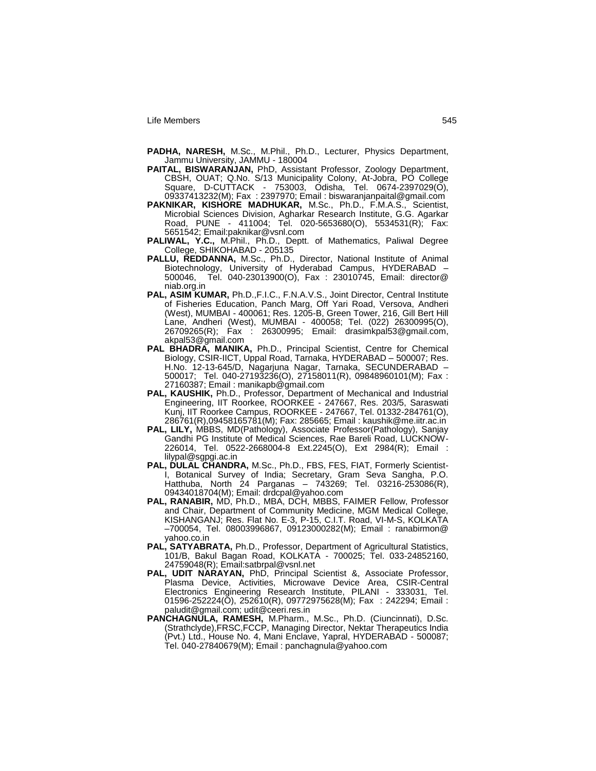**PADHA, NARESH,** M.Sc., M.Phil., Ph.D., Lecturer, Physics Department, Jammu University, JAMMU - 180004

**PAITAL, BISWARANJAN,** PhD, Assistant Professor, Zoology Department, CBSH, OUAT; Q.No. S/13 Municipality Colony, At-Jobra, PO College Square, D-CUTTACK - 753003, Odisha, Tel. 0674-2397029(O), 09337413232(M); Fax : 2397970; Email : biswaranjanpaital@gmail.com

**PAKNIKAR, KISHORE MADHUKAR,** M.Sc., Ph.D., F.M.A.S., Scientist, Microbial Sciences Division, Agharkar Research Institute, G.G. Agarkar Road, PUNE - 411004; Tel. 020-5653680(O), 5534531(R); Fax: 5651542; Email:paknikar@vsnl.com

**PALIWAL, Y.C.,** M.Phil., Ph.D., Deptt. of Mathematics, Paliwal Degree College, SHIKOHABAD - 205135

**PALLU, REDDANNA,** M.Sc., Ph.D., Director, National Institute of Animal Biotechnology, University of Hyderabad Campus, HYDERABAD – 500046, Tel. 040-23013900(O), Fax : 23010745, Email: director@ niab.org.in

**PAL, ASIM KUMAR,** Ph.D.,F.I.C., F.N.A.V.S., Joint Director, Central Institute of Fisheries Education, Panch Marg, Off Yari Road, Versova, Andheri (West), MUMBAI - 400061; Res. 1205-B, Green Tower, 216, Gill Bert Hill Lane, Andheri (West), MUMBAI - 400058; Tel. (022) 26300995(O), 26709265(R); Fax : 26300995; Email: drasimkpal53@gmail.com, akpal53@gmail.com

**PAL BHADRA, MANIKA,** Ph.D., Principal Scientist, Centre for Chemical Biology, CSIR-IICT, Uppal Road, Tarnaka, HYDERABAD – 500007; Res. H.No. 12-13-645/D, Nagarjuna Nagar, Tarnaka, SECUNDERABAD – 500017; Tel. 040-27193236(O), 27158011(R), 09848960101(M); Fax : 27160387; Email : manikapb@gmail.com

**PAL, KAUSHIK,** Ph.D., Professor, Department of Mechanical and Industrial Engineering, IIT Roorkee, ROORKEE - 247667, Res. 203/5, Saraswati Kunj, IIT Roorkee Campus, ROORKEE - 247667, Tel. 01332-284761(O), 286761(R),09458165781(M); Fax: 285665; Email : kaushik@me.iitr.ac.in

**PAL, LILY,** MBBS, MD(Pathology), Associate Professor(Pathology), Sanjay Gandhi PG Institute of Medical Sciences, Rae Bareli Road, LUCKNOW-226014, Tel. 0522-2668004-8 Ext.2245(O), Ext 2984(R); Email : lilypal@sgpgi.ac.in

**PAL, DULAL CHANDRA,** M.Sc., Ph.D., FBS, FES, FIAT, Formerly Scientist-I, Botanical Survey of India; Secretary, Gram Seva Sangha, P.O. Hatthuba, North 24 Parganas – 743269; Tel. 03216-253086(R), 09434018704(M); Email: drdcpal@yahoo.com

**PAL, RANABIR,** MD, Ph.D., MBA, DCH, MBBS, FAIMER Fellow, Professor and Chair, Department of Community Medicine, MGM Medical College, KISHANGANJ; Res. Flat No. E-3, P-15, C.I.T. Road, VI-M-S, KOLKATA –700054, Tel. 08003996867, 09123000282(M); Email : ranabirmon@ yahoo.co.in

**PAL, SATYABRATA,** Ph.D., Professor, Department of Agricultural Statistics, 101/B, Bakul Bagan Road, KOLKATA - 700025; Tel. 033-24852160, 24759048(R); Email:satbrpal@vsnl.net

**PAL, UDIT NARAYAN,** PhD, Principal Scientist &, Associate Professor, Plasma Device, Activities, Microwave Device Area, CSIR-Central Electronics Engineering Research Institute, PILANI - 333031, Tel. 01596-252224(O), 252610(R), 09772975628(M); Fax : 242294; Email : paludit@gmail.com; udit@ceeri.res.in

**PANCHAGNULA, RAMESH,** M.Pharm., M.Sc., Ph.D. (Ciuncinnati), D.Sc. (Strathclyde),FRSC,FCCP, Managing Director, Nektar Therapeutics India (Pvt.) Ltd., House No. 4, Mani Enclave, Yapral, HYDERABAD - 500087; Tel. 040-27840679(M); Email : panchagnula@yahoo.com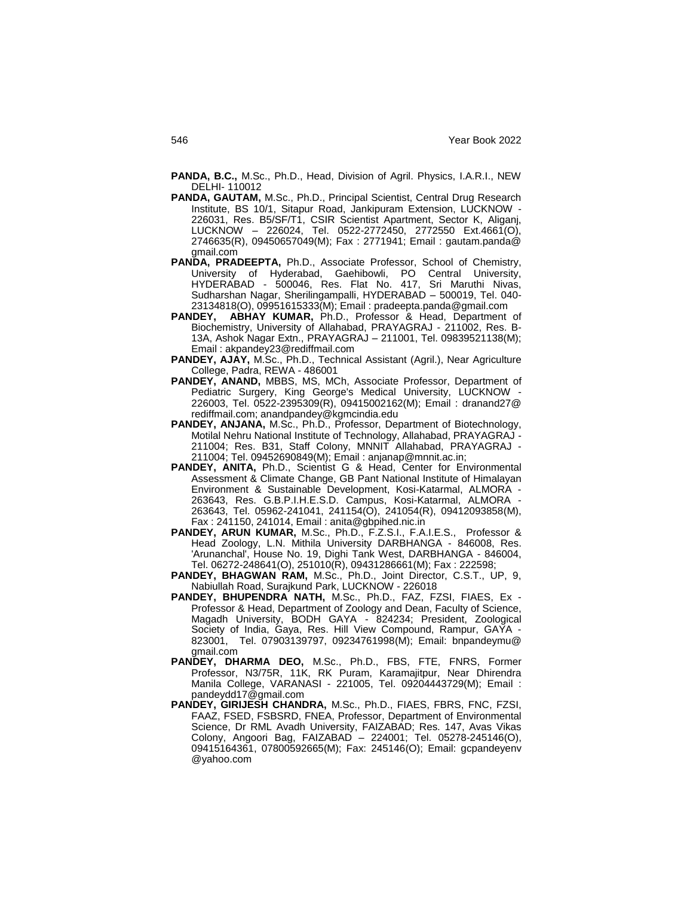**PANDA, B.C.,** M.Sc., Ph.D., Head, Division of Agril. Physics, I.A.R.I., NEW DELHI- 110012

**PANDA, GAUTAM,** M.Sc., Ph.D., Principal Scientist, Central Drug Research Institute, BS 10/1, Sitapur Road, Jankipuram Extension, LUCKNOW - 226031, Res. B5/SF/T1, CSIR Scientist Apartment, Sector K, Aliganj, LUCKNOW – 226024, Tel. 0522-2772450, 2772550 Ext.4661(O), 2746635(R), 09450657049(M); Fax : 2771941; Email : gautam.panda@ gmail.com

**PANDA, PRADEEPTA,** Ph.D., Associate Professor, School of Chemistry, University of Hyderabad, Gaehibowli, PO Central University, HYDERABAD - 500046, Res. Flat No. 417, Sri Maruthi Nivas, Sudharshan Nagar, Sherilingampalli, HYDERABAD – 500019, Tel. 040-23134818(O), 09951615333(M); Email : pradeepta.panda@gmail.com

**PANDEY, ABHAY KUMAR,** Ph.D., Professor & Head, Department of Biochemistry, University of Allahabad, PRAYAGRAJ - 211002, Res. B-13A, Ashok Nagar Extn., PRAYAGRAJ – 211001, Tel. 09839521138(M); Email : akpandey23@rediffmail.com

**PANDEY, AJAY,** M.Sc., Ph.D., Technical Assistant (Agril.), Near Agriculture College, Padra, REWA - 486001

**PANDEY, ANAND,** MBBS, MS, MCh, Associate Professor, Department of Pediatric Surgery, King George's Medical University, LUCKNOW - 226003, Tel. 0522-2395309(R), 09415002162(M); Email : dranand27@ rediffmail.com; anandpandey@kgmcindia.edu

**PANDEY, ANJANA,** M.Sc., Ph.D., Professor, Department of Biotechnology, Motilal Nehru National Institute of Technology, Allahabad, PRAYAGRAJ - 211004; Res. B31, Staff Colony, MNNIT Allahabad, PRAYAGRAJ - 211004; Tel. 09452690849(M); Email : anjanap@mnnit.ac.in;

**PANDEY, ANITA,** Ph.D., Scientist G & Head, Center for Environmental Assessment & Climate Change, GB Pant National Institute of Himalayan Environment & Sustainable Development, Kosi-Katarmal, ALMORA - 263643, Res. G.B.P.I.H.E.S.D. Campus, Kosi-Katarmal, ALMORA - 263643, Tel. 05962-241041, 241154(O), 241054(R), 09412093858(M), Fax : 241150, 241014, Email : anita@gbpihed.nic.in

**PANDEY, ARUN KUMAR,** M.Sc., Ph.D., F.Z.S.I., F.A.I.E.S., Professor & Head Zoology, L.N. Mithila University DARBHANGA - 846008, Res. 'Arunanchal', House No. 19, Dighi Tank West, DARBHANGA - 846004, Tel. 06272-248641(O), 251010(R), 09431286661(M); Fax : 222598;

**PANDEY, BHAGWAN RAM,** M.Sc., Ph.D., Joint Director, C.S.T., UP, 9, Nabiullah Road, Surajkund Park, LUCKNOW - 226018

**PANDEY, BHUPENDRA NATH,** M.Sc., Ph.D., FAZ, FZSI, FIAES, Ex - Professor & Head, Department of Zoology and Dean, Faculty of Science, Magadh University, BODH GAYA - 824234; President, Zoological Society of India, Gaya, Res. Hill View Compound, Rampur, GAYA - 823001, Tel. 07903139797, 09234761998(M); Email: bnpandeymu@ gmail.com

**PANDEY, DHARMA DEO,** M.Sc., Ph.D., FBS, FTE, FNRS, Former Professor, N3/75R, 11K, RK Puram, Karamajitpur, Near Dhirendra Manila College, VARANASI - 221005, Tel. 09204443729(M); Email : pandeydd17@gmail.com

**PANDEY, GIRIJESH CHANDRA,** M.Sc., Ph.D., FIAES, FBRS, FNC, FZSI, FAAZ, FSED, FSBSRD, FNEA, Professor, Department of Environmental Science, Dr RML Avadh University, FAIZABAD; Res. 147, Avas Vikas Colony, Angoori Bag, FAIZABAD – 224001; Tel. 05278-245146(O), 09415164361, 07800592665(M); Fax: 245146(O); Email: gcpandeyenv @yahoo.com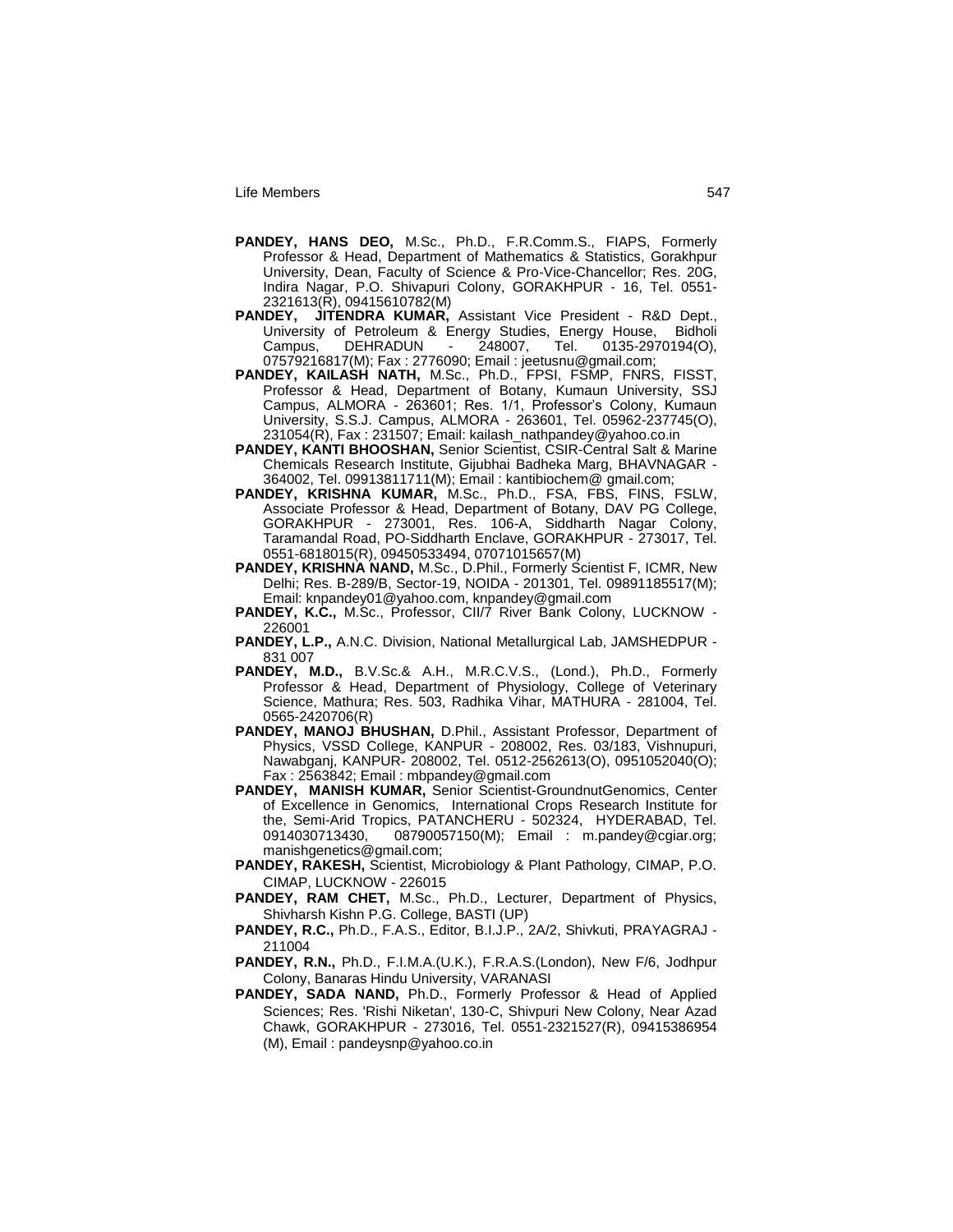**PANDEY, HANS DEO,** M.Sc., Ph.D., F.R.Comm.S., FIAPS, Formerly Professor & Head, Department of Mathematics & Statistics, Gorakhpur University, Dean, Faculty of Science & Pro-Vice-Chancellor; Res. 20G, Indira Nagar, P.O. Shivapuri Colony, GORAKHPUR - 16, Tel. 0551-2321613(R), 09415610782(M)

**PANDEY, JITENDRA KUMAR,** Assistant Vice President - R&D Dept., University of Petroleum & Energy Studies, Energy House, Bidholi Campus, DEHRADUN - 248007, Tel. 0135-2970194(O), 07579216817(M); Fax : 2776090; Email : jeetusnu@gmail.com;

**PANDEY, KAILASH NATH,** M.Sc., Ph.D., FPSI, FSMP, FNRS, FISST, Professor & Head, Department of Botany, Kumaun University, SSJ Campus, ALMORA - 263601; Res. 1/1, Professor's Colony, Kumaun University, S.S.J. Campus, ALMORA - 263601, Tel. 05962-237745(O), 231054(R), Fax : 231507; Email: kailash_nathpandey@yahoo.co.in

**PANDEY, KANTI BHOOSHAN,** Senior Scientist, CSIR-Central Salt & Marine Chemicals Research Institute, Gijubhai Badheka Marg, BHAVNAGAR - 364002, Tel. 09913811711(M); Email : kantibiochem@ gmail.com;

**PANDEY, KRISHNA KUMAR,** M.Sc., Ph.D., FSA, FBS, FINS, FSLW, Associate Professor & Head, Department of Botany, DAV PG College, GORAKHPUR - 273001, Res. 106-A, Siddharth Nagar Colony, Taramandal Road, PO-Siddharth Enclave, GORAKHPUR - 273017, Tel. 0551-6818015(R), 09450533494, 07071015657(M)

**PANDEY, KRISHNA NAND,** M.Sc., D.Phil., Formerly Scientist F, ICMR, New Delhi; Res. B-289/B, Sector-19, NOIDA - 201301, Tel. 09891185517(M); Email: knpandey01@yahoo.com, knpandey@gmail.com

**PANDEY, K.C.,** M.Sc., Professor, CII/7 River Bank Colony, LUCKNOW - 226001

**PANDEY, L.P.,** A.N.C. Division, National Metallurgical Lab, JAMSHEDPUR - 831 007

**PANDEY, M.D.,** B.V.Sc.& A.H., M.R.C.V.S., (Lond.), Ph.D., Formerly Professor & Head, Department of Physiology, College of Veterinary Science, Mathura; Res. 503, Radhika Vihar, MATHURA - 281004, Tel. 0565-2420706(R)

**PANDEY, MANOJ BHUSHAN,** D.Phil., Assistant Professor, Department of Physics, VSSD College, KANPUR - 208002, Res. 03/183, Vishnupuri, Nawabganj, KANPUR- 208002, Tel. 0512-2562613(O), 0951052040(O); Fax : 2563842; Email : mbpandey@gmail.com

**PANDEY, MANISH KUMAR,** Senior Scientist-GroundnutGenomics, Center of Excellence in Genomics, International Crops Research Institute for the, Semi-Arid Tropics, PATANCHERU - 502324, HYDERABAD, Tel. 0914030713430, 08790057150(M); Email : m.pandey@cgiar.org; manishgenetics@gmail.com;

**PANDEY, RAKESH,** Scientist, Microbiology & Plant Pathology, CIMAP, P.O. CIMAP, LUCKNOW - 226015

**PANDEY, RAM CHET,** M.Sc., Ph.D., Lecturer, Department of Physics, Shivharsh Kishn P.G. College, BASTI (UP)

**PANDEY, R.C.,** Ph.D., F.A.S., Editor, B.I.J.P., 2A/2, Shivkuti, PRAYAGRAJ - 211004

**PANDEY, R.N.,** Ph.D., F.I.M.A.(U.K.), F.R.A.S.(London), New F/6, Jodhpur Colony, Banaras Hindu University, VARANASI

**PANDEY, SADA NAND,** Ph.D., Formerly Professor & Head of Applied Sciences; Res. 'Rishi Niketan', 130-C, Shivpuri New Colony, Near Azad Chawk, GORAKHPUR - 273016, Tel. 0551-2321527(R), 09415386954 (M), Email : pandeysnp@yahoo.co.in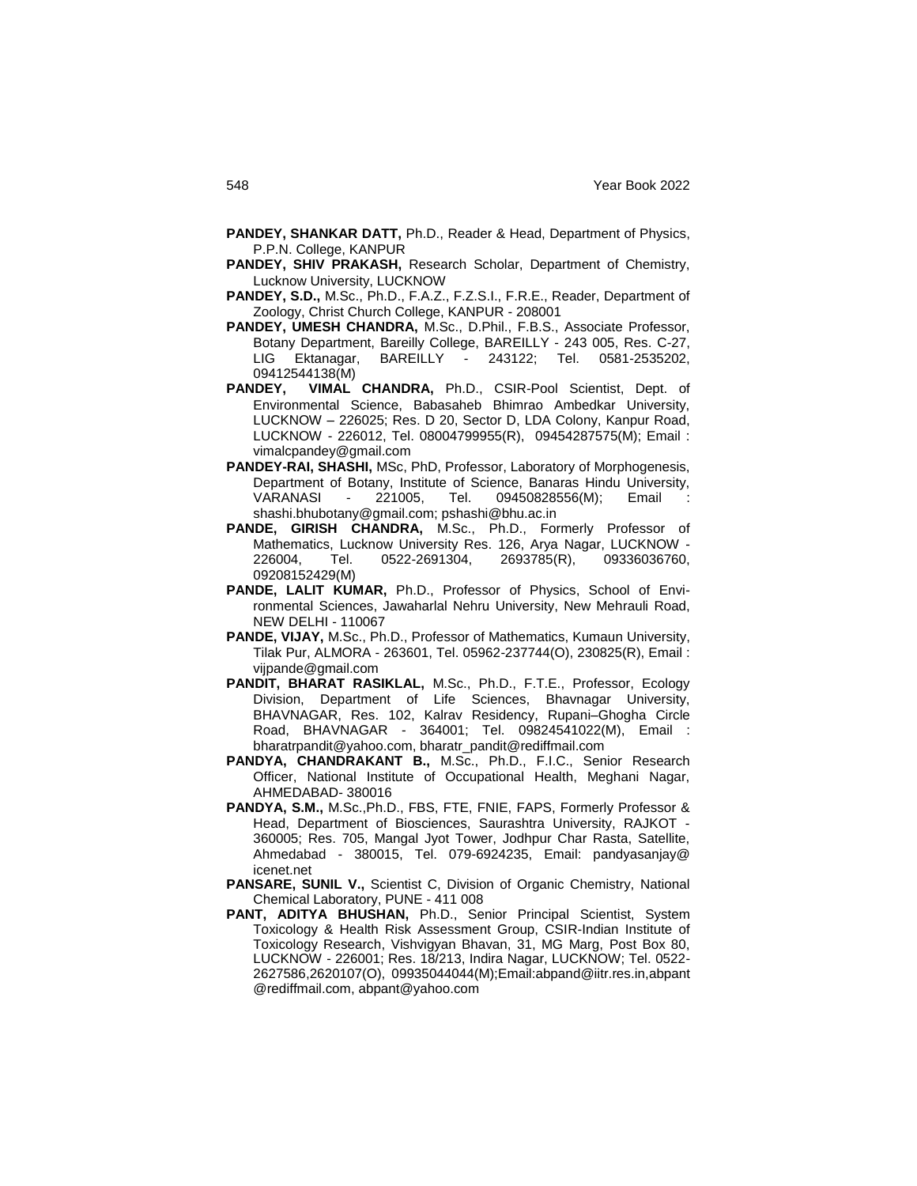**PANDEY, SHANKAR DATT,** Ph.D., Reader & Head, Department of Physics, P.P.N. College, KANPUR

**PANDEY, SHIV PRAKASH,** Research Scholar, Department of Chemistry, Lucknow University, LUCKNOW

**PANDEY, S.D.,** M.Sc., Ph.D., F.A.Z., F.Z.S.I., F.R.E., Reader, Department of Zoology, Christ Church College, KANPUR - 208001

**PANDEY, UMESH CHANDRA,** M.Sc., D.Phil., F.B.S., Associate Professor, Botany Department, Bareilly College, BAREILLY - 243 005, Res. C-27, LIG Ektanagar, BAREILLY - 243122; Tel. 0581-2535202, 09412544138(M)

**PANDEY, VIMAL CHANDRA,** Ph.D., CSIR-Pool Scientist, Dept. of Environmental Science, Babasaheb Bhimrao Ambedkar University, LUCKNOW – 226025; Res. D 20, Sector D, LDA Colony, Kanpur Road, LUCKNOW - 226012, Tel. 08004799955(R), 09454287575(M); Email : vimalcpandey@gmail.com

**PANDEY-RAI, SHASHI,** MSc, PhD, Professor, Laboratory of Morphogenesis, Department of Botany, Institute of Science, Banaras Hindu University, VARANASI - 221005, Tel. 09450828556(M); Email : shashi.bhubotany@gmail.com; pshashi@bhu.ac.in

**PANDE, GIRISH CHANDRA,** M.Sc., Ph.D., Formerly Professor of Mathematics, Lucknow University Res. 126, Arya Nagar, LUCKNOW - 226004, Tel. 0522-2691304, 2693785(R), 09336036760, 09208152429(M)

**PANDE, LALIT KUMAR,** Ph.D., Professor of Physics, School of Environmental Sciences, Jawaharlal Nehru University, New Mehrauli Road, NEW DELHI - 110067

**PANDE, VIJAY,** M.Sc., Ph.D., Professor of Mathematics, Kumaun University, Tilak Pur, ALMORA - 263601, Tel. 05962-237744(O), 230825(R), Email : vijpande@gmail.com

**PANDIT, BHARAT RASIKLAL,** M.Sc., Ph.D., F.T.E., Professor, Ecology Division, Department of Life Sciences, Bhavnagar University, BHAVNAGAR, Res. 102, Kalrav Residency, Rupani–Ghogha Circle Road, BHAVNAGAR - 364001; Tel. 09824541022(M), Email : bharatrpandit@yahoo.com, bharatr_pandit@rediffmail.com

**PANDYA, CHANDRAKANT B.,** M.Sc., Ph.D., F.I.C., Senior Research Officer, National Institute of Occupational Health, Meghani Nagar, AHMEDABAD- 380016

**PANDYA, S.M.,** M.Sc.,Ph.D., FBS, FTE, FNIE, FAPS, Formerly Professor & Head, Department of Biosciences, Saurashtra University, RAJKOT - 360005; Res. 705, Mangal Jyot Tower, Jodhpur Char Rasta, Satellite, Ahmedabad - 380015, Tel. 079-6924235, Email: pandyasanjay@icenet.net

**PANSARE, SUNIL V.,** Scientist C, Division of Organic Chemistry, National Chemical Laboratory, PUNE - 411 008

**PANT, ADITYA BHUSHAN,** Ph.D., Senior Principal Scientist, System Toxicology & Health Risk Assessment Group, CSIR-Indian Institute of Toxicology Research, Vishvigyan Bhavan, 31, MG Marg, Post Box 80, LUCKNOW - 226001; Res. 18/213, Indira Nagar, LUCKNOW; Tel. 0522-2627586,2620107(O), 09935044044(M);Email:abpand@iitr.res.in,abpant@rediffmail.com, abpant@yahoo.com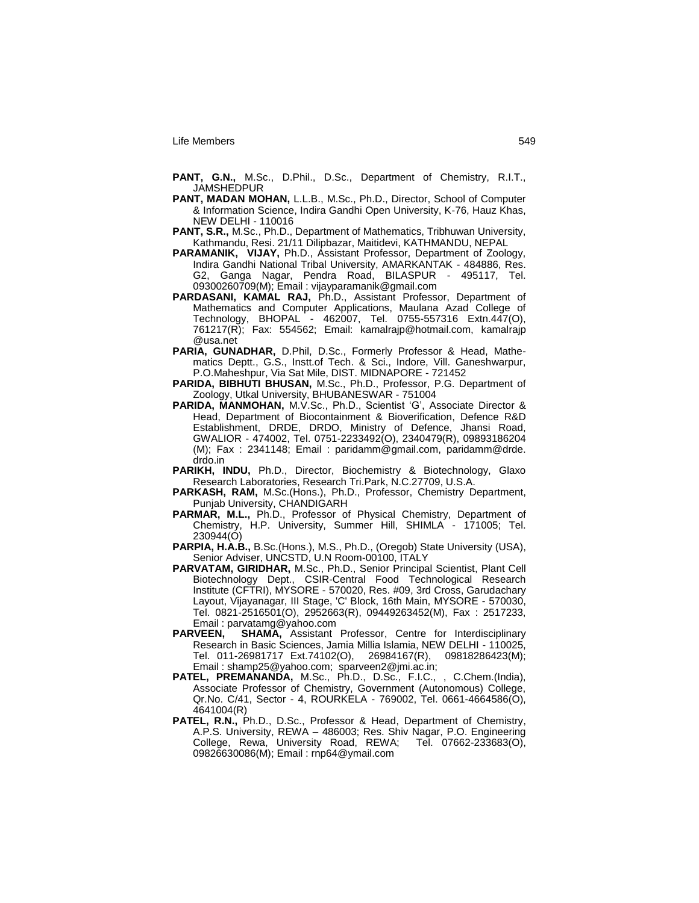**PANT, G.N.,** M.Sc., D.Phil., D.Sc., Department of Chemistry, R.I.T., JAMSHEDPUR

**PANT, MADAN MOHAN,** L.L.B., M.Sc., Ph.D., Director, School of Computer & Information Science, Indira Gandhi Open University, K-76, Hauz Khas, NEW DELHI - 110016

**PANT, S.R.,** M.Sc., Ph.D., Department of Mathematics, Tribhuwan University, Kathmandu, Resi. 21/11 Dilipbazar, Maitidevi, KATHMANDU, NEPAL

**PARAMANIK, VIJAY,** Ph.D., Assistant Professor, Department of Zoology, Indira Gandhi National Tribal University, AMARKANTAK - 484886, Res. G2, Ganga Nagar, Pendra Road, BILASPUR - 495117, Tel. 09300260709(M); Email : vijayparamanik@gmail.com

**PARDASANI, KAMAL RAJ,** Ph.D., Assistant Professor, Department of Mathematics and Computer Applications, Maulana Azad College of Technology, BHOPAL - 462007, Tel. 0755-557316 Extn.447(O), 761217(R); Fax: 554562; Email: kamalrajp@hotmail.com, kamalrajp @usa.net

**PARIA, GUNADHAR,** D.Phil, D.Sc., Formerly Professor & Head, Mathematics Deptt., G.S., Instt.of Tech. & Sci., Indore, Vill. Ganeshwarpur, P.O.Maheshpur, Via Sat Mile, DIST. MIDNAPORE - 721452

**PARIDA, BIBHUTI BHUSAN,** M.Sc., Ph.D., Professor, P.G. Department of Zoology, Utkal University, BHUBANESWAR - 751004

**PARIDA, MANMOHAN,** M.V.Sc., Ph.D., Scientist 'G', Associate Director & Head, Department of Biocontainment & Bioverification, Defence R&D Establishment, DRDE, DRDO, Ministry of Defence, Jhansi Road, GWALIOR - 474002, Tel. 0751-2233492(O), 2340479(R), 09893186204 (M); Fax : 2341148; Email : paridamm@gmail.com, paridamm@drde. drdo.in

**PARIKH, INDU,** Ph.D., Director, Biochemistry & Biotechnology, Glaxo Research Laboratories, Research Tri.Park, N.C.27709, U.S.A.

**PARKASH, RAM,** M.Sc.(Hons.), Ph.D., Professor, Chemistry Department, Punjab University, CHANDIGARH

**PARMAR, M.L.,** Ph.D., Professor of Physical Chemistry, Department of Chemistry, H.P. University, Summer Hill, SHIMLA - 171005; Tel. 230944(O)

**PARPIA, H.A.B.,** B.Sc.(Hons.), M.S., Ph.D., (Oregob) State University (USA), Senior Adviser, UNCSTD, U.N Room-00100, ITALY

**PARVATAM, GIRIDHAR,** M.Sc., Ph.D., Senior Principal Scientist, Plant Cell Biotechnology Dept., CSIR-Central Food Technological Research Institute (CFTRI), MYSORE - 570020, Res. #09, 3rd Cross, Garudachary Layout, Vijayanagar, III Stage, 'C' Block, 16th Main, MYSORE - 570030, Tel. 0821-2516501(O), 2952663(R), 09449263452(M), Fax : 2517233, Email : parvatamg@yahoo.com

**PARVEEN, SHAMA,** Assistant Professor, Centre for Interdisciplinary Research in Basic Sciences, Jamia Millia Islamia, NEW DELHI - 110025, Tel. 011-26981717 Ext.74102(O), 26984167(R), 09818286423(M); Email : shamp25@yahoo.com; sparveen2@jmi.ac.in;

**PATEL, PREMANANDA,** M.Sc., Ph.D., D.Sc., F.I.C., , C.Chem.(India), Associate Professor of Chemistry, Government (Autonomous) College, Qr.No. C/41, Sector - 4, ROURKELA - 769002, Tel. 0661-4664586(O), 4641004(R)

**PATEL, R.N.,** Ph.D., D.Sc., Professor & Head, Department of Chemistry, A.P.S. University, REWA – 486003; Res. Shiv Nagar, P.O. Engineering College, Rewa, University Road, REWA; Tel. 07662-233683(O), 09826630086(M); Email : rnp64@ymail.com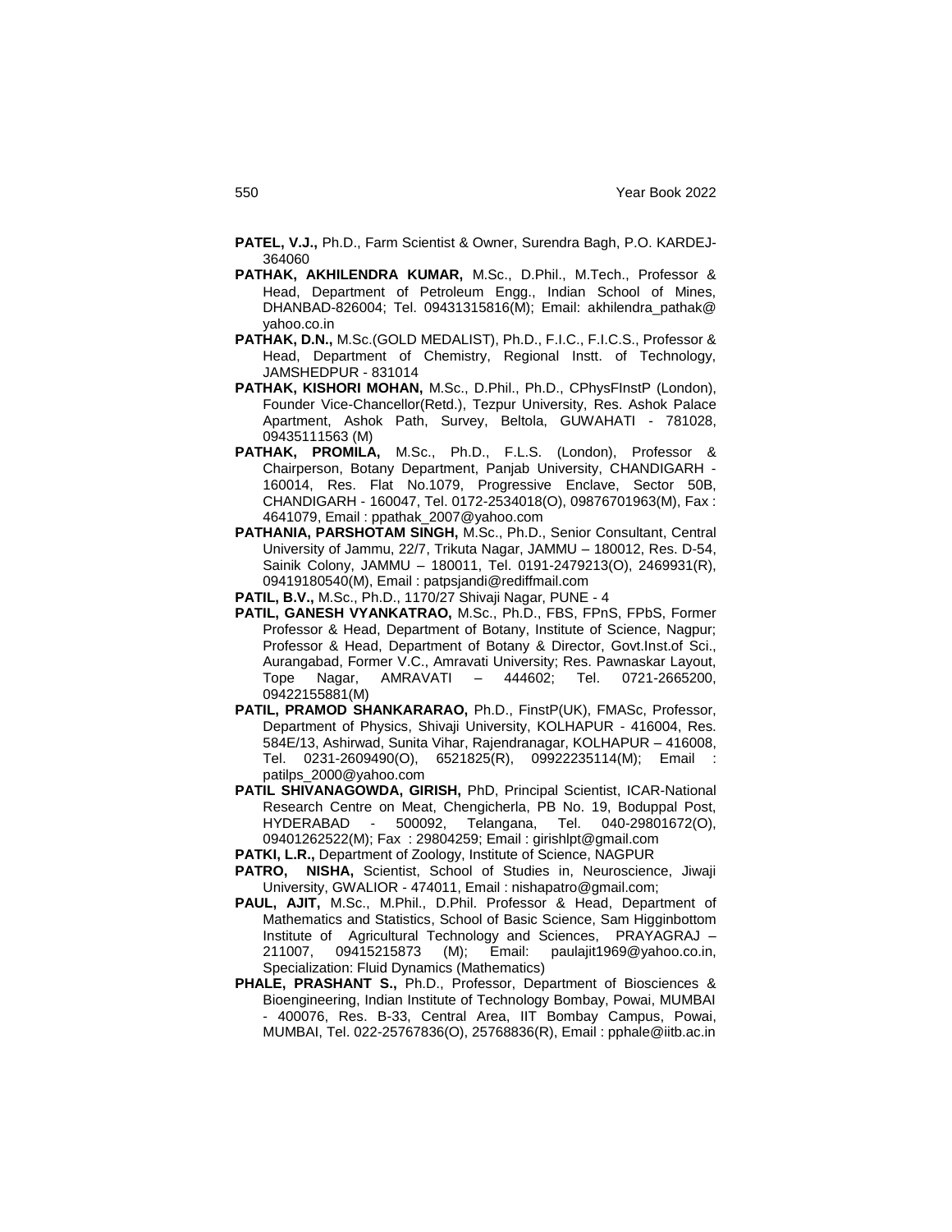**PATEL, V.J.,** Ph.D., Farm Scientist & Owner, Surendra Bagh, P.O. KARDEJ-364060

**PATHAK, AKHILENDRA KUMAR,** M.Sc., D.Phil., M.Tech., Professor & Head, Department of Petroleum Engg., Indian School of Mines, DHANBAD-826004; Tel. 09431315816(M); Email: akhilendra_pathak@yahoo.co.in

**PATHAK, D.N.,** M.Sc.(GOLD MEDALIST), Ph.D., F.I.C., F.I.C.S., Professor & Head, Department of Chemistry, Regional Instt. of Technology, JAMSHEDPUR - 831014

**PATHAK, KISHORI MOHAN,** M.Sc., D.Phil., Ph.D., CPhysFInstP (London), Founder Vice-Chancellor(Retd.), Tezpur University, Res. Ashok Palace Apartment, Ashok Path, Survey, Beltola, GUWAHATI - 781028, 09435111563 (M)

**PATHAK, PROMILA,** M.Sc., Ph.D., F.L.S. (London), Professor & Chairperson, Botany Department, Panjab University, CHANDIGARH - 160014, Res. Flat No.1079, Progressive Enclave, Sector 50B, CHANDIGARH - 160047, Tel. 0172-2534018(O), 09876701963(M), Fax : 4641079, Email : ppathak_2007@yahoo.com

**PATHANIA, PARSHOTAM SINGH,** M.Sc., Ph.D., Senior Consultant, Central University of Jammu, 22/7, Trikuta Nagar, JAMMU – 180012, Res. D-54, Sainik Colony, JAMMU – 180011, Tel. 0191-2479213(O), 2469931(R), 09419180540(M), Email : patpsjandi@rediffmail.com

**PATIL, B.V.,** M.Sc., Ph.D., 1170/27 Shivaji Nagar, PUNE - 4

**PATIL, GANESH VYANKATRAO,** M.Sc., Ph.D., FBS, FPnS, FPbS, Former Professor & Head, Department of Botany, Institute of Science, Nagpur; Professor & Head, Department of Botany & Director, Govt.Inst.of Sci., Aurangabad, Former V.C., Amravati University; Res. Pawnaskar Layout, Tope Nagar, AMRAVATI – 444602; Tel. 0721-2665200, 09422155881(M)

**PATIL, PRAMOD SHANKARARAO,** Ph.D., FinstP(UK), FMASc, Professor, Department of Physics, Shivaji University, KOLHAPUR - 416004, Res. 584E/13, Ashirwad, Sunita Vihar, Rajendranagar, KOLHAPUR – 416008, Tel. 0231-2609490(O), 6521825(R), 09922235114(M); Email : patilps_2000@yahoo.com

**PATIL SHIVANAGOWDA, GIRISH,** PhD, Principal Scientist, ICAR-National Research Centre on Meat, Chengicherla, PB No. 19, Boduppal Post, HYDERABAD - 500092, Telangana, Tel. 040-29801672(O), 09401262522(M); Fax : 29804259; Email : girishlpt@gmail.com

**PATKI, L.R.,** Department of Zoology, Institute of Science, NAGPUR

**PATRO, NISHA,** Scientist, School of Studies in, Neuroscience, Jiwaji University, GWALIOR - 474011, Email : nishapatro@gmail.com;

**PAUL, AJIT,** M.Sc., M.Phil., D.Phil. Professor & Head, Department of Mathematics and Statistics, School of Basic Science, Sam Higginbottom Institute of Agricultural Technology and Sciences, PRAYAGRAJ – 211007, 09415215873 (M); Email: paulajit1969@yahoo.co.in, Specialization: Fluid Dynamics (Mathematics)

**PHALE, PRASHANT S.,** Ph.D., Professor, Department of Biosciences & Bioengineering, Indian Institute of Technology Bombay, Powai, MUMBAI - 400076, Res. B-33, Central Area, IIT Bombay Campus, Powai, MUMBAI, Tel. 022-25767836(O), 25768836(R), Email : pphale@iitb.ac.in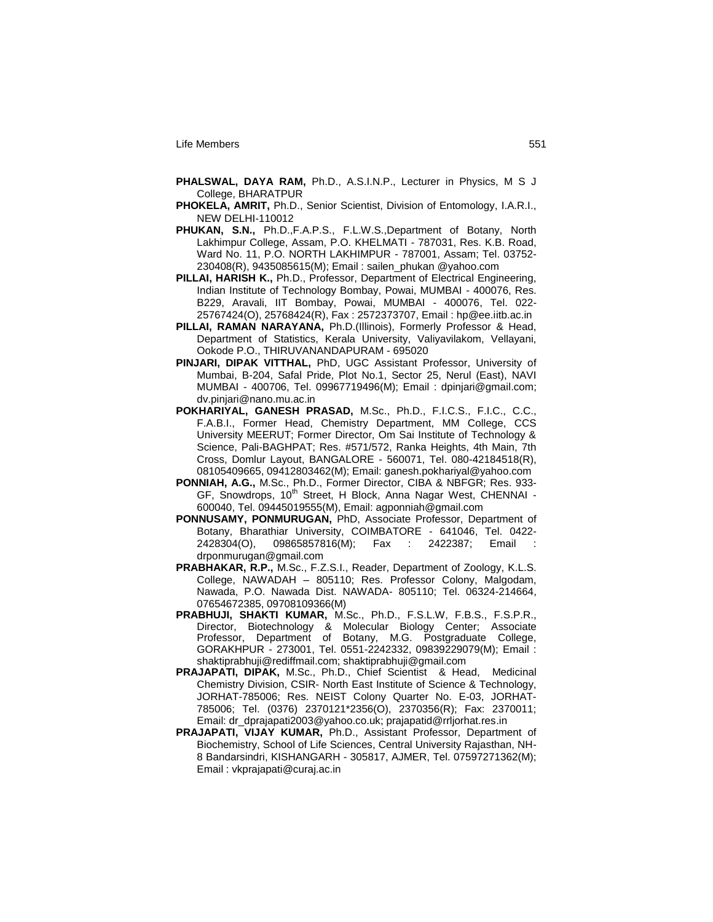**PHALSWAL, DAYA RAM,** Ph.D., A.S.I.N.P., Lecturer in Physics, M S J College, BHARATPUR

**PHOKELA, AMRIT,** Ph.D., Senior Scientist, Division of Entomology, I.A.R.I., NEW DELHI-110012

**PHUKAN, S.N.,** Ph.D.,F.A.P.S., F.L.W.S.,Department of Botany, North Lakhimpur College, Assam, P.O. KHELMATI - 787031, Res. K.B. Road, Ward No. 11, P.O. NORTH LAKHIMPUR - 787001, Assam; Tel. 03752-230408(R), 9435085615(M); Email : sailen_phukan @yahoo.com

**PILLAI, HARISH K.,** Ph.D., Professor, Department of Electrical Engineering, Indian Institute of Technology Bombay, Powai, MUMBAI - 400076, Res. B229, Aravali, IIT Bombay, Powai, MUMBAI - 400076, Tel. 022-25767424(O), 25768424(R), Fax : 2572373707, Email : hp@ee.iitb.ac.in

**PILLAI, RAMAN NARAYANA,** Ph.D.(Illinois), Formerly Professor & Head, Department of Statistics, Kerala University, Valiyavilakom, Vellayani, Ookode P.O., THIRUVANANDAPURAM - 695020

**PINJARI, DIPAK VITTHAL,** PhD, UGC Assistant Professor, University of Mumbai, B-204, Safal Pride, Plot No.1, Sector 25, Nerul (East), NAVI MUMBAI - 400706, Tel. 09967719496(M); Email : dpinjari@gmail.com; dv.pinjari@nano.mu.ac.in

**POKHARIYAL, GANESH PRASAD,** M.Sc., Ph.D., F.I.C.S., F.I.C., C.C., F.A.B.I., Former Head, Chemistry Department, MM College, CCS University MEERUT; Former Director, Om Sai Institute of Technology & Science, Pali-BAGHPAT; Res. #571/572, Ranka Heights, 4th Main, 7th Cross, Domlur Layout, BANGALORE - 560071, Tel. 080-42184518(R), 08105409665, 09412803462(M); Email: ganesh.pokhariyal@yahoo.com

**PONNIAH, A.G.,** M.Sc., Ph.D., Former Director, CIBA & NBFGR; Res. 933-GF, Snowdrops, 10th Street, H Block, Anna Nagar West, CHENNAI - 600040, Tel. 09445019555(M), Email: agponniah@gmail.com

**PONNUSAMY, PONMURUGAN,** PhD, Associate Professor, Department of Botany, Bharathiar University, COIMBATORE - 641046, Tel. 0422-2428304(O), 09865857816(M); Fax : 2422387; Email : drponmurugan@gmail.com

**PRABHAKAR, R.P.,** M.Sc., F.Z.S.I., Reader, Department of Zoology, K.L.S. College, NAWADAH – 805110; Res. Professor Colony, Malgodam, Nawada, P.O. Nawada Dist. NAWADA- 805110; Tel. 06324-214664, 07654672385, 09708109366(M)

**PRABHUJI, SHAKTI KUMAR,** M.Sc., Ph.D., F.S.L.W, F.B.S., F.S.P.R., Director, Biotechnology & Molecular Biology Center; Associate Professor, Department of Botany, M.G. Postgraduate College, GORAKHPUR - 273001, Tel. 0551-2242332, 09839229079(M); Email : shaktiprabhuji@rediffmail.com; shaktiprabhuji@gmail.com

**PRAJAPATI, DIPAK,** M.Sc., Ph.D., Chief Scientist & Head, Medicinal Chemistry Division, CSIR- North East Institute of Science & Technology, JORHAT-785006; Res. NEIST Colony Quarter No. E-03, JORHAT-785006; Tel. (0376) 2370121*2356(O), 2370356(R); Fax: 2370011; Email: dr_dprajapati2003@yahoo.co.uk; prajapatid@rrljorhat.res.in

**PRAJAPATI, VIJAY KUMAR,** Ph.D., Assistant Professor, Department of Biochemistry, School of Life Sciences, Central University Rajasthan, NH-8 Bandarsindri, KISHANGARH - 305817, AJMER, Tel. 07597271362(M); Email : vkprajapati@curaj.ac.in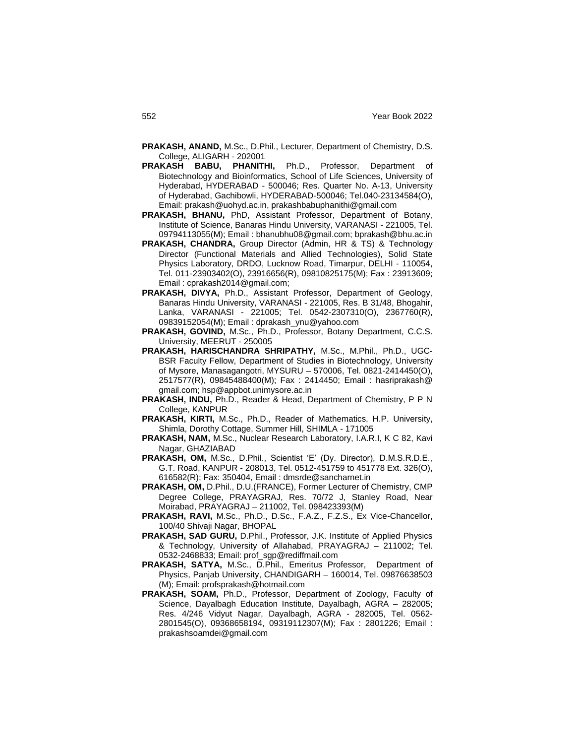**PRAKASH, ANAND,** M.Sc., D.Phil., Lecturer, Department of Chemistry, D.S. College, ALIGARH - 202001

**PRAKASH BABU, PHANITHI,** Ph.D., Professor, Department of Biotechnology and Bioinformatics, School of Life Sciences, University of Hyderabad, HYDERABAD - 500046; Res. Quarter No. A-13, University of Hyderabad, Gachibowli, HYDERABAD-500046; Tel.040-23134584(O), Email: prakash@uohyd.ac.in, prakashbabuphanithi@gmail.com

**PRAKASH, BHANU,** PhD, Assistant Professor, Department of Botany, Institute of Science, Banaras Hindu University, VARANASI - 221005, Tel. 09794113055(M); Email : bhanubhu08@gmail.com; bprakash@bhu.ac.in

**PRAKASH, CHANDRA,** Group Director (Admin, HR & TS) & Technology Director (Functional Materials and Allied Technologies), Solid State Physics Laboratory, DRDO, Lucknow Road, Timarpur, DELHI - 110054, Tel. 011-23903402(O), 23916656(R), 09810825175(M); Fax : 23913609; Email : cprakash2014@gmail.com;

**PRAKASH, DIVYA,** Ph.D., Assistant Professor, Department of Geology, Banaras Hindu University, VARANASI - 221005, Res. B 31/48, Bhogahir, Lanka, VARANASI - 221005; Tel. 0542-2307310(O), 2367760(R), 09839152054(M); Email : dprakash_ynu@yahoo.com

**PRAKASH, GOVIND,** M.Sc., Ph.D., Professor, Botany Department, C.C.S. University, MEERUT - 250005

**PRAKASH, HARISCHANDRA SHRIPATHY,** M.Sc., M.Phil., Ph.D., UGC-BSR Faculty Fellow, Department of Studies in Biotechnology, University of Mysore, Manasagangotri, MYSURU – 570006, Tel. 0821-2414450(O), 2517577(R), 09845488400(M); Fax : 2414450; Email : hasriprakash@gmail.com; hsp@appbot.unimysore.ac.in

**PRAKASH, INDU,** Ph.D., Reader & Head, Department of Chemistry, P P N College, KANPUR

**PRAKASH, KIRTI,** M.Sc., Ph.D., Reader of Mathematics, H.P. University, Shimla, Dorothy Cottage, Summer Hill, SHIMLA - 171005

**PRAKASH, NAM,** M.Sc., Nuclear Research Laboratory, I.A.R.I, K C 82, Kavi Nagar, GHAZIABAD

**PRAKASH, OM,** M.Sc., D.Phil., Scientist 'E' (Dy. Director), D.M.S.R.D.E., G.T. Road, KANPUR - 208013, Tel. 0512-451759 to 451778 Ext. 326(O), 616582(R); Fax: 350404, Email : dmsrde@sancharnet.in

**PRAKASH, OM,** D.Phil., D.U.(FRANCE), Former Lecturer of Chemistry, CMP Degree College, PRAYAGRAJ, Res. 70/72 J, Stanley Road, Near Moirabad, PRAYAGRAJ – 211002, Tel. 098423393(M)

**PRAKASH, RAVI,** M.Sc., Ph.D., D.Sc., F.A.Z., F.Z.S., Ex Vice-Chancellor, 100/40 Shivaji Nagar, BHOPAL

**PRAKASH, SAD GURU,** D.Phil., Professor, J.K. Institute of Applied Physics & Technology, University of Allahabad, PRAYAGRAJ – 211002; Tel. 0532-2468833; Email: prof_sgp@rediffmail.com

**PRAKASH, SATYA,** M.Sc., D.Phil., Emeritus Professor, Department of Physics, Panjab University, CHANDIGARH – 160014, Tel. 09876638503 (M); Email: profsprakash@hotmail.com

**PRAKASH, SOAM,** Ph.D., Professor, Department of Zoology, Faculty of Science, Dayalbagh Education Institute, Dayalbagh, AGRA – 282005; Res. 4/246 Vidyut Nagar, Dayalbagh, AGRA - 282005, Tel. 0562-2801545(O), 09368658194, 09319112307(M); Fax : 2801226; Email : prakashsoamdei@gmail.com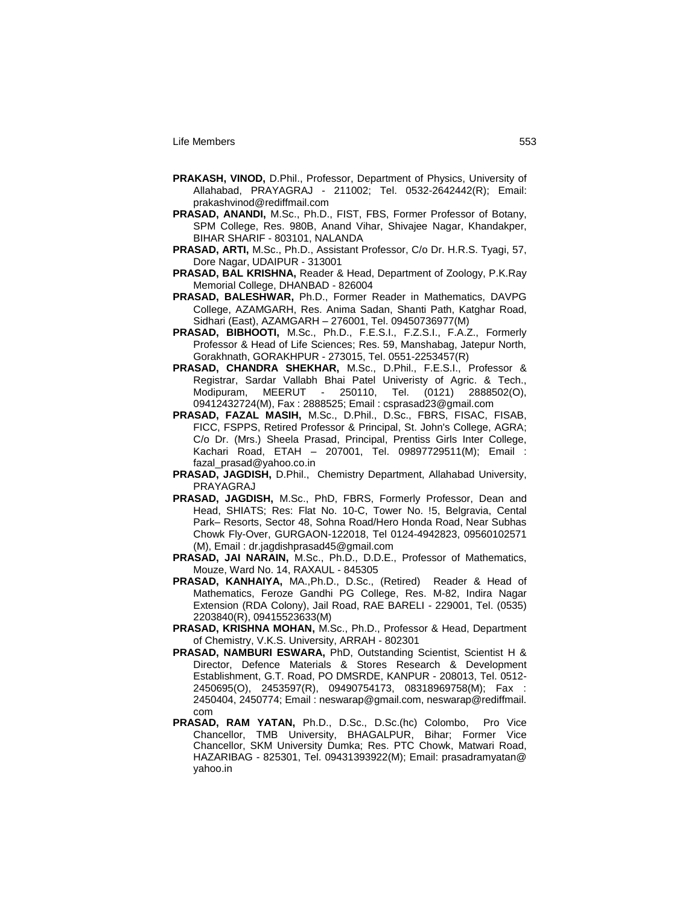**PRAKASH, VINOD,** D.Phil., Professor, Department of Physics, University of Allahabad, PRAYAGRAJ - 211002; Tel. 0532-2642442(R); Email: prakashvinod@rediffmail.com

**PRASAD, ANANDI,** M.Sc., Ph.D., FIST, FBS, Former Professor of Botany, SPM College, Res. 980B, Anand Vihar, Shivajee Nagar, Khandakper, BIHAR SHARIF - 803101, NALANDA

**PRASAD, ARTI,** M.Sc., Ph.D., Assistant Professor, C/o Dr. H.R.S. Tyagi, 57, Dore Nagar, UDAIPUR - 313001

**PRASAD, BAL KRISHNA,** Reader & Head, Department of Zoology, P.K.Ray Memorial College, DHANBAD - 826004

**PRASAD, BALESHWAR,** Ph.D., Former Reader in Mathematics, DAVPG College, AZAMGARH, Res. Anima Sadan, Shanti Path, Katghar Road, Sidhari (East), AZAMGARH – 276001, Tel. 09450736977(M)

**PRASAD, BIBHOOTI,** M.Sc., Ph.D., F.E.S.I., F.Z.S.I., F.A.Z., Formerly Professor & Head of Life Sciences; Res. 59, Manshabag, Jatepur North, Gorakhnath, GORAKHPUR - 273015, Tel. 0551-2253457(R)

**PRASAD, CHANDRA SHEKHAR,** M.Sc., D.Phil., F.E.S.I., Professor & Registrar, Sardar Vallabh Bhai Patel Univeristy of Agric. & Tech., Modipuram, MEERUT - 250110, Tel. (0121) 2888502(O), 09412432724(M), Fax : 2888525; Email : csprasad23@gmail.com

**PRASAD, FAZAL MASIH,** M.Sc., D.Phil., D.Sc., FBRS, FISAC, FISAB, FICC, FSPPS, Retired Professor & Principal, St. John's College, AGRA; C/o Dr. (Mrs.) Sheela Prasad, Principal, Prentiss Girls Inter College, Kachari Road, ETAH – 207001, Tel. 09897729511(M); Email : fazal_prasad@yahoo.co.in

**PRASAD, JAGDISH,** D.Phil., Chemistry Department, Allahabad University, PRAYAGRAJ

**PRASAD, JAGDISH,** M.Sc., PhD, FBRS, Formerly Professor, Dean and Head, SHIATS; Res: Flat No. 10-C, Tower No. !5, Belgravia, Cental Park– Resorts, Sector 48, Sohna Road/Hero Honda Road, Near Subhas Chowk Fly-Over, GURGAON-122018, Tel 0124-4942823, 09560102571 (M), Email : dr.jagdishprasad45@gmail.com

**PRASAD, JAI NARAIN,** M.Sc., Ph.D., D.D.E., Professor of Mathematics, Mouze, Ward No. 14, RAXAUL - 845305

**PRASAD, KANHAIYA,** MA.,Ph.D., D.Sc., (Retired) Reader & Head of Mathematics, Feroze Gandhi PG College, Res. M-82, Indira Nagar Extension (RDA Colony), Jail Road, RAE BARELI - 229001, Tel. (0535) 2203840(R), 09415523633(M)

**PRASAD, KRISHNA MOHAN,** M.Sc., Ph.D., Professor & Head, Department of Chemistry, V.K.S. University, ARRAH - 802301

**PRASAD, NAMBURI ESWARA,** PhD, Outstanding Scientist, Scientist H & Director, Defence Materials & Stores Research & Development Establishment, G.T. Road, PO DMSRDE, KANPUR - 208013, Tel. 0512-2450695(O), 2453597(R), 09490754173, 08318969758(M); Fax : 2450404, 2450774; Email : neswarap@gmail.com, neswarap@rediffmail.com

**PRASAD, RAM YATAN,** Ph.D., D.Sc., D.Sc.(hc) Colombo, Pro Vice Chancellor, TMB University, BHAGALPUR, Bihar; Former Vice Chancellor, SKM University Dumka; Res. PTC Chowk, Matwari Road, HAZARIBAG - 825301, Tel. 09431393922(M); Email: prasadramyatan@yahoo.in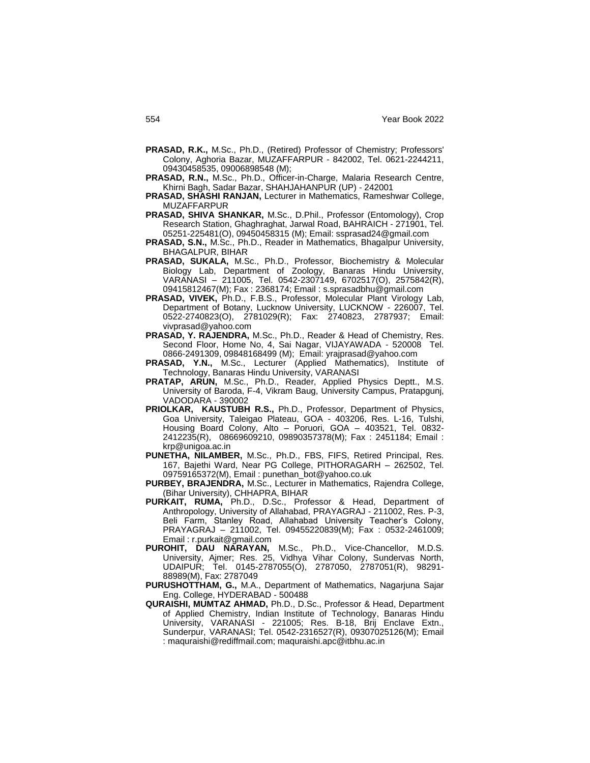**PRASAD, R.K.,** M.Sc., Ph.D., (Retired) Professor of Chemistry; Professors' Colony, Aghoria Bazar, MUZAFFARPUR - 842002, Tel. 0621-2244211, 09430458535, 09006898548 (M);

**PRASAD, R.N.,** M.Sc., Ph.D., Officer-in-Charge, Malaria Research Centre, Khirni Bagh, Sadar Bazar, SHAHJAHANPUR (UP) - 242001

**PRASAD, SHASHI RANJAN,** Lecturer in Mathematics, Rameshwar College, MUZAFFARPUR

**PRASAD, SHIVA SHANKAR,** M.Sc., D.Phil., Professor (Entomology), Crop Research Station, Ghaghraghat, Jarwal Road, BAHRAICH - 271901, Tel. 05251-225481(O), 09450458315 (M); Email: ssprasad24@gmail.com

**PRASAD, S.N.,** M.Sc., Ph.D., Reader in Mathematics, Bhagalpur University, BHAGALPUR, BIHAR

**PRASAD, SUKALA,** M.Sc., Ph.D., Professor, Biochemistry & Molecular Biology Lab, Department of Zoology, Banaras Hindu University, VARANASI – 211005, Tel. 0542-2307149, 6702517(O), 2575842(R), 09415812467(M); Fax : 2368174; Email : s.sprasadbhu@gmail.com

**PRASAD, VIVEK,** Ph.D., F.B.S., Professor, Molecular Plant Virology Lab, Department of Botany, Lucknow University, LUCKNOW - 226007, Tel. 0522-2740823(O), 2781029(R); Fax: 2740823, 2787937; Email: vivprasad@yahoo.com

**PRASAD, Y. RAJENDRA,** M.Sc., Ph.D., Reader & Head of Chemistry, Res. Second Floor, Home No, 4, Sai Nagar, VIJAYAWADA - 520008 Tel. 0866-2491309, 09848168499 (M); Email: yrajprasad@yahoo.com

**PRASAD, Y.N.,** M.Sc., Lecturer (Applied Mathematics), Institute of Technology, Banaras Hindu University, VARANASI

**PRATAP, ARUN,** M.Sc., Ph.D., Reader, Applied Physics Deptt., M.S. University of Baroda, F-4, Vikram Baug, University Campus, Pratapgunj, VADODARA - 390002

**PRIOLKAR, KAUSTUBH R.S.,** Ph.D., Professor, Department of Physics, Goa University, Taleigao Plateau, GOA - 403206, Res. L-16, Tulshi, Housing Board Colony, Alto – Poruori, GOA – 403521, Tel. 0832-2412235(R), 08669609210, 09890357378(M); Fax : 2451184; Email : krp@unigoa.ac.in

**PUNETHA, NILAMBER,** M.Sc., Ph.D., FBS, FIFS, Retired Principal, Res. 167, Bajethi Ward, Near PG College, PITHORAGARH – 262502, Tel. 09759165372(M), Email : punethan_bot@yahoo.co.uk

**PURBEY, BRAJENDRA,** M.Sc., Lecturer in Mathematics, Rajendra College, (Bihar University), CHHAPRA, BIHAR

**PURKAIT, RUMA,** Ph.D., D.Sc., Professor & Head, Department of Anthropology, University of Allahabad, PRAYAGRAJ - 211002, Res. P-3, Beli Farm, Stanley Road, Allahabad University Teacher's Colony, PRAYAGRAJ – 211002, Tel. 09455220839(M); Fax : 0532-2461009; Email : r.purkait@gmail.com

**PUROHIT, DAU NARAYAN,** M.Sc., Ph.D., Vice-Chancellor, M.D.S. University, Ajmer; Res. 25, Vidhya Vihar Colony, Sundervas North, UDAIPUR; Tel. 0145-2787055(O), 2787050, 2787051(R), 98291-88989(M), Fax: 2787049

**PURUSHOTTHAM, G.,** M.A., Department of Mathematics, Nagarjuna Sajar Eng. College, HYDERABAD - 500488

**QURAISHI, MUMTAZ AHMAD,** Ph.D., D.Sc., Professor & Head, Department of Applied Chemistry, Indian Institute of Technology, Banaras Hindu University, VARANASI - 221005; Res. B-18, Brij Enclave Extn., Sunderpur, VARANASI; Tel. 0542-2316527(R), 09307025126(M); Email : maquraishi@rediffmail.com; maquraishi.apc@itbhu.ac.in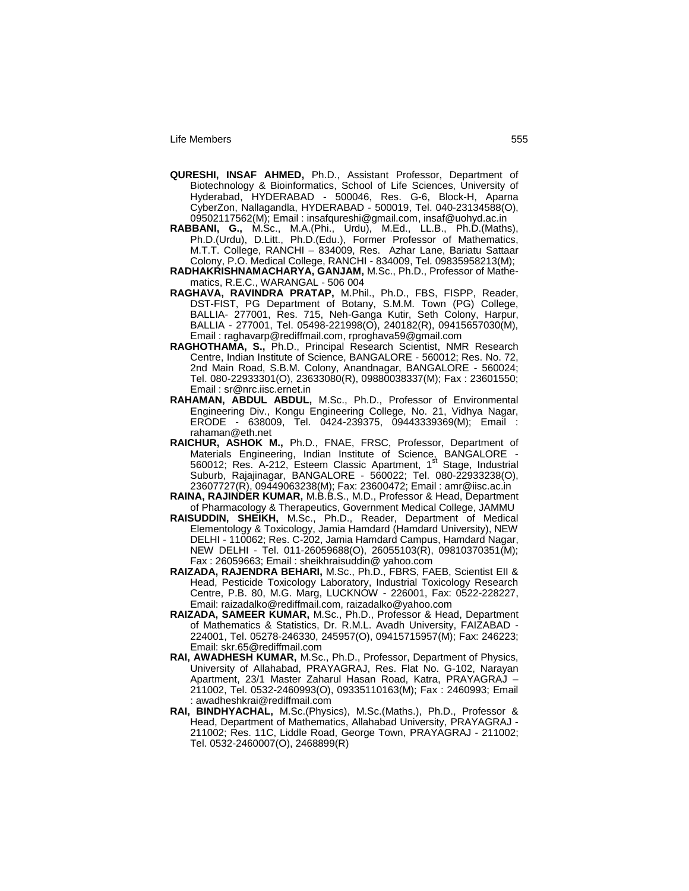**QURESHI, INSAF AHMED,** Ph.D., Assistant Professor, Department of Biotechnology & Bioinformatics, School of Life Sciences, University of Hyderabad, HYDERABAD - 500046, Res. G-6, Block-H, Aparna CyberZon, Nallagandla, HYDERABAD - 500019, Tel. 040-23134588(O), 09502117562(M); Email : insafqureshi@gmail.com, insaf@uohyd.ac.in

**RABBANI, G.,** M.Sc., M.A.(Phi., Urdu), M.Ed., LL.B., Ph.D.(Maths), Ph.D.(Urdu), D.Litt., Ph.D.(Edu.), Former Professor of Mathematics, M.T.T. College, RANCHI – 834009, Res. Azhar Lane, Bariatu Sattaar Colony, P.O. Medical College, RANCHI - 834009, Tel. 09835958213(M);

**RADHAKRISHNAMACHARYA, GANJAM,** M.Sc., Ph.D., Professor of Mathematics, R.E.C., WARANGAL - 506 004

**RAGHAVA, RAVINDRA PRATAP,** M.Phil., Ph.D., FBS, FISPP, Reader, DST-FIST, PG Department of Botany, S.M.M. Town (PG) College, BALLIA- 277001, Res. 715, Neh-Ganga Kutir, Seth Colony, Harpur, BALLIA - 277001, Tel. 05498-221998(O), 240182(R), 09415657030(M), Email : raghavarp@rediffmail.com, rproghava59@gmail.com

**RAGHOTHAMA, S.,** Ph.D., Principal Research Scientist, NMR Research Centre, Indian Institute of Science, BANGALORE - 560012; Res. No. 72, 2nd Main Road, S.B.M. Colony, Anandnagar, BANGALORE - 560024; Tel. 080-22933301(O), 23633080(R), 09880038337(M); Fax : 23601550; Email : sr@nrc.iisc.ernet.in

**RAHAMAN, ABDUL ABDUL,** M.Sc., Ph.D., Professor of Environmental Engineering Div., Kongu Engineering College, No. 21, Vidhya Nagar, ERODE - 638009, Tel. 0424-239375, 09443339369(M); Email : rahaman@eth.net

**RAICHUR, ASHOK M.,** Ph.D., FNAE, FRSC, Professor, Department of Materials Engineering, Indian Institute of Science, BANGALORE - 560012; Res. A-212, Esteem Classic Apartment, 1st Stage, Industrial Suburb, Rajajinagar, BANGALORE - 560022; Tel. 080-22933238(O), 23607727(R), 09449063238(M); Fax: 23600472; Email : amr@iisc.ac.in

**RAINA, RAJINDER KUMAR,** M.B.B.S., M.D., Professor & Head, Department of Pharmacology & Therapeutics, Government Medical College, JAMMU

**RAISUDDIN, SHEIKH,** M.Sc., Ph.D., Reader, Department of Medical Elementology & Toxicology, Jamia Hamdard (Hamdard University), NEW DELHI - 110062; Res. C-202, Jamia Hamdard Campus, Hamdard Nagar, NEW DELHI - Tel. 011-26059688(O), 26055103(R), 09810370351(M); Fax : 26059663; Email : sheikhraisuddin@ yahoo.com

**RAIZADA, RAJENDRA BEHARI,** M.Sc., Ph.D., FBRS, FAEB, Scientist EII & Head, Pesticide Toxicology Laboratory, Industrial Toxicology Research Centre, P.B. 80, M.G. Marg, LUCKNOW - 226001, Fax: 0522-228227, Email: raizadalko@rediffmail.com, raizadalko@yahoo.com

**RAIZADA, SAMEER KUMAR,** M.Sc., Ph.D., Professor & Head, Department of Mathematics & Statistics, Dr. R.M.L. Avadh University, FAIZABAD - 224001, Tel. 05278-246330, 245957(O), 09415715957(M); Fax: 246223; Email: skr.65@rediffmail.com

**RAI, AWADHESH KUMAR,** M.Sc., Ph.D., Professor, Department of Physics, University of Allahabad, PRAYAGRAJ, Res. Flat No. G-102, Narayan Apartment, 23/1 Master Zaharul Hasan Road, Katra, PRAYAGRAJ – 211002, Tel. 0532-2460993(O), 09335110163(M); Fax : 2460993; Email : awadheshkrai@rediffmail.com

**RAI, BINDHYACHAL,** M.Sc.(Physics), M.Sc.(Maths.), Ph.D., Professor & Head, Department of Mathematics, Allahabad University, PRAYAGRAJ - 211002; Res. 11C, Liddle Road, George Town, PRAYAGRAJ - 211002; Tel. 0532-2460007(O), 2468899(R)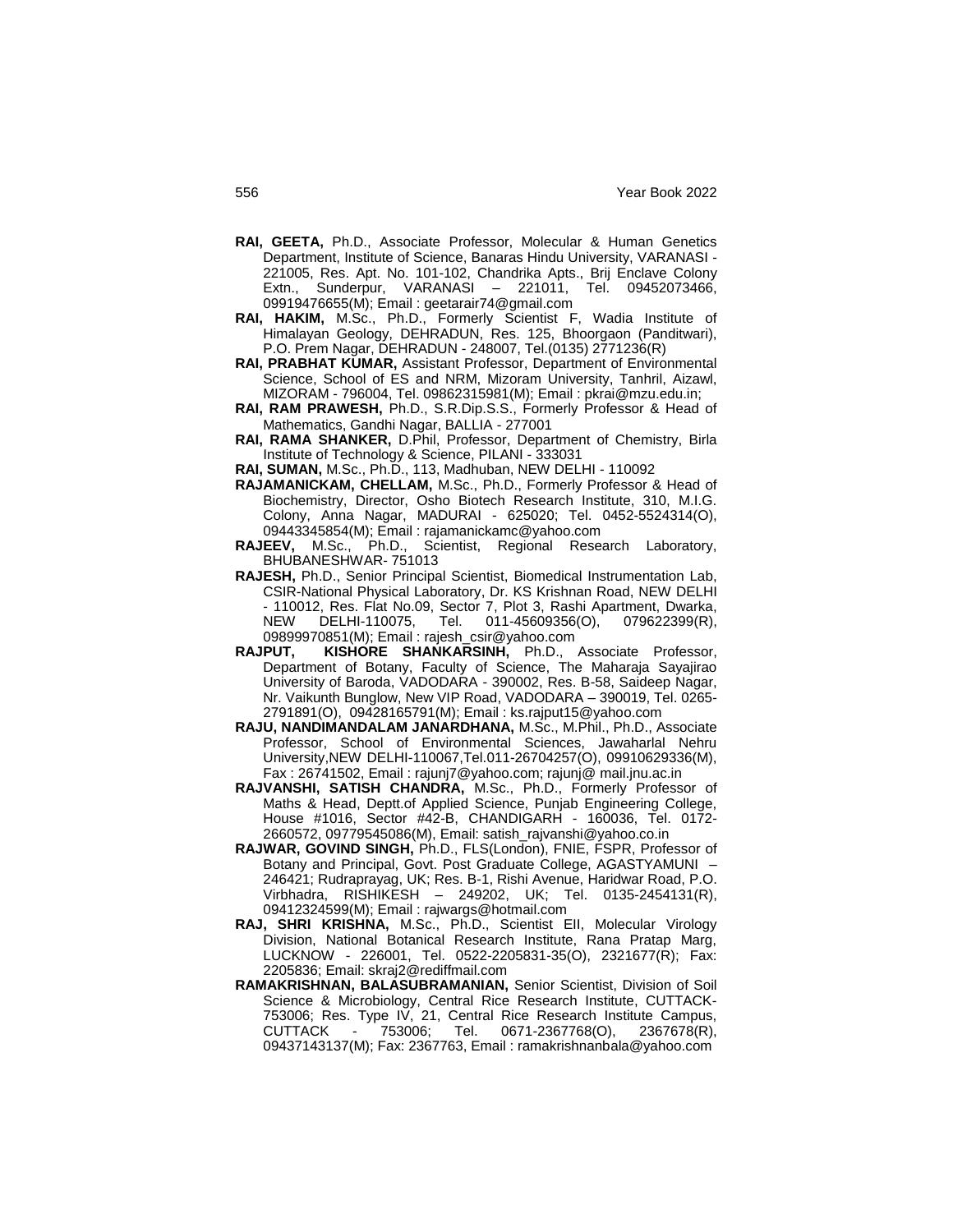**RAI, GEETA,** Ph.D., Associate Professor, Molecular & Human Genetics Department, Institute of Science, Banaras Hindu University, VARANASI - 221005, Res. Apt. No. 101-102, Chandrika Apts., Brij Enclave Colony Extn., Sunderpur, VARANASI – 221011, Tel. 09452073466, 09919476655(M); Email : geetarair74@gmail.com

**RAI, HAKIM,** M.Sc., Ph.D., Formerly Scientist F, Wadia Institute of Himalayan Geology, DEHRADUN, Res. 125, Bhoorgaon (Panditwari), P.O. Prem Nagar, DEHRADUN - 248007, Tel.(0135) 2771236(R)

**RAI, PRABHAT KUMAR,** Assistant Professor, Department of Environmental Science, School of ES and NRM, Mizoram University, Tanhril, Aizawl, MIZORAM - 796004, Tel. 09862315981(M); Email : pkrai@mzu.edu.in;

**RAI, RAM PRAWESH,** Ph.D., S.R.Dip.S.S., Formerly Professor & Head of Mathematics, Gandhi Nagar, BALLIA - 277001

**RAI, RAMA SHANKER,** D.Phil, Professor, Department of Chemistry, Birla Institute of Technology & Science, PILANI - 333031

**RAI, SUMAN,** M.Sc., Ph.D., 113, Madhuban, NEW DELHI - 110092

**RAJAMANICKAM, CHELLAM,** M.Sc., Ph.D., Formerly Professor & Head of Biochemistry, Director, Osho Biotech Research Institute, 310, M.I.G. Colony, Anna Nagar, MADURAI - 625020; Tel. 0452-5524314(O), 09443345854(M); Email : rajamanickamc@yahoo.com

**RAJEEV,** M.Sc., Ph.D., Scientist, Regional Research Laboratory, BHUBANESHWAR- 751013

**RAJESH,** Ph.D., Senior Principal Scientist, Biomedical Instrumentation Lab, CSIR-National Physical Laboratory, Dr. KS Krishnan Road, NEW DELHI - 110012, Res. Flat No.09, Sector 7, Plot 3, Rashi Apartment, Dwarka, NEW DELHI-110075, Tel. 011-45609356(O), 079622399(R), 09899970851(M); Email : rajesh_csir@yahoo.com

**RAJPUT, KISHORE SHANKARSINH,** Ph.D., Associate Professor, Department of Botany, Faculty of Science, The Maharaja Sayajirao University of Baroda, VADODARA - 390002, Res. B-58, Saideep Nagar, Nr. Vaikunth Bunglow, New VIP Road, VADODARA – 390019, Tel. 0265-2791891(O), 09428165791(M); Email : ks.rajput15@yahoo.com

**RAJU, NANDIMANDALAM JANARDHANA,** M.Sc., M.Phil., Ph.D., Associate Professor, School of Environmental Sciences, Jawaharlal Nehru University,NEW DELHI-110067,Tel.011-26704257(O), 09910629336(M), Fax : 26741502, Email : rajunj7@yahoo.com; rajunj@ mail.jnu.ac.in

**RAJVANSHI, SATISH CHANDRA,** M.Sc., Ph.D., Formerly Professor of Maths & Head, Deptt.of Applied Science, Punjab Engineering College, House #1016, Sector #42-B, CHANDIGARH - 160036, Tel. 0172-2660572, 09779545086(M), Email: satish_rajvanshi@yahoo.co.in

**RAJWAR, GOVIND SINGH,** Ph.D., FLS(London), FNIE, FSPR, Professor of Botany and Principal, Govt. Post Graduate College, AGASTYAMUNI – 246421; Rudraprayag, UK; Res. B-1, Rishi Avenue, Haridwar Road, P.O. Virbhadra, RISHIKESH – 249202, UK; Tel. 0135-2454131(R), 09412324599(M); Email : rajwargs@hotmail.com

**RAJ, SHRI KRISHNA,** M.Sc., Ph.D., Scientist EII, Molecular Virology Division, National Botanical Research Institute, Rana Pratap Marg, LUCKNOW - 226001, Tel. 0522-2205831-35(O), 2321677(R); Fax: 2205836; Email: skraj2@rediffmail.com

**RAMAKRISHNAN, BALASUBRAMANIAN,** Senior Scientist, Division of Soil Science & Microbiology, Central Rice Research Institute, CUTTACK-753006; Res. Type IV, 21, Central Rice Research Institute Campus, CUTTACK - 753006; Tel. 0671-2367768(O), 2367678(R), 09437143137(M); Fax: 2367763, Email : ramakrishnanbala@yahoo.com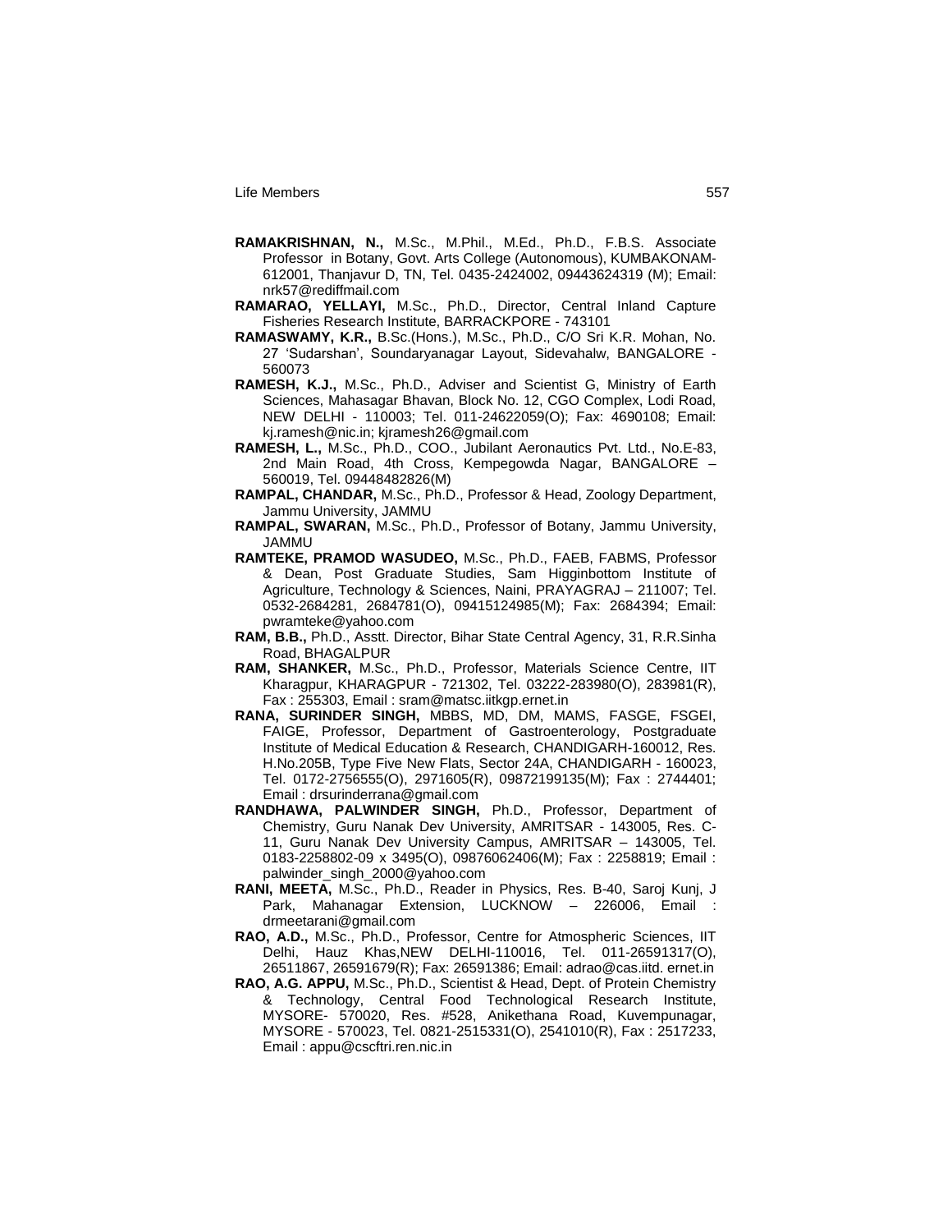**RAMAKRISHNAN, N.,** M.Sc., M.Phil., M.Ed., Ph.D., F.B.S. Associate Professor in Botany, Govt. Arts College (Autonomous), KUMBAKONAM-612001, Thanjavur D, TN, Tel. 0435-2424002, 09443624319 (M); Email: nrk57@rediffmail.com

**RAMARAO, YELLAYI,** M.Sc., Ph.D., Director, Central Inland Capture Fisheries Research Institute, BARRACKPORE - 743101

**RAMASWAMY, K.R.,** B.Sc.(Hons.), M.Sc., Ph.D., C/O Sri K.R. Mohan, No. 27 'Sudarshan', Soundaryanagar Layout, Sidevahalw, BANGALORE - 560073

**RAMESH, K.J.,** M.Sc., Ph.D., Adviser and Scientist G, Ministry of Earth Sciences, Mahasagar Bhavan, Block No. 12, CGO Complex, Lodi Road, NEW DELHI - 110003; Tel. 011-24622059(O); Fax: 4690108; Email: kj.ramesh@nic.in; kjramesh26@gmail.com

**RAMESH, L.,** M.Sc., Ph.D., COO., Jubilant Aeronautics Pvt. Ltd., No.E-83, 2nd Main Road, 4th Cross, Kempegowda Nagar, BANGALORE – 560019, Tel. 09448482826(M)

**RAMPAL, CHANDAR,** M.Sc., Ph.D., Professor & Head, Zoology Department, Jammu University, JAMMU

**RAMPAL, SWARAN,** M.Sc., Ph.D., Professor of Botany, Jammu University, JAMMU

**RAMTEKE, PRAMOD WASUDEO,** M.Sc., Ph.D., FAEB, FABMS, Professor & Dean, Post Graduate Studies, Sam Higginbottom Institute of Agriculture, Technology & Sciences, Naini, PRAYAGRAJ – 211007; Tel. 0532-2684281, 2684781(O), 09415124985(M); Fax: 2684394; Email: pwramteke@yahoo.com

**RAM, B.B.,** Ph.D., Asstt. Director, Bihar State Central Agency, 31, R.R.Sinha Road, BHAGALPUR

**RAM, SHANKER,** M.Sc., Ph.D., Professor, Materials Science Centre, IIT Kharagpur, KHARAGPUR - 721302, Tel. 03222-283980(O), 283981(R), Fax : 255303, Email : sram@matsc.iitkgp.ernet.in

**RANA, SURINDER SINGH,** MBBS, MD, DM, MAMS, FASGE, FSGEI, FAIGE, Professor, Department of Gastroenterology, Postgraduate Institute of Medical Education & Research, CHANDIGARH-160012, Res. H.No.205B, Type Five New Flats, Sector 24A, CHANDIGARH - 160023, Tel. 0172-2756555(O), 2971605(R), 09872199135(M); Fax : 2744401; Email : drsurinderrana@gmail.com

**RANDHAWA, PALWINDER SINGH,** Ph.D., Professor, Department of Chemistry, Guru Nanak Dev University, AMRITSAR - 143005, Res. C-11, Guru Nanak Dev University Campus, AMRITSAR – 143005, Tel. 0183-2258802-09 x 3495(O), 09876062406(M); Fax : 2258819; Email : palwinder_singh_2000@yahoo.com

**RANI, MEETA,** M.Sc., Ph.D., Reader in Physics, Res. B-40, Saroj Kunj, J Park, Mahanagar Extension, LUCKNOW – 226006, Email : drmeetarani@gmail.com

**RAO, A.D.,** M.Sc., Ph.D., Professor, Centre for Atmospheric Sciences, IIT Delhi, Hauz Khas,NEW DELHI-110016, Tel. 011-26591317(O), 26511867, 26591679(R); Fax: 26591386; Email: adrao@cas.iitd. ernet.in

**RAO, A.G. APPU,** M.Sc., Ph.D., Scientist & Head, Dept. of Protein Chemistry & Technology, Central Food Technological Research Institute, MYSORE- 570020, Res. #528, Anikethana Road, Kuvempunagar, MYSORE - 570023, Tel. 0821-2515331(O), 2541010(R), Fax : 2517233, Email : appu@cscftri.ren.nic.in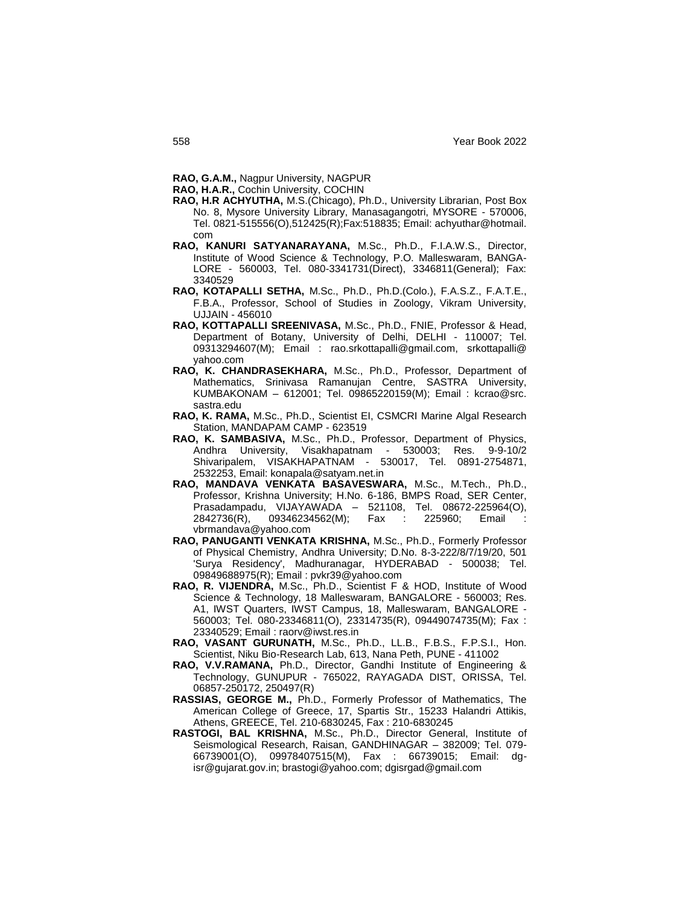**RAO, G.A.M.,** Nagpur University, NAGPUR

**RAO, H.A.R.,** Cochin University, COCHIN

**RAO, H.R ACHYUTHA,** M.S.(Chicago), Ph.D., University Librarian, Post Box No. 8, Mysore University Library, Manasagangotri, MYSORE - 570006, Tel. 0821-515556(O),512425(R);Fax:518835; Email: achyuthar@hotmail.com

**RAO, KANURI SATYANARAYANA,** M.Sc., Ph.D., F.I.A.W.S., Director, Institute of Wood Science & Technology, P.O. Malleswaram, BANGALORE - 560003, Tel. 080-3341731(Direct), 3346811(General); Fax: 3340529

**RAO, KOTAPALLI SETHA,** M.Sc., Ph.D., Ph.D.(Colo.), F.A.S.Z., F.A.T.E., F.B.A., Professor, School of Studies in Zoology, Vikram University, UJJAIN - 456010

**RAO, KOTTAPALLI SREENIVASA,** M.Sc., Ph.D., FNIE, Professor & Head, Department of Botany, University of Delhi, DELHI - 110007; Tel. 09313294607(M); Email : rao.srkottapalli@gmail.com, srkottapalli@yahoo.com

**RAO, K. CHANDRASEKHARA,** M.Sc., Ph.D., Professor, Department of Mathematics, Srinivasa Ramanujan Centre, SASTRA University, KUMBAKONAM – 612001; Tel. 09865220159(M); Email : kcrao@src.sastra.edu

**RAO, K. RAMA,** M.Sc., Ph.D., Scientist EI, CSMCRI Marine Algal Research Station, MANDAPAM CAMP - 623519

**RAO, K. SAMBASIVA,** M.Sc., Ph.D., Professor, Department of Physics, Andhra University, Visakhapatnam - 530003; Res. 9-9-10/2 Shivaripalem, VISAKHAPATNAM - 530017, Tel. 0891-2754871, 2532253, Email: konapala@satyam.net.in

**RAO, MANDAVA VENKATA BASAVESWARA,** M.Sc., M.Tech., Ph.D., Professor, Krishna University; H.No. 6-186, BMPS Road, SER Center, Prasadampadu, VIJAYAWADA – 521108, Tel. 08672-225964(O), 2842736(R), 09346234562(M); Fax : 225960; Email : vbrmandava@yahoo.com

**RAO, PANUGANTI VENKATA KRISHNA,** M.Sc., Ph.D., Formerly Professor of Physical Chemistry, Andhra University; D.No. 8-3-222/8/7/19/20, 501 'Surya Residency', Madhuranagar, HYDERABAD - 500038; Tel. 09849688975(R); Email : pvkr39@yahoo.com

**RAO, R. VIJENDRA,** M.Sc., Ph.D., Scientist F & HOD, Institute of Wood Science & Technology, 18 Malleswaram, BANGALORE - 560003; Res. A1, IWST Quarters, IWST Campus, 18, Malleswaram, BANGALORE - 560003; Tel. 080-23346811(O), 23314735(R), 09449074735(M); Fax : 23340529; Email : raorv@iwst.res.in

**RAO, VASANT GURUNATH,** M.Sc., Ph.D., LL.B., F.B.S., F.P.S.I., Hon. Scientist, Niku Bio-Research Lab, 613, Nana Peth, PUNE - 411002

**RAO, V.V.RAMANA,** Ph.D., Director, Gandhi Institute of Engineering & Technology, GUNUPUR - 765022, RAYAGADA DIST, ORISSA, Tel. 06857-250172, 250497(R)

**RASSIAS, GEORGE M.,** Ph.D., Formerly Professor of Mathematics, The American College of Greece, 17, Spartis Str., 15233 Halandri Attikis, Athens, GREECE, Tel. 210-6830245, Fax : 210-6830245

**RASTOGI, BAL KRISHNA,** M.Sc., Ph.D., Director General, Institute of Seismological Research, Raisan, GANDHINAGAR – 382009; Tel. 079-66739001(O), 09978407515(M), Fax : 66739015; Email: dg-isr@gujarat.gov.in; brastogi@yahoo.com; dgisrgad@gmail.com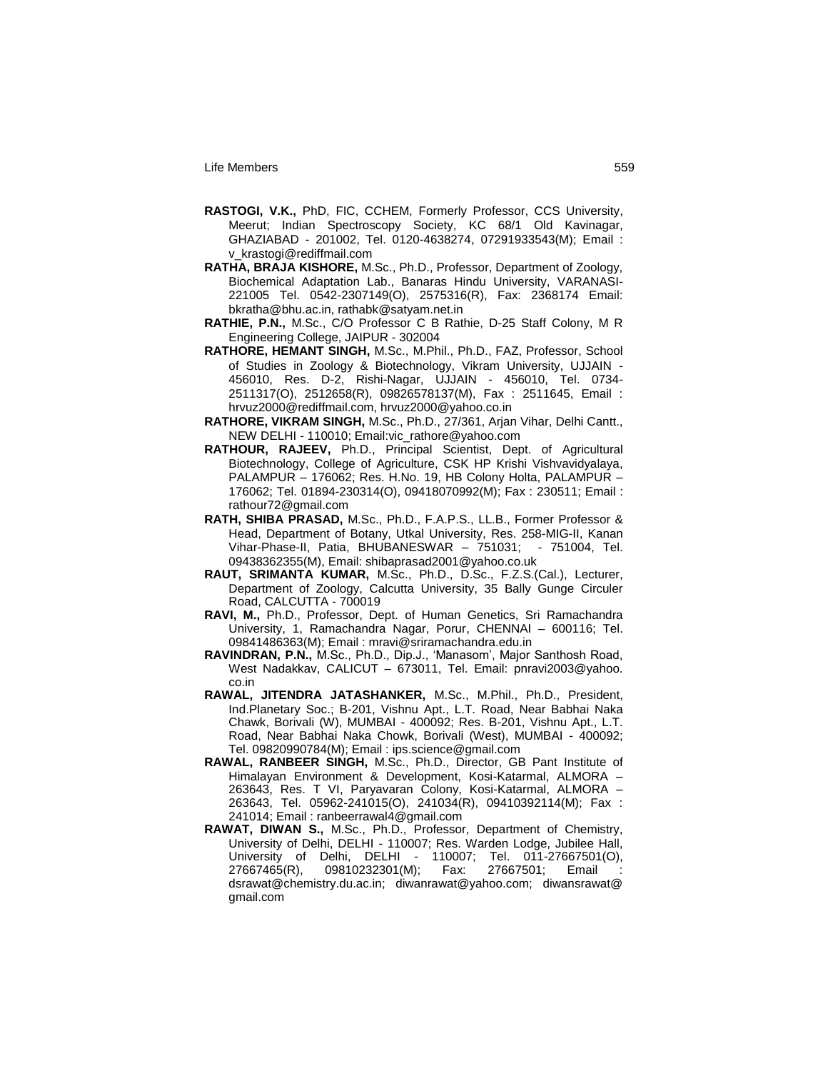**RASTOGI, V.K.,** PhD, FIC, CCHEM, Formerly Professor, CCS University, Meerut; Indian Spectroscopy Society, KC 68/1 Old Kavinagar, GHAZIABAD - 201002, Tel. 0120-4638274, 07291933543(M); Email : v_krastogi@rediffmail.com

**RATHA, BRAJA KISHORE,** M.Sc., Ph.D., Professor, Department of Zoology, Biochemical Adaptation Lab., Banaras Hindu University, VARANASI-221005 Tel. 0542-2307149(O), 2575316(R), Fax: 2368174 Email: bkratha@bhu.ac.in, rathabk@satyam.net.in

**RATHIE, P.N.,** M.Sc., C/O Professor C B Rathie, D-25 Staff Colony, M R Engineering College, JAIPUR - 302004

**RATHORE, HEMANT SINGH,** M.Sc., M.Phil., Ph.D., FAZ, Professor, School of Studies in Zoology & Biotechnology, Vikram University, UJJAIN - 456010, Res. D-2, Rishi-Nagar, UJJAIN - 456010, Tel. 0734-2511317(O), 2512658(R), 09826578137(M), Fax : 2511645, Email : hrvuz2000@rediffmail.com, hrvuz2000@yahoo.co.in

**RATHORE, VIKRAM SINGH,** M.Sc., Ph.D., 27/361, Arjan Vihar, Delhi Cantt., NEW DELHI - 110010; Email:vic_rathore@yahoo.com

**RATHOUR, RAJEEV,** Ph.D., Principal Scientist, Dept. of Agricultural Biotechnology, College of Agriculture, CSK HP Krishi Vishvavidyalaya, PALAMPUR – 176062; Res. H.No. 19, HB Colony Holta, PALAMPUR – 176062; Tel. 01894-230314(O), 09418070992(M); Fax : 230511; Email : rathour72@gmail.com

**RATH, SHIBA PRASAD,** M.Sc., Ph.D., F.A.P.S., LL.B., Former Professor & Head, Department of Botany, Utkal University, Res. 258-MIG-II, Kanan Vihar-Phase-II, Patia, BHUBANESWAR – 751031; - 751004, Tel. 09438362355(M), Email: shibaprasad2001@yahoo.co.uk

**RAUT, SRIMANTA KUMAR,** M.Sc., Ph.D., D.Sc., F.Z.S.(Cal.), Lecturer, Department of Zoology, Calcutta University, 35 Bally Gunge Circuler Road, CALCUTTA - 700019

**RAVI, M.,** Ph.D., Professor, Dept. of Human Genetics, Sri Ramachandra University, 1, Ramachandra Nagar, Porur, CHENNAI – 600116; Tel. 09841486363(M); Email : mravi@sriramachandra.edu.in

**RAVINDRAN, P.N.,** M.Sc., Ph.D., Dip.J., 'Manasom', Major Santhosh Road, West Nadakkav, CALICUT – 673011, Tel. Email: pnravi2003@yahoo.co.in

**RAWAL, JITENDRA JATASHANKER,** M.Sc., M.Phil., Ph.D., President, Ind.Planetary Soc.; B-201, Vishnu Apt., L.T. Road, Near Babhai Naka Chawk, Borivali (W), MUMBAI - 400092; Res. B-201, Vishnu Apt., L.T. Road, Near Babhai Naka Chowk, Borivali (West), MUMBAI - 400092; Tel. 09820990784(M); Email : ips.science@gmail.com

**RAWAL, RANBEER SINGH,** M.Sc., Ph.D., Director, GB Pant Institute of Himalayan Environment & Development, Kosi-Katarmal, ALMORA – 263643, Res. T VI, Paryavaran Colony, Kosi-Katarmal, ALMORA – 263643, Tel. 05962-241015(O), 241034(R), 09410392114(M); Fax : 241014; Email : ranbeerrawal4@gmail.com

**RAWAT, DIWAN S.,** M.Sc., Ph.D., Professor, Department of Chemistry, University of Delhi, DELHI - 110007; Res. Warden Lodge, Jubilee Hall, University of Delhi, DELHI - 110007; Tel. 011-27667501(O), 27667465(R), 09810232301(M); Fax: 27667501; Email : dsrawat@chemistry.du.ac.in; diwanrawat@yahoo.com; diwansrawat@gmail.com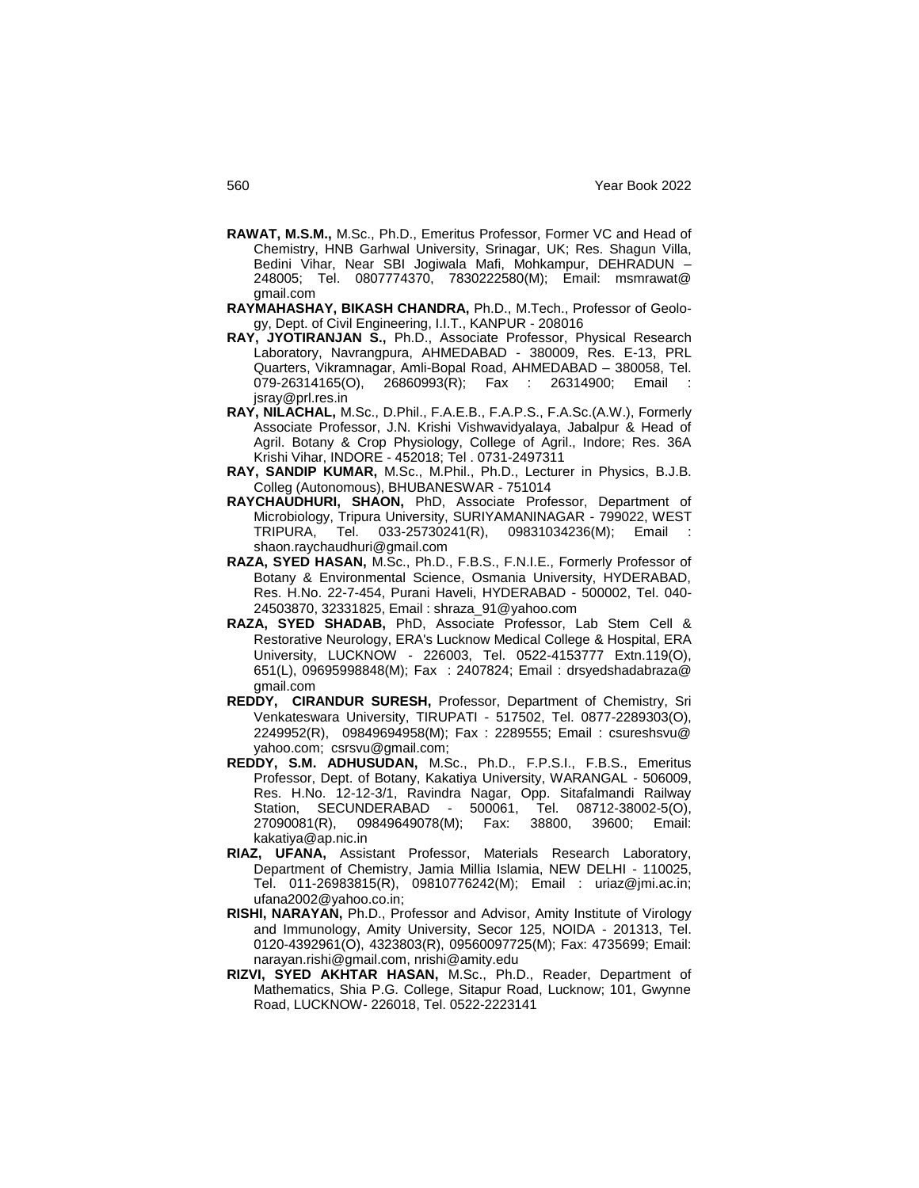**RAWAT, M.S.M.,** M.Sc., Ph.D., Emeritus Professor, Former VC and Head of Chemistry, HNB Garhwal University, Srinagar, UK; Res. Shagun Villa, Bedini Vihar, Near SBI Jogiwala Mafi, Mohkampur, DEHRADUN – 248005; Tel. 0807774370, 7830222580(M); Email: msmrawat@gmail.com

**RAYMAHASHAY, BIKASH CHANDRA,** Ph.D., M.Tech., Professor of Geology, Dept. of Civil Engineering, I.I.T., KANPUR - 208016

**RAY, JYOTIRANJAN S.,** Ph.D., Associate Professor, Physical Research Laboratory, Navrangpura, AHMEDABAD - 380009, Res. E-13, PRL Quarters, Vikramnagar, Amli-Bopal Road, AHMEDABAD – 380058, Tel. 079-26314165(O), 26860993(R); Fax : 26314900; Email : jsray@prl.res.in

**RAY, NILACHAL,** M.Sc., D.Phil., F.A.E.B., F.A.P.S., F.A.Sc.(A.W.), Formerly Associate Professor, J.N. Krishi Vishwavidyalaya, Jabalpur & Head of Agril. Botany & Crop Physiology, College of Agril., Indore; Res. 36A Krishi Vihar, INDORE - 452018; Tel . 0731-2497311

**RAY, SANDIP KUMAR,** M.Sc., M.Phil., Ph.D., Lecturer in Physics, B.J.B. Colleg (Autonomous), BHUBANESWAR - 751014

**RAYCHAUDHURI, SHAON,** PhD, Associate Professor, Department of Microbiology, Tripura University, SURIYAMANINAGAR - 799022, WEST TRIPURA, Tel. 033-25730241(R), 09831034236(M); Email : shaon.raychaudhuri@gmail.com

**RAZA, SYED HASAN,** M.Sc., Ph.D., F.B.S., F.N.I.E., Formerly Professor of Botany & Environmental Science, Osmania University, HYDERABAD, Res. H.No. 22-7-454, Purani Haveli, HYDERABAD - 500002, Tel. 040-24503870, 32331825, Email : shraza_91@yahoo.com

**RAZA, SYED SHADAB,** PhD, Associate Professor, Lab Stem Cell & Restorative Neurology, ERA's Lucknow Medical College & Hospital, ERA University, LUCKNOW - 226003, Tel. 0522-4153777 Extn.119(O), 651(L), 09695998848(M); Fax : 2407824; Email : drsyedshadabraza@gmail.com

**REDDY, CIRANDUR SURESH,** Professor, Department of Chemistry, Sri Venkateswara University, TIRUPATI - 517502, Tel. 0877-2289303(O), 2249952(R), 09849694958(M); Fax : 2289555; Email : csureshsvu@yahoo.com; csrsvu@gmail.com;

**REDDY, S.M. ADHUSUDAN,** M.Sc., Ph.D., F.P.S.I., F.B.S., Emeritus Professor, Dept. of Botany, Kakatiya University, WARANGAL - 506009, Res. H.No. 12-12-3/1, Ravindra Nagar, Opp. Sitafalmandi Railway Station, SECUNDERABAD - 500061, Tel. 08712-38002-5(O), 27090081(R), 09849649078(M); Fax: 38800, 39600; Email: kakatiya@ap.nic.in

**RIAZ, UFANA,** Assistant Professor, Materials Research Laboratory, Department of Chemistry, Jamia Millia Islamia, NEW DELHI - 110025, Tel. 011-26983815(R), 09810776242(M); Email : uriaz@jmi.ac.in; ufana2002@yahoo.co.in;

**RISHI, NARAYAN,** Ph.D., Professor and Advisor, Amity Institute of Virology and Immunology, Amity University, Secor 125, NOIDA - 201313, Tel. 0120-4392961(O), 4323803(R), 09560097725(M); Fax: 4735699; Email: narayan.rishi@gmail.com, nrishi@amity.edu

**RIZVI, SYED AKHTAR HASAN,** M.Sc., Ph.D., Reader, Department of Mathematics, Shia P.G. College, Sitapur Road, Lucknow; 101, Gwynne Road, LUCKNOW- 226018, Tel. 0522-2223141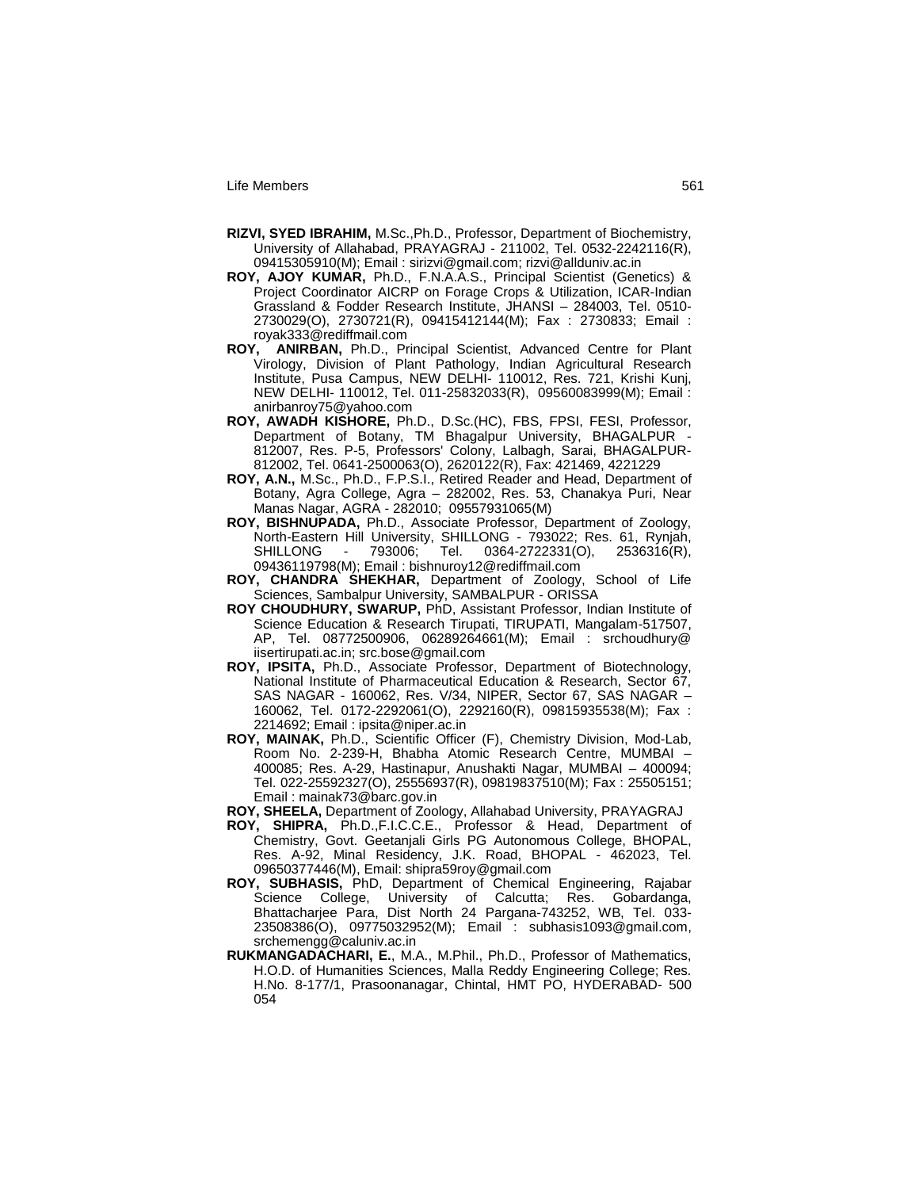**RIZVI, SYED IBRAHIM,** M.Sc.,Ph.D., Professor, Department of Biochemistry, University of Allahabad, PRAYAGRAJ - 211002, Tel. 0532-2242116(R), 09415305910(M); Email : sirizvi@gmail.com; rizvi@allduniv.ac.in

**ROY, AJOY KUMAR,** Ph.D., F.N.A.A.S., Principal Scientist (Genetics) & Project Coordinator AICRP on Forage Crops & Utilization, ICAR-Indian Grassland & Fodder Research Institute, JHANSI – 284003, Tel. 0510-2730029(O), 2730721(R), 09415412144(M); Fax : 2730833; Email : royak333@rediffmail.com

**ROY, ANIRBAN,** Ph.D., Principal Scientist, Advanced Centre for Plant Virology, Division of Plant Pathology, Indian Agricultural Research Institute, Pusa Campus, NEW DELHI- 110012, Res. 721, Krishi Kunj, NEW DELHI- 110012, Tel. 011-25832033(R), 09560083999(M); Email : anirbanroy75@yahoo.com

**ROY, AWADH KISHORE,** Ph.D., D.Sc.(HC), FBS, FPSI, FESI, Professor, Department of Botany, TM Bhagalpur University, BHAGALPUR - 812007, Res. P-5, Professors' Colony, Lalbagh, Sarai, BHAGALPUR-812002, Tel. 0641-2500063(O), 2620122(R), Fax: 421469, 4221229

**ROY, A.N.,** M.Sc., Ph.D., F.P.S.I., Retired Reader and Head, Department of Botany, Agra College, Agra – 282002, Res. 53, Chanakya Puri, Near Manas Nagar, AGRA - 282010; 09557931065(M)

**ROY, BISHNUPADA,** Ph.D., Associate Professor, Department of Zoology, North-Eastern Hill University, SHILLONG - 793022; Res. 61, Rynjah, SHILLONG - 793006; Tel. 0364-2722331(O), 2536316(R), 09436119798(M); Email : bishnuroy12@rediffmail.com

**ROY, CHANDRA SHEKHAR,** Department of Zoology, School of Life Sciences, Sambalpur University, SAMBALPUR - ORISSA

**ROY CHOUDHURY, SWARUP,** PhD, Assistant Professor, Indian Institute of Science Education & Research Tirupati, TIRUPATI, Mangalam-517507, AP, Tel. 08772500906, 06289264661(M); Email : srchoudhury@iisertirupati.ac.in; src.bose@gmail.com

**ROY, IPSITA,** Ph.D., Associate Professor, Department of Biotechnology, National Institute of Pharmaceutical Education & Research, Sector 67, SAS NAGAR - 160062, Res. V/34, NIPER, Sector 67, SAS NAGAR – 160062, Tel. 0172-2292061(O), 2292160(R), 09815935538(M); Fax : 2214692; Email : ipsita@niper.ac.in

**ROY, MAINAK,** Ph.D., Scientific Officer (F), Chemistry Division, Mod-Lab, Room No. 2-239-H, Bhabha Atomic Research Centre, MUMBAI – 400085; Res. A-29, Hastinapur, Anushakti Nagar, MUMBAI – 400094; Tel. 022-25592327(O), 25556937(R), 09819837510(M); Fax : 25505151; Email : mainak73@barc.gov.in

**ROY, SHEELA,** Department of Zoology, Allahabad University, PRAYAGRAJ

**ROY, SHIPRA,** Ph.D.,F.I.C.C.E., Professor & Head, Department of Chemistry, Govt. Geetanjali Girls PG Autonomous College, BHOPAL, Res. A-92, Minal Residency, J.K. Road, BHOPAL - 462023, Tel. 09650377446(M), Email: shipra59roy@gmail.com

**ROY, SUBHASIS,** PhD, Department of Chemical Engineering, Rajabar Science College, University of Calcutta; Res. Gobardanga, Bhattacharjee Para, Dist North 24 Pargana-743252, WB, Tel. 033-23508386(O), 09775032952(M); Email : subhasis1093@gmail.com, srchemengg@caluniv.ac.in

**RUKMANGADACHARI, E.**, M.A., M.Phil., Ph.D., Professor of Mathematics, H.O.D. of Humanities Sciences, Malla Reddy Engineering College; Res. H.No. 8-177/1, Prasoonanagar, Chintal, HMT PO, HYDERABAD- 500 054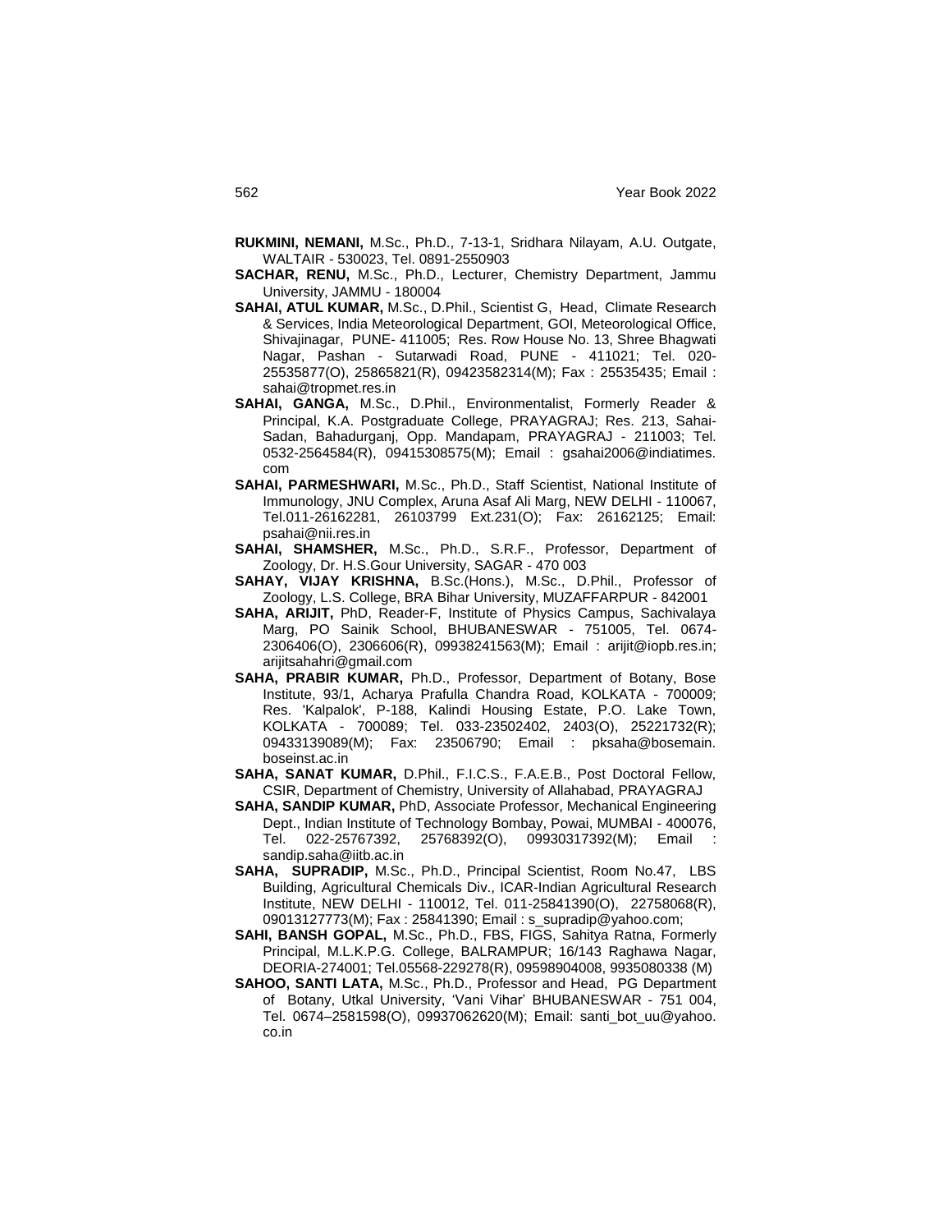**RUKMINI, NEMANI,** M.Sc., Ph.D., 7-13-1, Sridhara Nilayam, A.U. Outgate, WALTAIR - 530023, Tel. 0891-2550903

**SACHAR, RENU,** M.Sc., Ph.D., Lecturer, Chemistry Department, Jammu University, JAMMU - 180004

**SAHAI, ATUL KUMAR,** M.Sc., D.Phil., Scientist G, Head, Climate Research & Services, India Meteorological Department, GOI, Meteorological Office, Shivajinagar, PUNE- 411005; Res. Row House No. 13, Shree Bhagwati Nagar, Pashan - Sutarwadi Road, PUNE - 411021; Tel. 020-25535877(O), 25865821(R), 09423582314(M); Fax : 25535435; Email : sahai@tropmet.res.in

**SAHAI, GANGA,** M.Sc., D.Phil., Environmentalist, Formerly Reader & Principal, K.A. Postgraduate College, PRAYAGRAJ; Res. 213, Sahai-Sadan, Bahadurganj, Opp. Mandapam, PRAYAGRAJ - 211003; Tel. 0532-2564584(R), 09415308575(M); Email : gsahai2006@indiatimes.com

**SAHAI, PARMESHWARI,** M.Sc., Ph.D., Staff Scientist, National Institute of Immunology, JNU Complex, Aruna Asaf Ali Marg, NEW DELHI - 110067, Tel.011-26162281, 26103799 Ext.231(O); Fax: 26162125; Email: psahai@nii.res.in

**SAHAI, SHAMSHER,** M.Sc., Ph.D., S.R.F., Professor, Department of Zoology, Dr. H.S.Gour University, SAGAR - 470 003

**SAHAY, VIJAY KRISHNA,** B.Sc.(Hons.), M.Sc., D.Phil., Professor of Zoology, L.S. College, BRA Bihar University, MUZAFFARPUR - 842001

**SAHA, ARIJIT,** PhD, Reader-F, Institute of Physics Campus, Sachivalaya Marg, PO Sainik School, BHUBANESWAR - 751005, Tel. 0674-2306406(O), 2306606(R), 09938241563(M); Email : arijit@iopb.res.in; arijitsahahri@gmail.com

**SAHA, PRABIR KUMAR,** Ph.D., Professor, Department of Botany, Bose Institute, 93/1, Acharya Prafulla Chandra Road, KOLKATA - 700009; Res. 'Kalpalok', P-188, Kalindi Housing Estate, P.O. Lake Town, KOLKATA - 700089; Tel. 033-23502402, 2403(O), 25221732(R); 09433139089(M); Fax: 23506790; Email : pksaha@bosemain.boseinst.ac.in

**SAHA, SANAT KUMAR,** D.Phil., F.I.C.S., F.A.E.B., Post Doctoral Fellow, CSIR, Department of Chemistry, University of Allahabad, PRAYAGRAJ

**SAHA, SANDIP KUMAR,** PhD, Associate Professor, Mechanical Engineering Dept., Indian Institute of Technology Bombay, Powai, MUMBAI - 400076, Tel. 022-25767392, 25768392(O), 09930317392(M); Email : sandip.saha@iitb.ac.in

**SAHA, SUPRADIP,** M.Sc., Ph.D., Principal Scientist, Room No.47, LBS Building, Agricultural Chemicals Div., ICAR-Indian Agricultural Research Institute, NEW DELHI - 110012, Tel. 011-25841390(O), 22758068(R), 09013127773(M); Fax : 25841390; Email : s_supradip@yahoo.com;

**SAHI, BANSH GOPAL,** M.Sc., Ph.D., FBS, FIGS, Sahitya Ratna, Formerly Principal, M.L.K.P.G. College, BALRAMPUR; 16/143 Raghawa Nagar, DEORIA-274001; Tel.05568-229278(R), 09598904008, 9935080338 (M)

**SAHOO, SANTI LATA,** M.Sc., Ph.D., Professor and Head, PG Department of Botany, Utkal University, 'Vani Vihar' BHUBANESWAR - 751 004, Tel. 0674–2581598(O), 09937062620(M); Email: santi_bot_uu@yahoo.co.in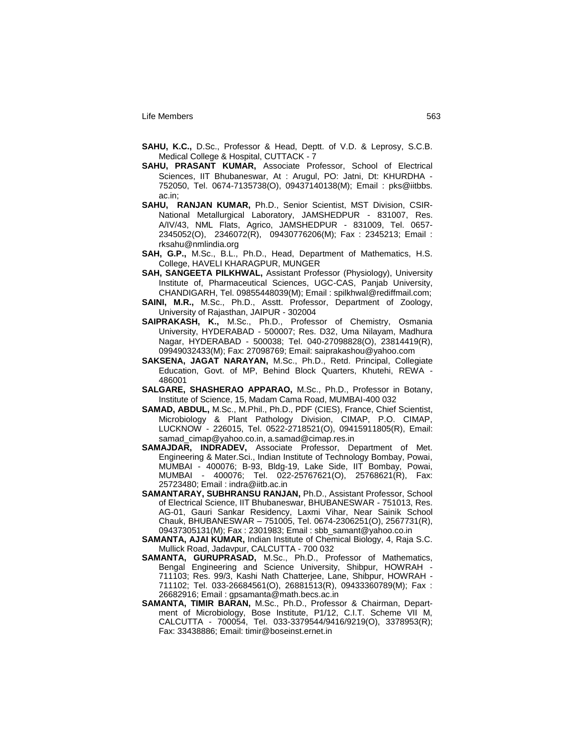**SAHU, K.C.,** D.Sc., Professor & Head, Deptt. of V.D. & Leprosy, S.C.B. Medical College & Hospital, CUTTACK - 7

**SAHU, PRASANT KUMAR,** Associate Professor, School of Electrical Sciences, IIT Bhubaneswar, At : Arugul, PO: Jatni, Dt: KHURDHA - 752050, Tel. 0674-7135738(O), 09437140138(M); Email : pks@iitbbs.ac.in;

**SAHU, RANJAN KUMAR,** Ph.D., Senior Scientist, MST Division, CSIR-National Metallurgical Laboratory, JAMSHEDPUR - 831007, Res. A/IV/43, NML Flats, Agrico, JAMSHEDPUR - 831009, Tel. 0657-2345052(O), 2346072(R), 09430776206(M); Fax : 2345213; Email : rksahu@nmlindia.org

**SAH, G.P.,** M.Sc., B.L., Ph.D., Head, Department of Mathematics, H.S. College, HAVELI KHARAGPUR, MUNGER

**SAH, SANGEETA PILKHWAL,** Assistant Professor (Physiology), University Institute of, Pharmaceutical Sciences, UGC-CAS, Panjab University, CHANDIGARH, Tel. 09855448039(M); Email : spilkhwal@rediffmail.com;

**SAINI, M.R.,** M.Sc., Ph.D., Asstt. Professor, Department of Zoology, University of Rajasthan, JAIPUR - 302004

**SAIPRAKASH, K.,** M.Sc., Ph.D., Professor of Chemistry, Osmania University, HYDERABAD - 500007; Res. D32, Uma Nilayam, Madhura Nagar, HYDERABAD - 500038; Tel. 040-27098828(O), 23814419(R), 09949032433(M); Fax: 27098769; Email: saiprakashou@yahoo.com

**SAKSENA, JAGAT NARAYAN,** M.Sc., Ph.D., Retd. Principal, Collegiate Education, Govt. of MP, Behind Block Quarters, Khutehi, REWA - 486001

**SALGARE, SHASHERAO APPARAO,** M.Sc., Ph.D., Professor in Botany, Institute of Science, 15, Madam Cama Road, MUMBAI-400 032

**SAMAD, ABDUL,** M.Sc., M.Phil., Ph.D., PDF (CIES), France, Chief Scientist, Microbiology & Plant Pathology Division, CIMAP, P.O. CIMAP, LUCKNOW - 226015, Tel. 0522-2718521(O), 09415911805(R), Email: samad_cimap@yahoo.co.in, a.samad@cimap.res.in

**SAMAJDAR, INDRADEV,** Associate Professor, Department of Met. Engineering & Mater.Sci., Indian Institute of Technology Bombay, Powai, MUMBAI - 400076; B-93, Bldg-19, Lake Side, IIT Bombay, Powai, MUMBAI - 400076; Tel. 022-25767621(O), 25768621(R), Fax: 25723480; Email : indra@iitb.ac.in

**SAMANTARAY, SUBHRANSU RANJAN,** Ph.D., Assistant Professor, School of Electrical Science, IIT Bhubaneswar, BHUBANESWAR - 751013, Res. AG-01, Gauri Sankar Residency, Laxmi Vihar, Near Sainik School Chauk, BHUBANESWAR – 751005, Tel. 0674-2306251(O), 2567731(R), 09437305131(M); Fax : 2301983; Email : sbb_samant@yahoo.co.in

**SAMANTA, AJAI KUMAR,** Indian Institute of Chemical Biology, 4, Raja S.C. Mullick Road, Jadavpur, CALCUTTA - 700 032

**SAMANTA, GURUPRASAD,** M.Sc., Ph.D., Professor of Mathematics, Bengal Engineering and Science University, Shibpur, HOWRAH - 711103; Res. 99/3, Kashi Nath Chatterjee, Lane, Shibpur, HOWRAH - 711102; Tel. 033-26684561(O), 26881513(R), 09433360789(M); Fax : 26682916; Email : gpsamanta@math.becs.ac.in

**SAMANTA, TIMIR BARAN,** M.Sc., Ph.D., Professor & Chairman, Department of Microbiology, Bose Institute, P1/12, C.I.T. Scheme VII M, CALCUTTA - 700054, Tel. 033-3379544/9416/9219(O), 3378953(R); Fax: 33438886; Email: timir@boseinst.ernet.in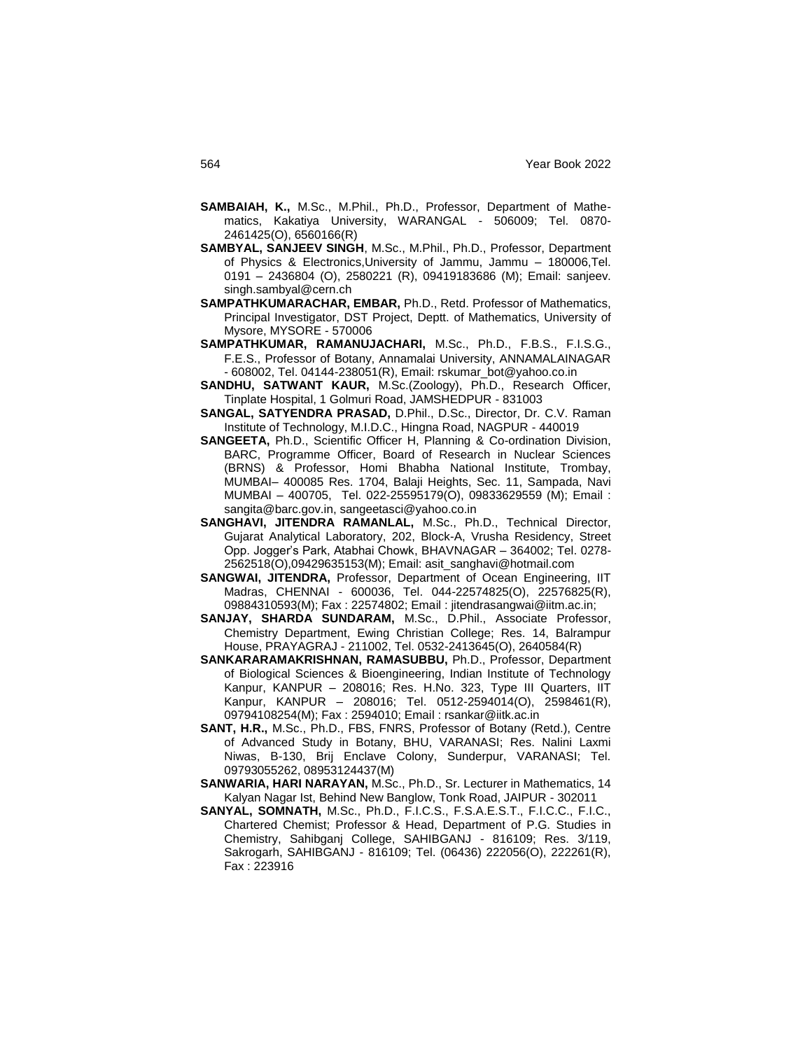**SAMBAIAH, K.,** M.Sc., M.Phil., Ph.D., Professor, Department of Mathematics, Kakatiya University, WARANGAL - 506009; Tel. 0870-2461425(O), 6560166(R)

**SAMBYAL, SANJEEV SINGH**, M.Sc., M.Phil., Ph.D., Professor, Department of Physics & Electronics,University of Jammu, Jammu – 180006,Tel. 0191 – 2436804 (O), 2580221 (R), 09419183686 (M); Email: sanjeev.singh.sambyal@cern.ch

**SAMPATHKUMARACHAR, EMBAR,** Ph.D., Retd. Professor of Mathematics, Principal Investigator, DST Project, Deptt. of Mathematics, University of Mysore, MYSORE - 570006

**SAMPATHKUMAR, RAMANUJACHARI,** M.Sc., Ph.D., F.B.S., F.I.S.G., F.E.S., Professor of Botany, Annamalai University, ANNAMALAINAGAR - 608002, Tel. 04144-238051(R), Email: rskumar_bot@yahoo.co.in

**SANDHU, SATWANT KAUR,** M.Sc.(Zoology), Ph.D., Research Officer, Tinplate Hospital, 1 Golmuri Road, JAMSHEDPUR - 831003

**SANGAL, SATYENDRA PRASAD,** D.Phil., D.Sc., Director, Dr. C.V. Raman Institute of Technology, M.I.D.C., Hingna Road, NAGPUR - 440019

**SANGEETA,** Ph.D., Scientific Officer H, Planning & Co-ordination Division, BARC, Programme Officer, Board of Research in Nuclear Sciences (BRNS) & Professor, Homi Bhabha National Institute, Trombay, MUMBAI– 400085 Res. 1704, Balaji Heights, Sec. 11, Sampada, Navi MUMBAI – 400705, Tel. 022-25595179(O), 09833629559 (M); Email : sangita@barc.gov.in, sangeetasci@yahoo.co.in

**SANGHAVI, JITENDRA RAMANLAL,** M.Sc., Ph.D., Technical Director, Gujarat Analytical Laboratory, 202, Block-A, Vrusha Residency, Street Opp. Jogger's Park, Atabhai Chowk, BHAVNAGAR – 364002; Tel. 0278-2562518(O),09429635153(M); Email: asit_sanghavi@hotmail.com

**SANGWAI, JITENDRA,** Professor, Department of Ocean Engineering, IIT Madras, CHENNAI - 600036, Tel. 044-22574825(O), 22576825(R), 09884310593(M); Fax : 22574802; Email : jitendrasangwai@iitm.ac.in;

**SANJAY, SHARDA SUNDARAM,** M.Sc., D.Phil., Associate Professor, Chemistry Department, Ewing Christian College; Res. 14, Balrampur House, PRAYAGRAJ - 211002, Tel. 0532-2413645(O), 2640584(R)

**SANKARARAMAKRISHNAN, RAMASUBBU,** Ph.D., Professor, Department of Biological Sciences & Bioengineering, Indian Institute of Technology Kanpur, KANPUR – 208016; Res. H.No. 323, Type III Quarters, IIT Kanpur, KANPUR – 208016; Tel. 0512-2594014(O), 2598461(R), 09794108254(M); Fax : 2594010; Email : rsankar@iitk.ac.in

**SANT, H.R.,** M.Sc., Ph.D., FBS, FNRS, Professor of Botany (Retd.), Centre of Advanced Study in Botany, BHU, VARANASI; Res. Nalini Laxmi Niwas, B-130, Brij Enclave Colony, Sunderpur, VARANASI; Tel. 09793055262, 08953124437(M)

**SANWARIA, HARI NARAYAN,** M.Sc., Ph.D., Sr. Lecturer in Mathematics, 14 Kalyan Nagar Ist, Behind New Banglow, Tonk Road, JAIPUR - 302011

**SANYAL, SOMNATH,** M.Sc., Ph.D., F.I.C.S., F.S.A.E.S.T., F.I.C.C., F.I.C., Chartered Chemist; Professor & Head, Department of P.G. Studies in Chemistry, Sahibganj College, SAHIBGANJ - 816109; Res. 3/119, Sakrogarh, SAHIBGANJ - 816109; Tel. (06436) 222056(O), 222261(R), Fax : 223916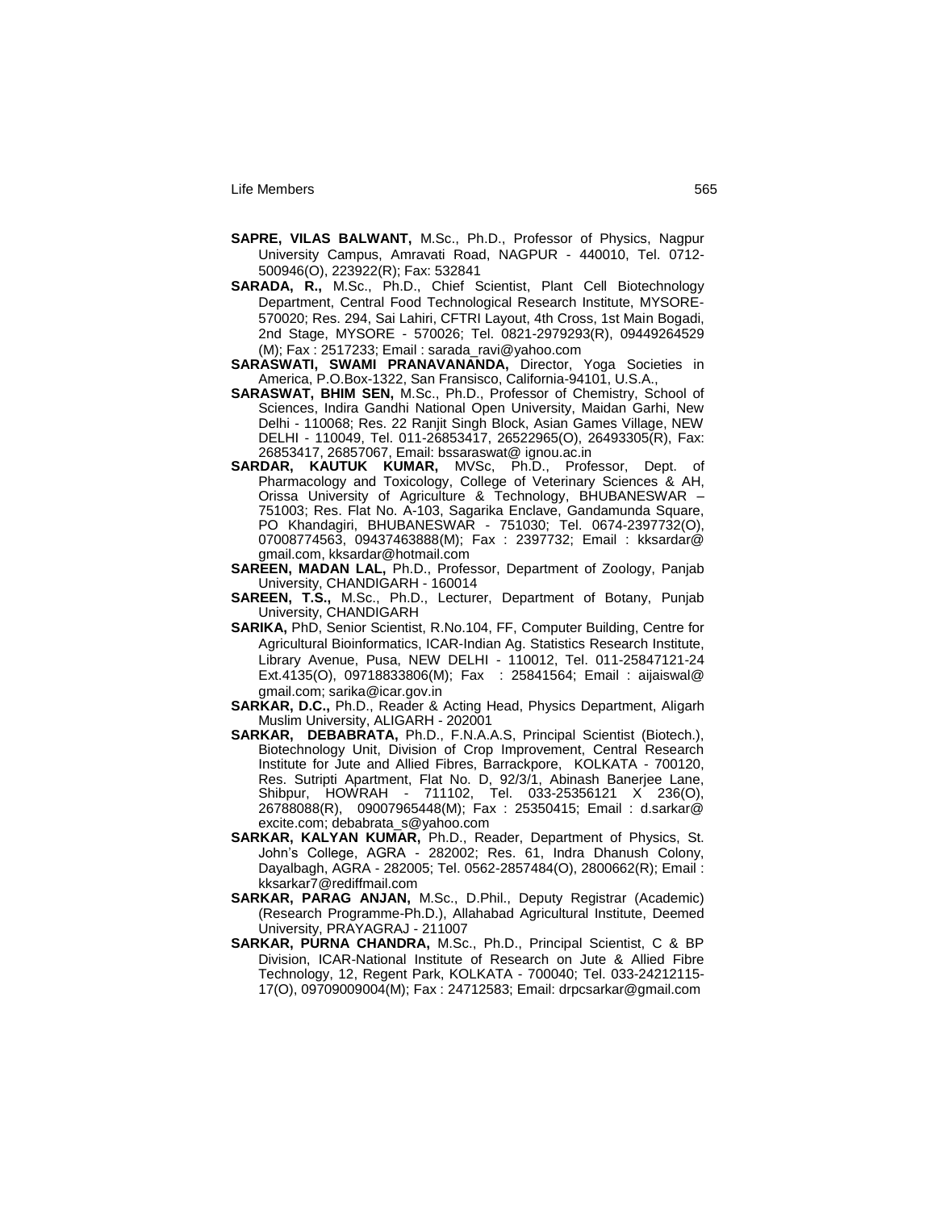**SAPRE, VILAS BALWANT,** M.Sc., Ph.D., Professor of Physics, Nagpur University Campus, Amravati Road, NAGPUR - 440010, Tel. 0712-500946(O), 223922(R); Fax: 532841

**SARADA, R.,** M.Sc., Ph.D., Chief Scientist, Plant Cell Biotechnology Department, Central Food Technological Research Institute, MYSORE-570020; Res. 294, Sai Lahiri, CFTRI Layout, 4th Cross, 1st Main Bogadi, 2nd Stage, MYSORE - 570026; Tel. 0821-2979293(R), 09449264529 (M); Fax : 2517233; Email : sarada_ravi@yahoo.com

**SARASWATI, SWAMI PRANAVANANDA,** Director, Yoga Societies in America, P.O.Box-1322, San Fransisco, California-94101, U.S.A.,

**SARASWAT, BHIM SEN,** M.Sc., Ph.D., Professor of Chemistry, School of Sciences, Indira Gandhi National Open University, Maidan Garhi, New Delhi - 110068; Res. 22 Ranjit Singh Block, Asian Games Village, NEW DELHI - 110049, Tel. 011-26853417, 26522965(O), 26493305(R), Fax: 26853417, 26857067, Email: bssaraswat@ ignou.ac.in

**SARDAR, KAUTUK KUMAR,** MVSc, Ph.D., Professor, Dept. of Pharmacology and Toxicology, College of Veterinary Sciences & AH, Orissa University of Agriculture & Technology, BHUBANESWAR – 751003; Res. Flat No. A-103, Sagarika Enclave, Gandamunda Square, PO Khandagiri, BHUBANESWAR - 751030; Tel. 0674-2397732(O), 07008774563, 09437463888(M); Fax : 2397732; Email : kksardar@ gmail.com, kksardar@hotmail.com

**SAREEN, MADAN LAL,** Ph.D., Professor, Department of Zoology, Panjab University, CHANDIGARH - 160014

**SAREEN, T.S.,** M.Sc., Ph.D., Lecturer, Department of Botany, Punjab University, CHANDIGARH

**SARIKA,** PhD, Senior Scientist, R.No.104, FF, Computer Building, Centre for Agricultural Bioinformatics, ICAR-Indian Ag. Statistics Research Institute, Library Avenue, Pusa, NEW DELHI - 110012, Tel. 011-25847121-24 Ext.4135(O), 09718833806(M); Fax : 25841564; Email : aijaiswal@ gmail.com; sarika@icar.gov.in

**SARKAR, D.C.,** Ph.D., Reader & Acting Head, Physics Department, Aligarh Muslim University, ALIGARH - 202001

**SARKAR, DEBABRATA,** Ph.D., F.N.A.A.S, Principal Scientist (Biotech.), Biotechnology Unit, Division of Crop Improvement, Central Research Institute for Jute and Allied Fibres, Barrackpore, KOLKATA - 700120, Res. Sutripti Apartment, Flat No. D, 92/3/1, Abinash Banerjee Lane, Shibpur, HOWRAH - 711102, Tel. 033-25356121 X 236(O), 26788088(R), 09007965448(M); Fax : 25350415; Email : d.sarkar@ excite.com; debabrata_s@yahoo.com

**SARKAR, KALYAN KUMAR,** Ph.D., Reader, Department of Physics, St. John's College, AGRA - 282002; Res. 61, Indra Dhanush Colony, Dayalbagh, AGRA - 282005; Tel. 0562-2857484(O), 2800662(R); Email : kksarkar7@rediffmail.com

**SARKAR, PARAG ANJAN,** M.Sc., D.Phil., Deputy Registrar (Academic) (Research Programme-Ph.D.), Allahabad Agricultural Institute, Deemed University, PRAYAGRAJ - 211007

**SARKAR, PURNA CHANDRA,** M.Sc., Ph.D., Principal Scientist, C & BP Division, ICAR-National Institute of Research on Jute & Allied Fibre Technology, 12, Regent Park, KOLKATA - 700040; Tel. 033-24212115-17(O), 09709009004(M); Fax : 24712583; Email: drpcsarkar@gmail.com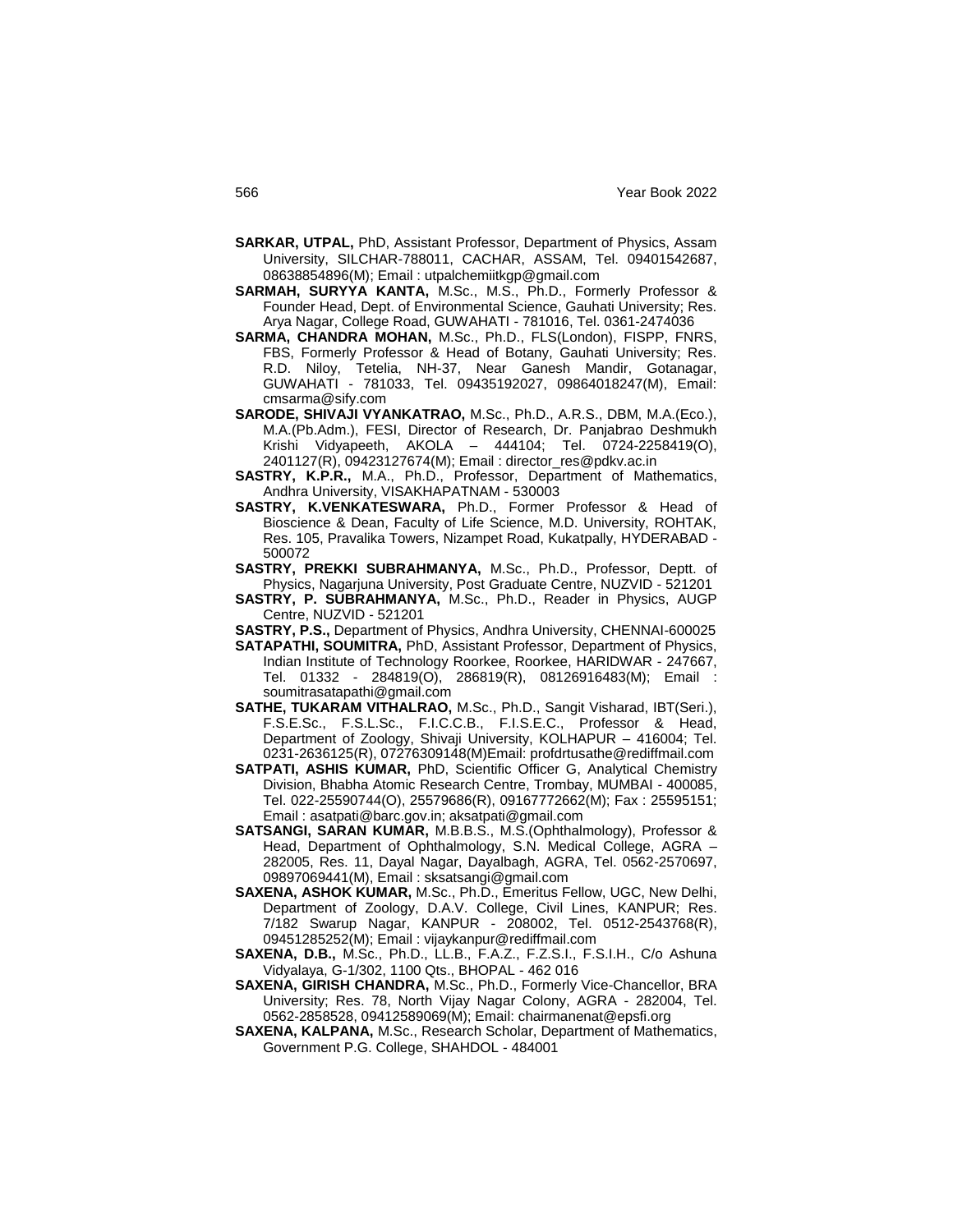**SARKAR, UTPAL,** PhD, Assistant Professor, Department of Physics, Assam University, SILCHAR-788011, CACHAR, ASSAM, Tel. 09401542687, 08638854896(M); Email : utpalchemiitkgp@gmail.com

**SARMAH, SURYYA KANTA,** M.Sc., M.S., Ph.D., Formerly Professor & Founder Head, Dept. of Environmental Science, Gauhati University; Res. Arya Nagar, College Road, GUWAHATI - 781016, Tel. 0361-2474036

**SARMA, CHANDRA MOHAN,** M.Sc., Ph.D., FLS(London), FISPP, FNRS, FBS, Formerly Professor & Head of Botany, Gauhati University; Res. R.D. Niloy, Tetelia, NH-37, Near Ganesh Mandir, Gotanagar, GUWAHATI - 781033, Tel. 09435192027, 09864018247(M), Email: cmsarma@sify.com

**SARODE, SHIVAJI VYANKATRAO,** M.Sc., Ph.D., A.R.S., DBM, M.A.(Eco.), M.A.(Pb.Adm.), FESI, Director of Research, Dr. Panjabrao Deshmukh Krishi Vidyapeeth, AKOLA – 444104; Tel. 0724-2258419(O), 2401127(R), 09423127674(M); Email : director_res@pdkv.ac.in

**SASTRY, K.P.R.,** M.A., Ph.D., Professor, Department of Mathematics, Andhra University, VISAKHAPATNAM - 530003

**SASTRY, K.VENKATESWARA,** Ph.D., Former Professor & Head of Bioscience & Dean, Faculty of Life Science, M.D. University, ROHTAK, Res. 105, Pravalika Towers, Nizampet Road, Kukatpally, HYDERABAD - 500072

**SASTRY, PREKKI SUBRAHMANYA,** M.Sc., Ph.D., Professor, Deptt. of Physics, Nagarjuna University, Post Graduate Centre, NUZVID - 521201

**SASTRY, P. SUBRAHMANYA,** M.Sc., Ph.D., Reader in Physics, AUGP Centre, NUZVID - 521201

**SASTRY, P.S.,** Department of Physics, Andhra University, CHENNAI-600025

**SATAPATHI, SOUMITRA,** PhD, Assistant Professor, Department of Physics, Indian Institute of Technology Roorkee, Roorkee, HARIDWAR - 247667, Tel. 01332 - 284819(O), 286819(R), 08126916483(M); Email : soumitrasatapathi@gmail.com

**SATHE, TUKARAM VITHALRAO,** M.Sc., Ph.D., Sangit Visharad, IBT(Seri.), F.S.E.Sc., F.S.L.Sc., F.I.C.C.B., F.I.S.E.C., Professor & Head, Department of Zoology, Shivaji University, KOLHAPUR – 416004; Tel. 0231-2636125(R), 07276309148(M)Email: profdrtusathe@rediffmail.com

**SATPATI, ASHIS KUMAR,** PhD, Scientific Officer G, Analytical Chemistry Division, Bhabha Atomic Research Centre, Trombay, MUMBAI - 400085, Tel. 022-25590744(O), 25579686(R), 09167772662(M); Fax : 25595151; Email : asatpati@barc.gov.in; aksatpati@gmail.com

**SATSANGI, SARAN KUMAR,** M.B.B.S., M.S.(Ophthalmology), Professor & Head, Department of Ophthalmology, S.N. Medical College, AGRA – 282005, Res. 11, Dayal Nagar, Dayalbagh, AGRA, Tel. 0562-2570697, 09897069441(M), Email : sksatsangi@gmail.com

**SAXENA, ASHOK KUMAR,** M.Sc., Ph.D., Emeritus Fellow, UGC, New Delhi, Department of Zoology, D.A.V. College, Civil Lines, KANPUR; Res. 7/182 Swarup Nagar, KANPUR - 208002, Tel. 0512-2543768(R), 09451285252(M); Email : vijaykanpur@rediffmail.com

**SAXENA, D.B.,** M.Sc., Ph.D., LL.B., F.A.Z., F.Z.S.I., F.S.I.H., C/o Ashuna Vidyalaya, G-1/302, 1100 Qts., BHOPAL - 462 016

**SAXENA, GIRISH CHANDRA,** M.Sc., Ph.D., Formerly Vice-Chancellor, BRA University; Res. 78, North Vijay Nagar Colony, AGRA - 282004, Tel. 0562-2858528, 09412589069(M); Email: chairmanenat@epsfi.org

**SAXENA, KALPANA,** M.Sc., Research Scholar, Department of Mathematics, Government P.G. College, SHAHDOL - 484001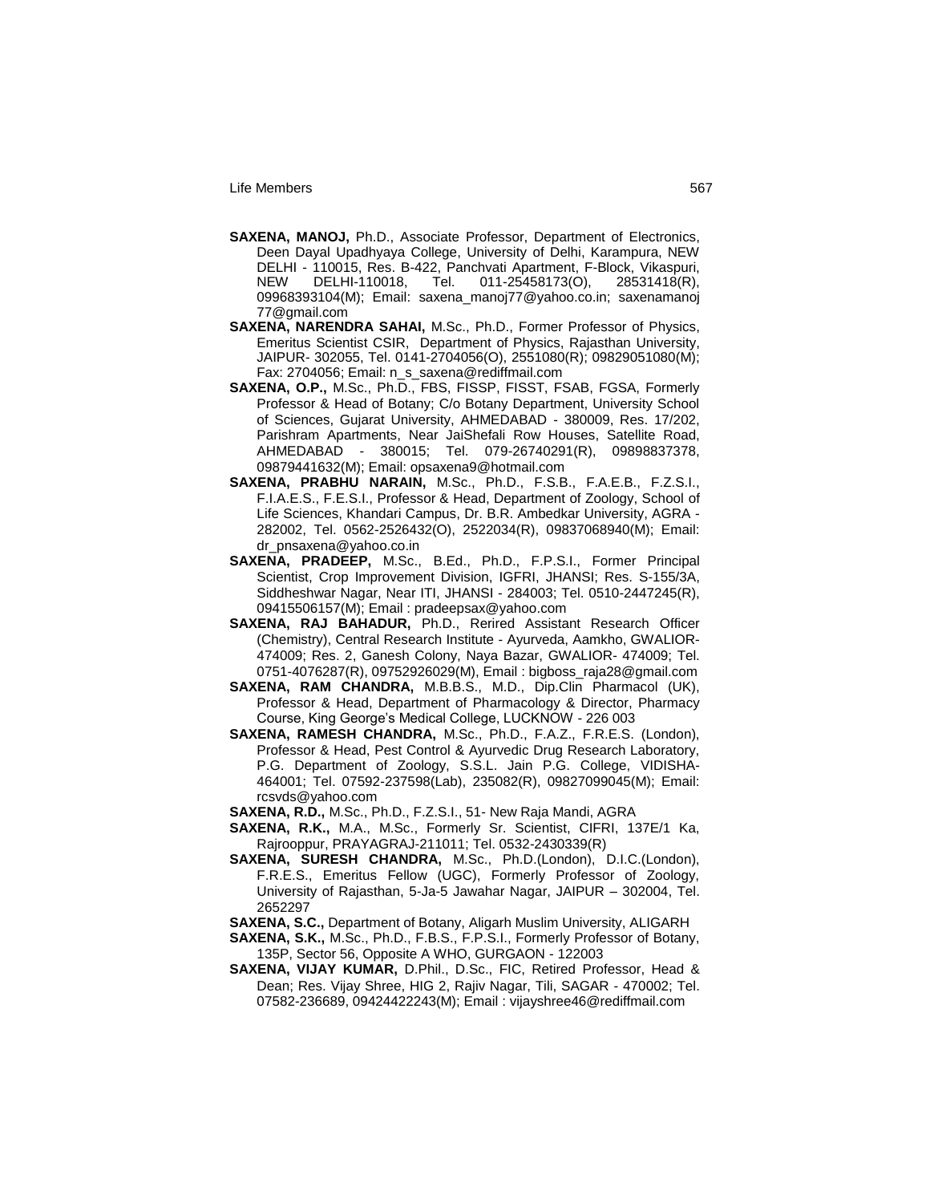**SAXENA, MANOJ,** Ph.D., Associate Professor, Department of Electronics, Deen Dayal Upadhyaya College, University of Delhi, Karampura, NEW DELHI - 110015, Res. B-422, Panchvati Apartment, F-Block, Vikaspuri, NEW DELHI-110018, Tel. 011-25458173(O), 28531418(R), 09968393104(M); Email: saxena_manoj77@yahoo.co.in; saxenamanoj77@gmail.com

**SAXENA, NARENDRA SAHAI,** M.Sc., Ph.D., Former Professor of Physics, Emeritus Scientist CSIR, Department of Physics, Rajasthan University, JAIPUR- 302055, Tel. 0141-2704056(O), 2551080(R); 09829051080(M); Fax: 2704056; Email: n_s_saxena@rediffmail.com

**SAXENA, O.P.,** M.Sc., Ph.D., FBS, FISSP, FISST, FSAB, FGSA, Formerly Professor & Head of Botany; C/o Botany Department, University School of Sciences, Gujarat University, AHMEDABAD - 380009, Res. 17/202, Parishram Apartments, Near JaiShefali Row Houses, Satellite Road, AHMEDABAD - 380015; Tel. 079-26740291(R), 09898837378, 09879441632(M); Email: opsaxena9@hotmail.com

**SAXENA, PRABHU NARAIN,** M.Sc., Ph.D., F.S.B., F.A.E.B., F.Z.S.I., F.I.A.E.S., F.E.S.I., Professor & Head, Department of Zoology, School of Life Sciences, Khandari Campus, Dr. B.R. Ambedkar University, AGRA - 282002, Tel. 0562-2526432(O), 2522034(R), 09837068940(M); Email: dr_pnsaxena@yahoo.co.in

**SAXENA, PRADEEP,** M.Sc., B.Ed., Ph.D., F.P.S.I., Former Principal Scientist, Crop Improvement Division, IGFRI, JHANSI; Res. S-155/3A, Siddheshwar Nagar, Near ITI, JHANSI - 284003; Tel. 0510-2447245(R), 09415506157(M); Email : pradeepsax@yahoo.com

**SAXENA, RAJ BAHADUR,** Ph.D., Rerired Assistant Research Officer (Chemistry), Central Research Institute - Ayurveda, Aamkho, GWALIOR-474009; Res. 2, Ganesh Colony, Naya Bazar, GWALIOR- 474009; Tel. 0751-4076287(R), 09752926029(M), Email : bigboss_raja28@gmail.com

**SAXENA, RAM CHANDRA,** M.B.B.S., M.D., Dip.Clin Pharmacol (UK), Professor & Head, Department of Pharmacology & Director, Pharmacy Course, King George's Medical College, LUCKNOW - 226 003

**SAXENA, RAMESH CHANDRA,** M.Sc., Ph.D., F.A.Z., F.R.E.S. (London), Professor & Head, Pest Control & Ayurvedic Drug Research Laboratory, P.G. Department of Zoology, S.S.L. Jain P.G. College, VIDISHA-464001; Tel. 07592-237598(Lab), 235082(R), 09827099045(M); Email: rcsvds@yahoo.com

**SAXENA, R.D.,** M.Sc., Ph.D., F.Z.S.I., 51- New Raja Mandi, AGRA

**SAXENA, R.K.,** M.A., M.Sc., Formerly Sr. Scientist, CIFRI, 137E/1 Ka, Rajrooppur, PRAYAGRAJ-211011; Tel. 0532-2430339(R)

**SAXENA, SURESH CHANDRA,** M.Sc., Ph.D.(London), D.I.C.(London), F.R.E.S., Emeritus Fellow (UGC), Formerly Professor of Zoology, University of Rajasthan, 5-Ja-5 Jawahar Nagar, JAIPUR – 302004, Tel. 2652297

**SAXENA, S.C.,** Department of Botany, Aligarh Muslim University, ALIGARH

**SAXENA, S.K.,** M.Sc., Ph.D., F.B.S., F.P.S.I., Formerly Professor of Botany, 135P, Sector 56, Opposite A WHO, GURGAON - 122003

**SAXENA, VIJAY KUMAR,** D.Phil., D.Sc., FIC, Retired Professor, Head & Dean; Res. Vijay Shree, HIG 2, Rajiv Nagar, Tili, SAGAR - 470002; Tel. 07582-236689, 09424422243(M); Email : vijayshree46@rediffmail.com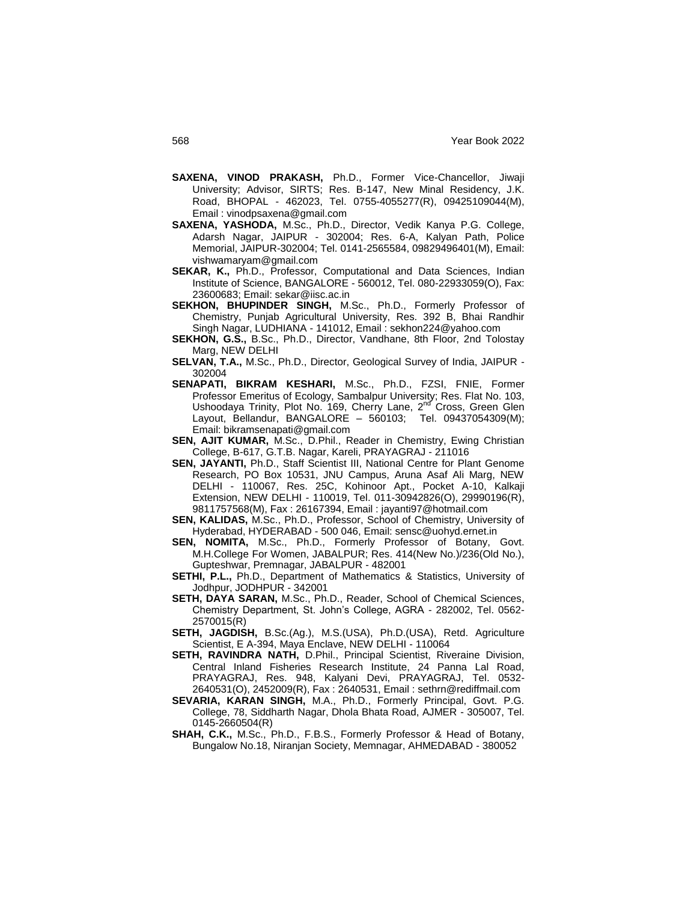**SAXENA, VINOD PRAKASH,** Ph.D., Former Vice-Chancellor, Jiwaji University; Advisor, SIRTS; Res. B-147, New Minal Residency, J.K. Road, BHOPAL - 462023, Tel. 0755-4055277(R), 09425109044(M), Email : vinodpsaxena@gmail.com

**SAXENA, YASHODA,** M.Sc., Ph.D., Director, Vedik Kanya P.G. College, Adarsh Nagar, JAIPUR - 302004; Res. 6-A, Kalyan Path, Police Memorial, JAIPUR-302004; Tel. 0141-2565584, 09829496401(M), Email: vishwamaryam@gmail.com

**SEKAR, K.,** Ph.D., Professor, Computational and Data Sciences, Indian Institute of Science, BANGALORE - 560012, Tel. 080-22933059(O), Fax: 23600683; Email: sekar@iisc.ac.in

**SEKHON, BHUPINDER SINGH,** M.Sc., Ph.D., Formerly Professor of Chemistry, Punjab Agricultural University, Res. 392 B, Bhai Randhir Singh Nagar, LUDHIANA - 141012, Email : sekhon224@yahoo.com

**SEKHON, G.S.,** B.Sc., Ph.D., Director, Vandhane, 8th Floor, 2nd Tolostay Marg, NEW DELHI

**SELVAN, T.A.,** M.Sc., Ph.D., Director, Geological Survey of India, JAIPUR - 302004

**SENAPATI, BIKRAM KESHARI,** M.Sc., Ph.D., FZSI, FNIE, Former Professor Emeritus of Ecology, Sambalpur University; Res. Flat No. 103, Ushoodaya Trinity, Plot No. 169, Cherry Lane, 2nd Cross, Green Glen Layout, Bellandur, BANGALORE – 560103; Tel. 09437054309(M); Email: bikramsenapati@gmail.com

**SEN, AJIT KUMAR,** M.Sc., D.Phil., Reader in Chemistry, Ewing Christian College, B-617, G.T.B. Nagar, Kareli, PRAYAGRAJ - 211016

**SEN, JAYANTI,** Ph.D., Staff Scientist III, National Centre for Plant Genome Research, PO Box 10531, JNU Campus, Aruna Asaf Ali Marg, NEW DELHI - 110067, Res. 25C, Kohinoor Apt., Pocket A-10, Kalkaji Extension, NEW DELHI - 110019, Tel. 011-30942826(O), 29990196(R), 9811757568(M), Fax : 26167394, Email : jayanti97@hotmail.com

**SEN, KALIDAS,** M.Sc., Ph.D., Professor, School of Chemistry, University of Hyderabad, HYDERABAD - 500 046, Email: sensc@uohyd.ernet.in

**SEN, NOMITA,** M.Sc., Ph.D., Formerly Professor of Botany, Govt. M.H.College For Women, JABALPUR; Res. 414(New No.)/236(Old No.), Gupteshwar, Premnagar, JABALPUR - 482001

**SETHI, P.L.,** Ph.D., Department of Mathematics & Statistics, University of Jodhpur, JODHPUR - 342001

**SETH, DAYA SARAN,** M.Sc., Ph.D., Reader, School of Chemical Sciences, Chemistry Department, St. John's College, AGRA - 282002, Tel. 0562-2570015(R)

**SETH, JAGDISH,** B.Sc.(Ag.), M.S.(USA), Ph.D.(USA), Retd. Agriculture Scientist, E A-394, Maya Enclave, NEW DELHI - 110064

**SETH, RAVINDRA NATH,** D.Phil., Principal Scientist, Riveraine Division, Central Inland Fisheries Research Institute, 24 Panna Lal Road, PRAYAGRAJ, Res. 948, Kalyani Devi, PRAYAGRAJ, Tel. 0532-2640531(O), 2452009(R), Fax : 2640531, Email : sethrn@rediffmail.com

**SEVARIA, KARAN SINGH,** M.A., Ph.D., Formerly Principal, Govt. P.G. College, 78, Siddharth Nagar, Dhola Bhata Road, AJMER - 305007, Tel. 0145-2660504(R)

**SHAH, C.K.,** M.Sc., Ph.D., F.B.S., Formerly Professor & Head of Botany, Bungalow No.18, Niranjan Society, Memnagar, AHMEDABAD - 380052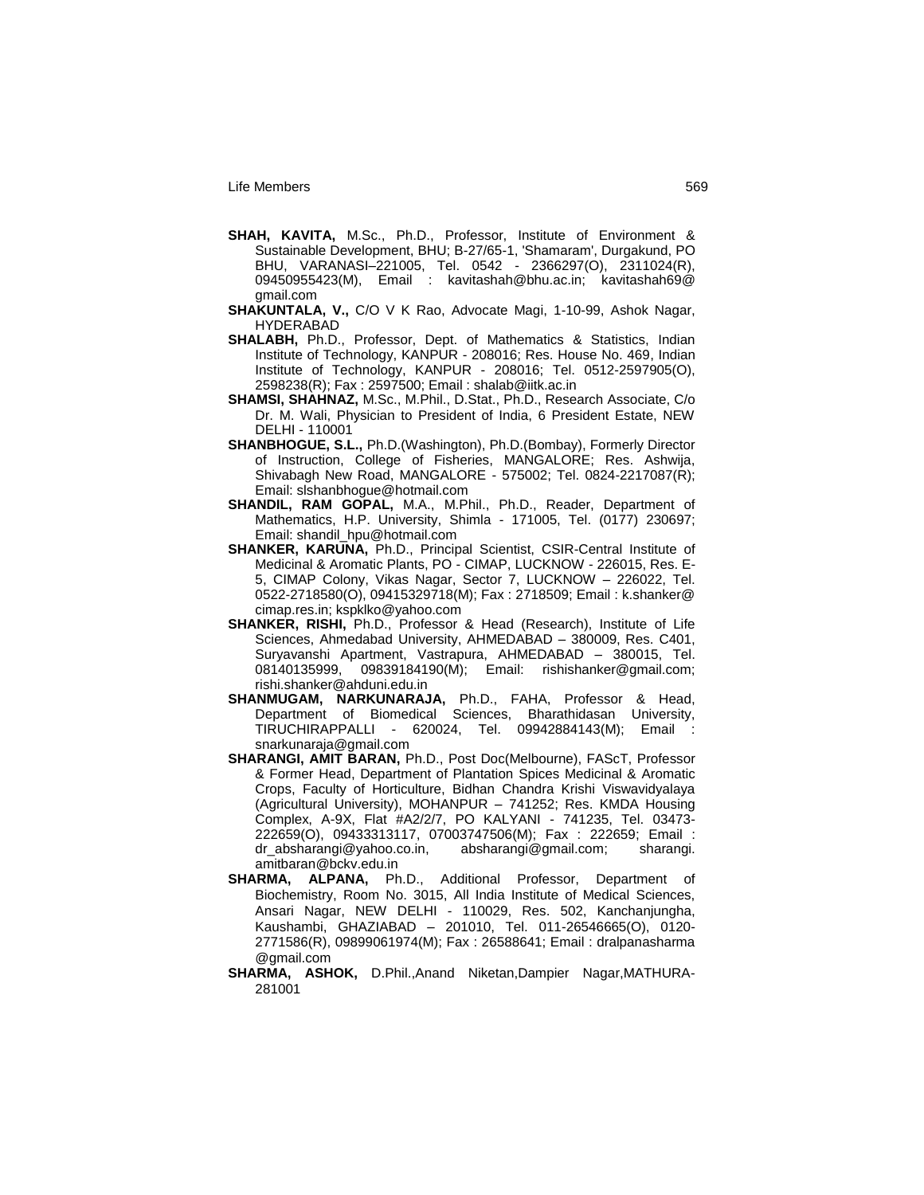**SHAH, KAVITA,** M.Sc., Ph.D., Professor, Institute of Environment & Sustainable Development, BHU; B-27/65-1, 'Shamaram', Durgakund, PO BHU, VARANASI–221005, Tel. 0542 - 2366297(O), 2311024(R), 09450955423(M), Email : kavitashah@bhu.ac.in; kavitashah69@gmail.com

**SHAKUNTALA, V.,** C/O V K Rao, Advocate Magi, 1-10-99, Ashok Nagar, HYDERABAD

**SHALABH,** Ph.D., Professor, Dept. of Mathematics & Statistics, Indian Institute of Technology, KANPUR - 208016; Res. House No. 469, Indian Institute of Technology, KANPUR - 208016; Tel. 0512-2597905(O), 2598238(R); Fax : 2597500; Email : shalab@iitk.ac.in

**SHAMSI, SHAHNAZ,** M.Sc., M.Phil., D.Stat., Ph.D., Research Associate, C/o Dr. M. Wali, Physician to President of India, 6 President Estate, NEW DELHI - 110001

**SHANBHOGUE, S.L.,** Ph.D.(Washington), Ph.D.(Bombay), Formerly Director of Instruction, College of Fisheries, MANGALORE; Res. Ashwija, Shivabagh New Road, MANGALORE - 575002; Tel. 0824-2217087(R); Email: slshanbhogue@hotmail.com

**SHANDIL, RAM GOPAL,** M.A., M.Phil., Ph.D., Reader, Department of Mathematics, H.P. University, Shimla - 171005, Tel. (0177) 230697; Email: shandil_hpu@hotmail.com

**SHANKER, KARUNA,** Ph.D., Principal Scientist, CSIR-Central Institute of Medicinal & Aromatic Plants, PO - CIMAP, LUCKNOW - 226015, Res. E-5, CIMAP Colony, Vikas Nagar, Sector 7, LUCKNOW – 226022, Tel. 0522-2718580(O), 09415329718(M); Fax : 2718509; Email : k.shanker@cimap.res.in; kspklko@yahoo.com

**SHANKER, RISHI,** Ph.D., Professor & Head (Research), Institute of Life Sciences, Ahmedabad University, AHMEDABAD – 380009, Res. C401, Suryavanshi Apartment, Vastrapura, AHMEDABAD – 380015, Tel. 08140135999, 09839184190(M); Email: rishishanker@gmail.com; rishi.shanker@ahduni.edu.in

**SHANMUGAM, NARKUNARAJA,** Ph.D., FAHA, Professor & Head, Department of Biomedical Sciences, Bharathidasan University, TIRUCHIRAPPALLI - 620024, Tel. 09942884143(M); Email : snarkunaraja@gmail.com

**SHARANGI, AMIT BARAN,** Ph.D., Post Doc(Melbourne), FAScT, Professor & Former Head, Department of Plantation Spices Medicinal & Aromatic Crops, Faculty of Horticulture, Bidhan Chandra Krishi Viswavidyalaya (Agricultural University), MOHANPUR – 741252; Res. KMDA Housing Complex, A-9X, Flat #A2/2/7, PO KALYANI - 741235, Tel. 03473-222659(O), 09433313117, 07003747506(M); Fax : 222659; Email : dr_absharangi@yahoo.co.in, absharangi@gmail.com; sharangi.amitbaran@bckv.edu.in

**SHARMA, ALPANA,** Ph.D., Additional Professor, Department of Biochemistry, Room No. 3015, All India Institute of Medical Sciences, Ansari Nagar, NEW DELHI - 110029, Res. 502, Kanchanjungha, Kaushambi, GHAZIABAD – 201010, Tel. 011-26546665(O), 0120-2771586(R), 09899061974(M); Fax : 26588641; Email : dralpanasharma@gmail.com

**SHARMA, ASHOK,** D.Phil.,Anand Niketan,Dampier Nagar,MATHURA-281001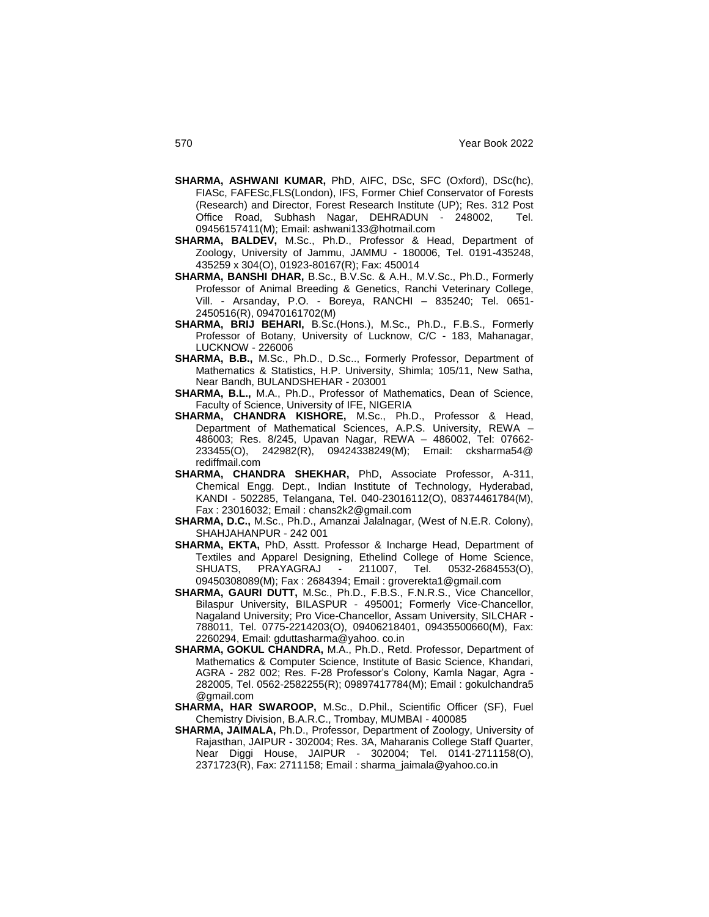**SHARMA, ASHWANI KUMAR,** PhD, AIFC, DSc, SFC (Oxford), DSc(hc), FIASc, FAFESc,FLS(London), IFS, Former Chief Conservator of Forests (Research) and Director, Forest Research Institute (UP); Res. 312 Post Office Road, Subhash Nagar, DEHRADUN - 248002, Tel. 09456157411(M); Email: ashwani133@hotmail.com

**SHARMA, BALDEV,** M.Sc., Ph.D., Professor & Head, Department of Zoology, University of Jammu, JAMMU - 180006, Tel. 0191-435248, 435259 x 304(O), 01923-80167(R); Fax: 450014

**SHARMA, BANSHI DHAR,** B.Sc., B.V.Sc. & A.H., M.V.Sc., Ph.D., Formerly Professor of Animal Breeding & Genetics, Ranchi Veterinary College, Vill. - Arsanday, P.O. - Boreya, RANCHI – 835240; Tel. 0651-2450516(R), 09470161702(M)

**SHARMA, BRIJ BEHARI,** B.Sc.(Hons.), M.Sc., Ph.D., F.B.S., Formerly Professor of Botany, University of Lucknow, C/C - 183, Mahanagar, LUCKNOW - 226006

**SHARMA, B.B.,** M.Sc., Ph.D., D.Sc.., Formerly Professor, Department of Mathematics & Statistics, H.P. University, Shimla; 105/11, New Satha, Near Bandh, BULANDSHEHAR - 203001

**SHARMA, B.L.,** M.A., Ph.D., Professor of Mathematics, Dean of Science, Faculty of Science, University of IFE, NIGERIA

**SHARMA, CHANDRA KISHORE,** M.Sc., Ph.D., Professor & Head, Department of Mathematical Sciences, A.P.S. University, REWA – 486003; Res. 8/245, Upavan Nagar, REWA – 486002, Tel: 07662-233455(O), 242982(R), 09424338249(M); Email: cksharma54@ rediffmail.com

**SHARMA, CHANDRA SHEKHAR,** PhD, Associate Professor, A-311, Chemical Engg. Dept., Indian Institute of Technology, Hyderabad, KANDI - 502285, Telangana, Tel. 040-23016112(O), 08374461784(M), Fax : 23016032; Email : chans2k2@gmail.com

**SHARMA, D.C.,** M.Sc., Ph.D., Amanzai Jalalnagar, (West of N.E.R. Colony), SHAHJAHANPUR - 242 001

**SHARMA, EKTA,** PhD, Asstt. Professor & Incharge Head, Department of Textiles and Apparel Designing, Ethelind College of Home Science, SHUATS, PRAYAGRAJ - 211007, Tel. 0532-2684553(O), 09450308089(M); Fax : 2684394; Email : groverekta1@gmail.com

**SHARMA, GAURI DUTT,** M.Sc., Ph.D., F.B.S., F.N.R.S., Vice Chancellor, Bilaspur University, BILASPUR - 495001; Formerly Vice-Chancellor, Nagaland University; Pro Vice-Chancellor, Assam University, SILCHAR - 788011, Tel. 0775-2214203(O), 09406218401, 09435500660(M), Fax: 2260294, Email: gduttasharma@yahoo. co.in

**SHARMA, GOKUL CHANDRA,** M.A., Ph.D., Retd. Professor, Department of Mathematics & Computer Science, Institute of Basic Science, Khandari, AGRA - 282 002; Res. F-28 Professor's Colony, Kamla Nagar, Agra - 282005, Tel. 0562-2582255(R); 09897417784(M); Email : gokulchandra5 @gmail.com

**SHARMA, HAR SWAROOP,** M.Sc., D.Phil., Scientific Officer (SF), Fuel Chemistry Division, B.A.R.C., Trombay, MUMBAI - 400085

**SHARMA, JAIMALA,** Ph.D., Professor, Department of Zoology, University of Rajasthan, JAIPUR - 302004; Res. 3A, Maharanis College Staff Quarter, Near Diggi House, JAIPUR - 302004; Tel. 0141-2711158(O), 2371723(R), Fax: 2711158; Email : sharma_jaimala@yahoo.co.in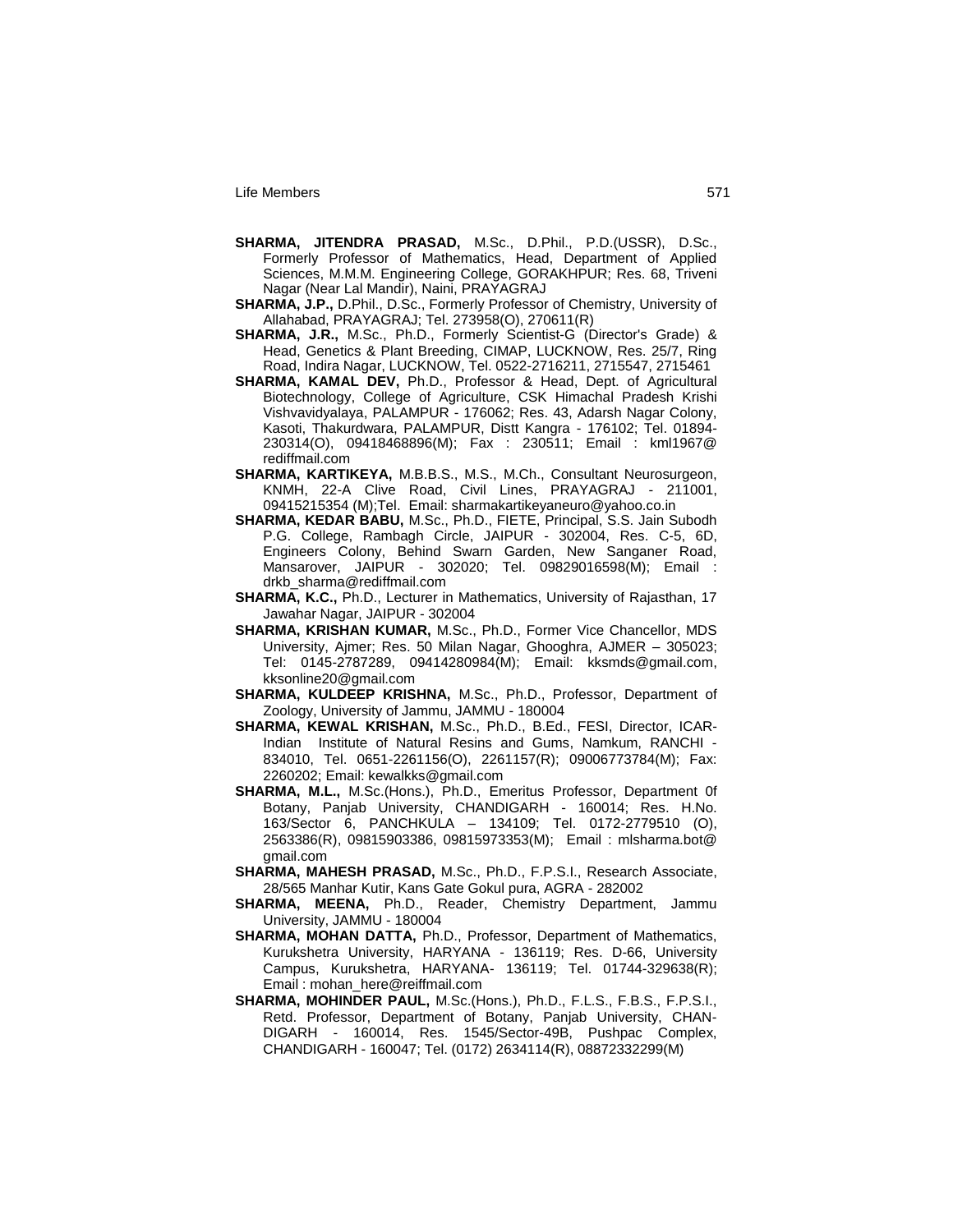**SHARMA, JITENDRA PRASAD,** M.Sc., D.Phil., P.D.(USSR), D.Sc., Formerly Professor of Mathematics, Head, Department of Applied Sciences, M.M.M. Engineering College, GORAKHPUR; Res. 68, Triveni Nagar (Near Lal Mandir), Naini, PRAYAGRAJ

**SHARMA, J.P.,** D.Phil., D.Sc., Formerly Professor of Chemistry, University of Allahabad, PRAYAGRAJ; Tel. 273958(O), 270611(R)

**SHARMA, J.R.,** M.Sc., Ph.D., Formerly Scientist-G (Director's Grade) & Head, Genetics & Plant Breeding, CIMAP, LUCKNOW, Res. 25/7, Ring Road, Indira Nagar, LUCKNOW, Tel. 0522-2716211, 2715547, 2715461

**SHARMA, KAMAL DEV,** Ph.D., Professor & Head, Dept. of Agricultural Biotechnology, College of Agriculture, CSK Himachal Pradesh Krishi Vishvavidyalaya, PALAMPUR - 176062; Res. 43, Adarsh Nagar Colony, Kasoti, Thakurdwara, PALAMPUR, Distt Kangra - 176102; Tel. 01894-230314(O), 09418468896(M); Fax : 230511; Email : kml1967@ rediffmail.com

**SHARMA, KARTIKEYA,** M.B.B.S., M.S., M.Ch., Consultant Neurosurgeon, KNMH, 22-A Clive Road, Civil Lines, PRAYAGRAJ - 211001, 09415215354 (M);Tel. Email: sharmakartikeyaneuro@yahoo.co.in

**SHARMA, KEDAR BABU,** M.Sc., Ph.D., FIETE, Principal, S.S. Jain Subodh P.G. College, Rambagh Circle, JAIPUR - 302004, Res. C-5, 6D, Engineers Colony, Behind Swarn Garden, New Sanganer Road, Mansarover, JAIPUR - 302020; Tel. 09829016598(M); Email : drkb_sharma@rediffmail.com

**SHARMA, K.C.,** Ph.D., Lecturer in Mathematics, University of Rajasthan, 17 Jawahar Nagar, JAIPUR - 302004

**SHARMA, KRISHAN KUMAR,** M.Sc., Ph.D., Former Vice Chancellor, MDS University, Ajmer; Res. 50 Milan Nagar, Ghooghra, AJMER – 305023; Tel: 0145-2787289, 09414280984(M); Email: kksmds@gmail.com, kksonline20@gmail.com

**SHARMA, KULDEEP KRISHNA,** M.Sc., Ph.D., Professor, Department of Zoology, University of Jammu, JAMMU - 180004

**SHARMA, KEWAL KRISHAN,** M.Sc., Ph.D., B.Ed., FESI, Director, ICAR-Indian Institute of Natural Resins and Gums, Namkum, RANCHI - 834010, Tel. 0651-2261156(O), 2261157(R); 09006773784(M); Fax: 2260202; Email: kewalkks@gmail.com

**SHARMA, M.L.,** M.Sc.(Hons.), Ph.D., Emeritus Professor, Department 0f Botany, Panjab University, CHANDIGARH - 160014; Res. H.No. 163/Sector 6, PANCHKULA – 134109; Tel. 0172-2779510 (O), 2563386(R), 09815903386, 09815973353(M); Email : mlsharma.bot@ gmail.com

**SHARMA, MAHESH PRASAD,** M.Sc., Ph.D., F.P.S.I., Research Associate, 28/565 Manhar Kutir, Kans Gate Gokul pura, AGRA - 282002

**SHARMA, MEENA,** Ph.D., Reader, Chemistry Department, Jammu University, JAMMU - 180004

**SHARMA, MOHAN DATTA,** Ph.D., Professor, Department of Mathematics, Kurukshetra University, HARYANA - 136119; Res. D-66, University Campus, Kurukshetra, HARYANA- 136119; Tel. 01744-329638(R); Email : mohan_here@reiffmail.com

**SHARMA, MOHINDER PAUL,** M.Sc.(Hons.), Ph.D., F.L.S., F.B.S., F.P.S.I., Retd. Professor, Department of Botany, Panjab University, CHAN-DIGARH - 160014, Res. 1545/Sector-49B, Pushpac Complex, CHANDIGARH - 160047; Tel. (0172) 2634114(R), 08872332299(M)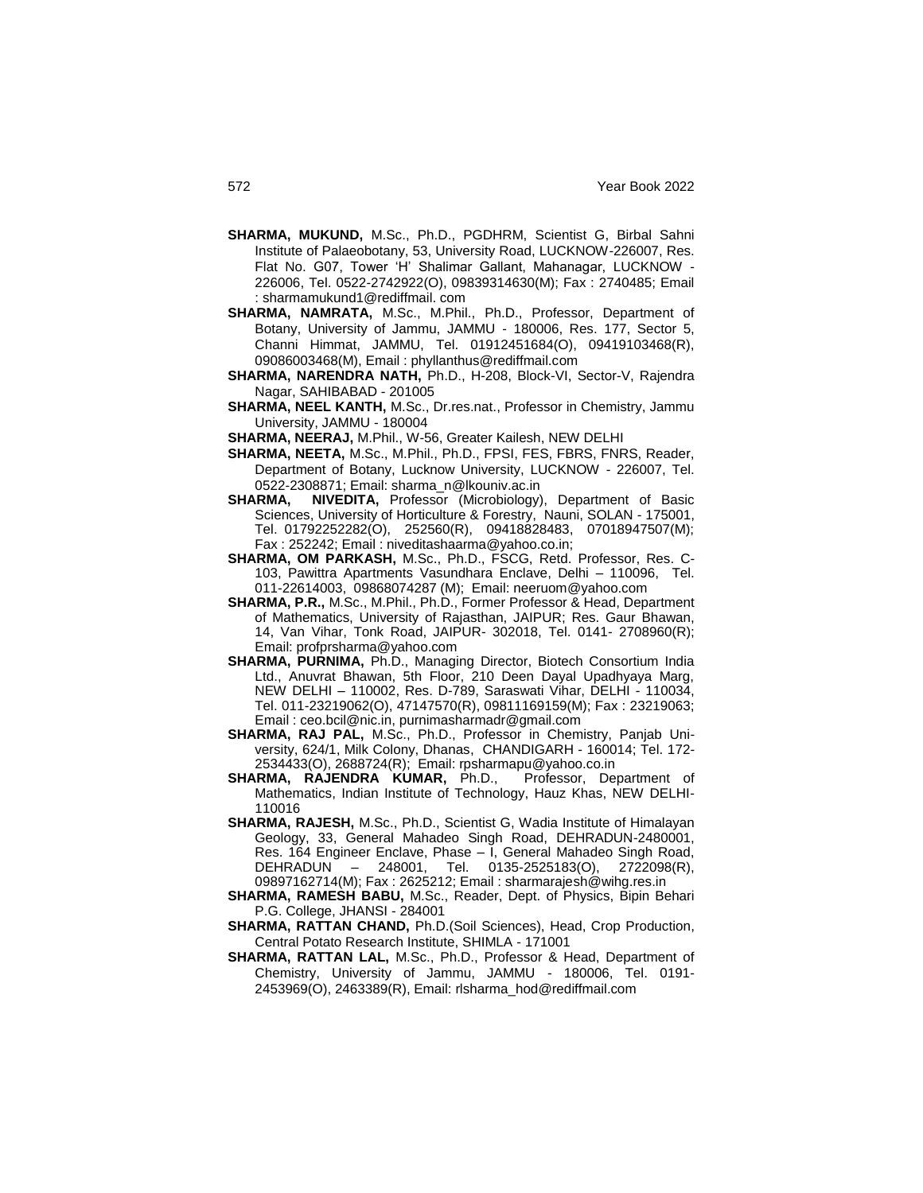**SHARMA, MUKUND,** M.Sc., Ph.D., PGDHRM, Scientist G, Birbal Sahni Institute of Palaeobotany, 53, University Road, LUCKNOW-226007, Res. Flat No. G07, Tower 'H' Shalimar Gallant, Mahanagar, LUCKNOW - 226006, Tel. 0522-2742922(O), 09839314630(M); Fax : 2740485; Email : sharmamukund1@rediffmail. com

**SHARMA, NAMRATA,** M.Sc., M.Phil., Ph.D., Professor, Department of Botany, University of Jammu, JAMMU - 180006, Res. 177, Sector 5, Channi Himmat, JAMMU, Tel. 01912451684(O), 09419103468(R), 09086003468(M), Email : phyllanthus@rediffmail.com

**SHARMA, NARENDRA NATH,** Ph.D., H-208, Block-VI, Sector-V, Rajendra Nagar, SAHIBABAD - 201005

**SHARMA, NEEL KANTH,** M.Sc., Dr.res.nat., Professor in Chemistry, Jammu University, JAMMU - 180004

**SHARMA, NEERAJ,** M.Phil., W-56, Greater Kailesh, NEW DELHI

**SHARMA, NEETA,** M.Sc., M.Phil., Ph.D., FPSI, FES, FBRS, FNRS, Reader, Department of Botany, Lucknow University, LUCKNOW - 226007, Tel. 0522-2308871; Email: sharma_n@lkouniv.ac.in

**SHARMA, NIVEDITA,** Professor (Microbiology), Department of Basic Sciences, University of Horticulture & Forestry, Nauni, SOLAN - 175001, Tel. 01792252282(O), 252560(R), 09418828483, 07018947507(M); Fax : 252242; Email : niveditashaarma@yahoo.co.in;

**SHARMA, OM PARKASH,** M.Sc., Ph.D., FSCG, Retd. Professor, Res. C-103, Pawittra Apartments Vasundhara Enclave, Delhi – 110096, Tel. 011-22614003, 09868074287 (M); Email: neeruom@yahoo.com

**SHARMA, P.R.,** M.Sc., M.Phil., Ph.D., Former Professor & Head, Department of Mathematics, University of Rajasthan, JAIPUR; Res. Gaur Bhawan, 14, Van Vihar, Tonk Road, JAIPUR- 302018, Tel. 0141- 2708960(R); Email: profprsharma@yahoo.com

**SHARMA, PURNIMA,** Ph.D., Managing Director, Biotech Consortium India Ltd., Anuvrat Bhawan, 5th Floor, 210 Deen Dayal Upadhyaya Marg, NEW DELHI – 110002, Res. D-789, Saraswati Vihar, DELHI - 110034, Tel. 011-23219062(O), 47147570(R), 09811169159(M); Fax : 23219063; Email : ceo.bcil@nic.in, purnimasharmadr@gmail.com

**SHARMA, RAJ PAL,** M.Sc., Ph.D., Professor in Chemistry, Panjab University, 624/1, Milk Colony, Dhanas, CHANDIGARH - 160014; Tel. 172-2534433(O), 2688724(R); Email: rpsharmapu@yahoo.co.in

**SHARMA, RAJENDRA KUMAR,** Ph.D., Professor, Department of Mathematics, Indian Institute of Technology, Hauz Khas, NEW DELHI-110016

**SHARMA, RAJESH,** M.Sc., Ph.D., Scientist G, Wadia Institute of Himalayan Geology, 33, General Mahadeo Singh Road, DEHRADUN-2480001, Res. 164 Engineer Enclave, Phase – I, General Mahadeo Singh Road, DEHRADUN – 248001, Tel. 0135-2525183(O), 2722098(R), 09897162714(M); Fax : 2625212; Email : sharmarajesh@wihg.res.in

**SHARMA, RAMESH BABU,** M.Sc., Reader, Dept. of Physics, Bipin Behari P.G. College, JHANSI - 284001

**SHARMA, RATTAN CHAND,** Ph.D.(Soil Sciences), Head, Crop Production, Central Potato Research Institute, SHIMLA - 171001

**SHARMA, RATTAN LAL,** M.Sc., Ph.D., Professor & Head, Department of Chemistry, University of Jammu, JAMMU - 180006, Tel. 0191-2453969(O), 2463389(R), Email: rlsharma_hod@rediffmail.com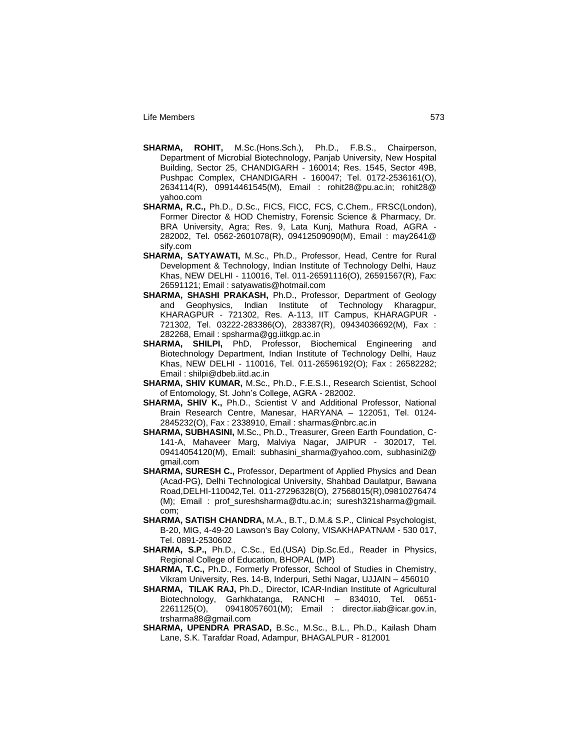**SHARMA, ROHIT,** M.Sc.(Hons.Sch.), Ph.D., F.B.S., Chairperson, Department of Microbial Biotechnology, Panjab University, New Hospital Building, Sector 25, CHANDIGARH - 160014; Res. 1545, Sector 49B, Pushpac Complex, CHANDIGARH - 160047; Tel. 0172-2536161(O), 2634114(R), 09914461545(M), Email : rohit28@pu.ac.in; rohit28@yahoo.com

**SHARMA, R.C.,** Ph.D., D.Sc., FICS, FICC, FCS, C.Chem., FRSC(London), Former Director & HOD Chemistry, Forensic Science & Pharmacy, Dr. BRA University, Agra; Res. 9, Lata Kunj, Mathura Road, AGRA - 282002, Tel. 0562-2601078(R), 09412509090(M), Email : may2641@sify.com

**SHARMA, SATYAWATI,** M.Sc., Ph.D., Professor, Head, Centre for Rural Development & Technology, Indian Institute of Technology Delhi, Hauz Khas, NEW DELHI - 110016, Tel. 011-26591116(O), 26591567(R), Fax: 26591121; Email : satyawatis@hotmail.com

**SHARMA, SHASHI PRAKASH,** Ph.D., Professor, Department of Geology and Geophysics, Indian Institute of Technology Kharagpur, KHARAGPUR - 721302, Res. A-113, IIT Campus, KHARAGPUR - 721302, Tel. 03222-283386(O), 283387(R), 09434036692(M), Fax : 282268, Email : spsharma@gg.iitkgp.ac.in

**SHARMA, SHILPI,** PhD, Professor, Biochemical Engineering and Biotechnology Department, Indian Institute of Technology Delhi, Hauz Khas, NEW DELHI - 110016, Tel. 011-26596192(O); Fax : 26582282; Email : shilpi@dbeb.iitd.ac.in

**SHARMA, SHIV KUMAR,** M.Sc., Ph.D., F.E.S.I., Research Scientist, School of Entomology, St. John's College, AGRA - 282002.

**SHARMA, SHIV K.,** Ph.D., Scientist V and Additional Professor, National Brain Research Centre, Manesar, HARYANA – 122051, Tel. 0124-2845232(O), Fax : 2338910, Email : sharmas@nbrc.ac.in

**SHARMA, SUBHASINI,** M.Sc., Ph.D., Treasurer, Green Earth Foundation, C-141-A, Mahaveer Marg, Malviya Nagar, JAIPUR - 302017, Tel. 09414054120(M), Email: subhasini_sharma@yahoo.com, subhasini2@gmail.com

**SHARMA, SURESH C.,** Professor, Department of Applied Physics and Dean (Acad-PG), Delhi Technological University, Shahbad Daulatpur, Bawana Road,DELHI-110042,Tel. 011-27296328(O), 27568015(R),09810276474 (M); Email : prof_sureshsharma@dtu.ac.in; suresh321sharma@gmail.com;

**SHARMA, SATISH CHANDRA,** M.A., B.T., D.M.& S.P., Clinical Psychologist, B-20, MIG, 4-49-20 Lawson's Bay Colony, VISAKHAPATNAM - 530 017, Tel. 0891-2530602

**SHARMA, S.P.,** Ph.D., C.Sc., Ed.(USA) Dip.Sc.Ed., Reader in Physics, Regional College of Education, BHOPAL (MP)

**SHARMA, T.C.,** Ph.D., Formerly Professor, School of Studies in Chemistry, Vikram University, Res. 14-B, Inderpuri, Sethi Nagar, UJJAIN – 456010

**SHARMA, TILAK RAJ,** Ph.D., Director, ICAR-Indian Institute of Agricultural Biotechnology, Garhkhatanga, RANCHI – 834010, Tel. 0651-2261125(O), 09418057601(M); Email : director.iiab@icar.gov.in, trsharma88@gmail.com

**SHARMA, UPENDRA PRASAD,** B.Sc., M.Sc., B.L., Ph.D., Kailash Dham Lane, S.K. Tarafdar Road, Adampur, BHAGALPUR - 812001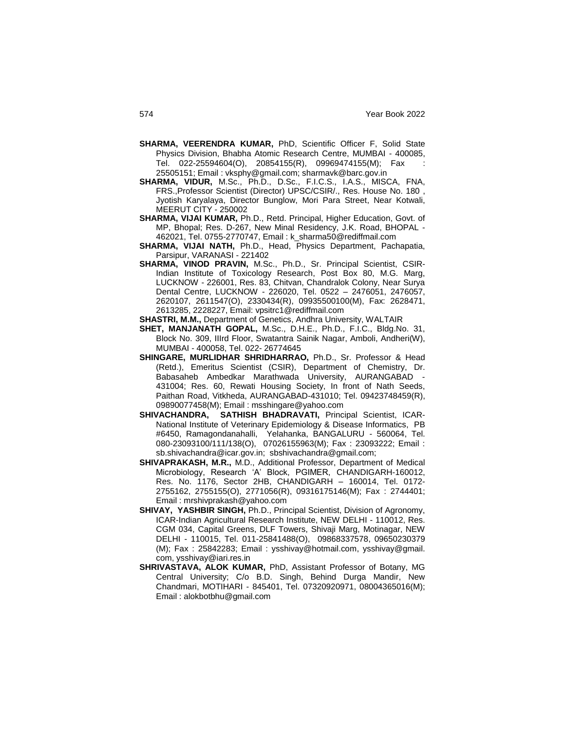**SHARMA, VEERENDRA KUMAR,** PhD, Scientific Officer F, Solid State Physics Division, Bhabha Atomic Research Centre, MUMBAI - 400085, Tel. 022-25594604(O), 20854155(R), 09969474155(M); Fax : 25505151; Email : vksphy@gmail.com; sharmavk@barc.gov.in

**SHARMA, VIDUR,** M.Sc., Ph.D., D.Sc., F.I.C.S., I.A.S., MISCA, FNA, FRS.,Professor Scientist (Director) UPSC/CSIR/., Res. House No. 180 , Jyotish Karyalaya, Director Bunglow, Mori Para Street, Near Kotwali, MEERUT CITY - 250002

**SHARMA, VIJAI KUMAR,** Ph.D., Retd. Principal, Higher Education, Govt. of MP, Bhopal; Res. D-267, New Minal Residency, J.K. Road, BHOPAL - 462021, Tel. 0755-2770747, Email : k_sharma50@rediffmail.com

**SHARMA, VIJAI NATH,** Ph.D., Head, Physics Department, Pachapatia, Parsipur, VARANASI - 221402

**SHARMA, VINOD PRAVIN,** M.Sc., Ph.D., Sr. Principal Scientist, CSIR-Indian Institute of Toxicology Research, Post Box 80, M.G. Marg, LUCKNOW - 226001, Res. 83, Chitvan, Chandralok Colony, Near Surya Dental Centre, LUCKNOW - 226020, Tel. 0522 – 2476051, 2476057, 2620107, 2611547(O), 2330434(R), 09935500100(M), Fax: 2628471, 2613285, 2228227, Email: vpsitrc1@rediffmail.com

**SHASTRI, M.M.,** Department of Genetics, Andhra University, WALTAIR

**SHET, MANJANATH GOPAL,** M.Sc., D.H.E., Ph.D., F.I.C., Bldg.No. 31, Block No. 309, IIIrd Floor, Swatantra Sainik Nagar, Amboli, Andheri(W), MUMBAI - 400058, Tel. 022- 26774645

**SHINGARE, MURLIDHAR SHRIDHARRAO,** Ph.D., Sr. Professor & Head (Retd.), Emeritus Scientist (CSIR), Department of Chemistry, Dr. Babasaheb Ambedkar Marathwada University, AURANGABAD - 431004; Res. 60, Rewati Housing Society, In front of Nath Seeds, Paithan Road, Vitkheda, AURANGABAD-431010; Tel. 09423748459(R), 09890077458(M); Email : msshingare@yahoo.com

**SHIVACHANDRA, SATHISH BHADRAVATI,** Principal Scientist, ICAR-National Institute of Veterinary Epidemiology & Disease Informatics, PB #6450, Ramagondanahalli, Yelahanka, BANGALURU - 560064, Tel. 080-23093100/111/138(O), 07026155963(M); Fax : 23093222; Email : sb.shivachandra@icar.gov.in; sbshivachandra@gmail.com;

**SHIVAPRAKASH, M.R.,** M.D., Additional Professor, Department of Medical Microbiology, Research 'A' Block, PGIMER, CHANDIGARH-160012, Res. No. 1176, Sector 2HB, CHANDIGARH – 160014, Tel. 0172-2755162, 2755155(O), 2771056(R), 09316175146(M); Fax : 2744401; Email : mrshivprakash@yahoo.com

**SHIVAY, YASHBIR SINGH,** Ph.D., Principal Scientist, Division of Agronomy, ICAR-Indian Agricultural Research Institute, NEW DELHI - 110012, Res. CGM 034, Capital Greens, DLF Towers, Shivaji Marg, Motinagar, NEW DELHI - 110015, Tel. 011-25841488(O), 09868337578, 09650230379 (M); Fax : 25842283; Email : ysshivay@hotmail.com, ysshivay@gmail.com, ysshivay@iari.res.in

**SHRIVASTAVA, ALOK KUMAR,** PhD, Assistant Professor of Botany, MG Central University; C/o B.D. Singh, Behind Durga Mandir, New Chandmari, MOTIHARI - 845401, Tel. 07320920971, 08004365016(M); Email : alokbotbhu@gmail.com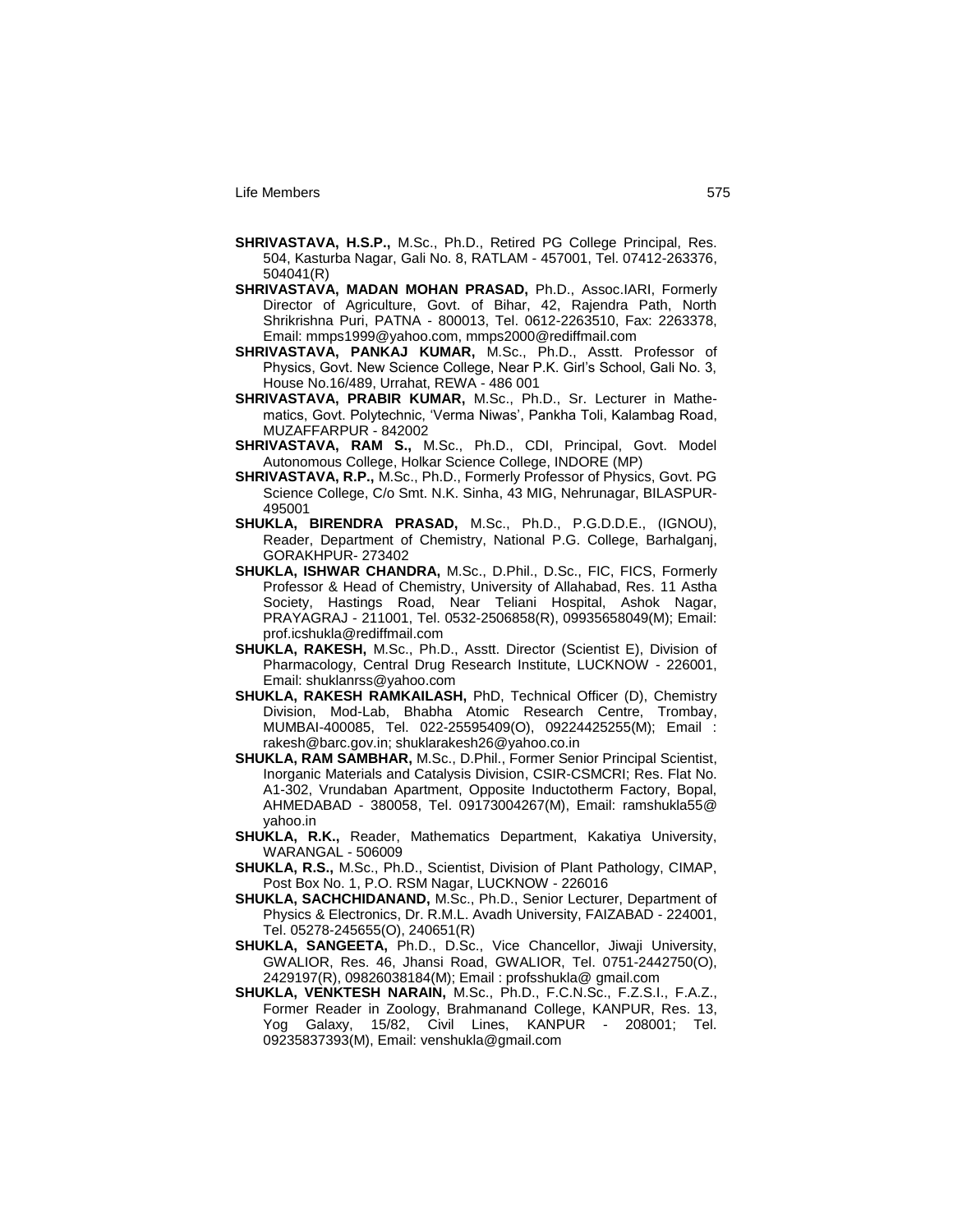**SHRIVASTAVA, H.S.P.,** M.Sc., Ph.D., Retired PG College Principal, Res. 504, Kasturba Nagar, Gali No. 8, RATLAM - 457001, Tel. 07412-263376, 504041(R)

**SHRIVASTAVA, MADAN MOHAN PRASAD,** Ph.D., Assoc.IARI, Formerly Director of Agriculture, Govt. of Bihar, 42, Rajendra Path, North Shrikrishna Puri, PATNA - 800013, Tel. 0612-2263510, Fax: 2263378, Email: mmps1999@yahoo.com, mmps2000@rediffmail.com

**SHRIVASTAVA, PANKAJ KUMAR,** M.Sc., Ph.D., Asstt. Professor of Physics, Govt. New Science College, Near P.K. Girl's School, Gali No. 3, House No.16/489, Urrahat, REWA - 486 001

**SHRIVASTAVA, PRABIR KUMAR,** M.Sc., Ph.D., Sr. Lecturer in Mathematics, Govt. Polytechnic, 'Verma Niwas', Pankha Toli, Kalambag Road, MUZAFFARPUR - 842002

**SHRIVASTAVA, RAM S.,** M.Sc., Ph.D., CDI, Principal, Govt. Model Autonomous College, Holkar Science College, INDORE (MP)

**SHRIVASTAVA, R.P.,** M.Sc., Ph.D., Formerly Professor of Physics, Govt. PG Science College, C/o Smt. N.K. Sinha, 43 MIG, Nehrunagar, BILASPUR-495001

**SHUKLA, BIRENDRA PRASAD,** M.Sc., Ph.D., P.G.D.D.E., (IGNOU), Reader, Department of Chemistry, National P.G. College, Barhalganj, GORAKHPUR- 273402

**SHUKLA, ISHWAR CHANDRA,** M.Sc., D.Phil., D.Sc., FIC, FICS, Formerly Professor & Head of Chemistry, University of Allahabad, Res. 11 Astha Society, Hastings Road, Near Teliani Hospital, Ashok Nagar, PRAYAGRAJ - 211001, Tel. 0532-2506858(R), 09935658049(M); Email: prof.icshukla@rediffmail.com

**SHUKLA, RAKESH,** M.Sc., Ph.D., Asstt. Director (Scientist E), Division of Pharmacology, Central Drug Research Institute, LUCKNOW - 226001, Email: shuklanrss@yahoo.com

**SHUKLA, RAKESH RAMKAILASH,** PhD, Technical Officer (D), Chemistry Division, Mod-Lab, Bhabha Atomic Research Centre, Trombay, MUMBAI-400085, Tel. 022-25595409(O), 09224425255(M); Email : rakesh@barc.gov.in; shuklarakesh26@yahoo.co.in

**SHUKLA, RAM SAMBHAR,** M.Sc., D.Phil., Former Senior Principal Scientist, Inorganic Materials and Catalysis Division, CSIR-CSMCRI; Res. Flat No. A1-302, Vrundaban Apartment, Opposite Inductotherm Factory, Bopal, AHMEDABAD - 380058, Tel. 09173004267(M), Email: ramshukla55@yahoo.in

**SHUKLA, R.K.,** Reader, Mathematics Department, Kakatiya University, WARANGAL - 506009

**SHUKLA, R.S.,** M.Sc., Ph.D., Scientist, Division of Plant Pathology, CIMAP, Post Box No. 1, P.O. RSM Nagar, LUCKNOW - 226016

**SHUKLA, SACHCHIDANAND,** M.Sc., Ph.D., Senior Lecturer, Department of Physics & Electronics, Dr. R.M.L. Avadh University, FAIZABAD - 224001, Tel. 05278-245655(O), 240651(R)

**SHUKLA, SANGEETA,** Ph.D., D.Sc., Vice Chancellor, Jiwaji University, GWALIOR, Res. 46, Jhansi Road, GWALIOR, Tel. 0751-2442750(O), 2429197(R), 09826038184(M); Email : profsshukla@ gmail.com

**SHUKLA, VENKTESH NARAIN,** M.Sc., Ph.D., F.C.N.Sc., F.Z.S.I., F.A.Z., Former Reader in Zoology, Brahmanand College, KANPUR, Res. 13, Yog Galaxy, 15/82, Civil Lines, KANPUR - 208001; Tel. 09235837393(M), Email: venshukla@gmail.com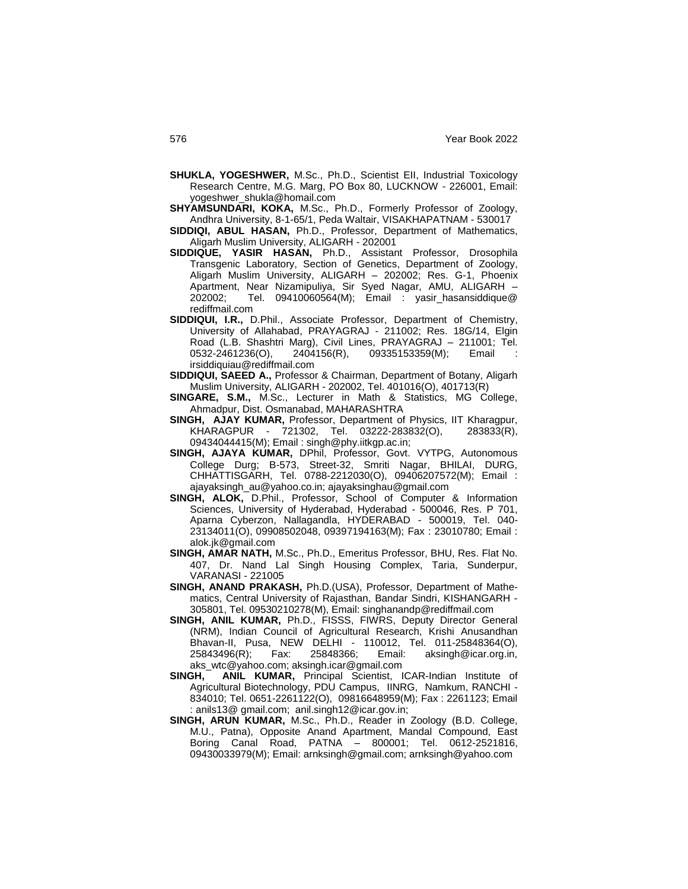**SHUKLA, YOGESHWER,** M.Sc., Ph.D., Scientist EII, Industrial Toxicology Research Centre, M.G. Marg, PO Box 80, LUCKNOW - 226001, Email: yogeshwer_shukla@homail.com

**SHYAMSUNDARI, KOKA,** M.Sc., Ph.D., Formerly Professor of Zoology, Andhra University, 8-1-65/1, Peda Waltair, VISAKHAPATNAM - 530017

**SIDDIQI, ABUL HASAN,** Ph.D., Professor, Department of Mathematics, Aligarh Muslim University, ALIGARH - 202001

**SIDDIQUE, YASIR HASAN,** Ph.D., Assistant Professor, Drosophila Transgenic Laboratory, Section of Genetics, Department of Zoology, Aligarh Muslim University, ALIGARH – 202002; Res. G-1, Phoenix Apartment, Near Nizamipuliya, Sir Syed Nagar, AMU, ALIGARH – 202002; Tel. 09410060564(M); Email : yasir_hasansiddique@rediffmail.com

**SIDDIQUI, I.R.,** D.Phil., Associate Professor, Department of Chemistry, University of Allahabad, PRAYAGRAJ - 211002; Res. 18G/14, Elgin Road (L.B. Shashtri Marg), Civil Lines, PRAYAGRAJ – 211001; Tel. 0532-2461236(O), 2404156(R), 09335153359(M); Email : irsiddiquiau@rediffmail.com

**SIDDIQUI, SAEED A.,** Professor & Chairman, Department of Botany, Aligarh Muslim University, ALIGARH - 202002, Tel. 401016(O), 401713(R)

**SINGARE, S.M.,** M.Sc., Lecturer in Math & Statistics, MG College, Ahmadpur, Dist. Osmanabad, MAHARASHTRA

**SINGH, AJAY KUMAR,** Professor, Department of Physics, IIT Kharagpur, KHARAGPUR - 721302, Tel. 03222-283832(O), 283833(R), 09434044415(M); Email : singh@phy.iitkgp.ac.in;

**SINGH, AJAYA KUMAR,** DPhil, Professor, Govt. VYTPG, Autonomous College Durg; B-573, Street-32, Smriti Nagar, BHILAI, DURG, CHHATTISGARH, Tel. 0788-2212030(O), 09406207572(M); Email : ajayaksingh_au@yahoo.co.in; ajayaksinghau@gmail.com

**SINGH, ALOK,** D.Phil., Professor, School of Computer & Information Sciences, University of Hyderabad, Hyderabad - 500046, Res. P 701, Aparna Cyberzon, Nallagandla, HYDERABAD - 500019, Tel. 040-23134011(O), 09908502048, 09397194163(M); Fax : 23010780; Email : alok.jk@gmail.com

**SINGH, AMAR NATH,** M.Sc., Ph.D., Emeritus Professor, BHU, Res. Flat No. 407, Dr. Nand Lal Singh Housing Complex, Taria, Sunderpur, VARANASI - 221005

**SINGH, ANAND PRAKASH,** Ph.D.(USA), Professor, Department of Mathematics, Central University of Rajasthan, Bandar Sindri, KISHANGARH - 305801, Tel. 09530210278(M), Email: singhanandp@rediffmail.com

**SINGH, ANIL KUMAR,** Ph.D., FISSS, FIWRS, Deputy Director General (NRM), Indian Council of Agricultural Research, Krishi Anusandhan Bhavan-II, Pusa, NEW DELHI - 110012, Tel. 011-25848364(O), 25843496(R); Fax: 25848366; Email: aksingh@icar.org.in, aks_wtc@yahoo.com; aksingh.icar@gmail.com

**SINGH, ANIL KUMAR,** Principal Scientist, ICAR-Indian Institute of Agricultural Biotechnology, PDU Campus, IINRG, Namkum, RANCHI - 834010; Tel. 0651-2261122(O), 09816648959(M); Fax : 2261123; Email : anils13@ gmail.com; anil.singh12@icar.gov.in;

**SINGH, ARUN KUMAR,** M.Sc., Ph.D., Reader in Zoology (B.D. College, M.U., Patna), Opposite Anand Apartment, Mandal Compound, East Boring Canal Road, PATNA – 800001; Tel. 0612-2521816, 09430033979(M); Email: arnksingh@gmail.com; arnksingh@yahoo.com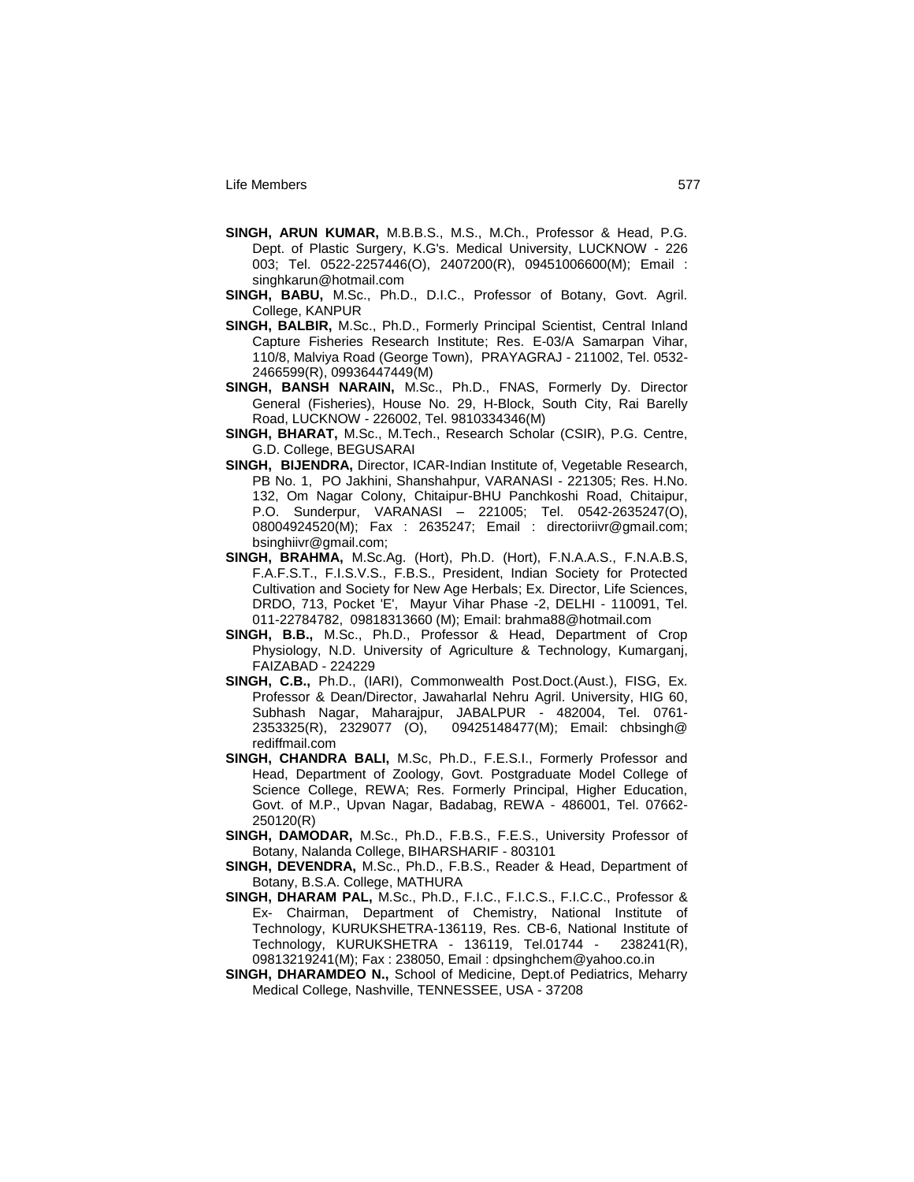**SINGH, ARUN KUMAR,** M.B.B.S., M.S., M.Ch., Professor & Head, P.G. Dept. of Plastic Surgery, K.G's. Medical University, LUCKNOW - 226 003; Tel. 0522-2257446(O), 2407200(R), 09451006600(M); Email : singhkarun@hotmail.com

**SINGH, BABU,** M.Sc., Ph.D., D.I.C., Professor of Botany, Govt. Agril. College, KANPUR

**SINGH, BALBIR,** M.Sc., Ph.D., Formerly Principal Scientist, Central Inland Capture Fisheries Research Institute; Res. E-03/A Samarpan Vihar, 110/8, Malviya Road (George Town), PRAYAGRAJ - 211002, Tel. 0532-2466599(R), 09936447449(M)

**SINGH, BANSH NARAIN,** M.Sc., Ph.D., FNAS, Formerly Dy. Director General (Fisheries), House No. 29, H-Block, South City, Rai Barelly Road, LUCKNOW - 226002, Tel. 9810334346(M)

**SINGH, BHARAT,** M.Sc., M.Tech., Research Scholar (CSIR), P.G. Centre, G.D. College, BEGUSARAI

**SINGH, BIJENDRA,** Director, ICAR-Indian Institute of, Vegetable Research, PB No. 1, PO Jakhini, Shanshahpur, VARANASI - 221305; Res. H.No. 132, Om Nagar Colony, Chitaipur-BHU Panchkoshi Road, Chitaipur, P.O. Sunderpur, VARANASI – 221005; Tel. 0542-2635247(O), 08004924520(M); Fax : 2635247; Email : directoriivr@gmail.com; bsinghiivr@gmail.com;

**SINGH, BRAHMA,** M.Sc.Ag. (Hort), Ph.D. (Hort), F.N.A.A.S., F.N.A.B.S, F.A.F.S.T., F.I.S.V.S., F.B.S., President, Indian Society for Protected Cultivation and Society for New Age Herbals; Ex. Director, Life Sciences, DRDO, 713, Pocket 'E', Mayur Vihar Phase -2, DELHI - 110091, Tel. 011-22784782, 09818313660 (M); Email: brahma88@hotmail.com

**SINGH, B.B.,** M.Sc., Ph.D., Professor & Head, Department of Crop Physiology, N.D. University of Agriculture & Technology, Kumarganj, FAIZABAD - 224229

**SINGH, C.B.,** Ph.D., (IARI), Commonwealth Post.Doct.(Aust.), FISG, Ex. Professor & Dean/Director, Jawaharlal Nehru Agril. University, HIG 60, Subhash Nagar, Maharajpur, JABALPUR - 482004, Tel. 0761-2353325(R), 2329077 (O), 09425148477(M); Email: chbsingh@ rediffmail.com

**SINGH, CHANDRA BALI,** M.Sc, Ph.D., F.E.S.I., Formerly Professor and Head, Department of Zoology, Govt. Postgraduate Model College of Science College, REWA; Res. Formerly Principal, Higher Education, Govt. of M.P., Upvan Nagar, Badabag, REWA - 486001, Tel. 07662-250120(R)

**SINGH, DAMODAR,** M.Sc., Ph.D., F.B.S., F.E.S., University Professor of Botany, Nalanda College, BIHARSHARIF - 803101

**SINGH, DEVENDRA,** M.Sc., Ph.D., F.B.S., Reader & Head, Department of Botany, B.S.A. College, MATHURA

**SINGH, DHARAM PAL,** M.Sc., Ph.D., F.I.C., F.I.C.S., F.I.C.C., Professor & Ex- Chairman, Department of Chemistry, National Institute of Technology, KURUKSHETRA-136119, Res. CB-6, National Institute of Technology, KURUKSHETRA - 136119, Tel.01744 - 238241(R), 09813219241(M); Fax : 238050, Email : dpsinghchem@yahoo.co.in

**SINGH, DHARAMDEO N.,** School of Medicine, Dept.of Pediatrics, Meharry Medical College, Nashville, TENNESSEE, USA - 37208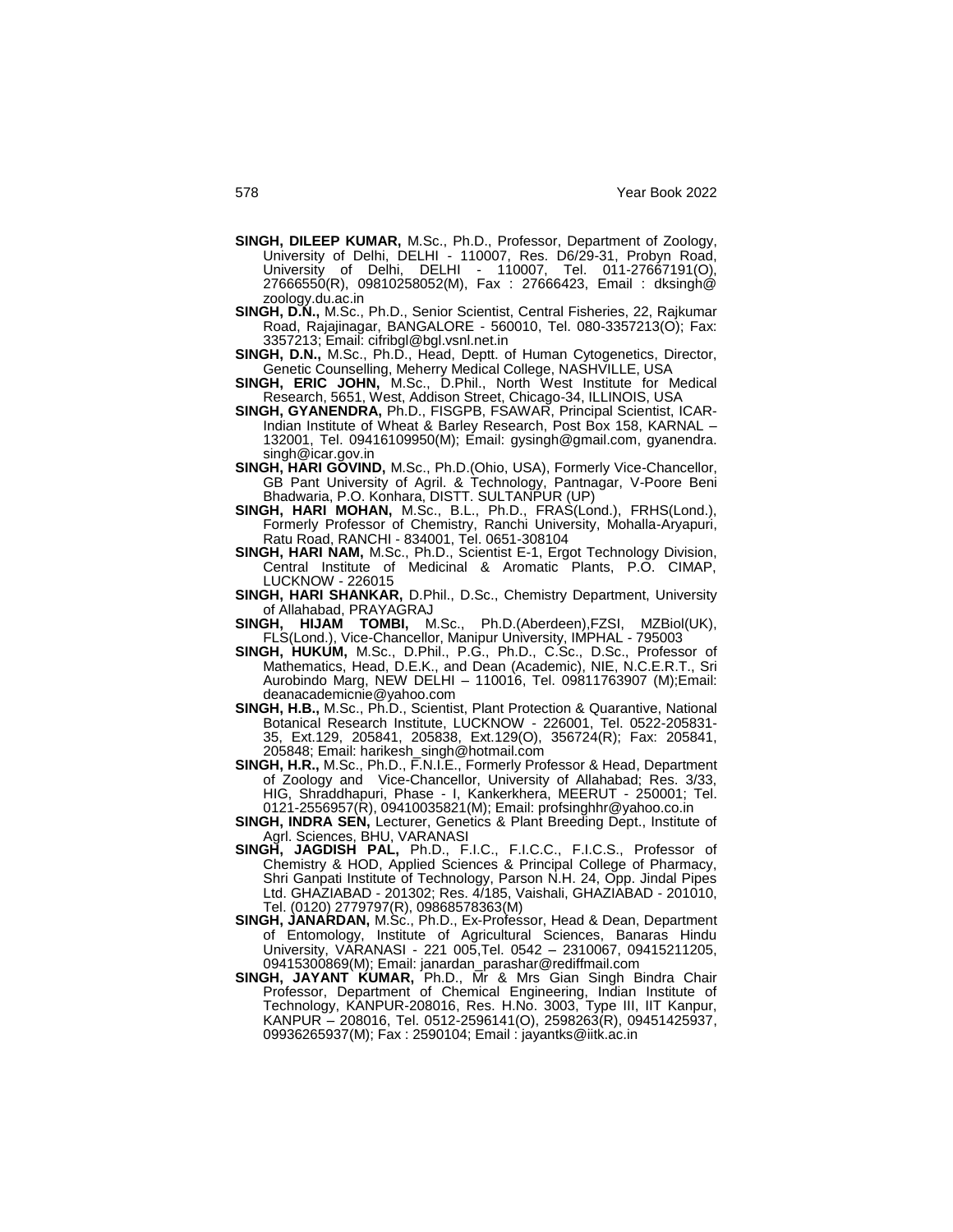**SINGH, DILEEP KUMAR,** M.Sc., Ph.D., Professor, Department of Zoology, University of Delhi, DELHI - 110007, Res. D6/29-31, Probyn Road, University of Delhi, DELHI - 110007, Tel. 011-27667191(O), 27666550(R), 09810258052(M), Fax : 27666423, Email : dksingh@ zoology.du.ac.in

**SINGH, D.N.,** M.Sc., Ph.D., Senior Scientist, Central Fisheries, 22, Rajkumar Road, Rajajinagar, BANGALORE - 560010, Tel. 080-3357213(O); Fax: 3357213; Email: cifribgl@bgl.vsnl.net.in

**SINGH, D.N.,** M.Sc., Ph.D., Head, Deptt. of Human Cytogenetics, Director, Genetic Counselling, Meherry Medical College, NASHVILLE, USA

**SINGH, ERIC JOHN,** M.Sc., D.Phil., North West Institute for Medical Research, 5651, West, Addison Street, Chicago-34, ILLINOIS, USA

**SINGH, GYANENDRA,** Ph.D., FISGPB, FSAWAR, Principal Scientist, ICAR-Indian Institute of Wheat & Barley Research, Post Box 158, KARNAL – 132001, Tel. 09416109950(M); Email: gysingh@gmail.com, gyanendra. singh@icar.gov.in

**SINGH, HARI GOVIND,** M.Sc., Ph.D.(Ohio, USA), Formerly Vice-Chancellor, GB Pant University of Agril. & Technology, Pantnagar, V-Poore Beni Bhadwaria, P.O. Konhara, DISTT. SULTANPUR (UP)

**SINGH, HARI MOHAN,** M.Sc., B.L., Ph.D., FRAS(Lond.), FRHS(Lond.), Formerly Professor of Chemistry, Ranchi University, Mohalla-Aryapuri, Ratu Road, RANCHI - 834001, Tel. 0651-308104

**SINGH, HARI NAM,** M.Sc., Ph.D., Scientist E-1, Ergot Technology Division, Central Institute of Medicinal & Aromatic Plants, P.O. CIMAP, LUCKNOW - 226015

**SINGH, HARI SHANKAR,** D.Phil., D.Sc., Chemistry Department, University of Allahabad, PRAYAGRAJ

**SINGH, HIJAM TOMBI,** M.Sc., Ph.D.(Aberdeen),FZSI, MZBiol(UK), FLS(Lond.), Vice-Chancellor, Manipur University, IMPHAL - 795003

**SINGH, HUKUM,** M.Sc., D.Phil., P.G., Ph.D., C.Sc., D.Sc., Professor of Mathematics, Head, D.E.K., and Dean (Academic), NIE, N.C.E.R.T., Sri Aurobindo Marg, NEW DELHI – 110016, Tel. 09811763907 (M);Email: deanacademicnie@yahoo.com

**SINGH, H.B.,** M.Sc., Ph.D., Scientist, Plant Protection & Quarantive, National Botanical Research Institute, LUCKNOW - 226001, Tel. 0522-205831-35, Ext.129, 205841, 205838, Ext.129(O), 356724(R); Fax: 205841, 205848; Email: harikesh_singh@hotmail.com

**SINGH, H.R.,** M.Sc., Ph.D., F.N.I.E., Formerly Professor & Head, Department of Zoology and Vice-Chancellor, University of Allahabad; Res. 3/33, HIG, Shraddhapuri, Phase - I, Kankerkhera, MEERUT - 250001; Tel. 0121-2556957(R), 09410035821(M); Email: profsinghhr@yahoo.co.in

**SINGH, INDRA SEN,** Lecturer, Genetics & Plant Breeding Dept., Institute of Agrl. Sciences, BHU, VARANASI

**SINGH, JAGDISH PAL,** Ph.D., F.I.C., F.I.C.C., F.I.C.S., Professor of Chemistry & HOD, Applied Sciences & Principal College of Pharmacy, Shri Ganpati Institute of Technology, Parson N.H. 24, Opp. Jindal Pipes Ltd. GHAZIABAD - 201302; Res. 4/185, Vaishali, GHAZIABAD - 201010, Tel. (0120) 2779797(R), 09868578363(M)

**SINGH, JANARDAN,** M.Sc., Ph.D., Ex-Professor, Head & Dean, Department of Entomology, Institute of Agricultural Sciences, Banaras Hindu University, VARANASI - 221 005,Tel. 0542 – 2310067, 09415211205, 09415300869(M); Email: janardan_parashar@rediffmail.com

**SINGH, JAYANT KUMAR,** Ph.D., Mr & Mrs Gian Singh Bindra Chair Professor, Department of Chemical Engineering, Indian Institute of Technology, KANPUR-208016, Res. H.No. 3003, Type III, IIT Kanpur, KANPUR – 208016, Tel. 0512-2596141(O), 2598263(R), 09451425937, 09936265937(M); Fax : 2590104; Email : jayantks@iitk.ac.in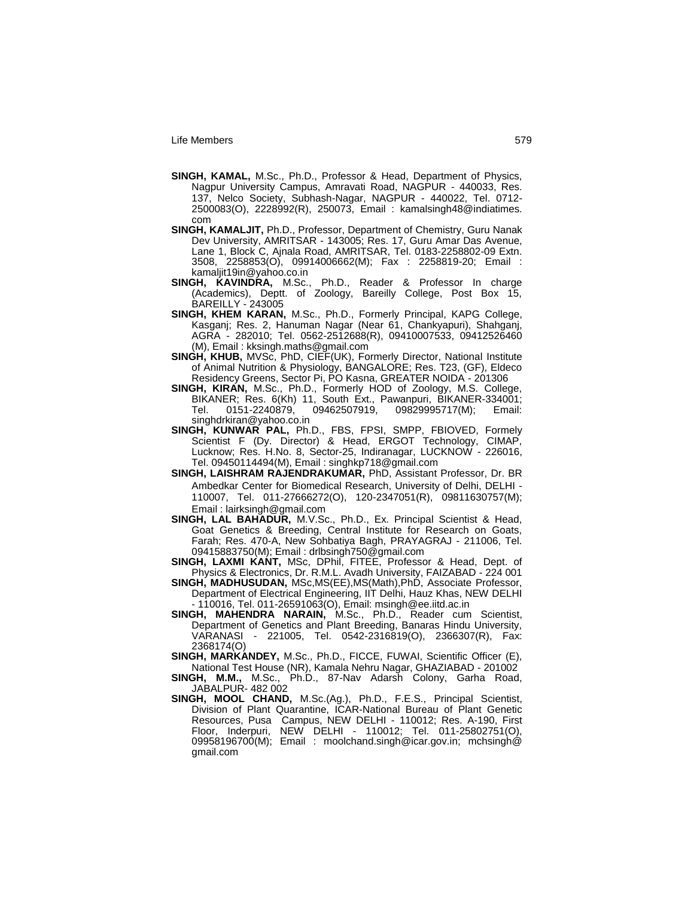**SINGH, KAMAL,** M.Sc., Ph.D., Professor & Head, Department of Physics, Nagpur University Campus, Amravati Road, NAGPUR - 440033, Res. 137, Nelco Society, Subhash-Nagar, NAGPUR - 440022, Tel. 0712-2500083(O), 2228992(R), 250073, Email : kamalsingh48@indiatimes.com

**SINGH, KAMALJIT,** Ph.D., Professor, Department of Chemistry, Guru Nanak Dev University, AMRITSAR - 143005; Res. 17, Guru Amar Das Avenue, Lane 1, Block C, Ajnala Road, AMRITSAR, Tel. 0183-2258802-09 Extn. 3508, 2258853(O), 09914006662(M); Fax : 2258819-20; Email : kamaljit19in@yahoo.co.in

**SINGH, KAVINDRA,** M.Sc., Ph.D., Reader & Professor In charge (Academics), Deptt. of Zoology, Bareilly College, Post Box 15, BAREILLY - 243005

**SINGH, KHEM KARAN,** M.Sc., Ph.D., Formerly Principal, KAPG College, Kasganj; Res. 2, Hanuman Nagar (Near 61, Chankyapuri), Shahganj, AGRA - 282010; Tel. 0562-2512688(R), 09410007533, 09412526460 (M), Email : kksingh.maths@gmail.com

**SINGH, KHUB,** MVSc, PhD, CIEF(UK), Formerly Director, National Institute of Animal Nutrition & Physiology, BANGALORE; Res. T23, (GF), Eldeco Residency Greens, Sector Pi, PO Kasna, GREATER NOIDA - 201306

**SINGH, KIRAN,** M.Sc., Ph.D., Formerly HOD of Zoology, M.S. College, BIKANER; Res. 6(Kh) 11, South Ext., Pawanpuri, BIKANER-334001; Tel. 0151-2240879, 09462507919, 09829995717(M); Email: singhdrkiran@yahoo.co.in

**SINGH, KUNWAR PAL,** Ph.D., FBS, FPSI, SMPP, FBIOVED, Formely Scientist F (Dy. Director) & Head, ERGOT Technology, CIMAP, Lucknow; Res. H.No. 8, Sector-25, Indiranagar, LUCKNOW - 226016, Tel. 09450114494(M), Email : singhkp718@gmail.com

**SINGH, LAISHRAM RAJENDRAKUMAR,** PhD, Assistant Professor, Dr. BR Ambedkar Center for Biomedical Research, University of Delhi, DELHI - 110007, Tel. 011-27666272(O), 120-2347051(R), 09811630757(M); Email : lairksingh@gmail.com

**SINGH, LAL BAHADUR,** M.V.Sc., Ph.D., Ex. Principal Scientist & Head, Goat Genetics & Breeding, Central Institute for Research on Goats, Farah; Res. 470-A, New Sohbatiya Bagh, PRAYAGRAJ - 211006, Tel. 09415883750(M); Email : drlbsingh750@gmail.com

**SINGH, LAXMI KANT,** MSc, DPhil, FITEE, Professor & Head, Dept. of Physics & Electronics, Dr. R.M.L. Avadh University, FAIZABAD - 224 001

**SINGH, MADHUSUDAN,** MSc,MS(EE),MS(Math),PhD, Associate Professor, Department of Electrical Engineering, IIT Delhi, Hauz Khas, NEW DELHI - 110016, Tel. 011-26591063(O), Email: msingh@ee.iitd.ac.in

**SINGH, MAHENDRA NARAIN,** M.Sc., Ph.D., Reader cum Scientist, Department of Genetics and Plant Breeding, Banaras Hindu University, VARANASI - 221005, Tel. 0542-2316819(O), 2366307(R), Fax: 2368174(O)

**SINGH, MARKANDEY,** M.Sc., Ph.D., FICCE, FUWAI, Scientific Officer (E), National Test House (NR), Kamala Nehru Nagar, GHAZIABAD - 201002

**SINGH, M.M.,** M.Sc., Ph.D., 87-Nav Adarsh Colony, Garha Road, JABALPUR- 482 002

**SINGH, MOOL CHAND,** M.Sc.(Ag.), Ph.D., F.E.S., Principal Scientist, Division of Plant Quarantine, ICAR-National Bureau of Plant Genetic Resources, Pusa Campus, NEW DELHI - 110012; Res. A-190, First Floor, Inderpuri, NEW DELHI - 110012; Tel. 011-25802751(O), 09958196700(M); Email : moolchand.singh@icar.gov.in; mchsingh@gmail.com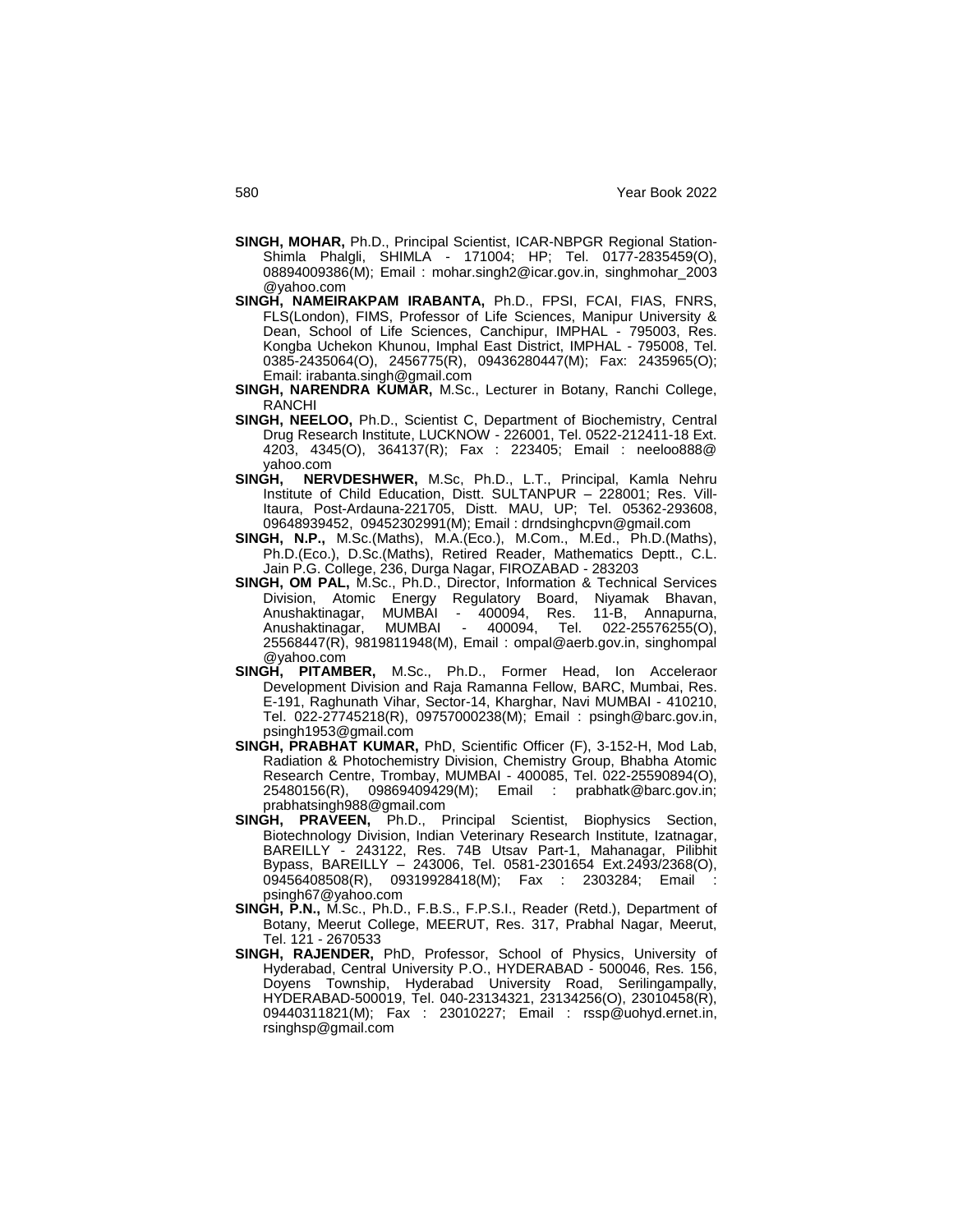**SINGH, MOHAR,** Ph.D., Principal Scientist, ICAR-NBPGR Regional Station-Shimla Phalgli, SHIMLA - 171004; HP; Tel. 0177-2835459(O), 08894009386(M); Email : mohar.singh2@icar.gov.in, singhmohar_2003 @yahoo.com

**SINGH, NAMEIRAKPAM IRABANTA,** Ph.D., FPSI, FCAI, FIAS, FNRS, FLS(London), FIMS, Professor of Life Sciences, Manipur University & Dean, School of Life Sciences, Canchipur, IMPHAL - 795003, Res. Kongba Uchekon Khunou, Imphal East District, IMPHAL - 795008, Tel. 0385-2435064(O), 2456775(R), 09436280447(M); Fax: 2435965(O); Email: irabanta.singh@gmail.com

**SINGH, NARENDRA KUMAR,** M.Sc., Lecturer in Botany, Ranchi College, RANCHI

**SINGH, NEELOO,** Ph.D., Scientist C, Department of Biochemistry, Central Drug Research Institute, LUCKNOW - 226001, Tel. 0522-212411-18 Ext. 4203, 4345(O), 364137(R); Fax : 223405; Email : neeloo888@ yahoo.com

**SINGH, NERVDESHWER,** M.Sc, Ph.D., L.T., Principal, Kamla Nehru Institute of Child Education, Distt. SULTANPUR – 228001; Res. Vill-Itaura, Post-Ardauna-221705, Distt. MAU, UP; Tel. 05362-293608, 09648939452, 09452302991(M); Email : drndsinghcpvn@gmail.com

**SINGH, N.P.,** M.Sc.(Maths), M.A.(Eco.), M.Com., M.Ed., Ph.D.(Maths), Ph.D.(Eco.), D.Sc.(Maths), Retired Reader, Mathematics Deptt., C.L. Jain P.G. College, 236, Durga Nagar, FIROZABAD - 283203

**SINGH, OM PAL,** M.Sc., Ph.D., Director, Information & Technical Services Division, Atomic Energy Regulatory Board, Niyamak Bhavan, Anushaktinagar, MUMBAI - 400094, Res. 11-B, Annapurna, Anushaktinagar, MUMBAI - 400094, Tel. 022-25576255(O), 25568447(R), 9819811948(M), Email : ompal@aerb.gov.in, singhompal @yahoo.com

**SINGH, PITAMBER,** M.Sc., Ph.D., Former Head, Ion Acceleraor Development Division and Raja Ramanna Fellow, BARC, Mumbai, Res. E-191, Raghunath Vihar, Sector-14, Kharghar, Navi MUMBAI - 410210, Tel. 022-27745218(R), 09757000238(M); Email : psingh@barc.gov.in, psingh1953@gmail.com

**SINGH, PRABHAT KUMAR,** PhD, Scientific Officer (F), 3-152-H, Mod Lab, Radiation & Photochemistry Division, Chemistry Group, Bhabha Atomic Research Centre, Trombay, MUMBAI - 400085, Tel. 022-25590894(O), 25480156(R), 09869409429(M); Email : prabhatk@barc.gov.in; prabhatsingh988@gmail.com

**SINGH, PRAVEEN,** Ph.D., Principal Scientist, Biophysics Section, Biotechnology Division, Indian Veterinary Research Institute, Izatnagar, BAREILLY - 243122, Res. 74B Utsav Part-1, Mahanagar, Pilibhit Bypass, BAREILLY – 243006, Tel. 0581-2301654 Ext.2493/2368(O), 09456408508(R), 09319928418(M); Fax : 2303284; Email : psingh67@yahoo.com

**SINGH, P.N.,** M.Sc., Ph.D., F.B.S., F.P.S.I., Reader (Retd.), Department of Botany, Meerut College, MEERUT, Res. 317, Prabhal Nagar, Meerut, Tel. 121 - 2670533

**SINGH, RAJENDER,** PhD, Professor, School of Physics, University of Hyderabad, Central University P.O., HYDERABAD - 500046, Res. 156, Doyens Township, Hyderabad University Road, Serilingampally, HYDERABAD-500019, Tel. 040-23134321, 23134256(O), 23010458(R), 09440311821(M); Fax : 23010227; Email : rssp@uohyd.ernet.in, rsinghsp@gmail.com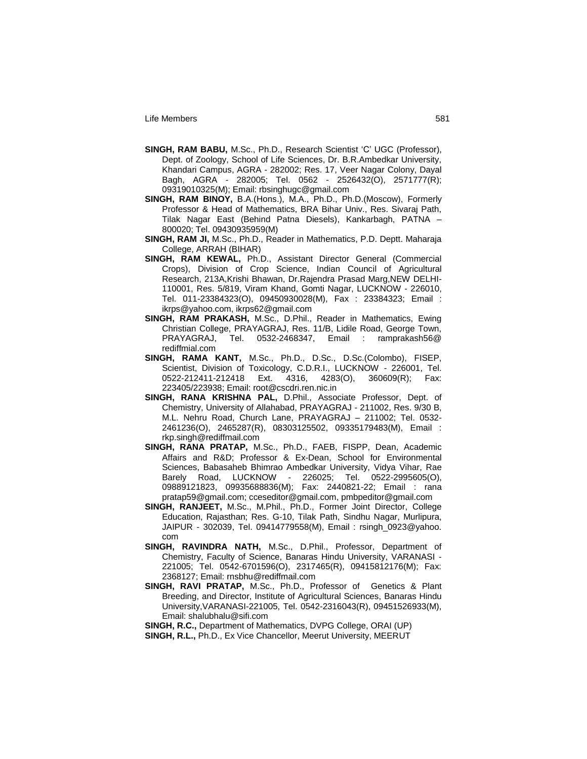**SINGH, RAM BABU,** M.Sc., Ph.D., Research Scientist 'C' UGC (Professor), Dept. of Zoology, School of Life Sciences, Dr. B.R.Ambedkar University, Khandari Campus, AGRA - 282002; Res. 17, Veer Nagar Colony, Dayal Bagh, AGRA - 282005; Tel. 0562 - 2526432(O), 2571777(R); 09319010325(M); Email: rbsinghugc@gmail.com

**SINGH, RAM BINOY,** B.A.(Hons.), M.A., Ph.D., Ph.D.(Moscow), Formerly Professor & Head of Mathematics, BRA Bihar Univ., Res. Sivaraj Path, Tilak Nagar East (Behind Patna Diesels), Kankarbagh, PATNA – 800020; Tel. 09430935959(M)

**SINGH, RAM JI,** M.Sc., Ph.D., Reader in Mathematics, P.D. Deptt. Maharaja College, ARRAH (BIHAR)

**SINGH, RAM KEWAL,** Ph.D., Assistant Director General (Commercial Crops), Division of Crop Science, Indian Council of Agricultural Research, 213A,Krishi Bhawan, Dr.Rajendra Prasad Marg,NEW DELHI-110001, Res. 5/819, Viram Khand, Gomti Nagar, LUCKNOW - 226010, Tel. 011-23384323(O), 09450930028(M), Fax : 23384323; Email : ikrps@yahoo.com, ikrps62@gmail.com

**SINGH, RAM PRAKASH,** M.Sc., D.Phil., Reader in Mathematics, Ewing Christian College, PRAYAGRAJ, Res. 11/B, Lidile Road, George Town, PRAYAGRAJ, Tel. 0532-2468347, Email : ramprakash56@ rediffmial.com

**SINGH, RAMA KANT,** M.Sc., Ph.D., D.Sc., D.Sc.(Colombo), FISEP, Scientist, Division of Toxicology, C.D.R.I., LUCKNOW - 226001, Tel. 0522-212411-212418 Ext. 4316, 4283(O), 360609(R); Fax: 223405/223938; Email: root@cscdri.ren.nic.in

**SINGH, RANA KRISHNA PAL,** D.Phil., Associate Professor, Dept. of Chemistry, University of Allahabad, PRAYAGRAJ - 211002, Res. 9/30 B, M.L. Nehru Road, Church Lane, PRAYAGRAJ – 211002; Tel. 0532-2461236(O), 2465287(R), 08303125502, 09335179483(M), Email : rkp.singh@rediffmail.com

**SINGH, RANA PRATAP,** M.Sc., Ph.D., FAEB, FISPP, Dean, Academic Affairs and R&D; Professor & Ex-Dean, School for Environmental Sciences, Babasaheb Bhimrao Ambedkar University, Vidya Vihar, Rae Barely Road, LUCKNOW - 226025; Tel. 0522-2995605(O), 09889121823, 09935688836(M); Fax: 2440821-22; Email : rana pratap59@gmail.com; cceseditor@gmail.com, pmbpeditor@gmail.com

**SINGH, RANJEET,** M.Sc., M.Phil., Ph.D., Former Joint Director, College Education, Rajasthan; Res. G-10, Tilak Path, Sindhu Nagar, Murlipura, JAIPUR - 302039, Tel. 09414779558(M), Email : rsingh_0923@yahoo. com

**SINGH, RAVINDRA NATH,** M.Sc., D.Phil., Professor, Department of Chemistry, Faculty of Science, Banaras Hindu University, VARANASI - 221005; Tel. 0542-6701596(O), 2317465(R), 09415812176(M); Fax: 2368127; Email: rnsbhu@rediffmail.com

**SINGH, RAVI PRATAP,** M.Sc., Ph.D., Professor of Genetics & Plant Breeding, and Director, Institute of Agricultural Sciences, Banaras Hindu University,VARANASI-221005, Tel. 0542-2316043(R), 09451526933(M), Email: shalubhalu@sifi.com

**SINGH, R.C.,** Department of Mathematics, DVPG College, ORAI (UP)

**SINGH, R.L.,** Ph.D., Ex Vice Chancellor, Meerut University, MEERUT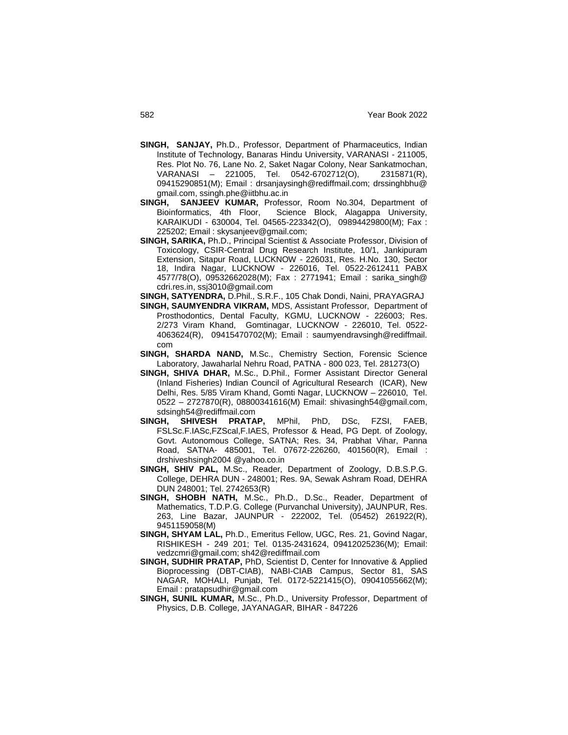**SINGH, SANJAY,** Ph.D., Professor, Department of Pharmaceutics, Indian Institute of Technology, Banaras Hindu University, VARANASI - 211005, Res. Plot No. 76, Lane No. 2, Saket Nagar Colony, Near Sankatmochan, VARANASI – 221005, Tel. 0542-6702712(O), 2315871(R), 09415290851(M); Email : drsanjaysingh@rediffmail.com; drssinghbhu@gmail.com, ssingh.phe@iitbhu.ac.in

**SINGH, SANJEEV KUMAR,** Professor, Room No.304, Department of Bioinformatics, 4th Floor, Science Block, Alagappa University, KARAIKUDI - 630004, Tel. 04565-223342(O), 09894429800(M); Fax : 225202; Email : skysanjeev@gmail.com;

**SINGH, SARIKA,** Ph.D., Principal Scientist & Associate Professor, Division of Toxicology, CSIR-Central Drug Research Institute, 10/1, Jankipuram Extension, Sitapur Road, LUCKNOW - 226031, Res. H.No. 130, Sector 18, Indira Nagar, LUCKNOW - 226016, Tel. 0522-2612411 PABX 4577/78(O), 09532662028(M); Fax : 2771941; Email : sarika_singh@cdri.res.in, ssj3010@gmail.com

**SINGH, SATYENDRA,** D.Phil., S.R.F., 105 Chak Dondi, Naini, PRAYAGRAJ

**SINGH, SAUMYENDRA VIKRAM,** MDS, Assistant Professor, Department of Prosthodontics, Dental Faculty, KGMU, LUCKNOW - 226003; Res. 2/273 Viram Khand, Gomtinagar, LUCKNOW - 226010, Tel. 0522-4063624(R), 09415470702(M); Email : saumyendravsingh@rediffmail.com

**SINGH, SHARDA NAND,** M.Sc., Chemistry Section, Forensic Science Laboratory, Jawaharlal Nehru Road, PATNA - 800 023, Tel. 281273(O)

**SINGH, SHIVA DHAR,** M.Sc., D.Phil., Former Assistant Director General (Inland Fisheries) Indian Council of Agricultural Research (ICAR), New Delhi, Res. 5/85 Viram Khand, Gomti Nagar, LUCKNOW – 226010, Tel. 0522 – 2727870(R), 08800341616(M) Email: shivasingh54@gmail.com, sdsingh54@rediffmail.com

**SINGH, SHIVESH PRATAP,** MPhil, PhD, DSc, FZSI, FAEB, FSLSc.F.IASc,FZScal,F.IAES, Professor & Head, PG Dept. of Zoology, Govt. Autonomous College, SATNA; Res. 34, Prabhat Vihar, Panna Road, SATNA- 485001, Tel. 07672-226260, 401560(R), Email : drshiveshsingh2004 @yahoo.co.in

**SINGH, SHIV PAL,** M.Sc., Reader, Department of Zoology, D.B.S.P.G. College, DEHRA DUN - 248001; Res. 9A, Sewak Ashram Road, DEHRA DUN 248001; Tel. 2742653(R)

**SINGH, SHOBH NATH,** M.Sc., Ph.D., D.Sc., Reader, Department of Mathematics, T.D.P.G. College (Purvanchal University), JAUNPUR, Res. 263, Line Bazar, JAUNPUR - 222002, Tel. (05452) 261922(R), 9451159058(M)

**SINGH, SHYAM LAL,** Ph.D., Emeritus Fellow, UGC, Res. 21, Govind Nagar, RISHIKESH - 249 201; Tel. 0135-2431624, 09412025236(M); Email: vedzcmri@gmail.com; sh42@rediffmail.com

**SINGH, SUDHIR PRATAP,** PhD, Scientist D, Center for Innovative & Applied Bioprocessing (DBT-CIAB), NABI-CIAB Campus, Sector 81, SAS NAGAR, MOHALI, Punjab, Tel. 0172-5221415(O), 09041055662(M); Email : pratapsudhir@gmail.com

**SINGH, SUNIL KUMAR,** M.Sc., Ph.D., University Professor, Department of Physics, D.B. College, JAYANAGAR, BIHAR - 847226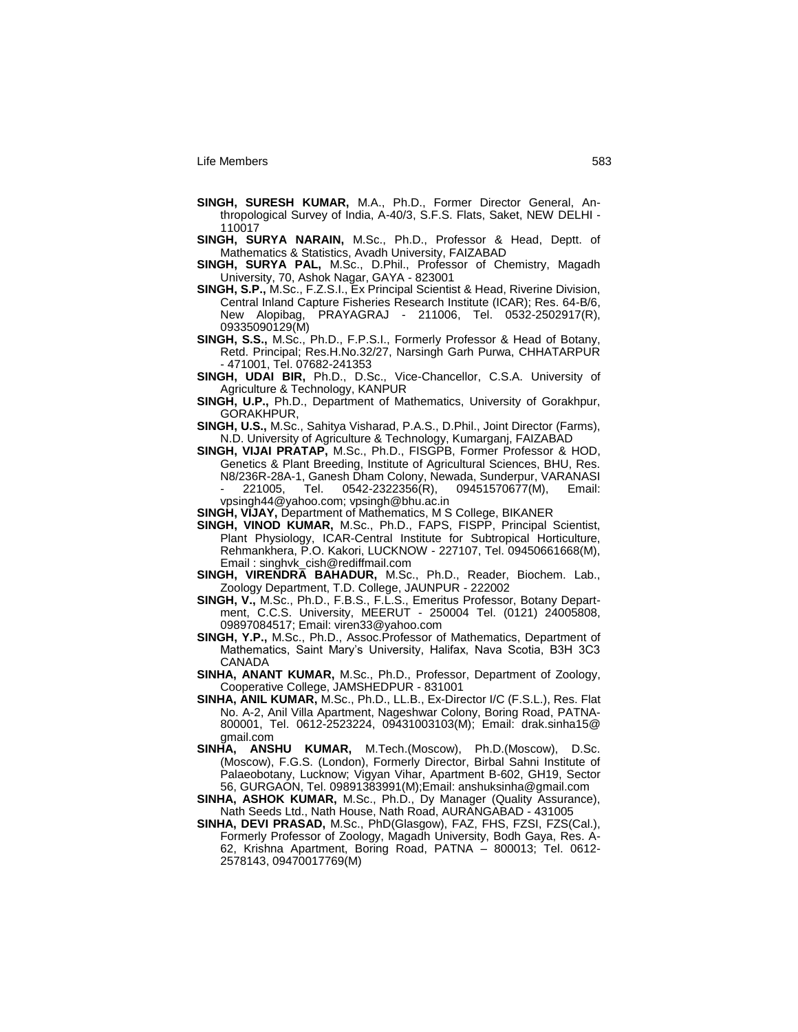**SINGH, SURESH KUMAR,** M.A., Ph.D., Former Director General, Anthropological Survey of India, A-40/3, S.F.S. Flats, Saket, NEW DELHI - 110017

**SINGH, SURYA NARAIN,** M.Sc., Ph.D., Professor & Head, Deptt. of Mathematics & Statistics, Avadh University, FAIZABAD

**SINGH, SURYA PAL,** M.Sc., D.Phil., Professor of Chemistry, Magadh University, 70, Ashok Nagar, GAYA - 823001

**SINGH, S.P.,** M.Sc., F.Z.S.I., Ex Principal Scientist & Head, Riverine Division, Central Inland Capture Fisheries Research Institute (ICAR); Res. 64-B/6, New Alopibag, PRAYAGRAJ - 211006, Tel. 0532-2502917(R), 09335090129(M)

**SINGH, S.S.,** M.Sc., Ph.D., F.P.S.I., Formerly Professor & Head of Botany, Retd. Principal; Res.H.No.32/27, Narsingh Garh Purwa, CHHATARPUR - 471001, Tel. 07682-241353

**SINGH, UDAI BIR,** Ph.D., D.Sc., Vice-Chancellor, C.S.A. University of Agriculture & Technology, KANPUR

**SINGH, U.P.,** Ph.D., Department of Mathematics, University of Gorakhpur, GORAKHPUR,

**SINGH, U.S.,** M.Sc., Sahitya Visharad, P.A.S., D.Phil., Joint Director (Farms), N.D. University of Agriculture & Technology, Kumarganj, FAIZABAD

**SINGH, VIJAI PRATAP,** M.Sc., Ph.D., FISGPB, Former Professor & HOD, Genetics & Plant Breeding, Institute of Agricultural Sciences, BHU, Res. N8/236R-28A-1, Ganesh Dham Colony, Newada, Sunderpur, VARANASI - 221005, Tel. 0542-2322356(R), 09451570677(M), Email: vpsingh44@yahoo.com; vpsingh@bhu.ac.in

**SINGH, VIJAY,** Department of Mathematics, M S College, BIKANER

**SINGH, VINOD KUMAR,** M.Sc., Ph.D., FAPS, FISPP, Principal Scientist, Plant Physiology, ICAR-Central Institute for Subtropical Horticulture, Rehmankhera, P.O. Kakori, LUCKNOW - 227107, Tel. 09450661668(M), Email : singhvk_cish@rediffmail.com

**SINGH, VIRENDRA BAHADUR,** M.Sc., Ph.D., Reader, Biochem. Lab., Zoology Department, T.D. College, JAUNPUR - 222002

**SINGH, V.,** M.Sc., Ph.D., F.B.S., F.L.S., Emeritus Professor, Botany Department, C.C.S. University, MEERUT - 250004 Tel. (0121) 24005808, 09897084517; Email: viren33@yahoo.com

**SINGH, Y.P.,** M.Sc., Ph.D., Assoc.Professor of Mathematics, Department of Mathematics, Saint Mary's University, Halifax, Nava Scotia, B3H 3C3 CANADA

**SINHA, ANANT KUMAR,** M.Sc., Ph.D., Professor, Department of Zoology, Cooperative College, JAMSHEDPUR - 831001

**SINHA, ANIL KUMAR,** M.Sc., Ph.D., LL.B., Ex-Director I/C (F.S.L.), Res. Flat No. A-2, Anil Villa Apartment, Nageshwar Colony, Boring Road, PATNA-800001, Tel. 0612-2523224, 09431003103(M); Email: drak.sinha15@gmail.com

**SINHA, ANSHU KUMAR,** M.Tech.(Moscow), Ph.D.(Moscow), D.Sc. (Moscow), F.G.S. (London), Formerly Director, Birbal Sahni Institute of Palaeobotany, Lucknow; Vigyan Vihar, Apartment B-602, GH19, Sector 56, GURGAON, Tel. 09891383991(M);Email: anshuksinha@gmail.com

**SINHA, ASHOK KUMAR,** M.Sc., Ph.D., Dy Manager (Quality Assurance), Nath Seeds Ltd., Nath House, Nath Road, AURANGABAD - 431005

**SINHA, DEVI PRASAD,** M.Sc., PhD(Glasgow), FAZ, FHS, FZSI, FZS(Cal.), Formerly Professor of Zoology, Magadh University, Bodh Gaya, Res. A-62, Krishna Apartment, Boring Road, PATNA – 800013; Tel. 0612-2578143, 09470017769(M)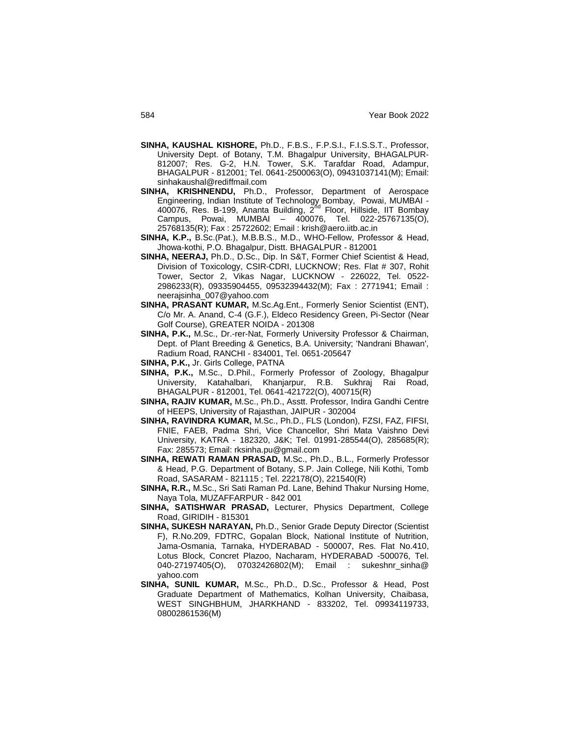**SINHA, KAUSHAL KISHORE,** Ph.D., F.B.S., F.P.S.I., F.I.S.S.T., Professor, University Dept. of Botany, T.M. Bhagalpur University, BHAGALPUR-812007; Res. G-2, H.N. Tower, S.K. Tarafdar Road, Adampur, BHAGALPUR - 812001; Tel. 0641-2500063(O), 09431037141(M); Email: sinhakaushal@rediffmail.com

**SINHA, KRISHNENDU,** Ph.D., Professor, Department of Aerospace Engineering, Indian Institute of Technology Bombay, Powai, MUMBAI - 400076, Res. B-199, Ananta Building, 2nd Floor, Hillside, IIT Bombay Campus, Powai, MUMBAI – 400076, Tel. 022-25767135(O), 25768135(R); Fax : 25722602; Email : krish@aero.iitb.ac.in

**SINHA, K.P.,** B.Sc.(Pat.), M.B.B.S., M.D., WHO-Fellow, Professor & Head, Jhowa-kothi, P.O. Bhagalpur, Distt. BHAGALPUR - 812001

**SINHA, NEERAJ,** Ph.D., D.Sc., Dip. In S&T, Former Chief Scientist & Head, Division of Toxicology, CSIR-CDRI, LUCKNOW; Res. Flat # 307, Rohit Tower, Sector 2, Vikas Nagar, LUCKNOW - 226022, Tel. 0522-2986233(R), 09335904455, 09532394432(M); Fax : 2771941; Email : neerajsinha_007@yahoo.com

**SINHA, PRASANT KUMAR,** M.Sc.Ag.Ent., Formerly Senior Scientist (ENT), C/o Mr. A. Anand, C-4 (G.F.), Eldeco Residency Green, Pi-Sector (Near Golf Course), GREATER NOIDA - 201308

**SINHA, P.K.,** M.Sc., Dr.-rer-Nat, Formerly University Professor & Chairman, Dept. of Plant Breeding & Genetics, B.A. University; 'Nandrani Bhawan', Radium Road, RANCHI - 834001, Tel. 0651-205647

**SINHA, P.K.,** Jr. Girls College, PATNA

**SINHA, P.K.,** M.Sc., D.Phil., Formerly Professor of Zoology, Bhagalpur University, Katahalbari, Khanjarpur, R.B. Sukhraj Rai Road, BHAGALPUR - 812001, Tel. 0641-421722(O), 400715(R)

**SINHA, RAJIV KUMAR,** M.Sc., Ph.D., Asstt. Professor, Indira Gandhi Centre of HEEPS, University of Rajasthan, JAIPUR - 302004

**SINHA, RAVINDRA KUMAR,** M.Sc., Ph.D., FLS (London), FZSI, FAZ, FIFSI, FNIE, FAEB, Padma Shri, Vice Chancellor, Shri Mata Vaishno Devi University, KATRA - 182320, J&K; Tel. 01991-285544(O), 285685(R); Fax: 285573; Email: rksinha.pu@gmail.com

**SINHA, REWATI RAMAN PRASAD,** M.Sc., Ph.D., B.L., Formerly Professor & Head, P.G. Department of Botany, S.P. Jain College, Nili Kothi, Tomb Road, SASARAM - 821115 ; Tel. 222178(O), 221540(R)

**SINHA, R.R.,** M.Sc., Sri Sati Raman Pd. Lane, Behind Thakur Nursing Home, Naya Tola, MUZAFFARPUR - 842 001

**SINHA, SATISHWAR PRASAD,** Lecturer, Physics Department, College Road, GIRIDIH - 815301

**SINHA, SUKESH NARAYAN,** Ph.D., Senior Grade Deputy Director (Scientist F), R.No.209, FDTRC, Gopalan Block, National Institute of Nutrition, Jama-Osmania, Tarnaka, HYDERABAD - 500007, Res. Flat No.410, Lotus Block, Concret Plazoo, Nacharam, HYDERABAD -500076, Tel. 040-27197405(O), 07032426802(M); Email : sukeshnr_sinha@ yahoo.com

**SINHA, SUNIL KUMAR,** M.Sc., Ph.D., D.Sc., Professor & Head, Post Graduate Department of Mathematics, Kolhan University, Chaibasa, WEST SINGHBHUM, JHARKHAND - 833202, Tel. 09934119733, 08002861536(M)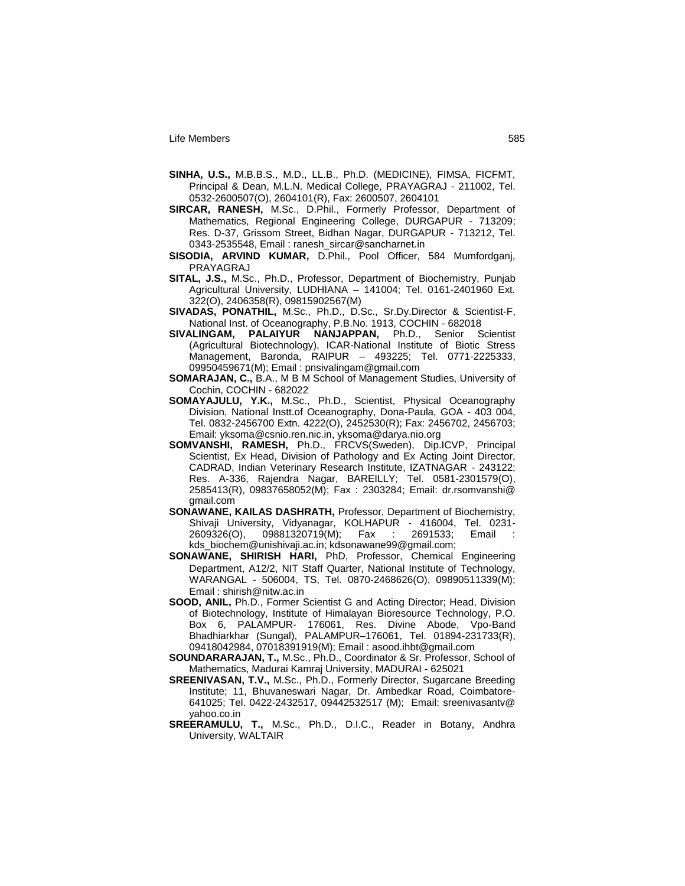**SINHA, U.S.,** M.B.B.S., M.D., LL.B., Ph.D. (MEDICINE), FIMSA, FICFMT, Principal & Dean, M.L.N. Medical College, PRAYAGRAJ - 211002, Tel. 0532-2600507(O), 2604101(R), Fax: 2600507, 2604101

**SIRCAR, RANESH,** M.Sc., D.Phil., Formerly Professor, Department of Mathematics, Regional Engineering College, DURGAPUR - 713209; Res. D-37, Grissom Street, Bidhan Nagar, DURGAPUR - 713212, Tel. 0343-2535548, Email : ranesh_sircar@sancharnet.in

**SISODIA, ARVIND KUMAR,** D.Phil., Pool Officer, 584 Mumfordganj, PRAYAGRAJ

**SITAL, J.S.,** M.Sc., Ph.D., Professor, Department of Biochemistry, Punjab Agricultural University, LUDHIANA – 141004; Tel. 0161-2401960 Ext. 322(O), 2406358(R), 09815902567(M)

**SIVADAS, PONATHIL,** M.Sc., Ph.D., D.Sc., Sr.Dy.Director & Scientist-F, National Inst. of Oceanography, P.B.No. 1913, COCHIN - 682018

**SIVALINGAM, PALAIYUR NANJAPPAN,** Ph.D., Senior Scientist (Agricultural Biotechnology), ICAR-National Institute of Biotic Stress Management, Baronda, RAIPUR – 493225; Tel. 0771-2225333, 09950459671(M); Email : pnsivalingam@gmail.com

**SOMARAJAN, C.,** B.A., M B M School of Management Studies, University of Cochin, COCHIN - 682022

**SOMAYAJULU, Y.K.,** M.Sc., Ph.D., Scientist, Physical Oceanography Division, National Instt.of Oceanography, Dona-Paula, GOA - 403 004, Tel. 0832-2456700 Extn. 4222(O), 2452530(R); Fax: 2456702, 2456703; Email: yksoma@csnio.ren.nic.in, yksoma@darya.nio.org

**SOMVANSHI, RAMESH,** Ph.D., FRCVS(Sweden), Dip.ICVP, Principal Scientist, Ex Head, Division of Pathology and Ex Acting Joint Director, CADRAD, Indian Veterinary Research Institute, IZATNAGAR - 243122; Res. A-336, Rajendra Nagar, BAREILLY; Tel. 0581-2301579(O), 2585413(R), 09837658052(M); Fax : 2303284; Email: dr.rsomvanshi@gmail.com

**SONAWANE, KAILAS DASHRATH,** Professor, Department of Biochemistry, Shivaji University, Vidyanagar, KOLHAPUR - 416004, Tel. 0231-2609326(O), 09881320719(M); Fax : 2691533; Email : kds_biochem@unishivaji.ac.in; kdsonawane99@gmail.com;

**SONAWANE, SHIRISH HARI,** PhD, Professor, Chemical Engineering Department, A12/2, NIT Staff Quarter, National Institute of Technology, WARANGAL - 506004, TS, Tel. 0870-2468626(O), 09890511339(M); Email : shirish@nitw.ac.in

**SOOD, ANIL,** Ph.D., Former Scientist G and Acting Director; Head, Division of Biotechnology, Institute of Himalayan Bioresource Technology, P.O. Box 6, PALAMPUR- 176061, Res. Divine Abode, Vpo-Band Bhadhiarkhar (Sungal), PALAMPUR–176061, Tel. 01894-231733(R), 09418042984, 07018391919(M); Email : asood.ihbt@gmail.com

**SOUNDARARAJAN, T.,** M.Sc., Ph.D., Coordinator & Sr. Professor, School of Mathematics, Madurai Kamraj University, MADURAI - 625021

**SREENIVASAN, T.V.,** M.Sc., Ph.D., Formerly Director, Sugarcane Breeding Institute; 11, Bhuvaneswari Nagar, Dr. Ambedkar Road, Coimbatore-641025; Tel. 0422-2432517, 09442532517 (M); Email: sreenivasantv@yahoo.co.in

**SREERAMULU, T.,** M.Sc., Ph.D., D.I.C., Reader in Botany, Andhra University, WALTAIR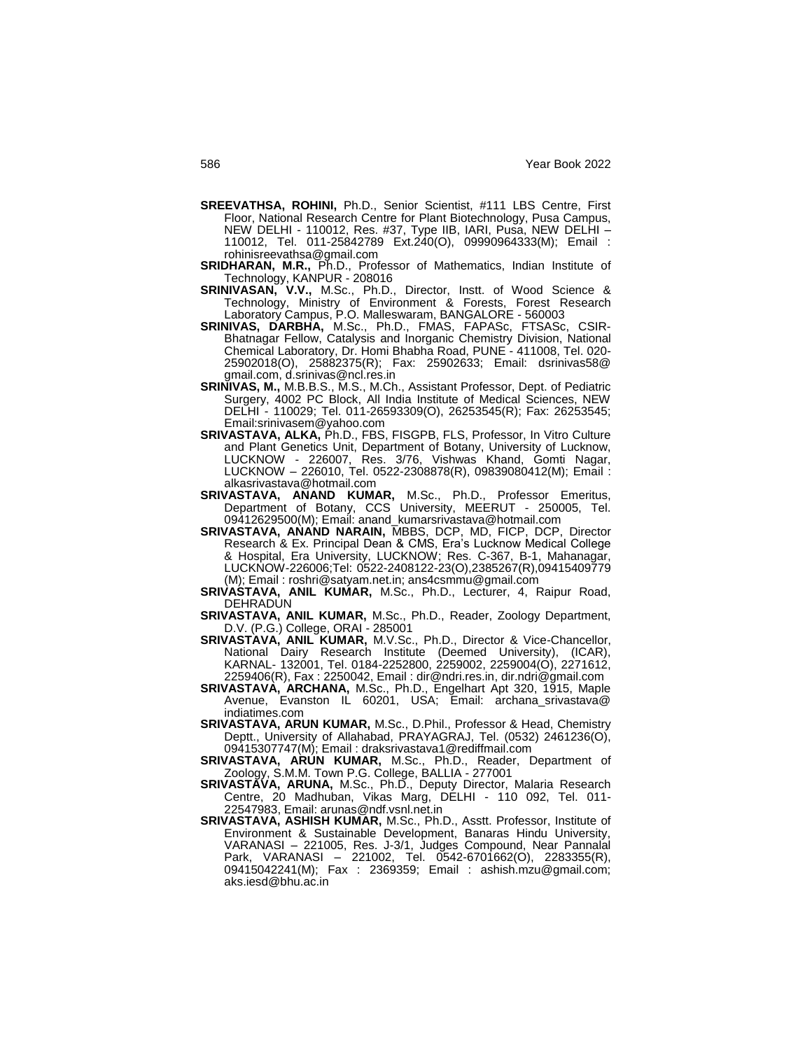**SREEVATHSA, ROHINI,** Ph.D., Senior Scientist, #111 LBS Centre, First Floor, National Research Centre for Plant Biotechnology, Pusa Campus, NEW DELHI - 110012, Res. #37, Type IIB, IARI, Pusa, NEW DELHI – 110012, Tel. 011-25842789 Ext.240(O), 09990964333(M); Email : rohinisreevathsa@gmail.com

**SRIDHARAN, M.R.,** Ph.D., Professor of Mathematics, Indian Institute of Technology, KANPUR - 208016

**SRINIVASAN, V.V.,** M.Sc., Ph.D., Director, Instt. of Wood Science & Technology, Ministry of Environment & Forests, Forest Research Laboratory Campus, P.O. Malleswaram, BANGALORE - 560003

**SRINIVAS, DARBHA,** M.Sc., Ph.D., FMAS, FAPASc, FTSASc, CSIR-Bhatnagar Fellow, Catalysis and Inorganic Chemistry Division, National Chemical Laboratory, Dr. Homi Bhabha Road, PUNE - 411008, Tel. 020-25902018(O), 25882375(R); Fax: 25902633; Email: dsrinivas58@gmail.com, d.srinivas@ncl.res.in

**SRINIVAS, M.,** M.B.B.S., M.S., M.Ch., Assistant Professor, Dept. of Pediatric Surgery, 4002 PC Block, All India Institute of Medical Sciences, NEW DELHI - 110029; Tel. 011-26593309(O), 26253545(R); Fax: 26253545; Email:srinivasem@yahoo.com

**SRIVASTAVA, ALKA,** Ph.D., FBS, FISGPB, FLS, Professor, In Vitro Culture and Plant Genetics Unit, Department of Botany, University of Lucknow, LUCKNOW - 226007, Res. 3/76, Vishwas Khand, Gomti Nagar, LUCKNOW – 226010, Tel. 0522-2308878(R), 09839080412(M); Email : alkasrivastava@hotmail.com

**SRIVASTAVA, ANAND KUMAR,** M.Sc., Ph.D., Professor Emeritus, Department of Botany, CCS University, MEERUT - 250005, Tel. 09412629500(M); Email: anand_kumarsrivastava@hotmail.com

**SRIVASTAVA, ANAND NARAIN,** MBBS, DCP, MD, FICP, DCP, Director Research & Ex. Principal Dean & CMS, Era's Lucknow Medical College & Hospital, Era University, LUCKNOW; Res. C-367, B-1, Mahanagar, LUCKNOW-226006;Tel: 0522-2408122-23(O),2385267(R),09415409779 (M); Email : roshri@satyam.net.in; ans4csmmu@gmail.com

**SRIVASTAVA, ANIL KUMAR,** M.Sc., Ph.D., Lecturer, 4, Raipur Road, DEHRADUN

**SRIVASTAVA, ANIL KUMAR,** M.Sc., Ph.D., Reader, Zoology Department, D.V. (P.G.) College, ORAI - 285001

**SRIVASTAVA, ANIL KUMAR,** M.V.Sc., Ph.D., Director & Vice-Chancellor, National Dairy Research Institute (Deemed University), (ICAR), KARNAL- 132001, Tel. 0184-2252800, 2259002, 2259004(O), 2271612, 2259406(R), Fax : 2250042, Email : dir@ndri.res.in, dir.ndri@gmail.com

**SRIVASTAVA, ARCHANA,** M.Sc., Ph.D., Engelhart Apt 320, 1915, Maple Avenue, Evanston IL 60201, USA; Email: archana_srivastava@indiatimes.com

**SRIVASTAVA, ARUN KUMAR,** M.Sc., D.Phil., Professor & Head, Chemistry Deptt., University of Allahabad, PRAYAGRAJ, Tel. (0532) 2461236(O), 09415307747(M); Email : draksrivastava1@rediffmail.com

**SRIVASTAVA, ARUN KUMAR,** M.Sc., Ph.D., Reader, Department of Zoology, S.M.M. Town P.G. College, BALLIA - 277001

**SRIVASTAVA, ARUNA,** M.Sc., Ph.D., Deputy Director, Malaria Research Centre, 20 Madhuban, Vikas Marg, DELHI - 110 092, Tel. 011-22547983, Email: arunas@ndf.vsnl.net.in

**SRIVASTAVA, ASHISH KUMAR,** M.Sc., Ph.D., Asstt. Professor, Institute of Environment & Sustainable Development, Banaras Hindu University, VARANASI – 221005, Res. J-3/1, Judges Compound, Near Pannalal Park, VARANASI – 221002, Tel. 0542-6701662(O), 2283355(R), 09415042241(M); Fax : 2369359; Email : ashish.mzu@gmail.com; aks.iesd@bhu.ac.in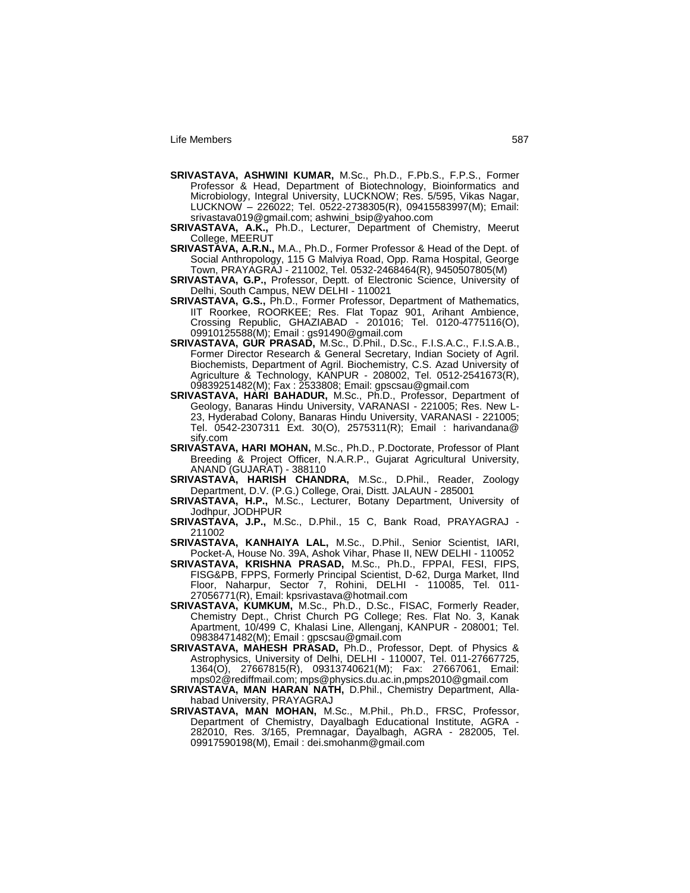**SRIVASTAVA, ASHWINI KUMAR,** M.Sc., Ph.D., F.Pb.S., F.P.S., Former Professor & Head, Department of Biotechnology, Bioinformatics and Microbiology, Integral University, LUCKNOW; Res. 5/595, Vikas Nagar, LUCKNOW – 226022; Tel. 0522-2738305(R), 09415583997(M); Email: srivastava019@gmail.com; ashwini_bsip@yahoo.com

**SRIVASTAVA, A.K.,** Ph.D., Lecturer, Department of Chemistry, Meerut College, MEERUT

**SRIVASTAVA, A.R.N.,** M.A., Ph.D., Former Professor & Head of the Dept. of Social Anthropology, 115 G Malviya Road, Opp. Rama Hospital, George Town, PRAYAGRAJ - 211002, Tel. 0532-2468464(R), 9450507805(M)

**SRIVASTAVA, G.P.,** Professor, Deptt. of Electronic Science, University of Delhi, South Campus, NEW DELHI - 110021

**SRIVASTAVA, G.S.,** Ph.D., Former Professor, Department of Mathematics, IIT Roorkee, ROORKEE; Res. Flat Topaz 901, Arihant Ambience, Crossing Republic, GHAZIABAD - 201016; Tel. 0120-4775116(O), 09910125588(M); Email : gs91490@gmail.com

**SRIVASTAVA, GUR PRASAD,** M.Sc., D.Phil., D.Sc., F.I.S.A.C., F.I.S.A.B., Former Director Research & General Secretary, Indian Society of Agril. Biochemists, Department of Agril. Biochemistry, C.S. Azad University of Agriculture & Technology, KANPUR - 208002, Tel. 0512-2541673(R), 09839251482(M); Fax : 2533808; Email: gpscsau@gmail.com

**SRIVASTAVA, HARI BAHADUR,** M.Sc., Ph.D., Professor, Department of Geology, Banaras Hindu University, VARANASI - 221005; Res. New L-23, Hyderabad Colony, Banaras Hindu University, VARANASI - 221005; Tel. 0542-2307311 Ext. 30(O), 2575311(R); Email : harivandana@sify.com

**SRIVASTAVA, HARI MOHAN,** M.Sc., Ph.D., P.Doctorate, Professor of Plant Breeding & Project Officer, N.A.R.P., Gujarat Agricultural University, ANAND (GUJARAT) - 388110

**SRIVASTAVA, HARISH CHANDRA,** M.Sc., D.Phil., Reader, Zoology Department, D.V. (P.G.) College, Orai, Distt. JALAUN - 285001

**SRIVASTAVA, H.P.,** M.Sc., Lecturer, Botany Department, University of Jodhpur, JODHPUR

**SRIVASTAVA, J.P.,** M.Sc., D.Phil., 15 C, Bank Road, PRAYAGRAJ - 211002

**SRIVASTAVA, KANHAIYA LAL,** M.Sc., D.Phil., Senior Scientist, IARI, Pocket-A, House No. 39A, Ashok Vihar, Phase II, NEW DELHI - 110052

**SRIVASTAVA, KRISHNA PRASAD,** M.Sc., Ph.D., FPPAI, FESI, FIPS, FISG&PB, FPPS, Formerly Principal Scientist, D-62, Durga Market, IInd Floor, Naharpur, Sector 7, Rohini, DELHI - 110085, Tel. 011-27056771(R), Email: kpsrivastava@hotmail.com

**SRIVASTAVA, KUMKUM,** M.Sc., Ph.D., D.Sc., FISAC, Formerly Reader, Chemistry Dept., Christ Church PG College; Res. Flat No. 3, Kanak Apartment, 10/499 C, Khalasi Line, Allenganj, KANPUR - 208001; Tel. 09838471482(M); Email : gpscsau@gmail.com

**SRIVASTAVA, MAHESH PRASAD,** Ph.D., Professor, Dept. of Physics & Astrophysics, University of Delhi, DELHI - 110007, Tel. 011-27667725, 1364(O), 27667815(R), 09313740621(M); Fax: 27667061, Email: mps02@rediffmail.com; mps@physics.du.ac.in,pmps2010@gmail.com

**SRIVASTAVA, MAN HARAN NATH,** D.Phil., Chemistry Department, Allahabad University, PRAYAGRAJ

**SRIVASTAVA, MAN MOHAN,** M.Sc., M.Phil., Ph.D., FRSC, Professor, Department of Chemistry, Dayalbagh Educational Institute, AGRA - 282010, Res. 3/165, Premnagar, Dayalbagh, AGRA - 282005, Tel. 09917590198(M), Email : dei.smohanm@gmail.com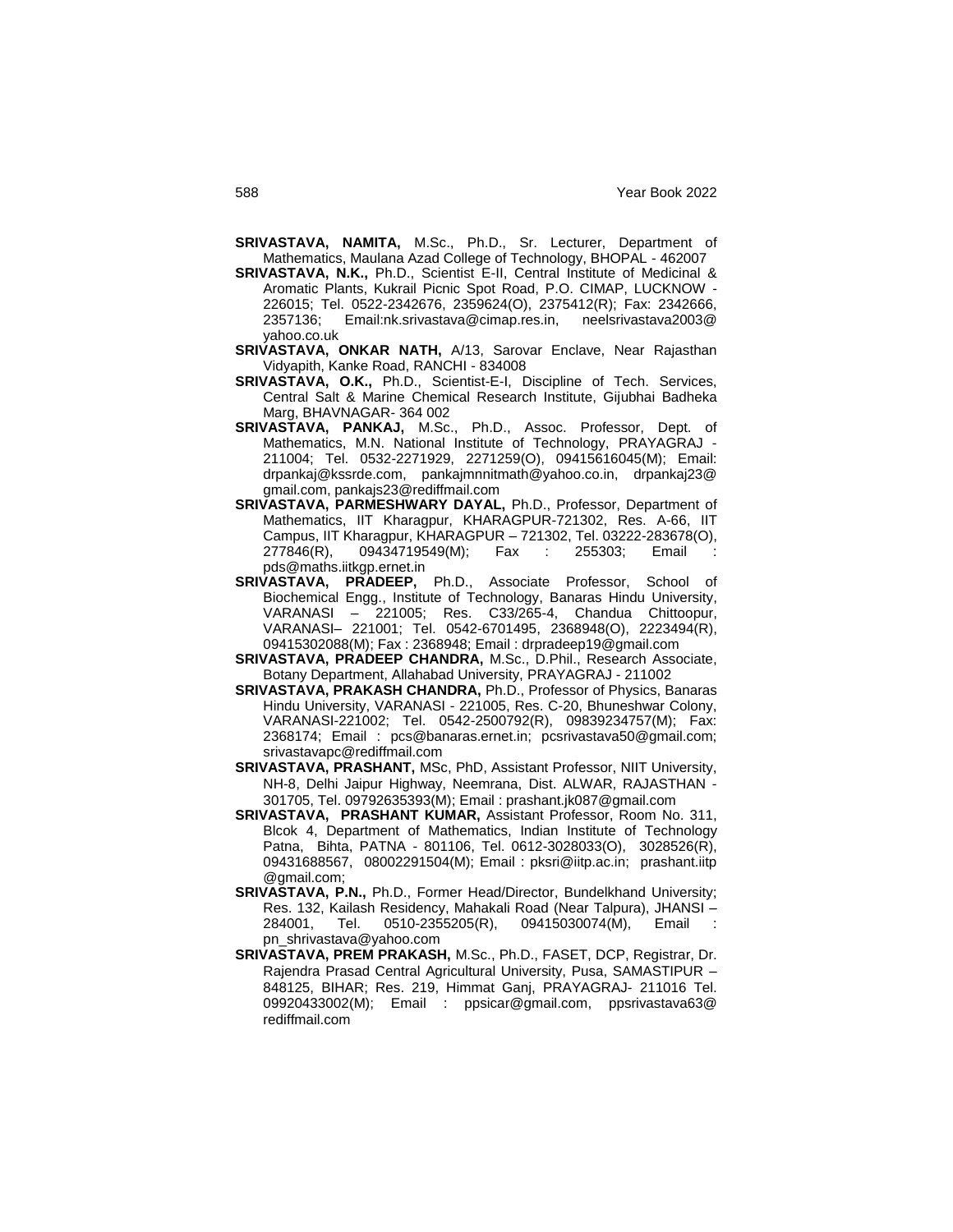**SRIVASTAVA, NAMITA,** M.Sc., Ph.D., Sr. Lecturer, Department of Mathematics, Maulana Azad College of Technology, BHOPAL - 462007

**SRIVASTAVA, N.K.,** Ph.D., Scientist E-II, Central Institute of Medicinal & Aromatic Plants, Kukrail Picnic Spot Road, P.O. CIMAP, LUCKNOW - 226015; Tel. 0522-2342676, 2359624(O), 2375412(R); Fax: 2342666, 2357136; Email:nk.srivastava@cimap.res.in, neelsrivastava2003@yahoo.co.uk

**SRIVASTAVA, ONKAR NATH,** A/13, Sarovar Enclave, Near Rajasthan Vidyapith, Kanke Road, RANCHI - 834008

**SRIVASTAVA, O.K.,** Ph.D., Scientist-E-I, Discipline of Tech. Services, Central Salt & Marine Chemical Research Institute, Gijubhai Badheka Marg, BHAVNAGAR- 364 002

**SRIVASTAVA, PANKAJ,** M.Sc., Ph.D., Assoc. Professor, Dept. of Mathematics, M.N. National Institute of Technology, PRAYAGRAJ - 211004; Tel. 0532-2271929, 2271259(O), 09415616045(M); Email: drpankaj@kssrde.com, pankajmnnitmath@yahoo.co.in, drpankaj23@gmail.com, pankajs23@rediffmail.com

**SRIVASTAVA, PARMESHWARY DAYAL,** Ph.D., Professor, Department of Mathematics, IIT Kharagpur, KHARAGPUR-721302, Res. A-66, IIT Campus, IIT Kharagpur, KHARAGPUR – 721302, Tel. 03222-283678(O), 277846(R), 09434719549(M); Fax : 255303; Email : pds@maths.iitkgp.ernet.in

**SRIVASTAVA, PRADEEP,** Ph.D., Associate Professor, School of Biochemical Engg., Institute of Technology, Banaras Hindu University, VARANASI – 221005; Res. C33/265-4, Chandua Chittoopur, VARANASI– 221001; Tel. 0542-6701495, 2368948(O), 2223494(R), 09415302088(M); Fax : 2368948; Email : drpradeep19@gmail.com

**SRIVASTAVA, PRADEEP CHANDRA,** M.Sc., D.Phil., Research Associate, Botany Department, Allahabad University, PRAYAGRAJ - 211002

**SRIVASTAVA, PRAKASH CHANDRA,** Ph.D., Professor of Physics, Banaras Hindu University, VARANASI - 221005, Res. C-20, Bhuneshwar Colony, VARANASI-221002; Tel. 0542-2500792(R), 09839234757(M); Fax: 2368174; Email : pcs@banaras.ernet.in; pcsrivastava50@gmail.com; srivastavapc@rediffmail.com

**SRIVASTAVA, PRASHANT,** MSc, PhD, Assistant Professor, NIIT University, NH-8, Delhi Jaipur Highway, Neemrana, Dist. ALWAR, RAJASTHAN - 301705, Tel. 09792635393(M); Email : prashant.jk087@gmail.com

**SRIVASTAVA, PRASHANT KUMAR,** Assistant Professor, Room No. 311, Blcok 4, Department of Mathematics, Indian Institute of Technology Patna, Bihta, PATNA - 801106, Tel. 0612-3028033(O), 3028526(R), 09431688567, 08002291504(M); Email : pksri@iitp.ac.in; prashant.iitp@gmail.com;

**SRIVASTAVA, P.N.,** Ph.D., Former Head/Director, Bundelkhand University; Res. 132, Kailash Residency, Mahakali Road (Near Talpura), JHANSI – 284001, Tel. 0510-2355205(R), 09415030074(M), Email : pn_shrivastava@yahoo.com

**SRIVASTAVA, PREM PRAKASH,** M.Sc., Ph.D., FASET, DCP, Registrar, Dr. Rajendra Prasad Central Agricultural University, Pusa, SAMASTIPUR – 848125, BIHAR; Res. 219, Himmat Ganj, PRAYAGRAJ- 211016 Tel. 09920433002(M); Email : ppsicar@gmail.com, ppsrivastava63@rediffmail.com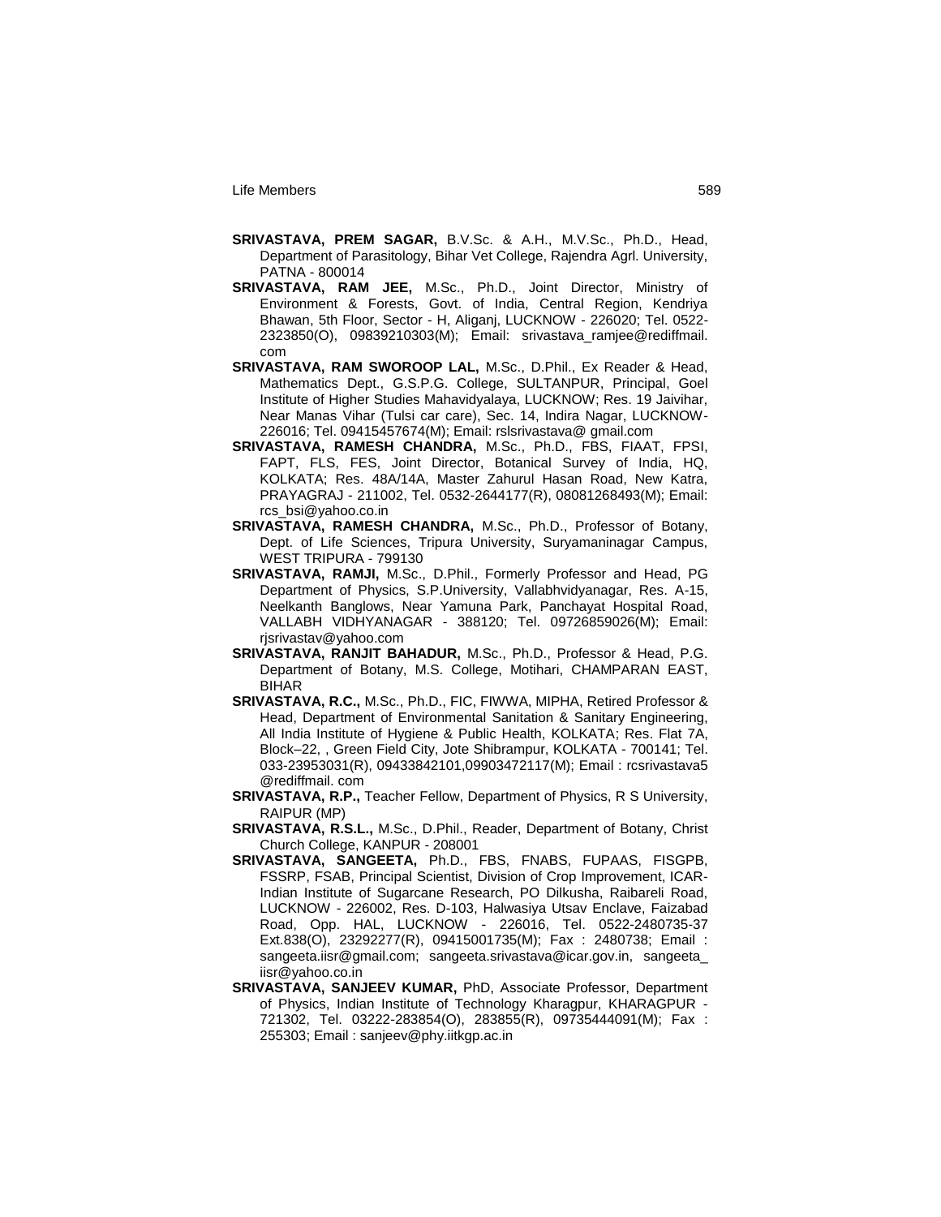**SRIVASTAVA, PREM SAGAR,** B.V.Sc. & A.H., M.V.Sc., Ph.D., Head, Department of Parasitology, Bihar Vet College, Rajendra Agrl. University, PATNA - 800014

**SRIVASTAVA, RAM JEE,** M.Sc., Ph.D., Joint Director, Ministry of Environment & Forests, Govt. of India, Central Region, Kendriya Bhawan, 5th Floor, Sector - H, Aliganj, LUCKNOW - 226020; Tel. 0522-2323850(O), 09839210303(M); Email: srivastava_ramjee@rediffmail.com

**SRIVASTAVA, RAM SWOROOP LAL,** M.Sc., D.Phil., Ex Reader & Head, Mathematics Dept., G.S.P.G. College, SULTANPUR, Principal, Goel Institute of Higher Studies Mahavidyalaya, LUCKNOW; Res. 19 Jaivihar, Near Manas Vihar (Tulsi car care), Sec. 14, Indira Nagar, LUCKNOW-226016; Tel. 09415457674(M); Email: rslsrivastava@ gmail.com

**SRIVASTAVA, RAMESH CHANDRA,** M.Sc., Ph.D., FBS, FIAAT, FPSI, FAPT, FLS, FES, Joint Director, Botanical Survey of India, HQ, KOLKATA; Res. 48A/14A, Master Zahurul Hasan Road, New Katra, PRAYAGRAJ - 211002, Tel. 0532-2644177(R), 08081268493(M); Email: rcs_bsi@yahoo.co.in

**SRIVASTAVA, RAMESH CHANDRA,** M.Sc., Ph.D., Professor of Botany, Dept. of Life Sciences, Tripura University, Suryamaninagar Campus, WEST TRIPURA - 799130

**SRIVASTAVA, RAMJI,** M.Sc., D.Phil., Formerly Professor and Head, PG Department of Physics, S.P.University, Vallabhvidyanagar, Res. A-15, Neelkanth Banglows, Near Yamuna Park, Panchayat Hospital Road, VALLABH VIDHYANAGAR - 388120; Tel. 09726859026(M); Email: rjsrivastav@yahoo.com

**SRIVASTAVA, RANJIT BAHADUR,** M.Sc., Ph.D., Professor & Head, P.G. Department of Botany, M.S. College, Motihari, CHAMPARAN EAST, BIHAR

**SRIVASTAVA, R.C.,** M.Sc., Ph.D., FIC, FIWWA, MIPHA, Retired Professor & Head, Department of Environmental Sanitation & Sanitary Engineering, All India Institute of Hygiene & Public Health, KOLKATA; Res. Flat 7A, Block–22, , Green Field City, Jote Shibrampur, KOLKATA - 700141; Tel. 033-23953031(R), 09433842101,09903472117(M); Email : rcsrivastava5 @rediffmail. com

**SRIVASTAVA, R.P.,** Teacher Fellow, Department of Physics, R S University, RAIPUR (MP)

**SRIVASTAVA, R.S.L.,** M.Sc., D.Phil., Reader, Department of Botany, Christ Church College, KANPUR - 208001

**SRIVASTAVA, SANGEETA,** Ph.D., FBS, FNABS, FUPAAS, FISGPB, FSSRP, FSAB, Principal Scientist, Division of Crop Improvement, ICAR-Indian Institute of Sugarcane Research, PO Dilkusha, Raibareli Road, LUCKNOW - 226002, Res. D-103, Halwasiya Utsav Enclave, Faizabad Road, Opp. HAL, LUCKNOW - 226016, Tel. 0522-2480735-37 Ext.838(O), 23292277(R), 09415001735(M); Fax : 2480738; Email : sangeeta.iisr@gmail.com; sangeeta.srivastava@icar.gov.in, sangeeta_iisr@yahoo.co.in

**SRIVASTAVA, SANJEEV KUMAR,** PhD, Associate Professor, Department of Physics, Indian Institute of Technology Kharagpur, KHARAGPUR - 721302, Tel. 03222-283854(O), 283855(R), 09735444091(M); Fax : 255303; Email : sanjeev@phy.iitkgp.ac.in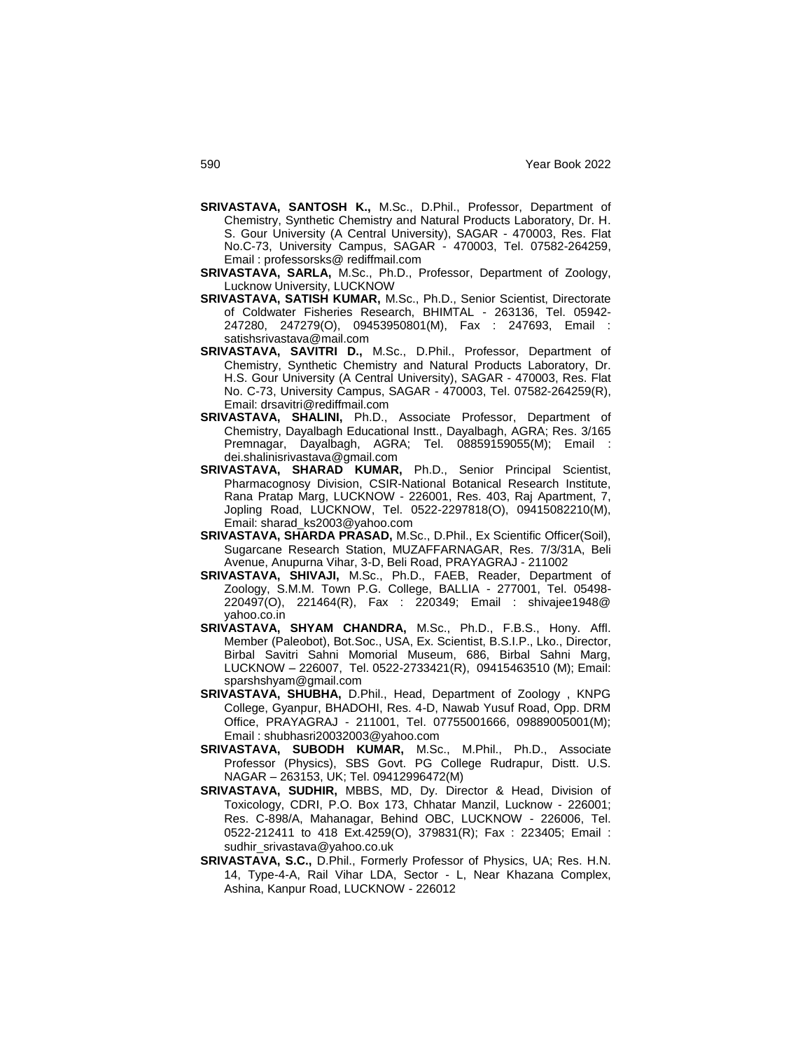**SRIVASTAVA, SANTOSH K.,** M.Sc., D.Phil., Professor, Department of Chemistry, Synthetic Chemistry and Natural Products Laboratory, Dr. H. S. Gour University (A Central University), SAGAR - 470003, Res. Flat No.C-73, University Campus, SAGAR - 470003, Tel. 07582-264259, Email : professorsks@ rediffmail.com

**SRIVASTAVA, SARLA,** M.Sc., Ph.D., Professor, Department of Zoology, Lucknow University, LUCKNOW

**SRIVASTAVA, SATISH KUMAR,** M.Sc., Ph.D., Senior Scientist, Directorate of Coldwater Fisheries Research, BHIMTAL - 263136, Tel. 05942-247280, 247279(O), 09453950801(M), Fax : 247693, Email : satishsrivastava@mail.com

**SRIVASTAVA, SAVITRI D.,** M.Sc., D.Phil., Professor, Department of Chemistry, Synthetic Chemistry and Natural Products Laboratory, Dr. H.S. Gour University (A Central University), SAGAR - 470003, Res. Flat No. C-73, University Campus, SAGAR - 470003, Tel. 07582-264259(R), Email: drsavitri@rediffmail.com

**SRIVASTAVA, SHALINI,** Ph.D., Associate Professor, Department of Chemistry, Dayalbagh Educational Instt., Dayalbagh, AGRA; Res. 3/165 Premnagar, Dayalbagh, AGRA; Tel. 08859159055(M); Email : dei.shalinisrivastava@gmail.com

**SRIVASTAVA, SHARAD KUMAR,** Ph.D., Senior Principal Scientist, Pharmacognosy Division, CSIR-National Botanical Research Institute, Rana Pratap Marg, LUCKNOW - 226001, Res. 403, Raj Apartment, 7, Jopling Road, LUCKNOW, Tel. 0522-2297818(O), 09415082210(M), Email: sharad_ks2003@yahoo.com

**SRIVASTAVA, SHARDA PRASAD,** M.Sc., D.Phil., Ex Scientific Officer(Soil), Sugarcane Research Station, MUZAFFARNAGAR, Res. 7/3/31A, Beli Avenue, Anupurna Vihar, 3-D, Beli Road, PRAYAGRAJ - 211002

**SRIVASTAVA, SHIVAJI,** M.Sc., Ph.D., FAEB, Reader, Department of Zoology, S.M.M. Town P.G. College, BALLIA - 277001, Tel. 05498-220497(O), 221464(R), Fax : 220349; Email : shivajee1948@ yahoo.co.in

**SRIVASTAVA, SHYAM CHANDRA,** M.Sc., Ph.D., F.B.S., Hony. Affl. Member (Paleobot), Bot.Soc., USA, Ex. Scientist, B.S.I.P., Lko., Director, Birbal Savitri Sahni Momorial Museum, 686, Birbal Sahni Marg, LUCKNOW – 226007, Tel. 0522-2733421(R), 09415463510 (M); Email: sparshshyam@gmail.com

**SRIVASTAVA, SHUBHA,** D.Phil., Head, Department of Zoology , KNPG College, Gyanpur, BHADOHI, Res. 4-D, Nawab Yusuf Road, Opp. DRM Office, PRAYAGRAJ - 211001, Tel. 07755001666, 09889005001(M); Email : shubhasri20032003@yahoo.com

**SRIVASTAVA, SUBODH KUMAR,** M.Sc., M.Phil., Ph.D., Associate Professor (Physics), SBS Govt. PG College Rudrapur, Distt. U.S. NAGAR – 263153, UK; Tel. 09412996472(M)

**SRIVASTAVA, SUDHIR,** MBBS, MD, Dy. Director & Head, Division of Toxicology, CDRI, P.O. Box 173, Chhatar Manzil, Lucknow - 226001; Res. C-898/A, Mahanagar, Behind OBC, LUCKNOW - 226006, Tel. 0522-212411 to 418 Ext.4259(O), 379831(R); Fax : 223405; Email : sudhir_srivastava@yahoo.co.uk

**SRIVASTAVA, S.C.,** D.Phil., Formerly Professor of Physics, UA; Res. H.N. 14, Type-4-A, Rail Vihar LDA, Sector - L, Near Khazana Complex, Ashina, Kanpur Road, LUCKNOW - 226012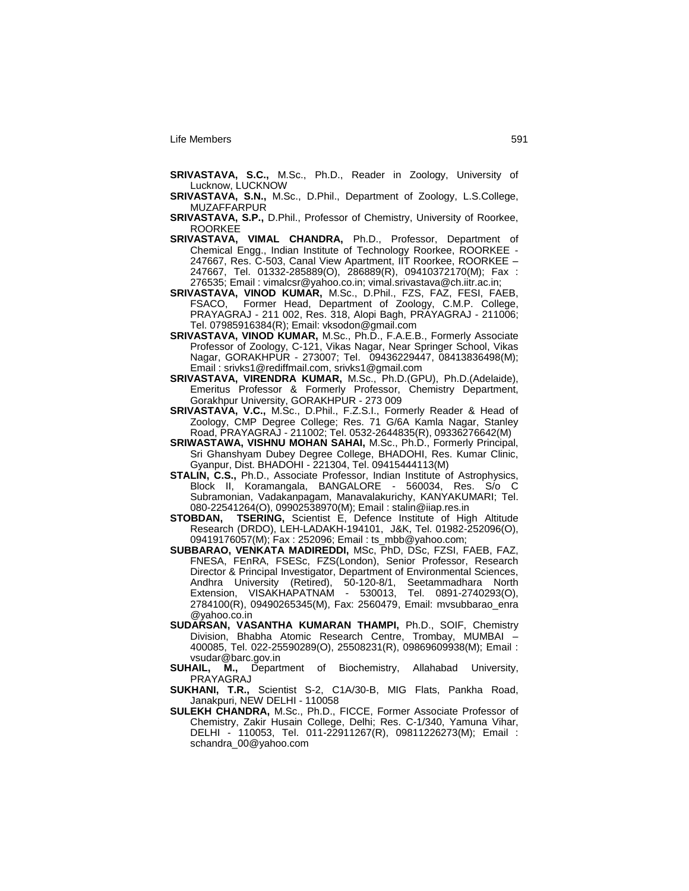**SRIVASTAVA, S.C.,** M.Sc., Ph.D., Reader in Zoology, University of Lucknow, LUCKNOW

**SRIVASTAVA, S.N.,** M.Sc., D.Phil., Department of Zoology, L.S.College, MUZAFFARPUR

**SRIVASTAVA, S.P.,** D.Phil., Professor of Chemistry, University of Roorkee, ROORKEE

**SRIVASTAVA, VIMAL CHANDRA,** Ph.D., Professor, Department of Chemical Engg., Indian Institute of Technology Roorkee, ROORKEE - 247667, Res. C-503, Canal View Apartment, IIT Roorkee, ROORKEE – 247667, Tel. 01332-285889(O), 286889(R), 09410372170(M); Fax : 276535; Email : vimalcsr@yahoo.co.in; vimal.srivastava@ch.iitr.ac.in;

**SRIVASTAVA, VINOD KUMAR,** M.Sc., D.Phil., FZS, FAZ, FESI, FAEB, FSACO, Former Head, Department of Zoology, C.M.P. College, PRAYAGRAJ - 211 002, Res. 318, Alopi Bagh, PRAYAGRAJ - 211006; Tel. 07985916384(R); Email: vksodon@gmail.com

**SRIVASTAVA, VINOD KUMAR,** M.Sc., Ph.D., F.A.E.B., Formerly Associate Professor of Zoology, C-121, Vikas Nagar, Near Springer School, Vikas Nagar, GORAKHPUR - 273007; Tel. 09436229447, 08413836498(M); Email : srivks1@rediffmail.com, srivks1@gmail.com

**SRIVASTAVA, VIRENDRA KUMAR,** M.Sc., Ph.D.(GPU), Ph.D.(Adelaide), Emeritus Professor & Formerly Professor, Chemistry Department, Gorakhpur University, GORAKHPUR - 273 009

**SRIVASTAVA, V.C.,** M.Sc., D.Phil., F.Z.S.I., Formerly Reader & Head of Zoology, CMP Degree College; Res. 71 G/6A Kamla Nagar, Stanley Road, PRAYAGRAJ - 211002; Tel. 0532-2644835(R), 09336276642(M)

**SRIWASTAWA, VISHNU MOHAN SAHAI,** M.Sc., Ph.D., Formerly Principal, Sri Ghanshyam Dubey Degree College, BHADOHI, Res. Kumar Clinic, Gyanpur, Dist. BHADOHI - 221304, Tel. 09415444113(M)

**STALIN, C.S.,** Ph.D., Associate Professor, Indian Institute of Astrophysics, Block II, Koramangala, BANGALORE - 560034, Res. S/o C Subramonian, Vadakanpagam, Manavalakurichy, KANYAKUMARI; Tel. 080-22541264(O), 09902538970(M); Email : stalin@iiap.res.in

**STOBDAN, TSERING,** Scientist E, Defence Institute of High Altitude Research (DRDO), LEH-LADAKH-194101, J&K, Tel. 01982-252096(O), 09419176057(M); Fax : 252096; Email : ts_mbb@yahoo.com;

**SUBBARAO, VENKATA MADIREDDI,** MSc, PhD, DSc, FZSI, FAEB, FAZ, FNESA, FEnRA, FSESc, FZS(London), Senior Professor, Research Director & Principal Investigator, Department of Environmental Sciences, Andhra University (Retired), 50-120-8/1, Seetammadhara North Extension, VISAKHAPATNAM - 530013, Tel. 0891-2740293(O), 2784100(R), 09490265345(M), Fax: 2560479, Email: mvsubbarao_enra @yahoo.co.in

**SUDARSAN, VASANTHA KUMARAN THAMPI,** Ph.D., SOIF, Chemistry Division, Bhabha Atomic Research Centre, Trombay, MUMBAI – 400085, Tel. 022-25590289(O), 25508231(R), 09869609938(M); Email : vsudar@barc.gov.in

**SUHAIL, M.,** Department of Biochemistry, Allahabad University, PRAYAGRAJ

**SUKHANI, T.R.,** Scientist S-2, C1A/30-B, MIG Flats, Pankha Road, Janakpuri, NEW DELHI - 110058

**SULEKH CHANDRA,** M.Sc., Ph.D., FICCE, Former Associate Professor of Chemistry, Zakir Husain College, Delhi; Res. C-1/340, Yamuna Vihar, DELHI - 110053, Tel. 011-22911267(R), 09811226273(M); Email : schandra_00@yahoo.com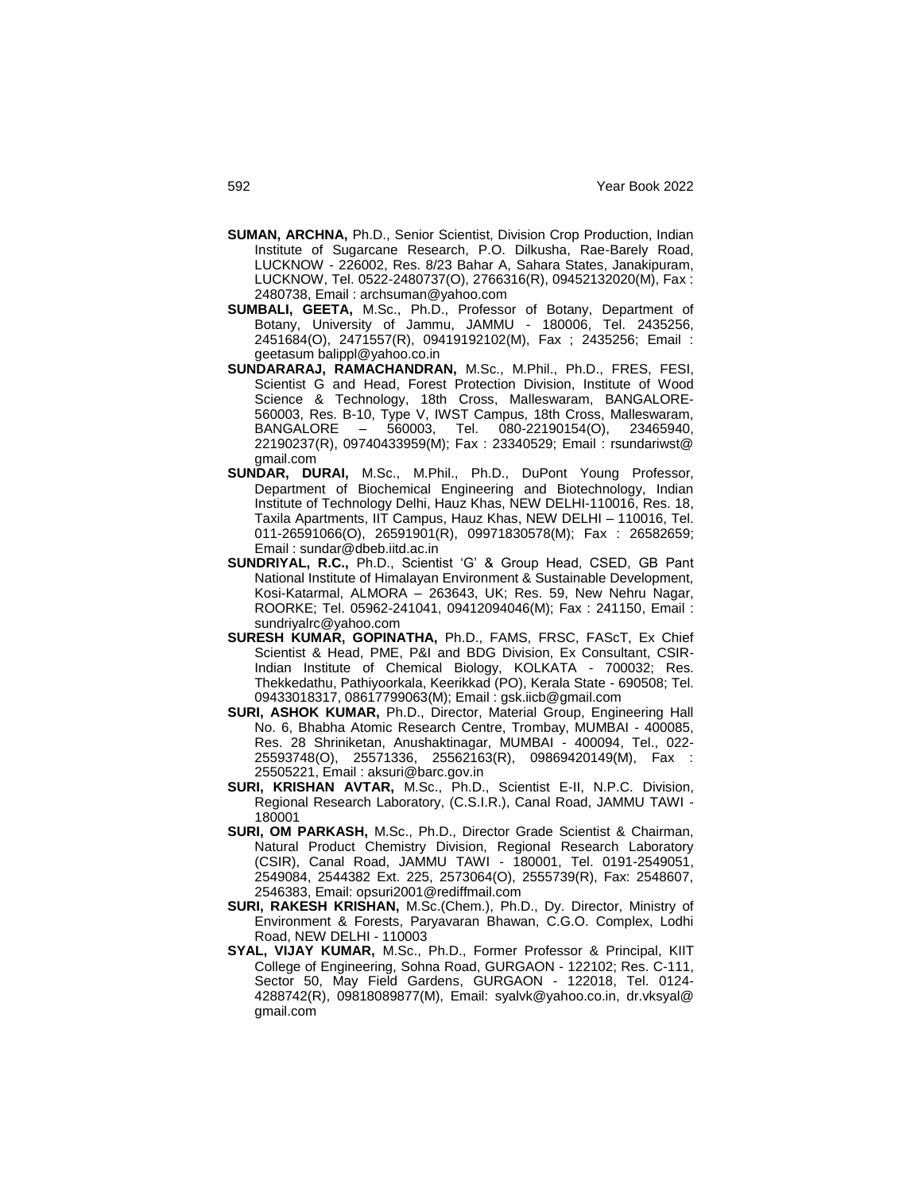**SUMAN, ARCHNA,** Ph.D., Senior Scientist, Division Crop Production, Indian Institute of Sugarcane Research, P.O. Dilkusha, Rae-Barely Road, LUCKNOW - 226002, Res. 8/23 Bahar A, Sahara States, Janakipuram, LUCKNOW, Tel. 0522-2480737(O), 2766316(R), 09452132020(M), Fax : 2480738, Email : archsuman@yahoo.com

**SUMBALI, GEETA,** M.Sc., Ph.D., Professor of Botany, Department of Botany, University of Jammu, JAMMU - 180006, Tel. 2435256, 2451684(O), 2471557(R), 09419192102(M), Fax ; 2435256; Email : geetasum balippl@yahoo.co.in

**SUNDARARAJ, RAMACHANDRAN,** M.Sc., M.Phil., Ph.D., FRES, FESI, Scientist G and Head, Forest Protection Division, Institute of Wood Science & Technology, 18th Cross, Malleswaram, BANGALORE-560003, Res. B-10, Type V, IWST Campus, 18th Cross, Malleswaram, BANGALORE – 560003, Tel. 080-22190154(O), 23465940, 22190237(R), 09740433959(M); Fax : 23340529; Email : rsundariwst@gmail.com

**SUNDAR, DURAI,** M.Sc., M.Phil., Ph.D., DuPont Young Professor, Department of Biochemical Engineering and Biotechnology, Indian Institute of Technology Delhi, Hauz Khas, NEW DELHI-110016, Res. 18, Taxila Apartments, IIT Campus, Hauz Khas, NEW DELHI – 110016, Tel. 011-26591066(O), 26591901(R), 09971830578(M); Fax : 26582659; Email : sundar@dbeb.iitd.ac.in

**SUNDRIYAL, R.C.,** Ph.D., Scientist 'G' & Group Head, CSED, GB Pant National Institute of Himalayan Environment & Sustainable Development, Kosi-Katarmal, ALMORA – 263643, UK; Res. 59, New Nehru Nagar, ROORKE; Tel. 05962-241041, 09412094046(M); Fax : 241150, Email : sundriyalrc@yahoo.com

**SURESH KUMAR, GOPINATHA,** Ph.D., FAMS, FRSC, FAScT, Ex Chief Scientist & Head, PME, P&I and BDG Division, Ex Consultant, CSIR-Indian Institute of Chemical Biology, KOLKATA - 700032; Res. Thekkedathu, Pathiyoorkala, Keerikkad (PO), Kerala State - 690508; Tel. 09433018317, 08617799063(M); Email : gsk.iicb@gmail.com

**SURI, ASHOK KUMAR,** Ph.D., Director, Material Group, Engineering Hall No. 6, Bhabha Atomic Research Centre, Trombay, MUMBAI - 400085, Res. 28 Shriniketan, Anushaktinagar, MUMBAI - 400094, Tel., 022-25593748(O), 25571336, 25562163(R), 09869420149(M), Fax : 25505221, Email : aksuri@barc.gov.in

**SURI, KRISHAN AVTAR,** M.Sc., Ph.D., Scientist E-II, N.P.C. Division, Regional Research Laboratory, (C.S.I.R.), Canal Road, JAMMU TAWI - 180001

**SURI, OM PARKASH,** M.Sc., Ph.D., Director Grade Scientist & Chairman, Natural Product Chemistry Division, Regional Research Laboratory (CSIR), Canal Road, JAMMU TAWI - 180001, Tel. 0191-2549051, 2549084, 2544382 Ext. 225, 2573064(O), 2555739(R), Fax: 2548607, 2546383, Email: opsuri2001@rediffmail.com

**SURI, RAKESH KRISHAN,** M.Sc.(Chem.), Ph.D., Dy. Director, Ministry of Environment & Forests, Paryavaran Bhawan, C.G.O. Complex, Lodhi Road, NEW DELHI - 110003

**SYAL, VIJAY KUMAR,** M.Sc., Ph.D., Former Professor & Principal, KIIT College of Engineering, Sohna Road, GURGAON - 122102; Res. C-111, Sector 50, May Field Gardens, GURGAON - 122018, Tel. 0124-4288742(R), 09818089877(M), Email: syalvk@yahoo.co.in, dr.vksyal@gmail.com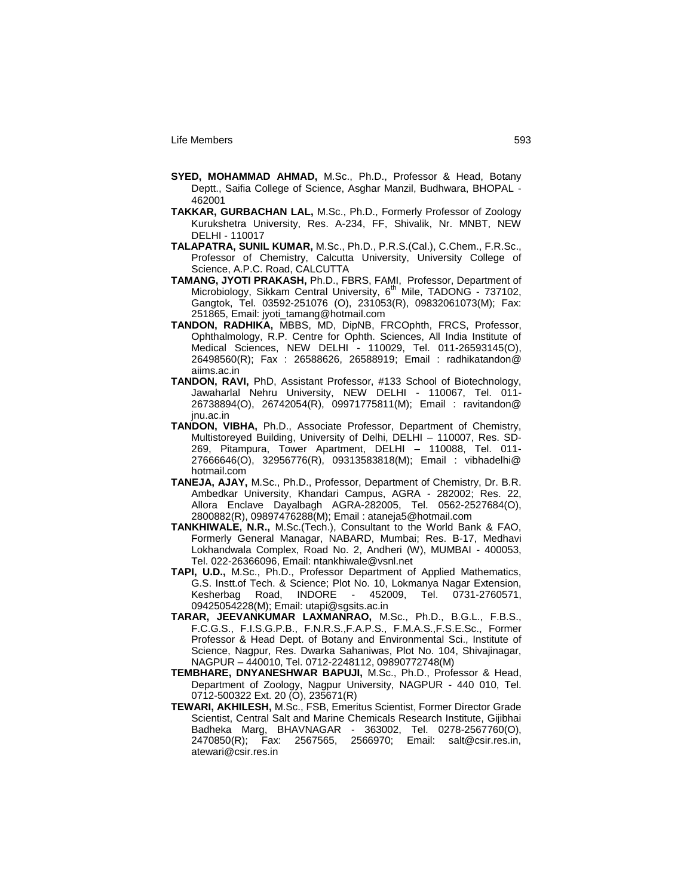**SYED, MOHAMMAD AHMAD,** M.Sc., Ph.D., Professor & Head, Botany Deptt., Saifia College of Science, Asghar Manzil, Budhwara, BHOPAL - 462001

**TAKKAR, GURBACHAN LAL,** M.Sc., Ph.D., Formerly Professor of Zoology Kurukshetra University, Res. A-234, FF, Shivalik, Nr. MNBT, NEW DELHI - 110017

**TALAPATRA, SUNIL KUMAR,** M.Sc., Ph.D., P.R.S.(Cal.), C.Chem., F.R.Sc., Professor of Chemistry, Calcutta University, University College of Science, A.P.C. Road, CALCUTTA

**TAMANG, JYOTI PRAKASH,** Ph.D., FBRS, FAMI, Professor, Department of Microbiology, Sikkam Central University, 6th Mile, TADONG - 737102, Gangtok, Tel. 03592-251076 (O), 231053(R), 09832061073(M); Fax: 251865, Email: jyoti_tamang@hotmail.com

**TANDON, RADHIKA,** MBBS, MD, DipNB, FRCOphth, FRCS, Professor, Ophthalmology, R.P. Centre for Ophth. Sciences, All India Institute of Medical Sciences, NEW DELHI - 110029, Tel. 011-26593145(O), 26498560(R); Fax : 26588626, 26588919; Email : radhikatandon@aiims.ac.in

**TANDON, RAVI,** PhD, Assistant Professor, #133 School of Biotechnology, Jawaharlal Nehru University, NEW DELHI - 110067, Tel. 011-26738894(O), 26742054(R), 09971775811(M); Email : ravitandon@jnu.ac.in

**TANDON, VIBHA,** Ph.D., Associate Professor, Department of Chemistry, Multistoreyed Building, University of Delhi, DELHI – 110007, Res. SD-269, Pitampura, Tower Apartment, DELHI – 110088, Tel. 011-27666646(O), 32956776(R), 09313583818(M); Email : vibhadelhi@hotmail.com

**TANEJA, AJAY,** M.Sc., Ph.D., Professor, Department of Chemistry, Dr. B.R. Ambedkar University, Khandari Campus, AGRA - 282002; Res. 22, Allora Enclave Dayalbagh AGRA-282005, Tel. 0562-2527684(O), 2800882(R), 09897476288(M); Email : ataneja5@hotmail.com

**TANKHIWALE, N.R.,** M.Sc.(Tech.), Consultant to the World Bank & FAO, Formerly General Managar, NABARD, Mumbai; Res. B-17, Medhavi Lokhandwala Complex, Road No. 2, Andheri (W), MUMBAI - 400053, Tel. 022-26366096, Email: ntankhiwale@vsnl.net

**TAPI, U.D.,** M.Sc., Ph.D., Professor Department of Applied Mathematics, G.S. Instt.of Tech. & Science; Plot No. 10, Lokmanya Nagar Extension, Kesherbag Road, INDORE - 452009, Tel. 0731-2760571, 09425054228(M); Email: utapi@sgsits.ac.in

**TARAR, JEEVANKUMAR LAXMANRAO,** M.Sc., Ph.D., B.G.L., F.B.S., F.C.G.S., F.I.S.G.P.B., F.N.R.S.,F.A.P.S., F.M.A.S.,F.S.E.Sc., Former Professor & Head Dept. of Botany and Environmental Sci., Institute of Science, Nagpur, Res. Dwarka Sahaniwas, Plot No. 104, Shivajinagar, NAGPUR – 440010, Tel. 0712-2248112, 09890772748(M)

**TEMBHARE, DNYANESHWAR BAPUJI,** M.Sc., Ph.D., Professor & Head, Department of Zoology, Nagpur University, NAGPUR - 440 010, Tel. 0712-500322 Ext. 20 (O), 235671(R)

**TEWARI, AKHILESH,** M.Sc., FSB, Emeritus Scientist, Former Director Grade Scientist, Central Salt and Marine Chemicals Research Institute, Gijibhai Badheka Marg, BHAVNAGAR - 363002, Tel. 0278-2567760(O), 2470850(R); Fax: 2567565, 2566970; Email: salt@csir.res.in, atewari@csir.res.in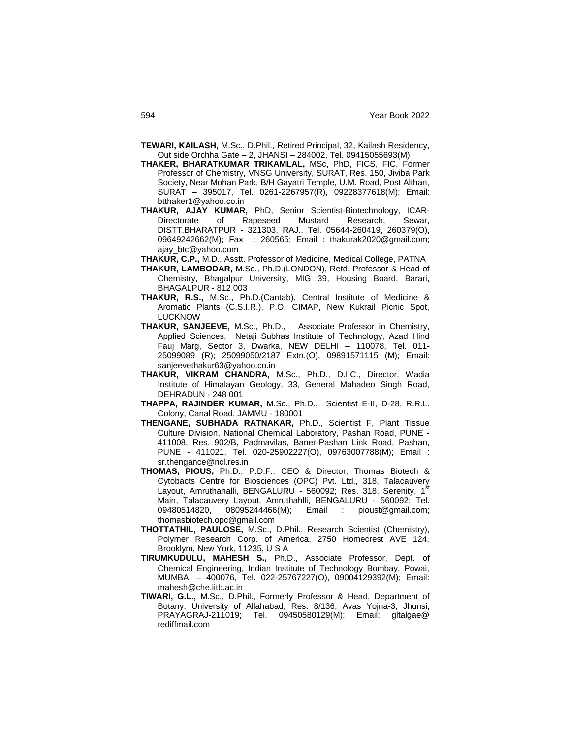**TEWARI, KAILASH,** M.Sc., D.Phil., Retired Principal, 32, Kailash Residency, Out side Orchha Gate – 2, JHANSI – 284002, Tel. 09415055693(M)

**THAKER, BHARATKUMAR TRIKAMLAL,** MSc, PhD, FICS, FIC, Former Professor of Chemistry, VNSG University, SURAT, Res. 150, Jiviba Park Society, Near Mohan Park, B/H Gayatri Temple, U.M. Road, Post Althan, SURAT – 395017, Tel. 0261-2267957(R), 09228377618(M); Email: btthaker1@yahoo.co.in

**THAKUR, AJAY KUMAR,** PhD, Senior Scientist-Biotechnology, ICAR-Directorate of Rapeseed Mustard Research, Sewar, DISTT.BHARATPUR - 321303, RAJ., Tel. 05644-260419, 260379(O), 09649242662(M); Fax : 260565; Email : thakurak2020@gmail.com; ajay_btc@yahoo.com

**THAKUR, C.P.,** M.D., Asstt. Professor of Medicine, Medical College, PATNA

**THAKUR, LAMBODAR,** M.Sc., Ph.D.(LONDON), Retd. Professor & Head of Chemistry, Bhagalpur University, MIG 39, Housing Board, Barari, BHAGALPUR - 812 003

**THAKUR, R.S.,** M.Sc., Ph.D.(Cantab), Central Institute of Medicine & Aromatic Plants (C.S.I.R.), P.O. CIMAP, New Kukrail Picnic Spot, LUCKNOW

**THAKUR, SANJEEVE,** M.Sc., Ph.D., Associate Professor in Chemistry, Applied Sciences, Netaji Subhas Institute of Technology, Azad Hind Fauj Marg, Sector 3, Dwarka, NEW DELHI – 110078, Tel. 011-25099089 (R); 25099050/2187 Extn.(O), 09891571115 (M); Email: sanjeevethakur63@yahoo.co.in

**THAKUR, VIKRAM CHANDRA,** M.Sc., Ph.D., D.I.C., Director, Wadia Institute of Himalayan Geology, 33, General Mahadeo Singh Road, DEHRADUN - 248 001

**THAPPA, RAJINDER KUMAR,** M.Sc., Ph.D., Scientist E-II, D-28, R.R.L. Colony, Canal Road, JAMMU - 180001

**THENGANE, SUBHADA RATNAKAR,** Ph.D., Scientist F, Plant Tissue Culture Division, National Chemical Laboratory, Pashan Road, PUNE - 411008, Res. 902/B, Padmavilas, Baner-Pashan Link Road, Pashan, PUNE - 411021, Tel. 020-25902227(O), 09763007788(M); Email : sr.thengance@ncl.res.in

**THOMAS, PIOUS,** Ph.D., P.D.F., CEO & Director, Thomas Biotech & Cytobacts Centre for Biosciences (OPC) Pvt. Ltd., 318, Talacauvery Layout, Amruthahalli, BENGALURU - 560092; Res. 318, Serenity, 1st Main, Talacauvery Layout, Amruthahlli, BENGALURU - 560092; Tel. 09480514820, 08095244466(M); Email : pioust@gmail.com; thomasbiotech.opc@gmail.com

**THOTTATHIL, PAULOSE,** M.Sc., D.Phil., Research Scientist (Chemistry), Polymer Research Corp. of America, 2750 Homecrest AVE 124, Brooklym, New York, 11235, U S A

**TIRUMKUDULU, MAHESH S.,** Ph.D., Associate Professor, Dept. of Chemical Engineering, Indian Institute of Technology Bombay, Powai, MUMBAI – 400076, Tel. 022-25767227(O), 09004129392(M); Email: mahesh@che.iitb.ac.in

**TIWARI, G.L.,** M.Sc., D.Phil., Formerly Professor & Head, Department of Botany, University of Allahabad; Res. 8/136, Avas Yojna-3, Jhunsi, PRAYAGRAJ-211019; Tel. 09450580129(M); Email: gltalgae@ rediffmail.com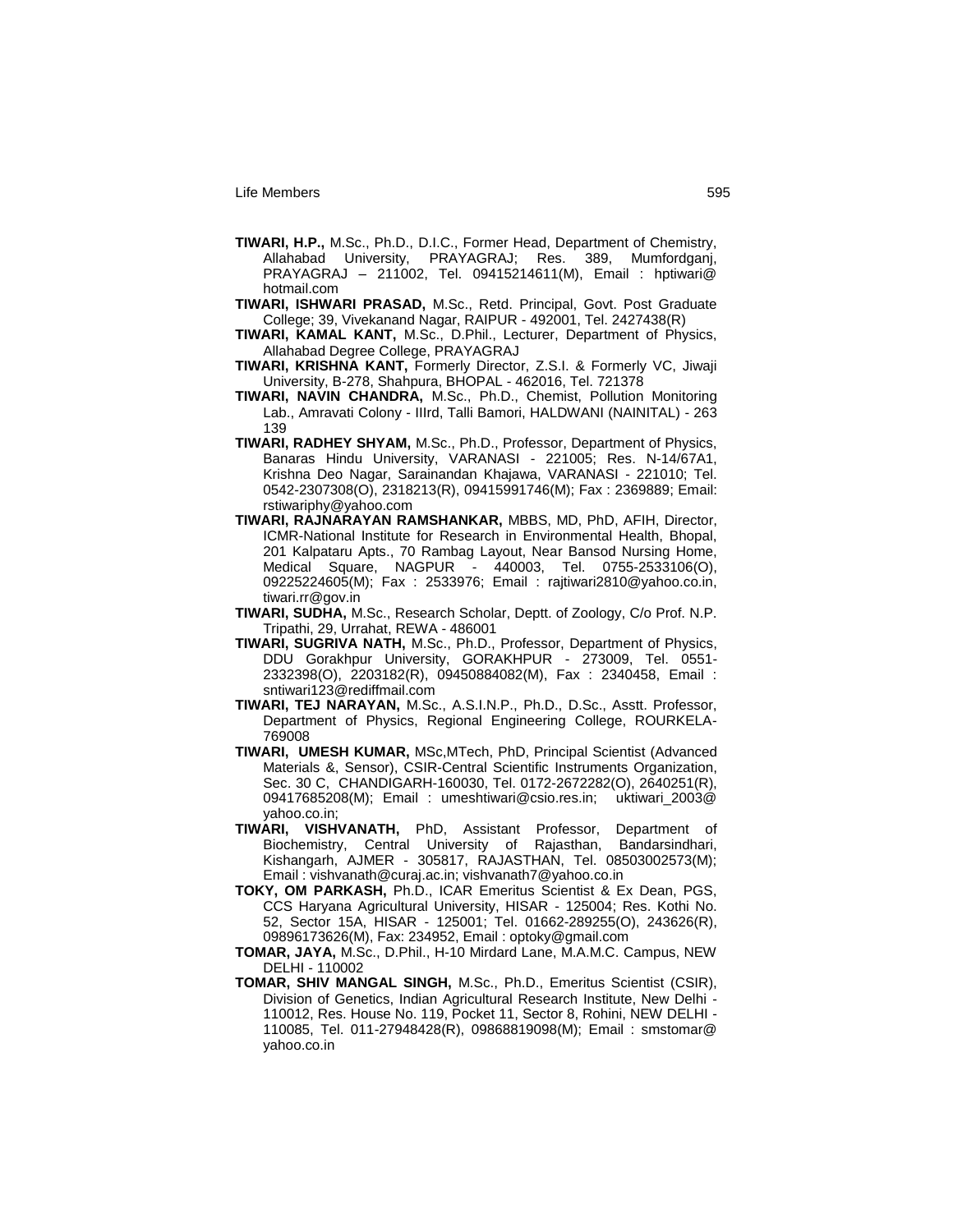**TIWARI, H.P.,** M.Sc., Ph.D., D.I.C., Former Head, Department of Chemistry, Allahabad University, PRAYAGRAJ; Res. 389, Mumfordganj, PRAYAGRAJ – 211002, Tel. 09415214611(M), Email : hptiwari@hotmail.com

**TIWARI, ISHWARI PRASAD,** M.Sc., Retd. Principal, Govt. Post Graduate College; 39, Vivekanand Nagar, RAIPUR - 492001, Tel. 2427438(R)

**TIWARI, KAMAL KANT,** M.Sc., D.Phil., Lecturer, Department of Physics, Allahabad Degree College, PRAYAGRAJ

**TIWARI, KRISHNA KANT,** Formerly Director, Z.S.I. & Formerly VC, Jiwaji University, B-278, Shahpura, BHOPAL - 462016, Tel. 721378

**TIWARI, NAVIN CHANDRA,** M.Sc., Ph.D., Chemist, Pollution Monitoring Lab., Amravati Colony - IIIrd, Talli Bamori, HALDWANI (NAINITAL) - 263 139

**TIWARI, RADHEY SHYAM,** M.Sc., Ph.D., Professor, Department of Physics, Banaras Hindu University, VARANASI - 221005; Res. N-14/67A1, Krishna Deo Nagar, Sarainandan Khajawa, VARANASI - 221010; Tel. 0542-2307308(O), 2318213(R), 09415991746(M); Fax : 2369889; Email: rstiwariphy@yahoo.com

**TIWARI, RAJNARAYAN RAMSHANKAR,** MBBS, MD, PhD, AFIH, Director, ICMR-National Institute for Research in Environmental Health, Bhopal, 201 Kalpataru Apts., 70 Rambag Layout, Near Bansod Nursing Home, Medical Square, NAGPUR - 440003, Tel. 0755-2533106(O), 09225224605(M); Fax : 2533976; Email : rajtiwari2810@yahoo.co.in, tiwari.rr@gov.in

**TIWARI, SUDHA,** M.Sc., Research Scholar, Deptt. of Zoology, C/o Prof. N.P. Tripathi, 29, Urrahat, REWA - 486001

**TIWARI, SUGRIVA NATH,** M.Sc., Ph.D., Professor, Department of Physics, DDU Gorakhpur University, GORAKHPUR - 273009, Tel. 0551-2332398(O), 2203182(R), 09450884082(M), Fax : 2340458, Email : sntiwari123@rediffmail.com

**TIWARI, TEJ NARAYAN,** M.Sc., A.S.I.N.P., Ph.D., D.Sc., Asstt. Professor, Department of Physics, Regional Engineering College, ROURKELA-769008

**TIWARI, UMESH KUMAR,** MSc,MTech, PhD, Principal Scientist (Advanced Materials &, Sensor), CSIR-Central Scientific Instruments Organization, Sec. 30 C, CHANDIGARH-160030, Tel. 0172-2672282(O), 2640251(R), 09417685208(M); Email : umeshtiwari@csio.res.in; uktiwari_2003@yahoo.co.in;

**TIWARI, VISHVANATH,** PhD, Assistant Professor, Department of Biochemistry, Central University of Rajasthan, Bandarsindhari, Kishangarh, AJMER - 305817, RAJASTHAN, Tel. 08503002573(M); Email : vishvanath@curaj.ac.in; vishvanath7@yahoo.co.in

**TOKY, OM PARKASH,** Ph.D., ICAR Emeritus Scientist & Ex Dean, PGS, CCS Haryana Agricultural University, HISAR - 125004; Res. Kothi No. 52, Sector 15A, HISAR - 125001; Tel. 01662-289255(O), 243626(R), 09896173626(M), Fax: 234952, Email : optoky@gmail.com

**TOMAR, JAYA,** M.Sc., D.Phil., H-10 Mirdard Lane, M.A.M.C. Campus, NEW DELHI - 110002

**TOMAR, SHIV MANGAL SINGH,** M.Sc., Ph.D., Emeritus Scientist (CSIR), Division of Genetics, Indian Agricultural Research Institute, New Delhi - 110012, Res. House No. 119, Pocket 11, Sector 8, Rohini, NEW DELHI - 110085, Tel. 011-27948428(R), 09868819098(M); Email : smstomar@yahoo.co.in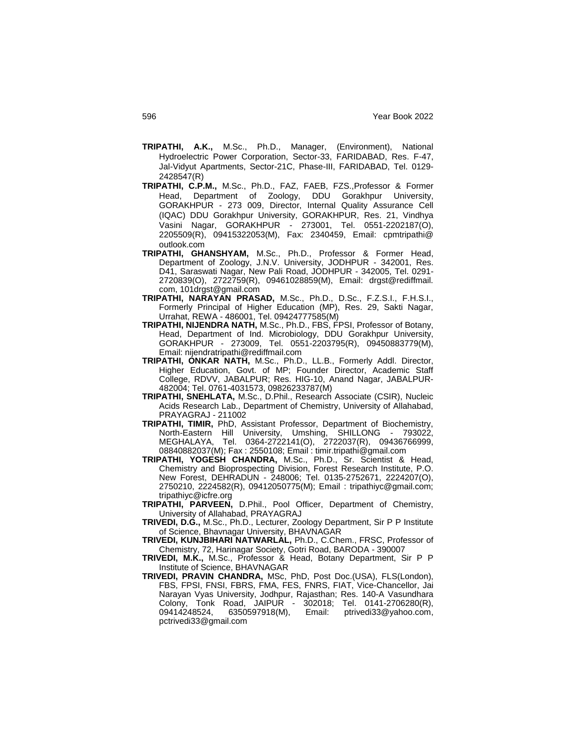**TRIPATHI, A.K.,** M.Sc., Ph.D., Manager, (Environment), National Hydroelectric Power Corporation, Sector-33, FARIDABAD, Res. F-47, Jal-Vidyut Apartments, Sector-21C, Phase-III, FARIDABAD, Tel. 0129-2428547(R)

**TRIPATHI, C.P.M.,** M.Sc., Ph.D., FAZ, FAEB, FZS.,Professor & Former Head, Department of Zoology, DDU Gorakhpur University, GORAKHPUR - 273 009, Director, Internal Quality Assurance Cell (IQAC) DDU Gorakhpur University, GORAKHPUR, Res. 21, Vindhya Vasini Nagar, GORAKHPUR - 273001, Tel. 0551-2202187(O), 2205509(R), 09415322053(M), Fax: 2340459, Email: cpmtripathi@outlook.com

**TRIPATHI, GHANSHYAM,** M.Sc., Ph.D., Professor & Former Head, Department of Zoology, J.N.V. University, JODHPUR - 342001, Res. D41, Saraswati Nagar, New Pali Road, JODHPUR - 342005, Tel. 0291-2720839(O), 2722759(R), 09461028859(M), Email: drgst@rediffmail.com, 101drgst@gmail.com

**TRIPATHI, NARAYAN PRASAD,** M.Sc., Ph.D., D.Sc., F.Z.S.I., F.H.S.I., Formerly Principal of Higher Education (MP), Res. 29, Sakti Nagar, Urrahat, REWA - 486001, Tel. 09424777585(M)

**TRIPATHI, NIJENDRA NATH,** M.Sc., Ph.D., FBS, FPSI, Professor of Botany, Head, Department of Ind. Microbiology, DDU Gorakhpur University, GORAKHPUR - 273009, Tel. 0551-2203795(R), 09450883779(M), Email: nijendratripathi@rediffmail.com

**TRIPATHI, ONKAR NATH,** M.Sc., Ph.D., LL.B., Formerly Addl. Director, Higher Education, Govt. of MP; Founder Director, Academic Staff College, RDVV, JABALPUR; Res. HIG-10, Anand Nagar, JABALPUR-482004; Tel. 0761-4031573, 09826233787(M)

**TRIPATHI, SNEHLATA,** M.Sc., D.Phil., Research Associate (CSIR), Nucleic Acids Research Lab., Department of Chemistry, University of Allahabad, PRAYAGRAJ - 211002

**TRIPATHI, TIMIR,** PhD, Assistant Professor, Department of Biochemistry, North-Eastern Hill University, Umshing, SHILLONG - 793022, MEGHALAYA, Tel. 0364-2722141(O), 2722037(R), 09436766999, 08840882037(M); Fax : 2550108; Email : timir.tripathi@gmail.com

**TRIPATHI, YOGESH CHANDRA,** M.Sc., Ph.D., Sr. Scientist & Head, Chemistry and Bioprospecting Division, Forest Research Institute, P.O. New Forest, DEHRADUN - 248006; Tel. 0135-2752671, 2224207(O), 2750210, 2224582(R), 09412050775(M); Email : tripathiyc@gmail.com; tripathiyc@icfre.org

**TRIPATHI, PARVEEN,** D.Phil., Pool Officer, Department of Chemistry, University of Allahabad, PRAYAGRAJ

**TRIVEDI, D.G.,** M.Sc., Ph.D., Lecturer, Zoology Department, Sir P P Institute of Science, Bhavnagar University, BHAVNAGAR

**TRIVEDI, KUNJBIHARI NATWARLAL,** Ph.D., C.Chem., FRSC, Professor of Chemistry, 72, Harinagar Society, Gotri Road, BARODA - 390007

**TRIVEDI, M.K.,** M.Sc., Professor & Head, Botany Department, Sir P P Institute of Science, BHAVNAGAR

**TRIVEDI, PRAVIN CHANDRA,** MSc, PhD, Post Doc.(USA), FLS(London), FBS, FPSI, FNSI, FBRS, FMA, FES, FNRS, FIAT, Vice-Chancellor, Jai Narayan Vyas University, Jodhpur, Rajasthan; Res. 140-A Vasundhara Colony, Tonk Road, JAIPUR - 302018; Tel. 0141-2706280(R), 09414248524, 6350597918(M), Email: ptrivedi33@yahoo.com, pctrivedi33@gmail.com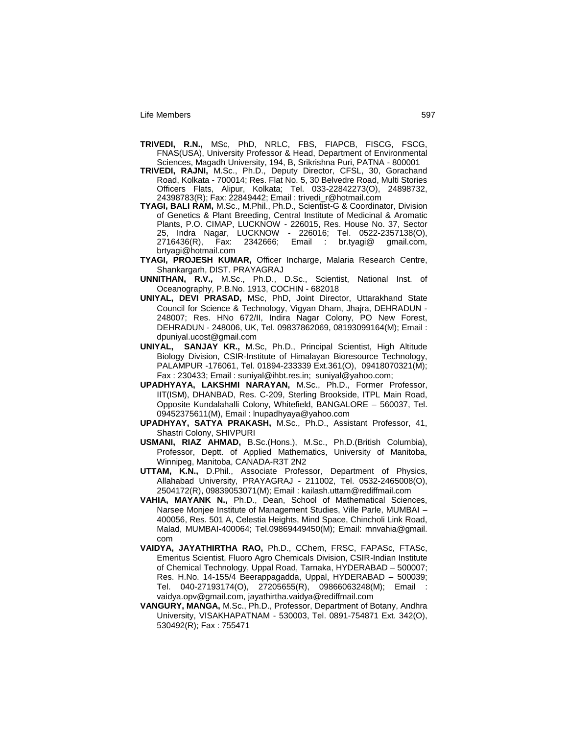**TRIVEDI, R.N.,** MSc, PhD, NRLC, FBS, FIAPCB, FISCG, FSCG, FNAS(USA), University Professor & Head, Department of Environmental Sciences, Magadh University, 194, B, Srikrishna Puri, PATNA - 800001

**TRIVEDI, RAJNI,** M.Sc., Ph.D., Deputy Director, CFSL, 30, Gorachand Road, Kolkata - 700014; Res. Flat No. 5, 30 Belvedre Road, Multi Stories Officers Flats, Alipur, Kolkata; Tel. 033-22842273(O), 24898732, 24398783(R); Fax: 22849442; Email : trivedi_r@hotmail.com

**TYAGI, BALI RAM,** M.Sc., M.Phil., Ph.D., Scientist-G & Coordinator, Division of Genetics & Plant Breeding, Central Institute of Medicinal & Aromatic Plants, P.O. CIMAP, LUCKNOW - 226015, Res. House No. 37, Sector 25, Indra Nagar, LUCKNOW - 226016; Tel. 0522-2357138(O), 2716436(R), Fax: 2342666; Email : br.tyagi@ gmail.com, brtyagi@hotmail.com

**TYAGI, PROJESH KUMAR,** Officer Incharge, Malaria Research Centre, Shankargarh, DIST. PRAYAGRAJ

**UNNITHAN, R.V.,** M.Sc., Ph.D., D.Sc., Scientist, National Inst. of Oceanography, P.B.No. 1913, COCHIN - 682018

**UNIYAL, DEVI PRASAD,** MSc, PhD, Joint Director, Uttarakhand State Council for Science & Technology, Vigyan Dham, Jhajra, DEHRADUN - 248007; Res. HNo 672/II, Indira Nagar Colony, PO New Forest, DEHRADUN - 248006, UK, Tel. 09837862069, 08193099164(M); Email : dpuniyal.ucost@gmail.com

**UNIYAL, SANJAY KR.,** M.Sc, Ph.D., Principal Scientist, High Altitude Biology Division, CSIR-Institute of Himalayan Bioresource Technology, PALAMPUR -176061, Tel. 01894-233339 Ext.361(O), 09418070321(M); Fax : 230433; Email : suniyal@ihbt.res.in; suniyal@yahoo.com;

**UPADHYAYA, LAKSHMI NARAYAN,** M.Sc., Ph.D., Former Professor, IIT(ISM), DHANBAD, Res. C-209, Sterling Brookside, ITPL Main Road, Opposite Kundalahalli Colony, Whitefield, BANGALORE – 560037, Tel. 09452375611(M), Email : lnupadhyaya@yahoo.com

**UPADHYAY, SATYA PRAKASH,** M.Sc., Ph.D., Assistant Professor, 41, Shastri Colony, SHIVPURI

**USMANI, RIAZ AHMAD,** B.Sc.(Hons.), M.Sc., Ph.D.(British Columbia), Professor, Deptt. of Applied Mathematics, University of Manitoba, Winnipeg, Manitoba, CANADA-R3T 2N2

**UTTAM, K.N.,** D.Phil., Associate Professor, Department of Physics, Allahabad University, PRAYAGRAJ - 211002, Tel. 0532-2465008(O), 2504172(R), 09839053071(M); Email : kailash.uttam@rediffmail.com

**VAHIA, MAYANK N.,** Ph.D., Dean, School of Mathematical Sciences, Narsee Monjee Institute of Management Studies, Ville Parle, MUMBAI – 400056, Res. 501 A, Celestia Heights, Mind Space, Chincholi Link Road, Malad, MUMBAI-400064; Tel.09869449450(M); Email: mnvahia@gmail.com

**VAIDYA, JAYATHIRTHA RAO,** Ph.D., CChem, FRSC, FAPASc, FTASc, Emeritus Scientist, Fluoro Agro Chemicals Division, CSIR-Indian Institute of Chemical Technology, Uppal Road, Tarnaka, HYDERABAD – 500007; Res. H.No. 14-155/4 Beerappagadda, Uppal, HYDERABAD – 500039; Tel. 040-27193174(O), 27205655(R), 09866063248(M); Email : vaidya.opv@gmail.com, jayathirtha.vaidya@rediffmail.com

**VANGURY, MANGA,** M.Sc., Ph.D., Professor, Department of Botany, Andhra University, VISAKHAPATNAM - 530003, Tel. 0891-754871 Ext. 342(O), 530492(R); Fax : 755471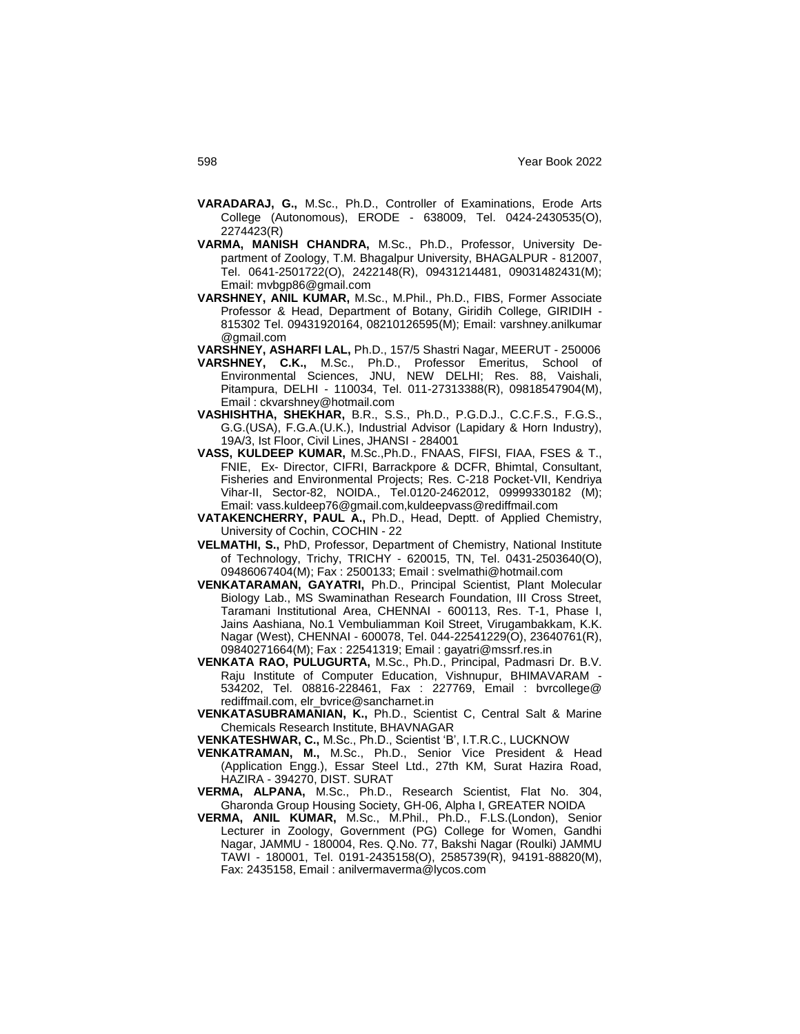**VARADARAJ, G.,** M.Sc., Ph.D., Controller of Examinations, Erode Arts College (Autonomous), ERODE - 638009, Tel. 0424-2430535(O), 2274423(R)

**VARMA, MANISH CHANDRA,** M.Sc., Ph.D., Professor, University Department of Zoology, T.M. Bhagalpur University, BHAGALPUR - 812007, Tel. 0641-2501722(O), 2422148(R), 09431214481, 09031482431(M); Email: mvbgp86@gmail.com

**VARSHNEY, ANIL KUMAR,** M.Sc., M.Phil., Ph.D., FIBS, Former Associate Professor & Head, Department of Botany, Giridih College, GIRIDIH - 815302 Tel. 09431920164, 08210126595(M); Email: varshney.anilkumar@gmail.com

**VARSHNEY, ASHARFI LAL,** Ph.D., 157/5 Shastri Nagar, MEERUT - 250006

**VARSHNEY, C.K.,** M.Sc., Ph.D., Professor Emeritus, School of Environmental Sciences, JNU, NEW DELHI; Res. 88, Vaishali, Pitampura, DELHI - 110034, Tel. 011-27313388(R), 09818547904(M), Email : ckvarshney@hotmail.com

**VASHISHTHA, SHEKHAR,** B.R., S.S., Ph.D., P.G.D.J., C.C.F.S., F.G.S., G.G.(USA), F.G.A.(U.K.), Industrial Advisor (Lapidary & Horn Industry), 19A/3, Ist Floor, Civil Lines, JHANSI - 284001

**VASS, KULDEEP KUMAR,** M.Sc.,Ph.D., FNAAS, FIFSI, FIAA, FSES & T., FNIE, Ex- Director, CIFRI, Barrackpore & DCFR, Bhimtal, Consultant, Fisheries and Environmental Projects; Res. C-218 Pocket-VII, Kendriya Vihar-II, Sector-82, NOIDA., Tel.0120-2462012, 09999330182 (M); Email: vass.kuldeep76@gmail.com,kuldeepvass@rediffmail.com

**VATAKENCHERRY, PAUL A.,** Ph.D., Head, Deptt. of Applied Chemistry, University of Cochin, COCHIN - 22

**VELMATHI, S.,** PhD, Professor, Department of Chemistry, National Institute of Technology, Trichy, TRICHY - 620015, TN, Tel. 0431-2503640(O), 09486067404(M); Fax : 2500133; Email : svelmathi@hotmail.com

**VENKATARAMAN, GAYATRI,** Ph.D., Principal Scientist, Plant Molecular Biology Lab., MS Swaminathan Research Foundation, III Cross Street, Taramani Institutional Area, CHENNAI - 600113, Res. T-1, Phase I, Jains Aashiana, No.1 Vembuliamman Koil Street, Virugambakkam, K.K. Nagar (West), CHENNAI - 600078, Tel. 044-22541229(O), 23640761(R), 09840271664(M); Fax : 22541319; Email : gayatri@mssrf.res.in

**VENKATA RAO, PULUGURTA,** M.Sc., Ph.D., Principal, Padmasri Dr. B.V. Raju Institute of Computer Education, Vishnupur, BHIMAVARAM - 534202, Tel. 08816-228461, Fax : 227769, Email : bvrcollege@rediffmail.com, elr_bvrice@sancharnet.in

**VENKATASUBRAMANIAN, K.,** Ph.D., Scientist C, Central Salt & Marine Chemicals Research Institute, BHAVNAGAR

**VENKATESHWAR, C.,** M.Sc., Ph.D., Scientist 'B', I.T.R.C., LUCKNOW

**VENKATRAMAN, M.,** M.Sc., Ph.D., Senior Vice President & Head (Application Engg.), Essar Steel Ltd., 27th KM, Surat Hazira Road, HAZIRA - 394270, DIST. SURAT

**VERMA, ALPANA,** M.Sc., Ph.D., Research Scientist, Flat No. 304, Gharonda Group Housing Society, GH-06, Alpha I, GREATER NOIDA

**VERMA, ANIL KUMAR,** M.Sc., M.Phil., Ph.D., F.LS.(London), Senior Lecturer in Zoology, Government (PG) College for Women, Gandhi Nagar, JAMMU - 180004, Res. Q.No. 77, Bakshi Nagar (Roulki) JAMMU TAWI - 180001, Tel. 0191-2435158(O), 2585739(R), 94191-88820(M), Fax: 2435158, Email : anilvermaverma@lycos.com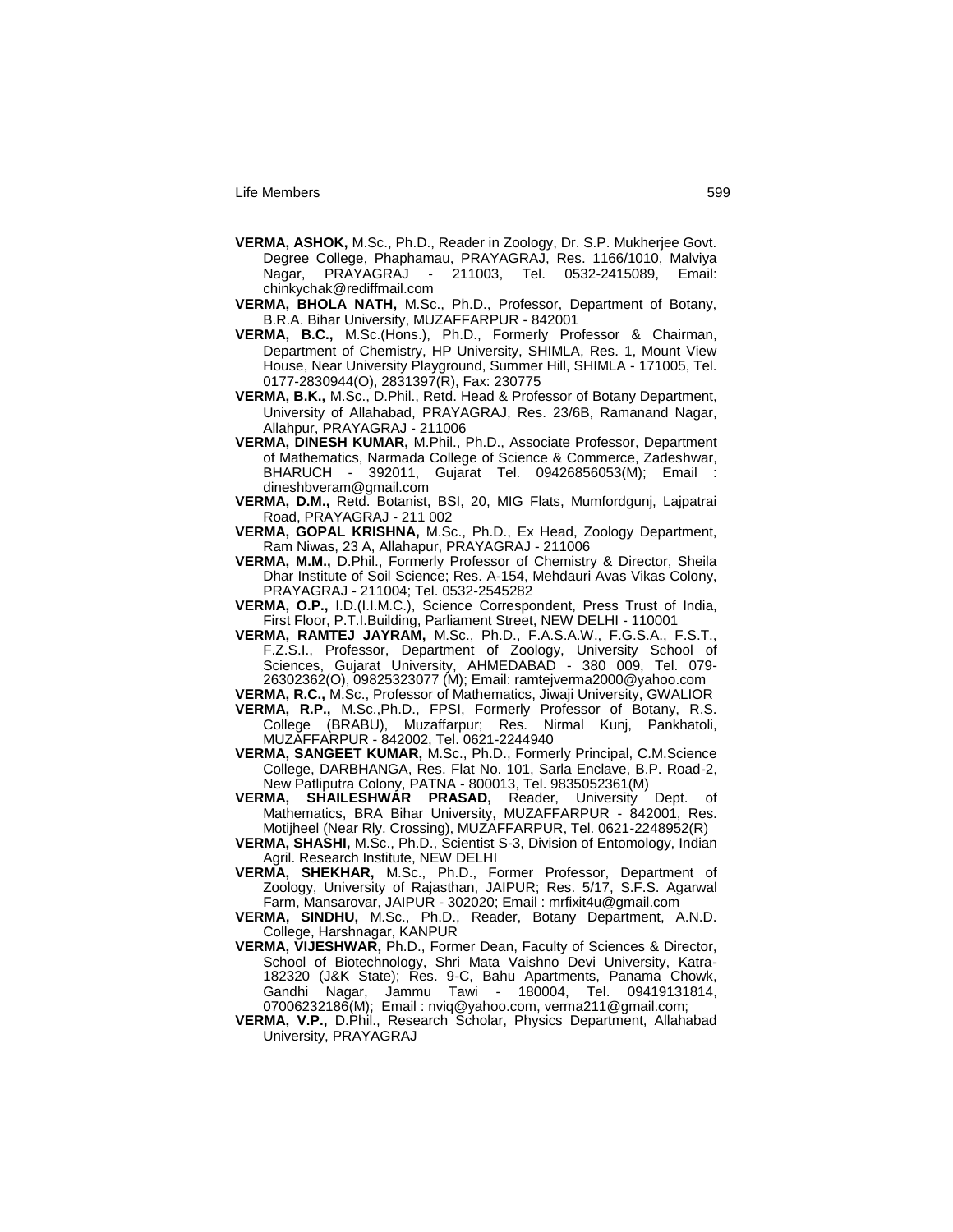**VERMA, ASHOK,** M.Sc., Ph.D., Reader in Zoology, Dr. S.P. Mukherjee Govt. Degree College, Phaphamau, PRAYAGRAJ, Res. 1166/1010, Malviya Nagar, PRAYAGRAJ - 211003, Tel. 0532-2415089, Email: chinkychak@rediffmail.com

**VERMA, BHOLA NATH,** M.Sc., Ph.D., Professor, Department of Botany, B.R.A. Bihar University, MUZAFFARPUR - 842001

**VERMA, B.C.,** M.Sc.(Hons.), Ph.D., Formerly Professor & Chairman, Department of Chemistry, HP University, SHIMLA, Res. 1, Mount View House, Near University Playground, Summer Hill, SHIMLA - 171005, Tel. 0177-2830944(O), 2831397(R), Fax: 230775

**VERMA, B.K.,** M.Sc., D.Phil., Retd. Head & Professor of Botany Department, University of Allahabad, PRAYAGRAJ, Res. 23/6B, Ramanand Nagar, Allahpur, PRAYAGRAJ - 211006

**VERMA, DINESH KUMAR,** M.Phil., Ph.D., Associate Professor, Department of Mathematics, Narmada College of Science & Commerce, Zadeshwar, BHARUCH - 392011, Gujarat Tel. 09426856053(M); Email : dineshbveram@gmail.com

**VERMA, D.M.,** Retd. Botanist, BSI, 20, MIG Flats, Mumfordgunj, Lajpatrai Road, PRAYAGRAJ - 211 002

**VERMA, GOPAL KRISHNA,** M.Sc., Ph.D., Ex Head, Zoology Department, Ram Niwas, 23 A, Allahapur, PRAYAGRAJ - 211006

**VERMA, M.M.,** D.Phil., Formerly Professor of Chemistry & Director, Sheila Dhar Institute of Soil Science; Res. A-154, Mehdauri Avas Vikas Colony, PRAYAGRAJ - 211004; Tel. 0532-2545282

**VERMA, O.P.,** I.D.(I.I.M.C.), Science Correspondent, Press Trust of India, First Floor, P.T.I.Building, Parliament Street, NEW DELHI - 110001

**VERMA, RAMTEJ JAYRAM,** M.Sc., Ph.D., F.A.S.A.W., F.G.S.A., F.S.T., F.Z.S.I., Professor, Department of Zoology, University School of Sciences, Gujarat University, AHMEDABAD - 380 009, Tel. 079-26302362(O), 09825323077 (M); Email: ramtejverma2000@yahoo.com

**VERMA, R.C.,** M.Sc., Professor of Mathematics, Jiwaji University, GWALIOR

**VERMA, R.P.,** M.Sc.,Ph.D., FPSI, Formerly Professor of Botany, R.S. College (BRABU), Muzaffarpur; Res. Nirmal Kunj, Pankhatoli, MUZAFFARPUR - 842002, Tel. 0621-2244940

**VERMA, SANGEET KUMAR,** M.Sc., Ph.D., Formerly Principal, C.M.Science College, DARBHANGA, Res. Flat No. 101, Sarla Enclave, B.P. Road-2, New Patliputra Colony, PATNA - 800013, Tel. 9835052361(M)

**VERMA, SHAILESHWAR PRASAD,** Reader, University Dept. of Mathematics, BRA Bihar University, MUZAFFARPUR - 842001, Res. Motijheel (Near Rly. Crossing), MUZAFFARPUR, Tel. 0621-2248952(R)

**VERMA, SHASHI,** M.Sc., Ph.D., Scientist S-3, Division of Entomology, Indian Agril. Research Institute, NEW DELHI

**VERMA, SHEKHAR,** M.Sc., Ph.D., Former Professor, Department of Zoology, University of Rajasthan, JAIPUR; Res. 5/17, S.F.S. Agarwal Farm, Mansarovar, JAIPUR - 302020; Email : mrfixit4u@gmail.com

**VERMA, SINDHU,** M.Sc., Ph.D., Reader, Botany Department, A.N.D. College, Harshnagar, KANPUR

**VERMA, VIJESHWAR,** Ph.D., Former Dean, Faculty of Sciences & Director, School of Biotechnology, Shri Mata Vaishno Devi University, Katra-182320 (J&K State); Res. 9-C, Bahu Apartments, Panama Chowk, Gandhi Nagar, Jammu Tawi - 180004, Tel. 09419131814, 07006232186(M); Email : nviq@yahoo.com, verma211@gmail.com;

**VERMA, V.P.,** D.Phil., Research Scholar, Physics Department, Allahabad University, PRAYAGRAJ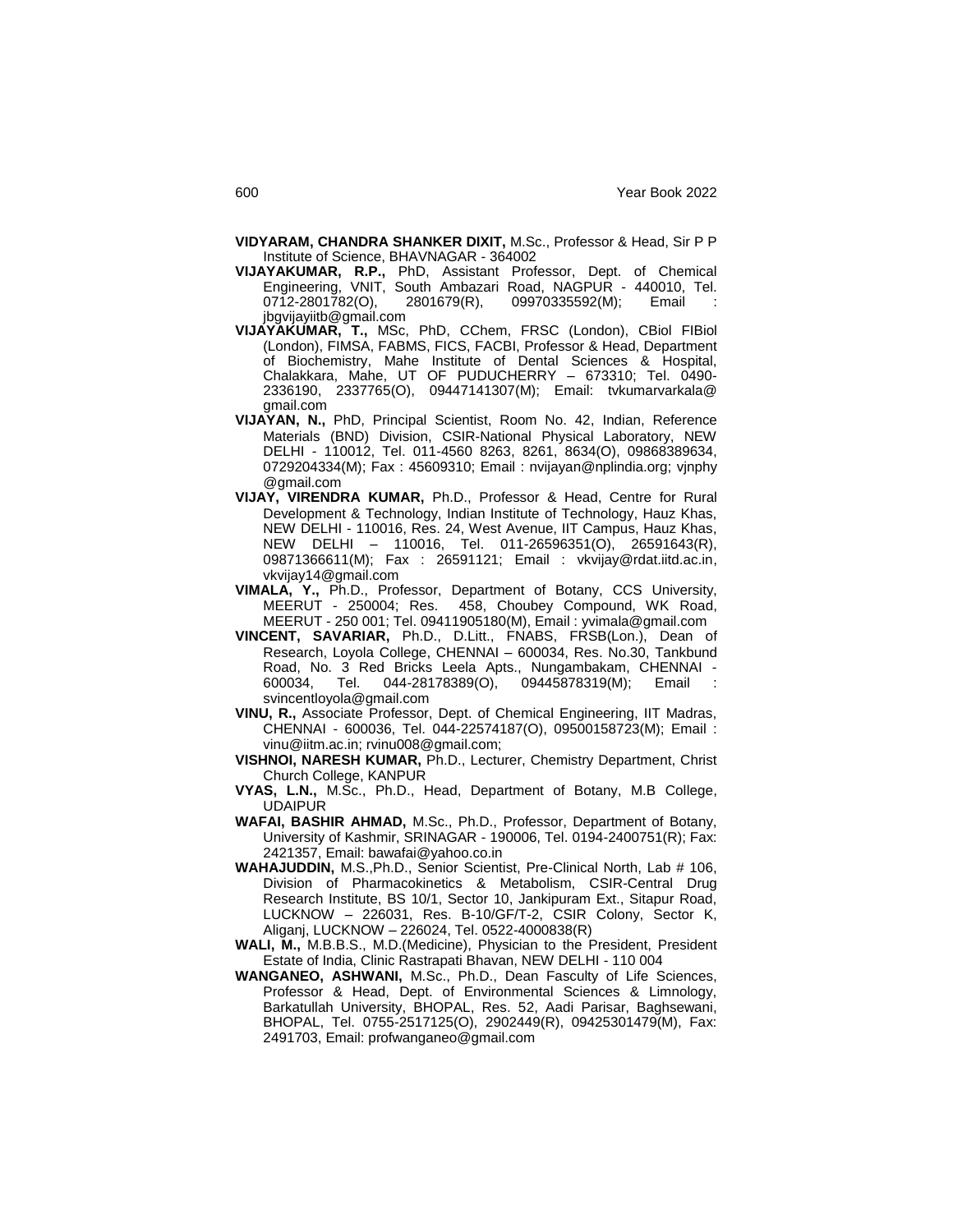**VIDYARAM, CHANDRA SHANKER DIXIT,** M.Sc., Professor & Head, Sir P P Institute of Science, BHAVNAGAR - 364002

**VIJAYAKUMAR, R.P.,** PhD, Assistant Professor, Dept. of Chemical Engineering, VNIT, South Ambazari Road, NAGPUR - 440010, Tel. 0712-2801782(O), 2801679(R), 09970335592(M); Email : jbgvijayiitb@gmail.com

**VIJAYAKUMAR, T.,** MSc, PhD, CChem, FRSC (London), CBiol FIBiol (London), FIMSA, FABMS, FICS, FACBI, Professor & Head, Department of Biochemistry, Mahe Institute of Dental Sciences & Hospital, Chalakkara, Mahe, UT OF PUDUCHERRY – 673310; Tel. 0490-2336190, 2337765(O), 09447141307(M); Email: tvkumarvarkala@gmail.com

**VIJAYAN, N.,** PhD, Principal Scientist, Room No. 42, Indian, Reference Materials (BND) Division, CSIR-National Physical Laboratory, NEW DELHI - 110012, Tel. 011-4560 8263, 8261, 8634(O), 09868389634, 0729204334(M); Fax : 45609310; Email : nvijayan@nplindia.org; vjnphy@gmail.com

**VIJAY, VIRENDRA KUMAR,** Ph.D., Professor & Head, Centre for Rural Development & Technology, Indian Institute of Technology, Hauz Khas, NEW DELHI - 110016, Res. 24, West Avenue, IIT Campus, Hauz Khas, NEW DELHI – 110016, Tel. 011-26596351(O), 26591643(R), 09871366611(M); Fax : 26591121; Email : vkvijay@rdat.iitd.ac.in, vkvijay14@gmail.com

**VIMALA, Y.,** Ph.D., Professor, Department of Botany, CCS University, MEERUT - 250004; Res. 458, Choubey Compound, WK Road, MEERUT - 250 001; Tel. 09411905180(M), Email : yvimala@gmail.com

**VINCENT, SAVARIAR,** Ph.D., D.Litt., FNABS, FRSB(Lon.), Dean of Research, Loyola College, CHENNAI – 600034, Res. No.30, Tankbund Road, No. 3 Red Bricks Leela Apts., Nungambakam, CHENNAI - 600034, Tel. 044-28178389(O), 09445878319(M); Email : svincentloyola@gmail.com

**VINU, R.,** Associate Professor, Dept. of Chemical Engineering, IIT Madras, CHENNAI - 600036, Tel. 044-22574187(O), 09500158723(M); Email : vinu@iitm.ac.in; rvinu008@gmail.com;

**VISHNOI, NARESH KUMAR,** Ph.D., Lecturer, Chemistry Department, Christ Church College, KANPUR

**VYAS, L.N.,** M.Sc., Ph.D., Head, Department of Botany, M.B College, UDAIPUR

**WAFAI, BASHIR AHMAD,** M.Sc., Ph.D., Professor, Department of Botany, University of Kashmir, SRINAGAR - 190006, Tel. 0194-2400751(R); Fax: 2421357, Email: bawafai@yahoo.co.in

**WAHAJUDDIN,** M.S.,Ph.D., Senior Scientist, Pre-Clinical North, Lab # 106, Division of Pharmacokinetics & Metabolism, CSIR-Central Drug Research Institute, BS 10/1, Sector 10, Jankipuram Ext., Sitapur Road, LUCKNOW – 226031, Res. B-10/GF/T-2, CSIR Colony, Sector K, Aliganj, LUCKNOW – 226024, Tel. 0522-4000838(R)

**WALI, M.,** M.B.B.S., M.D.(Medicine), Physician to the President, President Estate of India, Clinic Rastrapati Bhavan, NEW DELHI - 110 004

**WANGANEO, ASHWANI,** M.Sc., Ph.D., Dean Fasculty of Life Sciences, Professor & Head, Dept. of Environmental Sciences & Limnology, Barkatullah University, BHOPAL, Res. 52, Aadi Parisar, Baghsewani, BHOPAL, Tel. 0755-2517125(O), 2902449(R), 09425301479(M), Fax: 2491703, Email: profwanganeo@gmail.com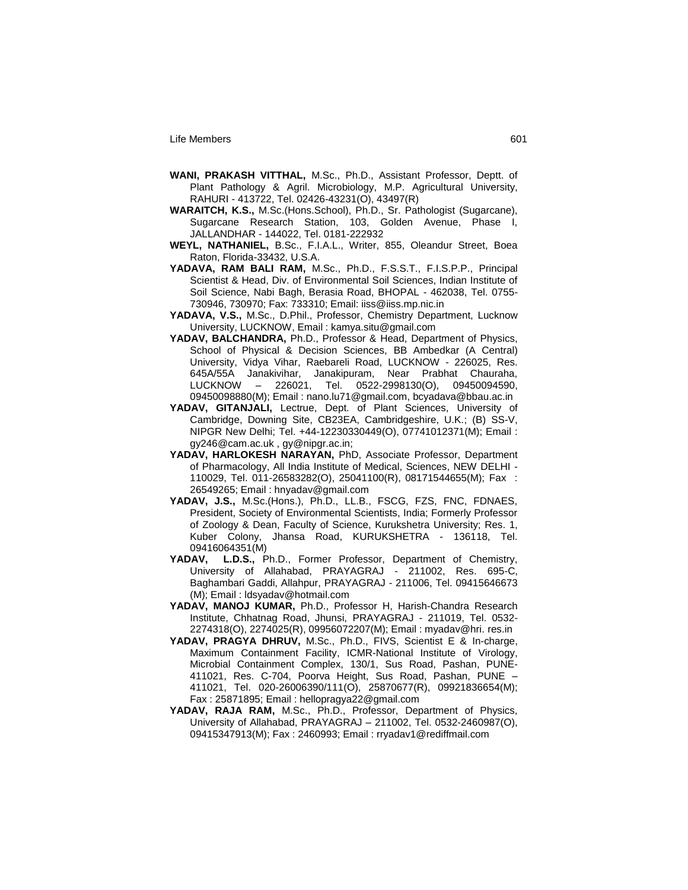**WANI, PRAKASH VITTHAL,** M.Sc., Ph.D., Assistant Professor, Deptt. of Plant Pathology & Agril. Microbiology, M.P. Agricultural University, RAHURI - 413722, Tel. 02426-43231(O), 43497(R)

**WARAITCH, K.S.,** M.Sc.(Hons.School), Ph.D., Sr. Pathologist (Sugarcane), Sugarcane Research Station, 103, Golden Avenue, Phase I, JALLANDHAR - 144022, Tel. 0181-222932

**WEYL, NATHANIEL,** B.Sc., F.I.A.L., Writer, 855, Oleandur Street, Boea Raton, Florida-33432, U.S.A.

**YADAVA, RAM BALI RAM,** M.Sc., Ph.D., F.S.S.T., F.I.S.P.P., Principal Scientist & Head, Div. of Environmental Soil Sciences, Indian Institute of Soil Science, Nabi Bagh, Berasia Road, BHOPAL - 462038, Tel. 0755-730946, 730970; Fax: 733310; Email: iiss@iiss.mp.nic.in

**YADAVA, V.S.,** M.Sc., D.Phil., Professor, Chemistry Department, Lucknow University, LUCKNOW, Email : kamya.situ@gmail.com

**YADAV, BALCHANDRA,** Ph.D., Professor & Head, Department of Physics, School of Physical & Decision Sciences, BB Ambedkar (A Central) University, Vidya Vihar, Raebareli Road, LUCKNOW - 226025, Res. 645A/55A Janakivihar, Janakipuram, Near Prabhat Chauraha, LUCKNOW – 226021, Tel. 0522-2998130(O), 09450094590, 09450098880(M); Email : nano.lu71@gmail.com, bcyadava@bbau.ac.in

**YADAV, GITANJALI,** Lectrue, Dept. of Plant Sciences, University of Cambridge, Downing Site, CB23EA, Cambridgeshire, U.K.; (B) SS-V, NIPGR New Delhi; Tel. +44-12230330449(O), 07741012371(M); Email : gy246@cam.ac.uk , gy@nipgr.ac.in;

**YADAV, HARLOKESH NARAYAN,** PhD, Associate Professor, Department of Pharmacology, All India Institute of Medical, Sciences, NEW DELHI - 110029, Tel. 011-26583282(O), 25041100(R), 08171544655(M); Fax : 26549265; Email : hnyadav@gmail.com

**YADAV, J.S.,** M.Sc.(Hons.), Ph.D., LL.B., FSCG, FZS, FNC, FDNAES, President, Society of Environmental Scientists, India; Formerly Professor of Zoology & Dean, Faculty of Science, Kurukshetra University; Res. 1, Kuber Colony, Jhansa Road, KURUKSHETRA - 136118, Tel. 09416064351(M)

**YADAV, L.D.S.,** Ph.D., Former Professor, Department of Chemistry, University of Allahabad, PRAYAGRAJ - 211002, Res. 695-C, Baghambari Gaddi, Allahpur, PRAYAGRAJ - 211006, Tel. 09415646673 (M); Email : ldsyadav@hotmail.com

**YADAV, MANOJ KUMAR,** Ph.D., Professor H, Harish-Chandra Research Institute, Chhatnag Road, Jhunsi, PRAYAGRAJ - 211019, Tel. 0532-2274318(O), 2274025(R), 09956072207(M); Email : myadav@hri. res.in

**YADAV, PRAGYA DHRUV,** M.Sc., Ph.D., FIVS, Scientist E & In-charge, Maximum Containment Facility, ICMR-National Institute of Virology, Microbial Containment Complex, 130/1, Sus Road, Pashan, PUNE-411021, Res. C-704, Poorva Height, Sus Road, Pashan, PUNE – 411021, Tel. 020-26006390/111(O), 25870677(R), 09921836654(M); Fax : 25871895; Email : hellopragya22@gmail.com

**YADAV, RAJA RAM,** M.Sc., Ph.D., Professor, Department of Physics, University of Allahabad, PRAYAGRAJ – 211002, Tel. 0532-2460987(O), 09415347913(M); Fax : 2460993; Email : rryadav1@rediffmail.com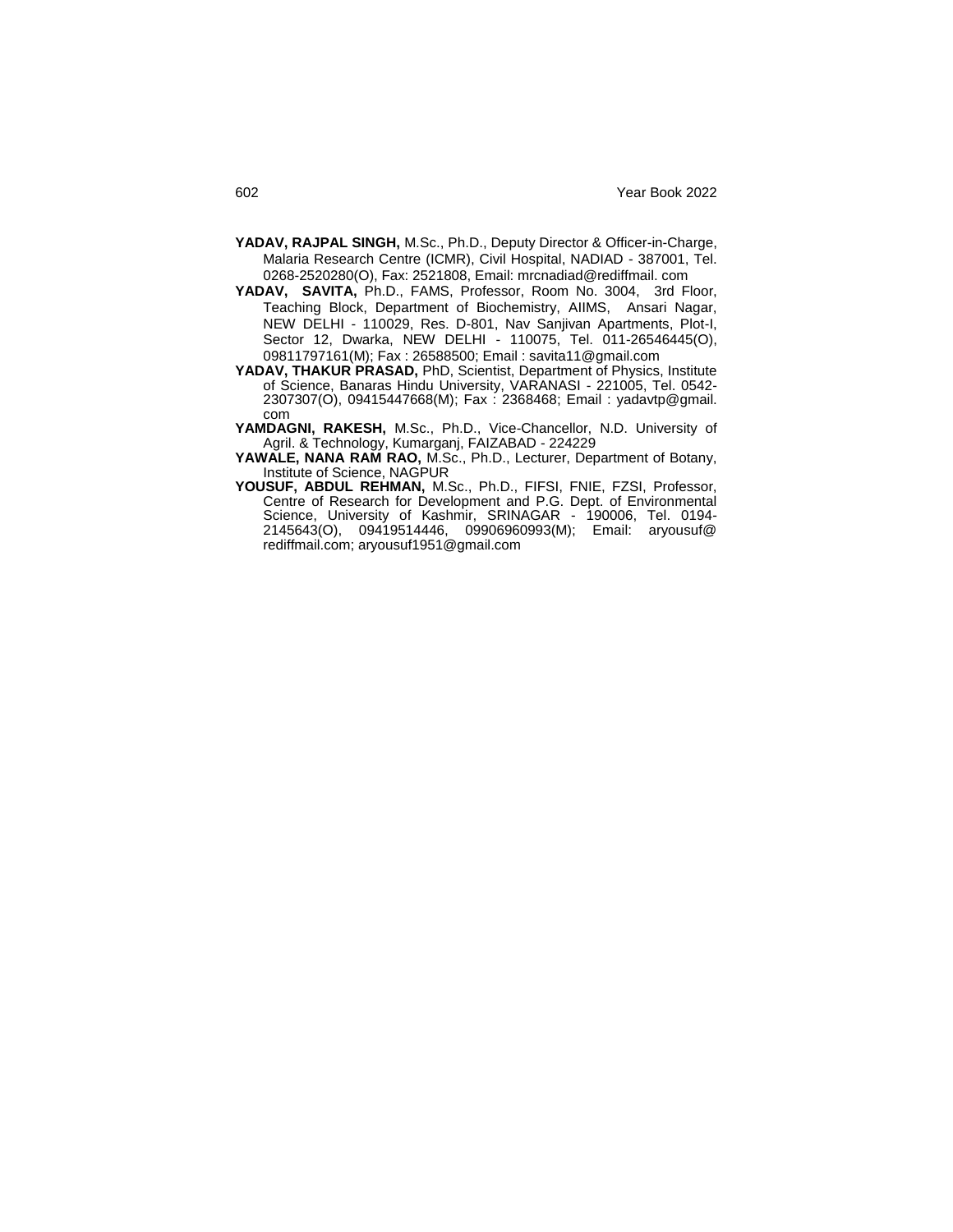**YADAV, RAJPAL SINGH,** M.Sc., Ph.D., Deputy Director & Officer-in-Charge, Malaria Research Centre (ICMR), Civil Hospital, NADIAD - 387001, Tel. 0268-2520280(O), Fax: 2521808, Email: mrcnadiad@rediffmail. com

**YADAV, SAVITA,** Ph.D., FAMS, Professor, Room No. 3004, 3rd Floor, Teaching Block, Department of Biochemistry, AIIMS, Ansari Nagar, NEW DELHI - 110029, Res. D-801, Nav Sanjivan Apartments, Plot-I, Sector 12, Dwarka, NEW DELHI - 110075, Tel. 011-26546445(O), 09811797161(M); Fax : 26588500; Email : savita11@gmail.com

**YADAV, THAKUR PRASAD,** PhD, Scientist, Department of Physics, Institute of Science, Banaras Hindu University, VARANASI - 221005, Tel. 0542-2307307(O), 09415447668(M); Fax : 2368468; Email : yadavtp@gmail. com

**YAMDAGNI, RAKESH,** M.Sc., Ph.D., Vice-Chancellor, N.D. University of Agril. & Technology, Kumarganj, FAIZABAD - 224229

**YAWALE, NANA RAM RAO,** M.Sc., Ph.D., Lecturer, Department of Botany, Institute of Science, NAGPUR

**YOUSUF, ABDUL REHMAN,** M.Sc., Ph.D., FIFSI, FNIE, FZSI, Professor, Centre of Research for Development and P.G. Dept. of Environmental Science, University of Kashmir, SRINAGAR - 190006, Tel. 0194-2145643(O), 09419514446, 09906960993(M); Email: aryousuf@ rediffmail.com; aryousuf1951@gmail.com